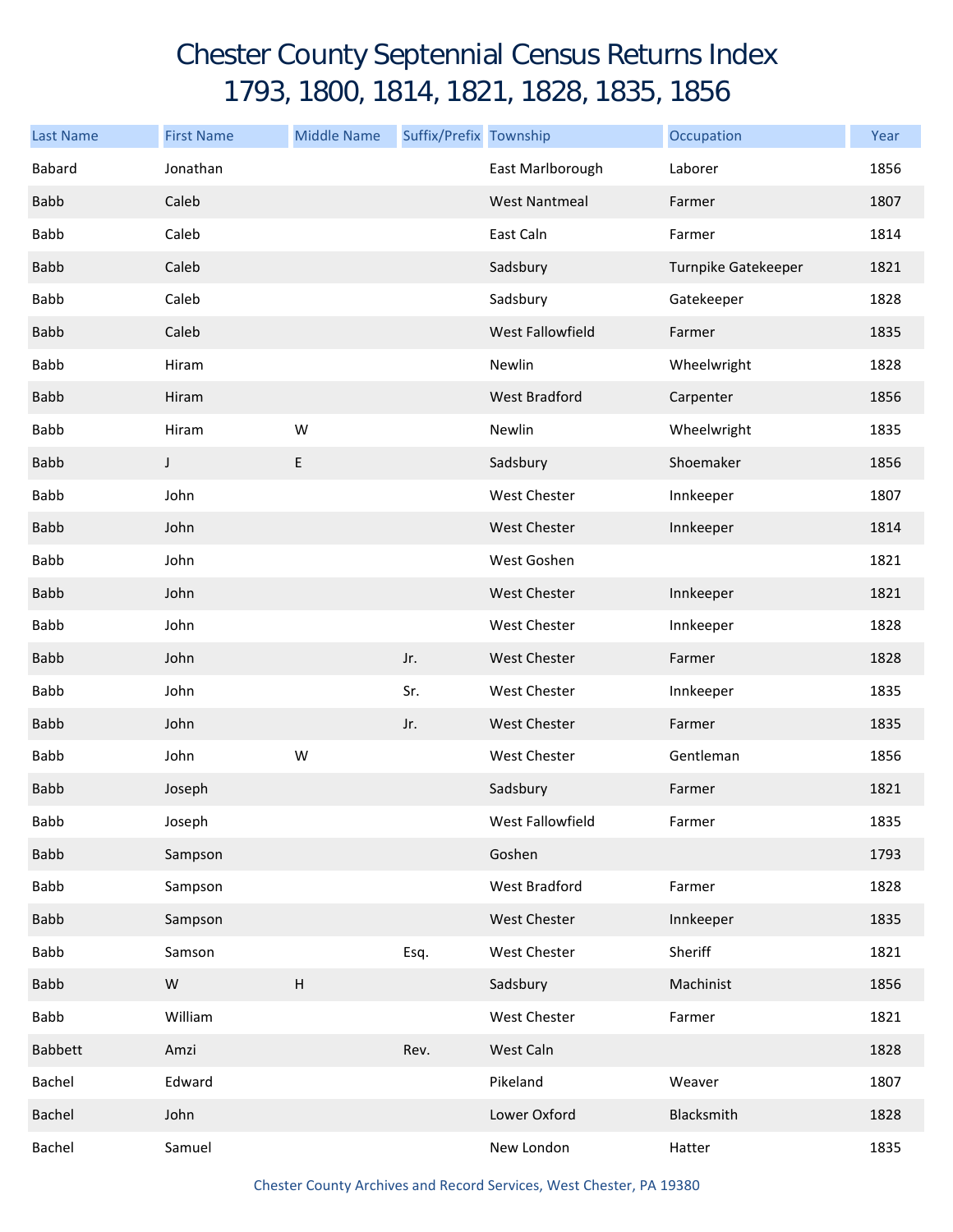# Chester County Septennial Census Returns Index
## 1793, 1800, 1814, 1821, 1828, 1835, 1856

| Last Name | First Name | Middle Name | Suffix/Prefix | Township | Occupation | Year |
|---|---|---|---|---|---|---|
| Babard | Jonathan | | | East Marlborough | Laborer | 1856 |
| Babb | Caleb | | | West Nantmeal | Farmer | 1807 |
| Babb | Caleb | | | East Caln | Farmer | 1814 |
| Babb | Caleb | | | Sadsbury | Turnpike Gatekeeper | 1821 |
| Babb | Caleb | | | Sadsbury | Gatekeeper | 1828 |
| Babb | Caleb | | | West Fallowfield | Farmer | 1835 |
| Babb | Hiram | | | Newlin | Wheelwright | 1828 |
| Babb | Hiram | | | West Bradford | Carpenter | 1856 |
| Babb | Hiram | W | | Newlin | Wheelwright | 1835 |
| Babb | J | E | | Sadsbury | Shoemaker | 1856 |
| Babb | John | | | West Chester | Innkeeper | 1807 |
| Babb | John | | | West Chester | Innkeeper | 1814 |
| Babb | John | | | West Goshen | | 1821 |
| Babb | John | | | West Chester | Innkeeper | 1821 |
| Babb | John | | | West Chester | Innkeeper | 1828 |
| Babb | John | | Jr. | West Chester | Farmer | 1828 |
| Babb | John | | Sr. | West Chester | Innkeeper | 1835 |
| Babb | John | | Jr. | West Chester | Farmer | 1835 |
| Babb | John | W | | West Chester | Gentleman | 1856 |
| Babb | Joseph | | | Sadsbury | Farmer | 1821 |
| Babb | Joseph | | | West Fallowfield | Farmer | 1835 |
| Babb | Sampson | | | Goshen | | 1793 |
| Babb | Sampson | | | West Bradford | Farmer | 1828 |
| Babb | Sampson | | | West Chester | Innkeeper | 1835 |
| Babb | Samson | | Esq. | West Chester | Sheriff | 1821 |
| Babb | W | H | | Sadsbury | Machinist | 1856 |
| Babb | William | | | West Chester | Farmer | 1821 |
| Babbett | Amzi | | Rev. | West Caln | | 1828 |
| Bachel | Edward | | | Pikeland | Weaver | 1807 |
| Bachel | John | | | Lower Oxford | Blacksmith | 1828 |
| Bachel | Samuel | | | New London | Hatter | 1835 |

Chester County Archives and Record Services, West Chester, PA 19380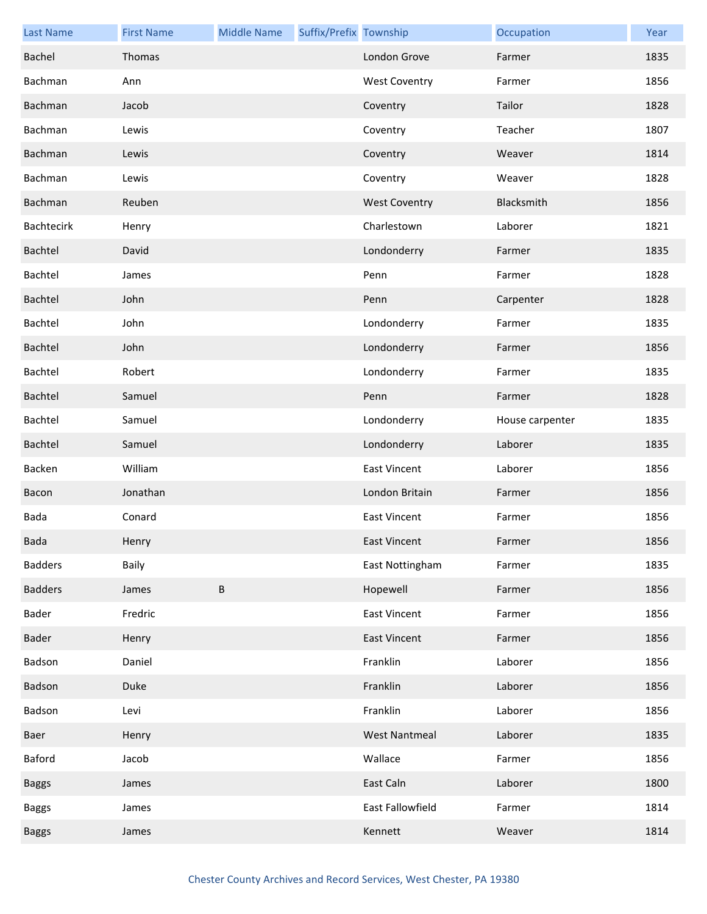| Last Name | First Name | Middle Name | Suffix/Prefix | Township | Occupation | Year |
| --- | --- | --- | --- | --- | --- | --- |
| Bachel | Thomas | | | London Grove | Farmer | 1835 |
| Bachman | Ann | | | West Coventry | Farmer | 1856 |
| Bachman | Jacob | | | Coventry | Tailor | 1828 |
| Bachman | Lewis | | | Coventry | Teacher | 1807 |
| Bachman | Lewis | | | Coventry | Weaver | 1814 |
| Bachman | Lewis | | | Coventry | Weaver | 1828 |
| Bachman | Reuben | | | West Coventry | Blacksmith | 1856 |
| Bachtecirk | Henry | | | Charlestown | Laborer | 1821 |
| Bachtel | David | | | Londonderry | Farmer | 1835 |
| Bachtel | James | | | Penn | Farmer | 1828 |
| Bachtel | John | | | Penn | Carpenter | 1828 |
| Bachtel | John | | | Londonderry | Farmer | 1835 |
| Bachtel | John | | | Londonderry | Farmer | 1856 |
| Bachtel | Robert | | | Londonderry | Farmer | 1835 |
| Bachtel | Samuel | | | Penn | Farmer | 1828 |
| Bachtel | Samuel | | | Londonderry | House carpenter | 1835 |
| Bachtel | Samuel | | | Londonderry | Laborer | 1835 |
| Backen | William | | | East Vincent | Laborer | 1856 |
| Bacon | Jonathan | | | London Britain | Farmer | 1856 |
| Bada | Conard | | | East Vincent | Farmer | 1856 |
| Bada | Henry | | | East Vincent | Farmer | 1856 |
| Badders | Baily | | | East Nottingham | Farmer | 1835 |
| Badders | James | B | | Hopewell | Farmer | 1856 |
| Bader | Fredric | | | East Vincent | Farmer | 1856 |
| Bader | Henry | | | East Vincent | Farmer | 1856 |
| Badson | Daniel | | | Franklin | Laborer | 1856 |
| Badson | Duke | | | Franklin | Laborer | 1856 |
| Badson | Levi | | | Franklin | Laborer | 1856 |
| Baer | Henry | | | West Nantmeal | Laborer | 1835 |
| Baford | Jacob | | | Wallace | Farmer | 1856 |
| Baggs | James | | | East Caln | Laborer | 1800 |
| Baggs | James | | | East Fallowfield | Farmer | 1814 |
| Baggs | James | | | Kennett | Weaver | 1814 |

Chester County Archives and Record Services, West Chester, PA 19380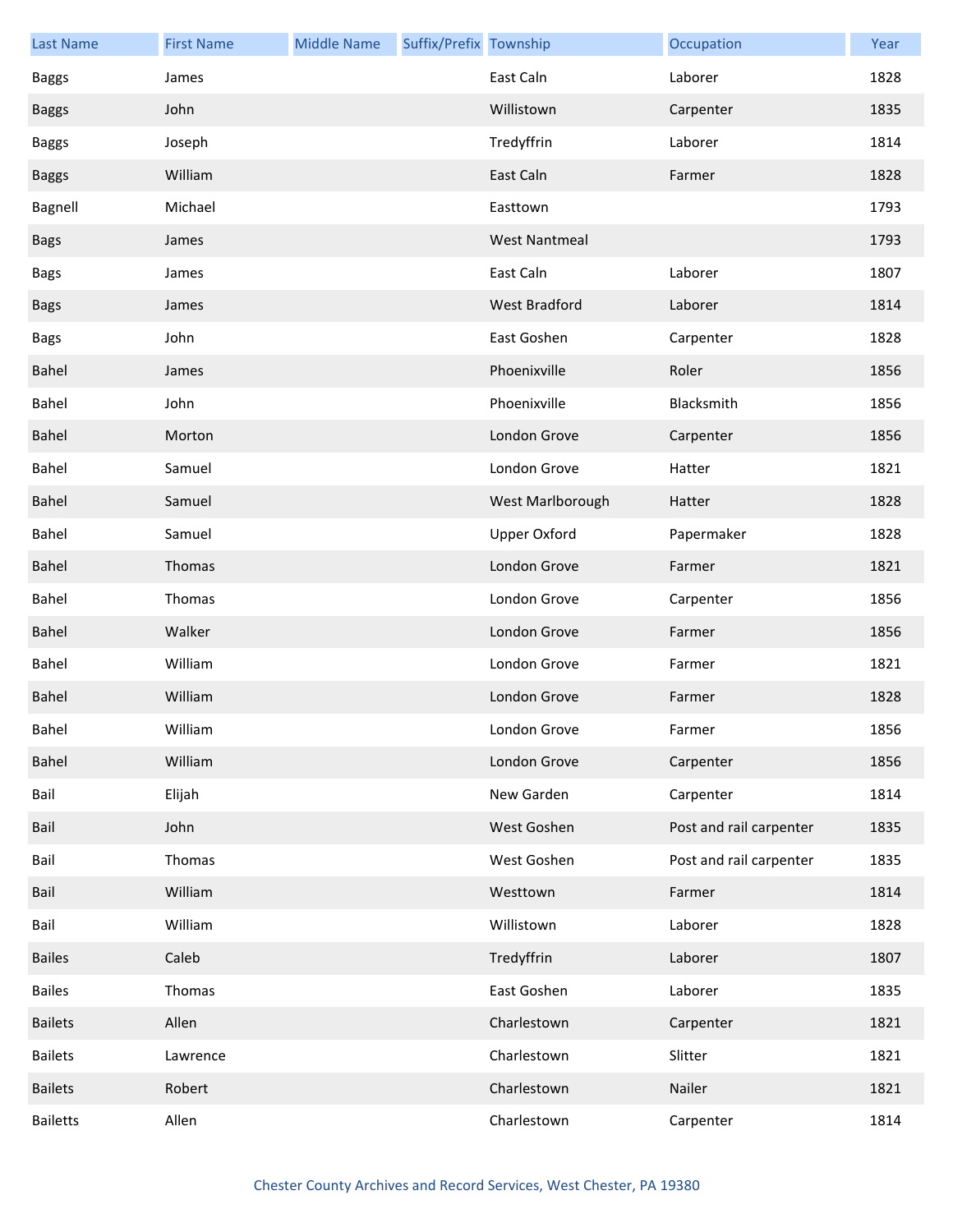| Last Name | First Name | Middle Name | Suffix/Prefix | Township | Occupation | Year |
|---|---|---|---|---|---|---|
| Baggs | James | | | East Caln | Laborer | 1828 |
| Baggs | John | | | Willistown | Carpenter | 1835 |
| Baggs | Joseph | | | Tredyffrin | Laborer | 1814 |
| Baggs | William | | | East Caln | Farmer | 1828 |
| Bagnell | Michael | | | Easttown | | 1793 |
| Bags | James | | | West Nantmeal | | 1793 |
| Bags | James | | | East Caln | Laborer | 1807 |
| Bags | James | | | West Bradford | Laborer | 1814 |
| Bags | John | | | East Goshen | Carpenter | 1828 |
| Bahel | James | | | Phoenixville | Roler | 1856 |
| Bahel | John | | | Phoenixville | Blacksmith | 1856 |
| Bahel | Morton | | | London Grove | Carpenter | 1856 |
| Bahel | Samuel | | | London Grove | Hatter | 1821 |
| Bahel | Samuel | | | West Marlborough | Hatter | 1828 |
| Bahel | Samuel | | | Upper Oxford | Papermaker | 1828 |
| Bahel | Thomas | | | London Grove | Farmer | 1821 |
| Bahel | Thomas | | | London Grove | Carpenter | 1856 |
| Bahel | Walker | | | London Grove | Farmer | 1856 |
| Bahel | William | | | London Grove | Farmer | 1821 |
| Bahel | William | | | London Grove | Farmer | 1828 |
| Bahel | William | | | London Grove | Farmer | 1856 |
| Bahel | William | | | London Grove | Carpenter | 1856 |
| Bail | Elijah | | | New Garden | Carpenter | 1814 |
| Bail | John | | | West Goshen | Post and rail carpenter | 1835 |
| Bail | Thomas | | | West Goshen | Post and rail carpenter | 1835 |
| Bail | William | | | Westtown | Farmer | 1814 |
| Bail | William | | | Willistown | Laborer | 1828 |
| Bailes | Caleb | | | Tredyffrin | Laborer | 1807 |
| Bailes | Thomas | | | East Goshen | Laborer | 1835 |
| Bailets | Allen | | | Charlestown | Carpenter | 1821 |
| Bailets | Lawrence | | | Charlestown | Slitter | 1821 |
| Bailets | Robert | | | Charlestown | Nailer | 1821 |
| Bailetts | Allen | | | Charlestown | Carpenter | 1814 |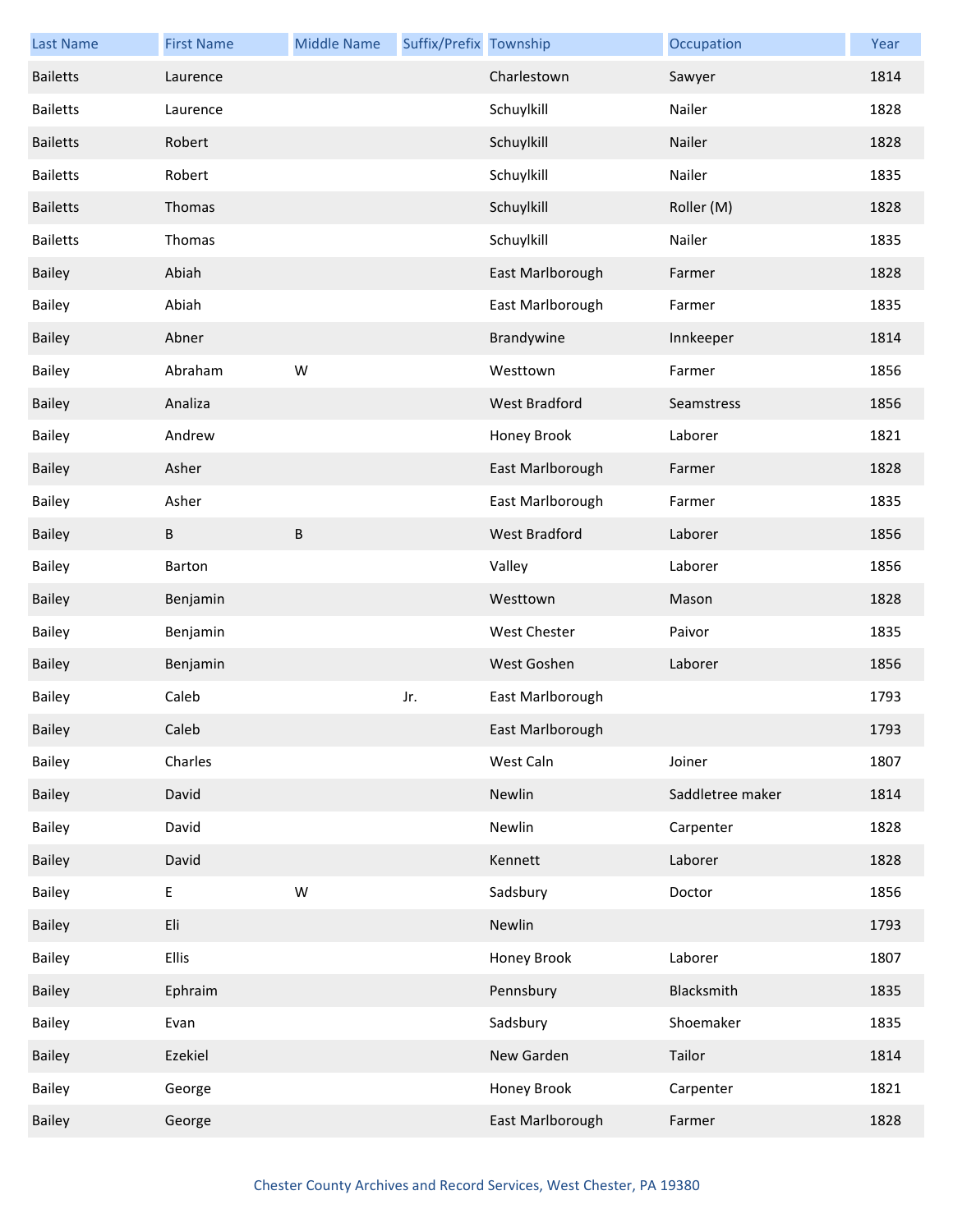| Last Name | First Name | Middle Name | Suffix/Prefix | Township | Occupation | Year |
|---|---|---|---|---|---|---|
| Bailetts | Laurence | | | Charlestown | Sawyer | 1814 |
| Bailetts | Laurence | | | Schuylkill | Nailer | 1828 |
| Bailetts | Robert | | | Schuylkill | Nailer | 1828 |
| Bailetts | Robert | | | Schuylkill | Nailer | 1835 |
| Bailetts | Thomas | | | Schuylkill | Roller (M) | 1828 |
| Bailetts | Thomas | | | Schuylkill | Nailer | 1835 |
| Bailey | Abiah | | | East Marlborough | Farmer | 1828 |
| Bailey | Abiah | | | East Marlborough | Farmer | 1835 |
| Bailey | Abner | | | Brandywine | Innkeeper | 1814 |
| Bailey | Abraham | W | | Westtown | Farmer | 1856 |
| Bailey | Analiza | | | West Bradford | Seamstress | 1856 |
| Bailey | Andrew | | | Honey Brook | Laborer | 1821 |
| Bailey | Asher | | | East Marlborough | Farmer | 1828 |
| Bailey | Asher | | | East Marlborough | Farmer | 1835 |
| Bailey | B | B | | West Bradford | Laborer | 1856 |
| Bailey | Barton | | | Valley | Laborer | 1856 |
| Bailey | Benjamin | | | Westtown | Mason | 1828 |
| Bailey | Benjamin | | | West Chester | Paivor | 1835 |
| Bailey | Benjamin | | | West Goshen | Laborer | 1856 |
| Bailey | Caleb | | Jr. | East Marlborough | | 1793 |
| Bailey | Caleb | | | East Marlborough | | 1793 |
| Bailey | Charles | | | West Caln | Joiner | 1807 |
| Bailey | David | | | Newlin | Saddletree maker | 1814 |
| Bailey | David | | | Newlin | Carpenter | 1828 |
| Bailey | David | | | Kennett | Laborer | 1828 |
| Bailey | E | W | | Sadsbury | Doctor | 1856 |
| Bailey | Eli | | | Newlin | | 1793 |
| Bailey | Ellis | | | Honey Brook | Laborer | 1807 |
| Bailey | Ephraim | | | Pennsbury | Blacksmith | 1835 |
| Bailey | Evan | | | Sadsbury | Shoemaker | 1835 |
| Bailey | Ezekiel | | | New Garden | Tailor | 1814 |
| Bailey | George | | | Honey Brook | Carpenter | 1821 |
| Bailey | George | | | East Marlborough | Farmer | 1828 |

Chester County Archives and Record Services, West Chester, PA 19380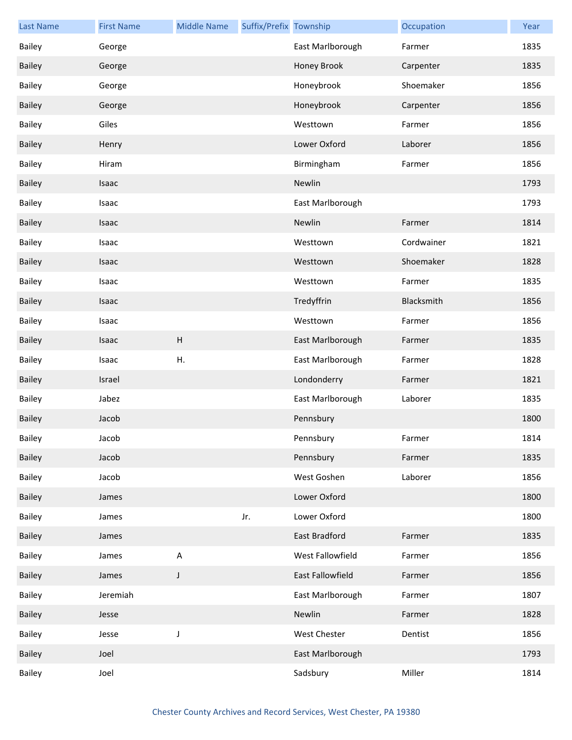| Last Name | First Name | Middle Name | Suffix/Prefix | Township | Occupation | Year |
|---|---|---|---|---|---|---|
| Bailey | George | | | East Marlborough | Farmer | 1835 |
| Bailey | George | | | Honey Brook | Carpenter | 1835 |
| Bailey | George | | | Honeybrook | Shoemaker | 1856 |
| Bailey | George | | | Honeybrook | Carpenter | 1856 |
| Bailey | Giles | | | Westtown | Farmer | 1856 |
| Bailey | Henry | | | Lower Oxford | Laborer | 1856 |
| Bailey | Hiram | | | Birmingham | Farmer | 1856 |
| Bailey | Isaac | | | Newlin | | 1793 |
| Bailey | Isaac | | | East Marlborough | | 1793 |
| Bailey | Isaac | | | Newlin | Farmer | 1814 |
| Bailey | Isaac | | | Westtown | Cordwainer | 1821 |
| Bailey | Isaac | | | Westtown | Shoemaker | 1828 |
| Bailey | Isaac | | | Westtown | Farmer | 1835 |
| Bailey | Isaac | | | Tredyffrin | Blacksmith | 1856 |
| Bailey | Isaac | | | Westtown | Farmer | 1856 |
| Bailey | Isaac | H | | East Marlborough | Farmer | 1835 |
| Bailey | Isaac | H. | | East Marlborough | Farmer | 1828 |
| Bailey | Israel | | | Londonderry | Farmer | 1821 |
| Bailey | Jabez | | | East Marlborough | Laborer | 1835 |
| Bailey | Jacob | | | Pennsbury | | 1800 |
| Bailey | Jacob | | | Pennsbury | Farmer | 1814 |
| Bailey | Jacob | | | Pennsbury | Farmer | 1835 |
| Bailey | Jacob | | | West Goshen | Laborer | 1856 |
| Bailey | James | | | Lower Oxford | | 1800 |
| Bailey | James | | Jr. | Lower Oxford | | 1800 |
| Bailey | James | | | East Bradford | Farmer | 1835 |
| Bailey | James | A | | West Fallowfield | Farmer | 1856 |
| Bailey | James | J | | East Fallowfield | Farmer | 1856 |
| Bailey | Jeremiah | | | East Marlborough | Farmer | 1807 |
| Bailey | Jesse | | | Newlin | Farmer | 1828 |
| Bailey | Jesse | J | | West Chester | Dentist | 1856 |
| Bailey | Joel | | | East Marlborough | | 1793 |
| Bailey | Joel | | | Sadsbury | Miller | 1814 |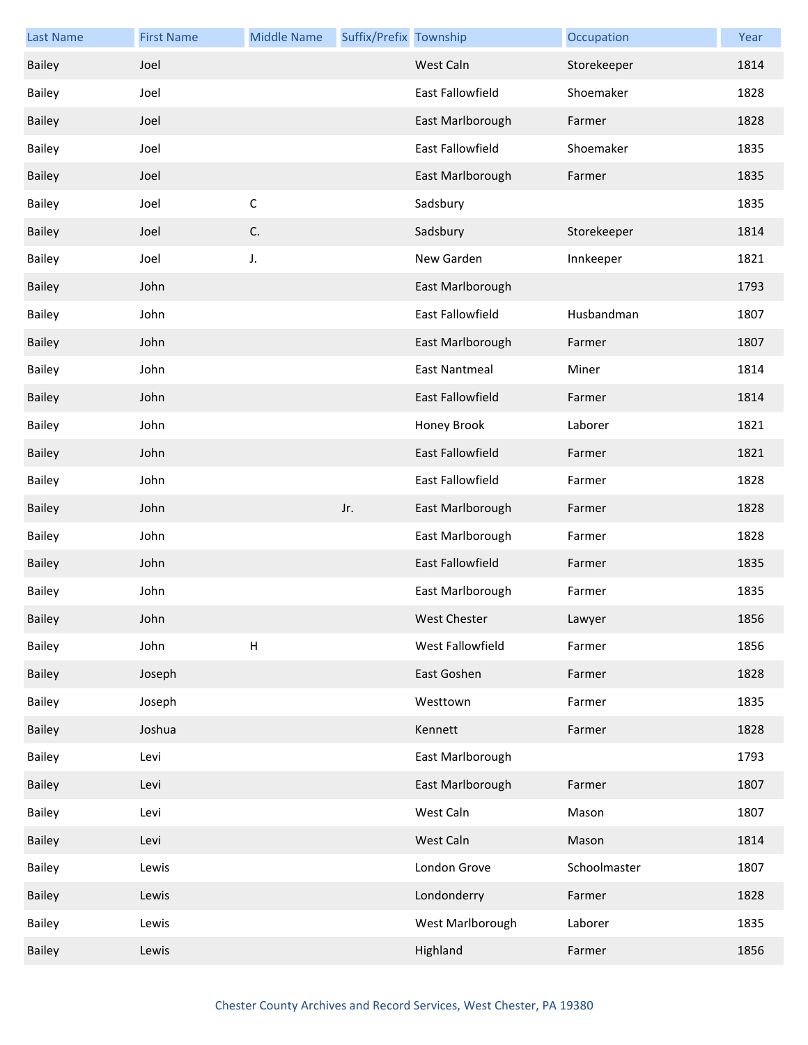| Last Name | First Name | Middle Name | Suffix/Prefix | Township | Occupation | Year |
|---|---|---|---|---|---|---|
| Bailey | Joel | | | West Caln | Storekeeper | 1814 |
| Bailey | Joel | | | East Fallowfield | Shoemaker | 1828 |
| Bailey | Joel | | | East Marlborough | Farmer | 1828 |
| Bailey | Joel | | | East Fallowfield | Shoemaker | 1835 |
| Bailey | Joel | | | East Marlborough | Farmer | 1835 |
| Bailey | Joel | C | | Sadsbury | | 1835 |
| Bailey | Joel | C. | | Sadsbury | Storekeeper | 1814 |
| Bailey | Joel | J. | | New Garden | Innkeeper | 1821 |
| Bailey | John | | | East Marlborough | | 1793 |
| Bailey | John | | | East Fallowfield | Husbandman | 1807 |
| Bailey | John | | | East Marlborough | Farmer | 1807 |
| Bailey | John | | | East Nantmeal | Miner | 1814 |
| Bailey | John | | | East Fallowfield | Farmer | 1814 |
| Bailey | John | | | Honey Brook | Laborer | 1821 |
| Bailey | John | | | East Fallowfield | Farmer | 1821 |
| Bailey | John | | | East Fallowfield | Farmer | 1828 |
| Bailey | John | | Jr. | East Marlborough | Farmer | 1828 |
| Bailey | John | | | East Marlborough | Farmer | 1828 |
| Bailey | John | | | East Fallowfield | Farmer | 1835 |
| Bailey | John | | | East Marlborough | Farmer | 1835 |
| Bailey | John | | | West Chester | Lawyer | 1856 |
| Bailey | John | H | | West Fallowfield | Farmer | 1856 |
| Bailey | Joseph | | | East Goshen | Farmer | 1828 |
| Bailey | Joseph | | | Westtown | Farmer | 1835 |
| Bailey | Joshua | | | Kennett | Farmer | 1828 |
| Bailey | Levi | | | East Marlborough | | 1793 |
| Bailey | Levi | | | East Marlborough | Farmer | 1807 |
| Bailey | Levi | | | West Caln | Mason | 1807 |
| Bailey | Levi | | | West Caln | Mason | 1814 |
| Bailey | Lewis | | | London Grove | Schoolmaster | 1807 |
| Bailey | Lewis | | | Londonderry | Farmer | 1828 |
| Bailey | Lewis | | | West Marlborough | Laborer | 1835 |
| Bailey | Lewis | | | Highland | Farmer | 1856 |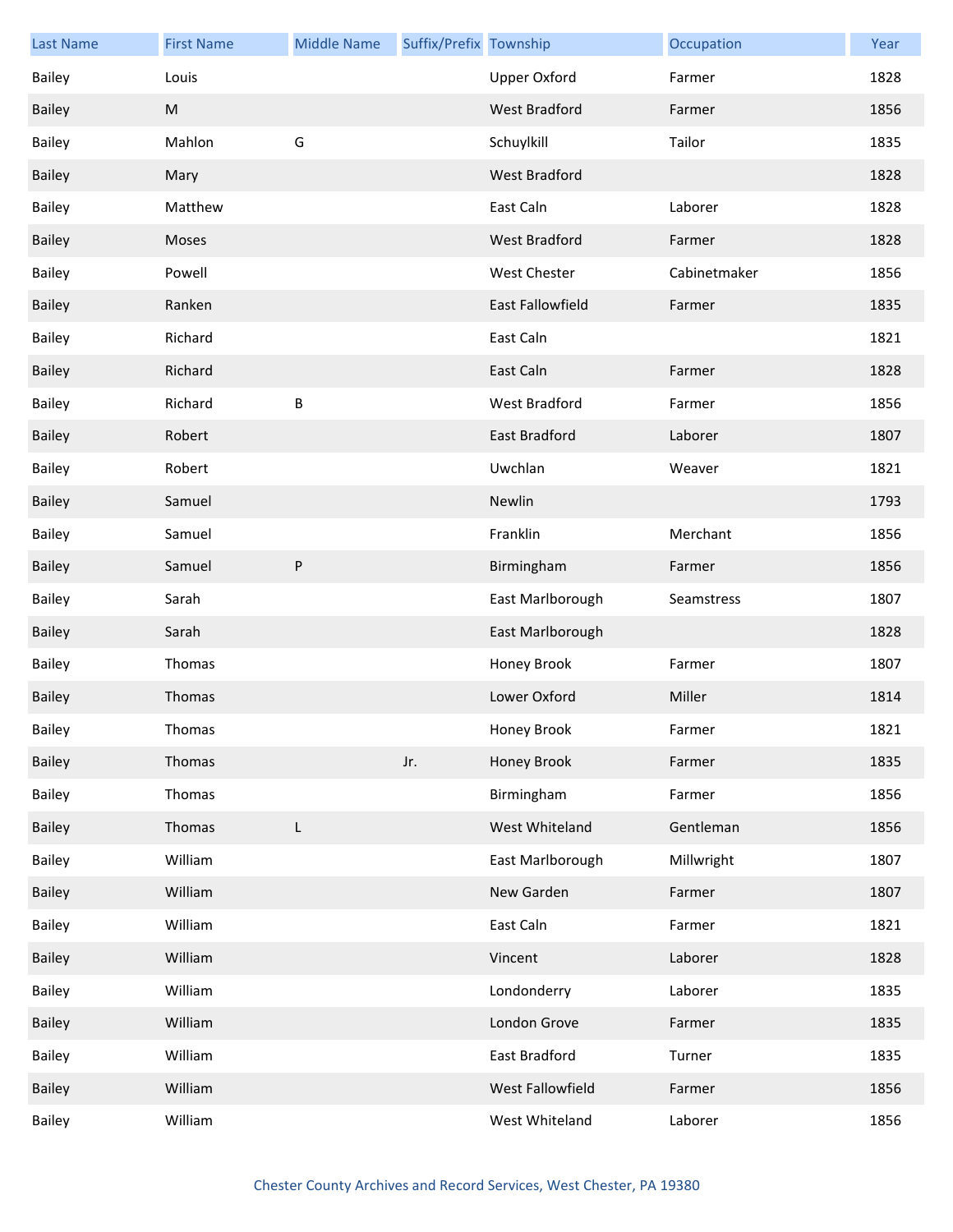| Last Name | First Name | Middle Name | Suffix/Prefix | Township | Occupation | Year |
|---|---|---|---|---|---|---|
| Bailey | Louis | | | Upper Oxford | Farmer | 1828 |
| Bailey | M | | | West Bradford | Farmer | 1856 |
| Bailey | Mahlon | G | | Schuylkill | Tailor | 1835 |
| Bailey | Mary | | | West Bradford | | 1828 |
| Bailey | Matthew | | | East Caln | Laborer | 1828 |
| Bailey | Moses | | | West Bradford | Farmer | 1828 |
| Bailey | Powell | | | West Chester | Cabinetmaker | 1856 |
| Bailey | Ranken | | | East Fallowfield | Farmer | 1835 |
| Bailey | Richard | | | East Caln | | 1821 |
| Bailey | Richard | | | East Caln | Farmer | 1828 |
| Bailey | Richard | B | | West Bradford | Farmer | 1856 |
| Bailey | Robert | | | East Bradford | Laborer | 1807 |
| Bailey | Robert | | | Uwchlan | Weaver | 1821 |
| Bailey | Samuel | | | Newlin | | 1793 |
| Bailey | Samuel | | | Franklin | Merchant | 1856 |
| Bailey | Samuel | P | | Birmingham | Farmer | 1856 |
| Bailey | Sarah | | | East Marlborough | Seamstress | 1807 |
| Bailey | Sarah | | | East Marlborough | | 1828 |
| Bailey | Thomas | | | Honey Brook | Farmer | 1807 |
| Bailey | Thomas | | | Lower Oxford | Miller | 1814 |
| Bailey | Thomas | | | Honey Brook | Farmer | 1821 |
| Bailey | Thomas | | Jr. | Honey Brook | Farmer | 1835 |
| Bailey | Thomas | | | Birmingham | Farmer | 1856 |
| Bailey | Thomas | L | | West Whiteland | Gentleman | 1856 |
| Bailey | William | | | East Marlborough | Millwright | 1807 |
| Bailey | William | | | New Garden | Farmer | 1807 |
| Bailey | William | | | East Caln | Farmer | 1821 |
| Bailey | William | | | Vincent | Laborer | 1828 |
| Bailey | William | | | Londonderry | Laborer | 1835 |
| Bailey | William | | | London Grove | Farmer | 1835 |
| Bailey | William | | | East Bradford | Turner | 1835 |
| Bailey | William | | | West Fallowfield | Farmer | 1856 |
| Bailey | William | | | West Whiteland | Laborer | 1856 |

Chester County Archives and Record Services, West Chester, PA 19380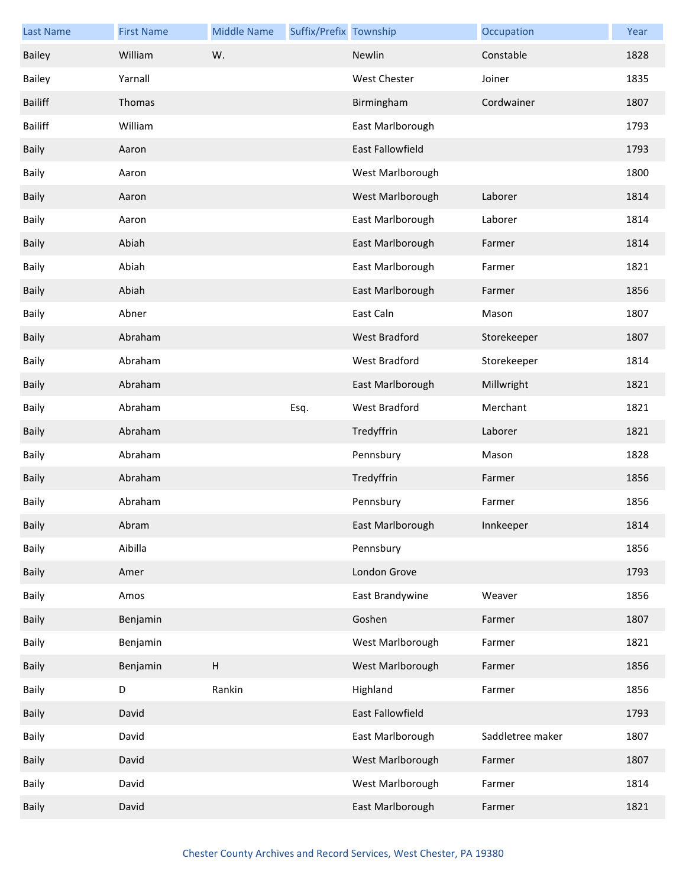| Last Name | First Name | Middle Name | Suffix/Prefix | Township | Occupation | Year |
|---|---|---|---|---|---|---|
| Bailey | William | W. | | Newlin | Constable | 1828 |
| Bailey | Yarnall | | | West Chester | Joiner | 1835 |
| Bailiff | Thomas | | | Birmingham | Cordwainer | 1807 |
| Bailiff | William | | | East Marlborough | | 1793 |
| Baily | Aaron | | | East Fallowfield | | 1793 |
| Baily | Aaron | | | West Marlborough | | 1800 |
| Baily | Aaron | | | West Marlborough | Laborer | 1814 |
| Baily | Aaron | | | East Marlborough | Laborer | 1814 |
| Baily | Abiah | | | East Marlborough | Farmer | 1814 |
| Baily | Abiah | | | East Marlborough | Farmer | 1821 |
| Baily | Abiah | | | East Marlborough | Farmer | 1856 |
| Baily | Abner | | | East Caln | Mason | 1807 |
| Baily | Abraham | | | West Bradford | Storekeeper | 1807 |
| Baily | Abraham | | | West Bradford | Storekeeper | 1814 |
| Baily | Abraham | | | East Marlborough | Millwright | 1821 |
| Baily | Abraham | | Esq. | West Bradford | Merchant | 1821 |
| Baily | Abraham | | | Tredyffrin | Laborer | 1821 |
| Baily | Abraham | | | Pennsbury | Mason | 1828 |
| Baily | Abraham | | | Tredyffrin | Farmer | 1856 |
| Baily | Abraham | | | Pennsbury | Farmer | 1856 |
| Baily | Abram | | | East Marlborough | Innkeeper | 1814 |
| Baily | Aibilla | | | Pennsbury | | 1856 |
| Baily | Amer | | | London Grove | | 1793 |
| Baily | Amos | | | East Brandywine | Weaver | 1856 |
| Baily | Benjamin | | | Goshen | Farmer | 1807 |
| Baily | Benjamin | | | West Marlborough | Farmer | 1821 |
| Baily | Benjamin | H | | West Marlborough | Farmer | 1856 |
| Baily | D | Rankin | | Highland | Farmer | 1856 |
| Baily | David | | | East Fallowfield | | 1793 |
| Baily | David | | | East Marlborough | Saddletree maker | 1807 |
| Baily | David | | | West Marlborough | Farmer | 1807 |
| Baily | David | | | West Marlborough | Farmer | 1814 |
| Baily | David | | | East Marlborough | Farmer | 1821 |

Chester County Archives and Record Services, West Chester, PA 19380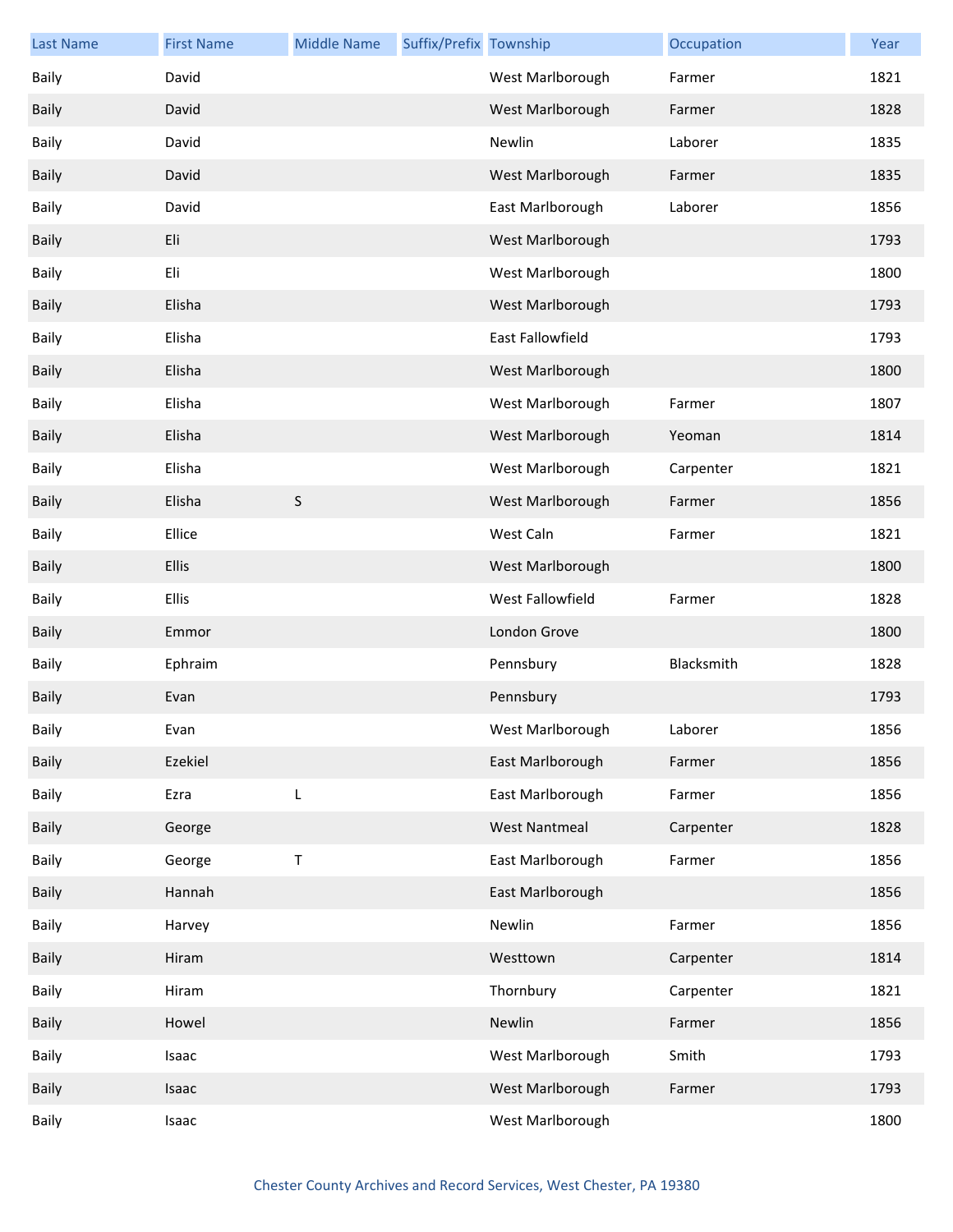| Last Name | First Name | Middle Name | Suffix/Prefix | Township | Occupation | Year |
|---|---|---|---|---|---|---|
| Baily | David | | | West Marlborough | Farmer | 1821 |
| Baily | David | | | West Marlborough | Farmer | 1828 |
| Baily | David | | | Newlin | Laborer | 1835 |
| Baily | David | | | West Marlborough | Farmer | 1835 |
| Baily | David | | | East Marlborough | Laborer | 1856 |
| Baily | Eli | | | West Marlborough | | 1793 |
| Baily | Eli | | | West Marlborough | | 1800 |
| Baily | Elisha | | | West Marlborough | | 1793 |
| Baily | Elisha | | | East Fallowfield | | 1793 |
| Baily | Elisha | | | West Marlborough | | 1800 |
| Baily | Elisha | | | West Marlborough | Farmer | 1807 |
| Baily | Elisha | | | West Marlborough | Yeoman | 1814 |
| Baily | Elisha | | | West Marlborough | Carpenter | 1821 |
| Baily | Elisha | S | | West Marlborough | Farmer | 1856 |
| Baily | Ellice | | | West Caln | Farmer | 1821 |
| Baily | Ellis | | | West Marlborough | | 1800 |
| Baily | Ellis | | | West Fallowfield | Farmer | 1828 |
| Baily | Emmor | | | London Grove | | 1800 |
| Baily | Ephraim | | | Pennsbury | Blacksmith | 1828 |
| Baily | Evan | | | Pennsbury | | 1793 |
| Baily | Evan | | | West Marlborough | Laborer | 1856 |
| Baily | Ezekiel | | | East Marlborough | Farmer | 1856 |
| Baily | Ezra | L | | East Marlborough | Farmer | 1856 |
| Baily | George | | | West Nantmeal | Carpenter | 1828 |
| Baily | George | T | | East Marlborough | Farmer | 1856 |
| Baily | Hannah | | | East Marlborough | | 1856 |
| Baily | Harvey | | | Newlin | Farmer | 1856 |
| Baily | Hiram | | | Westtown | Carpenter | 1814 |
| Baily | Hiram | | | Thornbury | Carpenter | 1821 |
| Baily | Howel | | | Newlin | Farmer | 1856 |
| Baily | Isaac | | | West Marlborough | Smith | 1793 |
| Baily | Isaac | | | West Marlborough | Farmer | 1793 |
| Baily | Isaac | | | West Marlborough | | 1800 |

Chester County Archives and Record Services, West Chester, PA 19380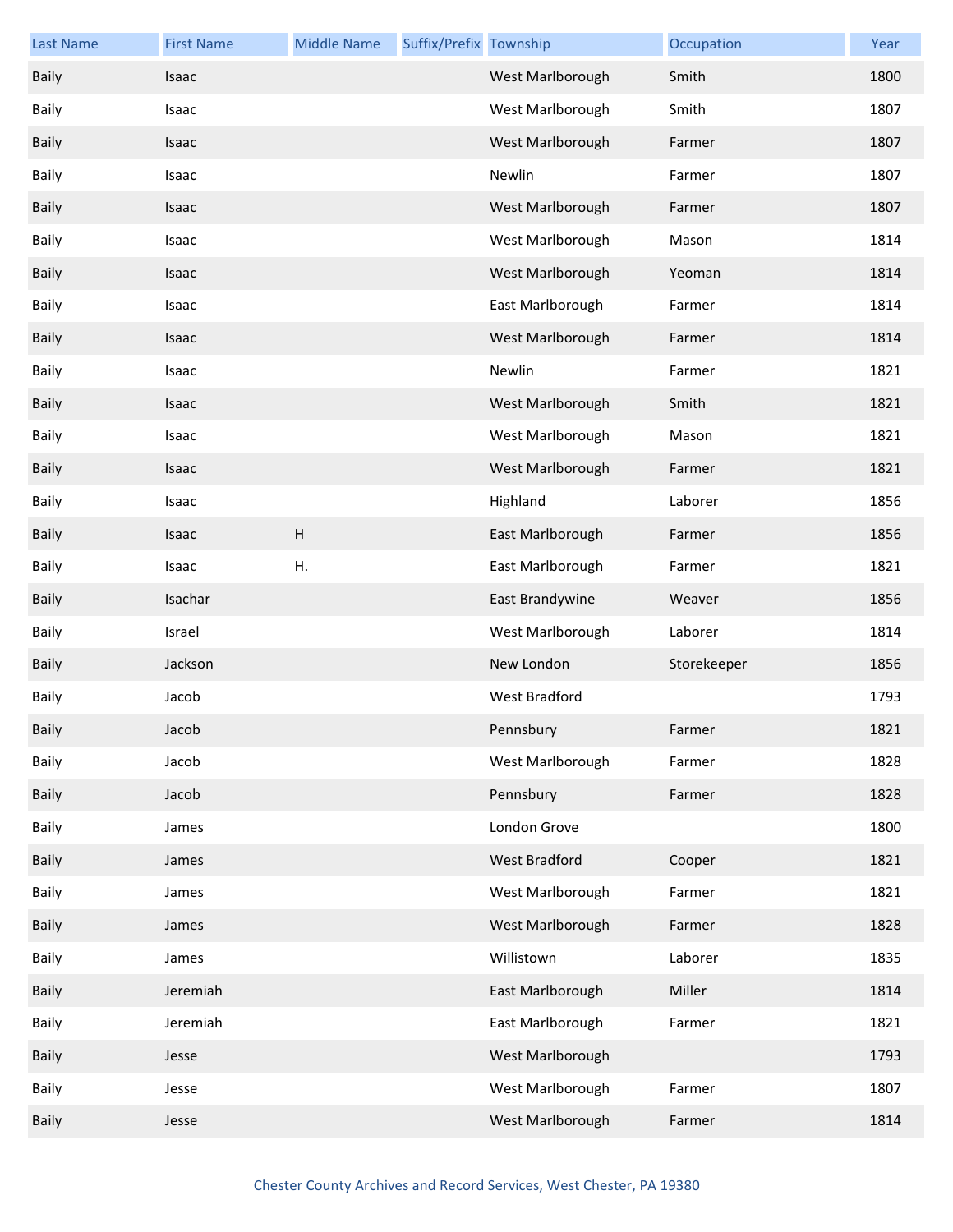| Last Name | First Name | Middle Name | Suffix/Prefix | Township | Occupation | Year |
|---|---|---|---|---|---|---|
| Baily | Isaac | | | West Marlborough | Smith | 1800 |
| Baily | Isaac | | | West Marlborough | Smith | 1807 |
| Baily | Isaac | | | West Marlborough | Farmer | 1807 |
| Baily | Isaac | | | Newlin | Farmer | 1807 |
| Baily | Isaac | | | West Marlborough | Farmer | 1807 |
| Baily | Isaac | | | West Marlborough | Mason | 1814 |
| Baily | Isaac | | | West Marlborough | Yeoman | 1814 |
| Baily | Isaac | | | East Marlborough | Farmer | 1814 |
| Baily | Isaac | | | West Marlborough | Farmer | 1814 |
| Baily | Isaac | | | Newlin | Farmer | 1821 |
| Baily | Isaac | | | West Marlborough | Smith | 1821 |
| Baily | Isaac | | | West Marlborough | Mason | 1821 |
| Baily | Isaac | | | West Marlborough | Farmer | 1821 |
| Baily | Isaac | | | Highland | Laborer | 1856 |
| Baily | Isaac | H | | East Marlborough | Farmer | 1856 |
| Baily | Isaac | H. | | East Marlborough | Farmer | 1821 |
| Baily | Isachar | | | East Brandywine | Weaver | 1856 |
| Baily | Israel | | | West Marlborough | Laborer | 1814 |
| Baily | Jackson | | | New London | Storekeeper | 1856 |
| Baily | Jacob | | | West Bradford | | 1793 |
| Baily | Jacob | | | Pennsbury | Farmer | 1821 |
| Baily | Jacob | | | West Marlborough | Farmer | 1828 |
| Baily | Jacob | | | Pennsbury | Farmer | 1828 |
| Baily | James | | | London Grove | | 1800 |
| Baily | James | | | West Bradford | Cooper | 1821 |
| Baily | James | | | West Marlborough | Farmer | 1821 |
| Baily | James | | | West Marlborough | Farmer | 1828 |
| Baily | James | | | Willistown | Laborer | 1835 |
| Baily | Jeremiah | | | East Marlborough | Miller | 1814 |
| Baily | Jeremiah | | | East Marlborough | Farmer | 1821 |
| Baily | Jesse | | | West Marlborough | | 1793 |
| Baily | Jesse | | | West Marlborough | Farmer | 1807 |
| Baily | Jesse | | | West Marlborough | Farmer | 1814 |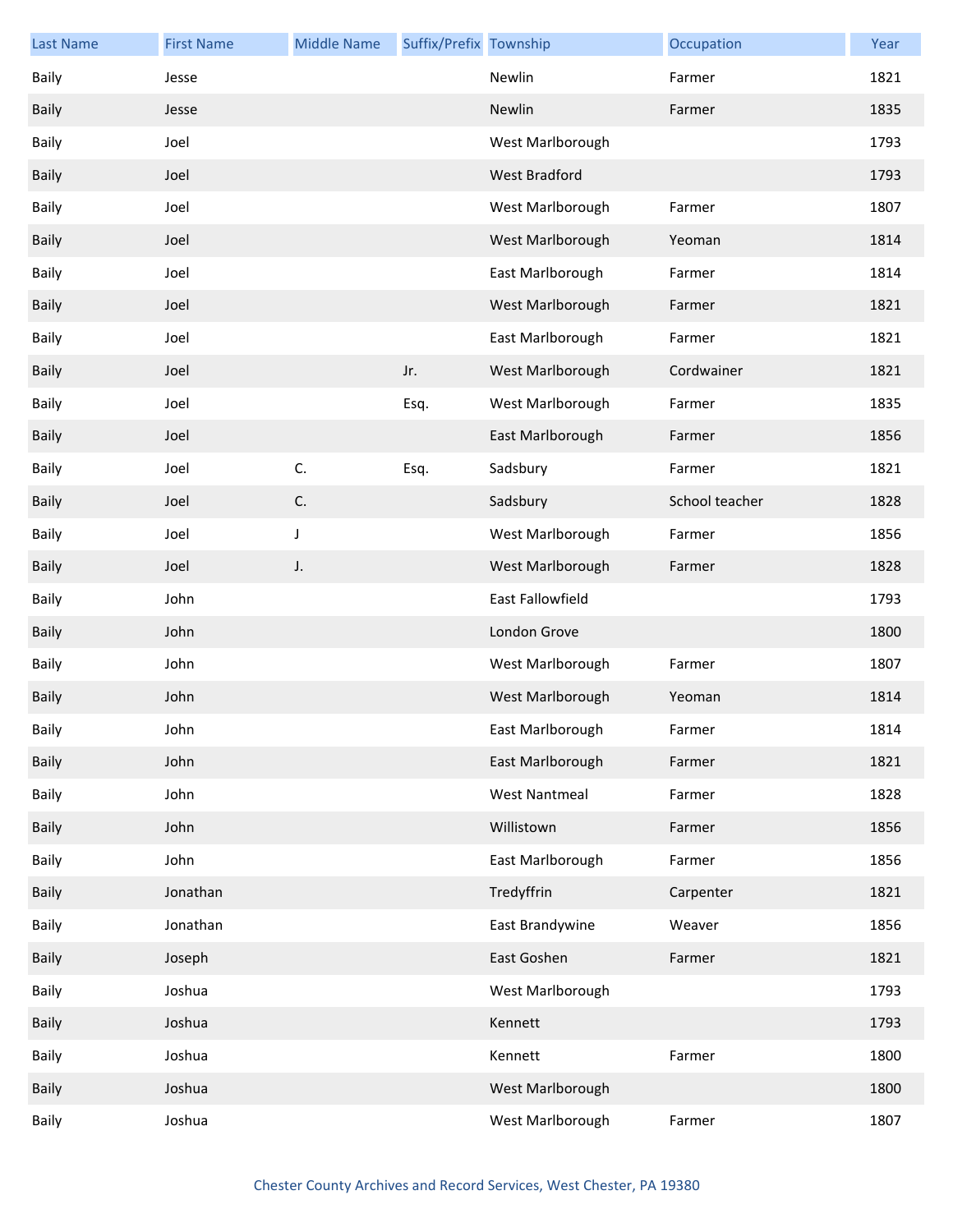| Last Name | First Name | Middle Name | Suffix/Prefix | Township | Occupation | Year |
|---|---|---|---|---|---|---|
| Baily | Jesse | | | Newlin | Farmer | 1821 |
| Baily | Jesse | | | Newlin | Farmer | 1835 |
| Baily | Joel | | | West Marlborough | | 1793 |
| Baily | Joel | | | West Bradford | | 1793 |
| Baily | Joel | | | West Marlborough | Farmer | 1807 |
| Baily | Joel | | | West Marlborough | Yeoman | 1814 |
| Baily | Joel | | | East Marlborough | Farmer | 1814 |
| Baily | Joel | | | West Marlborough | Farmer | 1821 |
| Baily | Joel | | | East Marlborough | Farmer | 1821 |
| Baily | Joel | | Jr. | West Marlborough | Cordwainer | 1821 |
| Baily | Joel | | Esq. | West Marlborough | Farmer | 1835 |
| Baily | Joel | | | East Marlborough | Farmer | 1856 |
| Baily | Joel | C. | Esq. | Sadsbury | Farmer | 1821 |
| Baily | Joel | C. | | Sadsbury | School teacher | 1828 |
| Baily | Joel | J | | West Marlborough | Farmer | 1856 |
| Baily | Joel | J. | | West Marlborough | Farmer | 1828 |
| Baily | John | | | East Fallowfield | | 1793 |
| Baily | John | | | London Grove | | 1800 |
| Baily | John | | | West Marlborough | Farmer | 1807 |
| Baily | John | | | West Marlborough | Yeoman | 1814 |
| Baily | John | | | East Marlborough | Farmer | 1814 |
| Baily | John | | | East Marlborough | Farmer | 1821 |
| Baily | John | | | West Nantmeal | Farmer | 1828 |
| Baily | John | | | Willistown | Farmer | 1856 |
| Baily | John | | | East Marlborough | Farmer | 1856 |
| Baily | Jonathan | | | Tredyffrin | Carpenter | 1821 |
| Baily | Jonathan | | | East Brandywine | Weaver | 1856 |
| Baily | Joseph | | | East Goshen | Farmer | 1821 |
| Baily | Joshua | | | West Marlborough | | 1793 |
| Baily | Joshua | | | Kennett | | 1793 |
| Baily | Joshua | | | Kennett | Farmer | 1800 |
| Baily | Joshua | | | West Marlborough | | 1800 |
| Baily | Joshua | | | West Marlborough | Farmer | 1807 |

Chester County Archives and Record Services, West Chester, PA 19380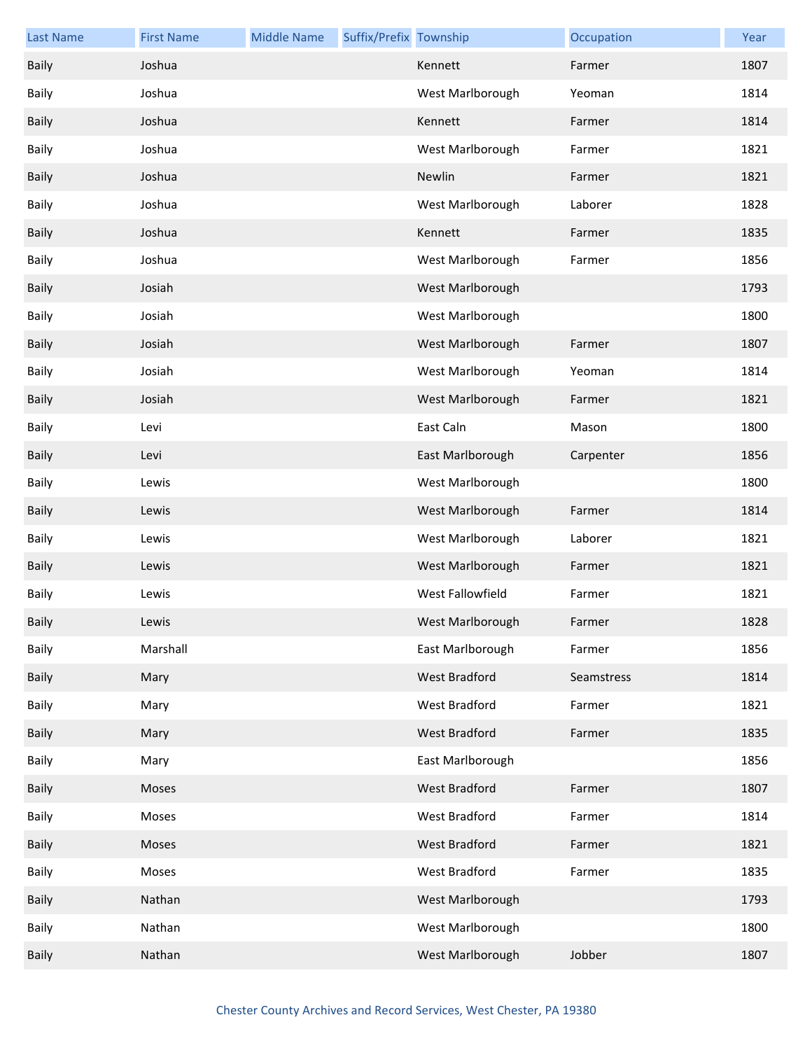| Last Name | First Name | Middle Name | Suffix/Prefix | Township | Occupation | Year |
|---|---|---|---|---|---|---|
| Baily | Joshua | | | Kennett | Farmer | 1807 |
| Baily | Joshua | | | West Marlborough | Yeoman | 1814 |
| Baily | Joshua | | | Kennett | Farmer | 1814 |
| Baily | Joshua | | | West Marlborough | Farmer | 1821 |
| Baily | Joshua | | | Newlin | Farmer | 1821 |
| Baily | Joshua | | | West Marlborough | Laborer | 1828 |
| Baily | Joshua | | | Kennett | Farmer | 1835 |
| Baily | Joshua | | | West Marlborough | Farmer | 1856 |
| Baily | Josiah | | | West Marlborough | | 1793 |
| Baily | Josiah | | | West Marlborough | | 1800 |
| Baily | Josiah | | | West Marlborough | Farmer | 1807 |
| Baily | Josiah | | | West Marlborough | Yeoman | 1814 |
| Baily | Josiah | | | West Marlborough | Farmer | 1821 |
| Baily | Levi | | | East Caln | Mason | 1800 |
| Baily | Levi | | | East Marlborough | Carpenter | 1856 |
| Baily | Lewis | | | West Marlborough | | 1800 |
| Baily | Lewis | | | West Marlborough | Farmer | 1814 |
| Baily | Lewis | | | West Marlborough | Laborer | 1821 |
| Baily | Lewis | | | West Marlborough | Farmer | 1821 |
| Baily | Lewis | | | West Fallowfield | Farmer | 1821 |
| Baily | Lewis | | | West Marlborough | Farmer | 1828 |
| Baily | Marshall | | | East Marlborough | Farmer | 1856 |
| Baily | Mary | | | West Bradford | Seamstress | 1814 |
| Baily | Mary | | | West Bradford | Farmer | 1821 |
| Baily | Mary | | | West Bradford | Farmer | 1835 |
| Baily | Mary | | | East Marlborough | | 1856 |
| Baily | Moses | | | West Bradford | Farmer | 1807 |
| Baily | Moses | | | West Bradford | Farmer | 1814 |
| Baily | Moses | | | West Bradford | Farmer | 1821 |
| Baily | Moses | | | West Bradford | Farmer | 1835 |
| Baily | Nathan | | | West Marlborough | | 1793 |
| Baily | Nathan | | | West Marlborough | | 1800 |
| Baily | Nathan | | | West Marlborough | Jobber | 1807 |

Chester County Archives and Record Services, West Chester, PA 19380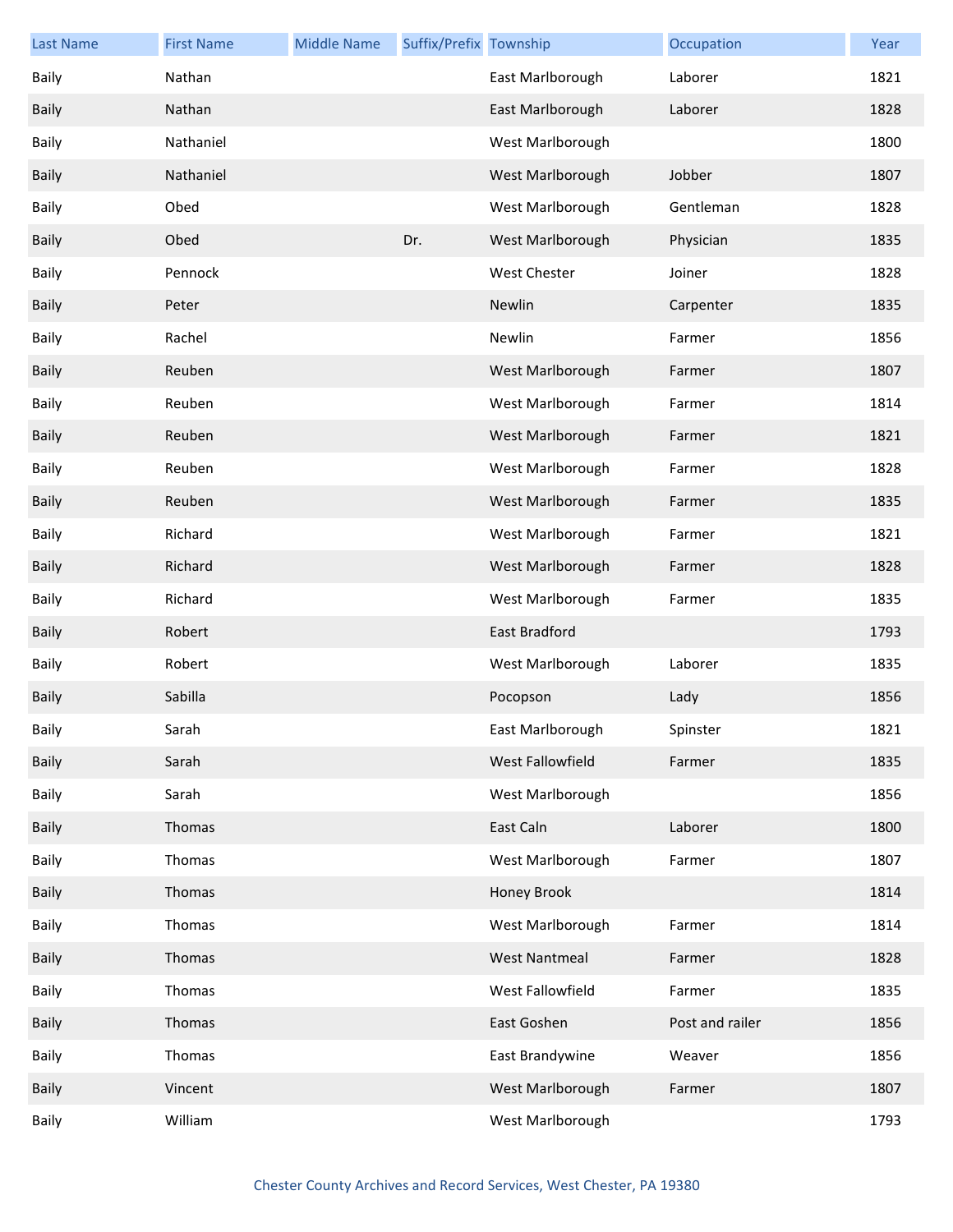| Last Name | First Name | Middle Name | Suffix/Prefix | Township | Occupation | Year |
| --- | --- | --- | --- | --- | --- | --- |
| Baily | Nathan | | | East Marlborough | Laborer | 1821 |
| Baily | Nathan | | | East Marlborough | Laborer | 1828 |
| Baily | Nathaniel | | | West Marlborough | | 1800 |
| Baily | Nathaniel | | | West Marlborough | Jobber | 1807 |
| Baily | Obed | | | West Marlborough | Gentleman | 1828 |
| Baily | Obed | | Dr. | West Marlborough | Physician | 1835 |
| Baily | Pennock | | | West Chester | Joiner | 1828 |
| Baily | Peter | | | Newlin | Carpenter | 1835 |
| Baily | Rachel | | | Newlin | Farmer | 1856 |
| Baily | Reuben | | | West Marlborough | Farmer | 1807 |
| Baily | Reuben | | | West Marlborough | Farmer | 1814 |
| Baily | Reuben | | | West Marlborough | Farmer | 1821 |
| Baily | Reuben | | | West Marlborough | Farmer | 1828 |
| Baily | Reuben | | | West Marlborough | Farmer | 1835 |
| Baily | Richard | | | West Marlborough | Farmer | 1821 |
| Baily | Richard | | | West Marlborough | Farmer | 1828 |
| Baily | Richard | | | West Marlborough | Farmer | 1835 |
| Baily | Robert | | | East Bradford | | 1793 |
| Baily | Robert | | | West Marlborough | Laborer | 1835 |
| Baily | Sabilla | | | Pocopson | Lady | 1856 |
| Baily | Sarah | | | East Marlborough | Spinster | 1821 |
| Baily | Sarah | | | West Fallowfield | Farmer | 1835 |
| Baily | Sarah | | | West Marlborough | | 1856 |
| Baily | Thomas | | | East Caln | Laborer | 1800 |
| Baily | Thomas | | | West Marlborough | Farmer | 1807 |
| Baily | Thomas | | | Honey Brook | | 1814 |
| Baily | Thomas | | | West Marlborough | Farmer | 1814 |
| Baily | Thomas | | | West Nantmeal | Farmer | 1828 |
| Baily | Thomas | | | West Fallowfield | Farmer | 1835 |
| Baily | Thomas | | | East Goshen | Post and railer | 1856 |
| Baily | Thomas | | | East Brandywine | Weaver | 1856 |
| Baily | Vincent | | | West Marlborough | Farmer | 1807 |
| Baily | William | | | West Marlborough | | 1793 |

Chester County Archives and Record Services, West Chester, PA 19380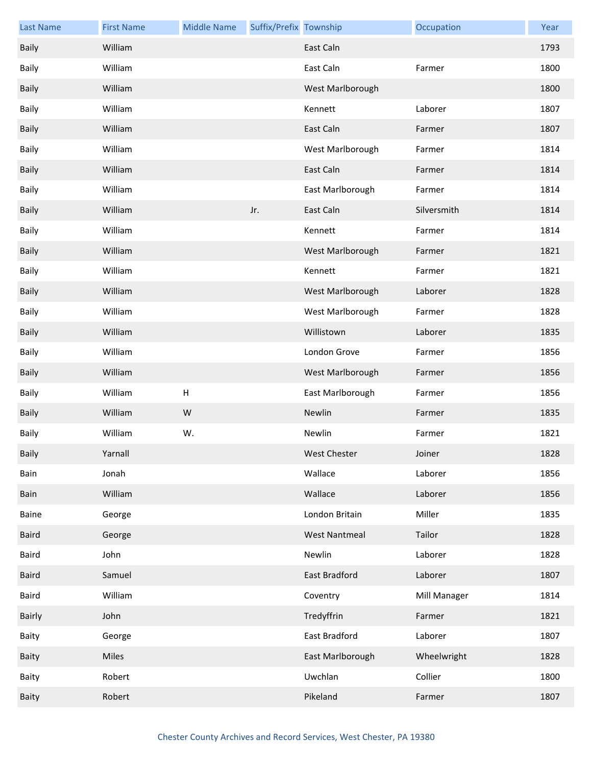| Last Name | First Name | Middle Name | Suffix/Prefix | Township | Occupation | Year |
|---|---|---|---|---|---|---|
| Baily | William | | | East Caln | | 1793 |
| Baily | William | | | East Caln | Farmer | 1800 |
| Baily | William | | | West Marlborough | | 1800 |
| Baily | William | | | Kennett | Laborer | 1807 |
| Baily | William | | | East Caln | Farmer | 1807 |
| Baily | William | | | West Marlborough | Farmer | 1814 |
| Baily | William | | | East Caln | Farmer | 1814 |
| Baily | William | | | East Marlborough | Farmer | 1814 |
| Baily | William | | Jr. | East Caln | Silversmith | 1814 |
| Baily | William | | | Kennett | Farmer | 1814 |
| Baily | William | | | West Marlborough | Farmer | 1821 |
| Baily | William | | | Kennett | Farmer | 1821 |
| Baily | William | | | West Marlborough | Laborer | 1828 |
| Baily | William | | | West Marlborough | Farmer | 1828 |
| Baily | William | | | Willistown | Laborer | 1835 |
| Baily | William | | | London Grove | Farmer | 1856 |
| Baily | William | | | West Marlborough | Farmer | 1856 |
| Baily | William | H | | East Marlborough | Farmer | 1856 |
| Baily | William | W | | Newlin | Farmer | 1835 |
| Baily | William | W. | | Newlin | Farmer | 1821 |
| Baily | Yarnall | | | West Chester | Joiner | 1828 |
| Bain | Jonah | | | Wallace | Laborer | 1856 |
| Bain | William | | | Wallace | Laborer | 1856 |
| Baine | George | | | London Britain | Miller | 1835 |
| Baird | George | | | West Nantmeal | Tailor | 1828 |
| Baird | John | | | Newlin | Laborer | 1828 |
| Baird | Samuel | | | East Bradford | Laborer | 1807 |
| Baird | William | | | Coventry | Mill Manager | 1814 |
| Bairly | John | | | Tredyffrin | Farmer | 1821 |
| Baity | George | | | East Bradford | Laborer | 1807 |
| Baity | Miles | | | East Marlborough | Wheelwright | 1828 |
| Baity | Robert | | | Uwchlan | Collier | 1800 |
| Baity | Robert | | | Pikeland | Farmer | 1807 |

Chester County Archives and Record Services, West Chester, PA 19380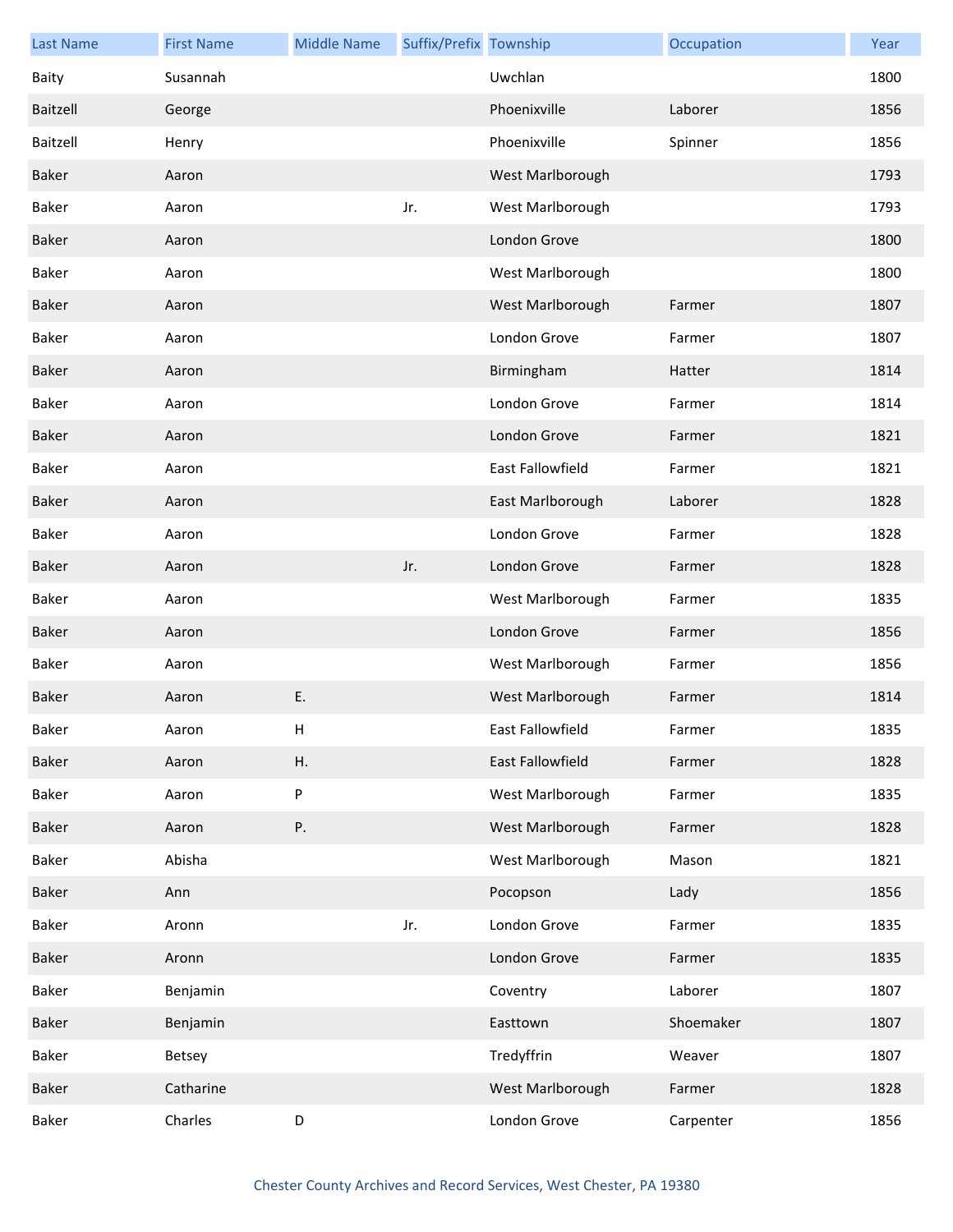| Last Name | First Name | Middle Name | Suffix/Prefix | Township | Occupation | Year |
|---|---|---|---|---|---|---|
| Baity | Susannah | | | Uwchlan | | 1800 |
| Baitzell | George | | | Phoenixville | Laborer | 1856 |
| Baitzell | Henry | | | Phoenixville | Spinner | 1856 |
| Baker | Aaron | | | West Marlborough | | 1793 |
| Baker | Aaron | | Jr. | West Marlborough | | 1793 |
| Baker | Aaron | | | London Grove | | 1800 |
| Baker | Aaron | | | West Marlborough | | 1800 |
| Baker | Aaron | | | West Marlborough | Farmer | 1807 |
| Baker | Aaron | | | London Grove | Farmer | 1807 |
| Baker | Aaron | | | Birmingham | Hatter | 1814 |
| Baker | Aaron | | | London Grove | Farmer | 1814 |
| Baker | Aaron | | | London Grove | Farmer | 1821 |
| Baker | Aaron | | | East Fallowfield | Farmer | 1821 |
| Baker | Aaron | | | East Marlborough | Laborer | 1828 |
| Baker | Aaron | | | London Grove | Farmer | 1828 |
| Baker | Aaron | | Jr. | London Grove | Farmer | 1828 |
| Baker | Aaron | | | West Marlborough | Farmer | 1835 |
| Baker | Aaron | | | London Grove | Farmer | 1856 |
| Baker | Aaron | | | West Marlborough | Farmer | 1856 |
| Baker | Aaron | E. | | West Marlborough | Farmer | 1814 |
| Baker | Aaron | H | | East Fallowfield | Farmer | 1835 |
| Baker | Aaron | H. | | East Fallowfield | Farmer | 1828 |
| Baker | Aaron | P | | West Marlborough | Farmer | 1835 |
| Baker | Aaron | P. | | West Marlborough | Farmer | 1828 |
| Baker | Abisha | | | West Marlborough | Mason | 1821 |
| Baker | Ann | | | Pocopson | Lady | 1856 |
| Baker | Aronn | | Jr. | London Grove | Farmer | 1835 |
| Baker | Aronn | | | London Grove | Farmer | 1835 |
| Baker | Benjamin | | | Coventry | Laborer | 1807 |
| Baker | Benjamin | | | Easttown | Shoemaker | 1807 |
| Baker | Betsey | | | Tredyffrin | Weaver | 1807 |
| Baker | Catharine | | | West Marlborough | Farmer | 1828 |
| Baker | Charles | D | | London Grove | Carpenter | 1856 |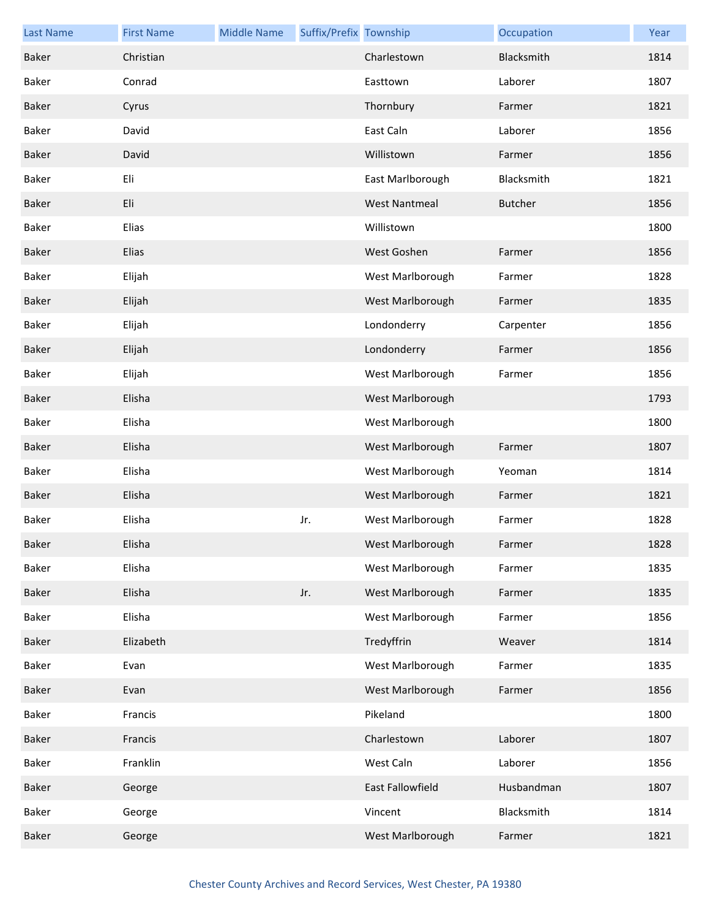| Last Name | First Name | Middle Name | Suffix/Prefix | Township | Occupation | Year |
|---|---|---|---|---|---|---|
| Baker | Christian | | | Charlestown | Blacksmith | 1814 |
| Baker | Conrad | | | Easttown | Laborer | 1807 |
| Baker | Cyrus | | | Thornbury | Farmer | 1821 |
| Baker | David | | | East Caln | Laborer | 1856 |
| Baker | David | | | Willistown | Farmer | 1856 |
| Baker | Eli | | | East Marlborough | Blacksmith | 1821 |
| Baker | Eli | | | West Nantmeal | Butcher | 1856 |
| Baker | Elias | | | Willistown | | 1800 |
| Baker | Elias | | | West Goshen | Farmer | 1856 |
| Baker | Elijah | | | West Marlborough | Farmer | 1828 |
| Baker | Elijah | | | West Marlborough | Farmer | 1835 |
| Baker | Elijah | | | Londonderry | Carpenter | 1856 |
| Baker | Elijah | | | Londonderry | Farmer | 1856 |
| Baker | Elijah | | | West Marlborough | Farmer | 1856 |
| Baker | Elisha | | | West Marlborough | | 1793 |
| Baker | Elisha | | | West Marlborough | | 1800 |
| Baker | Elisha | | | West Marlborough | Farmer | 1807 |
| Baker | Elisha | | | West Marlborough | Yeoman | 1814 |
| Baker | Elisha | | | West Marlborough | Farmer | 1821 |
| Baker | Elisha | | Jr. | West Marlborough | Farmer | 1828 |
| Baker | Elisha | | | West Marlborough | Farmer | 1828 |
| Baker | Elisha | | | West Marlborough | Farmer | 1835 |
| Baker | Elisha | | Jr. | West Marlborough | Farmer | 1835 |
| Baker | Elisha | | | West Marlborough | Farmer | 1856 |
| Baker | Elizabeth | | | Tredyffrin | Weaver | 1814 |
| Baker | Evan | | | West Marlborough | Farmer | 1835 |
| Baker | Evan | | | West Marlborough | Farmer | 1856 |
| Baker | Francis | | | Pikeland | | 1800 |
| Baker | Francis | | | Charlestown | Laborer | 1807 |
| Baker | Franklin | | | West Caln | Laborer | 1856 |
| Baker | George | | | East Fallowfield | Husbandman | 1807 |
| Baker | George | | | Vincent | Blacksmith | 1814 |
| Baker | George | | | West Marlborough | Farmer | 1821 |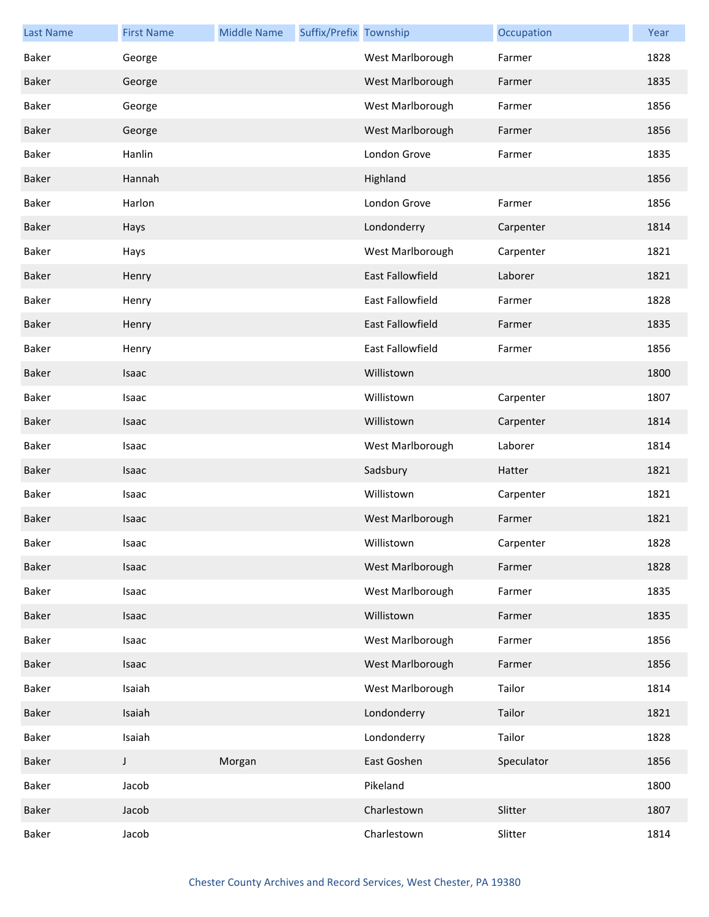| Last Name | First Name | Middle Name | Suffix/Prefix | Township | Occupation | Year |
|---|---|---|---|---|---|---|
| Baker | George | | | West Marlborough | Farmer | 1828 |
| Baker | George | | | West Marlborough | Farmer | 1835 |
| Baker | George | | | West Marlborough | Farmer | 1856 |
| Baker | George | | | West Marlborough | Farmer | 1856 |
| Baker | Hanlin | | | London Grove | Farmer | 1835 |
| Baker | Hannah | | | Highland | | 1856 |
| Baker | Harlon | | | London Grove | Farmer | 1856 |
| Baker | Hays | | | Londonderry | Carpenter | 1814 |
| Baker | Hays | | | West Marlborough | Carpenter | 1821 |
| Baker | Henry | | | East Fallowfield | Laborer | 1821 |
| Baker | Henry | | | East Fallowfield | Farmer | 1828 |
| Baker | Henry | | | East Fallowfield | Farmer | 1835 |
| Baker | Henry | | | East Fallowfield | Farmer | 1856 |
| Baker | Isaac | | | Willistown | | 1800 |
| Baker | Isaac | | | Willistown | Carpenter | 1807 |
| Baker | Isaac | | | Willistown | Carpenter | 1814 |
| Baker | Isaac | | | West Marlborough | Laborer | 1814 |
| Baker | Isaac | | | Sadsbury | Hatter | 1821 |
| Baker | Isaac | | | Willistown | Carpenter | 1821 |
| Baker | Isaac | | | West Marlborough | Farmer | 1821 |
| Baker | Isaac | | | Willistown | Carpenter | 1828 |
| Baker | Isaac | | | West Marlborough | Farmer | 1828 |
| Baker | Isaac | | | West Marlborough | Farmer | 1835 |
| Baker | Isaac | | | Willistown | Farmer | 1835 |
| Baker | Isaac | | | West Marlborough | Farmer | 1856 |
| Baker | Isaac | | | West Marlborough | Farmer | 1856 |
| Baker | Isaiah | | | West Marlborough | Tailor | 1814 |
| Baker | Isaiah | | | Londonderry | Tailor | 1821 |
| Baker | Isaiah | | | Londonderry | Tailor | 1828 |
| Baker | J | Morgan | | East Goshen | Speculator | 1856 |
| Baker | Jacob | | | Pikeland | | 1800 |
| Baker | Jacob | | | Charlestown | Slitter | 1807 |
| Baker | Jacob | | | Charlestown | Slitter | 1814 |

Chester County Archives and Record Services, West Chester, PA 19380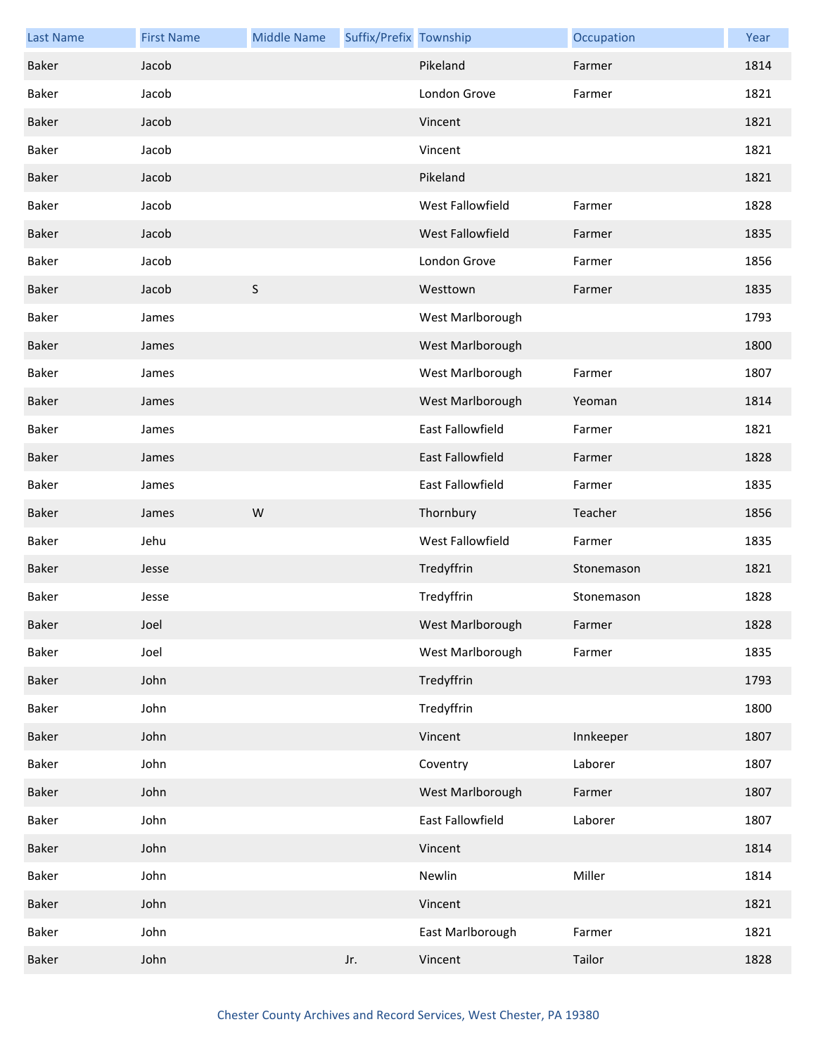| Last Name | First Name | Middle Name | Suffix/Prefix | Township | Occupation | Year |
|---|---|---|---|---|---|---|
| Baker | Jacob | | | Pikeland | Farmer | 1814 |
| Baker | Jacob | | | London Grove | Farmer | 1821 |
| Baker | Jacob | | | Vincent | | 1821 |
| Baker | Jacob | | | Vincent | | 1821 |
| Baker | Jacob | | | Pikeland | | 1821 |
| Baker | Jacob | | | West Fallowfield | Farmer | 1828 |
| Baker | Jacob | | | West Fallowfield | Farmer | 1835 |
| Baker | Jacob | | | London Grove | Farmer | 1856 |
| Baker | Jacob | S | | Westtown | Farmer | 1835 |
| Baker | James | | | West Marlborough | | 1793 |
| Baker | James | | | West Marlborough | | 1800 |
| Baker | James | | | West Marlborough | Farmer | 1807 |
| Baker | James | | | West Marlborough | Yeoman | 1814 |
| Baker | James | | | East Fallowfield | Farmer | 1821 |
| Baker | James | | | East Fallowfield | Farmer | 1828 |
| Baker | James | | | East Fallowfield | Farmer | 1835 |
| Baker | James | W | | Thornbury | Teacher | 1856 |
| Baker | Jehu | | | West Fallowfield | Farmer | 1835 |
| Baker | Jesse | | | Tredyffrin | Stonemason | 1821 |
| Baker | Jesse | | | Tredyffrin | Stonemason | 1828 |
| Baker | Joel | | | West Marlborough | Farmer | 1828 |
| Baker | Joel | | | West Marlborough | Farmer | 1835 |
| Baker | John | | | Tredyffrin | | 1793 |
| Baker | John | | | Tredyffrin | | 1800 |
| Baker | John | | | Vincent | Innkeeper | 1807 |
| Baker | John | | | Coventry | Laborer | 1807 |
| Baker | John | | | West Marlborough | Farmer | 1807 |
| Baker | John | | | East Fallowfield | Laborer | 1807 |
| Baker | John | | | Vincent | | 1814 |
| Baker | John | | | Newlin | Miller | 1814 |
| Baker | John | | | Vincent | | 1821 |
| Baker | John | | | East Marlborough | Farmer | 1821 |
| Baker | John | | Jr. | Vincent | Tailor | 1828 |

Chester County Archives and Record Services, West Chester, PA 19380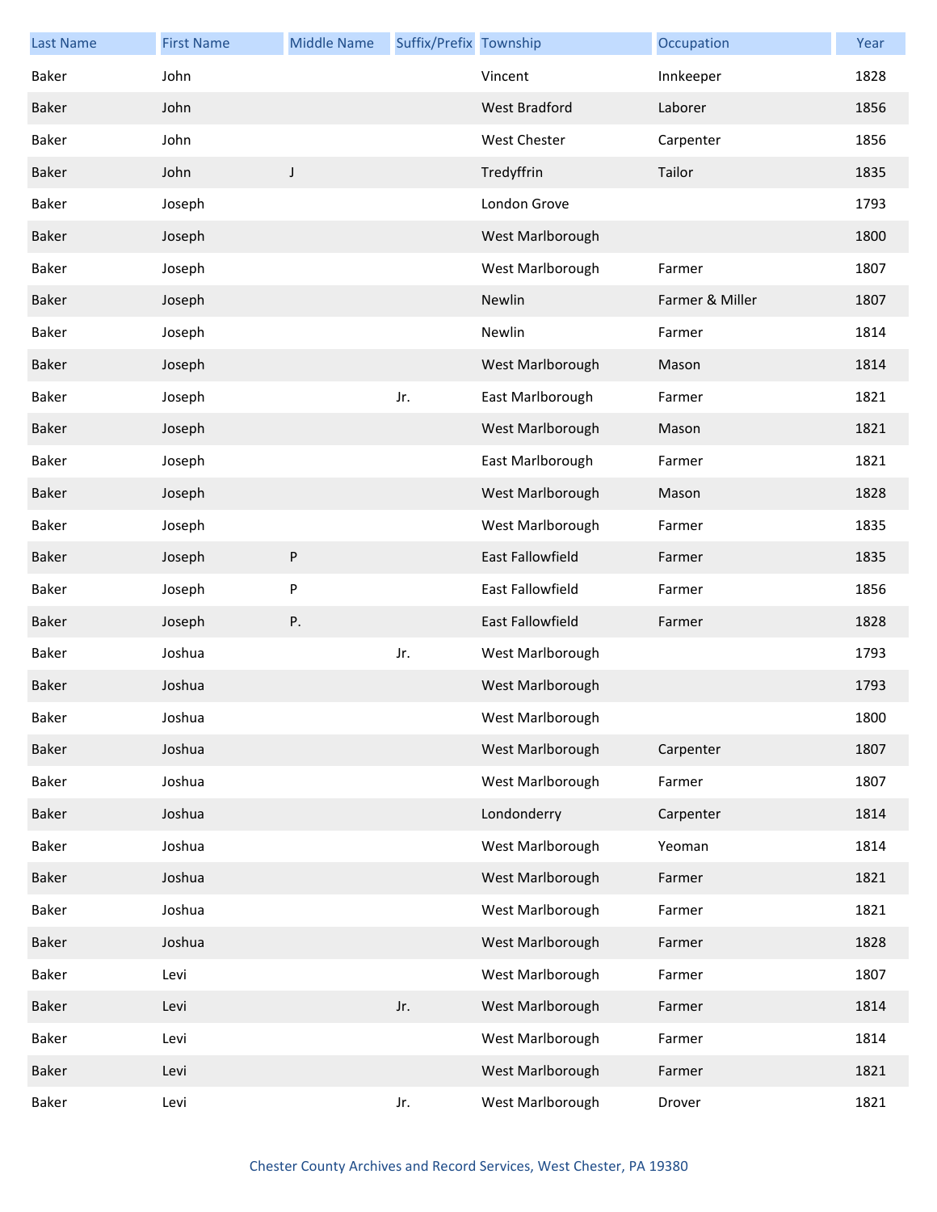| Last Name | First Name | Middle Name | Suffix/Prefix | Township | Occupation | Year |
|---|---|---|---|---|---|---|
| Baker | John | | | Vincent | Innkeeper | 1828 |
| Baker | John | | | West Bradford | Laborer | 1856 |
| Baker | John | | | West Chester | Carpenter | 1856 |
| Baker | John | J | | Tredyffrin | Tailor | 1835 |
| Baker | Joseph | | | London Grove | | 1793 |
| Baker | Joseph | | | West Marlborough | | 1800 |
| Baker | Joseph | | | West Marlborough | Farmer | 1807 |
| Baker | Joseph | | | Newlin | Farmer & Miller | 1807 |
| Baker | Joseph | | | Newlin | Farmer | 1814 |
| Baker | Joseph | | | West Marlborough | Mason | 1814 |
| Baker | Joseph | | Jr. | East Marlborough | Farmer | 1821 |
| Baker | Joseph | | | West Marlborough | Mason | 1821 |
| Baker | Joseph | | | East Marlborough | Farmer | 1821 |
| Baker | Joseph | | | West Marlborough | Mason | 1828 |
| Baker | Joseph | | | West Marlborough | Farmer | 1835 |
| Baker | Joseph | P | | East Fallowfield | Farmer | 1835 |
| Baker | Joseph | P | | East Fallowfield | Farmer | 1856 |
| Baker | Joseph | P. | | East Fallowfield | Farmer | 1828 |
| Baker | Joshua | | Jr. | West Marlborough | | 1793 |
| Baker | Joshua | | | West Marlborough | | 1793 |
| Baker | Joshua | | | West Marlborough | | 1800 |
| Baker | Joshua | | | West Marlborough | Carpenter | 1807 |
| Baker | Joshua | | | West Marlborough | Farmer | 1807 |
| Baker | Joshua | | | Londonderry | Carpenter | 1814 |
| Baker | Joshua | | | West Marlborough | Yeoman | 1814 |
| Baker | Joshua | | | West Marlborough | Farmer | 1821 |
| Baker | Joshua | | | West Marlborough | Farmer | 1821 |
| Baker | Joshua | | | West Marlborough | Farmer | 1828 |
| Baker | Levi | | | West Marlborough | Farmer | 1807 |
| Baker | Levi | | Jr. | West Marlborough | Farmer | 1814 |
| Baker | Levi | | | West Marlborough | Farmer | 1814 |
| Baker | Levi | | | West Marlborough | Farmer | 1821 |
| Baker | Levi | | Jr. | West Marlborough | Drover | 1821 |

Chester County Archives and Record Services, West Chester, PA 19380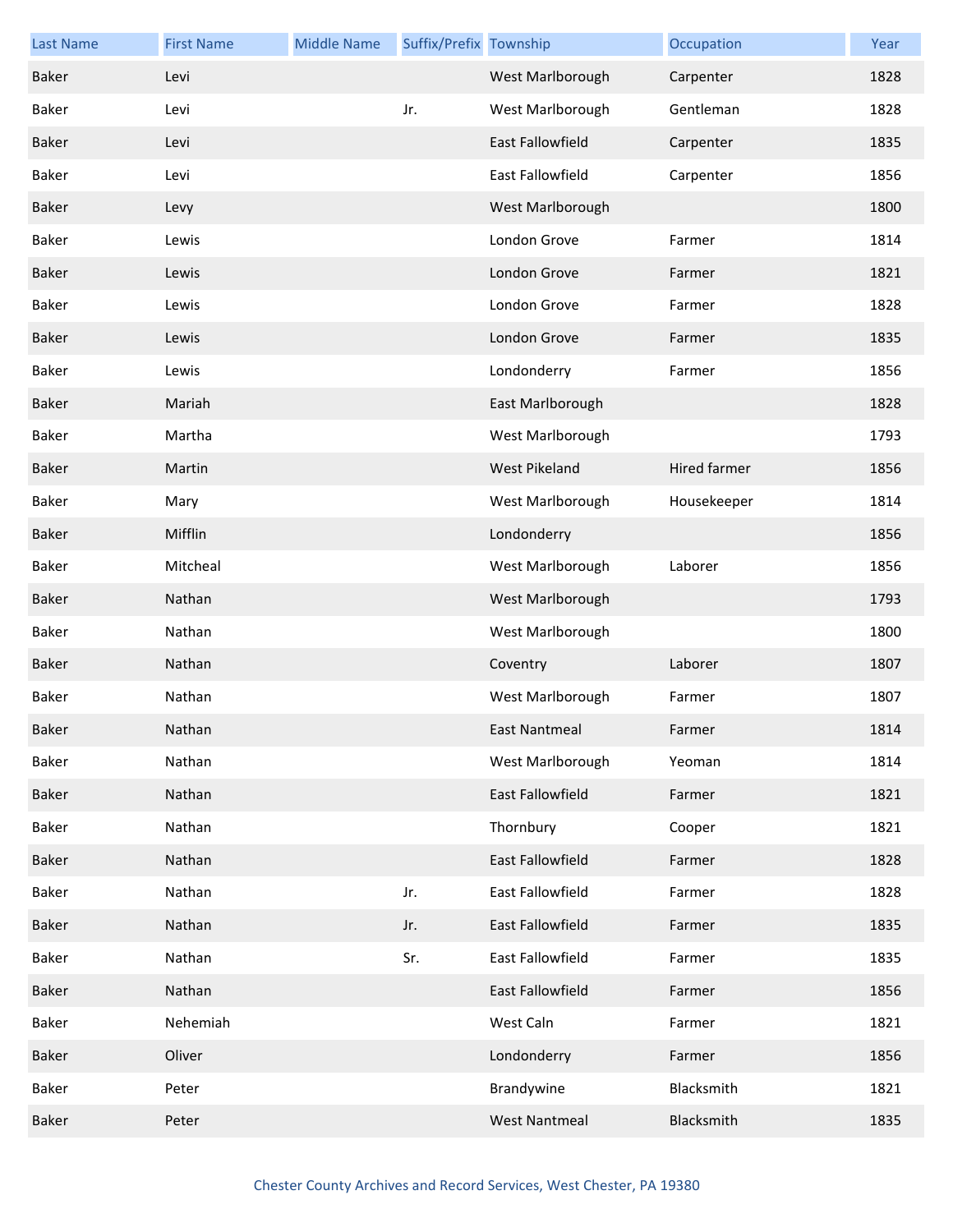| Last Name | First Name | Middle Name | Suffix/Prefix | Township | Occupation | Year |
|---|---|---|---|---|---|---|
| Baker | Levi | | | West Marlborough | Carpenter | 1828 |
| Baker | Levi | | Jr. | West Marlborough | Gentleman | 1828 |
| Baker | Levi | | | East Fallowfield | Carpenter | 1835 |
| Baker | Levi | | | East Fallowfield | Carpenter | 1856 |
| Baker | Levy | | | West Marlborough | | 1800 |
| Baker | Lewis | | | London Grove | Farmer | 1814 |
| Baker | Lewis | | | London Grove | Farmer | 1821 |
| Baker | Lewis | | | London Grove | Farmer | 1828 |
| Baker | Lewis | | | London Grove | Farmer | 1835 |
| Baker | Lewis | | | Londonderry | Farmer | 1856 |
| Baker | Mariah | | | East Marlborough | | 1828 |
| Baker | Martha | | | West Marlborough | | 1793 |
| Baker | Martin | | | West Pikeland | Hired farmer | 1856 |
| Baker | Mary | | | West Marlborough | Housekeeper | 1814 |
| Baker | Mifflin | | | Londonderry | | 1856 |
| Baker | Mitcheal | | | West Marlborough | Laborer | 1856 |
| Baker | Nathan | | | West Marlborough | | 1793 |
| Baker | Nathan | | | West Marlborough | | 1800 |
| Baker | Nathan | | | Coventry | Laborer | 1807 |
| Baker | Nathan | | | West Marlborough | Farmer | 1807 |
| Baker | Nathan | | | East Nantmeal | Farmer | 1814 |
| Baker | Nathan | | | West Marlborough | Yeoman | 1814 |
| Baker | Nathan | | | East Fallowfield | Farmer | 1821 |
| Baker | Nathan | | | Thornbury | Cooper | 1821 |
| Baker | Nathan | | | East Fallowfield | Farmer | 1828 |
| Baker | Nathan | | Jr. | East Fallowfield | Farmer | 1828 |
| Baker | Nathan | | Jr. | East Fallowfield | Farmer | 1835 |
| Baker | Nathan | | Sr. | East Fallowfield | Farmer | 1835 |
| Baker | Nathan | | | East Fallowfield | Farmer | 1856 |
| Baker | Nehemiah | | | West Caln | Farmer | 1821 |
| Baker | Oliver | | | Londonderry | Farmer | 1856 |
| Baker | Peter | | | Brandywine | Blacksmith | 1821 |
| Baker | Peter | | | West Nantmeal | Blacksmith | 1835 |

Chester County Archives and Record Services, West Chester, PA 19380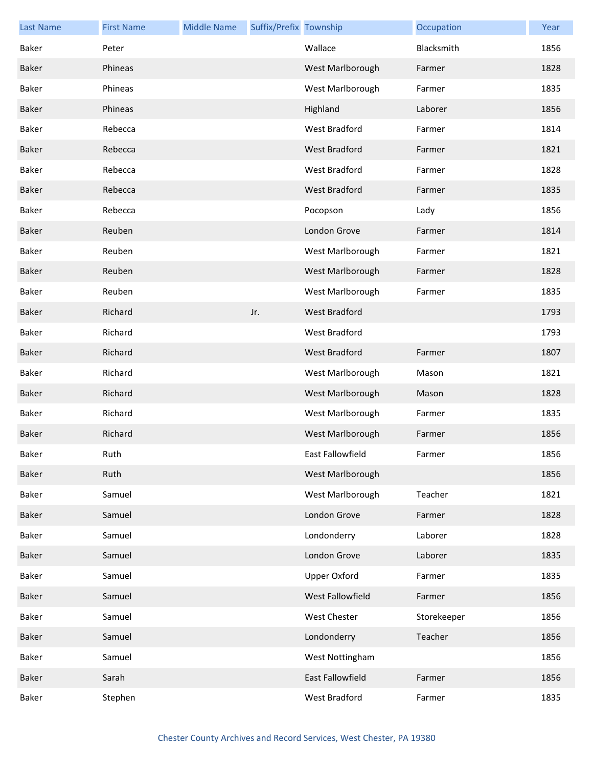| Last Name | First Name | Middle Name | Suffix/Prefix | Township | Occupation | Year |
| --- | --- | --- | --- | --- | --- | --- |
| Baker | Peter | | | Wallace | Blacksmith | 1856 |
| Baker | Phineas | | | West Marlborough | Farmer | 1828 |
| Baker | Phineas | | | West Marlborough | Farmer | 1835 |
| Baker | Phineas | | | Highland | Laborer | 1856 |
| Baker | Rebecca | | | West Bradford | Farmer | 1814 |
| Baker | Rebecca | | | West Bradford | Farmer | 1821 |
| Baker | Rebecca | | | West Bradford | Farmer | 1828 |
| Baker | Rebecca | | | West Bradford | Farmer | 1835 |
| Baker | Rebecca | | | Pocopson | Lady | 1856 |
| Baker | Reuben | | | London Grove | Farmer | 1814 |
| Baker | Reuben | | | West Marlborough | Farmer | 1821 |
| Baker | Reuben | | | West Marlborough | Farmer | 1828 |
| Baker | Reuben | | | West Marlborough | Farmer | 1835 |
| Baker | Richard | | Jr. | West Bradford | | 1793 |
| Baker | Richard | | | West Bradford | | 1793 |
| Baker | Richard | | | West Bradford | Farmer | 1807 |
| Baker | Richard | | | West Marlborough | Mason | 1821 |
| Baker | Richard | | | West Marlborough | Mason | 1828 |
| Baker | Richard | | | West Marlborough | Farmer | 1835 |
| Baker | Richard | | | West Marlborough | Farmer | 1856 |
| Baker | Ruth | | | East Fallowfield | Farmer | 1856 |
| Baker | Ruth | | | West Marlborough | | 1856 |
| Baker | Samuel | | | West Marlborough | Teacher | 1821 |
| Baker | Samuel | | | London Grove | Farmer | 1828 |
| Baker | Samuel | | | Londonderry | Laborer | 1828 |
| Baker | Samuel | | | London Grove | Laborer | 1835 |
| Baker | Samuel | | | Upper Oxford | Farmer | 1835 |
| Baker | Samuel | | | West Fallowfield | Farmer | 1856 |
| Baker | Samuel | | | West Chester | Storekeeper | 1856 |
| Baker | Samuel | | | Londonderry | Teacher | 1856 |
| Baker | Samuel | | | West Nottingham | | 1856 |
| Baker | Sarah | | | East Fallowfield | Farmer | 1856 |
| Baker | Stephen | | | West Bradford | Farmer | 1835 |

Chester County Archives and Record Services, West Chester, PA 19380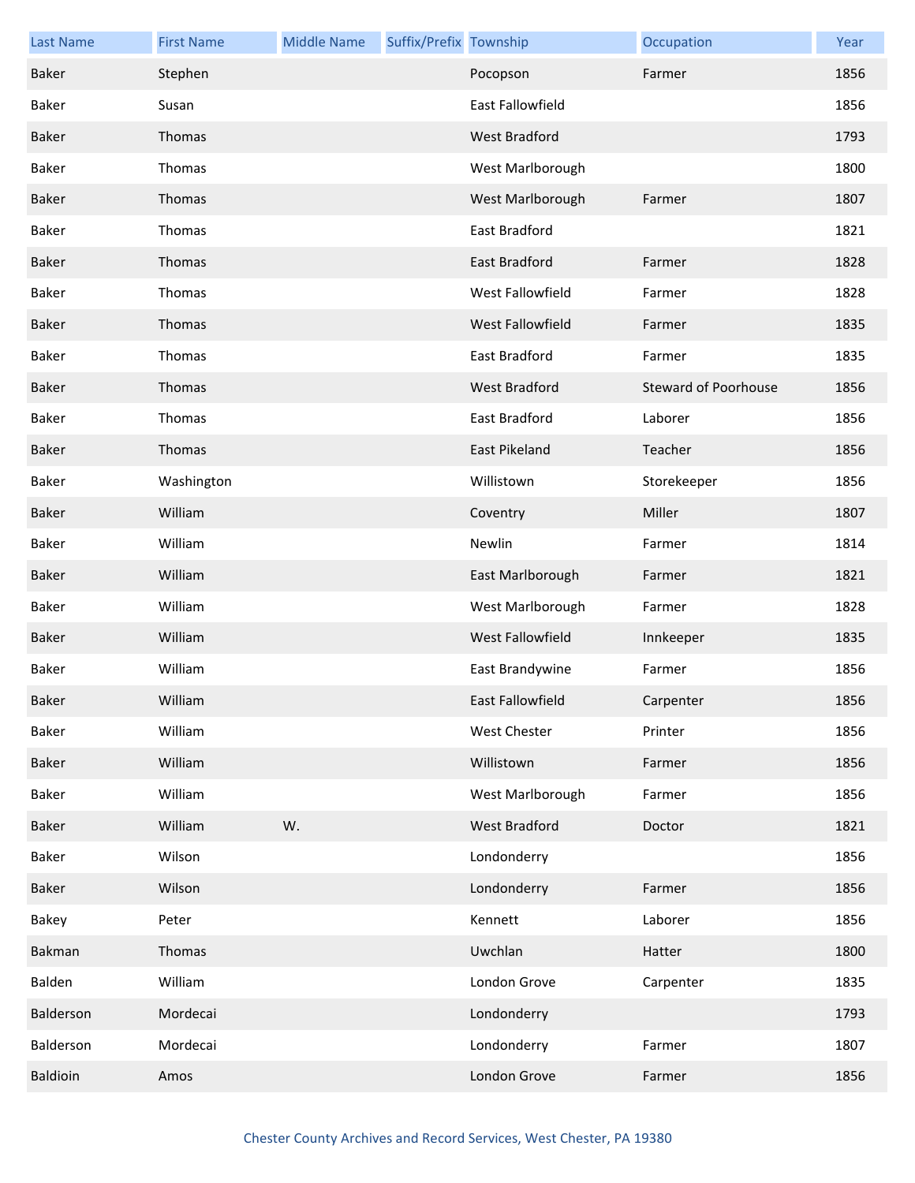| Last Name | First Name | Middle Name | Suffix/Prefix | Township | Occupation | Year |
|---|---|---|---|---|---|---|
| Baker | Stephen | | | Pocopson | Farmer | 1856 |
| Baker | Susan | | | East Fallowfield | | 1856 |
| Baker | Thomas | | | West Bradford | | 1793 |
| Baker | Thomas | | | West Marlborough | | 1800 |
| Baker | Thomas | | | West Marlborough | Farmer | 1807 |
| Baker | Thomas | | | East Bradford | | 1821 |
| Baker | Thomas | | | East Bradford | Farmer | 1828 |
| Baker | Thomas | | | West Fallowfield | Farmer | 1828 |
| Baker | Thomas | | | West Fallowfield | Farmer | 1835 |
| Baker | Thomas | | | East Bradford | Farmer | 1835 |
| Baker | Thomas | | | West Bradford | Steward of Poorhouse | 1856 |
| Baker | Thomas | | | East Bradford | Laborer | 1856 |
| Baker | Thomas | | | East Pikeland | Teacher | 1856 |
| Baker | Washington | | | Willistown | Storekeeper | 1856 |
| Baker | William | | | Coventry | Miller | 1807 |
| Baker | William | | | Newlin | Farmer | 1814 |
| Baker | William | | | East Marlborough | Farmer | 1821 |
| Baker | William | | | West Marlborough | Farmer | 1828 |
| Baker | William | | | West Fallowfield | Innkeeper | 1835 |
| Baker | William | | | East Brandywine | Farmer | 1856 |
| Baker | William | | | East Fallowfield | Carpenter | 1856 |
| Baker | William | | | West Chester | Printer | 1856 |
| Baker | William | | | Willistown | Farmer | 1856 |
| Baker | William | | | West Marlborough | Farmer | 1856 |
| Baker | William | W. | | West Bradford | Doctor | 1821 |
| Baker | Wilson | | | Londonderry | | 1856 |
| Baker | Wilson | | | Londonderry | Farmer | 1856 |
| Bakey | Peter | | | Kennett | Laborer | 1856 |
| Bakman | Thomas | | | Uwchlan | Hatter | 1800 |
| Balden | William | | | London Grove | Carpenter | 1835 |
| Balderson | Mordecai | | | Londonderry | | 1793 |
| Balderson | Mordecai | | | Londonderry | Farmer | 1807 |
| Baldioin | Amos | | | London Grove | Farmer | 1856 |

Chester County Archives and Record Services, West Chester, PA 19380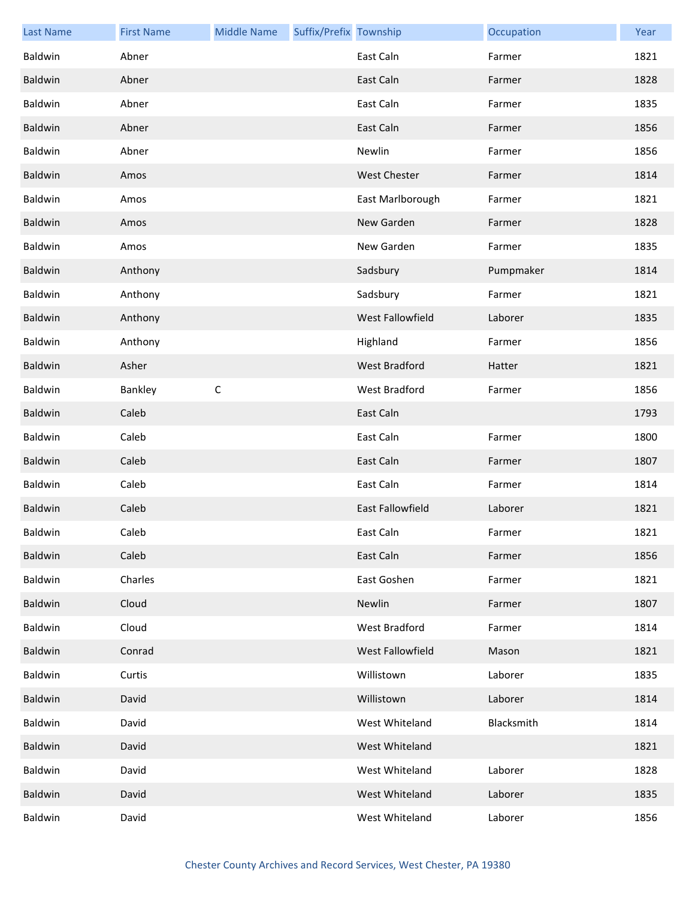| Last Name | First Name | Middle Name | Suffix/Prefix | Township | Occupation | Year |
|---|---|---|---|---|---|---|
| Baldwin | Abner | | | East Caln | Farmer | 1821 |
| Baldwin | Abner | | | East Caln | Farmer | 1828 |
| Baldwin | Abner | | | East Caln | Farmer | 1835 |
| Baldwin | Abner | | | East Caln | Farmer | 1856 |
| Baldwin | Abner | | | Newlin | Farmer | 1856 |
| Baldwin | Amos | | | West Chester | Farmer | 1814 |
| Baldwin | Amos | | | East Marlborough | Farmer | 1821 |
| Baldwin | Amos | | | New Garden | Farmer | 1828 |
| Baldwin | Amos | | | New Garden | Farmer | 1835 |
| Baldwin | Anthony | | | Sadsbury | Pumpmaker | 1814 |
| Baldwin | Anthony | | | Sadsbury | Farmer | 1821 |
| Baldwin | Anthony | | | West Fallowfield | Laborer | 1835 |
| Baldwin | Anthony | | | Highland | Farmer | 1856 |
| Baldwin | Asher | | | West Bradford | Hatter | 1821 |
| Baldwin | Bankley | C | | West Bradford | Farmer | 1856 |
| Baldwin | Caleb | | | East Caln | | 1793 |
| Baldwin | Caleb | | | East Caln | Farmer | 1800 |
| Baldwin | Caleb | | | East Caln | Farmer | 1807 |
| Baldwin | Caleb | | | East Caln | Farmer | 1814 |
| Baldwin | Caleb | | | East Fallowfield | Laborer | 1821 |
| Baldwin | Caleb | | | East Caln | Farmer | 1821 |
| Baldwin | Caleb | | | East Caln | Farmer | 1856 |
| Baldwin | Charles | | | East Goshen | Farmer | 1821 |
| Baldwin | Cloud | | | Newlin | Farmer | 1807 |
| Baldwin | Cloud | | | West Bradford | Farmer | 1814 |
| Baldwin | Conrad | | | West Fallowfield | Mason | 1821 |
| Baldwin | Curtis | | | Willistown | Laborer | 1835 |
| Baldwin | David | | | Willistown | Laborer | 1814 |
| Baldwin | David | | | West Whiteland | Blacksmith | 1814 |
| Baldwin | David | | | West Whiteland | | 1821 |
| Baldwin | David | | | West Whiteland | Laborer | 1828 |
| Baldwin | David | | | West Whiteland | Laborer | 1835 |
| Baldwin | David | | | West Whiteland | Laborer | 1856 |

Chester County Archives and Record Services, West Chester, PA 19380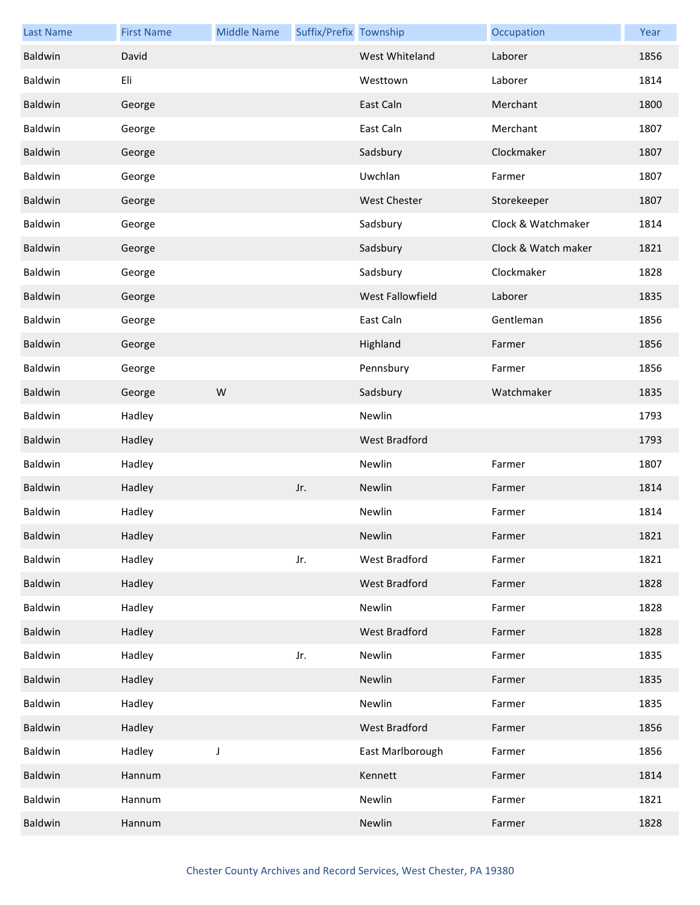| Last Name | First Name | Middle Name | Suffix/Prefix | Township | Occupation | Year |
|---|---|---|---|---|---|---|
| Baldwin | David | | | West Whiteland | Laborer | 1856 |
| Baldwin | Eli | | | Westtown | Laborer | 1814 |
| Baldwin | George | | | East Caln | Merchant | 1800 |
| Baldwin | George | | | East Caln | Merchant | 1807 |
| Baldwin | George | | | Sadsbury | Clockmaker | 1807 |
| Baldwin | George | | | Uwchlan | Farmer | 1807 |
| Baldwin | George | | | West Chester | Storekeeper | 1807 |
| Baldwin | George | | | Sadsbury | Clock & Watchmaker | 1814 |
| Baldwin | George | | | Sadsbury | Clock & Watch maker | 1821 |
| Baldwin | George | | | Sadsbury | Clockmaker | 1828 |
| Baldwin | George | | | West Fallowfield | Laborer | 1835 |
| Baldwin | George | | | East Caln | Gentleman | 1856 |
| Baldwin | George | | | Highland | Farmer | 1856 |
| Baldwin | George | | | Pennsbury | Farmer | 1856 |
| Baldwin | George | W | | Sadsbury | Watchmaker | 1835 |
| Baldwin | Hadley | | | Newlin | | 1793 |
| Baldwin | Hadley | | | West Bradford | | 1793 |
| Baldwin | Hadley | | | Newlin | Farmer | 1807 |
| Baldwin | Hadley | | Jr. | Newlin | Farmer | 1814 |
| Baldwin | Hadley | | | Newlin | Farmer | 1814 |
| Baldwin | Hadley | | | Newlin | Farmer | 1821 |
| Baldwin | Hadley | | Jr. | West Bradford | Farmer | 1821 |
| Baldwin | Hadley | | | West Bradford | Farmer | 1828 |
| Baldwin | Hadley | | | Newlin | Farmer | 1828 |
| Baldwin | Hadley | | | West Bradford | Farmer | 1828 |
| Baldwin | Hadley | | Jr. | Newlin | Farmer | 1835 |
| Baldwin | Hadley | | | Newlin | Farmer | 1835 |
| Baldwin | Hadley | | | Newlin | Farmer | 1835 |
| Baldwin | Hadley | | | West Bradford | Farmer | 1856 |
| Baldwin | Hadley | J | | East Marlborough | Farmer | 1856 |
| Baldwin | Hannum | | | Kennett | Farmer | 1814 |
| Baldwin | Hannum | | | Newlin | Farmer | 1821 |
| Baldwin | Hannum | | | Newlin | Farmer | 1828 |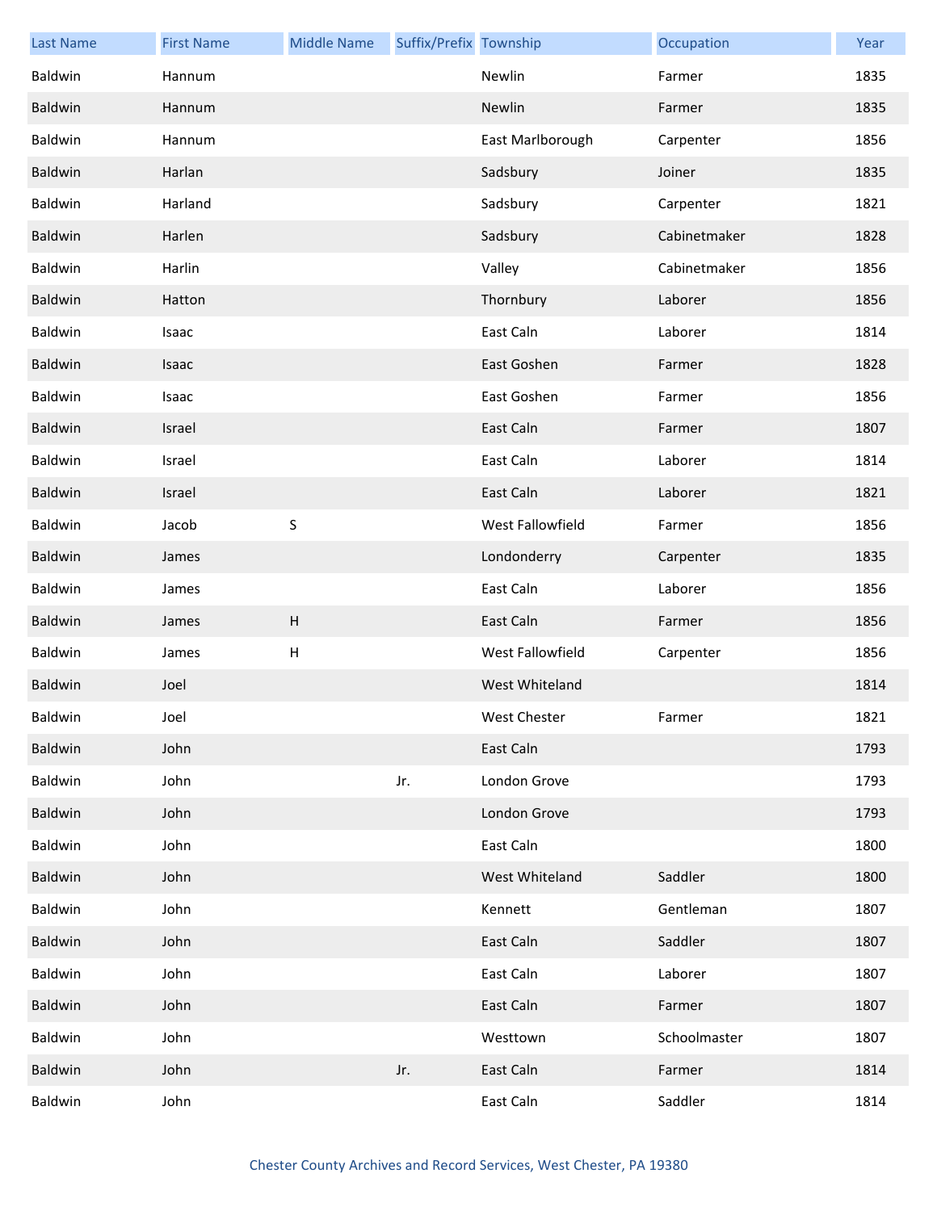| Last Name | First Name | Middle Name | Suffix/Prefix | Township | Occupation | Year |
|---|---|---|---|---|---|---|
| Baldwin | Hannum | | | Newlin | Farmer | 1835 |
| Baldwin | Hannum | | | Newlin | Farmer | 1835 |
| Baldwin | Hannum | | | East Marlborough | Carpenter | 1856 |
| Baldwin | Harlan | | | Sadsbury | Joiner | 1835 |
| Baldwin | Harland | | | Sadsbury | Carpenter | 1821 |
| Baldwin | Harlen | | | Sadsbury | Cabinetmaker | 1828 |
| Baldwin | Harlin | | | Valley | Cabinetmaker | 1856 |
| Baldwin | Hatton | | | Thornbury | Laborer | 1856 |
| Baldwin | Isaac | | | East Caln | Laborer | 1814 |
| Baldwin | Isaac | | | East Goshen | Farmer | 1828 |
| Baldwin | Isaac | | | East Goshen | Farmer | 1856 |
| Baldwin | Israel | | | East Caln | Farmer | 1807 |
| Baldwin | Israel | | | East Caln | Laborer | 1814 |
| Baldwin | Israel | | | East Caln | Laborer | 1821 |
| Baldwin | Jacob | S | | West Fallowfield | Farmer | 1856 |
| Baldwin | James | | | Londonderry | Carpenter | 1835 |
| Baldwin | James | | | East Caln | Laborer | 1856 |
| Baldwin | James | H | | East Caln | Farmer | 1856 |
| Baldwin | James | H | | West Fallowfield | Carpenter | 1856 |
| Baldwin | Joel | | | West Whiteland | | 1814 |
| Baldwin | Joel | | | West Chester | Farmer | 1821 |
| Baldwin | John | | | East Caln | | 1793 |
| Baldwin | John | | Jr. | London Grove | | 1793 |
| Baldwin | John | | | London Grove | | 1793 |
| Baldwin | John | | | East Caln | | 1800 |
| Baldwin | John | | | West Whiteland | Saddler | 1800 |
| Baldwin | John | | | Kennett | Gentleman | 1807 |
| Baldwin | John | | | East Caln | Saddler | 1807 |
| Baldwin | John | | | East Caln | Laborer | 1807 |
| Baldwin | John | | | East Caln | Farmer | 1807 |
| Baldwin | John | | | Westtown | Schoolmaster | 1807 |
| Baldwin | John | | Jr. | East Caln | Farmer | 1814 |
| Baldwin | John | | | East Caln | Saddler | 1814 |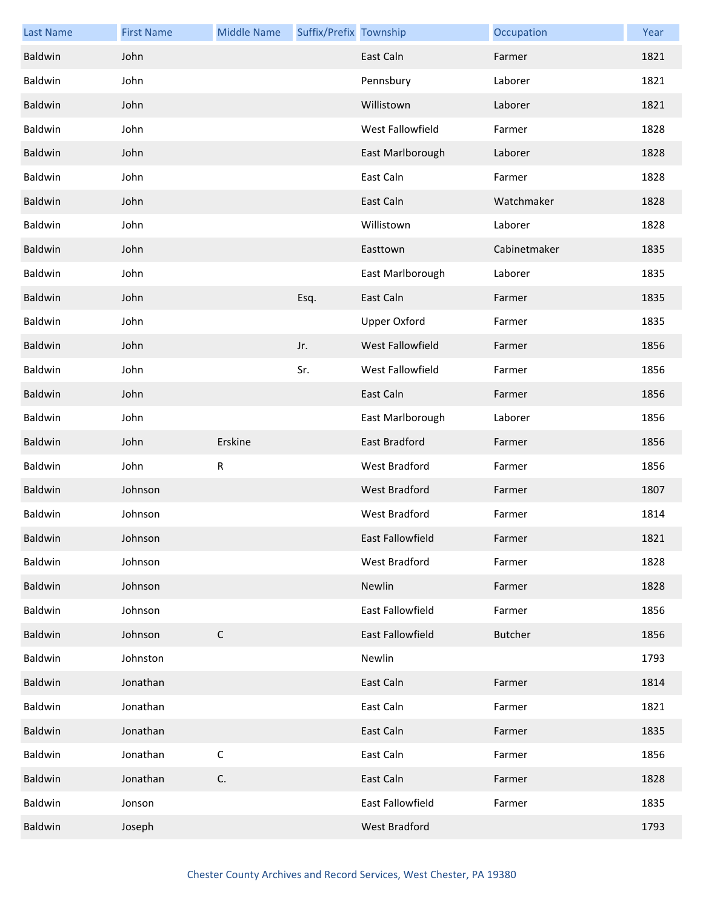| Last Name | First Name | Middle Name | Suffix/Prefix | Township | Occupation | Year |
|---|---|---|---|---|---|---|
| Baldwin | John | | | East Caln | Farmer | 1821 |
| Baldwin | John | | | Pennsbury | Laborer | 1821 |
| Baldwin | John | | | Willistown | Laborer | 1821 |
| Baldwin | John | | | West Fallowfield | Farmer | 1828 |
| Baldwin | John | | | East Marlborough | Laborer | 1828 |
| Baldwin | John | | | East Caln | Farmer | 1828 |
| Baldwin | John | | | East Caln | Watchmaker | 1828 |
| Baldwin | John | | | Willistown | Laborer | 1828 |
| Baldwin | John | | | Easttown | Cabinetmaker | 1835 |
| Baldwin | John | | | East Marlborough | Laborer | 1835 |
| Baldwin | John | | Esq. | East Caln | Farmer | 1835 |
| Baldwin | John | | | Upper Oxford | Farmer | 1835 |
| Baldwin | John | | Jr. | West Fallowfield | Farmer | 1856 |
| Baldwin | John | | Sr. | West Fallowfield | Farmer | 1856 |
| Baldwin | John | | | East Caln | Farmer | 1856 |
| Baldwin | John | | | East Marlborough | Laborer | 1856 |
| Baldwin | John | Erskine | | East Bradford | Farmer | 1856 |
| Baldwin | John | R | | West Bradford | Farmer | 1856 |
| Baldwin | Johnson | | | West Bradford | Farmer | 1807 |
| Baldwin | Johnson | | | West Bradford | Farmer | 1814 |
| Baldwin | Johnson | | | East Fallowfield | Farmer | 1821 |
| Baldwin | Johnson | | | West Bradford | Farmer | 1828 |
| Baldwin | Johnson | | | Newlin | Farmer | 1828 |
| Baldwin | Johnson | | | East Fallowfield | Farmer | 1856 |
| Baldwin | Johnson | C | | East Fallowfield | Butcher | 1856 |
| Baldwin | Johnston | | | Newlin | | 1793 |
| Baldwin | Jonathan | | | East Caln | Farmer | 1814 |
| Baldwin | Jonathan | | | East Caln | Farmer | 1821 |
| Baldwin | Jonathan | | | East Caln | Farmer | 1835 |
| Baldwin | Jonathan | C | | East Caln | Farmer | 1856 |
| Baldwin | Jonathan | C. | | East Caln | Farmer | 1828 |
| Baldwin | Jonson | | | East Fallowfield | Farmer | 1835 |
| Baldwin | Joseph | | | West Bradford | | 1793 |

Chester County Archives and Record Services, West Chester, PA 19380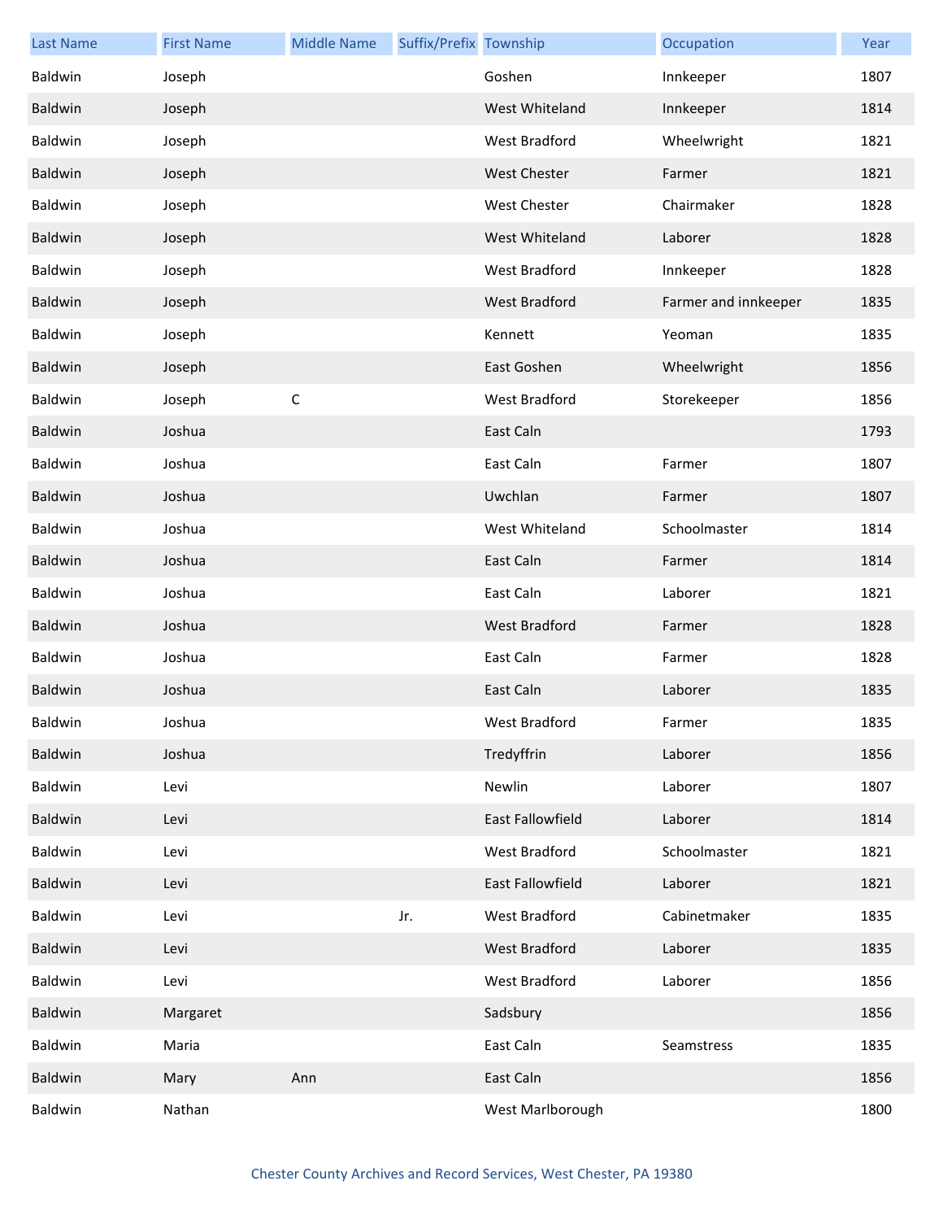| Last Name | First Name | Middle Name | Suffix/Prefix | Township | Occupation | Year |
| --- | --- | --- | --- | --- | --- | --- |
| Baldwin | Joseph | | | Goshen | Innkeeper | 1807 |
| Baldwin | Joseph | | | West Whiteland | Innkeeper | 1814 |
| Baldwin | Joseph | | | West Bradford | Wheelwright | 1821 |
| Baldwin | Joseph | | | West Chester | Farmer | 1821 |
| Baldwin | Joseph | | | West Chester | Chairmaker | 1828 |
| Baldwin | Joseph | | | West Whiteland | Laborer | 1828 |
| Baldwin | Joseph | | | West Bradford | Innkeeper | 1828 |
| Baldwin | Joseph | | | West Bradford | Farmer and innkeeper | 1835 |
| Baldwin | Joseph | | | Kennett | Yeoman | 1835 |
| Baldwin | Joseph | | | East Goshen | Wheelwright | 1856 |
| Baldwin | Joseph | C | | West Bradford | Storekeeper | 1856 |
| Baldwin | Joshua | | | East Caln | | 1793 |
| Baldwin | Joshua | | | East Caln | Farmer | 1807 |
| Baldwin | Joshua | | | Uwchlan | Farmer | 1807 |
| Baldwin | Joshua | | | West Whiteland | Schoolmaster | 1814 |
| Baldwin | Joshua | | | East Caln | Farmer | 1814 |
| Baldwin | Joshua | | | East Caln | Laborer | 1821 |
| Baldwin | Joshua | | | West Bradford | Farmer | 1828 |
| Baldwin | Joshua | | | East Caln | Farmer | 1828 |
| Baldwin | Joshua | | | East Caln | Laborer | 1835 |
| Baldwin | Joshua | | | West Bradford | Farmer | 1835 |
| Baldwin | Joshua | | | Tredyffrin | Laborer | 1856 |
| Baldwin | Levi | | | Newlin | Laborer | 1807 |
| Baldwin | Levi | | | East Fallowfield | Laborer | 1814 |
| Baldwin | Levi | | | West Bradford | Schoolmaster | 1821 |
| Baldwin | Levi | | | East Fallowfield | Laborer | 1821 |
| Baldwin | Levi | | Jr. | West Bradford | Cabinetmaker | 1835 |
| Baldwin | Levi | | | West Bradford | Laborer | 1835 |
| Baldwin | Levi | | | West Bradford | Laborer | 1856 |
| Baldwin | Margaret | | | Sadsbury | | 1856 |
| Baldwin | Maria | | | East Caln | Seamstress | 1835 |
| Baldwin | Mary | Ann | | East Caln | | 1856 |
| Baldwin | Nathan | | | West Marlborough | | 1800 |

Chester County Archives and Record Services, West Chester, PA 19380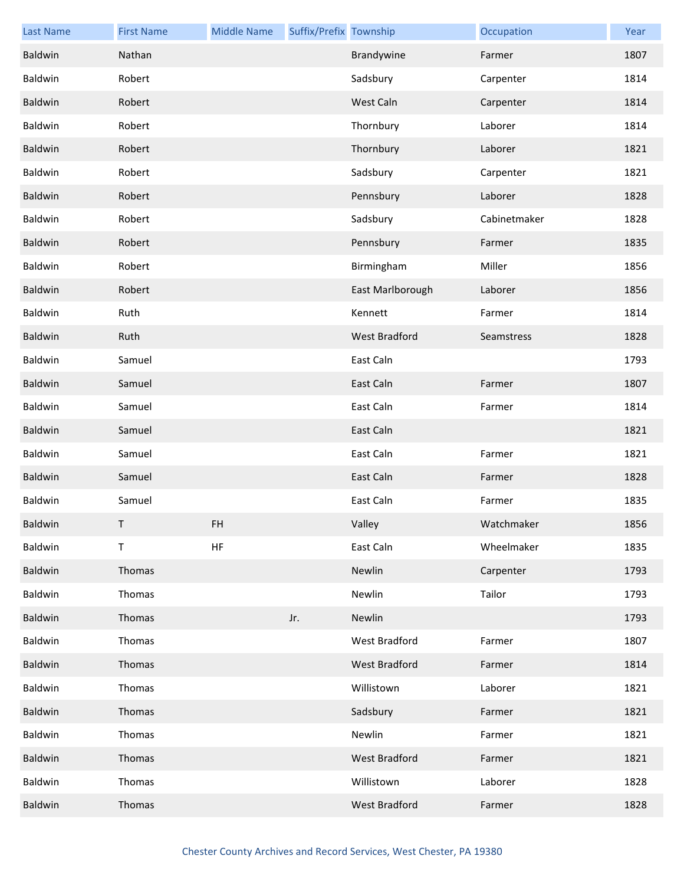| Last Name | First Name | Middle Name | Suffix/Prefix | Township | Occupation | Year |
|---|---|---|---|---|---|---|
| Baldwin | Nathan | | | Brandywine | Farmer | 1807 |
| Baldwin | Robert | | | Sadsbury | Carpenter | 1814 |
| Baldwin | Robert | | | West Caln | Carpenter | 1814 |
| Baldwin | Robert | | | Thornbury | Laborer | 1814 |
| Baldwin | Robert | | | Thornbury | Laborer | 1821 |
| Baldwin | Robert | | | Sadsbury | Carpenter | 1821 |
| Baldwin | Robert | | | Pennsbury | Laborer | 1828 |
| Baldwin | Robert | | | Sadsbury | Cabinetmaker | 1828 |
| Baldwin | Robert | | | Pennsbury | Farmer | 1835 |
| Baldwin | Robert | | | Birmingham | Miller | 1856 |
| Baldwin | Robert | | | East Marlborough | Laborer | 1856 |
| Baldwin | Ruth | | | Kennett | Farmer | 1814 |
| Baldwin | Ruth | | | West Bradford | Seamstress | 1828 |
| Baldwin | Samuel | | | East Caln | | 1793 |
| Baldwin | Samuel | | | East Caln | Farmer | 1807 |
| Baldwin | Samuel | | | East Caln | Farmer | 1814 |
| Baldwin | Samuel | | | East Caln | | 1821 |
| Baldwin | Samuel | | | East Caln | Farmer | 1821 |
| Baldwin | Samuel | | | East Caln | Farmer | 1828 |
| Baldwin | Samuel | | | East Caln | Farmer | 1835 |
| Baldwin | T | FH | | Valley | Watchmaker | 1856 |
| Baldwin | T | HF | | East Caln | Wheelmaker | 1835 |
| Baldwin | Thomas | | | Newlin | Carpenter | 1793 |
| Baldwin | Thomas | | | Newlin | Tailor | 1793 |
| Baldwin | Thomas | | Jr. | Newlin | | 1793 |
| Baldwin | Thomas | | | West Bradford | Farmer | 1807 |
| Baldwin | Thomas | | | West Bradford | Farmer | 1814 |
| Baldwin | Thomas | | | Willistown | Laborer | 1821 |
| Baldwin | Thomas | | | Sadsbury | Farmer | 1821 |
| Baldwin | Thomas | | | Newlin | Farmer | 1821 |
| Baldwin | Thomas | | | West Bradford | Farmer | 1821 |
| Baldwin | Thomas | | | Willistown | Laborer | 1828 |
| Baldwin | Thomas | | | West Bradford | Farmer | 1828 |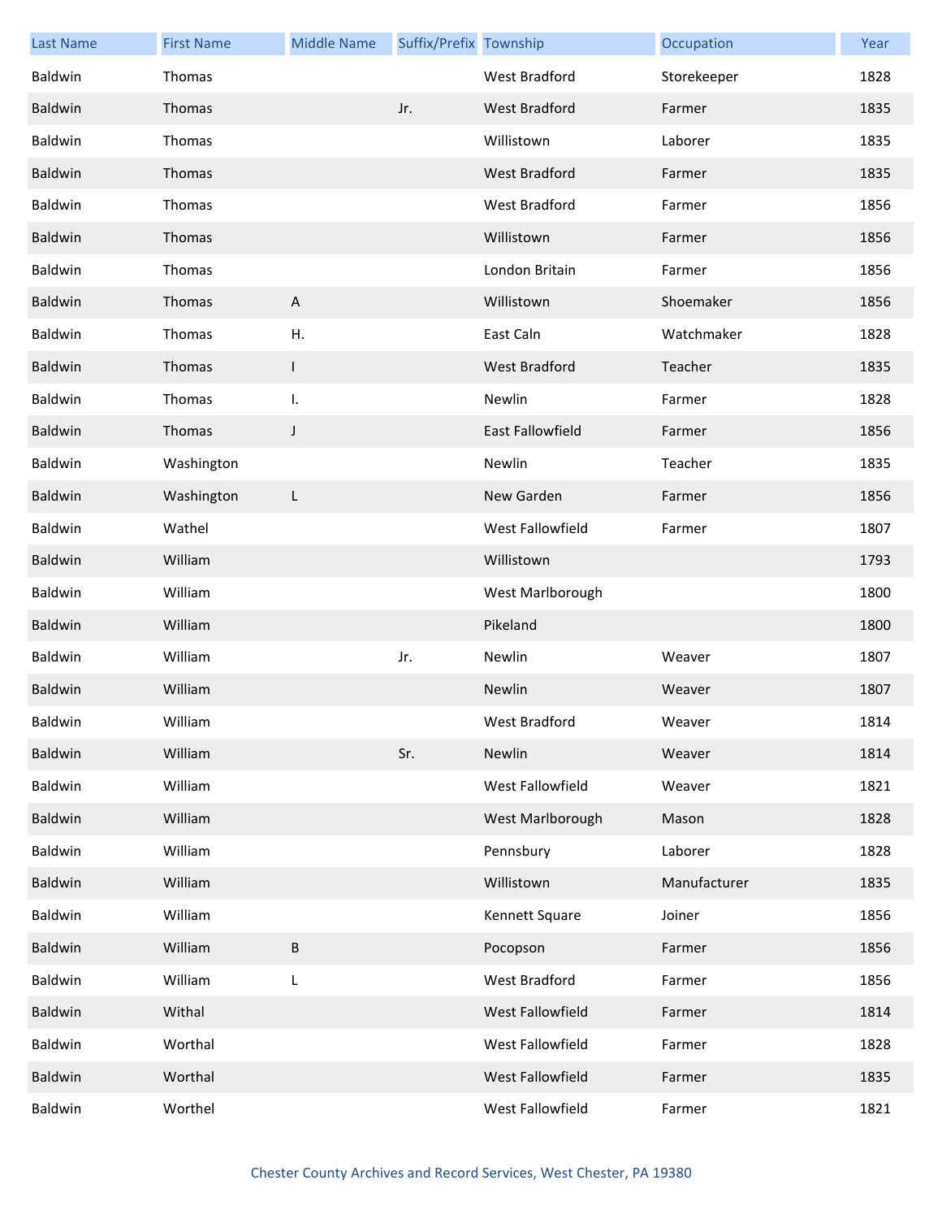| Last Name | First Name | Middle Name | Suffix/Prefix | Township | Occupation | Year |
|---|---|---|---|---|---|---|
| Baldwin | Thomas | | | West Bradford | Storekeeper | 1828 |
| Baldwin | Thomas | | Jr. | West Bradford | Farmer | 1835 |
| Baldwin | Thomas | | | Willistown | Laborer | 1835 |
| Baldwin | Thomas | | | West Bradford | Farmer | 1835 |
| Baldwin | Thomas | | | West Bradford | Farmer | 1856 |
| Baldwin | Thomas | | | Willistown | Farmer | 1856 |
| Baldwin | Thomas | | | London Britain | Farmer | 1856 |
| Baldwin | Thomas | A | | Willistown | Shoemaker | 1856 |
| Baldwin | Thomas | H. | | East Caln | Watchmaker | 1828 |
| Baldwin | Thomas | I | | West Bradford | Teacher | 1835 |
| Baldwin | Thomas | I. | | Newlin | Farmer | 1828 |
| Baldwin | Thomas | J | | East Fallowfield | Farmer | 1856 |
| Baldwin | Washington | | | Newlin | Teacher | 1835 |
| Baldwin | Washington | L | | New Garden | Farmer | 1856 |
| Baldwin | Wathel | | | West Fallowfield | Farmer | 1807 |
| Baldwin | William | | | Willistown | | 1793 |
| Baldwin | William | | | West Marlborough | | 1800 |
| Baldwin | William | | | Pikeland | | 1800 |
| Baldwin | William | | Jr. | Newlin | Weaver | 1807 |
| Baldwin | William | | | Newlin | Weaver | 1807 |
| Baldwin | William | | | West Bradford | Weaver | 1814 |
| Baldwin | William | | Sr. | Newlin | Weaver | 1814 |
| Baldwin | William | | | West Fallowfield | Weaver | 1821 |
| Baldwin | William | | | West Marlborough | Mason | 1828 |
| Baldwin | William | | | Pennsbury | Laborer | 1828 |
| Baldwin | William | | | Willistown | Manufacturer | 1835 |
| Baldwin | William | | | Kennett Square | Joiner | 1856 |
| Baldwin | William | B | | Pocopson | Farmer | 1856 |
| Baldwin | William | L | | West Bradford | Farmer | 1856 |
| Baldwin | Withal | | | West Fallowfield | Farmer | 1814 |
| Baldwin | Worthal | | | West Fallowfield | Farmer | 1828 |
| Baldwin | Worthal | | | West Fallowfield | Farmer | 1835 |
| Baldwin | Worthel | | | West Fallowfield | Farmer | 1821 |

Chester County Archives and Record Services, West Chester, PA 19380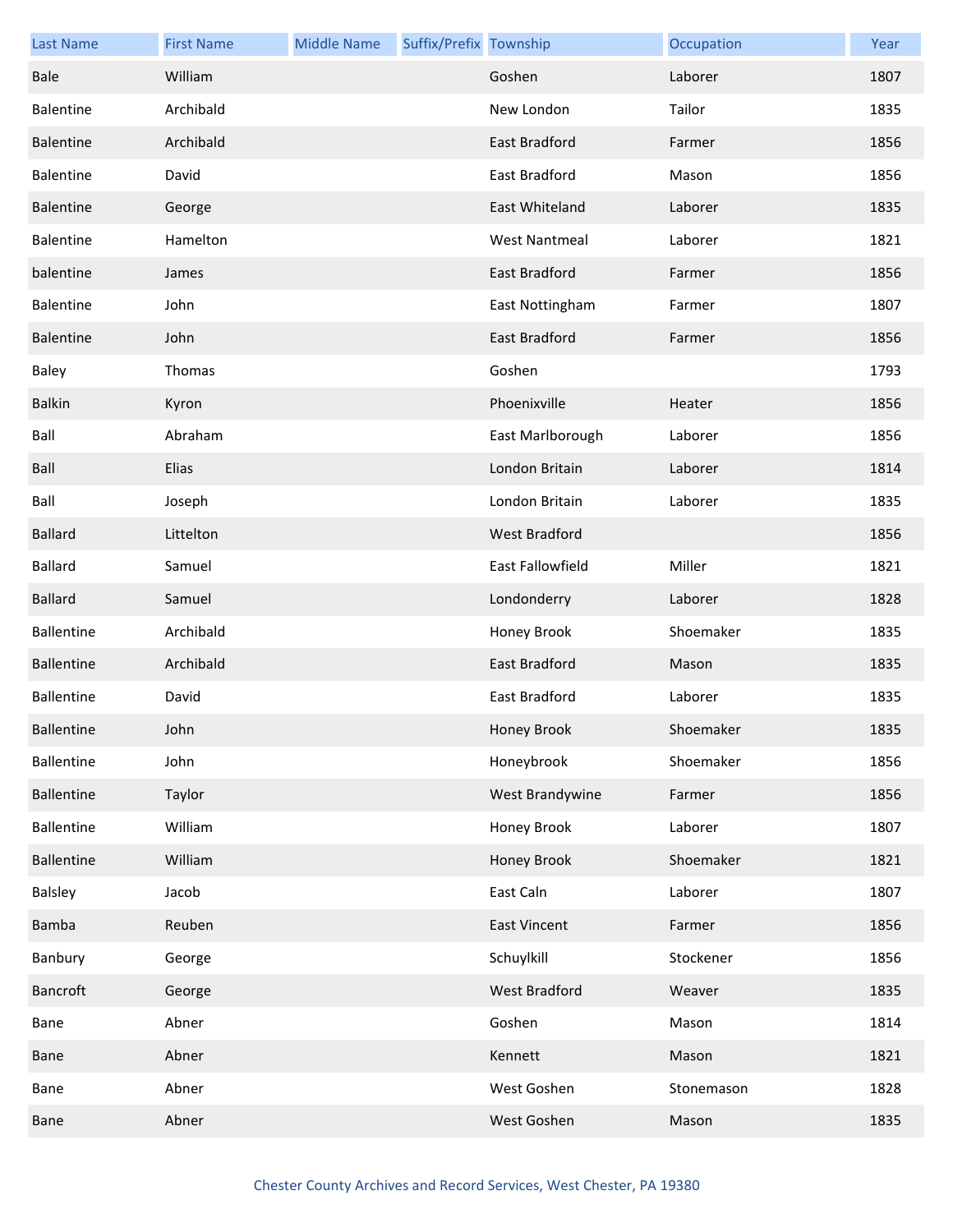| Last Name | First Name | Middle Name | Suffix/Prefix | Township | Occupation | Year |
|---|---|---|---|---|---|---|
| Bale | William | | | Goshen | Laborer | 1807 |
| Balentine | Archibald | | | New London | Tailor | 1835 |
| Balentine | Archibald | | | East Bradford | Farmer | 1856 |
| Balentine | David | | | East Bradford | Mason | 1856 |
| Balentine | George | | | East Whiteland | Laborer | 1835 |
| Balentine | Hamelton | | | West Nantmeal | Laborer | 1821 |
| balentine | James | | | East Bradford | Farmer | 1856 |
| Balentine | John | | | East Nottingham | Farmer | 1807 |
| Balentine | John | | | East Bradford | Farmer | 1856 |
| Baley | Thomas | | | Goshen | | 1793 |
| Balkin | Kyron | | | Phoenixville | Heater | 1856 |
| Ball | Abraham | | | East Marlborough | Laborer | 1856 |
| Ball | Elias | | | London Britain | Laborer | 1814 |
| Ball | Joseph | | | London Britain | Laborer | 1835 |
| Ballard | Littelton | | | West Bradford | | 1856 |
| Ballard | Samuel | | | East Fallowfield | Miller | 1821 |
| Ballard | Samuel | | | Londonderry | Laborer | 1828 |
| Ballentine | Archibald | | | Honey Brook | Shoemaker | 1835 |
| Ballentine | Archibald | | | East Bradford | Mason | 1835 |
| Ballentine | David | | | East Bradford | Laborer | 1835 |
| Ballentine | John | | | Honey Brook | Shoemaker | 1835 |
| Ballentine | John | | | Honeybrook | Shoemaker | 1856 |
| Ballentine | Taylor | | | West Brandywine | Farmer | 1856 |
| Ballentine | William | | | Honey Brook | Laborer | 1807 |
| Ballentine | William | | | Honey Brook | Shoemaker | 1821 |
| Balsley | Jacob | | | East Caln | Laborer | 1807 |
| Bamba | Reuben | | | East Vincent | Farmer | 1856 |
| Banbury | George | | | Schuylkill | Stockener | 1856 |
| Bancroft | George | | | West Bradford | Weaver | 1835 |
| Bane | Abner | | | Goshen | Mason | 1814 |
| Bane | Abner | | | Kennett | Mason | 1821 |
| Bane | Abner | | | West Goshen | Stonemason | 1828 |
| Bane | Abner | | | West Goshen | Mason | 1835 |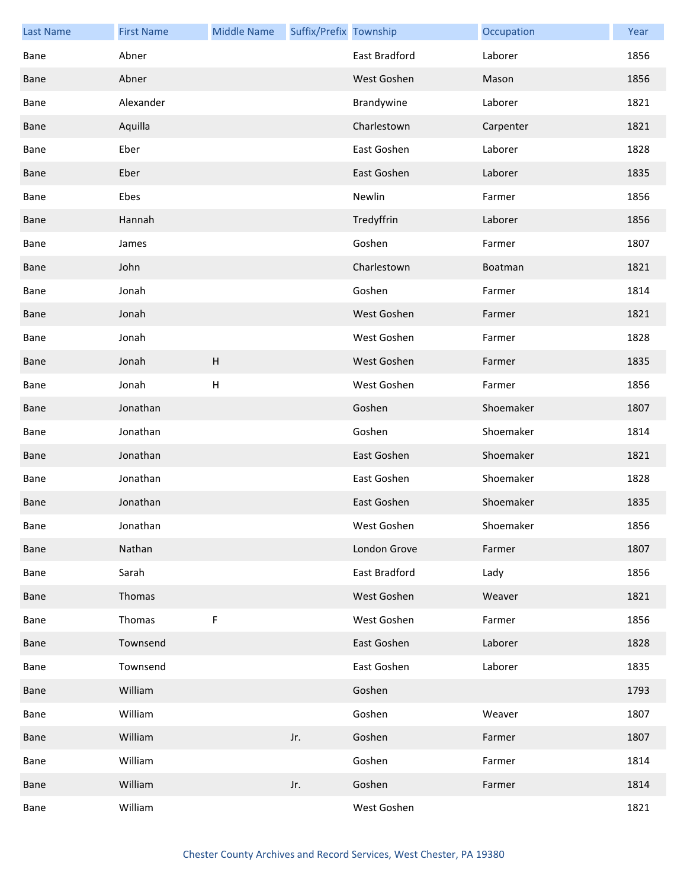| Last Name | First Name | Middle Name | Suffix/Prefix | Township | Occupation | Year |
|---|---|---|---|---|---|---|
| Bane | Abner | | | East Bradford | Laborer | 1856 |
| Bane | Abner | | | West Goshen | Mason | 1856 |
| Bane | Alexander | | | Brandywine | Laborer | 1821 |
| Bane | Aquilla | | | Charlestown | Carpenter | 1821 |
| Bane | Eber | | | East Goshen | Laborer | 1828 |
| Bane | Eber | | | East Goshen | Laborer | 1835 |
| Bane | Ebes | | | Newlin | Farmer | 1856 |
| Bane | Hannah | | | Tredyffrin | Laborer | 1856 |
| Bane | James | | | Goshen | Farmer | 1807 |
| Bane | John | | | Charlestown | Boatman | 1821 |
| Bane | Jonah | | | Goshen | Farmer | 1814 |
| Bane | Jonah | | | West Goshen | Farmer | 1821 |
| Bane | Jonah | | | West Goshen | Farmer | 1828 |
| Bane | Jonah | H | | West Goshen | Farmer | 1835 |
| Bane | Jonah | H | | West Goshen | Farmer | 1856 |
| Bane | Jonathan | | | Goshen | Shoemaker | 1807 |
| Bane | Jonathan | | | Goshen | Shoemaker | 1814 |
| Bane | Jonathan | | | East Goshen | Shoemaker | 1821 |
| Bane | Jonathan | | | East Goshen | Shoemaker | 1828 |
| Bane | Jonathan | | | East Goshen | Shoemaker | 1835 |
| Bane | Jonathan | | | West Goshen | Shoemaker | 1856 |
| Bane | Nathan | | | London Grove | Farmer | 1807 |
| Bane | Sarah | | | East Bradford | Lady | 1856 |
| Bane | Thomas | | | West Goshen | Weaver | 1821 |
| Bane | Thomas | F | | West Goshen | Farmer | 1856 |
| Bane | Townsend | | | East Goshen | Laborer | 1828 |
| Bane | Townsend | | | East Goshen | Laborer | 1835 |
| Bane | William | | | Goshen | | 1793 |
| Bane | William | | | Goshen | Weaver | 1807 |
| Bane | William | | Jr. | Goshen | Farmer | 1807 |
| Bane | William | | | Goshen | Farmer | 1814 |
| Bane | William | | Jr. | Goshen | Farmer | 1814 |
| Bane | William | | | West Goshen | | 1821 |

Chester County Archives and Record Services, West Chester, PA 19380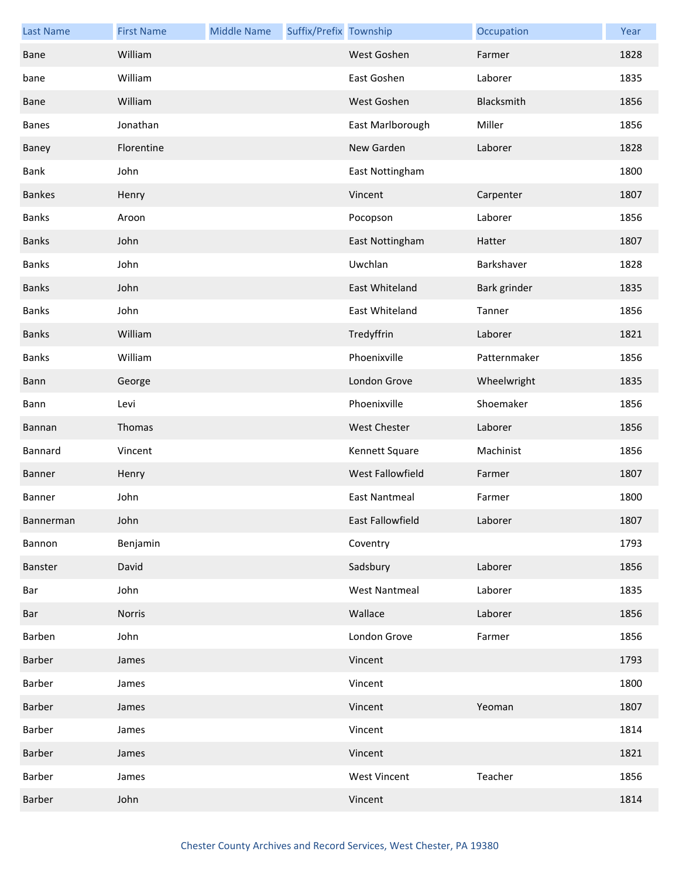| Last Name | First Name | Middle Name | Suffix/Prefix | Township | Occupation | Year |
|---|---|---|---|---|---|---|
| Bane | William | | | West Goshen | Farmer | 1828 |
| bane | William | | | East Goshen | Laborer | 1835 |
| Bane | William | | | West Goshen | Blacksmith | 1856 |
| Banes | Jonathan | | | East Marlborough | Miller | 1856 |
| Baney | Florentine | | | New Garden | Laborer | 1828 |
| Bank | John | | | East Nottingham | | 1800 |
| Bankes | Henry | | | Vincent | Carpenter | 1807 |
| Banks | Aroon | | | Pocopson | Laborer | 1856 |
| Banks | John | | | East Nottingham | Hatter | 1807 |
| Banks | John | | | Uwchlan | Barkshaver | 1828 |
| Banks | John | | | East Whiteland | Bark grinder | 1835 |
| Banks | John | | | East Whiteland | Tanner | 1856 |
| Banks | William | | | Tredyffrin | Laborer | 1821 |
| Banks | William | | | Phoenixville | Patternmaker | 1856 |
| Bann | George | | | London Grove | Wheelwright | 1835 |
| Bann | Levi | | | Phoenixville | Shoemaker | 1856 |
| Bannan | Thomas | | | West Chester | Laborer | 1856 |
| Bannard | Vincent | | | Kennett Square | Machinist | 1856 |
| Banner | Henry | | | West Fallowfield | Farmer | 1807 |
| Banner | John | | | East Nantmeal | Farmer | 1800 |
| Bannerman | John | | | East Fallowfield | Laborer | 1807 |
| Bannon | Benjamin | | | Coventry | | 1793 |
| Banster | David | | | Sadsbury | Laborer | 1856 |
| Bar | John | | | West Nantmeal | Laborer | 1835 |
| Bar | Norris | | | Wallace | Laborer | 1856 |
| Barben | John | | | London Grove | Farmer | 1856 |
| Barber | James | | | Vincent | | 1793 |
| Barber | James | | | Vincent | | 1800 |
| Barber | James | | | Vincent | Yeoman | 1807 |
| Barber | James | | | Vincent | | 1814 |
| Barber | James | | | Vincent | | 1821 |
| Barber | James | | | West Vincent | Teacher | 1856 |
| Barber | John | | | Vincent | | 1814 |

Chester County Archives and Record Services, West Chester, PA 19380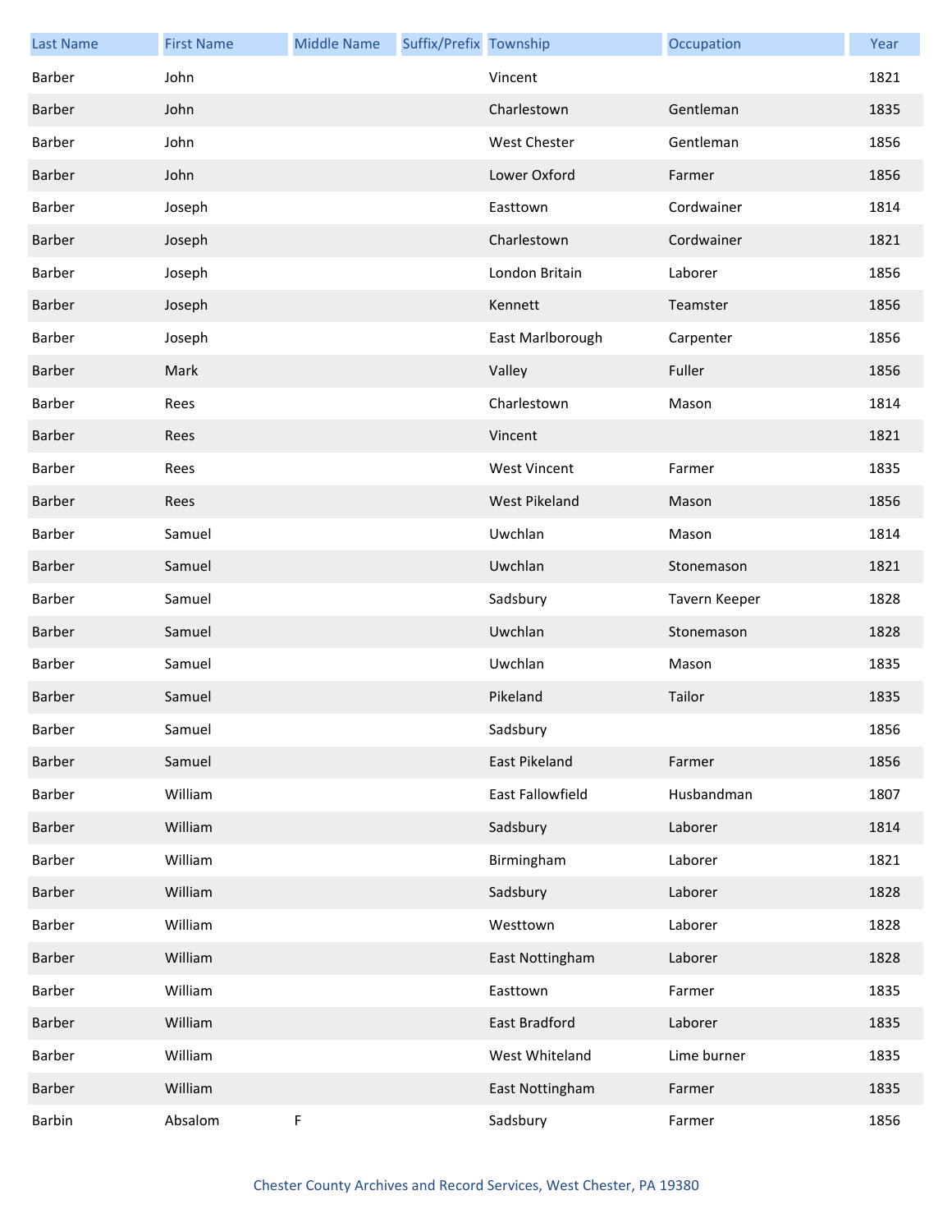| Last Name | First Name | Middle Name | Suffix/Prefix | Township | Occupation | Year |
|---|---|---|---|---|---|---|
| Barber | John | | | Vincent | | 1821 |
| Barber | John | | | Charlestown | Gentleman | 1835 |
| Barber | John | | | West Chester | Gentleman | 1856 |
| Barber | John | | | Lower Oxford | Farmer | 1856 |
| Barber | Joseph | | | Easttown | Cordwainer | 1814 |
| Barber | Joseph | | | Charlestown | Cordwainer | 1821 |
| Barber | Joseph | | | London Britain | Laborer | 1856 |
| Barber | Joseph | | | Kennett | Teamster | 1856 |
| Barber | Joseph | | | East Marlborough | Carpenter | 1856 |
| Barber | Mark | | | Valley | Fuller | 1856 |
| Barber | Rees | | | Charlestown | Mason | 1814 |
| Barber | Rees | | | Vincent | | 1821 |
| Barber | Rees | | | West Vincent | Farmer | 1835 |
| Barber | Rees | | | West Pikeland | Mason | 1856 |
| Barber | Samuel | | | Uwchlan | Mason | 1814 |
| Barber | Samuel | | | Uwchlan | Stonemason | 1821 |
| Barber | Samuel | | | Sadsbury | Tavern Keeper | 1828 |
| Barber | Samuel | | | Uwchlan | Stonemason | 1828 |
| Barber | Samuel | | | Uwchlan | Mason | 1835 |
| Barber | Samuel | | | Pikeland | Tailor | 1835 |
| Barber | Samuel | | | Sadsbury | | 1856 |
| Barber | Samuel | | | East Pikeland | Farmer | 1856 |
| Barber | William | | | East Fallowfield | Husbandman | 1807 |
| Barber | William | | | Sadsbury | Laborer | 1814 |
| Barber | William | | | Birmingham | Laborer | 1821 |
| Barber | William | | | Sadsbury | Laborer | 1828 |
| Barber | William | | | Westtown | Laborer | 1828 |
| Barber | William | | | East Nottingham | Laborer | 1828 |
| Barber | William | | | Easttown | Farmer | 1835 |
| Barber | William | | | East Bradford | Laborer | 1835 |
| Barber | William | | | West Whiteland | Lime burner | 1835 |
| Barber | William | | | East Nottingham | Farmer | 1835 |
| Barbin | Absalom | F | | Sadsbury | Farmer | 1856 |

Chester County Archives and Record Services, West Chester, PA 19380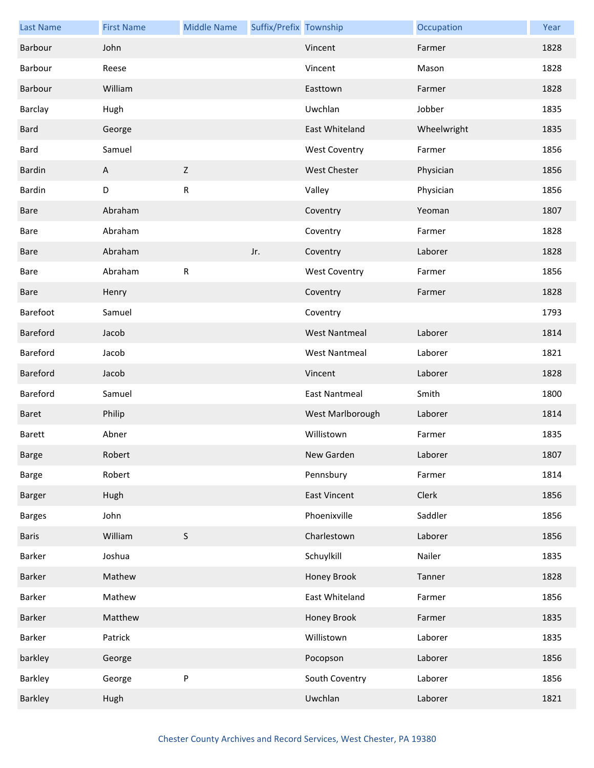| Last Name | First Name | Middle Name | Suffix/Prefix | Township | Occupation | Year |
|---|---|---|---|---|---|---|
| Barbour | John | | | Vincent | Farmer | 1828 |
| Barbour | Reese | | | Vincent | Mason | 1828 |
| Barbour | William | | | Easttown | Farmer | 1828 |
| Barclay | Hugh | | | Uwchlan | Jobber | 1835 |
| Bard | George | | | East Whiteland | Wheelwright | 1835 |
| Bard | Samuel | | | West Coventry | Farmer | 1856 |
| Bardin | A | Z | | West Chester | Physician | 1856 |
| Bardin | D | R | | Valley | Physician | 1856 |
| Bare | Abraham | | | Coventry | Yeoman | 1807 |
| Bare | Abraham | | | Coventry | Farmer | 1828 |
| Bare | Abraham | | Jr. | Coventry | Laborer | 1828 |
| Bare | Abraham | R | | West Coventry | Farmer | 1856 |
| Bare | Henry | | | Coventry | Farmer | 1828 |
| Barefoot | Samuel | | | Coventry | | 1793 |
| Bareford | Jacob | | | West Nantmeal | Laborer | 1814 |
| Bareford | Jacob | | | West Nantmeal | Laborer | 1821 |
| Bareford | Jacob | | | Vincent | Laborer | 1828 |
| Bareford | Samuel | | | East Nantmeal | Smith | 1800 |
| Baret | Philip | | | West Marlborough | Laborer | 1814 |
| Barett | Abner | | | Willistown | Farmer | 1835 |
| Barge | Robert | | | New Garden | Laborer | 1807 |
| Barge | Robert | | | Pennsbury | Farmer | 1814 |
| Barger | Hugh | | | East Vincent | Clerk | 1856 |
| Barges | John | | | Phoenixville | Saddler | 1856 |
| Baris | William | S | | Charlestown | Laborer | 1856 |
| Barker | Joshua | | | Schuylkill | Nailer | 1835 |
| Barker | Mathew | | | Honey Brook | Tanner | 1828 |
| Barker | Mathew | | | East Whiteland | Farmer | 1856 |
| Barker | Matthew | | | Honey Brook | Farmer | 1835 |
| Barker | Patrick | | | Willistown | Laborer | 1835 |
| barkley | George | | | Pocopson | Laborer | 1856 |
| Barkley | George | P | | South Coventry | Laborer | 1856 |
| Barkley | Hugh | | | Uwchlan | Laborer | 1821 |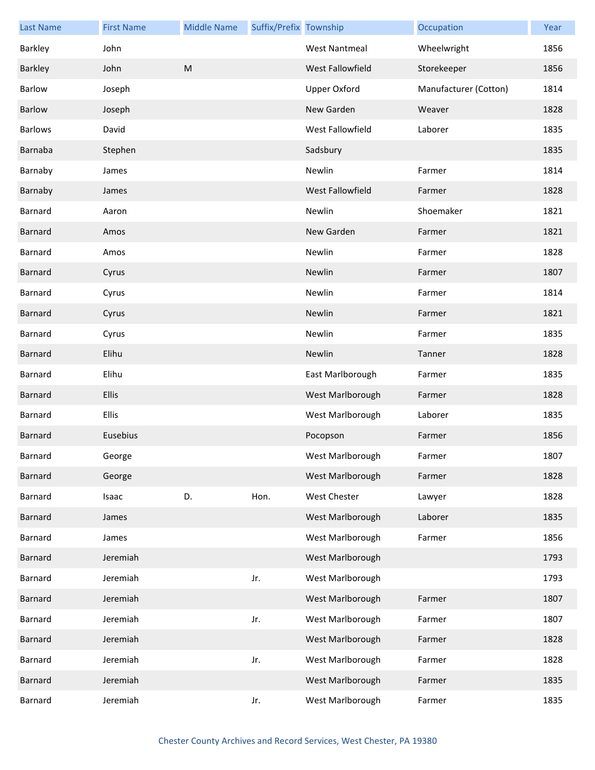| Last Name | First Name | Middle Name | Suffix/Prefix | Township | Occupation | Year |
|---|---|---|---|---|---|---|
| Barkley | John | | | West Nantmeal | Wheelwright | 1856 |
| Barkley | John | M | | West Fallowfield | Storekeeper | 1856 |
| Barlow | Joseph | | | Upper Oxford | Manufacturer (Cotton) | 1814 |
| Barlow | Joseph | | | New Garden | Weaver | 1828 |
| Barlows | David | | | West Fallowfield | Laborer | 1835 |
| Barnaba | Stephen | | | Sadsbury | | 1835 |
| Barnaby | James | | | Newlin | Farmer | 1814 |
| Barnaby | James | | | West Fallowfield | Farmer | 1828 |
| Barnard | Aaron | | | Newlin | Shoemaker | 1821 |
| Barnard | Amos | | | New Garden | Farmer | 1821 |
| Barnard | Amos | | | Newlin | Farmer | 1828 |
| Barnard | Cyrus | | | Newlin | Farmer | 1807 |
| Barnard | Cyrus | | | Newlin | Farmer | 1814 |
| Barnard | Cyrus | | | Newlin | Farmer | 1821 |
| Barnard | Cyrus | | | Newlin | Farmer | 1835 |
| Barnard | Elihu | | | Newlin | Tanner | 1828 |
| Barnard | Elihu | | | East Marlborough | Farmer | 1835 |
| Barnard | Ellis | | | West Marlborough | Farmer | 1828 |
| Barnard | Ellis | | | West Marlborough | Laborer | 1835 |
| Barnard | Eusebius | | | Pocopson | Farmer | 1856 |
| Barnard | George | | | West Marlborough | Farmer | 1807 |
| Barnard | George | | | West Marlborough | Farmer | 1828 |
| Barnard | Isaac | D. | Hon. | West Chester | Lawyer | 1828 |
| Barnard | James | | | West Marlborough | Laborer | 1835 |
| Barnard | James | | | West Marlborough | Farmer | 1856 |
| Barnard | Jeremiah | | | West Marlborough | | 1793 |
| Barnard | Jeremiah | | Jr. | West Marlborough | | 1793 |
| Barnard | Jeremiah | | | West Marlborough | Farmer | 1807 |
| Barnard | Jeremiah | | Jr. | West Marlborough | Farmer | 1807 |
| Barnard | Jeremiah | | | West Marlborough | Farmer | 1828 |
| Barnard | Jeremiah | | Jr. | West Marlborough | Farmer | 1828 |
| Barnard | Jeremiah | | | West Marlborough | Farmer | 1835 |
| Barnard | Jeremiah | | Jr. | West Marlborough | Farmer | 1835 |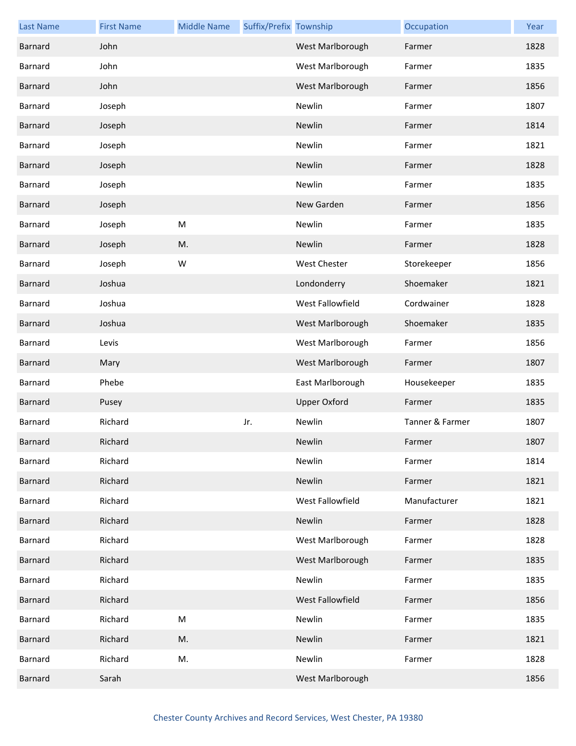| Last Name | First Name | Middle Name | Suffix/Prefix | Township | Occupation | Year |
|---|---|---|---|---|---|---|
| Barnard | John | | | West Marlborough | Farmer | 1828 |
| Barnard | John | | | West Marlborough | Farmer | 1835 |
| Barnard | John | | | West Marlborough | Farmer | 1856 |
| Barnard | Joseph | | | Newlin | Farmer | 1807 |
| Barnard | Joseph | | | Newlin | Farmer | 1814 |
| Barnard | Joseph | | | Newlin | Farmer | 1821 |
| Barnard | Joseph | | | Newlin | Farmer | 1828 |
| Barnard | Joseph | | | Newlin | Farmer | 1835 |
| Barnard | Joseph | | | New Garden | Farmer | 1856 |
| Barnard | Joseph | M | | Newlin | Farmer | 1835 |
| Barnard | Joseph | M. | | Newlin | Farmer | 1828 |
| Barnard | Joseph | W | | West Chester | Storekeeper | 1856 |
| Barnard | Joshua | | | Londonderry | Shoemaker | 1821 |
| Barnard | Joshua | | | West Fallowfield | Cordwainer | 1828 |
| Barnard | Joshua | | | West Marlborough | Shoemaker | 1835 |
| Barnard | Levis | | | West Marlborough | Farmer | 1856 |
| Barnard | Mary | | | West Marlborough | Farmer | 1807 |
| Barnard | Phebe | | | East Marlborough | Housekeeper | 1835 |
| Barnard | Pusey | | | Upper Oxford | Farmer | 1835 |
| Barnard | Richard | | Jr. | Newlin | Tanner & Farmer | 1807 |
| Barnard | Richard | | | Newlin | Farmer | 1807 |
| Barnard | Richard | | | Newlin | Farmer | 1814 |
| Barnard | Richard | | | Newlin | Farmer | 1821 |
| Barnard | Richard | | | West Fallowfield | Manufacturer | 1821 |
| Barnard | Richard | | | Newlin | Farmer | 1828 |
| Barnard | Richard | | | West Marlborough | Farmer | 1828 |
| Barnard | Richard | | | West Marlborough | Farmer | 1835 |
| Barnard | Richard | | | Newlin | Farmer | 1835 |
| Barnard | Richard | | | West Fallowfield | Farmer | 1856 |
| Barnard | Richard | M | | Newlin | Farmer | 1835 |
| Barnard | Richard | M. | | Newlin | Farmer | 1821 |
| Barnard | Richard | M. | | Newlin | Farmer | 1828 |
| Barnard | Sarah | | | West Marlborough | | 1856 |

Chester County Archives and Record Services, West Chester, PA 19380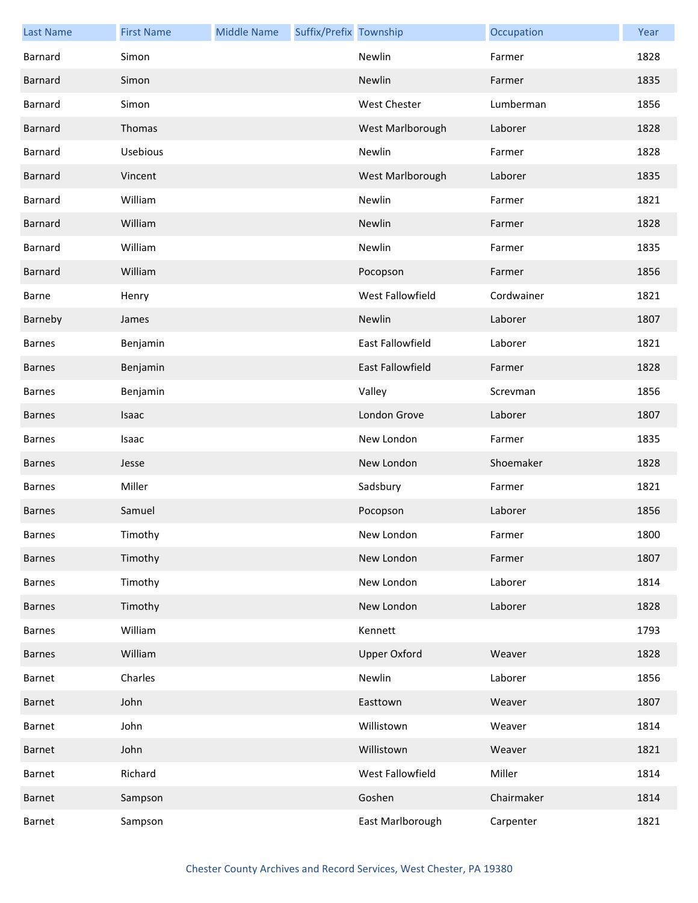| Last Name | First Name | Middle Name | Suffix/Prefix | Township | Occupation | Year |
| --- | --- | --- | --- | --- | --- | --- |
| Barnard | Simon | | | Newlin | Farmer | 1828 |
| Barnard | Simon | | | Newlin | Farmer | 1835 |
| Barnard | Simon | | | West Chester | Lumberman | 1856 |
| Barnard | Thomas | | | West Marlborough | Laborer | 1828 |
| Barnard | Usebious | | | Newlin | Farmer | 1828 |
| Barnard | Vincent | | | West Marlborough | Laborer | 1835 |
| Barnard | William | | | Newlin | Farmer | 1821 |
| Barnard | William | | | Newlin | Farmer | 1828 |
| Barnard | William | | | Newlin | Farmer | 1835 |
| Barnard | William | | | Pocopson | Farmer | 1856 |
| Barne | Henry | | | West Fallowfield | Cordwainer | 1821 |
| Barneby | James | | | Newlin | Laborer | 1807 |
| Barnes | Benjamin | | | East Fallowfield | Laborer | 1821 |
| Barnes | Benjamin | | | East Fallowfield | Farmer | 1828 |
| Barnes | Benjamin | | | Valley | Screvman | 1856 |
| Barnes | Isaac | | | London Grove | Laborer | 1807 |
| Barnes | Isaac | | | New London | Farmer | 1835 |
| Barnes | Jesse | | | New London | Shoemaker | 1828 |
| Barnes | Miller | | | Sadsbury | Farmer | 1821 |
| Barnes | Samuel | | | Pocopson | Laborer | 1856 |
| Barnes | Timothy | | | New London | Farmer | 1800 |
| Barnes | Timothy | | | New London | Farmer | 1807 |
| Barnes | Timothy | | | New London | Laborer | 1814 |
| Barnes | Timothy | | | New London | Laborer | 1828 |
| Barnes | William | | | Kennett | | 1793 |
| Barnes | William | | | Upper Oxford | Weaver | 1828 |
| Barnet | Charles | | | Newlin | Laborer | 1856 |
| Barnet | John | | | Easttown | Weaver | 1807 |
| Barnet | John | | | Willistown | Weaver | 1814 |
| Barnet | John | | | Willistown | Weaver | 1821 |
| Barnet | Richard | | | West Fallowfield | Miller | 1814 |
| Barnet | Sampson | | | Goshen | Chairmaker | 1814 |
| Barnet | Sampson | | | East Marlborough | Carpenter | 1821 |

Chester County Archives and Record Services, West Chester, PA 19380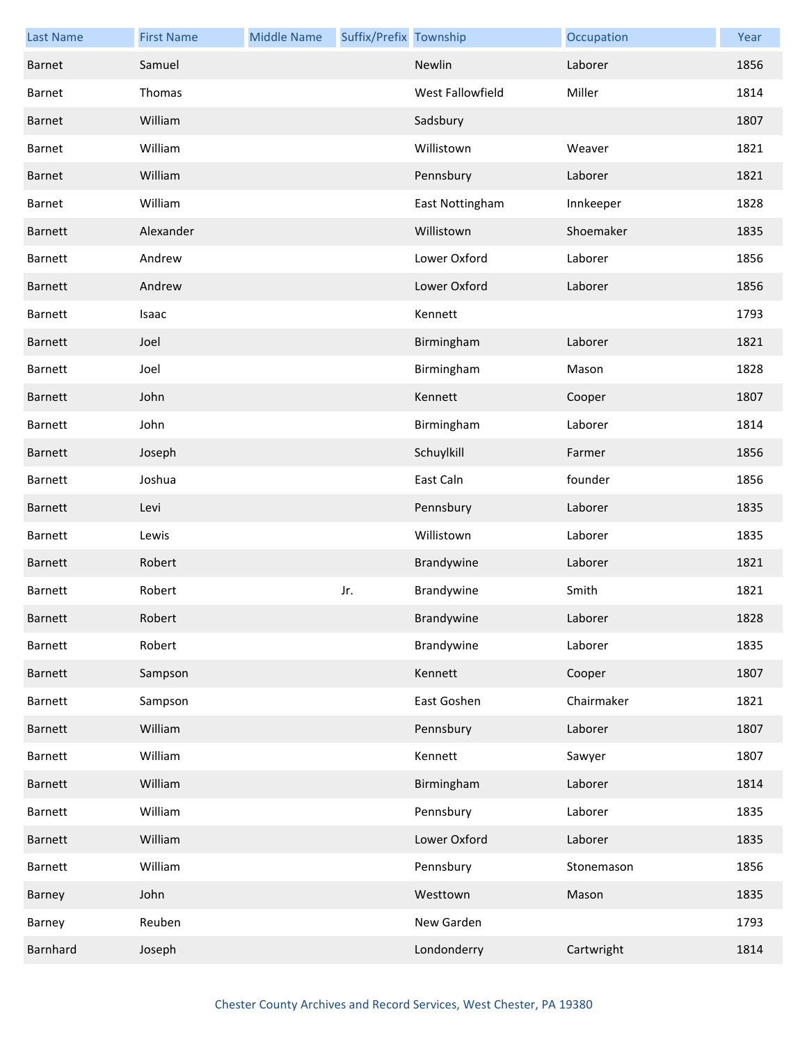| Last Name | First Name | Middle Name | Suffix/Prefix | Township | Occupation | Year |
|---|---|---|---|---|---|---|
| Barnet | Samuel | | | Newlin | Laborer | 1856 |
| Barnet | Thomas | | | West Fallowfield | Miller | 1814 |
| Barnet | William | | | Sadsbury | | 1807 |
| Barnet | William | | | Willistown | Weaver | 1821 |
| Barnet | William | | | Pennsbury | Laborer | 1821 |
| Barnet | William | | | East Nottingham | Innkeeper | 1828 |
| Barnett | Alexander | | | Willistown | Shoemaker | 1835 |
| Barnett | Andrew | | | Lower Oxford | Laborer | 1856 |
| Barnett | Andrew | | | Lower Oxford | Laborer | 1856 |
| Barnett | Isaac | | | Kennett | | 1793 |
| Barnett | Joel | | | Birmingham | Laborer | 1821 |
| Barnett | Joel | | | Birmingham | Mason | 1828 |
| Barnett | John | | | Kennett | Cooper | 1807 |
| Barnett | John | | | Birmingham | Laborer | 1814 |
| Barnett | Joseph | | | Schuylkill | Farmer | 1856 |
| Barnett | Joshua | | | East Caln | founder | 1856 |
| Barnett | Levi | | | Pennsbury | Laborer | 1835 |
| Barnett | Lewis | | | Willistown | Laborer | 1835 |
| Barnett | Robert | | | Brandywine | Laborer | 1821 |
| Barnett | Robert | | Jr. | Brandywine | Smith | 1821 |
| Barnett | Robert | | | Brandywine | Laborer | 1828 |
| Barnett | Robert | | | Brandywine | Laborer | 1835 |
| Barnett | Sampson | | | Kennett | Cooper | 1807 |
| Barnett | Sampson | | | East Goshen | Chairmaker | 1821 |
| Barnett | William | | | Pennsbury | Laborer | 1807 |
| Barnett | William | | | Kennett | Sawyer | 1807 |
| Barnett | William | | | Birmingham | Laborer | 1814 |
| Barnett | William | | | Pennsbury | Laborer | 1835 |
| Barnett | William | | | Lower Oxford | Laborer | 1835 |
| Barnett | William | | | Pennsbury | Stonemason | 1856 |
| Barney | John | | | Westtown | Mason | 1835 |
| Barney | Reuben | | | New Garden | | 1793 |
| Barnhard | Joseph | | | Londonderry | Cartwright | 1814 |

Chester County Archives and Record Services, West Chester, PA 19380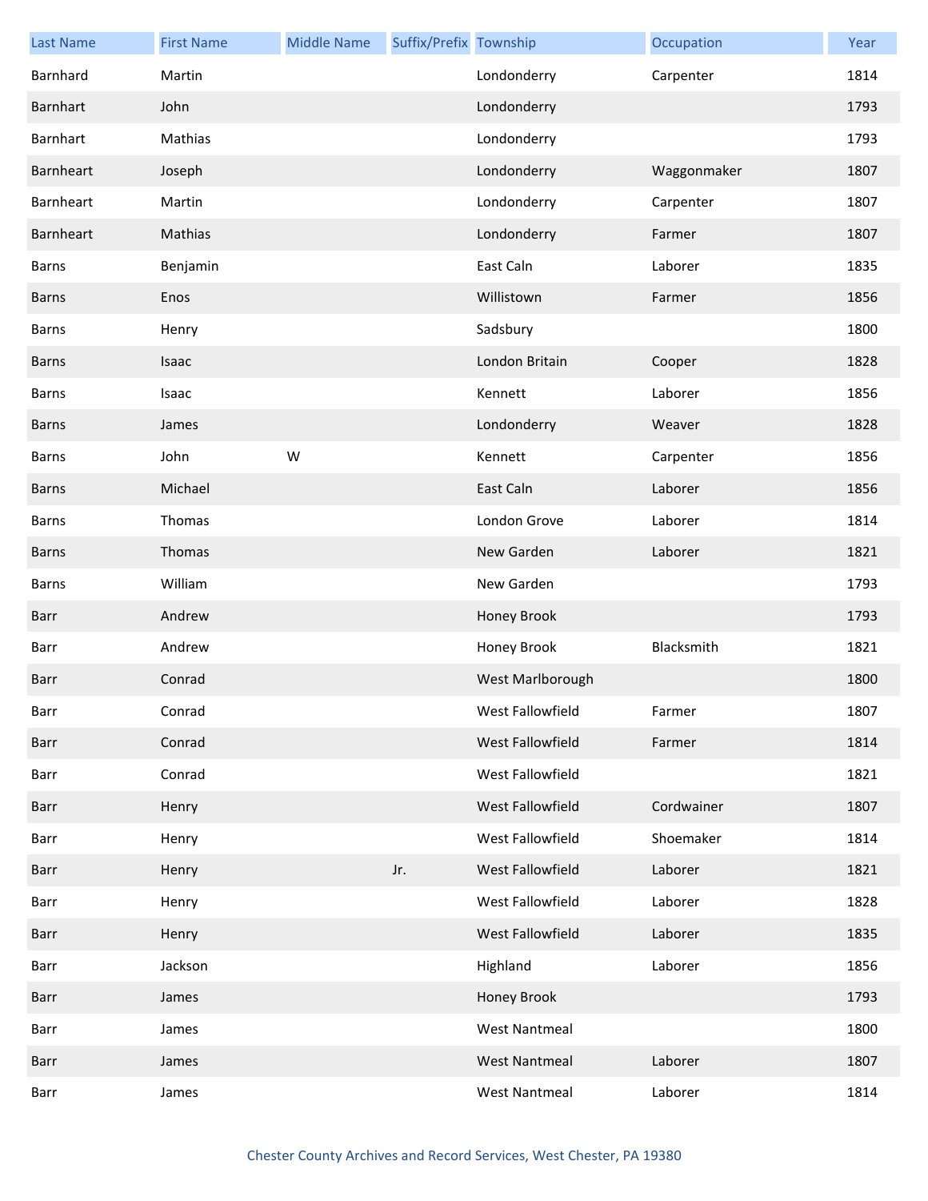| Last Name | First Name | Middle Name | Suffix/Prefix | Township | Occupation | Year |
|---|---|---|---|---|---|---|
| Barnhard | Martin | | | Londonderry | Carpenter | 1814 |
| Barnhart | John | | | Londonderry | | 1793 |
| Barnhart | Mathias | | | Londonderry | | 1793 |
| Barnheart | Joseph | | | Londonderry | Waggonmaker | 1807 |
| Barnheart | Martin | | | Londonderry | Carpenter | 1807 |
| Barnheart | Mathias | | | Londonderry | Farmer | 1807 |
| Barns | Benjamin | | | East Caln | Laborer | 1835 |
| Barns | Enos | | | Willistown | Farmer | 1856 |
| Barns | Henry | | | Sadsbury | | 1800 |
| Barns | Isaac | | | London Britain | Cooper | 1828 |
| Barns | Isaac | | | Kennett | Laborer | 1856 |
| Barns | James | | | Londonderry | Weaver | 1828 |
| Barns | John | W | | Kennett | Carpenter | 1856 |
| Barns | Michael | | | East Caln | Laborer | 1856 |
| Barns | Thomas | | | London Grove | Laborer | 1814 |
| Barns | Thomas | | | New Garden | Laborer | 1821 |
| Barns | William | | | New Garden | | 1793 |
| Barr | Andrew | | | Honey Brook | | 1793 |
| Barr | Andrew | | | Honey Brook | Blacksmith | 1821 |
| Barr | Conrad | | | West Marlborough | | 1800 |
| Barr | Conrad | | | West Fallowfield | Farmer | 1807 |
| Barr | Conrad | | | West Fallowfield | Farmer | 1814 |
| Barr | Conrad | | | West Fallowfield | | 1821 |
| Barr | Henry | | | West Fallowfield | Cordwainer | 1807 |
| Barr | Henry | | | West Fallowfield | Shoemaker | 1814 |
| Barr | Henry | | Jr. | West Fallowfield | Laborer | 1821 |
| Barr | Henry | | | West Fallowfield | Laborer | 1828 |
| Barr | Henry | | | West Fallowfield | Laborer | 1835 |
| Barr | Jackson | | | Highland | Laborer | 1856 |
| Barr | James | | | Honey Brook | | 1793 |
| Barr | James | | | West Nantmeal | | 1800 |
| Barr | James | | | West Nantmeal | Laborer | 1807 |
| Barr | James | | | West Nantmeal | Laborer | 1814 |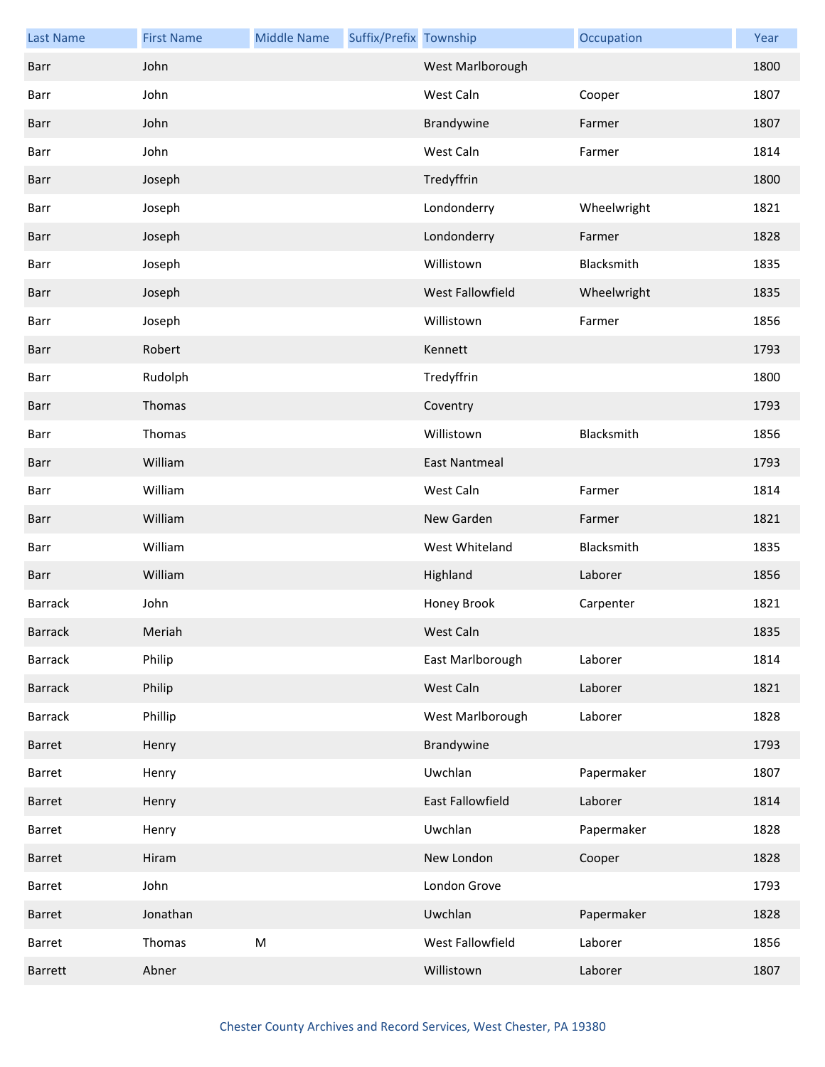| Last Name | First Name | Middle Name | Suffix/Prefix | Township | Occupation | Year |
|---|---|---|---|---|---|---|
| Barr | John | | | West Marlborough | | 1800 |
| Barr | John | | | West Caln | Cooper | 1807 |
| Barr | John | | | Brandywine | Farmer | 1807 |
| Barr | John | | | West Caln | Farmer | 1814 |
| Barr | Joseph | | | Tredyffrin | | 1800 |
| Barr | Joseph | | | Londonderry | Wheelwright | 1821 |
| Barr | Joseph | | | Londonderry | Farmer | 1828 |
| Barr | Joseph | | | Willistown | Blacksmith | 1835 |
| Barr | Joseph | | | West Fallowfield | Wheelwright | 1835 |
| Barr | Joseph | | | Willistown | Farmer | 1856 |
| Barr | Robert | | | Kennett | | 1793 |
| Barr | Rudolph | | | Tredyffrin | | 1800 |
| Barr | Thomas | | | Coventry | | 1793 |
| Barr | Thomas | | | Willistown | Blacksmith | 1856 |
| Barr | William | | | East Nantmeal | | 1793 |
| Barr | William | | | West Caln | Farmer | 1814 |
| Barr | William | | | New Garden | Farmer | 1821 |
| Barr | William | | | West Whiteland | Blacksmith | 1835 |
| Barr | William | | | Highland | Laborer | 1856 |
| Barrack | John | | | Honey Brook | Carpenter | 1821 |
| Barrack | Meriah | | | West Caln | | 1835 |
| Barrack | Philip | | | East Marlborough | Laborer | 1814 |
| Barrack | Philip | | | West Caln | Laborer | 1821 |
| Barrack | Phillip | | | West Marlborough | Laborer | 1828 |
| Barret | Henry | | | Brandywine | | 1793 |
| Barret | Henry | | | Uwchlan | Papermaker | 1807 |
| Barret | Henry | | | East Fallowfield | Laborer | 1814 |
| Barret | Henry | | | Uwchlan | Papermaker | 1828 |
| Barret | Hiram | | | New London | Cooper | 1828 |
| Barret | John | | | London Grove | | 1793 |
| Barret | Jonathan | | | Uwchlan | Papermaker | 1828 |
| Barret | Thomas | M | | West Fallowfield | Laborer | 1856 |
| Barrett | Abner | | | Willistown | Laborer | 1807 |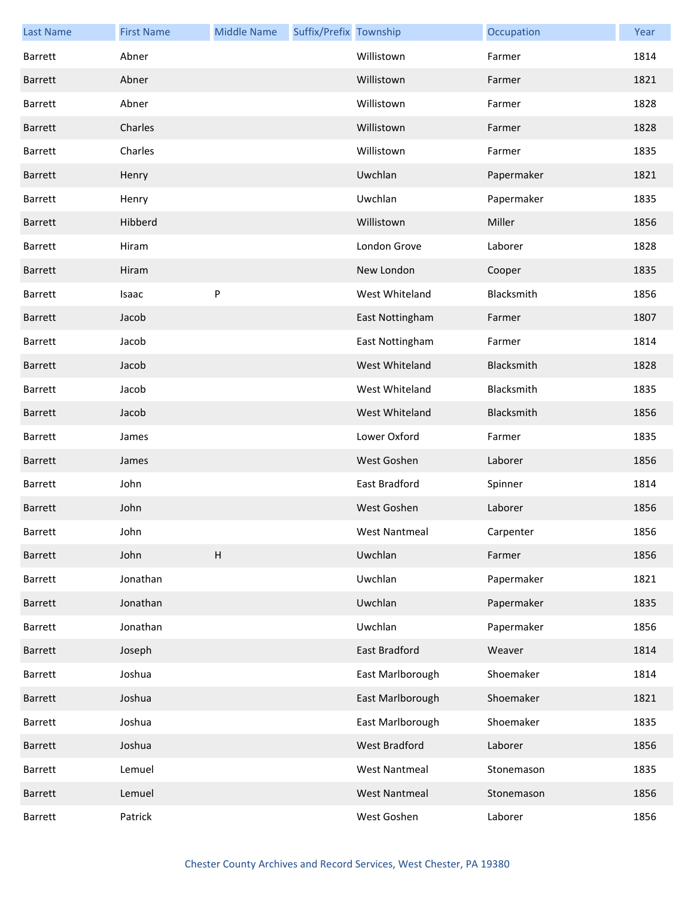| Last Name | First Name | Middle Name | Suffix/Prefix | Township | Occupation | Year |
|---|---|---|---|---|---|---|
| Barrett | Abner | | | Willistown | Farmer | 1814 |
| Barrett | Abner | | | Willistown | Farmer | 1821 |
| Barrett | Abner | | | Willistown | Farmer | 1828 |
| Barrett | Charles | | | Willistown | Farmer | 1828 |
| Barrett | Charles | | | Willistown | Farmer | 1835 |
| Barrett | Henry | | | Uwchlan | Papermaker | 1821 |
| Barrett | Henry | | | Uwchlan | Papermaker | 1835 |
| Barrett | Hibberd | | | Willistown | Miller | 1856 |
| Barrett | Hiram | | | London Grove | Laborer | 1828 |
| Barrett | Hiram | | | New London | Cooper | 1835 |
| Barrett | Isaac | P | | West Whiteland | Blacksmith | 1856 |
| Barrett | Jacob | | | East Nottingham | Farmer | 1807 |
| Barrett | Jacob | | | East Nottingham | Farmer | 1814 |
| Barrett | Jacob | | | West Whiteland | Blacksmith | 1828 |
| Barrett | Jacob | | | West Whiteland | Blacksmith | 1835 |
| Barrett | Jacob | | | West Whiteland | Blacksmith | 1856 |
| Barrett | James | | | Lower Oxford | Farmer | 1835 |
| Barrett | James | | | West Goshen | Laborer | 1856 |
| Barrett | John | | | East Bradford | Spinner | 1814 |
| Barrett | John | | | West Goshen | Laborer | 1856 |
| Barrett | John | | | West Nantmeal | Carpenter | 1856 |
| Barrett | John | H | | Uwchlan | Farmer | 1856 |
| Barrett | Jonathan | | | Uwchlan | Papermaker | 1821 |
| Barrett | Jonathan | | | Uwchlan | Papermaker | 1835 |
| Barrett | Jonathan | | | Uwchlan | Papermaker | 1856 |
| Barrett | Joseph | | | East Bradford | Weaver | 1814 |
| Barrett | Joshua | | | East Marlborough | Shoemaker | 1814 |
| Barrett | Joshua | | | East Marlborough | Shoemaker | 1821 |
| Barrett | Joshua | | | East Marlborough | Shoemaker | 1835 |
| Barrett | Joshua | | | West Bradford | Laborer | 1856 |
| Barrett | Lemuel | | | West Nantmeal | Stonemason | 1835 |
| Barrett | Lemuel | | | West Nantmeal | Stonemason | 1856 |
| Barrett | Patrick | | | West Goshen | Laborer | 1856 |

Chester County Archives and Record Services, West Chester, PA 19380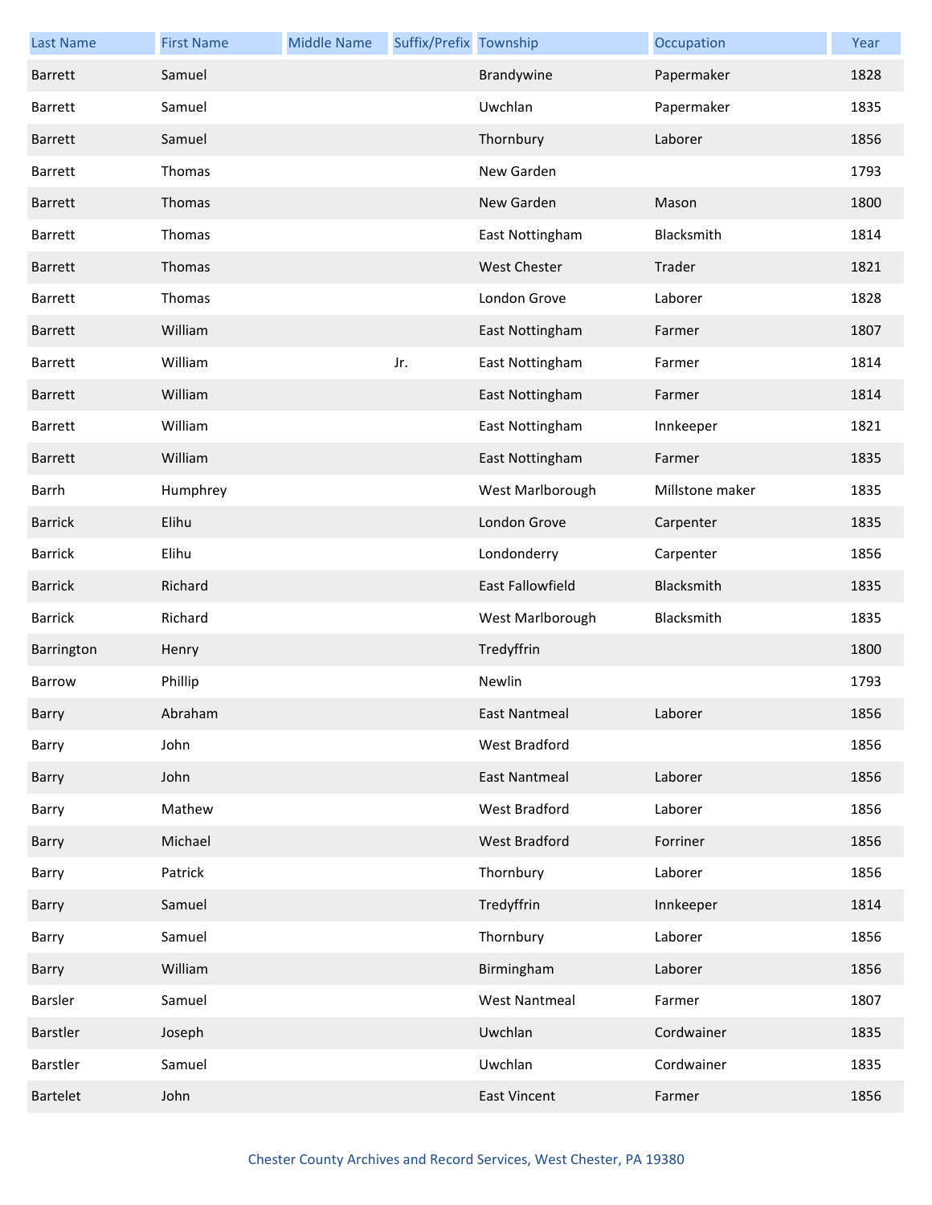| Last Name | First Name | Middle Name | Suffix/Prefix | Township | Occupation | Year |
|---|---|---|---|---|---|---|
| Barrett | Samuel | | | Brandywine | Papermaker | 1828 |
| Barrett | Samuel | | | Uwchlan | Papermaker | 1835 |
| Barrett | Samuel | | | Thornbury | Laborer | 1856 |
| Barrett | Thomas | | | New Garden | | 1793 |
| Barrett | Thomas | | | New Garden | Mason | 1800 |
| Barrett | Thomas | | | East Nottingham | Blacksmith | 1814 |
| Barrett | Thomas | | | West Chester | Trader | 1821 |
| Barrett | Thomas | | | London Grove | Laborer | 1828 |
| Barrett | William | | | East Nottingham | Farmer | 1807 |
| Barrett | William | | Jr. | East Nottingham | Farmer | 1814 |
| Barrett | William | | | East Nottingham | Farmer | 1814 |
| Barrett | William | | | East Nottingham | Innkeeper | 1821 |
| Barrett | William | | | East Nottingham | Farmer | 1835 |
| Barrh | Humphrey | | | West Marlborough | Millstone maker | 1835 |
| Barrick | Elihu | | | London Grove | Carpenter | 1835 |
| Barrick | Elihu | | | Londonderry | Carpenter | 1856 |
| Barrick | Richard | | | East Fallowfield | Blacksmith | 1835 |
| Barrick | Richard | | | West Marlborough | Blacksmith | 1835 |
| Barrington | Henry | | | Tredyffrin | | 1800 |
| Barrow | Phillip | | | Newlin | | 1793 |
| Barry | Abraham | | | East Nantmeal | Laborer | 1856 |
| Barry | John | | | West Bradford | | 1856 |
| Barry | John | | | East Nantmeal | Laborer | 1856 |
| Barry | Mathew | | | West Bradford | Laborer | 1856 |
| Barry | Michael | | | West Bradford | Forriner | 1856 |
| Barry | Patrick | | | Thornbury | Laborer | 1856 |
| Barry | Samuel | | | Tredyffrin | Innkeeper | 1814 |
| Barry | Samuel | | | Thornbury | Laborer | 1856 |
| Barry | William | | | Birmingham | Laborer | 1856 |
| Barsler | Samuel | | | West Nantmeal | Farmer | 1807 |
| Barstler | Joseph | | | Uwchlan | Cordwainer | 1835 |
| Barstler | Samuel | | | Uwchlan | Cordwainer | 1835 |
| Bartelet | John | | | East Vincent | Farmer | 1856 |

Chester County Archives and Record Services, West Chester, PA 19380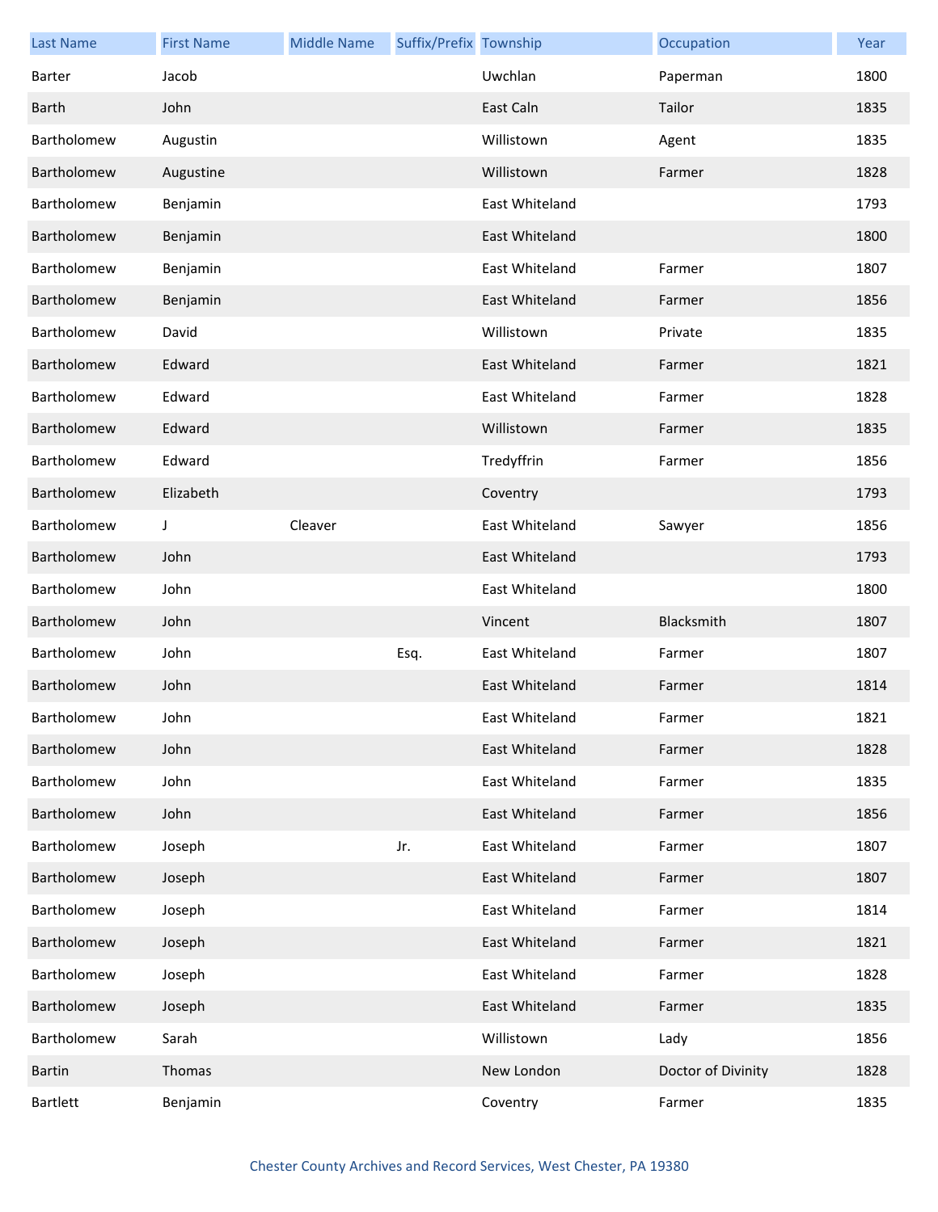| Last Name | First Name | Middle Name | Suffix/Prefix | Township | Occupation | Year |
| --- | --- | --- | --- | --- | --- | --- |
| Barter | Jacob | | | Uwchlan | Paperman | 1800 |
| Barth | John | | | East Caln | Tailor | 1835 |
| Bartholomew | Augustin | | | Willistown | Agent | 1835 |
| Bartholomew | Augustine | | | Willistown | Farmer | 1828 |
| Bartholomew | Benjamin | | | East Whiteland | | 1793 |
| Bartholomew | Benjamin | | | East Whiteland | | 1800 |
| Bartholomew | Benjamin | | | East Whiteland | Farmer | 1807 |
| Bartholomew | Benjamin | | | East Whiteland | Farmer | 1856 |
| Bartholomew | David | | | Willistown | Private | 1835 |
| Bartholomew | Edward | | | East Whiteland | Farmer | 1821 |
| Bartholomew | Edward | | | East Whiteland | Farmer | 1828 |
| Bartholomew | Edward | | | Willistown | Farmer | 1835 |
| Bartholomew | Edward | | | Tredyffrin | Farmer | 1856 |
| Bartholomew | Elizabeth | | | Coventry | | 1793 |
| Bartholomew | J | Cleaver | | East Whiteland | Sawyer | 1856 |
| Bartholomew | John | | | East Whiteland | | 1793 |
| Bartholomew | John | | | East Whiteland | | 1800 |
| Bartholomew | John | | | Vincent | Blacksmith | 1807 |
| Bartholomew | John | | Esq. | East Whiteland | Farmer | 1807 |
| Bartholomew | John | | | East Whiteland | Farmer | 1814 |
| Bartholomew | John | | | East Whiteland | Farmer | 1821 |
| Bartholomew | John | | | East Whiteland | Farmer | 1828 |
| Bartholomew | John | | | East Whiteland | Farmer | 1835 |
| Bartholomew | John | | | East Whiteland | Farmer | 1856 |
| Bartholomew | Joseph | | Jr. | East Whiteland | Farmer | 1807 |
| Bartholomew | Joseph | | | East Whiteland | Farmer | 1807 |
| Bartholomew | Joseph | | | East Whiteland | Farmer | 1814 |
| Bartholomew | Joseph | | | East Whiteland | Farmer | 1821 |
| Bartholomew | Joseph | | | East Whiteland | Farmer | 1828 |
| Bartholomew | Joseph | | | East Whiteland | Farmer | 1835 |
| Bartholomew | Sarah | | | Willistown | Lady | 1856 |
| Bartin | Thomas | | | New London | Doctor of Divinity | 1828 |
| Bartlett | Benjamin | | | Coventry | Farmer | 1835 |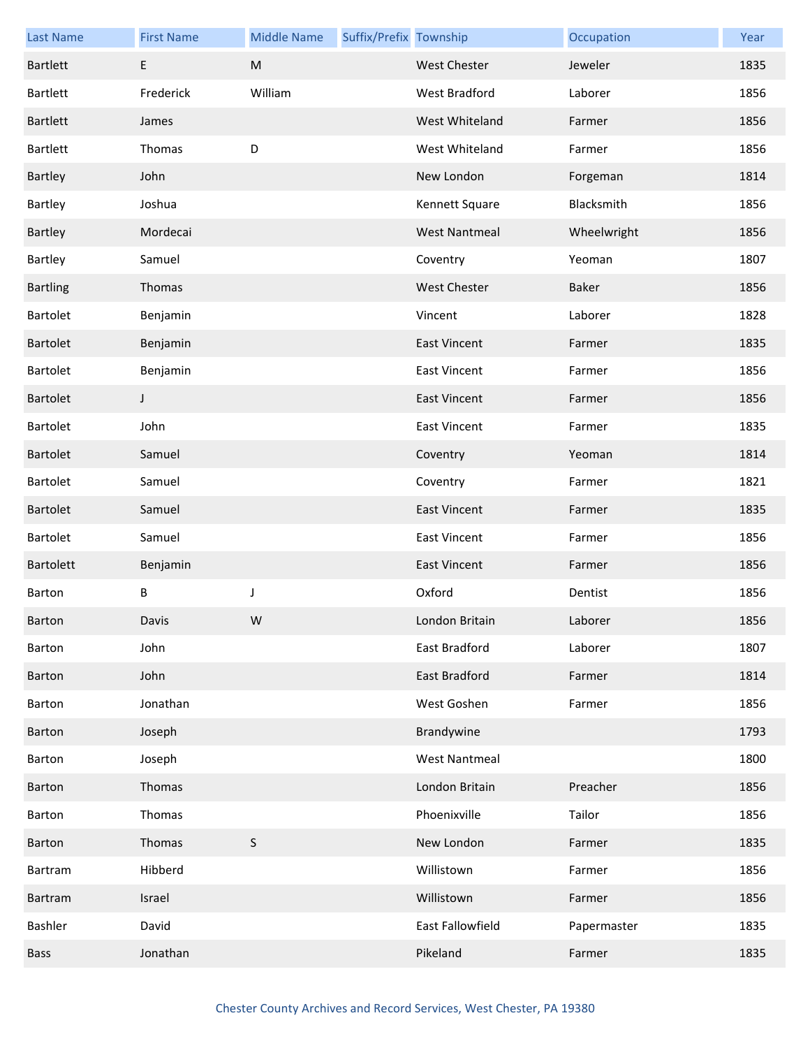| Last Name | First Name | Middle Name | Suffix/Prefix | Township | Occupation | Year |
| --- | --- | --- | --- | --- | --- | --- |
| Bartlett | E | M | | West Chester | Jeweler | 1835 |
| Bartlett | Frederick | William | | West Bradford | Laborer | 1856 |
| Bartlett | James | | | West Whiteland | Farmer | 1856 |
| Bartlett | Thomas | D | | West Whiteland | Farmer | 1856 |
| Bartley | John | | | New London | Forgeman | 1814 |
| Bartley | Joshua | | | Kennett Square | Blacksmith | 1856 |
| Bartley | Mordecai | | | West Nantmeal | Wheelwright | 1856 |
| Bartley | Samuel | | | Coventry | Yeoman | 1807 |
| Bartling | Thomas | | | West Chester | Baker | 1856 |
| Bartolet | Benjamin | | | Vincent | Laborer | 1828 |
| Bartolet | Benjamin | | | East Vincent | Farmer | 1835 |
| Bartolet | Benjamin | | | East Vincent | Farmer | 1856 |
| Bartolet | J | | | East Vincent | Farmer | 1856 |
| Bartolet | John | | | East Vincent | Farmer | 1835 |
| Bartolet | Samuel | | | Coventry | Yeoman | 1814 |
| Bartolet | Samuel | | | Coventry | Farmer | 1821 |
| Bartolet | Samuel | | | East Vincent | Farmer | 1835 |
| Bartolet | Samuel | | | East Vincent | Farmer | 1856 |
| Bartolett | Benjamin | | | East Vincent | Farmer | 1856 |
| Barton | B | J | | Oxford | Dentist | 1856 |
| Barton | Davis | W | | London Britain | Laborer | 1856 |
| Barton | John | | | East Bradford | Laborer | 1807 |
| Barton | John | | | East Bradford | Farmer | 1814 |
| Barton | Jonathan | | | West Goshen | Farmer | 1856 |
| Barton | Joseph | | | Brandywine | | 1793 |
| Barton | Joseph | | | West Nantmeal | | 1800 |
| Barton | Thomas | | | London Britain | Preacher | 1856 |
| Barton | Thomas | | | Phoenixville | Tailor | 1856 |
| Barton | Thomas | S | | New London | Farmer | 1835 |
| Bartram | Hibberd | | | Willistown | Farmer | 1856 |
| Bartram | Israel | | | Willistown | Farmer | 1856 |
| Bashler | David | | | East Fallowfield | Papermaster | 1835 |
| Bass | Jonathan | | | Pikeland | Farmer | 1835 |

Chester County Archives and Record Services, West Chester, PA 19380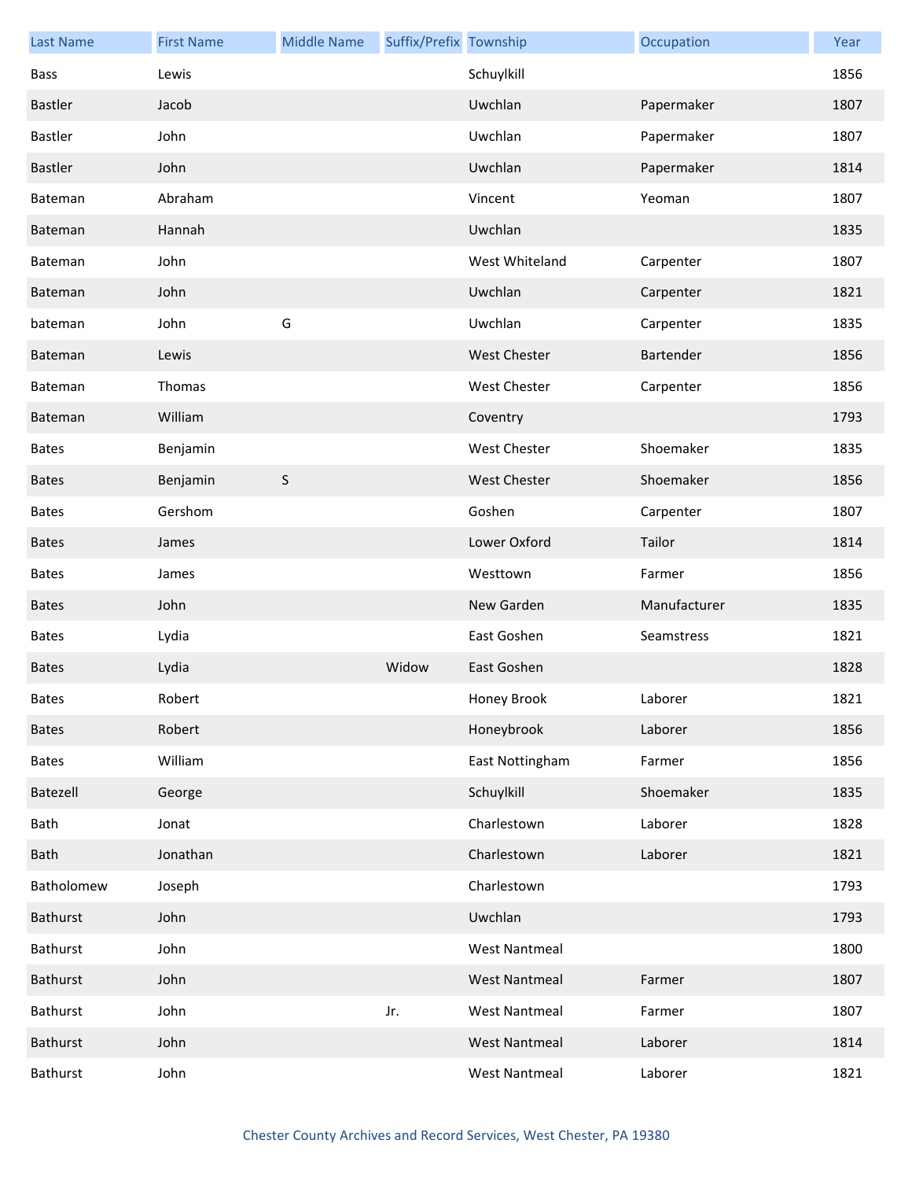| Last Name | First Name | Middle Name | Suffix/Prefix | Township | Occupation | Year |
|---|---|---|---|---|---|---|
| Bass | Lewis | | | Schuylkill | | 1856 |
| Bastler | Jacob | | | Uwchlan | Papermaker | 1807 |
| Bastler | John | | | Uwchlan | Papermaker | 1807 |
| Bastler | John | | | Uwchlan | Papermaker | 1814 |
| Bateman | Abraham | | | Vincent | Yeoman | 1807 |
| Bateman | Hannah | | | Uwchlan | | 1835 |
| Bateman | John | | | West Whiteland | Carpenter | 1807 |
| Bateman | John | | | Uwchlan | Carpenter | 1821 |
| bateman | John | G | | Uwchlan | Carpenter | 1835 |
| Bateman | Lewis | | | West Chester | Bartender | 1856 |
| Bateman | Thomas | | | West Chester | Carpenter | 1856 |
| Bateman | William | | | Coventry | | 1793 |
| Bates | Benjamin | | | West Chester | Shoemaker | 1835 |
| Bates | Benjamin | S | | West Chester | Shoemaker | 1856 |
| Bates | Gershom | | | Goshen | Carpenter | 1807 |
| Bates | James | | | Lower Oxford | Tailor | 1814 |
| Bates | James | | | Westtown | Farmer | 1856 |
| Bates | John | | | New Garden | Manufacturer | 1835 |
| Bates | Lydia | | | East Goshen | Seamstress | 1821 |
| Bates | Lydia | | Widow | East Goshen | | 1828 |
| Bates | Robert | | | Honey Brook | Laborer | 1821 |
| Bates | Robert | | | Honeybrook | Laborer | 1856 |
| Bates | William | | | East Nottingham | Farmer | 1856 |
| Batezell | George | | | Schuylkill | Shoemaker | 1835 |
| Bath | Jonat | | | Charlestown | Laborer | 1828 |
| Bath | Jonathan | | | Charlestown | Laborer | 1821 |
| Batholomew | Joseph | | | Charlestown | | 1793 |
| Bathurst | John | | | Uwchlan | | 1793 |
| Bathurst | John | | | West Nantmeal | | 1800 |
| Bathurst | John | | | West Nantmeal | Farmer | 1807 |
| Bathurst | John | | Jr. | West Nantmeal | Farmer | 1807 |
| Bathurst | John | | | West Nantmeal | Laborer | 1814 |
| Bathurst | John | | | West Nantmeal | Laborer | 1821 |

Chester County Archives and Record Services, West Chester, PA 19380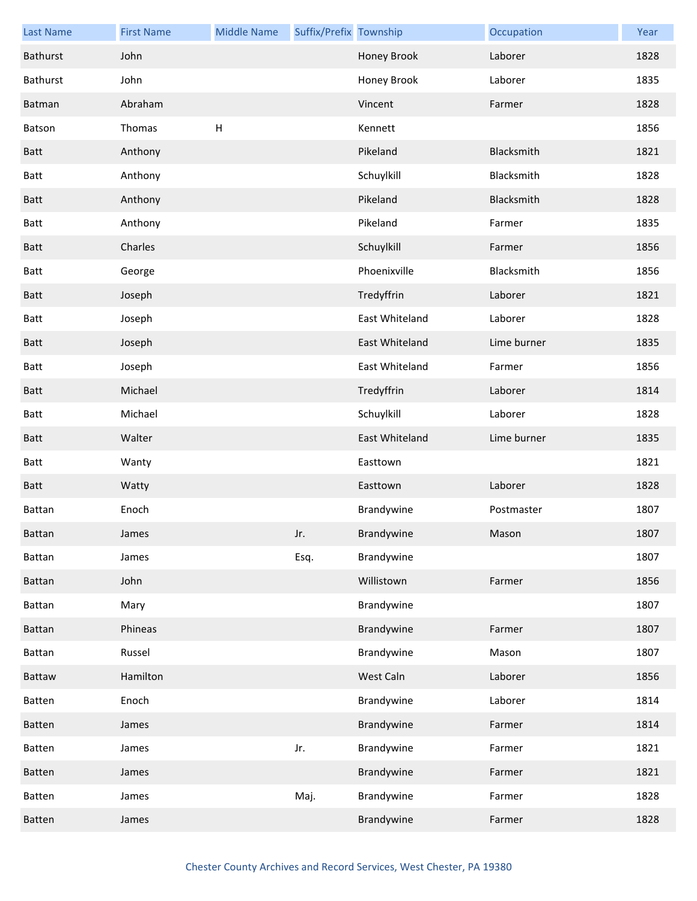| Last Name | First Name | Middle Name | Suffix/Prefix | Township | Occupation | Year |
|---|---|---|---|---|---|---|
| Bathurst | John | | | Honey Brook | Laborer | 1828 |
| Bathurst | John | | | Honey Brook | Laborer | 1835 |
| Batman | Abraham | | | Vincent | Farmer | 1828 |
| Batson | Thomas | H | | Kennett | | 1856 |
| Batt | Anthony | | | Pikeland | Blacksmith | 1821 |
| Batt | Anthony | | | Schuylkill | Blacksmith | 1828 |
| Batt | Anthony | | | Pikeland | Blacksmith | 1828 |
| Batt | Anthony | | | Pikeland | Farmer | 1835 |
| Batt | Charles | | | Schuylkill | Farmer | 1856 |
| Batt | George | | | Phoenixville | Blacksmith | 1856 |
| Batt | Joseph | | | Tredyffrin | Laborer | 1821 |
| Batt | Joseph | | | East Whiteland | Laborer | 1828 |
| Batt | Joseph | | | East Whiteland | Lime burner | 1835 |
| Batt | Joseph | | | East Whiteland | Farmer | 1856 |
| Batt | Michael | | | Tredyffrin | Laborer | 1814 |
| Batt | Michael | | | Schuylkill | Laborer | 1828 |
| Batt | Walter | | | East Whiteland | Lime burner | 1835 |
| Batt | Wanty | | | Easttown | | 1821 |
| Batt | Watty | | | Easttown | Laborer | 1828 |
| Battan | Enoch | | | Brandywine | Postmaster | 1807 |
| Battan | James | | Jr. | Brandywine | Mason | 1807 |
| Battan | James | | Esq. | Brandywine | | 1807 |
| Battan | John | | | Willistown | Farmer | 1856 |
| Battan | Mary | | | Brandywine | | 1807 |
| Battan | Phineas | | | Brandywine | Farmer | 1807 |
| Battan | Russel | | | Brandywine | Mason | 1807 |
| Battaw | Hamilton | | | West Caln | Laborer | 1856 |
| Batten | Enoch | | | Brandywine | Laborer | 1814 |
| Batten | James | | | Brandywine | Farmer | 1814 |
| Batten | James | | Jr. | Brandywine | Farmer | 1821 |
| Batten | James | | | Brandywine | Farmer | 1821 |
| Batten | James | | Maj. | Brandywine | Farmer | 1828 |
| Batten | James | | | Brandywine | Farmer | 1828 |

Chester County Archives and Record Services, West Chester, PA 19380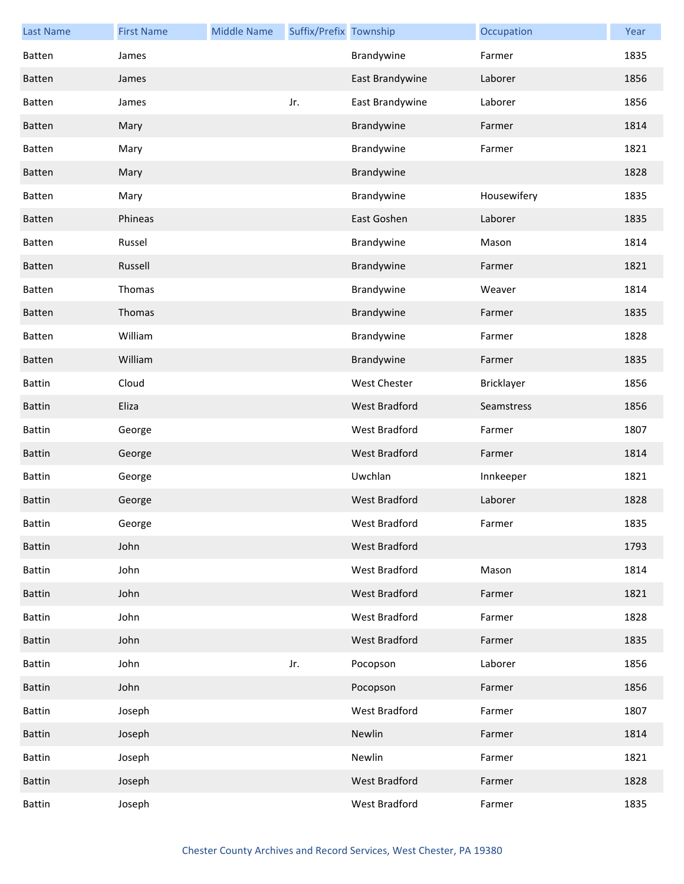| Last Name | First Name | Middle Name | Suffix/Prefix | Township | Occupation | Year |
| --- | --- | --- | --- | --- | --- | --- |
| Batten | James | | | Brandywine | Farmer | 1835 |
| Batten | James | | | East Brandywine | Laborer | 1856 |
| Batten | James | | Jr. | East Brandywine | Laborer | 1856 |
| Batten | Mary | | | Brandywine | Farmer | 1814 |
| Batten | Mary | | | Brandywine | Farmer | 1821 |
| Batten | Mary | | | Brandywine | | 1828 |
| Batten | Mary | | | Brandywine | Housewifery | 1835 |
| Batten | Phineas | | | East Goshen | Laborer | 1835 |
| Batten | Russel | | | Brandywine | Mason | 1814 |
| Batten | Russell | | | Brandywine | Farmer | 1821 |
| Batten | Thomas | | | Brandywine | Weaver | 1814 |
| Batten | Thomas | | | Brandywine | Farmer | 1835 |
| Batten | William | | | Brandywine | Farmer | 1828 |
| Batten | William | | | Brandywine | Farmer | 1835 |
| Battin | Cloud | | | West Chester | Bricklayer | 1856 |
| Battin | Eliza | | | West Bradford | Seamstress | 1856 |
| Battin | George | | | West Bradford | Farmer | 1807 |
| Battin | George | | | West Bradford | Farmer | 1814 |
| Battin | George | | | Uwchlan | Innkeeper | 1821 |
| Battin | George | | | West Bradford | Laborer | 1828 |
| Battin | George | | | West Bradford | Farmer | 1835 |
| Battin | John | | | West Bradford | | 1793 |
| Battin | John | | | West Bradford | Mason | 1814 |
| Battin | John | | | West Bradford | Farmer | 1821 |
| Battin | John | | | West Bradford | Farmer | 1828 |
| Battin | John | | | West Bradford | Farmer | 1835 |
| Battin | John | | Jr. | Pocopson | Laborer | 1856 |
| Battin | John | | | Pocopson | Farmer | 1856 |
| Battin | Joseph | | | West Bradford | Farmer | 1807 |
| Battin | Joseph | | | Newlin | Farmer | 1814 |
| Battin | Joseph | | | Newlin | Farmer | 1821 |
| Battin | Joseph | | | West Bradford | Farmer | 1828 |
| Battin | Joseph | | | West Bradford | Farmer | 1835 |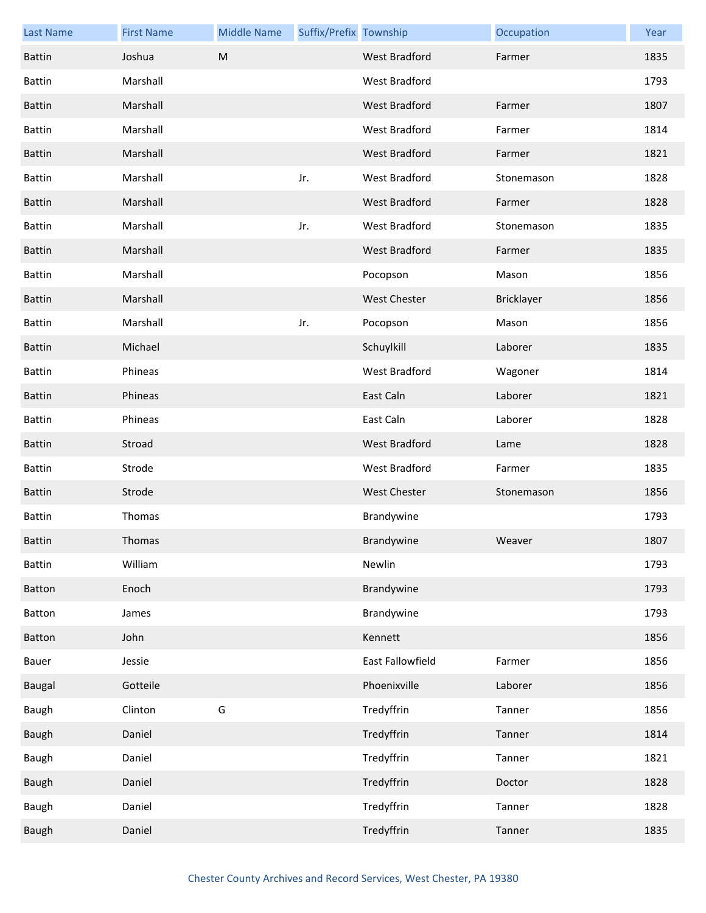| Last Name | First Name | Middle Name | Suffix/Prefix | Township | Occupation | Year |
|---|---|---|---|---|---|---|
| Battin | Joshua | M |  | West Bradford | Farmer | 1835 |
| Battin | Marshall |  |  | West Bradford |  | 1793 |
| Battin | Marshall |  |  | West Bradford | Farmer | 1807 |
| Battin | Marshall |  |  | West Bradford | Farmer | 1814 |
| Battin | Marshall |  |  | West Bradford | Farmer | 1821 |
| Battin | Marshall |  | Jr. | West Bradford | Stonemason | 1828 |
| Battin | Marshall |  |  | West Bradford | Farmer | 1828 |
| Battin | Marshall |  | Jr. | West Bradford | Stonemason | 1835 |
| Battin | Marshall |  |  | West Bradford | Farmer | 1835 |
| Battin | Marshall |  |  | Pocopson | Mason | 1856 |
| Battin | Marshall |  |  | West Chester | Bricklayer | 1856 |
| Battin | Marshall |  | Jr. | Pocopson | Mason | 1856 |
| Battin | Michael |  |  | Schuylkill | Laborer | 1835 |
| Battin | Phineas |  |  | West Bradford | Wagoner | 1814 |
| Battin | Phineas |  |  | East Caln | Laborer | 1821 |
| Battin | Phineas |  |  | East Caln | Laborer | 1828 |
| Battin | Stroad |  |  | West Bradford | Lame | 1828 |
| Battin | Strode |  |  | West Bradford | Farmer | 1835 |
| Battin | Strode |  |  | West Chester | Stonemason | 1856 |
| Battin | Thomas |  |  | Brandywine |  | 1793 |
| Battin | Thomas |  |  | Brandywine | Weaver | 1807 |
| Battin | William |  |  | Newlin |  | 1793 |
| Batton | Enoch |  |  | Brandywine |  | 1793 |
| Batton | James |  |  | Brandywine |  | 1793 |
| Batton | John |  |  | Kennett |  | 1856 |
| Bauer | Jessie |  |  | East Fallowfield | Farmer | 1856 |
| Baugal | Gotteile |  |  | Phoenixville | Laborer | 1856 |
| Baugh | Clinton | G |  | Tredyffrin | Tanner | 1856 |
| Baugh | Daniel |  |  | Tredyffrin | Tanner | 1814 |
| Baugh | Daniel |  |  | Tredyffrin | Tanner | 1821 |
| Baugh | Daniel |  |  | Tredyffrin | Doctor | 1828 |
| Baugh | Daniel |  |  | Tredyffrin | Tanner | 1828 |
| Baugh | Daniel |  |  | Tredyffrin | Tanner | 1835 |

Chester County Archives and Record Services, West Chester, PA 19380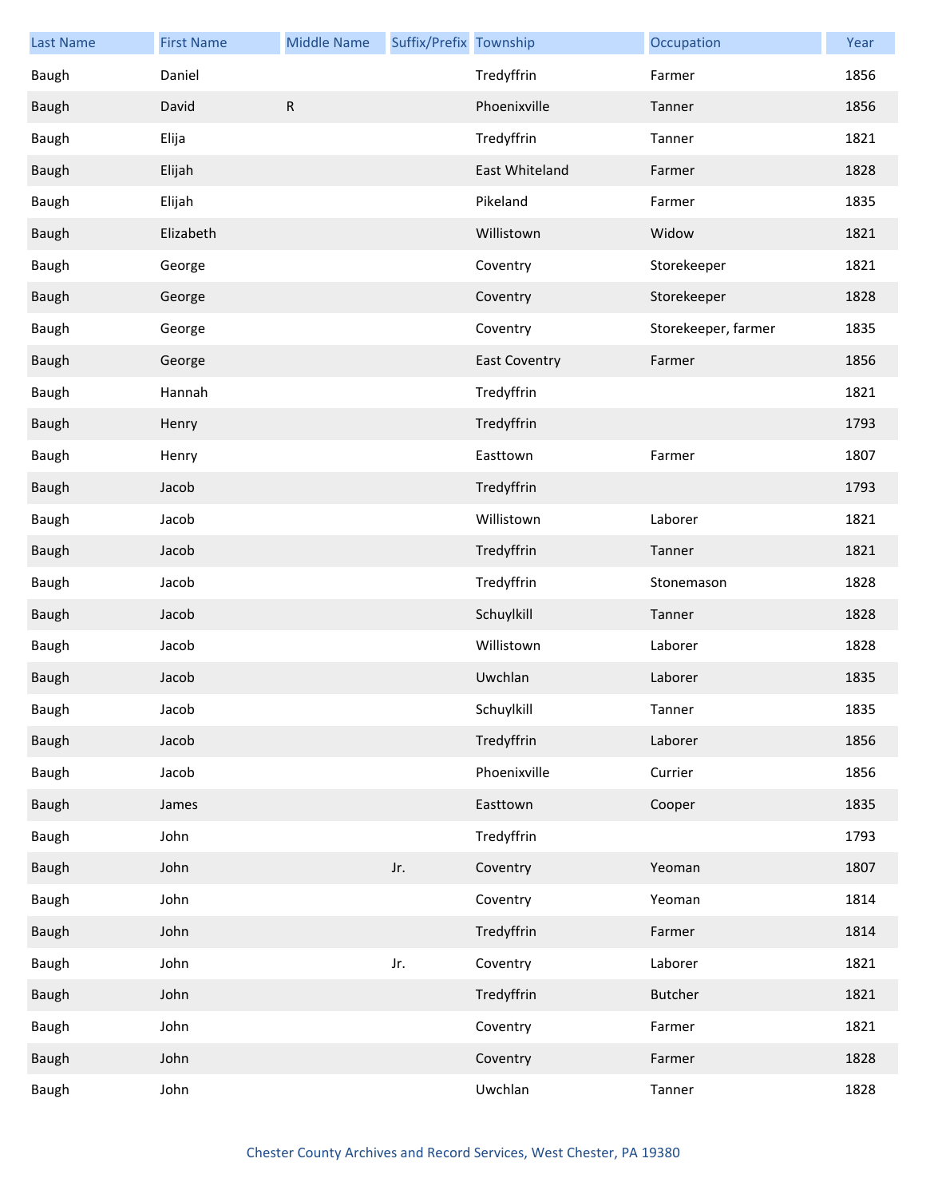| Last Name | First Name | Middle Name | Suffix/Prefix | Township | Occupation | Year |
|---|---|---|---|---|---|---|
| Baugh | Daniel | | | Tredyffrin | Farmer | 1856 |
| Baugh | David | R | | Phoenixville | Tanner | 1856 |
| Baugh | Elija | | | Tredyffrin | Tanner | 1821 |
| Baugh | Elijah | | | East Whiteland | Farmer | 1828 |
| Baugh | Elijah | | | Pikeland | Farmer | 1835 |
| Baugh | Elizabeth | | | Willistown | Widow | 1821 |
| Baugh | George | | | Coventry | Storekeeper | 1821 |
| Baugh | George | | | Coventry | Storekeeper | 1828 |
| Baugh | George | | | Coventry | Storekeeper, farmer | 1835 |
| Baugh | George | | | East Coventry | Farmer | 1856 |
| Baugh | Hannah | | | Tredyffrin | | 1821 |
| Baugh | Henry | | | Tredyffrin | | 1793 |
| Baugh | Henry | | | Easttown | Farmer | 1807 |
| Baugh | Jacob | | | Tredyffrin | | 1793 |
| Baugh | Jacob | | | Willistown | Laborer | 1821 |
| Baugh | Jacob | | | Tredyffrin | Tanner | 1821 |
| Baugh | Jacob | | | Tredyffrin | Stonemason | 1828 |
| Baugh | Jacob | | | Schuylkill | Tanner | 1828 |
| Baugh | Jacob | | | Willistown | Laborer | 1828 |
| Baugh | Jacob | | | Uwchlan | Laborer | 1835 |
| Baugh | Jacob | | | Schuylkill | Tanner | 1835 |
| Baugh | Jacob | | | Tredyffrin | Laborer | 1856 |
| Baugh | Jacob | | | Phoenixville | Currier | 1856 |
| Baugh | James | | | Easttown | Cooper | 1835 |
| Baugh | John | | | Tredyffrin | | 1793 |
| Baugh | John | | Jr. | Coventry | Yeoman | 1807 |
| Baugh | John | | | Coventry | Yeoman | 1814 |
| Baugh | John | | | Tredyffrin | Farmer | 1814 |
| Baugh | John | | Jr. | Coventry | Laborer | 1821 |
| Baugh | John | | | Tredyffrin | Butcher | 1821 |
| Baugh | John | | | Coventry | Farmer | 1821 |
| Baugh | John | | | Coventry | Farmer | 1828 |
| Baugh | John | | | Uwchlan | Tanner | 1828 |

Chester County Archives and Record Services, West Chester, PA 19380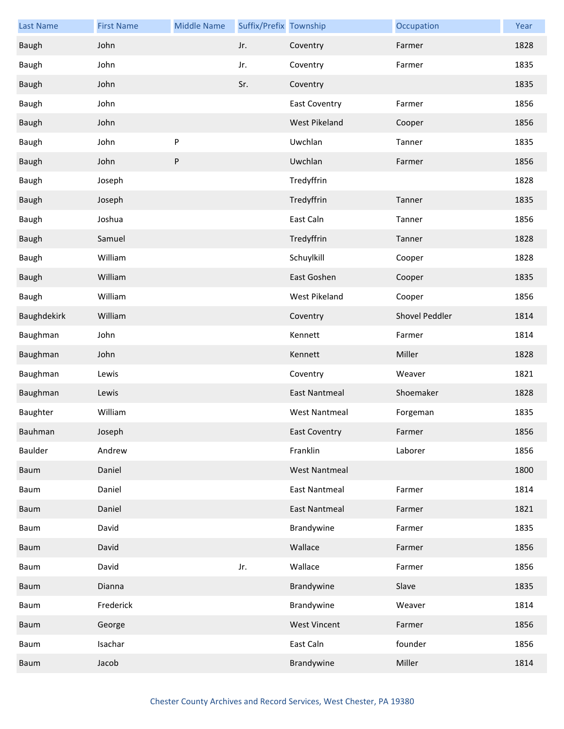| Last Name | First Name | Middle Name | Suffix/Prefix | Township | Occupation | Year |
|---|---|---|---|---|---|---|
| Baugh | John | | Jr. | Coventry | Farmer | 1828 |
| Baugh | John | | Jr. | Coventry | Farmer | 1835 |
| Baugh | John | | Sr. | Coventry | | 1835 |
| Baugh | John | | | East Coventry | Farmer | 1856 |
| Baugh | John | | | West Pikeland | Cooper | 1856 |
| Baugh | John | P | | Uwchlan | Tanner | 1835 |
| Baugh | John | P | | Uwchlan | Farmer | 1856 |
| Baugh | Joseph | | | Tredyffrin | | 1828 |
| Baugh | Joseph | | | Tredyffrin | Tanner | 1835 |
| Baugh | Joshua | | | East Caln | Tanner | 1856 |
| Baugh | Samuel | | | Tredyffrin | Tanner | 1828 |
| Baugh | William | | | Schuylkill | Cooper | 1828 |
| Baugh | William | | | East Goshen | Cooper | 1835 |
| Baugh | William | | | West Pikeland | Cooper | 1856 |
| Baughdekirk | William | | | Coventry | Shovel Peddler | 1814 |
| Baughman | John | | | Kennett | Farmer | 1814 |
| Baughman | John | | | Kennett | Miller | 1828 |
| Baughman | Lewis | | | Coventry | Weaver | 1821 |
| Baughman | Lewis | | | East Nantmeal | Shoemaker | 1828 |
| Baughter | William | | | West Nantmeal | Forgeman | 1835 |
| Bauhman | Joseph | | | East Coventry | Farmer | 1856 |
| Baulder | Andrew | | | Franklin | Laborer | 1856 |
| Baum | Daniel | | | West Nantmeal | | 1800 |
| Baum | Daniel | | | East Nantmeal | Farmer | 1814 |
| Baum | Daniel | | | East Nantmeal | Farmer | 1821 |
| Baum | David | | | Brandywine | Farmer | 1835 |
| Baum | David | | | Wallace | Farmer | 1856 |
| Baum | David | | Jr. | Wallace | Farmer | 1856 |
| Baum | Dianna | | | Brandywine | Slave | 1835 |
| Baum | Frederick | | | Brandywine | Weaver | 1814 |
| Baum | George | | | West Vincent | Farmer | 1856 |
| Baum | Isachar | | | East Caln | founder | 1856 |
| Baum | Jacob | | | Brandywine | Miller | 1814 |

Chester County Archives and Record Services, West Chester, PA 19380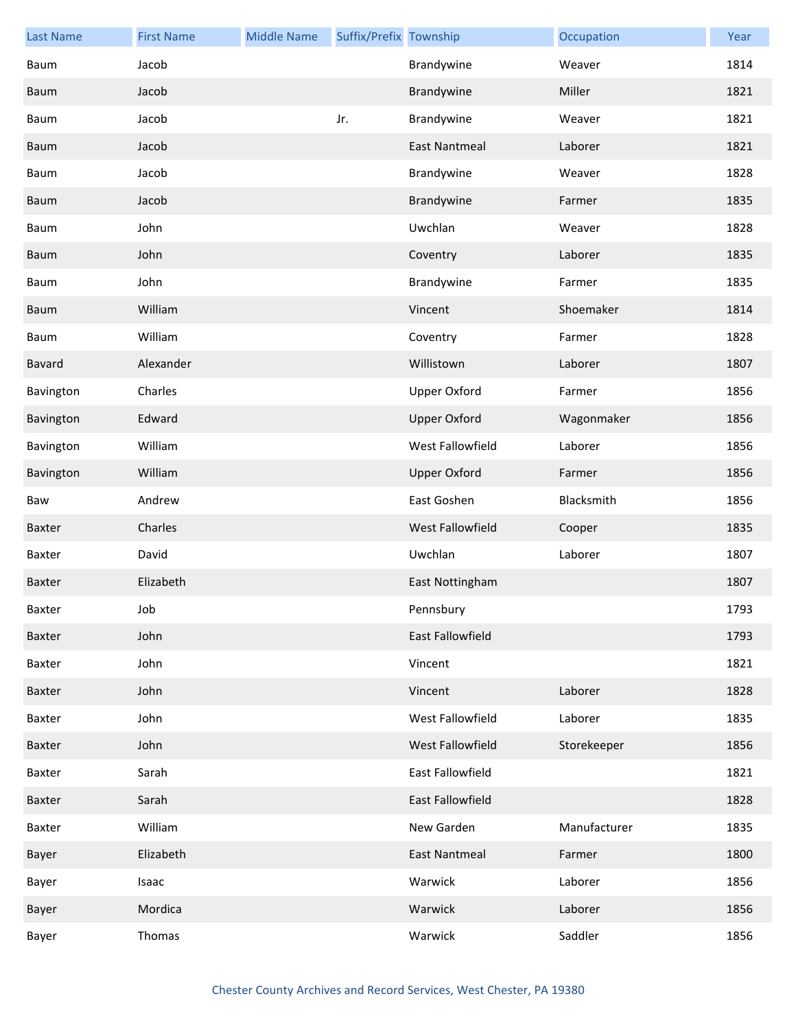| Last Name | First Name | Middle Name | Suffix/Prefix | Township | Occupation | Year |
| --- | --- | --- | --- | --- | --- | --- |
| Baum | Jacob | | | Brandywine | Weaver | 1814 |
| Baum | Jacob | | | Brandywine | Miller | 1821 |
| Baum | Jacob | | Jr. | Brandywine | Weaver | 1821 |
| Baum | Jacob | | | East Nantmeal | Laborer | 1821 |
| Baum | Jacob | | | Brandywine | Weaver | 1828 |
| Baum | Jacob | | | Brandywine | Farmer | 1835 |
| Baum | John | | | Uwchlan | Weaver | 1828 |
| Baum | John | | | Coventry | Laborer | 1835 |
| Baum | John | | | Brandywine | Farmer | 1835 |
| Baum | William | | | Vincent | Shoemaker | 1814 |
| Baum | William | | | Coventry | Farmer | 1828 |
| Bavard | Alexander | | | Willistown | Laborer | 1807 |
| Bavington | Charles | | | Upper Oxford | Farmer | 1856 |
| Bavington | Edward | | | Upper Oxford | Wagonmaker | 1856 |
| Bavington | William | | | West Fallowfield | Laborer | 1856 |
| Bavington | William | | | Upper Oxford | Farmer | 1856 |
| Baw | Andrew | | | East Goshen | Blacksmith | 1856 |
| Baxter | Charles | | | West Fallowfield | Cooper | 1835 |
| Baxter | David | | | Uwchlan | Laborer | 1807 |
| Baxter | Elizabeth | | | East Nottingham | | 1807 |
| Baxter | Job | | | Pennsbury | | 1793 |
| Baxter | John | | | East Fallowfield | | 1793 |
| Baxter | John | | | Vincent | | 1821 |
| Baxter | John | | | Vincent | Laborer | 1828 |
| Baxter | John | | | West Fallowfield | Laborer | 1835 |
| Baxter | John | | | West Fallowfield | Storekeeper | 1856 |
| Baxter | Sarah | | | East Fallowfield | | 1821 |
| Baxter | Sarah | | | East Fallowfield | | 1828 |
| Baxter | William | | | New Garden | Manufacturer | 1835 |
| Bayer | Elizabeth | | | East Nantmeal | Farmer | 1800 |
| Bayer | Isaac | | | Warwick | Laborer | 1856 |
| Bayer | Mordica | | | Warwick | Laborer | 1856 |
| Bayer | Thomas | | | Warwick | Saddler | 1856 |

Chester County Archives and Record Services, West Chester, PA 19380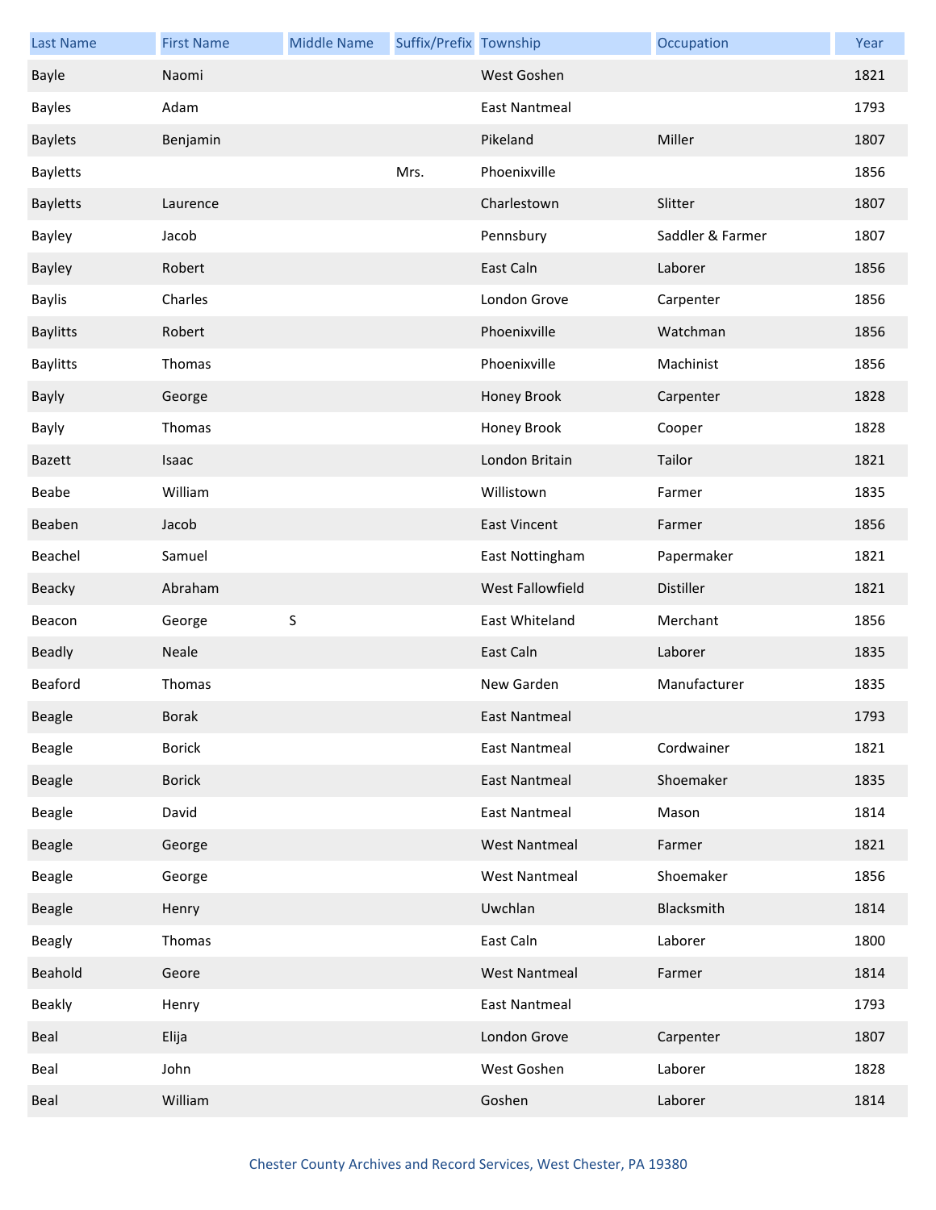| Last Name | First Name | Middle Name | Suffix/Prefix | Township | Occupation | Year |
|---|---|---|---|---|---|---|
| Bayle | Naomi | | | West Goshen | | 1821 |
| Bayles | Adam | | | East Nantmeal | | 1793 |
| Baylets | Benjamin | | | Pikeland | Miller | 1807 |
| Bayletts | | | Mrs. | Phoenixville | | 1856 |
| Bayletts | Laurence | | | Charlestown | Slitter | 1807 |
| Bayley | Jacob | | | Pennsbury | Saddler & Farmer | 1807 |
| Bayley | Robert | | | East Caln | Laborer | 1856 |
| Baylis | Charles | | | London Grove | Carpenter | 1856 |
| Baylitts | Robert | | | Phoenixville | Watchman | 1856 |
| Baylitts | Thomas | | | Phoenixville | Machinist | 1856 |
| Bayly | George | | | Honey Brook | Carpenter | 1828 |
| Bayly | Thomas | | | Honey Brook | Cooper | 1828 |
| Bazett | Isaac | | | London Britain | Tailor | 1821 |
| Beabe | William | | | Willistown | Farmer | 1835 |
| Beaben | Jacob | | | East Vincent | Farmer | 1856 |
| Beachel | Samuel | | | East Nottingham | Papermaker | 1821 |
| Beacky | Abraham | | | West Fallowfield | Distiller | 1821 |
| Beacon | George | S | | East Whiteland | Merchant | 1856 |
| Beadly | Neale | | | East Caln | Laborer | 1835 |
| Beaford | Thomas | | | New Garden | Manufacturer | 1835 |
| Beagle | Borak | | | East Nantmeal | | 1793 |
| Beagle | Borick | | | East Nantmeal | Cordwainer | 1821 |
| Beagle | Borick | | | East Nantmeal | Shoemaker | 1835 |
| Beagle | David | | | East Nantmeal | Mason | 1814 |
| Beagle | George | | | West Nantmeal | Farmer | 1821 |
| Beagle | George | | | West Nantmeal | Shoemaker | 1856 |
| Beagle | Henry | | | Uwchlan | Blacksmith | 1814 |
| Beagly | Thomas | | | East Caln | Laborer | 1800 |
| Beahold | Geore | | | West Nantmeal | Farmer | 1814 |
| Beakly | Henry | | | East Nantmeal | | 1793 |
| Beal | Elija | | | London Grove | Carpenter | 1807 |
| Beal | John | | | West Goshen | Laborer | 1828 |
| Beal | William | | | Goshen | Laborer | 1814 |

Chester County Archives and Record Services, West Chester, PA 19380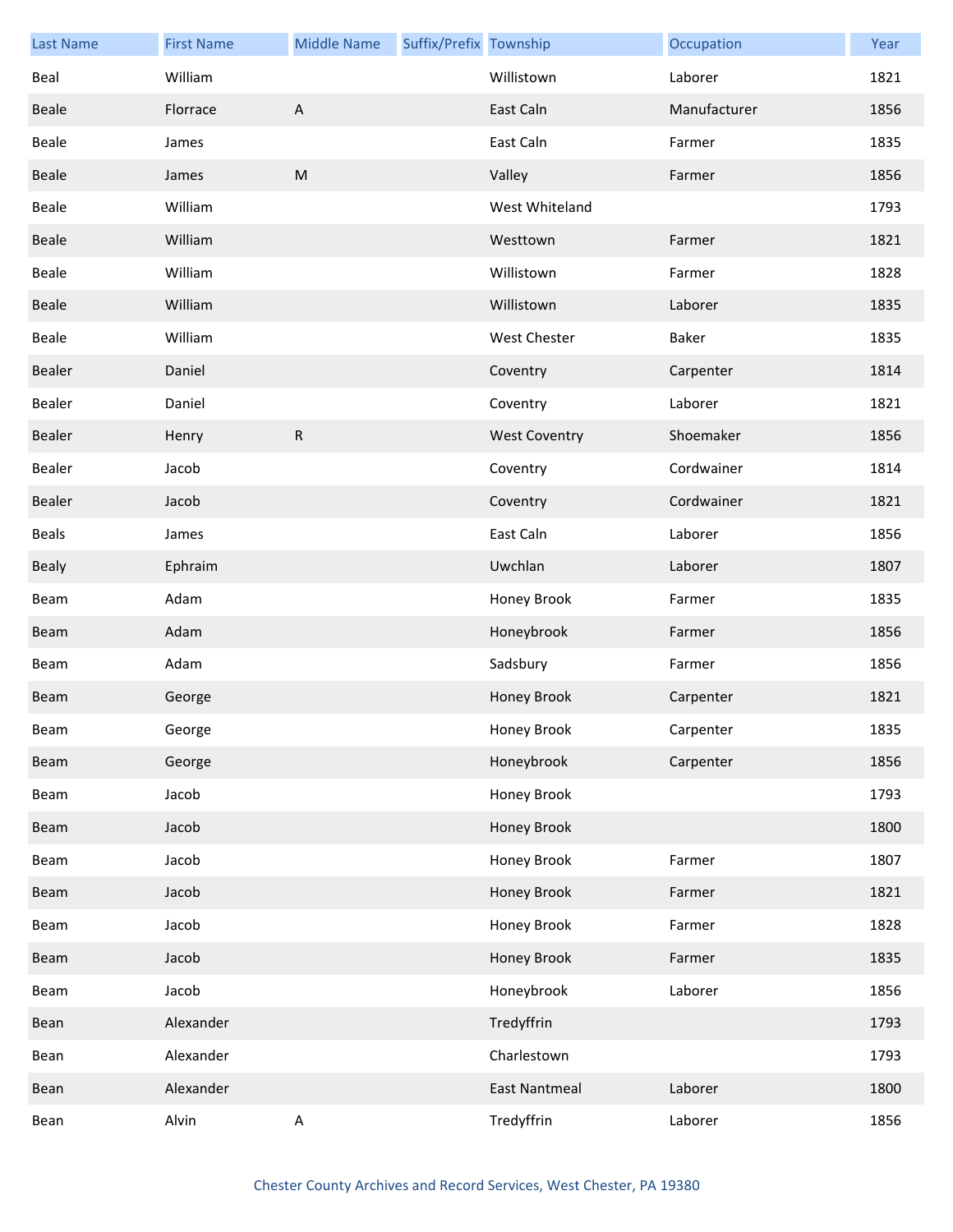| Last Name | First Name | Middle Name | Suffix/Prefix | Township | Occupation | Year |
|---|---|---|---|---|---|---|
| Beal | William | | | Willistown | Laborer | 1821 |
| Beale | Florrace | A | | East Caln | Manufacturer | 1856 |
| Beale | James | | | East Caln | Farmer | 1835 |
| Beale | James | M | | Valley | Farmer | 1856 |
| Beale | William | | | West Whiteland | | 1793 |
| Beale | William | | | Westtown | Farmer | 1821 |
| Beale | William | | | Willistown | Farmer | 1828 |
| Beale | William | | | Willistown | Laborer | 1835 |
| Beale | William | | | West Chester | Baker | 1835 |
| Bealer | Daniel | | | Coventry | Carpenter | 1814 |
| Bealer | Daniel | | | Coventry | Laborer | 1821 |
| Bealer | Henry | R | | West Coventry | Shoemaker | 1856 |
| Bealer | Jacob | | | Coventry | Cordwainer | 1814 |
| Bealer | Jacob | | | Coventry | Cordwainer | 1821 |
| Beals | James | | | East Caln | Laborer | 1856 |
| Bealy | Ephraim | | | Uwchlan | Laborer | 1807 |
| Beam | Adam | | | Honey Brook | Farmer | 1835 |
| Beam | Adam | | | Honeybrook | Farmer | 1856 |
| Beam | Adam | | | Sadsbury | Farmer | 1856 |
| Beam | George | | | Honey Brook | Carpenter | 1821 |
| Beam | George | | | Honey Brook | Carpenter | 1835 |
| Beam | George | | | Honeybrook | Carpenter | 1856 |
| Beam | Jacob | | | Honey Brook | | 1793 |
| Beam | Jacob | | | Honey Brook | | 1800 |
| Beam | Jacob | | | Honey Brook | Farmer | 1807 |
| Beam | Jacob | | | Honey Brook | Farmer | 1821 |
| Beam | Jacob | | | Honey Brook | Farmer | 1828 |
| Beam | Jacob | | | Honey Brook | Farmer | 1835 |
| Beam | Jacob | | | Honeybrook | Laborer | 1856 |
| Bean | Alexander | | | Tredyffrin | | 1793 |
| Bean | Alexander | | | Charlestown | | 1793 |
| Bean | Alexander | | | East Nantmeal | Laborer | 1800 |
| Bean | Alvin | A | | Tredyffrin | Laborer | 1856 |

Chester County Archives and Record Services, West Chester, PA 19380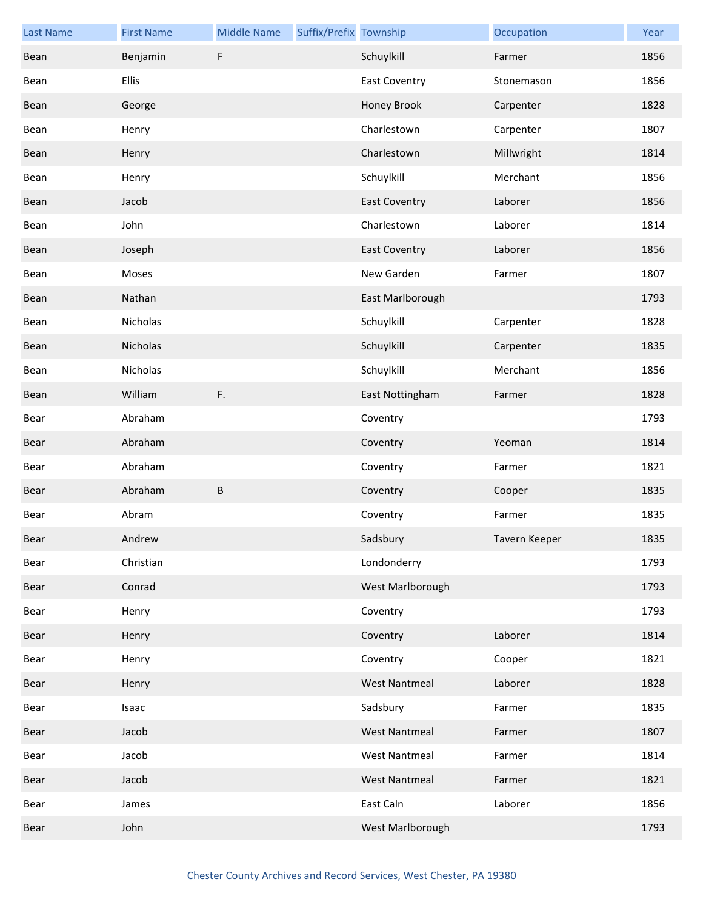| Last Name | First Name | Middle Name | Suffix/Prefix | Township | Occupation | Year |
|---|---|---|---|---|---|---|
| Bean | Benjamin | F | | Schuylkill | Farmer | 1856 |
| Bean | Ellis | | | East Coventry | Stonemason | 1856 |
| Bean | George | | | Honey Brook | Carpenter | 1828 |
| Bean | Henry | | | Charlestown | Carpenter | 1807 |
| Bean | Henry | | | Charlestown | Millwright | 1814 |
| Bean | Henry | | | Schuylkill | Merchant | 1856 |
| Bean | Jacob | | | East Coventry | Laborer | 1856 |
| Bean | John | | | Charlestown | Laborer | 1814 |
| Bean | Joseph | | | East Coventry | Laborer | 1856 |
| Bean | Moses | | | New Garden | Farmer | 1807 |
| Bean | Nathan | | | East Marlborough | | 1793 |
| Bean | Nicholas | | | Schuylkill | Carpenter | 1828 |
| Bean | Nicholas | | | Schuylkill | Carpenter | 1835 |
| Bean | Nicholas | | | Schuylkill | Merchant | 1856 |
| Bean | William | F. | | East Nottingham | Farmer | 1828 |
| Bear | Abraham | | | Coventry | | 1793 |
| Bear | Abraham | | | Coventry | Yeoman | 1814 |
| Bear | Abraham | | | Coventry | Farmer | 1821 |
| Bear | Abraham | B | | Coventry | Cooper | 1835 |
| Bear | Abram | | | Coventry | Farmer | 1835 |
| Bear | Andrew | | | Sadsbury | Tavern Keeper | 1835 |
| Bear | Christian | | | Londonderry | | 1793 |
| Bear | Conrad | | | West Marlborough | | 1793 |
| Bear | Henry | | | Coventry | | 1793 |
| Bear | Henry | | | Coventry | Laborer | 1814 |
| Bear | Henry | | | Coventry | Cooper | 1821 |
| Bear | Henry | | | West Nantmeal | Laborer | 1828 |
| Bear | Isaac | | | Sadsbury | Farmer | 1835 |
| Bear | Jacob | | | West Nantmeal | Farmer | 1807 |
| Bear | Jacob | | | West Nantmeal | Farmer | 1814 |
| Bear | Jacob | | | West Nantmeal | Farmer | 1821 |
| Bear | James | | | East Caln | Laborer | 1856 |
| Bear | John | | | West Marlborough | | 1793 |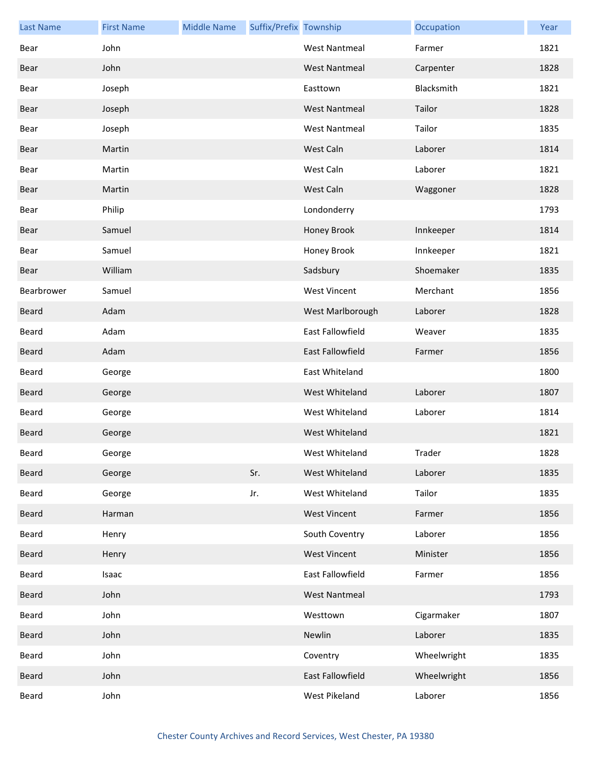| Last Name | First Name | Middle Name | Suffix/Prefix | Township | Occupation | Year |
|---|---|---|---|---|---|---|
| Bear | John | | | West Nantmeal | Farmer | 1821 |
| Bear | John | | | West Nantmeal | Carpenter | 1828 |
| Bear | Joseph | | | Easttown | Blacksmith | 1821 |
| Bear | Joseph | | | West Nantmeal | Tailor | 1828 |
| Bear | Joseph | | | West Nantmeal | Tailor | 1835 |
| Bear | Martin | | | West Caln | Laborer | 1814 |
| Bear | Martin | | | West Caln | Laborer | 1821 |
| Bear | Martin | | | West Caln | Waggoner | 1828 |
| Bear | Philip | | | Londonderry | | 1793 |
| Bear | Samuel | | | Honey Brook | Innkeeper | 1814 |
| Bear | Samuel | | | Honey Brook | Innkeeper | 1821 |
| Bear | William | | | Sadsbury | Shoemaker | 1835 |
| Bearbrower | Samuel | | | West Vincent | Merchant | 1856 |
| Beard | Adam | | | West Marlborough | Laborer | 1828 |
| Beard | Adam | | | East Fallowfield | Weaver | 1835 |
| Beard | Adam | | | East Fallowfield | Farmer | 1856 |
| Beard | George | | | East Whiteland | | 1800 |
| Beard | George | | | West Whiteland | Laborer | 1807 |
| Beard | George | | | West Whiteland | Laborer | 1814 |
| Beard | George | | | West Whiteland | | 1821 |
| Beard | George | | | West Whiteland | Trader | 1828 |
| Beard | George | | Sr. | West Whiteland | Laborer | 1835 |
| Beard | George | | Jr. | West Whiteland | Tailor | 1835 |
| Beard | Harman | | | West Vincent | Farmer | 1856 |
| Beard | Henry | | | South Coventry | Laborer | 1856 |
| Beard | Henry | | | West Vincent | Minister | 1856 |
| Beard | Isaac | | | East Fallowfield | Farmer | 1856 |
| Beard | John | | | West Nantmeal | | 1793 |
| Beard | John | | | Westtown | Cigarmaker | 1807 |
| Beard | John | | | Newlin | Laborer | 1835 |
| Beard | John | | | Coventry | Wheelwright | 1835 |
| Beard | John | | | East Fallowfield | Wheelwright | 1856 |
| Beard | John | | | West Pikeland | Laborer | 1856 |

Chester County Archives and Record Services, West Chester, PA 19380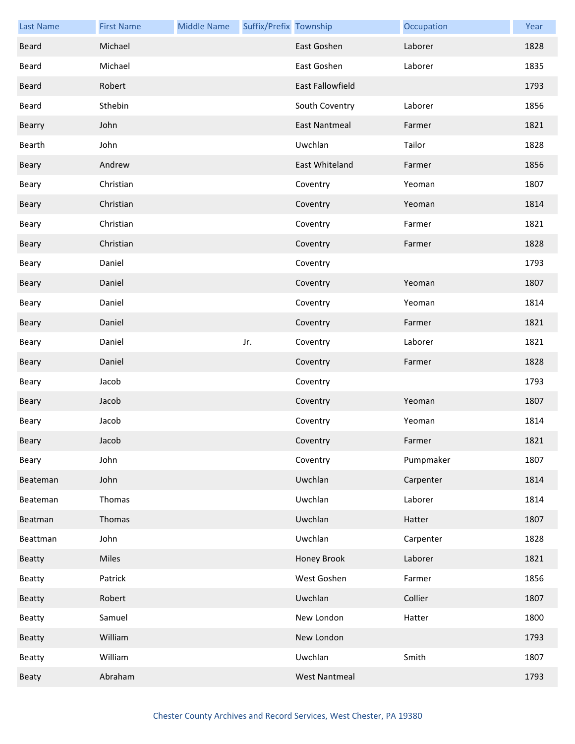| Last Name | First Name | Middle Name | Suffix/Prefix | Township | Occupation | Year |
|---|---|---|---|---|---|---|
| Beard | Michael | | | East Goshen | Laborer | 1828 |
| Beard | Michael | | | East Goshen | Laborer | 1835 |
| Beard | Robert | | | East Fallowfield | | 1793 |
| Beard | Sthebin | | | South Coventry | Laborer | 1856 |
| Bearry | John | | | East Nantmeal | Farmer | 1821 |
| Bearth | John | | | Uwchlan | Tailor | 1828 |
| Beary | Andrew | | | East Whiteland | Farmer | 1856 |
| Beary | Christian | | | Coventry | Yeoman | 1807 |
| Beary | Christian | | | Coventry | Yeoman | 1814 |
| Beary | Christian | | | Coventry | Farmer | 1821 |
| Beary | Christian | | | Coventry | Farmer | 1828 |
| Beary | Daniel | | | Coventry | | 1793 |
| Beary | Daniel | | | Coventry | Yeoman | 1807 |
| Beary | Daniel | | | Coventry | Yeoman | 1814 |
| Beary | Daniel | | | Coventry | Farmer | 1821 |
| Beary | Daniel | | Jr. | Coventry | Laborer | 1821 |
| Beary | Daniel | | | Coventry | Farmer | 1828 |
| Beary | Jacob | | | Coventry | | 1793 |
| Beary | Jacob | | | Coventry | Yeoman | 1807 |
| Beary | Jacob | | | Coventry | Yeoman | 1814 |
| Beary | Jacob | | | Coventry | Farmer | 1821 |
| Beary | John | | | Coventry | Pumpmaker | 1807 |
| Beateman | John | | | Uwchlan | Carpenter | 1814 |
| Beateman | Thomas | | | Uwchlan | Laborer | 1814 |
| Beatman | Thomas | | | Uwchlan | Hatter | 1807 |
| Beattman | John | | | Uwchlan | Carpenter | 1828 |
| Beatty | Miles | | | Honey Brook | Laborer | 1821 |
| Beatty | Patrick | | | West Goshen | Farmer | 1856 |
| Beatty | Robert | | | Uwchlan | Collier | 1807 |
| Beatty | Samuel | | | New London | Hatter | 1800 |
| Beatty | William | | | New London | | 1793 |
| Beatty | William | | | Uwchlan | Smith | 1807 |
| Beaty | Abraham | | | West Nantmeal | | 1793 |

Chester County Archives and Record Services, West Chester, PA 19380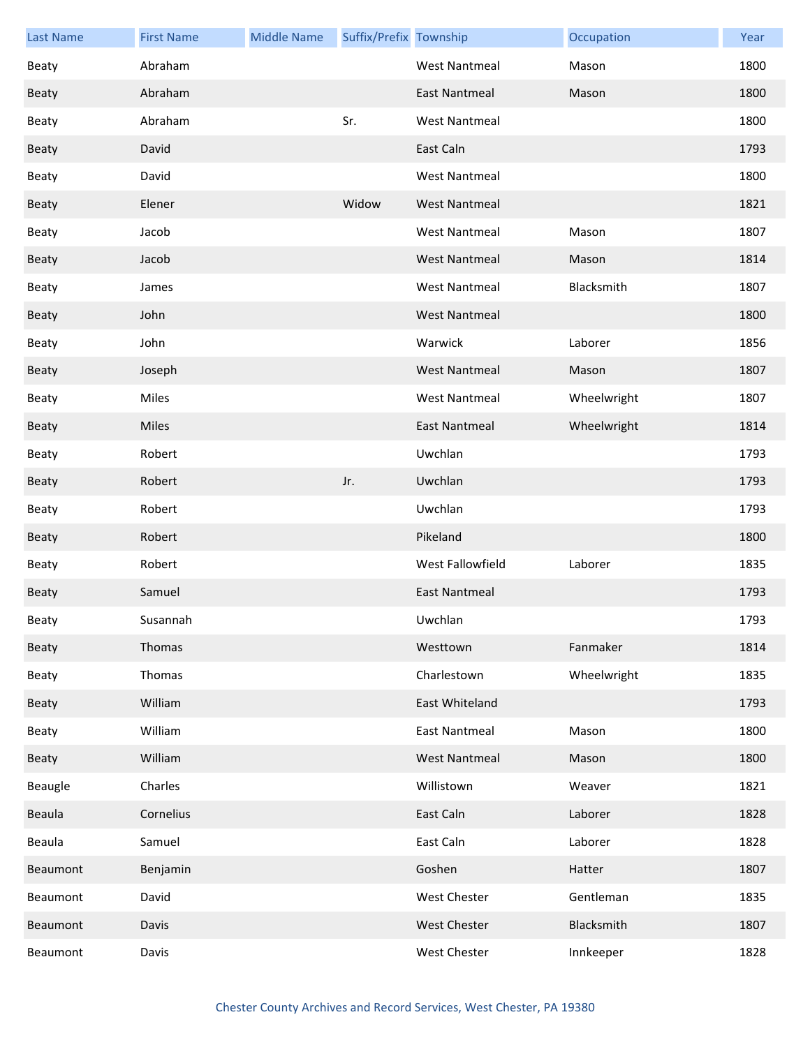| Last Name | First Name | Middle Name | Suffix/Prefix | Township | Occupation | Year |
|---|---|---|---|---|---|---|
| Beaty | Abraham | | | West Nantmeal | Mason | 1800 |
| Beaty | Abraham | | | East Nantmeal | Mason | 1800 |
| Beaty | Abraham | | Sr. | West Nantmeal | | 1800 |
| Beaty | David | | | East Caln | | 1793 |
| Beaty | David | | | West Nantmeal | | 1800 |
| Beaty | Elener | | Widow | West Nantmeal | | 1821 |
| Beaty | Jacob | | | West Nantmeal | Mason | 1807 |
| Beaty | Jacob | | | West Nantmeal | Mason | 1814 |
| Beaty | James | | | West Nantmeal | Blacksmith | 1807 |
| Beaty | John | | | West Nantmeal | | 1800 |
| Beaty | John | | | Warwick | Laborer | 1856 |
| Beaty | Joseph | | | West Nantmeal | Mason | 1807 |
| Beaty | Miles | | | West Nantmeal | Wheelwright | 1807 |
| Beaty | Miles | | | East Nantmeal | Wheelwright | 1814 |
| Beaty | Robert | | | Uwchlan | | 1793 |
| Beaty | Robert | | Jr. | Uwchlan | | 1793 |
| Beaty | Robert | | | Uwchlan | | 1793 |
| Beaty | Robert | | | Pikeland | | 1800 |
| Beaty | Robert | | | West Fallowfield | Laborer | 1835 |
| Beaty | Samuel | | | East Nantmeal | | 1793 |
| Beaty | Susannah | | | Uwchlan | | 1793 |
| Beaty | Thomas | | | Westtown | Fanmaker | 1814 |
| Beaty | Thomas | | | Charlestown | Wheelwright | 1835 |
| Beaty | William | | | East Whiteland | | 1793 |
| Beaty | William | | | East Nantmeal | Mason | 1800 |
| Beaty | William | | | West Nantmeal | Mason | 1800 |
| Beaugle | Charles | | | Willistown | Weaver | 1821 |
| Beaula | Cornelius | | | East Caln | Laborer | 1828 |
| Beaula | Samuel | | | East Caln | Laborer | 1828 |
| Beaumont | Benjamin | | | Goshen | Hatter | 1807 |
| Beaumont | David | | | West Chester | Gentleman | 1835 |
| Beaumont | Davis | | | West Chester | Blacksmith | 1807 |
| Beaumont | Davis | | | West Chester | Innkeeper | 1828 |

Chester County Archives and Record Services, West Chester, PA 19380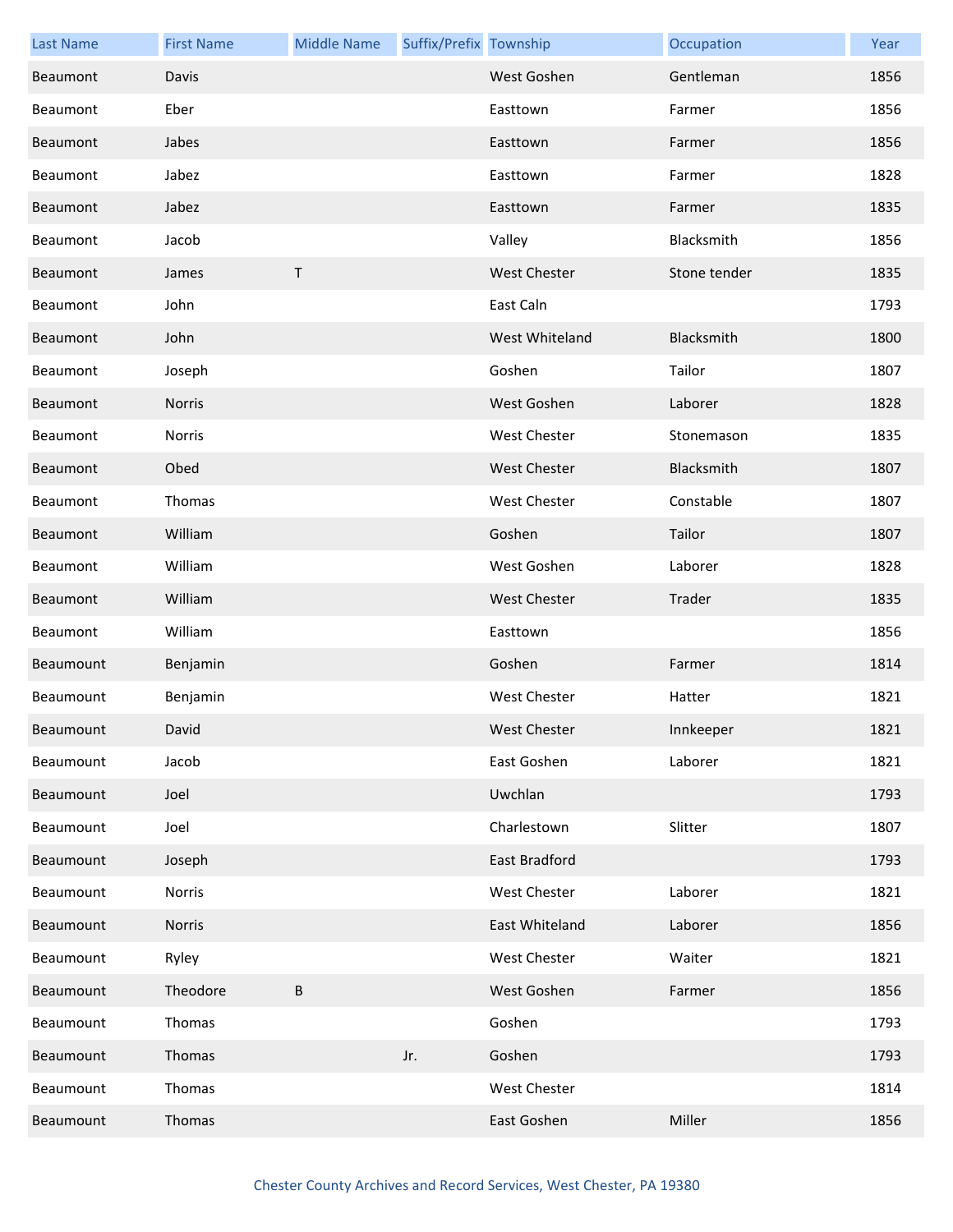| Last Name | First Name | Middle Name | Suffix/Prefix | Township | Occupation | Year |
|---|---|---|---|---|---|---|
| Beaumont | Davis | | | West Goshen | Gentleman | 1856 |
| Beaumont | Eber | | | Easttown | Farmer | 1856 |
| Beaumont | Jabes | | | Easttown | Farmer | 1856 |
| Beaumont | Jabez | | | Easttown | Farmer | 1828 |
| Beaumont | Jabez | | | Easttown | Farmer | 1835 |
| Beaumont | Jacob | | | Valley | Blacksmith | 1856 |
| Beaumont | James | T | | West Chester | Stone tender | 1835 |
| Beaumont | John | | | East Caln | | 1793 |
| Beaumont | John | | | West Whiteland | Blacksmith | 1800 |
| Beaumont | Joseph | | | Goshen | Tailor | 1807 |
| Beaumont | Norris | | | West Goshen | Laborer | 1828 |
| Beaumont | Norris | | | West Chester | Stonemason | 1835 |
| Beaumont | Obed | | | West Chester | Blacksmith | 1807 |
| Beaumont | Thomas | | | West Chester | Constable | 1807 |
| Beaumont | William | | | Goshen | Tailor | 1807 |
| Beaumont | William | | | West Goshen | Laborer | 1828 |
| Beaumont | William | | | West Chester | Trader | 1835 |
| Beaumont | William | | | Easttown | | 1856 |
| Beaumount | Benjamin | | | Goshen | Farmer | 1814 |
| Beaumount | Benjamin | | | West Chester | Hatter | 1821 |
| Beaumount | David | | | West Chester | Innkeeper | 1821 |
| Beaumount | Jacob | | | East Goshen | Laborer | 1821 |
| Beaumount | Joel | | | Uwchlan | | 1793 |
| Beaumount | Joel | | | Charlestown | Slitter | 1807 |
| Beaumount | Joseph | | | East Bradford | | 1793 |
| Beaumount | Norris | | | West Chester | Laborer | 1821 |
| Beaumount | Norris | | | East Whiteland | Laborer | 1856 |
| Beaumount | Ryley | | | West Chester | Waiter | 1821 |
| Beaumount | Theodore | B | | West Goshen | Farmer | 1856 |
| Beaumount | Thomas | | | Goshen | | 1793 |
| Beaumount | Thomas | | Jr. | Goshen | | 1793 |
| Beaumount | Thomas | | | West Chester | | 1814 |
| Beaumount | Thomas | | | East Goshen | Miller | 1856 |

Chester County Archives and Record Services, West Chester, PA 19380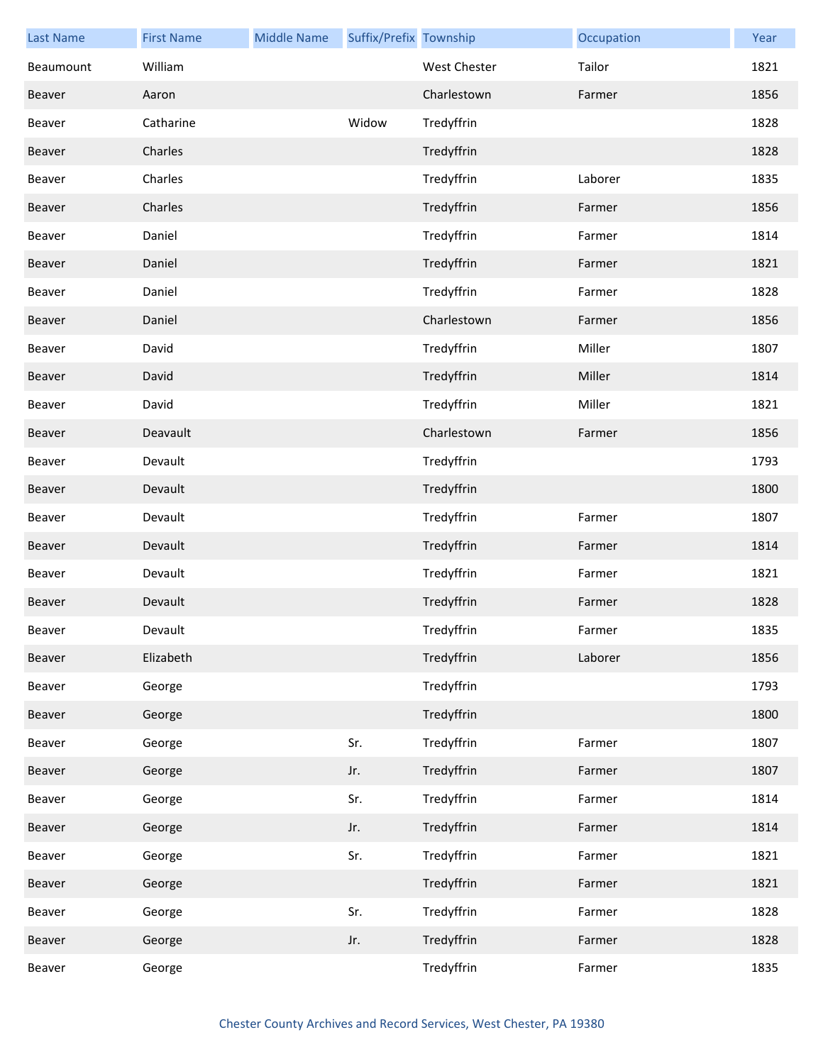| Last Name | First Name | Middle Name | Suffix/Prefix | Township | Occupation | Year |
|---|---|---|---|---|---|---|
| Beaumount | William | | | West Chester | Tailor | 1821 |
| Beaver | Aaron | | | Charlestown | Farmer | 1856 |
| Beaver | Catharine | | Widow | Tredyffrin | | 1828 |
| Beaver | Charles | | | Tredyffrin | | 1828 |
| Beaver | Charles | | | Tredyffrin | Laborer | 1835 |
| Beaver | Charles | | | Tredyffrin | Farmer | 1856 |
| Beaver | Daniel | | | Tredyffrin | Farmer | 1814 |
| Beaver | Daniel | | | Tredyffrin | Farmer | 1821 |
| Beaver | Daniel | | | Tredyffrin | Farmer | 1828 |
| Beaver | Daniel | | | Charlestown | Farmer | 1856 |
| Beaver | David | | | Tredyffrin | Miller | 1807 |
| Beaver | David | | | Tredyffrin | Miller | 1814 |
| Beaver | David | | | Tredyffrin | Miller | 1821 |
| Beaver | Deavault | | | Charlestown | Farmer | 1856 |
| Beaver | Devault | | | Tredyffrin | | 1793 |
| Beaver | Devault | | | Tredyffrin | | 1800 |
| Beaver | Devault | | | Tredyffrin | Farmer | 1807 |
| Beaver | Devault | | | Tredyffrin | Farmer | 1814 |
| Beaver | Devault | | | Tredyffrin | Farmer | 1821 |
| Beaver | Devault | | | Tredyffrin | Farmer | 1828 |
| Beaver | Devault | | | Tredyffrin | Farmer | 1835 |
| Beaver | Elizabeth | | | Tredyffrin | Laborer | 1856 |
| Beaver | George | | | Tredyffrin | | 1793 |
| Beaver | George | | | Tredyffrin | | 1800 |
| Beaver | George | | Sr. | Tredyffrin | Farmer | 1807 |
| Beaver | George | | Jr. | Tredyffrin | Farmer | 1807 |
| Beaver | George | | Sr. | Tredyffrin | Farmer | 1814 |
| Beaver | George | | Jr. | Tredyffrin | Farmer | 1814 |
| Beaver | George | | Sr. | Tredyffrin | Farmer | 1821 |
| Beaver | George | | | Tredyffrin | Farmer | 1821 |
| Beaver | George | | Sr. | Tredyffrin | Farmer | 1828 |
| Beaver | George | | Jr. | Tredyffrin | Farmer | 1828 |
| Beaver | George | | | Tredyffrin | Farmer | 1835 |

Chester County Archives and Record Services, West Chester, PA 19380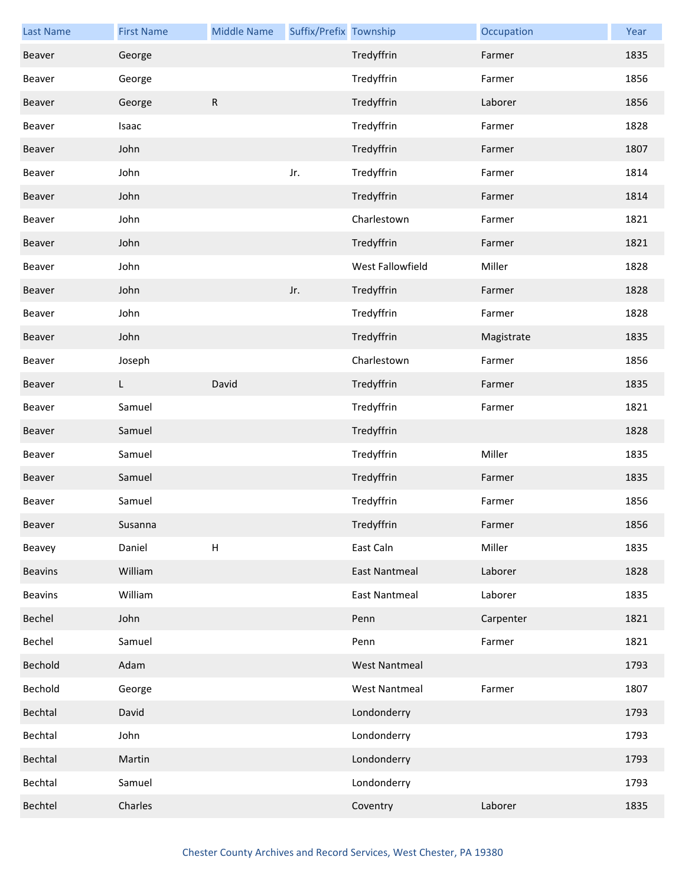| Last Name | First Name | Middle Name | Suffix/Prefix | Township | Occupation | Year |
|---|---|---|---|---|---|---|
| Beaver | George | | | Tredyffrin | Farmer | 1835 |
| Beaver | George | | | Tredyffrin | Farmer | 1856 |
| Beaver | George | R | | Tredyffrin | Laborer | 1856 |
| Beaver | Isaac | | | Tredyffrin | Farmer | 1828 |
| Beaver | John | | | Tredyffrin | Farmer | 1807 |
| Beaver | John | | Jr. | Tredyffrin | Farmer | 1814 |
| Beaver | John | | | Tredyffrin | Farmer | 1814 |
| Beaver | John | | | Charlestown | Farmer | 1821 |
| Beaver | John | | | Tredyffrin | Farmer | 1821 |
| Beaver | John | | | West Fallowfield | Miller | 1828 |
| Beaver | John | | Jr. | Tredyffrin | Farmer | 1828 |
| Beaver | John | | | Tredyffrin | Farmer | 1828 |
| Beaver | John | | | Tredyffrin | Magistrate | 1835 |
| Beaver | Joseph | | | Charlestown | Farmer | 1856 |
| Beaver | L | David | | Tredyffrin | Farmer | 1835 |
| Beaver | Samuel | | | Tredyffrin | Farmer | 1821 |
| Beaver | Samuel | | | Tredyffrin | | 1828 |
| Beaver | Samuel | | | Tredyffrin | Miller | 1835 |
| Beaver | Samuel | | | Tredyffrin | Farmer | 1835 |
| Beaver | Samuel | | | Tredyffrin | Farmer | 1856 |
| Beaver | Susanna | | | Tredyffrin | Farmer | 1856 |
| Beavey | Daniel | H | | East Caln | Miller | 1835 |
| Beavins | William | | | East Nantmeal | Laborer | 1828 |
| Beavins | William | | | East Nantmeal | Laborer | 1835 |
| Bechel | John | | | Penn | Carpenter | 1821 |
| Bechel | Samuel | | | Penn | Farmer | 1821 |
| Bechold | Adam | | | West Nantmeal | | 1793 |
| Bechold | George | | | West Nantmeal | Farmer | 1807 |
| Bechtal | David | | | Londonderry | | 1793 |
| Bechtal | John | | | Londonderry | | 1793 |
| Bechtal | Martin | | | Londonderry | | 1793 |
| Bechtal | Samuel | | | Londonderry | | 1793 |
| Bechtel | Charles | | | Coventry | Laborer | 1835 |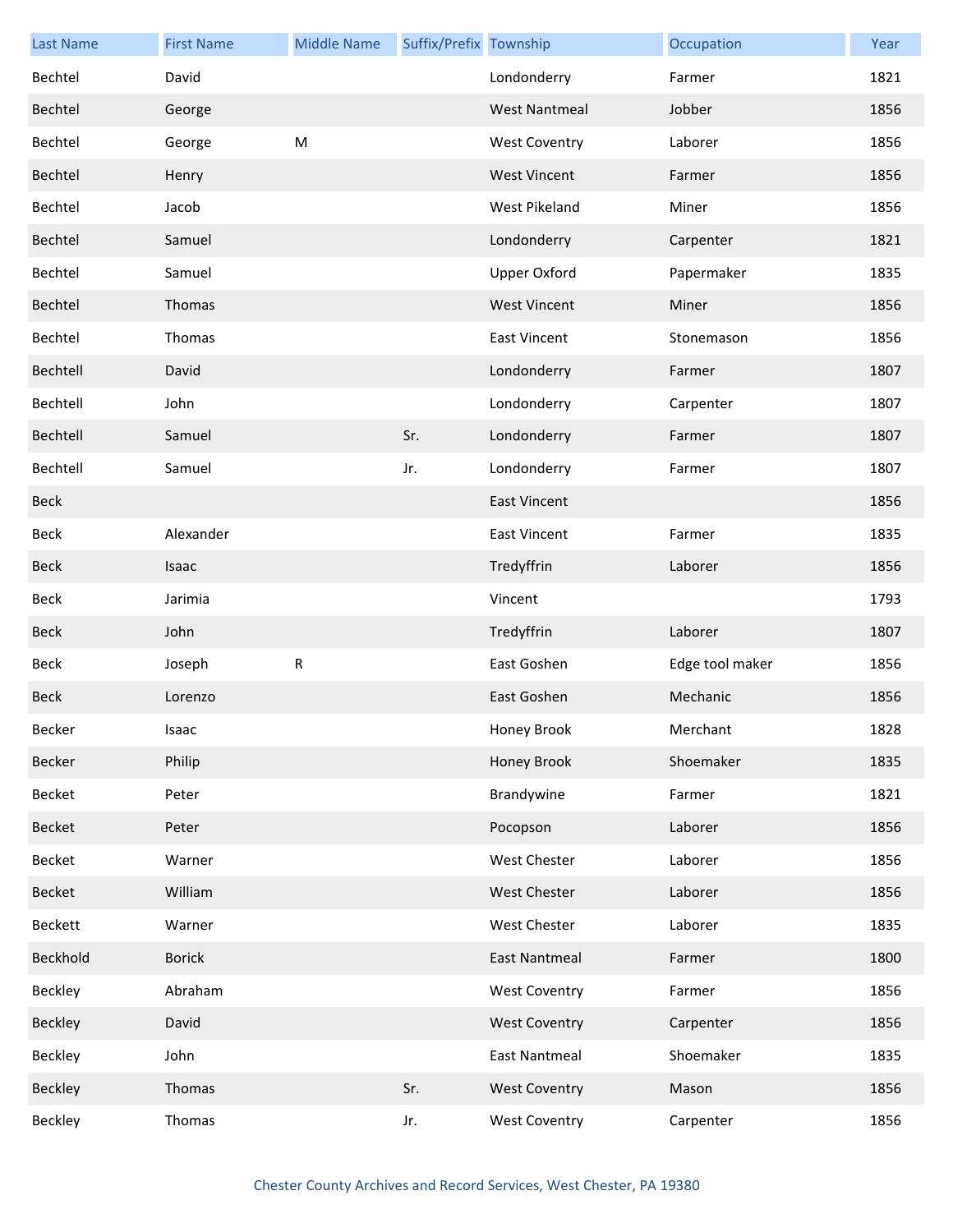| Last Name | First Name | Middle Name | Suffix/Prefix | Township | Occupation | Year |
|---|---|---|---|---|---|---|
| Bechtel | David | | | Londonderry | Farmer | 1821 |
| Bechtel | George | | | West Nantmeal | Jobber | 1856 |
| Bechtel | George | M | | West Coventry | Laborer | 1856 |
| Bechtel | Henry | | | West Vincent | Farmer | 1856 |
| Bechtel | Jacob | | | West Pikeland | Miner | 1856 |
| Bechtel | Samuel | | | Londonderry | Carpenter | 1821 |
| Bechtel | Samuel | | | Upper Oxford | Papermaker | 1835 |
| Bechtel | Thomas | | | West Vincent | Miner | 1856 |
| Bechtel | Thomas | | | East Vincent | Stonemason | 1856 |
| Bechtell | David | | | Londonderry | Farmer | 1807 |
| Bechtell | John | | | Londonderry | Carpenter | 1807 |
| Bechtell | Samuel | | Sr. | Londonderry | Farmer | 1807 |
| Bechtell | Samuel | | Jr. | Londonderry | Farmer | 1807 |
| Beck | | | | East Vincent | | 1856 |
| Beck | Alexander | | | East Vincent | Farmer | 1835 |
| Beck | Isaac | | | Tredyffrin | Laborer | 1856 |
| Beck | Jarimia | | | Vincent | | 1793 |
| Beck | John | | | Tredyffrin | Laborer | 1807 |
| Beck | Joseph | R | | East Goshen | Edge tool maker | 1856 |
| Beck | Lorenzo | | | East Goshen | Mechanic | 1856 |
| Becker | Isaac | | | Honey Brook | Merchant | 1828 |
| Becker | Philip | | | Honey Brook | Shoemaker | 1835 |
| Becket | Peter | | | Brandywine | Farmer | 1821 |
| Becket | Peter | | | Pocopson | Laborer | 1856 |
| Becket | Warner | | | West Chester | Laborer | 1856 |
| Becket | William | | | West Chester | Laborer | 1856 |
| Beckett | Warner | | | West Chester | Laborer | 1835 |
| Beckhold | Borick | | | East Nantmeal | Farmer | 1800 |
| Beckley | Abraham | | | West Coventry | Farmer | 1856 |
| Beckley | David | | | West Coventry | Carpenter | 1856 |
| Beckley | John | | | East Nantmeal | Shoemaker | 1835 |
| Beckley | Thomas | | Sr. | West Coventry | Mason | 1856 |
| Beckley | Thomas | | Jr. | West Coventry | Carpenter | 1856 |

Chester County Archives and Record Services, West Chester, PA 19380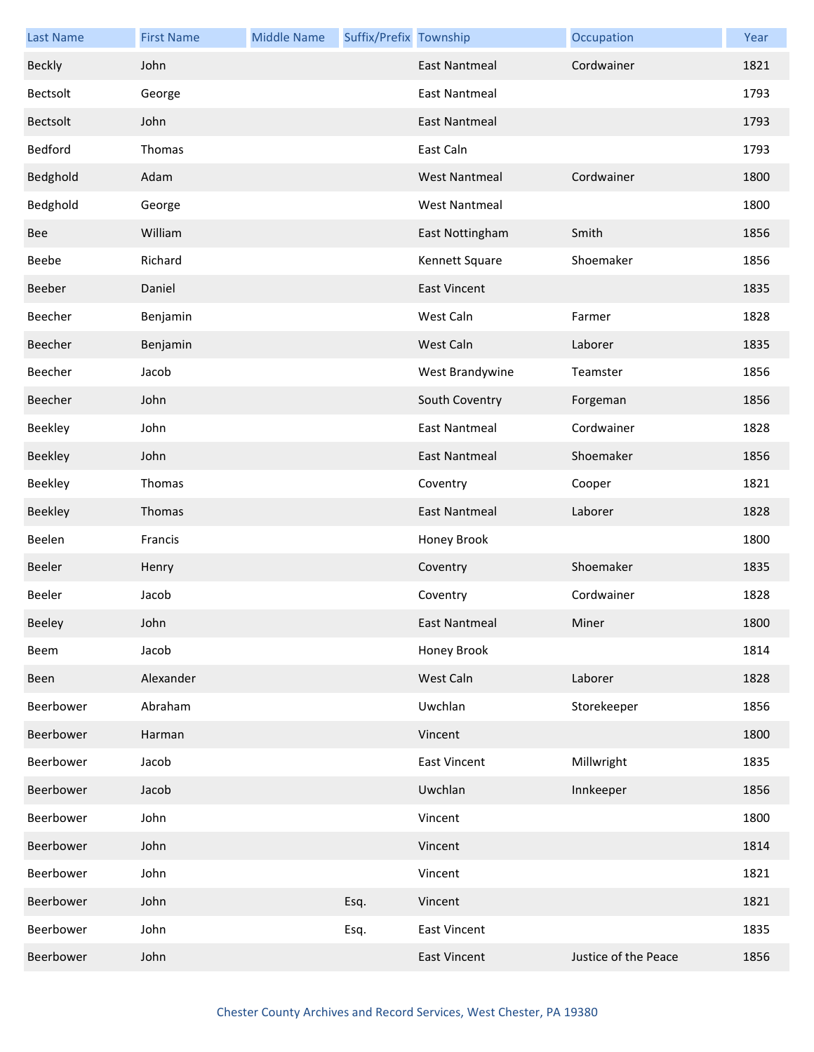| Last Name | First Name | Middle Name | Suffix/Prefix | Township | Occupation | Year |
| --- | --- | --- | --- | --- | --- | --- |
| Beckly | John | | | East Nantmeal | Cordwainer | 1821 |
| Bectsolt | George | | | East Nantmeal | | 1793 |
| Bectsolt | John | | | East Nantmeal | | 1793 |
| Bedford | Thomas | | | East Caln | | 1793 |
| Bedghold | Adam | | | West Nantmeal | Cordwainer | 1800 |
| Bedghold | George | | | West Nantmeal | | 1800 |
| Bee | William | | | East Nottingham | Smith | 1856 |
| Beebe | Richard | | | Kennett Square | Shoemaker | 1856 |
| Beeber | Daniel | | | East Vincent | | 1835 |
| Beecher | Benjamin | | | West Caln | Farmer | 1828 |
| Beecher | Benjamin | | | West Caln | Laborer | 1835 |
| Beecher | Jacob | | | West Brandywine | Teamster | 1856 |
| Beecher | John | | | South Coventry | Forgeman | 1856 |
| Beekley | John | | | East Nantmeal | Cordwainer | 1828 |
| Beekley | John | | | East Nantmeal | Shoemaker | 1856 |
| Beekley | Thomas | | | Coventry | Cooper | 1821 |
| Beekley | Thomas | | | East Nantmeal | Laborer | 1828 |
| Beelen | Francis | | | Honey Brook | | 1800 |
| Beeler | Henry | | | Coventry | Shoemaker | 1835 |
| Beeler | Jacob | | | Coventry | Cordwainer | 1828 |
| Beeley | John | | | East Nantmeal | Miner | 1800 |
| Beem | Jacob | | | Honey Brook | | 1814 |
| Been | Alexander | | | West Caln | Laborer | 1828 |
| Beerbower | Abraham | | | Uwchlan | Storekeeper | 1856 |
| Beerbower | Harman | | | Vincent | | 1800 |
| Beerbower | Jacob | | | East Vincent | Millwright | 1835 |
| Beerbower | Jacob | | | Uwchlan | Innkeeper | 1856 |
| Beerbower | John | | | Vincent | | 1800 |
| Beerbower | John | | | Vincent | | 1814 |
| Beerbower | John | | | Vincent | | 1821 |
| Beerbower | John | | Esq. | Vincent | | 1821 |
| Beerbower | John | | Esq. | East Vincent | | 1835 |
| Beerbower | John | | | East Vincent | Justice of the Peace | 1856 |

Chester County Archives and Record Services, West Chester, PA 19380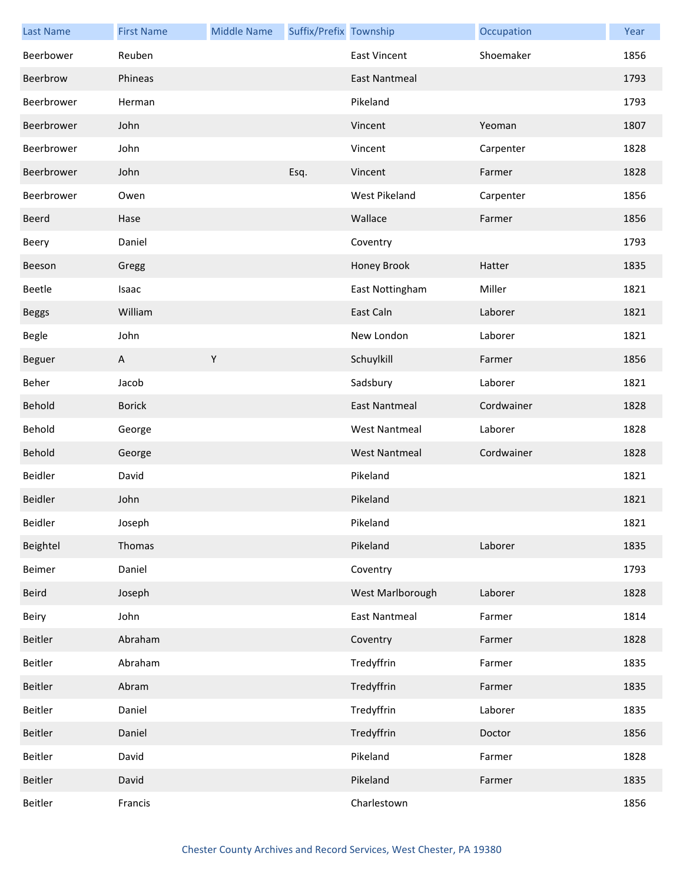| Last Name | First Name | Middle Name | Suffix/Prefix | Township | Occupation | Year |
|---|---|---|---|---|---|---|
| Beerbower | Reuben | | | East Vincent | Shoemaker | 1856 |
| Beerbrow | Phineas | | | East Nantmeal | | 1793 |
| Beerbrower | Herman | | | Pikeland | | 1793 |
| Beerbrower | John | | | Vincent | Yeoman | 1807 |
| Beerbrower | John | | | Vincent | Carpenter | 1828 |
| Beerbrower | John | | Esq. | Vincent | Farmer | 1828 |
| Beerbrower | Owen | | | West Pikeland | Carpenter | 1856 |
| Beerd | Hase | | | Wallace | Farmer | 1856 |
| Beery | Daniel | | | Coventry | | 1793 |
| Beeson | Gregg | | | Honey Brook | Hatter | 1835 |
| Beetle | Isaac | | | East Nottingham | Miller | 1821 |
| Beggs | William | | | East Caln | Laborer | 1821 |
| Begle | John | | | New London | Laborer | 1821 |
| Beguer | A | Y | | Schuylkill | Farmer | 1856 |
| Beher | Jacob | | | Sadsbury | Laborer | 1821 |
| Behold | Borick | | | East Nantmeal | Cordwainer | 1828 |
| Behold | George | | | West Nantmeal | Laborer | 1828 |
| Behold | George | | | West Nantmeal | Cordwainer | 1828 |
| Beidler | David | | | Pikeland | | 1821 |
| Beidler | John | | | Pikeland | | 1821 |
| Beidler | Joseph | | | Pikeland | | 1821 |
| Beightel | Thomas | | | Pikeland | Laborer | 1835 |
| Beimer | Daniel | | | Coventry | | 1793 |
| Beird | Joseph | | | West Marlborough | Laborer | 1828 |
| Beiry | John | | | East Nantmeal | Farmer | 1814 |
| Beitler | Abraham | | | Coventry | Farmer | 1828 |
| Beitler | Abraham | | | Tredyffrin | Farmer | 1835 |
| Beitler | Abram | | | Tredyffrin | Farmer | 1835 |
| Beitler | Daniel | | | Tredyffrin | Laborer | 1835 |
| Beitler | Daniel | | | Tredyffrin | Doctor | 1856 |
| Beitler | David | | | Pikeland | Farmer | 1828 |
| Beitler | David | | | Pikeland | Farmer | 1835 |
| Beitler | Francis | | | Charlestown | | 1856 |

Chester County Archives and Record Services, West Chester, PA 19380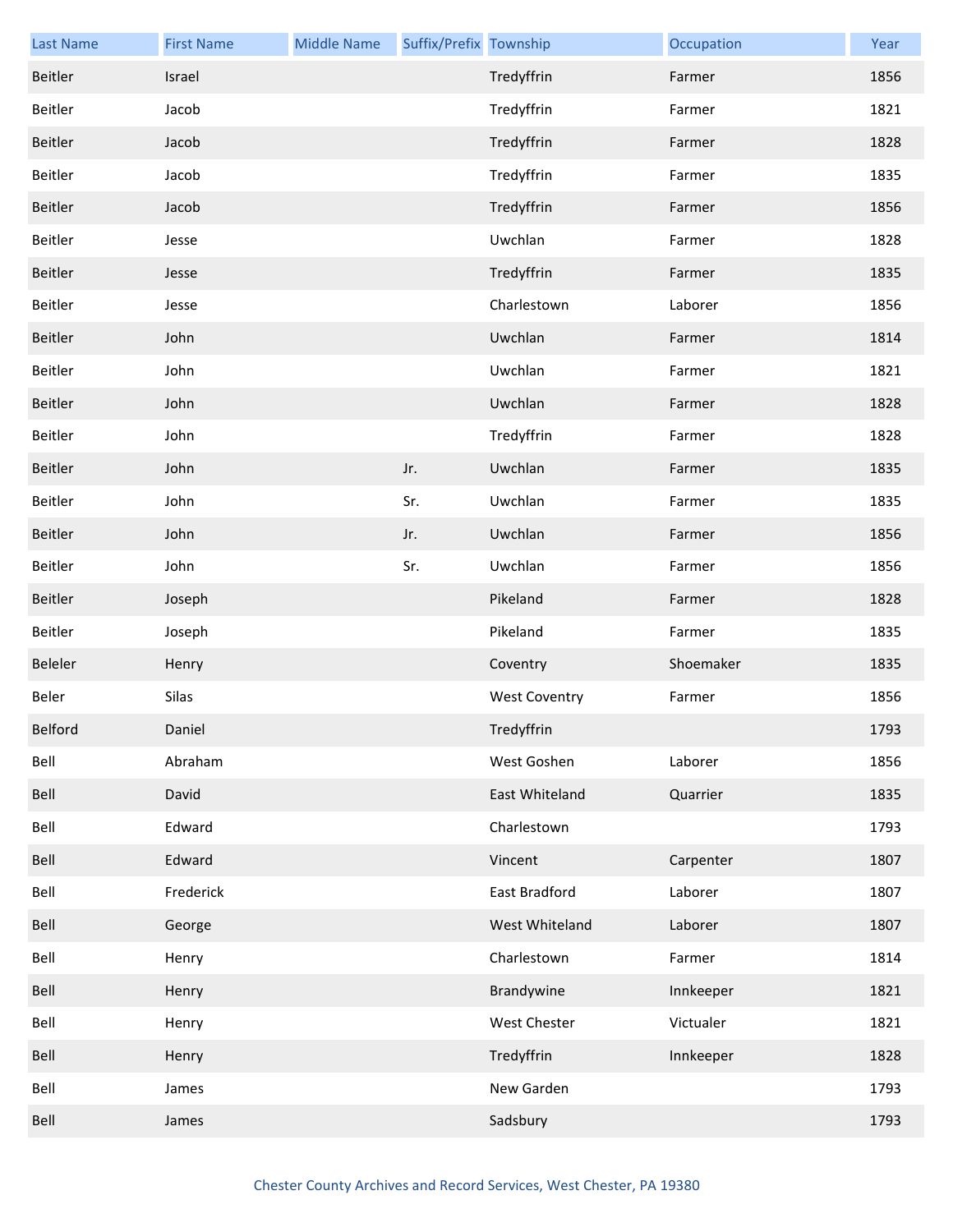| Last Name | First Name | Middle Name | Suffix/Prefix | Township | Occupation | Year |
|---|---|---|---|---|---|---|
| Beitler | Israel | | | Tredyffrin | Farmer | 1856 |
| Beitler | Jacob | | | Tredyffrin | Farmer | 1821 |
| Beitler | Jacob | | | Tredyffrin | Farmer | 1828 |
| Beitler | Jacob | | | Tredyffrin | Farmer | 1835 |
| Beitler | Jacob | | | Tredyffrin | Farmer | 1856 |
| Beitler | Jesse | | | Uwchlan | Farmer | 1828 |
| Beitler | Jesse | | | Tredyffrin | Farmer | 1835 |
| Beitler | Jesse | | | Charlestown | Laborer | 1856 |
| Beitler | John | | | Uwchlan | Farmer | 1814 |
| Beitler | John | | | Uwchlan | Farmer | 1821 |
| Beitler | John | | | Uwchlan | Farmer | 1828 |
| Beitler | John | | | Tredyffrin | Farmer | 1828 |
| Beitler | John | | Jr. | Uwchlan | Farmer | 1835 |
| Beitler | John | | Sr. | Uwchlan | Farmer | 1835 |
| Beitler | John | | Jr. | Uwchlan | Farmer | 1856 |
| Beitler | John | | Sr. | Uwchlan | Farmer | 1856 |
| Beitler | Joseph | | | Pikeland | Farmer | 1828 |
| Beitler | Joseph | | | Pikeland | Farmer | 1835 |
| Beleler | Henry | | | Coventry | Shoemaker | 1835 |
| Beler | Silas | | | West Coventry | Farmer | 1856 |
| Belford | Daniel | | | Tredyffrin | | 1793 |
| Bell | Abraham | | | West Goshen | Laborer | 1856 |
| Bell | David | | | East Whiteland | Quarrier | 1835 |
| Bell | Edward | | | Charlestown | | 1793 |
| Bell | Edward | | | Vincent | Carpenter | 1807 |
| Bell | Frederick | | | East Bradford | Laborer | 1807 |
| Bell | George | | | West Whiteland | Laborer | 1807 |
| Bell | Henry | | | Charlestown | Farmer | 1814 |
| Bell | Henry | | | Brandywine | Innkeeper | 1821 |
| Bell | Henry | | | West Chester | Victualer | 1821 |
| Bell | Henry | | | Tredyffrin | Innkeeper | 1828 |
| Bell | James | | | New Garden | | 1793 |
| Bell | James | | | Sadsbury | | 1793 |

Chester County Archives and Record Services, West Chester, PA 19380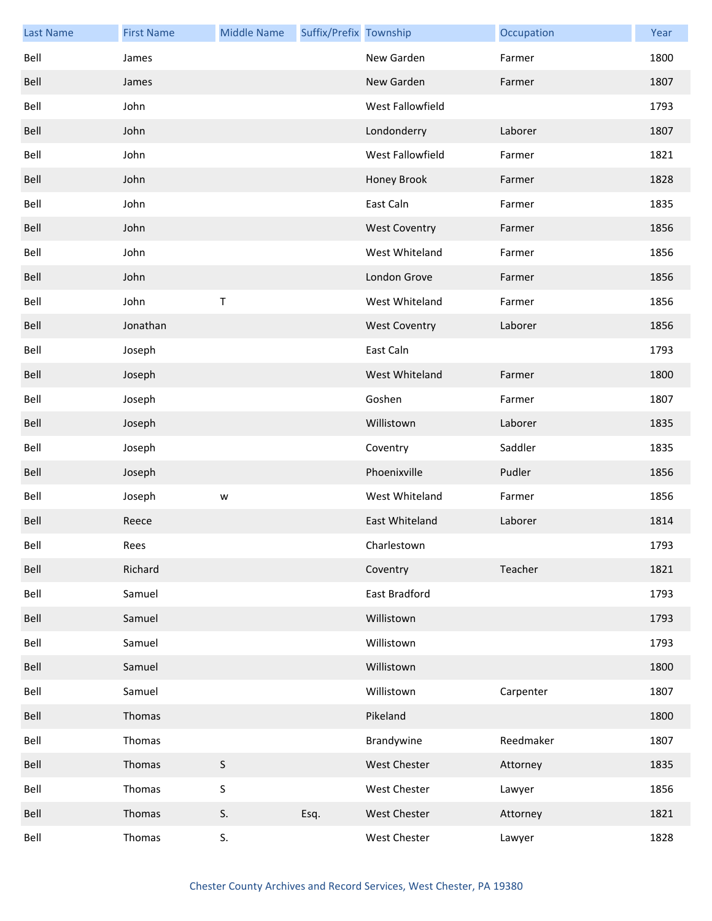| Last Name | First Name | Middle Name | Suffix/Prefix | Township | Occupation | Year |
|---|---|---|---|---|---|---|
| Bell | James | | | New Garden | Farmer | 1800 |
| Bell | James | | | New Garden | Farmer | 1807 |
| Bell | John | | | West Fallowfield | | 1793 |
| Bell | John | | | Londonderry | Laborer | 1807 |
| Bell | John | | | West Fallowfield | Farmer | 1821 |
| Bell | John | | | Honey Brook | Farmer | 1828 |
| Bell | John | | | East Caln | Farmer | 1835 |
| Bell | John | | | West Coventry | Farmer | 1856 |
| Bell | John | | | West Whiteland | Farmer | 1856 |
| Bell | John | | | London Grove | Farmer | 1856 |
| Bell | John | T | | West Whiteland | Farmer | 1856 |
| Bell | Jonathan | | | West Coventry | Laborer | 1856 |
| Bell | Joseph | | | East Caln | | 1793 |
| Bell | Joseph | | | West Whiteland | Farmer | 1800 |
| Bell | Joseph | | | Goshen | Farmer | 1807 |
| Bell | Joseph | | | Willistown | Laborer | 1835 |
| Bell | Joseph | | | Coventry | Saddler | 1835 |
| Bell | Joseph | | | Phoenixville | Pudler | 1856 |
| Bell | Joseph | w | | West Whiteland | Farmer | 1856 |
| Bell | Reece | | | East Whiteland | Laborer | 1814 |
| Bell | Rees | | | Charlestown | | 1793 |
| Bell | Richard | | | Coventry | Teacher | 1821 |
| Bell | Samuel | | | East Bradford | | 1793 |
| Bell | Samuel | | | Willistown | | 1793 |
| Bell | Samuel | | | Willistown | | 1793 |
| Bell | Samuel | | | Willistown | | 1800 |
| Bell | Samuel | | | Willistown | Carpenter | 1807 |
| Bell | Thomas | | | Pikeland | | 1800 |
| Bell | Thomas | | | Brandywine | Reedmaker | 1807 |
| Bell | Thomas | S | | West Chester | Attorney | 1835 |
| Bell | Thomas | S | | West Chester | Lawyer | 1856 |
| Bell | Thomas | S. | Esq. | West Chester | Attorney | 1821 |
| Bell | Thomas | S. | | West Chester | Lawyer | 1828 |

Chester County Archives and Record Services, West Chester, PA 19380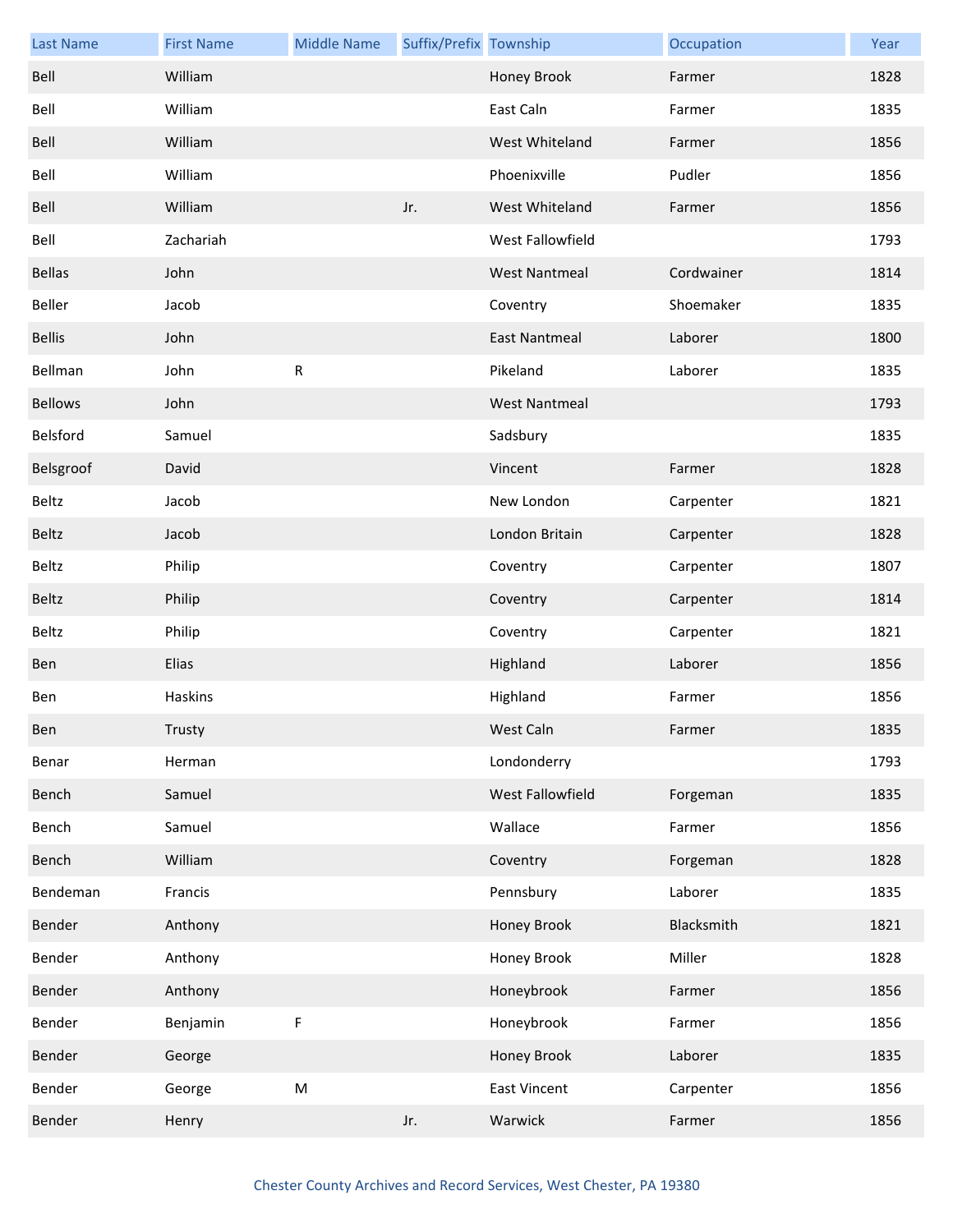| Last Name | First Name | Middle Name | Suffix/Prefix | Township | Occupation | Year |
|---|---|---|---|---|---|---|
| Bell | William | | | Honey Brook | Farmer | 1828 |
| Bell | William | | | East Caln | Farmer | 1835 |
| Bell | William | | | West Whiteland | Farmer | 1856 |
| Bell | William | | | Phoenixville | Pudler | 1856 |
| Bell | William | | Jr. | West Whiteland | Farmer | 1856 |
| Bell | Zachariah | | | West Fallowfield | | 1793 |
| Bellas | John | | | West Nantmeal | Cordwainer | 1814 |
| Beller | Jacob | | | Coventry | Shoemaker | 1835 |
| Bellis | John | | | East Nantmeal | Laborer | 1800 |
| Bellman | John | R | | Pikeland | Laborer | 1835 |
| Bellows | John | | | West Nantmeal | | 1793 |
| Belsford | Samuel | | | Sadsbury | | 1835 |
| Belsgroof | David | | | Vincent | Farmer | 1828 |
| Beltz | Jacob | | | New London | Carpenter | 1821 |
| Beltz | Jacob | | | London Britain | Carpenter | 1828 |
| Beltz | Philip | | | Coventry | Carpenter | 1807 |
| Beltz | Philip | | | Coventry | Carpenter | 1814 |
| Beltz | Philip | | | Coventry | Carpenter | 1821 |
| Ben | Elias | | | Highland | Laborer | 1856 |
| Ben | Haskins | | | Highland | Farmer | 1856 |
| Ben | Trusty | | | West Caln | Farmer | 1835 |
| Benar | Herman | | | Londonderry | | 1793 |
| Bench | Samuel | | | West Fallowfield | Forgeman | 1835 |
| Bench | Samuel | | | Wallace | Farmer | 1856 |
| Bench | William | | | Coventry | Forgeman | 1828 |
| Bendeman | Francis | | | Pennsbury | Laborer | 1835 |
| Bender | Anthony | | | Honey Brook | Blacksmith | 1821 |
| Bender | Anthony | | | Honey Brook | Miller | 1828 |
| Bender | Anthony | | | Honeybrook | Farmer | 1856 |
| Bender | Benjamin | F | | Honeybrook | Farmer | 1856 |
| Bender | George | | | Honey Brook | Laborer | 1835 |
| Bender | George | M | | East Vincent | Carpenter | 1856 |
| Bender | Henry | | Jr. | Warwick | Farmer | 1856 |

Chester County Archives and Record Services, West Chester, PA 19380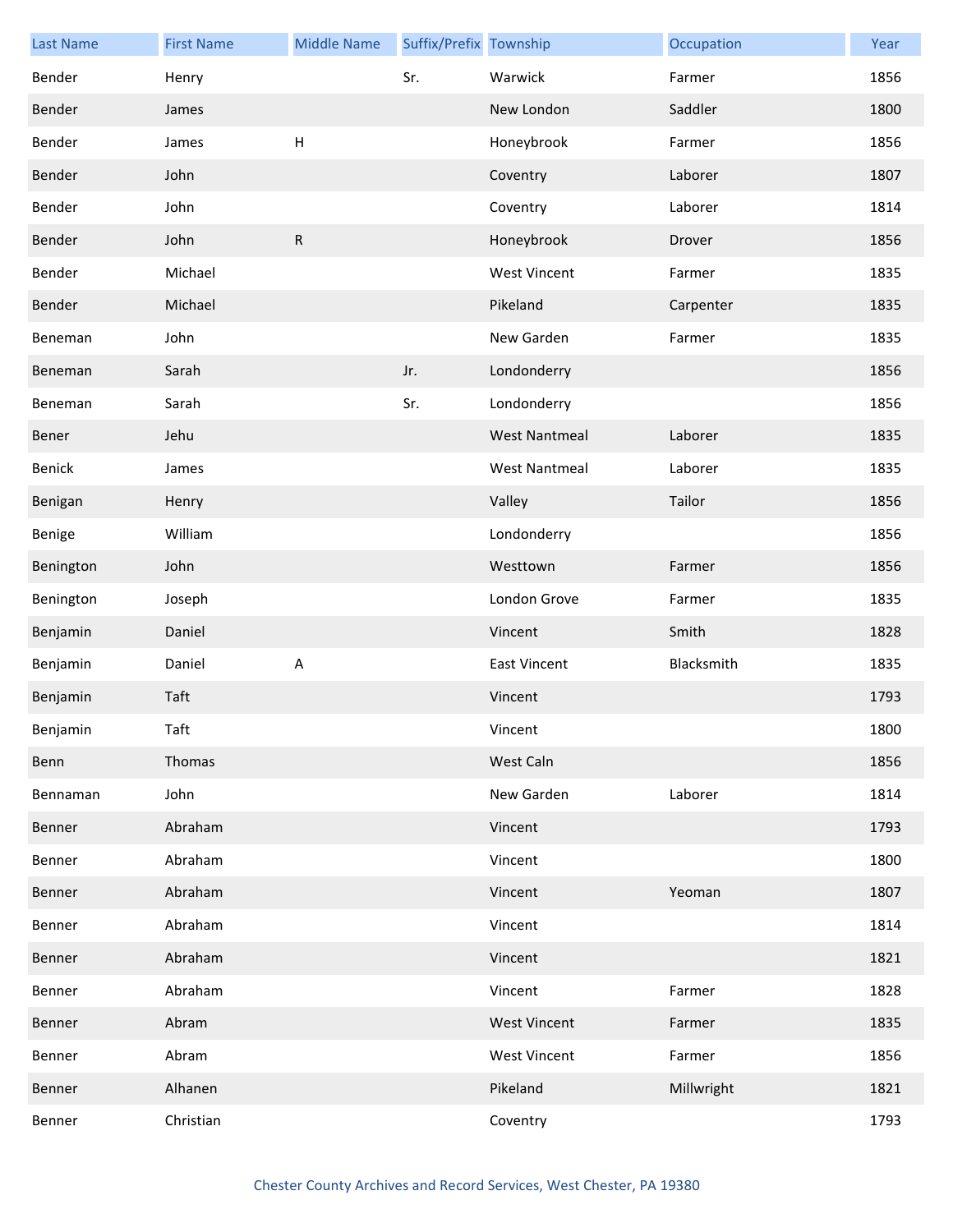| Last Name | First Name | Middle Name | Suffix/Prefix | Township | Occupation | Year |
|---|---|---|---|---|---|---|
| Bender | Henry | | Sr. | Warwick | Farmer | 1856 |
| Bender | James | | | New London | Saddler | 1800 |
| Bender | James | H | | Honeybrook | Farmer | 1856 |
| Bender | John | | | Coventry | Laborer | 1807 |
| Bender | John | | | Coventry | Laborer | 1814 |
| Bender | John | R | | Honeybrook | Drover | 1856 |
| Bender | Michael | | | West Vincent | Farmer | 1835 |
| Bender | Michael | | | Pikeland | Carpenter | 1835 |
| Beneman | John | | | New Garden | Farmer | 1835 |
| Beneman | Sarah | | Jr. | Londonderry | | 1856 |
| Beneman | Sarah | | Sr. | Londonderry | | 1856 |
| Bener | Jehu | | | West Nantmeal | Laborer | 1835 |
| Benick | James | | | West Nantmeal | Laborer | 1835 |
| Benigan | Henry | | | Valley | Tailor | 1856 |
| Benige | William | | | Londonderry | | 1856 |
| Benington | John | | | Westtown | Farmer | 1856 |
| Benington | Joseph | | | London Grove | Farmer | 1835 |
| Benjamin | Daniel | | | Vincent | Smith | 1828 |
| Benjamin | Daniel | A | | East Vincent | Blacksmith | 1835 |
| Benjamin | Taft | | | Vincent | | 1793 |
| Benjamin | Taft | | | Vincent | | 1800 |
| Benn | Thomas | | | West Caln | | 1856 |
| Bennaman | John | | | New Garden | Laborer | 1814 |
| Benner | Abraham | | | Vincent | | 1793 |
| Benner | Abraham | | | Vincent | | 1800 |
| Benner | Abraham | | | Vincent | Yeoman | 1807 |
| Benner | Abraham | | | Vincent | | 1814 |
| Benner | Abraham | | | Vincent | | 1821 |
| Benner | Abraham | | | Vincent | Farmer | 1828 |
| Benner | Abram | | | West Vincent | Farmer | 1835 |
| Benner | Abram | | | West Vincent | Farmer | 1856 |
| Benner | Alhanen | | | Pikeland | Millwright | 1821 |
| Benner | Christian | | | Coventry | | 1793 |

Chester County Archives and Record Services, West Chester, PA 19380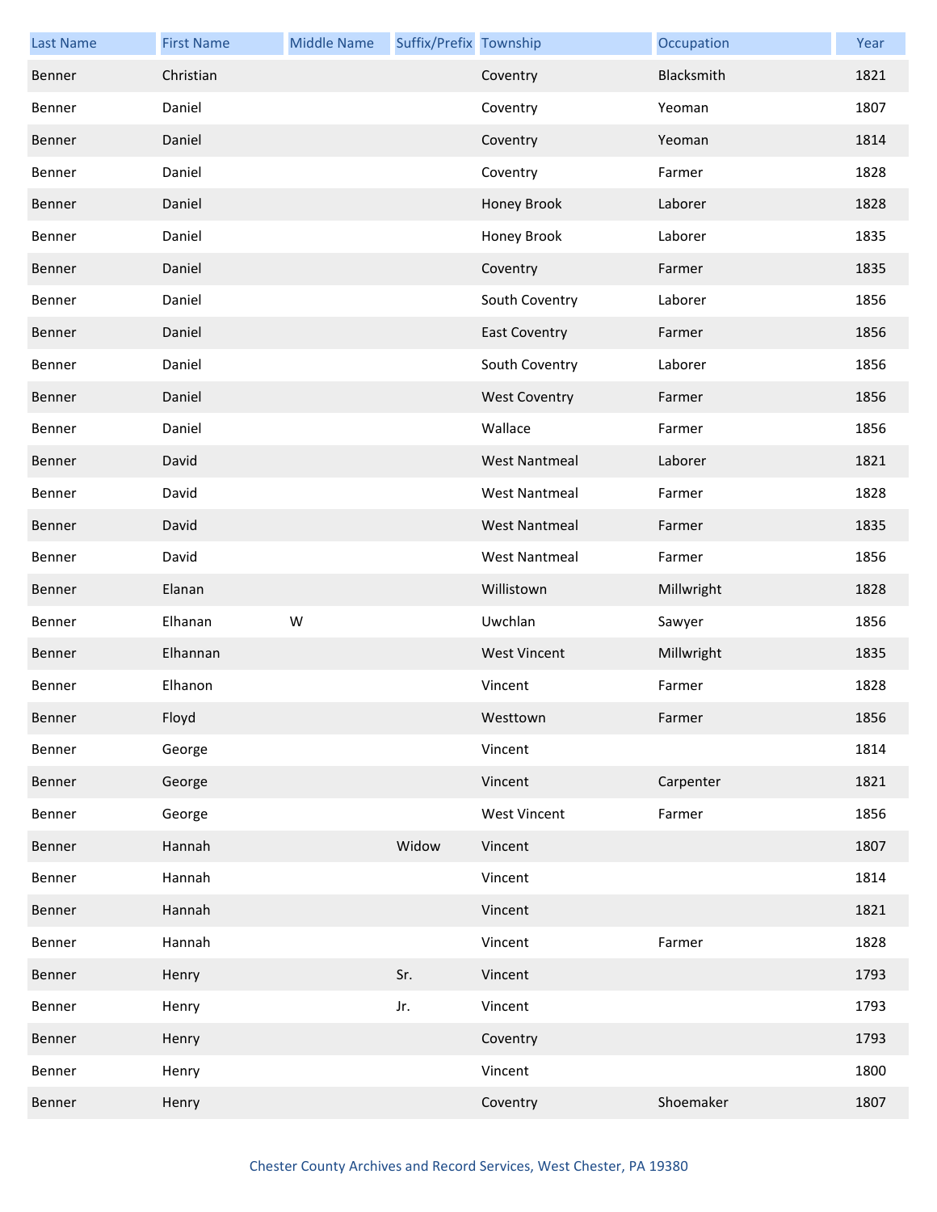| Last Name | First Name | Middle Name | Suffix/Prefix | Township | Occupation | Year |
|---|---|---|---|---|---|---|
| Benner | Christian | | | Coventry | Blacksmith | 1821 |
| Benner | Daniel | | | Coventry | Yeoman | 1807 |
| Benner | Daniel | | | Coventry | Yeoman | 1814 |
| Benner | Daniel | | | Coventry | Farmer | 1828 |
| Benner | Daniel | | | Honey Brook | Laborer | 1828 |
| Benner | Daniel | | | Honey Brook | Laborer | 1835 |
| Benner | Daniel | | | Coventry | Farmer | 1835 |
| Benner | Daniel | | | South Coventry | Laborer | 1856 |
| Benner | Daniel | | | East Coventry | Farmer | 1856 |
| Benner | Daniel | | | South Coventry | Laborer | 1856 |
| Benner | Daniel | | | West Coventry | Farmer | 1856 |
| Benner | Daniel | | | Wallace | Farmer | 1856 |
| Benner | David | | | West Nantmeal | Laborer | 1821 |
| Benner | David | | | West Nantmeal | Farmer | 1828 |
| Benner | David | | | West Nantmeal | Farmer | 1835 |
| Benner | David | | | West Nantmeal | Farmer | 1856 |
| Benner | Elanan | | | Willistown | Millwright | 1828 |
| Benner | Elhanan | W | | Uwchlan | Sawyer | 1856 |
| Benner | Elhannan | | | West Vincent | Millwright | 1835 |
| Benner | Elhanon | | | Vincent | Farmer | 1828 |
| Benner | Floyd | | | Westtown | Farmer | 1856 |
| Benner | George | | | Vincent | | 1814 |
| Benner | George | | | Vincent | Carpenter | 1821 |
| Benner | George | | | West Vincent | Farmer | 1856 |
| Benner | Hannah | | Widow | Vincent | | 1807 |
| Benner | Hannah | | | Vincent | | 1814 |
| Benner | Hannah | | | Vincent | | 1821 |
| Benner | Hannah | | | Vincent | Farmer | 1828 |
| Benner | Henry | | Sr. | Vincent | | 1793 |
| Benner | Henry | | Jr. | Vincent | | 1793 |
| Benner | Henry | | | Coventry | | 1793 |
| Benner | Henry | | | Vincent | | 1800 |
| Benner | Henry | | | Coventry | Shoemaker | 1807 |

Chester County Archives and Record Services, West Chester, PA 19380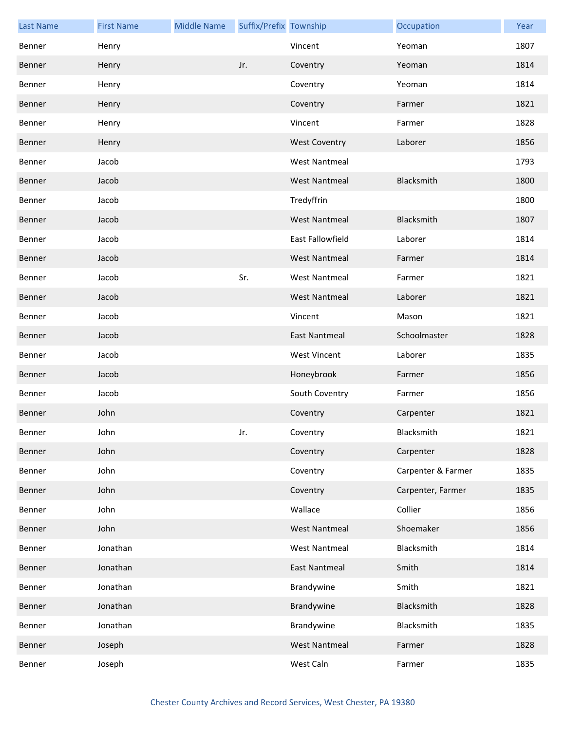| Last Name | First Name | Middle Name | Suffix/Prefix | Township | Occupation | Year |
|---|---|---|---|---|---|---|
| Benner | Henry | | | Vincent | Yeoman | 1807 |
| Benner | Henry | | Jr. | Coventry | Yeoman | 1814 |
| Benner | Henry | | | Coventry | Yeoman | 1814 |
| Benner | Henry | | | Coventry | Farmer | 1821 |
| Benner | Henry | | | Vincent | Farmer | 1828 |
| Benner | Henry | | | West Coventry | Laborer | 1856 |
| Benner | Jacob | | | West Nantmeal | | 1793 |
| Benner | Jacob | | | West Nantmeal | Blacksmith | 1800 |
| Benner | Jacob | | | Tredyffrin | | 1800 |
| Benner | Jacob | | | West Nantmeal | Blacksmith | 1807 |
| Benner | Jacob | | | East Fallowfield | Laborer | 1814 |
| Benner | Jacob | | | West Nantmeal | Farmer | 1814 |
| Benner | Jacob | | Sr. | West Nantmeal | Farmer | 1821 |
| Benner | Jacob | | | West Nantmeal | Laborer | 1821 |
| Benner | Jacob | | | Vincent | Mason | 1821 |
| Benner | Jacob | | | East Nantmeal | Schoolmaster | 1828 |
| Benner | Jacob | | | West Vincent | Laborer | 1835 |
| Benner | Jacob | | | Honeybrook | Farmer | 1856 |
| Benner | Jacob | | | South Coventry | Farmer | 1856 |
| Benner | John | | | Coventry | Carpenter | 1821 |
| Benner | John | | Jr. | Coventry | Blacksmith | 1821 |
| Benner | John | | | Coventry | Carpenter | 1828 |
| Benner | John | | | Coventry | Carpenter & Farmer | 1835 |
| Benner | John | | | Coventry | Carpenter, Farmer | 1835 |
| Benner | John | | | Wallace | Collier | 1856 |
| Benner | John | | | West Nantmeal | Shoemaker | 1856 |
| Benner | Jonathan | | | West Nantmeal | Blacksmith | 1814 |
| Benner | Jonathan | | | East Nantmeal | Smith | 1814 |
| Benner | Jonathan | | | Brandywine | Smith | 1821 |
| Benner | Jonathan | | | Brandywine | Blacksmith | 1828 |
| Benner | Jonathan | | | Brandywine | Blacksmith | 1835 |
| Benner | Joseph | | | West Nantmeal | Farmer | 1828 |
| Benner | Joseph | | | West Caln | Farmer | 1835 |

Chester County Archives and Record Services, West Chester, PA 19380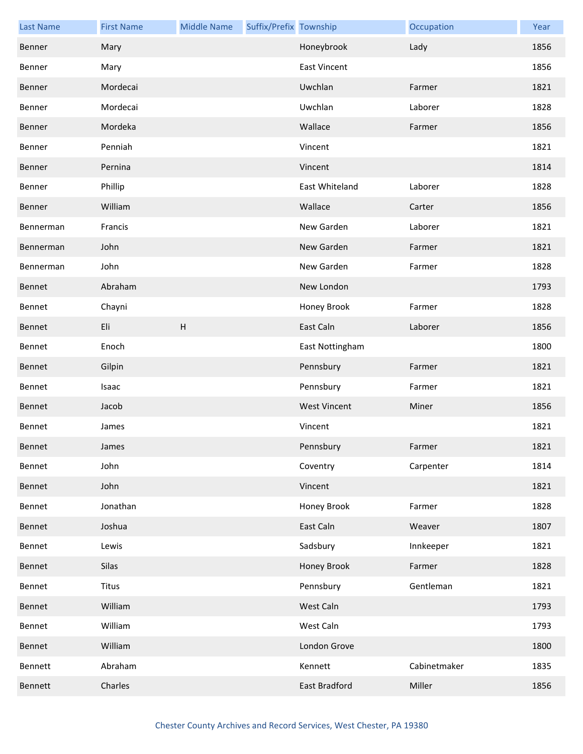| Last Name | First Name | Middle Name | Suffix/Prefix | Township | Occupation | Year |
|---|---|---|---|---|---|---|
| Benner | Mary | | | Honeybrook | Lady | 1856 |
| Benner | Mary | | | East Vincent | | 1856 |
| Benner | Mordecai | | | Uwchlan | Farmer | 1821 |
| Benner | Mordecai | | | Uwchlan | Laborer | 1828 |
| Benner | Mordeka | | | Wallace | Farmer | 1856 |
| Benner | Penniah | | | Vincent | | 1821 |
| Benner | Pernina | | | Vincent | | 1814 |
| Benner | Phillip | | | East Whiteland | Laborer | 1828 |
| Benner | William | | | Wallace | Carter | 1856 |
| Bennerman | Francis | | | New Garden | Laborer | 1821 |
| Bennerman | John | | | New Garden | Farmer | 1821 |
| Bennerman | John | | | New Garden | Farmer | 1828 |
| Bennet | Abraham | | | New London | | 1793 |
| Bennet | Chayni | | | Honey Brook | Farmer | 1828 |
| Bennet | Eli | H | | East Caln | Laborer | 1856 |
| Bennet | Enoch | | | East Nottingham | | 1800 |
| Bennet | Gilpin | | | Pennsbury | Farmer | 1821 |
| Bennet | Isaac | | | Pennsbury | Farmer | 1821 |
| Bennet | Jacob | | | West Vincent | Miner | 1856 |
| Bennet | James | | | Vincent | | 1821 |
| Bennet | James | | | Pennsbury | Farmer | 1821 |
| Bennet | John | | | Coventry | Carpenter | 1814 |
| Bennet | John | | | Vincent | | 1821 |
| Bennet | Jonathan | | | Honey Brook | Farmer | 1828 |
| Bennet | Joshua | | | East Caln | Weaver | 1807 |
| Bennet | Lewis | | | Sadsbury | Innkeeper | 1821 |
| Bennet | Silas | | | Honey Brook | Farmer | 1828 |
| Bennet | Titus | | | Pennsbury | Gentleman | 1821 |
| Bennet | William | | | West Caln | | 1793 |
| Bennet | William | | | West Caln | | 1793 |
| Bennet | William | | | London Grove | | 1800 |
| Bennett | Abraham | | | Kennett | Cabinetmaker | 1835 |
| Bennett | Charles | | | East Bradford | Miller | 1856 |

Chester County Archives and Record Services, West Chester, PA 19380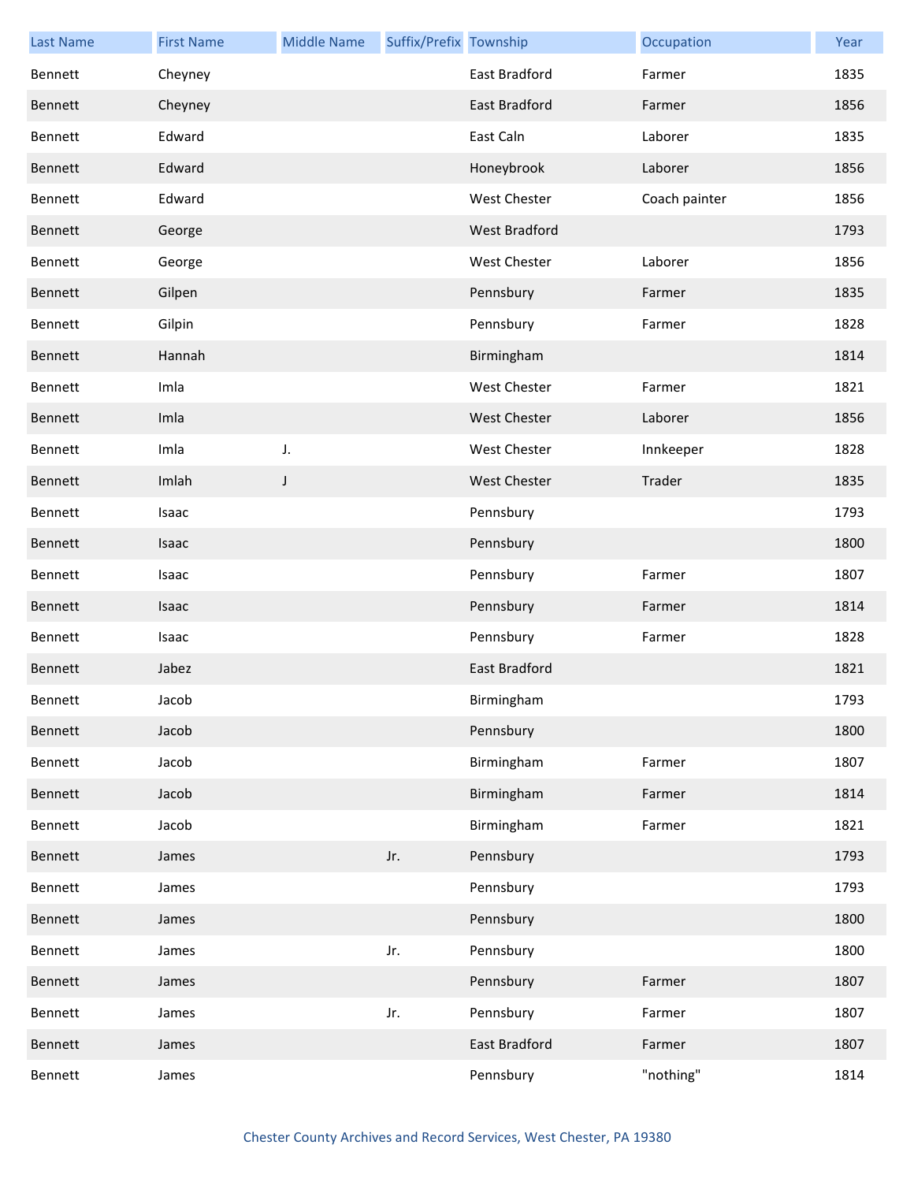| Last Name | First Name | Middle Name | Suffix/Prefix | Township | Occupation | Year |
|---|---|---|---|---|---|---|
| Bennett | Cheyney | | | East Bradford | Farmer | 1835 |
| Bennett | Cheyney | | | East Bradford | Farmer | 1856 |
| Bennett | Edward | | | East Caln | Laborer | 1835 |
| Bennett | Edward | | | Honeybrook | Laborer | 1856 |
| Bennett | Edward | | | West Chester | Coach painter | 1856 |
| Bennett | George | | | West Bradford | | 1793 |
| Bennett | George | | | West Chester | Laborer | 1856 |
| Bennett | Gilpen | | | Pennsbury | Farmer | 1835 |
| Bennett | Gilpin | | | Pennsbury | Farmer | 1828 |
| Bennett | Hannah | | | Birmingham | | 1814 |
| Bennett | Imla | | | West Chester | Farmer | 1821 |
| Bennett | Imla | | | West Chester | Laborer | 1856 |
| Bennett | Imla | J. | | West Chester | Innkeeper | 1828 |
| Bennett | Imlah | J | | West Chester | Trader | 1835 |
| Bennett | Isaac | | | Pennsbury | | 1793 |
| Bennett | Isaac | | | Pennsbury | | 1800 |
| Bennett | Isaac | | | Pennsbury | Farmer | 1807 |
| Bennett | Isaac | | | Pennsbury | Farmer | 1814 |
| Bennett | Isaac | | | Pennsbury | Farmer | 1828 |
| Bennett | Jabez | | | East Bradford | | 1821 |
| Bennett | Jacob | | | Birmingham | | 1793 |
| Bennett | Jacob | | | Pennsbury | | 1800 |
| Bennett | Jacob | | | Birmingham | Farmer | 1807 |
| Bennett | Jacob | | | Birmingham | Farmer | 1814 |
| Bennett | Jacob | | | Birmingham | Farmer | 1821 |
| Bennett | James | | Jr. | Pennsbury | | 1793 |
| Bennett | James | | | Pennsbury | | 1793 |
| Bennett | James | | | Pennsbury | | 1800 |
| Bennett | James | | Jr. | Pennsbury | | 1800 |
| Bennett | James | | | Pennsbury | Farmer | 1807 |
| Bennett | James | | Jr. | Pennsbury | Farmer | 1807 |
| Bennett | James | | | East Bradford | Farmer | 1807 |
| Bennett | James | | | Pennsbury | "nothing" | 1814 |

Chester County Archives and Record Services, West Chester, PA 19380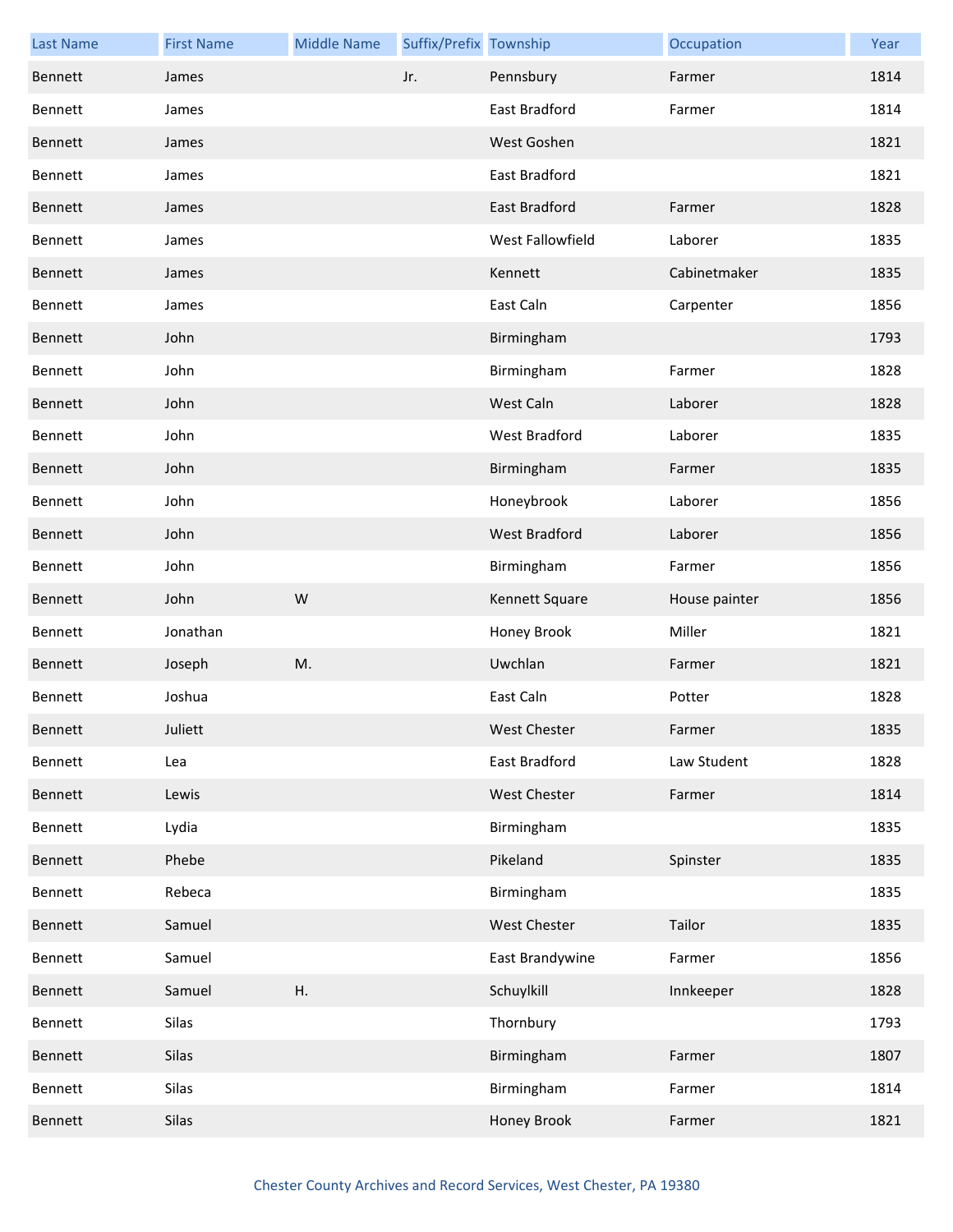| Last Name | First Name | Middle Name | Suffix/Prefix | Township | Occupation | Year |
|---|---|---|---|---|---|---|
| Bennett | James | | Jr. | Pennsbury | Farmer | 1814 |
| Bennett | James | | | East Bradford | Farmer | 1814 |
| Bennett | James | | | West Goshen | | 1821 |
| Bennett | James | | | East Bradford | | 1821 |
| Bennett | James | | | East Bradford | Farmer | 1828 |
| Bennett | James | | | West Fallowfield | Laborer | 1835 |
| Bennett | James | | | Kennett | Cabinetmaker | 1835 |
| Bennett | James | | | East Caln | Carpenter | 1856 |
| Bennett | John | | | Birmingham | | 1793 |
| Bennett | John | | | Birmingham | Farmer | 1828 |
| Bennett | John | | | West Caln | Laborer | 1828 |
| Bennett | John | | | West Bradford | Laborer | 1835 |
| Bennett | John | | | Birmingham | Farmer | 1835 |
| Bennett | John | | | Honeybrook | Laborer | 1856 |
| Bennett | John | | | West Bradford | Laborer | 1856 |
| Bennett | John | | | Birmingham | Farmer | 1856 |
| Bennett | John | W | | Kennett Square | House painter | 1856 |
| Bennett | Jonathan | | | Honey Brook | Miller | 1821 |
| Bennett | Joseph | M. | | Uwchlan | Farmer | 1821 |
| Bennett | Joshua | | | East Caln | Potter | 1828 |
| Bennett | Juliett | | | West Chester | Farmer | 1835 |
| Bennett | Lea | | | East Bradford | Law Student | 1828 |
| Bennett | Lewis | | | West Chester | Farmer | 1814 |
| Bennett | Lydia | | | Birmingham | | 1835 |
| Bennett | Phebe | | | Pikeland | Spinster | 1835 |
| Bennett | Rebeca | | | Birmingham | | 1835 |
| Bennett | Samuel | | | West Chester | Tailor | 1835 |
| Bennett | Samuel | | | East Brandywine | Farmer | 1856 |
| Bennett | Samuel | H. | | Schuylkill | Innkeeper | 1828 |
| Bennett | Silas | | | Thornbury | | 1793 |
| Bennett | Silas | | | Birmingham | Farmer | 1807 |
| Bennett | Silas | | | Birmingham | Farmer | 1814 |
| Bennett | Silas | | | Honey Brook | Farmer | 1821 |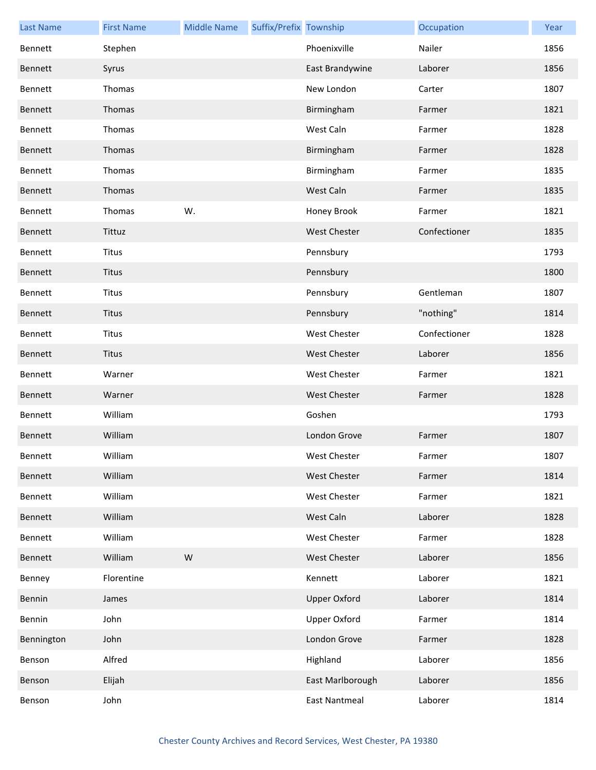| Last Name | First Name | Middle Name | Suffix/Prefix | Township | Occupation | Year |
|---|---|---|---|---|---|---|
| Bennett | Stephen | | | Phoenixville | Nailer | 1856 |
| Bennett | Syrus | | | East Brandywine | Laborer | 1856 |
| Bennett | Thomas | | | New London | Carter | 1807 |
| Bennett | Thomas | | | Birmingham | Farmer | 1821 |
| Bennett | Thomas | | | West Caln | Farmer | 1828 |
| Bennett | Thomas | | | Birmingham | Farmer | 1828 |
| Bennett | Thomas | | | Birmingham | Farmer | 1835 |
| Bennett | Thomas | | | West Caln | Farmer | 1835 |
| Bennett | Thomas | W. | | Honey Brook | Farmer | 1821 |
| Bennett | Tittuz | | | West Chester | Confectioner | 1835 |
| Bennett | Titus | | | Pennsbury | | 1793 |
| Bennett | Titus | | | Pennsbury | | 1800 |
| Bennett | Titus | | | Pennsbury | Gentleman | 1807 |
| Bennett | Titus | | | Pennsbury | "nothing" | 1814 |
| Bennett | Titus | | | West Chester | Confectioner | 1828 |
| Bennett | Titus | | | West Chester | Laborer | 1856 |
| Bennett | Warner | | | West Chester | Farmer | 1821 |
| Bennett | Warner | | | West Chester | Farmer | 1828 |
| Bennett | William | | | Goshen | | 1793 |
| Bennett | William | | | London Grove | Farmer | 1807 |
| Bennett | William | | | West Chester | Farmer | 1807 |
| Bennett | William | | | West Chester | Farmer | 1814 |
| Bennett | William | | | West Chester | Farmer | 1821 |
| Bennett | William | | | West Caln | Laborer | 1828 |
| Bennett | William | | | West Chester | Farmer | 1828 |
| Bennett | William | W | | West Chester | Laborer | 1856 |
| Benney | Florentine | | | Kennett | Laborer | 1821 |
| Bennin | James | | | Upper Oxford | Laborer | 1814 |
| Bennin | John | | | Upper Oxford | Farmer | 1814 |
| Bennington | John | | | London Grove | Farmer | 1828 |
| Benson | Alfred | | | Highland | Laborer | 1856 |
| Benson | Elijah | | | East Marlborough | Laborer | 1856 |
| Benson | John | | | East Nantmeal | Laborer | 1814 |

Chester County Archives and Record Services, West Chester, PA 19380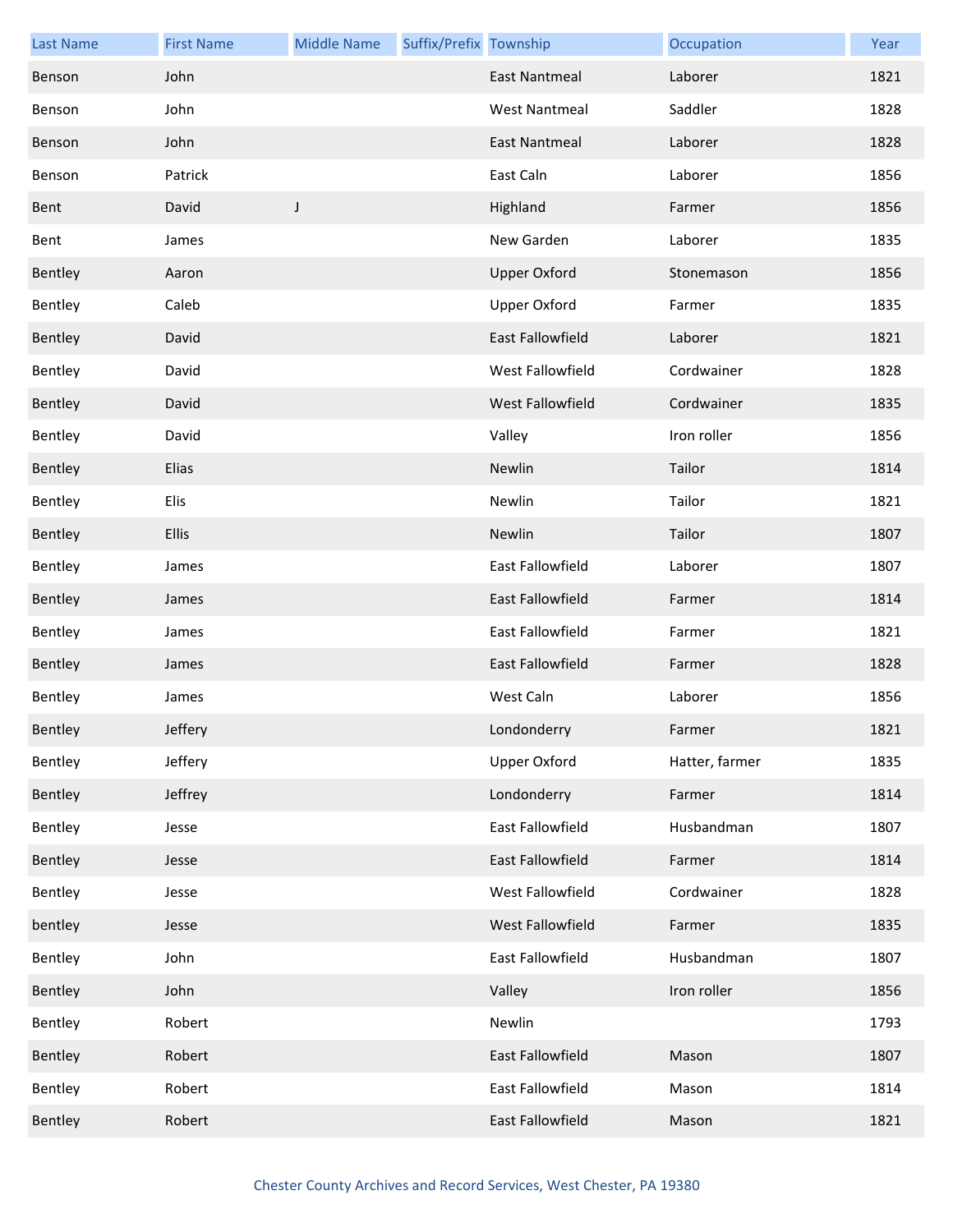| Last Name | First Name | Middle Name | Suffix/Prefix | Township | Occupation | Year |
|---|---|---|---|---|---|---|
| Benson | John | | | East Nantmeal | Laborer | 1821 |
| Benson | John | | | West Nantmeal | Saddler | 1828 |
| Benson | John | | | East Nantmeal | Laborer | 1828 |
| Benson | Patrick | | | East Caln | Laborer | 1856 |
| Bent | David | J | | Highland | Farmer | 1856 |
| Bent | James | | | New Garden | Laborer | 1835 |
| Bentley | Aaron | | | Upper Oxford | Stonemason | 1856 |
| Bentley | Caleb | | | Upper Oxford | Farmer | 1835 |
| Bentley | David | | | East Fallowfield | Laborer | 1821 |
| Bentley | David | | | West Fallowfield | Cordwainer | 1828 |
| Bentley | David | | | West Fallowfield | Cordwainer | 1835 |
| Bentley | David | | | Valley | Iron roller | 1856 |
| Bentley | Elias | | | Newlin | Tailor | 1814 |
| Bentley | Elis | | | Newlin | Tailor | 1821 |
| Bentley | Ellis | | | Newlin | Tailor | 1807 |
| Bentley | James | | | East Fallowfield | Laborer | 1807 |
| Bentley | James | | | East Fallowfield | Farmer | 1814 |
| Bentley | James | | | East Fallowfield | Farmer | 1821 |
| Bentley | James | | | East Fallowfield | Farmer | 1828 |
| Bentley | James | | | West Caln | Laborer | 1856 |
| Bentley | Jeffery | | | Londonderry | Farmer | 1821 |
| Bentley | Jeffery | | | Upper Oxford | Hatter, farmer | 1835 |
| Bentley | Jeffrey | | | Londonderry | Farmer | 1814 |
| Bentley | Jesse | | | East Fallowfield | Husbandman | 1807 |
| Bentley | Jesse | | | East Fallowfield | Farmer | 1814 |
| Bentley | Jesse | | | West Fallowfield | Cordwainer | 1828 |
| bentley | Jesse | | | West Fallowfield | Farmer | 1835 |
| Bentley | John | | | East Fallowfield | Husbandman | 1807 |
| Bentley | John | | | Valley | Iron roller | 1856 |
| Bentley | Robert | | | Newlin | | 1793 |
| Bentley | Robert | | | East Fallowfield | Mason | 1807 |
| Bentley | Robert | | | East Fallowfield | Mason | 1814 |
| Bentley | Robert | | | East Fallowfield | Mason | 1821 |

Chester County Archives and Record Services, West Chester, PA 19380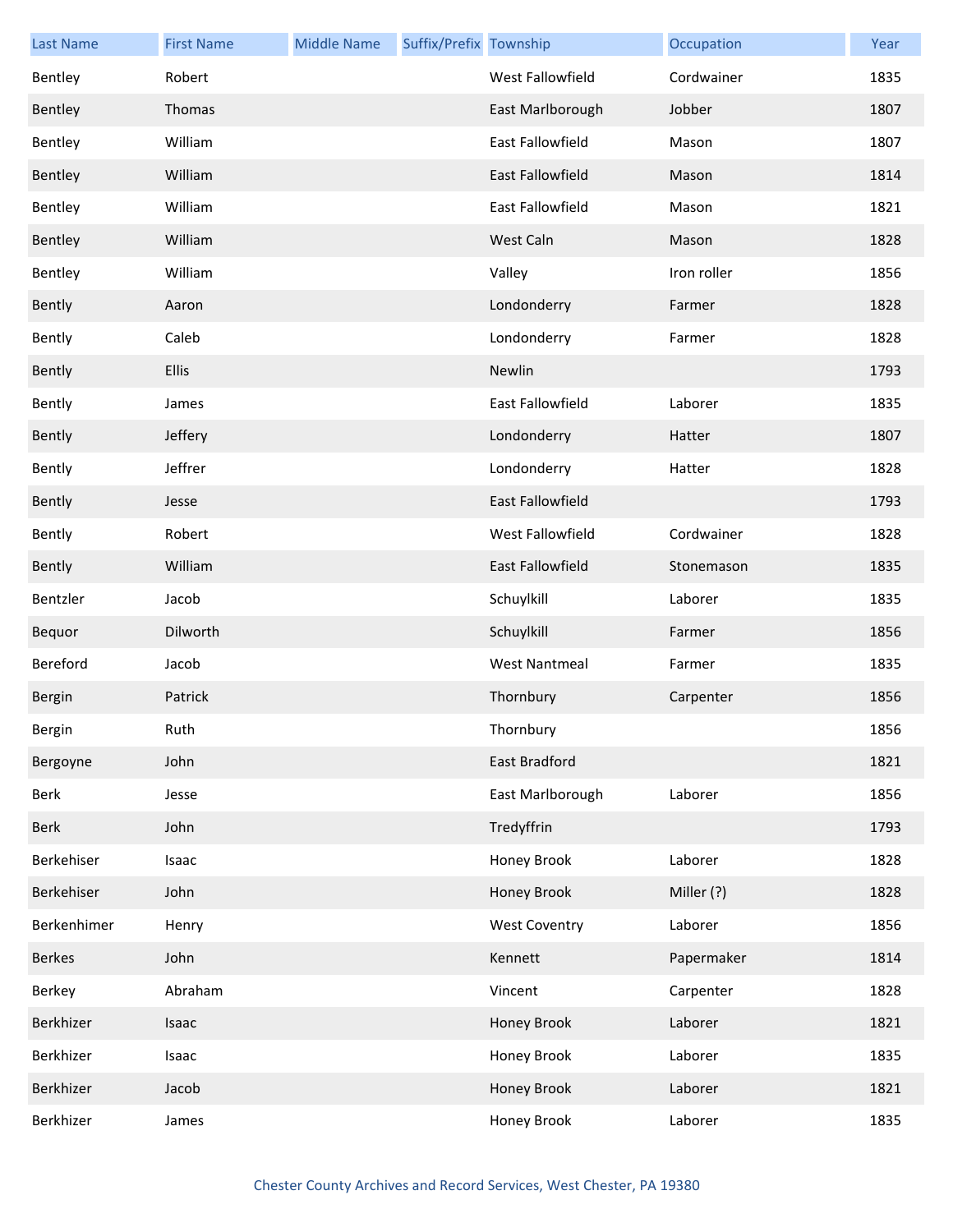| Last Name | First Name | Middle Name | Suffix/Prefix | Township | Occupation | Year |
|---|---|---|---|---|---|---|
| Bentley | Robert | | | West Fallowfield | Cordwainer | 1835 |
| Bentley | Thomas | | | East Marlborough | Jobber | 1807 |
| Bentley | William | | | East Fallowfield | Mason | 1807 |
| Bentley | William | | | East Fallowfield | Mason | 1814 |
| Bentley | William | | | East Fallowfield | Mason | 1821 |
| Bentley | William | | | West Caln | Mason | 1828 |
| Bentley | William | | | Valley | Iron roller | 1856 |
| Bently | Aaron | | | Londonderry | Farmer | 1828 |
| Bently | Caleb | | | Londonderry | Farmer | 1828 |
| Bently | Ellis | | | Newlin | | 1793 |
| Bently | James | | | East Fallowfield | Laborer | 1835 |
| Bently | Jeffery | | | Londonderry | Hatter | 1807 |
| Bently | Jeffrer | | | Londonderry | Hatter | 1828 |
| Bently | Jesse | | | East Fallowfield | | 1793 |
| Bently | Robert | | | West Fallowfield | Cordwainer | 1828 |
| Bently | William | | | East Fallowfield | Stonemason | 1835 |
| Bentzler | Jacob | | | Schuylkill | Laborer | 1835 |
| Bequor | Dilworth | | | Schuylkill | Farmer | 1856 |
| Bereford | Jacob | | | West Nantmeal | Farmer | 1835 |
| Bergin | Patrick | | | Thornbury | Carpenter | 1856 |
| Bergin | Ruth | | | Thornbury | | 1856 |
| Bergoyne | John | | | East Bradford | | 1821 |
| Berk | Jesse | | | East Marlborough | Laborer | 1856 |
| Berk | John | | | Tredyffrin | | 1793 |
| Berkehiser | Isaac | | | Honey Brook | Laborer | 1828 |
| Berkehiser | John | | | Honey Brook | Miller (?) | 1828 |
| Berkenhimer | Henry | | | West Coventry | Laborer | 1856 |
| Berkes | John | | | Kennett | Papermaker | 1814 |
| Berkey | Abraham | | | Vincent | Carpenter | 1828 |
| Berkhizer | Isaac | | | Honey Brook | Laborer | 1821 |
| Berkhizer | Isaac | | | Honey Brook | Laborer | 1835 |
| Berkhizer | Jacob | | | Honey Brook | Laborer | 1821 |
| Berkhizer | James | | | Honey Brook | Laborer | 1835 |

Chester County Archives and Record Services, West Chester, PA 19380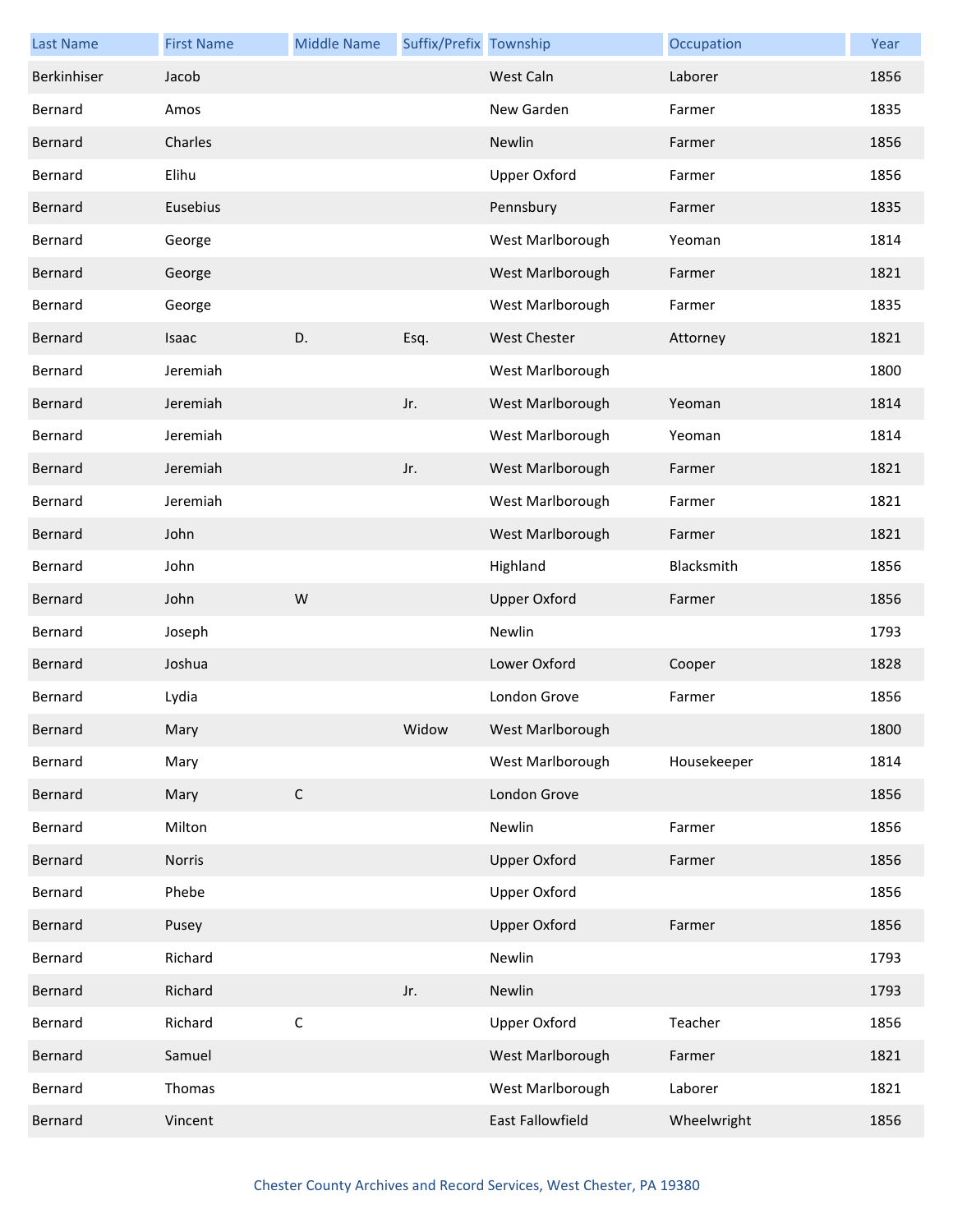| Last Name | First Name | Middle Name | Suffix/Prefix | Township | Occupation | Year |
|---|---|---|---|---|---|---|
| Berkinhiser | Jacob | | | West Caln | Laborer | 1856 |
| Bernard | Amos | | | New Garden | Farmer | 1835 |
| Bernard | Charles | | | Newlin | Farmer | 1856 |
| Bernard | Elihu | | | Upper Oxford | Farmer | 1856 |
| Bernard | Eusebius | | | Pennsbury | Farmer | 1835 |
| Bernard | George | | | West Marlborough | Yeoman | 1814 |
| Bernard | George | | | West Marlborough | Farmer | 1821 |
| Bernard | George | | | West Marlborough | Farmer | 1835 |
| Bernard | Isaac | D. | Esq. | West Chester | Attorney | 1821 |
| Bernard | Jeremiah | | | West Marlborough | | 1800 |
| Bernard | Jeremiah | | Jr. | West Marlborough | Yeoman | 1814 |
| Bernard | Jeremiah | | | West Marlborough | Yeoman | 1814 |
| Bernard | Jeremiah | | Jr. | West Marlborough | Farmer | 1821 |
| Bernard | Jeremiah | | | West Marlborough | Farmer | 1821 |
| Bernard | John | | | West Marlborough | Farmer | 1821 |
| Bernard | John | | | Highland | Blacksmith | 1856 |
| Bernard | John | W | | Upper Oxford | Farmer | 1856 |
| Bernard | Joseph | | | Newlin | | 1793 |
| Bernard | Joshua | | | Lower Oxford | Cooper | 1828 |
| Bernard | Lydia | | | London Grove | Farmer | 1856 |
| Bernard | Mary | | Widow | West Marlborough | | 1800 |
| Bernard | Mary | | | West Marlborough | Housekeeper | 1814 |
| Bernard | Mary | C | | London Grove | | 1856 |
| Bernard | Milton | | | Newlin | Farmer | 1856 |
| Bernard | Norris | | | Upper Oxford | Farmer | 1856 |
| Bernard | Phebe | | | Upper Oxford | | 1856 |
| Bernard | Pusey | | | Upper Oxford | Farmer | 1856 |
| Bernard | Richard | | | Newlin | | 1793 |
| Bernard | Richard | | Jr. | Newlin | | 1793 |
| Bernard | Richard | C | | Upper Oxford | Teacher | 1856 |
| Bernard | Samuel | | | West Marlborough | Farmer | 1821 |
| Bernard | Thomas | | | West Marlborough | Laborer | 1821 |
| Bernard | Vincent | | | East Fallowfield | Wheelwright | 1856 |

Chester County Archives and Record Services, West Chester, PA 19380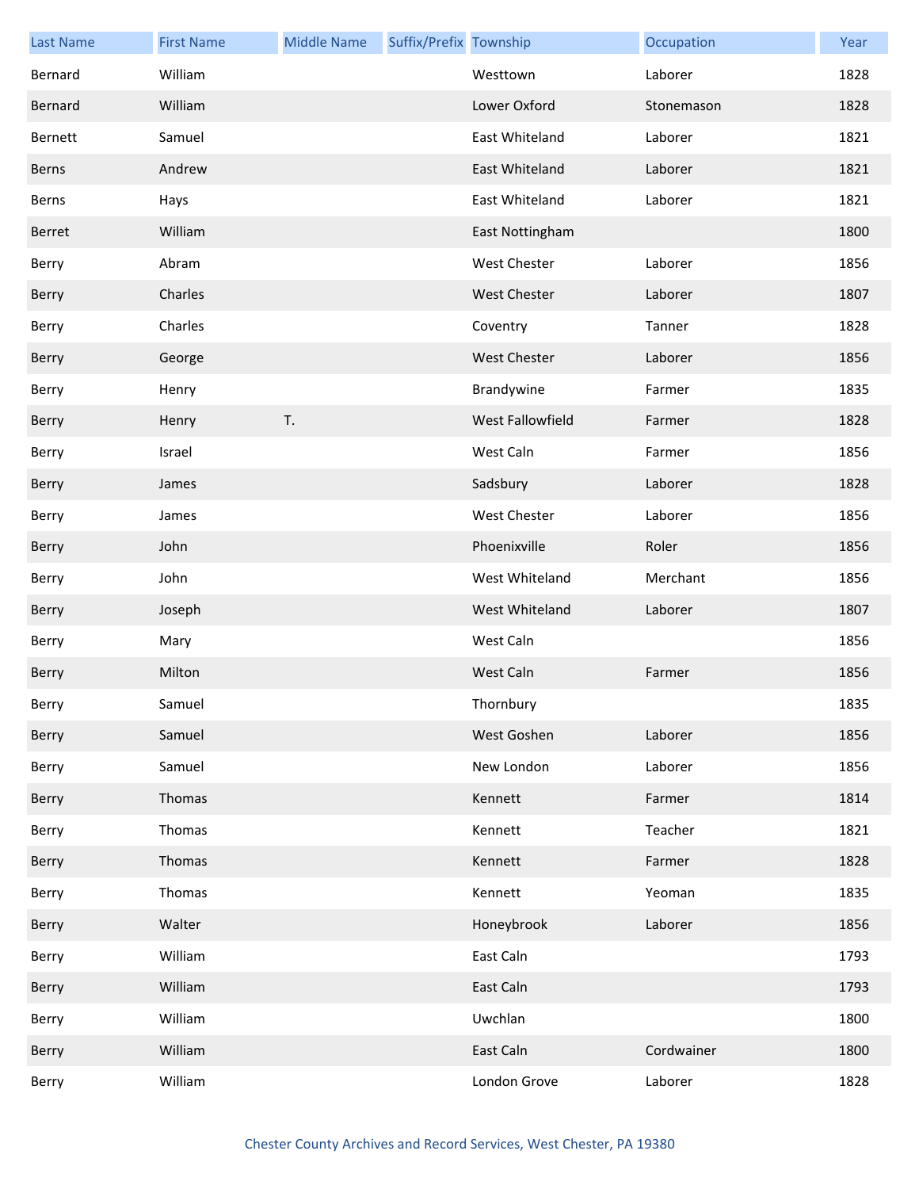| Last Name | First Name | Middle Name | Suffix/Prefix | Township | Occupation | Year |
|---|---|---|---|---|---|---|
| Bernard | William | | | Westtown | Laborer | 1828 |
| Bernard | William | | | Lower Oxford | Stonemason | 1828 |
| Bernett | Samuel | | | East Whiteland | Laborer | 1821 |
| Berns | Andrew | | | East Whiteland | Laborer | 1821 |
| Berns | Hays | | | East Whiteland | Laborer | 1821 |
| Berret | William | | | East Nottingham | | 1800 |
| Berry | Abram | | | West Chester | Laborer | 1856 |
| Berry | Charles | | | West Chester | Laborer | 1807 |
| Berry | Charles | | | Coventry | Tanner | 1828 |
| Berry | George | | | West Chester | Laborer | 1856 |
| Berry | Henry | | | Brandywine | Farmer | 1835 |
| Berry | Henry | T. | | West Fallowfield | Farmer | 1828 |
| Berry | Israel | | | West Caln | Farmer | 1856 |
| Berry | James | | | Sadsbury | Laborer | 1828 |
| Berry | James | | | West Chester | Laborer | 1856 |
| Berry | John | | | Phoenixville | Roler | 1856 |
| Berry | John | | | West Whiteland | Merchant | 1856 |
| Berry | Joseph | | | West Whiteland | Laborer | 1807 |
| Berry | Mary | | | West Caln | | 1856 |
| Berry | Milton | | | West Caln | Farmer | 1856 |
| Berry | Samuel | | | Thornbury | | 1835 |
| Berry | Samuel | | | West Goshen | Laborer | 1856 |
| Berry | Samuel | | | New London | Laborer | 1856 |
| Berry | Thomas | | | Kennett | Farmer | 1814 |
| Berry | Thomas | | | Kennett | Teacher | 1821 |
| Berry | Thomas | | | Kennett | Farmer | 1828 |
| Berry | Thomas | | | Kennett | Yeoman | 1835 |
| Berry | Walter | | | Honeybrook | Laborer | 1856 |
| Berry | William | | | East Caln | | 1793 |
| Berry | William | | | East Caln | | 1793 |
| Berry | William | | | Uwchlan | | 1800 |
| Berry | William | | | East Caln | Cordwainer | 1800 |
| Berry | William | | | London Grove | Laborer | 1828 |

Chester County Archives and Record Services, West Chester, PA 19380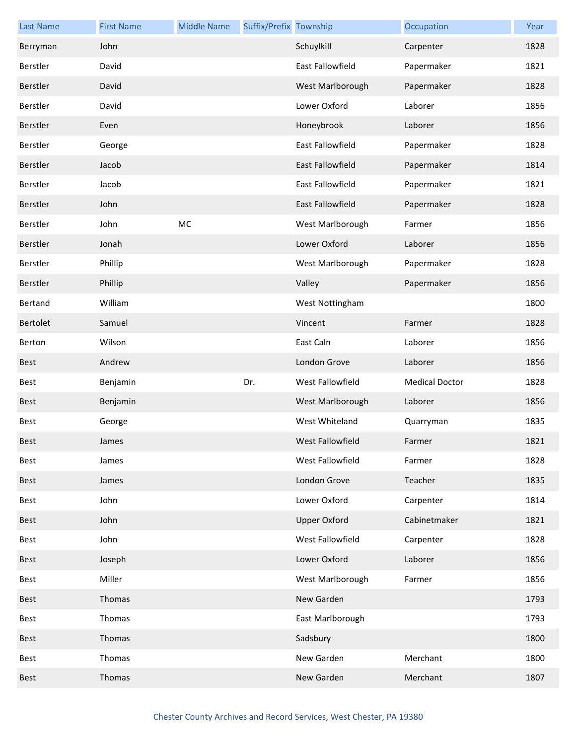| Last Name | First Name | Middle Name | Suffix/Prefix | Township | Occupation | Year |
|---|---|---|---|---|---|---|
| Berryman | John | | | Schuylkill | Carpenter | 1828 |
| Berstler | David | | | East Fallowfield | Papermaker | 1821 |
| Berstler | David | | | West Marlborough | Papermaker | 1828 |
| Berstler | David | | | Lower Oxford | Laborer | 1856 |
| Berstler | Even | | | Honeybrook | Laborer | 1856 |
| Berstler | George | | | East Fallowfield | Papermaker | 1828 |
| Berstler | Jacob | | | East Fallowfield | Papermaker | 1814 |
| Berstler | Jacob | | | East Fallowfield | Papermaker | 1821 |
| Berstler | John | | | East Fallowfield | Papermaker | 1828 |
| Berstler | John | MC | | West Marlborough | Farmer | 1856 |
| Berstler | Jonah | | | Lower Oxford | Laborer | 1856 |
| Berstler | Phillip | | | West Marlborough | Papermaker | 1828 |
| Berstler | Phillip | | | Valley | Papermaker | 1856 |
| Bertand | William | | | West Nottingham | | 1800 |
| Bertolet | Samuel | | | Vincent | Farmer | 1828 |
| Berton | Wilson | | | East Caln | Laborer | 1856 |
| Best | Andrew | | | London Grove | Laborer | 1856 |
| Best | Benjamin | | Dr. | West Fallowfield | Medical Doctor | 1828 |
| Best | Benjamin | | | West Marlborough | Laborer | 1856 |
| Best | George | | | West Whiteland | Quarryman | 1835 |
| Best | James | | | West Fallowfield | Farmer | 1821 |
| Best | James | | | West Fallowfield | Farmer | 1828 |
| Best | James | | | London Grove | Teacher | 1835 |
| Best | John | | | Lower Oxford | Carpenter | 1814 |
| Best | John | | | Upper Oxford | Cabinetmaker | 1821 |
| Best | John | | | West Fallowfield | Carpenter | 1828 |
| Best | Joseph | | | Lower Oxford | Laborer | 1856 |
| Best | Miller | | | West Marlborough | Farmer | 1856 |
| Best | Thomas | | | New Garden | | 1793 |
| Best | Thomas | | | East Marlborough | | 1793 |
| Best | Thomas | | | Sadsbury | | 1800 |
| Best | Thomas | | | New Garden | Merchant | 1800 |
| Best | Thomas | | | New Garden | Merchant | 1807 |

Chester County Archives and Record Services, West Chester, PA 19380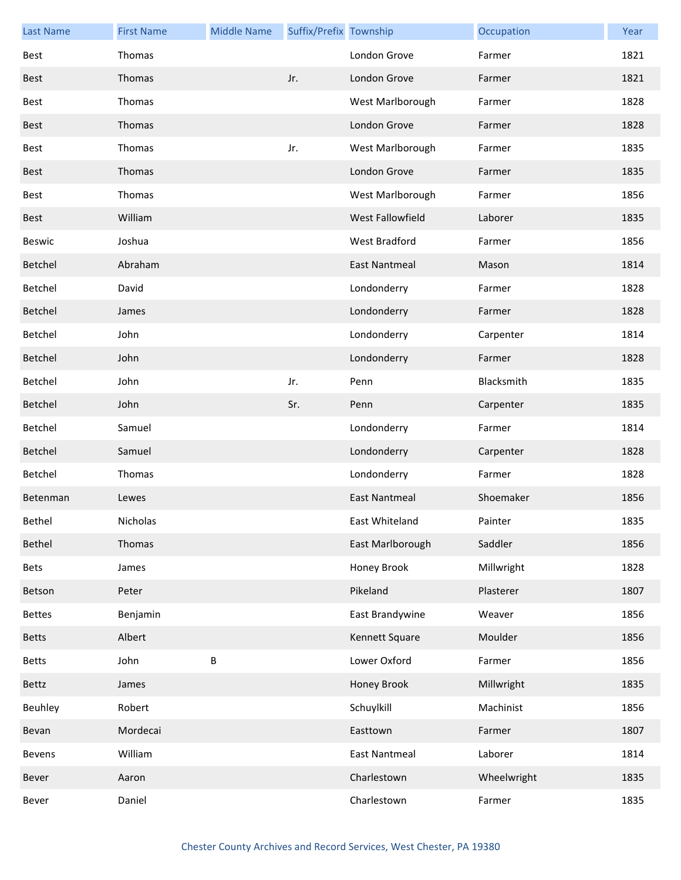| Last Name | First Name | Middle Name | Suffix/Prefix | Township | Occupation | Year |
|---|---|---|---|---|---|---|
| Best | Thomas | | | London Grove | Farmer | 1821 |
| Best | Thomas | | Jr. | London Grove | Farmer | 1821 |
| Best | Thomas | | | West Marlborough | Farmer | 1828 |
| Best | Thomas | | | London Grove | Farmer | 1828 |
| Best | Thomas | | Jr. | West Marlborough | Farmer | 1835 |
| Best | Thomas | | | London Grove | Farmer | 1835 |
| Best | Thomas | | | West Marlborough | Farmer | 1856 |
| Best | William | | | West Fallowfield | Laborer | 1835 |
| Beswic | Joshua | | | West Bradford | Farmer | 1856 |
| Betchel | Abraham | | | East Nantmeal | Mason | 1814 |
| Betchel | David | | | Londonderry | Farmer | 1828 |
| Betchel | James | | | Londonderry | Farmer | 1828 |
| Betchel | John | | | Londonderry | Carpenter | 1814 |
| Betchel | John | | | Londonderry | Farmer | 1828 |
| Betchel | John | | Jr. | Penn | Blacksmith | 1835 |
| Betchel | John | | Sr. | Penn | Carpenter | 1835 |
| Betchel | Samuel | | | Londonderry | Farmer | 1814 |
| Betchel | Samuel | | | Londonderry | Carpenter | 1828 |
| Betchel | Thomas | | | Londonderry | Farmer | 1828 |
| Betenman | Lewes | | | East Nantmeal | Shoemaker | 1856 |
| Bethel | Nicholas | | | East Whiteland | Painter | 1835 |
| Bethel | Thomas | | | East Marlborough | Saddler | 1856 |
| Bets | James | | | Honey Brook | Millwright | 1828 |
| Betson | Peter | | | Pikeland | Plasterer | 1807 |
| Bettes | Benjamin | | | East Brandywine | Weaver | 1856 |
| Betts | Albert | | | Kennett Square | Moulder | 1856 |
| Betts | John | B | | Lower Oxford | Farmer | 1856 |
| Bettz | James | | | Honey Brook | Millwright | 1835 |
| Beuhley | Robert | | | Schuylkill | Machinist | 1856 |
| Bevan | Mordecai | | | Easttown | Farmer | 1807 |
| Bevens | William | | | East Nantmeal | Laborer | 1814 |
| Bever | Aaron | | | Charlestown | Wheelwright | 1835 |
| Bever | Daniel | | | Charlestown | Farmer | 1835 |

Chester County Archives and Record Services, West Chester, PA 19380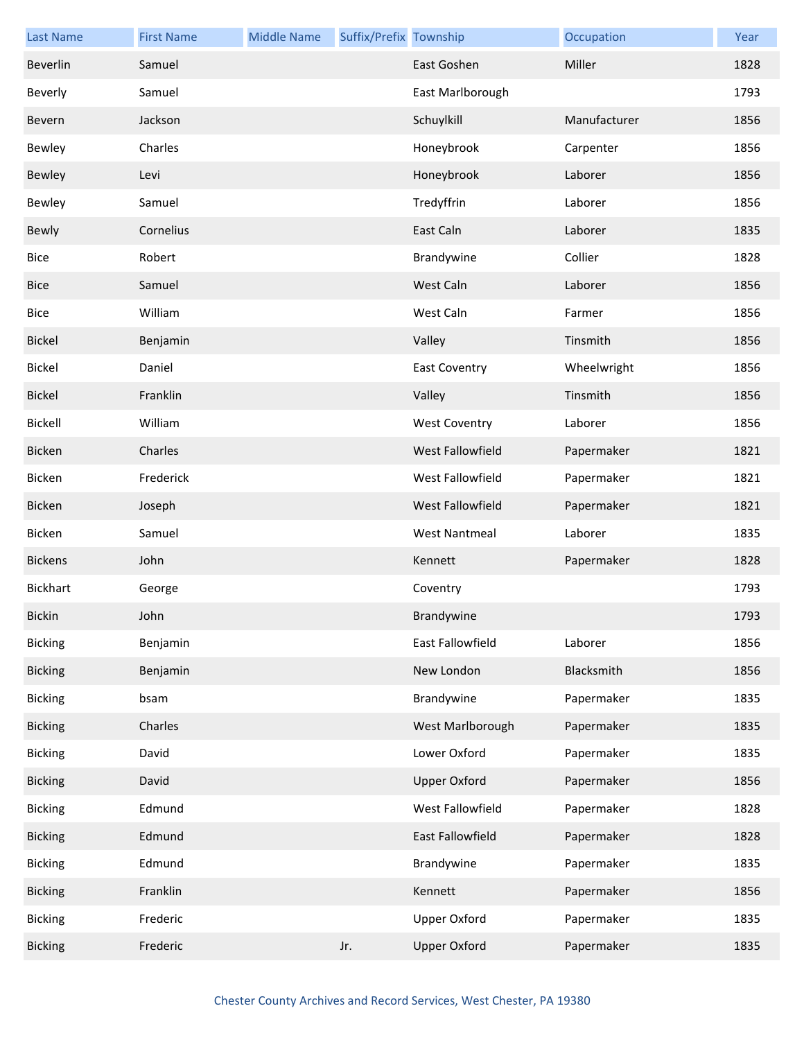| Last Name | First Name | Middle Name | Suffix/Prefix | Township | Occupation | Year |
|---|---|---|---|---|---|---|
| Beverlin | Samuel | | | East Goshen | Miller | 1828 |
| Beverly | Samuel | | | East Marlborough | | 1793 |
| Bevern | Jackson | | | Schuylkill | Manufacturer | 1856 |
| Bewley | Charles | | | Honeybrook | Carpenter | 1856 |
| Bewley | Levi | | | Honeybrook | Laborer | 1856 |
| Bewley | Samuel | | | Tredyffrin | Laborer | 1856 |
| Bewly | Cornelius | | | East Caln | Laborer | 1835 |
| Bice | Robert | | | Brandywine | Collier | 1828 |
| Bice | Samuel | | | West Caln | Laborer | 1856 |
| Bice | William | | | West Caln | Farmer | 1856 |
| Bickel | Benjamin | | | Valley | Tinsmith | 1856 |
| Bickel | Daniel | | | East Coventry | Wheelwright | 1856 |
| Bickel | Franklin | | | Valley | Tinsmith | 1856 |
| Bickell | William | | | West Coventry | Laborer | 1856 |
| Bicken | Charles | | | West Fallowfield | Papermaker | 1821 |
| Bicken | Frederick | | | West Fallowfield | Papermaker | 1821 |
| Bicken | Joseph | | | West Fallowfield | Papermaker | 1821 |
| Bicken | Samuel | | | West Nantmeal | Laborer | 1835 |
| Bickens | John | | | Kennett | Papermaker | 1828 |
| Bickhart | George | | | Coventry | | 1793 |
| Bickin | John | | | Brandywine | | 1793 |
| Bicking | Benjamin | | | East Fallowfield | Laborer | 1856 |
| Bicking | Benjamin | | | New London | Blacksmith | 1856 |
| Bicking | bsam | | | Brandywine | Papermaker | 1835 |
| Bicking | Charles | | | West Marlborough | Papermaker | 1835 |
| Bicking | David | | | Lower Oxford | Papermaker | 1835 |
| Bicking | David | | | Upper Oxford | Papermaker | 1856 |
| Bicking | Edmund | | | West Fallowfield | Papermaker | 1828 |
| Bicking | Edmund | | | East Fallowfield | Papermaker | 1828 |
| Bicking | Edmund | | | Brandywine | Papermaker | 1835 |
| Bicking | Franklin | | | Kennett | Papermaker | 1856 |
| Bicking | Frederic | | | Upper Oxford | Papermaker | 1835 |
| Bicking | Frederic | | Jr. | Upper Oxford | Papermaker | 1835 |

Chester County Archives and Record Services, West Chester, PA 19380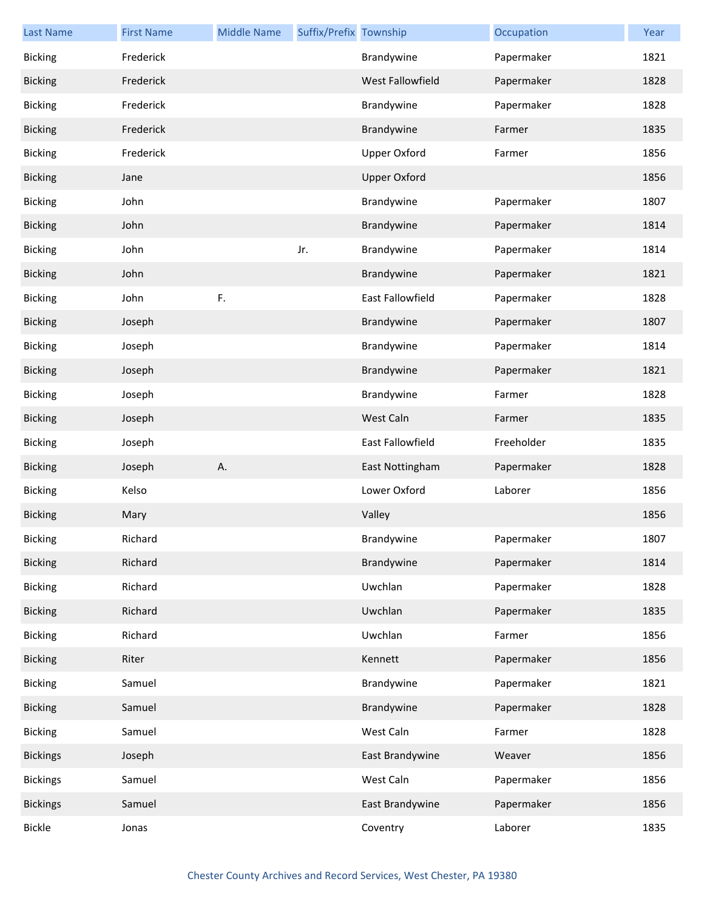| Last Name | First Name | Middle Name | Suffix/Prefix | Township | Occupation | Year |
|---|---|---|---|---|---|---|
| Bicking | Frederick | | | Brandywine | Papermaker | 1821 |
| Bicking | Frederick | | | West Fallowfield | Papermaker | 1828 |
| Bicking | Frederick | | | Brandywine | Papermaker | 1828 |
| Bicking | Frederick | | | Brandywine | Farmer | 1835 |
| Bicking | Frederick | | | Upper Oxford | Farmer | 1856 |
| Bicking | Jane | | | Upper Oxford | | 1856 |
| Bicking | John | | | Brandywine | Papermaker | 1807 |
| Bicking | John | | | Brandywine | Papermaker | 1814 |
| Bicking | John | | Jr. | Brandywine | Papermaker | 1814 |
| Bicking | John | | | Brandywine | Papermaker | 1821 |
| Bicking | John | F. | | East Fallowfield | Papermaker | 1828 |
| Bicking | Joseph | | | Brandywine | Papermaker | 1807 |
| Bicking | Joseph | | | Brandywine | Papermaker | 1814 |
| Bicking | Joseph | | | Brandywine | Papermaker | 1821 |
| Bicking | Joseph | | | Brandywine | Farmer | 1828 |
| Bicking | Joseph | | | West Caln | Farmer | 1835 |
| Bicking | Joseph | | | East Fallowfield | Freeholder | 1835 |
| Bicking | Joseph | A. | | East Nottingham | Papermaker | 1828 |
| Bicking | Kelso | | | Lower Oxford | Laborer | 1856 |
| Bicking | Mary | | | Valley | | 1856 |
| Bicking | Richard | | | Brandywine | Papermaker | 1807 |
| Bicking | Richard | | | Brandywine | Papermaker | 1814 |
| Bicking | Richard | | | Uwchlan | Papermaker | 1828 |
| Bicking | Richard | | | Uwchlan | Papermaker | 1835 |
| Bicking | Richard | | | Uwchlan | Farmer | 1856 |
| Bicking | Riter | | | Kennett | Papermaker | 1856 |
| Bicking | Samuel | | | Brandywine | Papermaker | 1821 |
| Bicking | Samuel | | | Brandywine | Papermaker | 1828 |
| Bicking | Samuel | | | West Caln | Farmer | 1828 |
| Bickings | Joseph | | | East Brandywine | Weaver | 1856 |
| Bickings | Samuel | | | West Caln | Papermaker | 1856 |
| Bickings | Samuel | | | East Brandywine | Papermaker | 1856 |
| Bickle | Jonas | | | Coventry | Laborer | 1835 |

Chester County Archives and Record Services, West Chester, PA 19380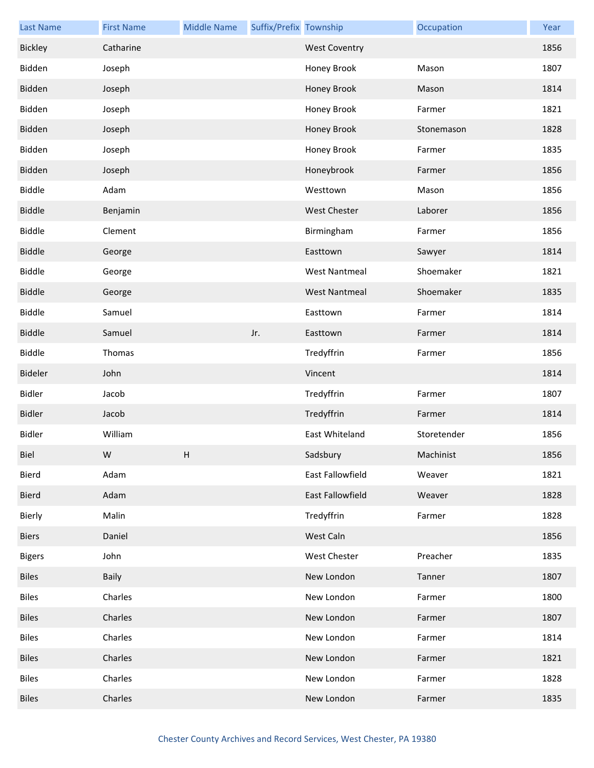| Last Name | First Name | Middle Name | Suffix/Prefix | Township | Occupation | Year |
|---|---|---|---|---|---|---|
| Bickley | Catharine | | | West Coventry | | 1856 |
| Bidden | Joseph | | | Honey Brook | Mason | 1807 |
| Bidden | Joseph | | | Honey Brook | Mason | 1814 |
| Bidden | Joseph | | | Honey Brook | Farmer | 1821 |
| Bidden | Joseph | | | Honey Brook | Stonemason | 1828 |
| Bidden | Joseph | | | Honey Brook | Farmer | 1835 |
| Bidden | Joseph | | | Honeybrook | Farmer | 1856 |
| Biddle | Adam | | | Westtown | Mason | 1856 |
| Biddle | Benjamin | | | West Chester | Laborer | 1856 |
| Biddle | Clement | | | Birmingham | Farmer | 1856 |
| Biddle | George | | | Easttown | Sawyer | 1814 |
| Biddle | George | | | West Nantmeal | Shoemaker | 1821 |
| Biddle | George | | | West Nantmeal | Shoemaker | 1835 |
| Biddle | Samuel | | | Easttown | Farmer | 1814 |
| Biddle | Samuel | | Jr. | Easttown | Farmer | 1814 |
| Biddle | Thomas | | | Tredyffrin | Farmer | 1856 |
| Bideler | John | | | Vincent | | 1814 |
| Bidler | Jacob | | | Tredyffrin | Farmer | 1807 |
| Bidler | Jacob | | | Tredyffrin | Farmer | 1814 |
| Bidler | William | | | East Whiteland | Storetender | 1856 |
| Biel | W | H | | Sadsbury | Machinist | 1856 |
| Bierd | Adam | | | East Fallowfield | Weaver | 1821 |
| Bierd | Adam | | | East Fallowfield | Weaver | 1828 |
| Bierly | Malin | | | Tredyffrin | Farmer | 1828 |
| Biers | Daniel | | | West Caln | | 1856 |
| Bigers | John | | | West Chester | Preacher | 1835 |
| Biles | Baily | | | New London | Tanner | 1807 |
| Biles | Charles | | | New London | Farmer | 1800 |
| Biles | Charles | | | New London | Farmer | 1807 |
| Biles | Charles | | | New London | Farmer | 1814 |
| Biles | Charles | | | New London | Farmer | 1821 |
| Biles | Charles | | | New London | Farmer | 1828 |
| Biles | Charles | | | New London | Farmer | 1835 |

Chester County Archives and Record Services, West Chester, PA 19380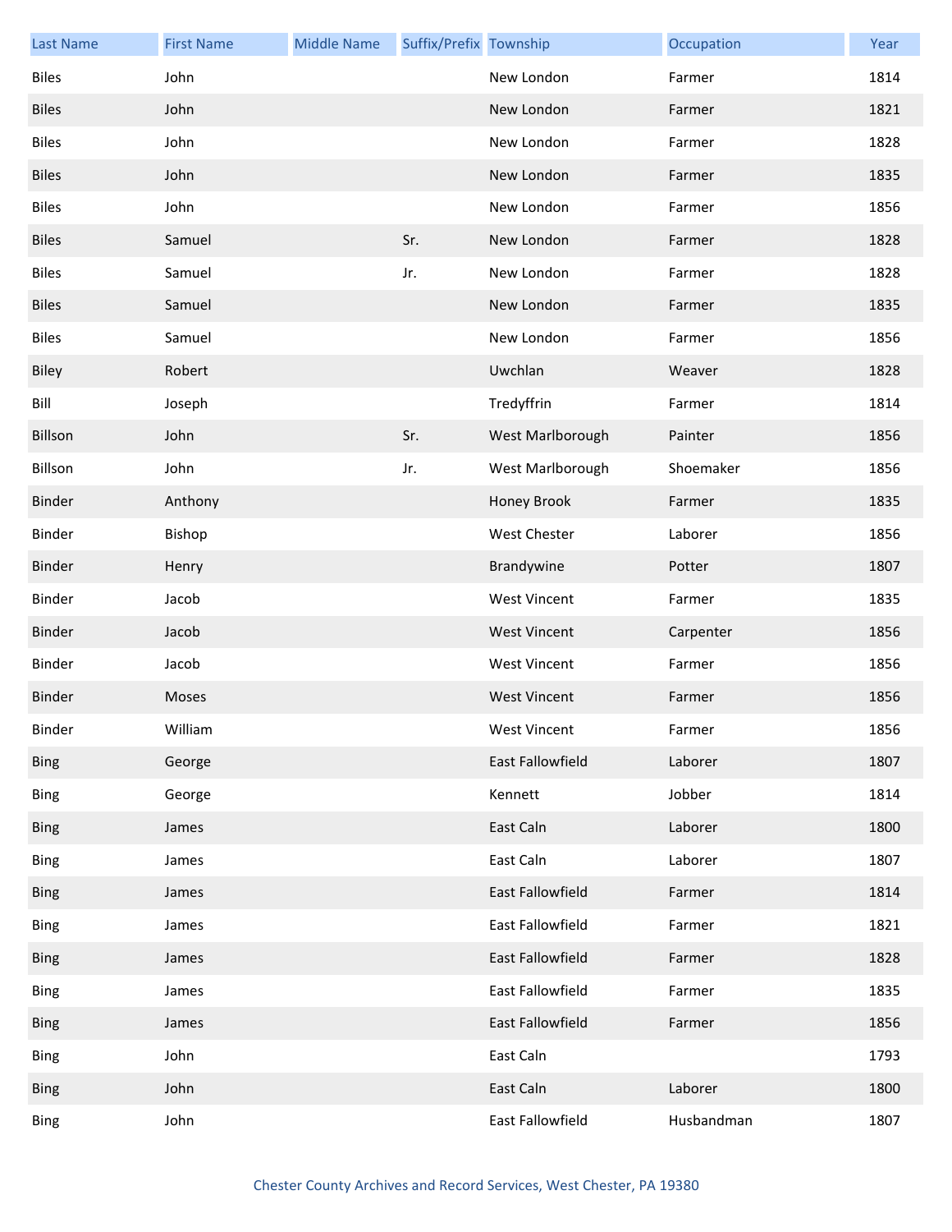| Last Name | First Name | Middle Name | Suffix/Prefix | Township | Occupation | Year |
|---|---|---|---|---|---|---|
| Biles | John | | | New London | Farmer | 1814 |
| Biles | John | | | New London | Farmer | 1821 |
| Biles | John | | | New London | Farmer | 1828 |
| Biles | John | | | New London | Farmer | 1835 |
| Biles | John | | | New London | Farmer | 1856 |
| Biles | Samuel | | Sr. | New London | Farmer | 1828 |
| Biles | Samuel | | Jr. | New London | Farmer | 1828 |
| Biles | Samuel | | | New London | Farmer | 1835 |
| Biles | Samuel | | | New London | Farmer | 1856 |
| Biley | Robert | | | Uwchlan | Weaver | 1828 |
| Bill | Joseph | | | Tredyffrin | Farmer | 1814 |
| Billson | John | | Sr. | West Marlborough | Painter | 1856 |
| Billson | John | | Jr. | West Marlborough | Shoemaker | 1856 |
| Binder | Anthony | | | Honey Brook | Farmer | 1835 |
| Binder | Bishop | | | West Chester | Laborer | 1856 |
| Binder | Henry | | | Brandywine | Potter | 1807 |
| Binder | Jacob | | | West Vincent | Farmer | 1835 |
| Binder | Jacob | | | West Vincent | Carpenter | 1856 |
| Binder | Jacob | | | West Vincent | Farmer | 1856 |
| Binder | Moses | | | West Vincent | Farmer | 1856 |
| Binder | William | | | West Vincent | Farmer | 1856 |
| Bing | George | | | East Fallowfield | Laborer | 1807 |
| Bing | George | | | Kennett | Jobber | 1814 |
| Bing | James | | | East Caln | Laborer | 1800 |
| Bing | James | | | East Caln | Laborer | 1807 |
| Bing | James | | | East Fallowfield | Farmer | 1814 |
| Bing | James | | | East Fallowfield | Farmer | 1821 |
| Bing | James | | | East Fallowfield | Farmer | 1828 |
| Bing | James | | | East Fallowfield | Farmer | 1835 |
| Bing | James | | | East Fallowfield | Farmer | 1856 |
| Bing | John | | | East Caln | | 1793 |
| Bing | John | | | East Caln | Laborer | 1800 |
| Bing | John | | | East Fallowfield | Husbandman | 1807 |

Chester County Archives and Record Services, West Chester, PA 19380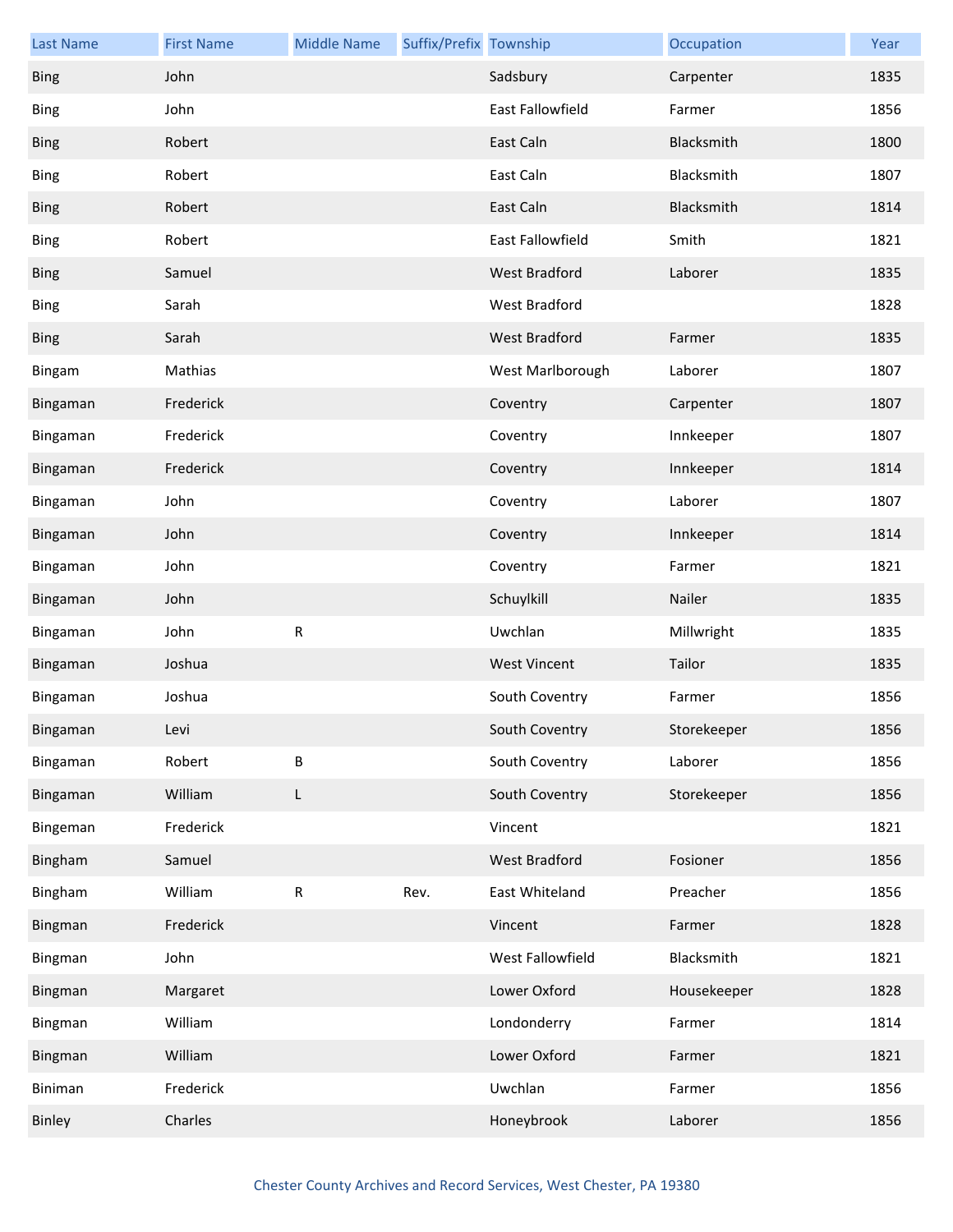| Last Name | First Name | Middle Name | Suffix/Prefix | Township | Occupation | Year |
|---|---|---|---|---|---|---|
| Bing | John | | | Sadsbury | Carpenter | 1835 |
| Bing | John | | | East Fallowfield | Farmer | 1856 |
| Bing | Robert | | | East Caln | Blacksmith | 1800 |
| Bing | Robert | | | East Caln | Blacksmith | 1807 |
| Bing | Robert | | | East Caln | Blacksmith | 1814 |
| Bing | Robert | | | East Fallowfield | Smith | 1821 |
| Bing | Samuel | | | West Bradford | Laborer | 1835 |
| Bing | Sarah | | | West Bradford | | 1828 |
| Bing | Sarah | | | West Bradford | Farmer | 1835 |
| Bingam | Mathias | | | West Marlborough | Laborer | 1807 |
| Bingaman | Frederick | | | Coventry | Carpenter | 1807 |
| Bingaman | Frederick | | | Coventry | Innkeeper | 1807 |
| Bingaman | Frederick | | | Coventry | Innkeeper | 1814 |
| Bingaman | John | | | Coventry | Laborer | 1807 |
| Bingaman | John | | | Coventry | Innkeeper | 1814 |
| Bingaman | John | | | Coventry | Farmer | 1821 |
| Bingaman | John | | | Schuylkill | Nailer | 1835 |
| Bingaman | John | R | | Uwchlan | Millwright | 1835 |
| Bingaman | Joshua | | | West Vincent | Tailor | 1835 |
| Bingaman | Joshua | | | South Coventry | Farmer | 1856 |
| Bingaman | Levi | | | South Coventry | Storekeeper | 1856 |
| Bingaman | Robert | B | | South Coventry | Laborer | 1856 |
| Bingaman | William | L | | South Coventry | Storekeeper | 1856 |
| Bingeman | Frederick | | | Vincent | | 1821 |
| Bingham | Samuel | | | West Bradford | Fosioner | 1856 |
| Bingham | William | R | Rev. | East Whiteland | Preacher | 1856 |
| Bingman | Frederick | | | Vincent | Farmer | 1828 |
| Bingman | John | | | West Fallowfield | Blacksmith | 1821 |
| Bingman | Margaret | | | Lower Oxford | Housekeeper | 1828 |
| Bingman | William | | | Londonderry | Farmer | 1814 |
| Bingman | William | | | Lower Oxford | Farmer | 1821 |
| Biniman | Frederick | | | Uwchlan | Farmer | 1856 |
| Binley | Charles | | | Honeybrook | Laborer | 1856 |

Chester County Archives and Record Services, West Chester, PA 19380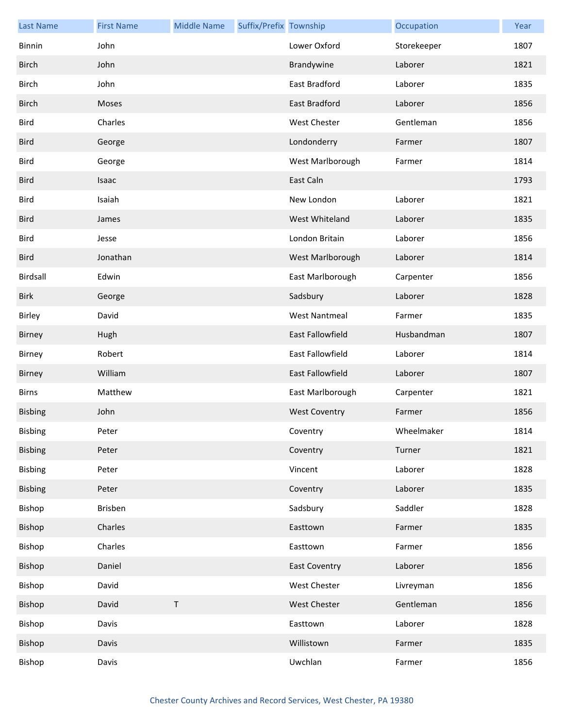| Last Name | First Name | Middle Name | Suffix/Prefix | Township | Occupation | Year |
|---|---|---|---|---|---|---|
| Binnin | John | | | Lower Oxford | Storekeeper | 1807 |
| Birch | John | | | Brandywine | Laborer | 1821 |
| Birch | John | | | East Bradford | Laborer | 1835 |
| Birch | Moses | | | East Bradford | Laborer | 1856 |
| Bird | Charles | | | West Chester | Gentleman | 1856 |
| Bird | George | | | Londonderry | Farmer | 1807 |
| Bird | George | | | West Marlborough | Farmer | 1814 |
| Bird | Isaac | | | East Caln | | 1793 |
| Bird | Isaiah | | | New London | Laborer | 1821 |
| Bird | James | | | West Whiteland | Laborer | 1835 |
| Bird | Jesse | | | London Britain | Laborer | 1856 |
| Bird | Jonathan | | | West Marlborough | Laborer | 1814 |
| Birdsall | Edwin | | | East Marlborough | Carpenter | 1856 |
| Birk | George | | | Sadsbury | Laborer | 1828 |
| Birley | David | | | West Nantmeal | Farmer | 1835 |
| Birney | Hugh | | | East Fallowfield | Husbandman | 1807 |
| Birney | Robert | | | East Fallowfield | Laborer | 1814 |
| Birney | William | | | East Fallowfield | Laborer | 1807 |
| Birns | Matthew | | | East Marlborough | Carpenter | 1821 |
| Bisbing | John | | | West Coventry | Farmer | 1856 |
| Bisbing | Peter | | | Coventry | Wheelmaker | 1814 |
| Bisbing | Peter | | | Coventry | Turner | 1821 |
| Bisbing | Peter | | | Vincent | Laborer | 1828 |
| Bisbing | Peter | | | Coventry | Laborer | 1835 |
| Bishop | Brisben | | | Sadsbury | Saddler | 1828 |
| Bishop | Charles | | | Easttown | Farmer | 1835 |
| Bishop | Charles | | | Easttown | Farmer | 1856 |
| Bishop | Daniel | | | East Coventry | Laborer | 1856 |
| Bishop | David | | | West Chester | Livreyman | 1856 |
| Bishop | David | T | | West Chester | Gentleman | 1856 |
| Bishop | Davis | | | Easttown | Laborer | 1828 |
| Bishop | Davis | | | Willistown | Farmer | 1835 |
| Bishop | Davis | | | Uwchlan | Farmer | 1856 |

Chester County Archives and Record Services, West Chester, PA 19380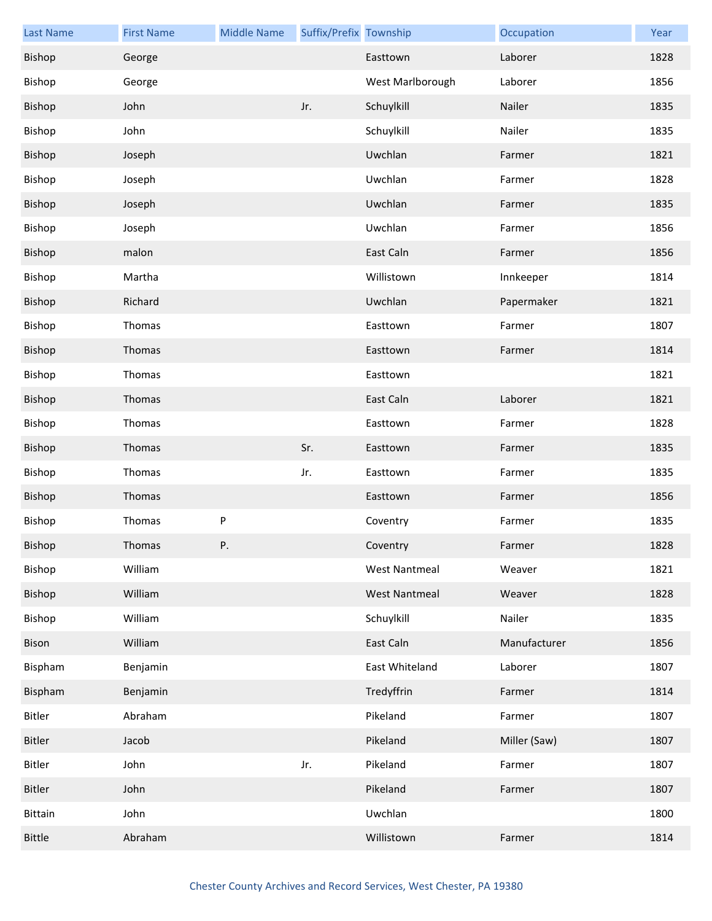| Last Name | First Name | Middle Name | Suffix/Prefix | Township | Occupation | Year |
| --- | --- | --- | --- | --- | --- | --- |
| Bishop | George | | | Easttown | Laborer | 1828 |
| Bishop | George | | | West Marlborough | Laborer | 1856 |
| Bishop | John | | Jr. | Schuylkill | Nailer | 1835 |
| Bishop | John | | | Schuylkill | Nailer | 1835 |
| Bishop | Joseph | | | Uwchlan | Farmer | 1821 |
| Bishop | Joseph | | | Uwchlan | Farmer | 1828 |
| Bishop | Joseph | | | Uwchlan | Farmer | 1835 |
| Bishop | Joseph | | | Uwchlan | Farmer | 1856 |
| Bishop | malon | | | East Caln | Farmer | 1856 |
| Bishop | Martha | | | Willistown | Innkeeper | 1814 |
| Bishop | Richard | | | Uwchlan | Papermaker | 1821 |
| Bishop | Thomas | | | Easttown | Farmer | 1807 |
| Bishop | Thomas | | | Easttown | Farmer | 1814 |
| Bishop | Thomas | | | Easttown | | 1821 |
| Bishop | Thomas | | | East Caln | Laborer | 1821 |
| Bishop | Thomas | | | Easttown | Farmer | 1828 |
| Bishop | Thomas | | Sr. | Easttown | Farmer | 1835 |
| Bishop | Thomas | | Jr. | Easttown | Farmer | 1835 |
| Bishop | Thomas | | | Easttown | Farmer | 1856 |
| Bishop | Thomas | P | | Coventry | Farmer | 1835 |
| Bishop | Thomas | P. | | Coventry | Farmer | 1828 |
| Bishop | William | | | West Nantmeal | Weaver | 1821 |
| Bishop | William | | | West Nantmeal | Weaver | 1828 |
| Bishop | William | | | Schuylkill | Nailer | 1835 |
| Bison | William | | | East Caln | Manufacturer | 1856 |
| Bispham | Benjamin | | | East Whiteland | Laborer | 1807 |
| Bispham | Benjamin | | | Tredyffrin | Farmer | 1814 |
| Bitler | Abraham | | | Pikeland | Farmer | 1807 |
| Bitler | Jacob | | | Pikeland | Miller (Saw) | 1807 |
| Bitler | John | | Jr. | Pikeland | Farmer | 1807 |
| Bitler | John | | | Pikeland | Farmer | 1807 |
| Bittain | John | | | Uwchlan | | 1800 |
| Bittle | Abraham | | | Willistown | Farmer | 1814 |

Chester County Archives and Record Services, West Chester, PA 19380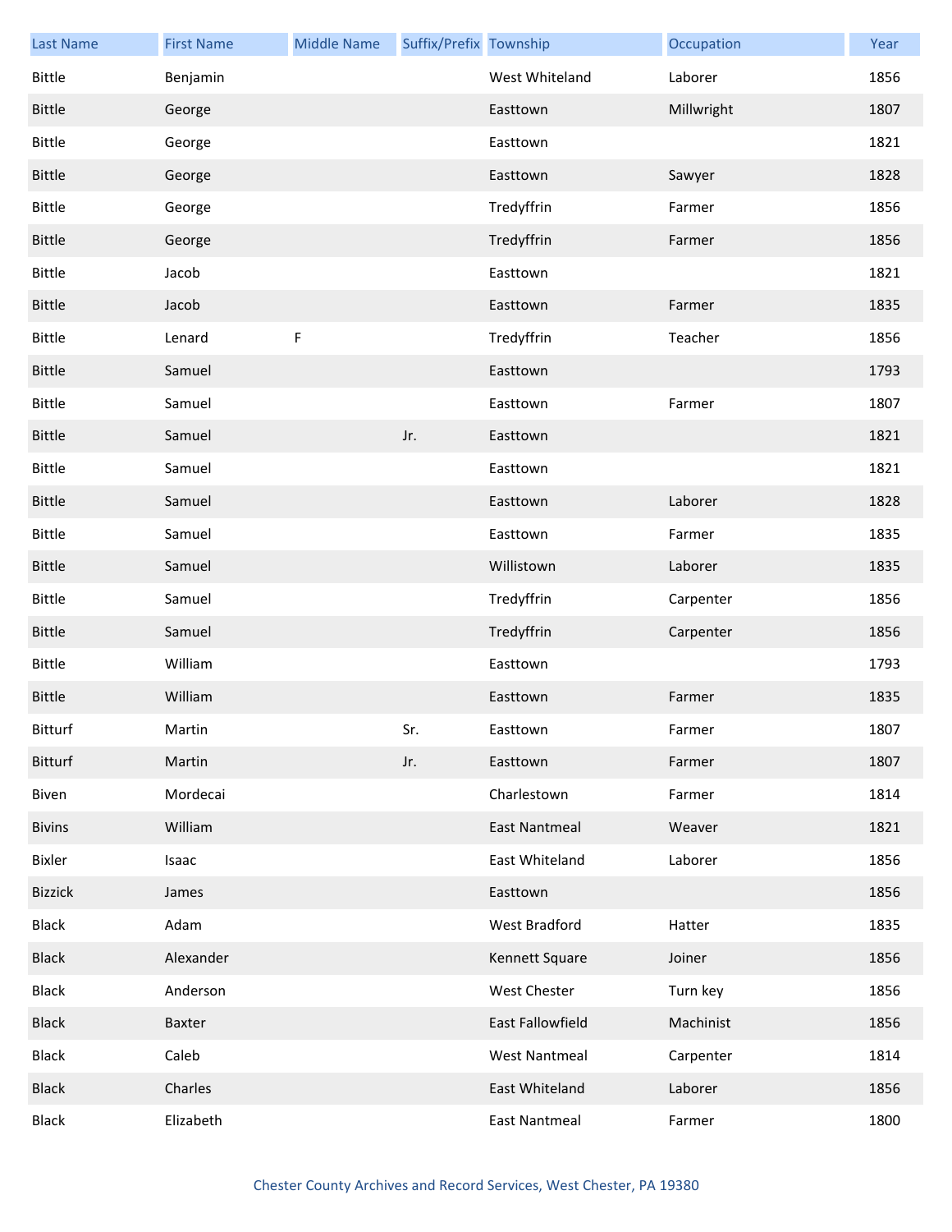| Last Name | First Name | Middle Name | Suffix/Prefix | Township | Occupation | Year |
| --- | --- | --- | --- | --- | --- | --- |
| Bittle | Benjamin | | | West Whiteland | Laborer | 1856 |
| Bittle | George | | | Easttown | Millwright | 1807 |
| Bittle | George | | | Easttown | | 1821 |
| Bittle | George | | | Easttown | Sawyer | 1828 |
| Bittle | George | | | Tredyffrin | Farmer | 1856 |
| Bittle | George | | | Tredyffrin | Farmer | 1856 |
| Bittle | Jacob | | | Easttown | | 1821 |
| Bittle | Jacob | | | Easttown | Farmer | 1835 |
| Bittle | Lenard | F | | Tredyffrin | Teacher | 1856 |
| Bittle | Samuel | | | Easttown | | 1793 |
| Bittle | Samuel | | | Easttown | Farmer | 1807 |
| Bittle | Samuel | | Jr. | Easttown | | 1821 |
| Bittle | Samuel | | | Easttown | | 1821 |
| Bittle | Samuel | | | Easttown | Laborer | 1828 |
| Bittle | Samuel | | | Easttown | Farmer | 1835 |
| Bittle | Samuel | | | Willistown | Laborer | 1835 |
| Bittle | Samuel | | | Tredyffrin | Carpenter | 1856 |
| Bittle | Samuel | | | Tredyffrin | Carpenter | 1856 |
| Bittle | William | | | Easttown | | 1793 |
| Bittle | William | | | Easttown | Farmer | 1835 |
| Bitturf | Martin | | Sr. | Easttown | Farmer | 1807 |
| Bitturf | Martin | | Jr. | Easttown | Farmer | 1807 |
| Biven | Mordecai | | | Charlestown | Farmer | 1814 |
| Bivins | William | | | East Nantmeal | Weaver | 1821 |
| Bixler | Isaac | | | East Whiteland | Laborer | 1856 |
| Bizzick | James | | | Easttown | | 1856 |
| Black | Adam | | | West Bradford | Hatter | 1835 |
| Black | Alexander | | | Kennett Square | Joiner | 1856 |
| Black | Anderson | | | West Chester | Turn key | 1856 |
| Black | Baxter | | | East Fallowfield | Machinist | 1856 |
| Black | Caleb | | | West Nantmeal | Carpenter | 1814 |
| Black | Charles | | | East Whiteland | Laborer | 1856 |
| Black | Elizabeth | | | East Nantmeal | Farmer | 1800 |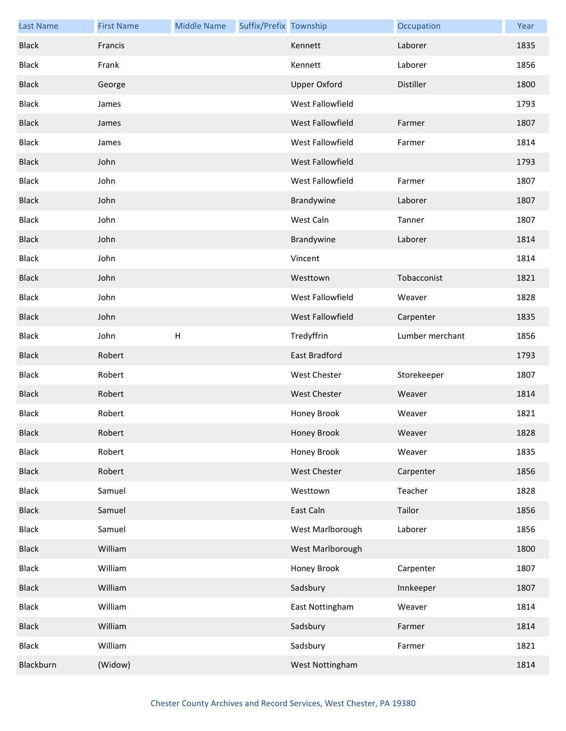| Last Name | First Name | Middle Name | Suffix/Prefix | Township | Occupation | Year |
|---|---|---|---|---|---|---|
| Black | Francis | | | Kennett | Laborer | 1835 |
| Black | Frank | | | Kennett | Laborer | 1856 |
| Black | George | | | Upper Oxford | Distiller | 1800 |
| Black | James | | | West Fallowfield | | 1793 |
| Black | James | | | West Fallowfield | Farmer | 1807 |
| Black | James | | | West Fallowfield | Farmer | 1814 |
| Black | John | | | West Fallowfield | | 1793 |
| Black | John | | | West Fallowfield | Farmer | 1807 |
| Black | John | | | Brandywine | Laborer | 1807 |
| Black | John | | | West Caln | Tanner | 1807 |
| Black | John | | | Brandywine | Laborer | 1814 |
| Black | John | | | Vincent | | 1814 |
| Black | John | | | Westtown | Tobacconist | 1821 |
| Black | John | | | West Fallowfield | Weaver | 1828 |
| Black | John | | | West Fallowfield | Carpenter | 1835 |
| Black | John | H | | Tredyffrin | Lumber merchant | 1856 |
| Black | Robert | | | East Bradford | | 1793 |
| Black | Robert | | | West Chester | Storekeeper | 1807 |
| Black | Robert | | | West Chester | Weaver | 1814 |
| Black | Robert | | | Honey Brook | Weaver | 1821 |
| Black | Robert | | | Honey Brook | Weaver | 1828 |
| Black | Robert | | | Honey Brook | Weaver | 1835 |
| Black | Robert | | | West Chester | Carpenter | 1856 |
| Black | Samuel | | | Westtown | Teacher | 1828 |
| Black | Samuel | | | East Caln | Tailor | 1856 |
| Black | Samuel | | | West Marlborough | Laborer | 1856 |
| Black | William | | | West Marlborough | | 1800 |
| Black | William | | | Honey Brook | Carpenter | 1807 |
| Black | William | | | Sadsbury | Innkeeper | 1807 |
| Black | William | | | East Nottingham | Weaver | 1814 |
| Black | William | | | Sadsbury | Farmer | 1814 |
| Black | William | | | Sadsbury | Farmer | 1821 |
| Blackburn | (Widow) | | | West Nottingham | | 1814 |

Chester County Archives and Record Services, West Chester, PA 19380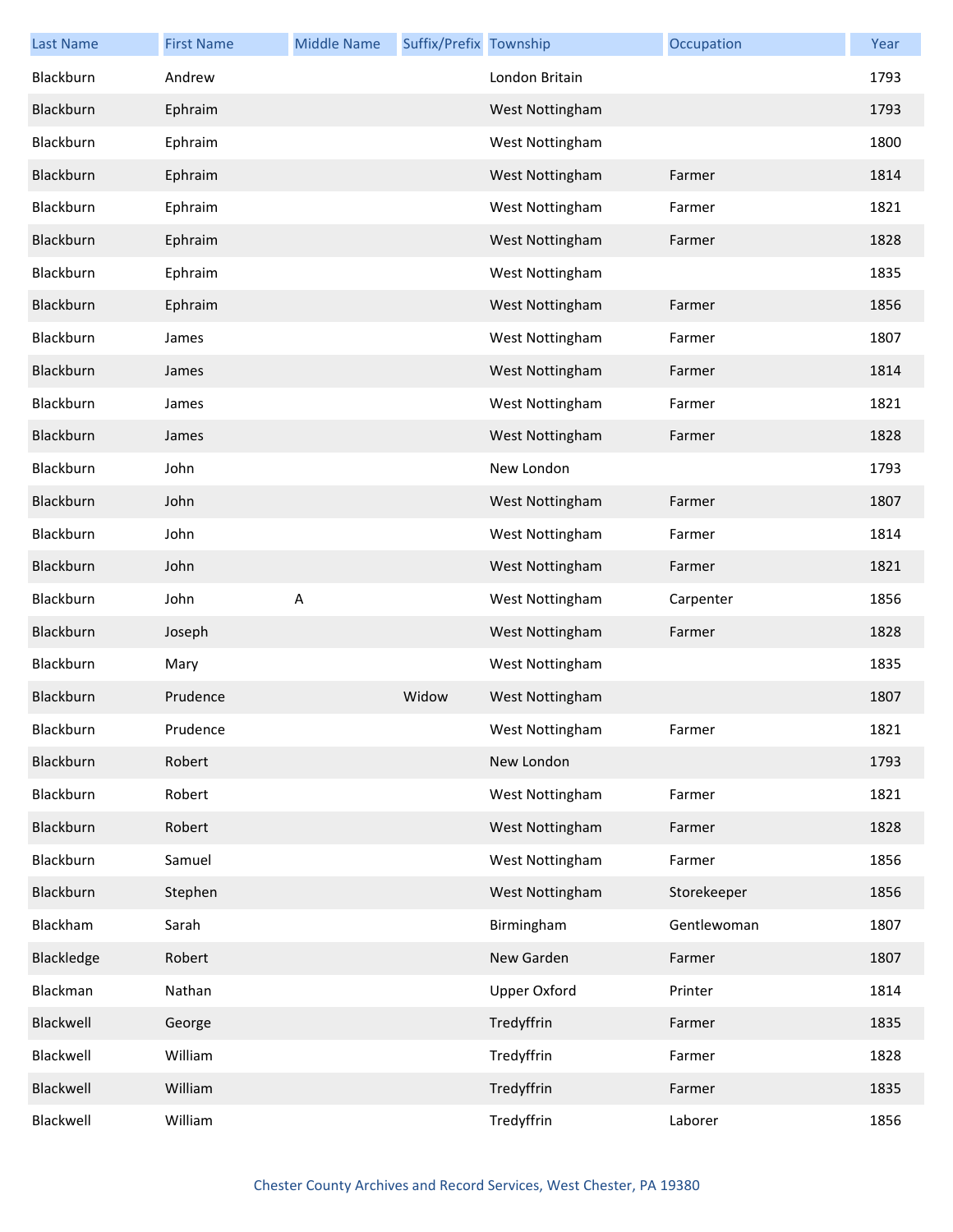| Last Name | First Name | Middle Name | Suffix/Prefix | Township | Occupation | Year |
|---|---|---|---|---|---|---|
| Blackburn | Andrew | | | London Britain | | 1793 |
| Blackburn | Ephraim | | | West Nottingham | | 1793 |
| Blackburn | Ephraim | | | West Nottingham | | 1800 |
| Blackburn | Ephraim | | | West Nottingham | Farmer | 1814 |
| Blackburn | Ephraim | | | West Nottingham | Farmer | 1821 |
| Blackburn | Ephraim | | | West Nottingham | Farmer | 1828 |
| Blackburn | Ephraim | | | West Nottingham | | 1835 |
| Blackburn | Ephraim | | | West Nottingham | Farmer | 1856 |
| Blackburn | James | | | West Nottingham | Farmer | 1807 |
| Blackburn | James | | | West Nottingham | Farmer | 1814 |
| Blackburn | James | | | West Nottingham | Farmer | 1821 |
| Blackburn | James | | | West Nottingham | Farmer | 1828 |
| Blackburn | John | | | New London | | 1793 |
| Blackburn | John | | | West Nottingham | Farmer | 1807 |
| Blackburn | John | | | West Nottingham | Farmer | 1814 |
| Blackburn | John | | | West Nottingham | Farmer | 1821 |
| Blackburn | John | A | | West Nottingham | Carpenter | 1856 |
| Blackburn | Joseph | | | West Nottingham | Farmer | 1828 |
| Blackburn | Mary | | | West Nottingham | | 1835 |
| Blackburn | Prudence | | Widow | West Nottingham | | 1807 |
| Blackburn | Prudence | | | West Nottingham | Farmer | 1821 |
| Blackburn | Robert | | | New London | | 1793 |
| Blackburn | Robert | | | West Nottingham | Farmer | 1821 |
| Blackburn | Robert | | | West Nottingham | Farmer | 1828 |
| Blackburn | Samuel | | | West Nottingham | Farmer | 1856 |
| Blackburn | Stephen | | | West Nottingham | Storekeeper | 1856 |
| Blackham | Sarah | | | Birmingham | Gentlewoman | 1807 |
| Blackledge | Robert | | | New Garden | Farmer | 1807 |
| Blackman | Nathan | | | Upper Oxford | Printer | 1814 |
| Blackwell | George | | | Tredyffrin | Farmer | 1835 |
| Blackwell | William | | | Tredyffrin | Farmer | 1828 |
| Blackwell | William | | | Tredyffrin | Farmer | 1835 |
| Blackwell | William | | | Tredyffrin | Laborer | 1856 |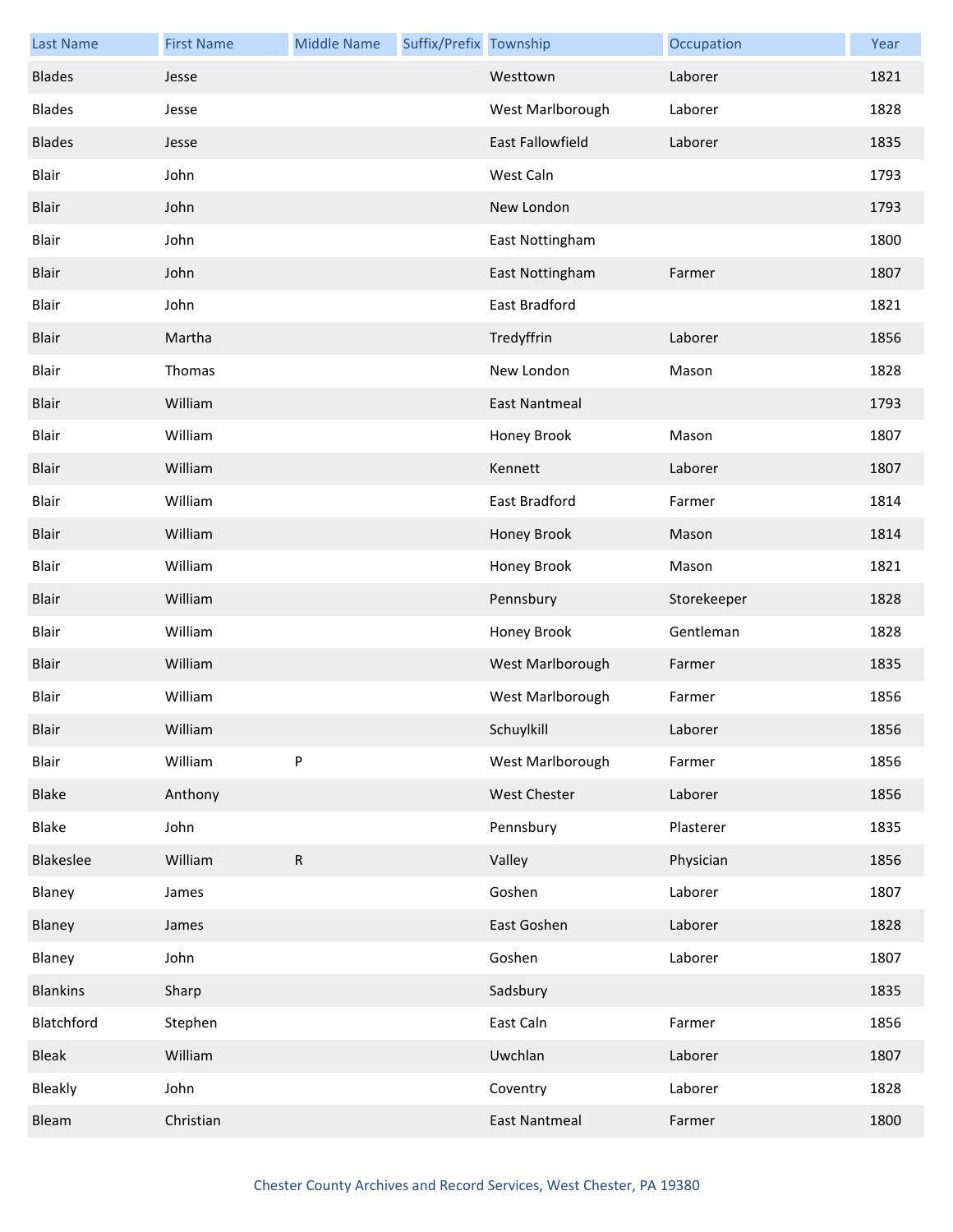| Last Name | First Name | Middle Name | Suffix/Prefix | Township | Occupation | Year |
| --- | --- | --- | --- | --- | --- | --- |
| Blades | Jesse | | | Westtown | Laborer | 1821 |
| Blades | Jesse | | | West Marlborough | Laborer | 1828 |
| Blades | Jesse | | | East Fallowfield | Laborer | 1835 |
| Blair | John | | | West Caln | | 1793 |
| Blair | John | | | New London | | 1793 |
| Blair | John | | | East Nottingham | | 1800 |
| Blair | John | | | East Nottingham | Farmer | 1807 |
| Blair | John | | | East Bradford | | 1821 |
| Blair | Martha | | | Tredyffrin | Laborer | 1856 |
| Blair | Thomas | | | New London | Mason | 1828 |
| Blair | William | | | East Nantmeal | | 1793 |
| Blair | William | | | Honey Brook | Mason | 1807 |
| Blair | William | | | Kennett | Laborer | 1807 |
| Blair | William | | | East Bradford | Farmer | 1814 |
| Blair | William | | | Honey Brook | Mason | 1814 |
| Blair | William | | | Honey Brook | Mason | 1821 |
| Blair | William | | | Pennsbury | Storekeeper | 1828 |
| Blair | William | | | Honey Brook | Gentleman | 1828 |
| Blair | William | | | West Marlborough | Farmer | 1835 |
| Blair | William | | | West Marlborough | Farmer | 1856 |
| Blair | William | | | Schuylkill | Laborer | 1856 |
| Blair | William | P | | West Marlborough | Farmer | 1856 |
| Blake | Anthony | | | West Chester | Laborer | 1856 |
| Blake | John | | | Pennsbury | Plasterer | 1835 |
| Blakeslee | William | R | | Valley | Physician | 1856 |
| Blaney | James | | | Goshen | Laborer | 1807 |
| Blaney | James | | | East Goshen | Laborer | 1828 |
| Blaney | John | | | Goshen | Laborer | 1807 |
| Blankins | Sharp | | | Sadsbury | | 1835 |
| Blatchford | Stephen | | | East Caln | Farmer | 1856 |
| Bleak | William | | | Uwchlan | Laborer | 1807 |
| Bleakly | John | | | Coventry | Laborer | 1828 |
| Bleam | Christian | | | East Nantmeal | Farmer | 1800 |

Chester County Archives and Record Services, West Chester, PA 19380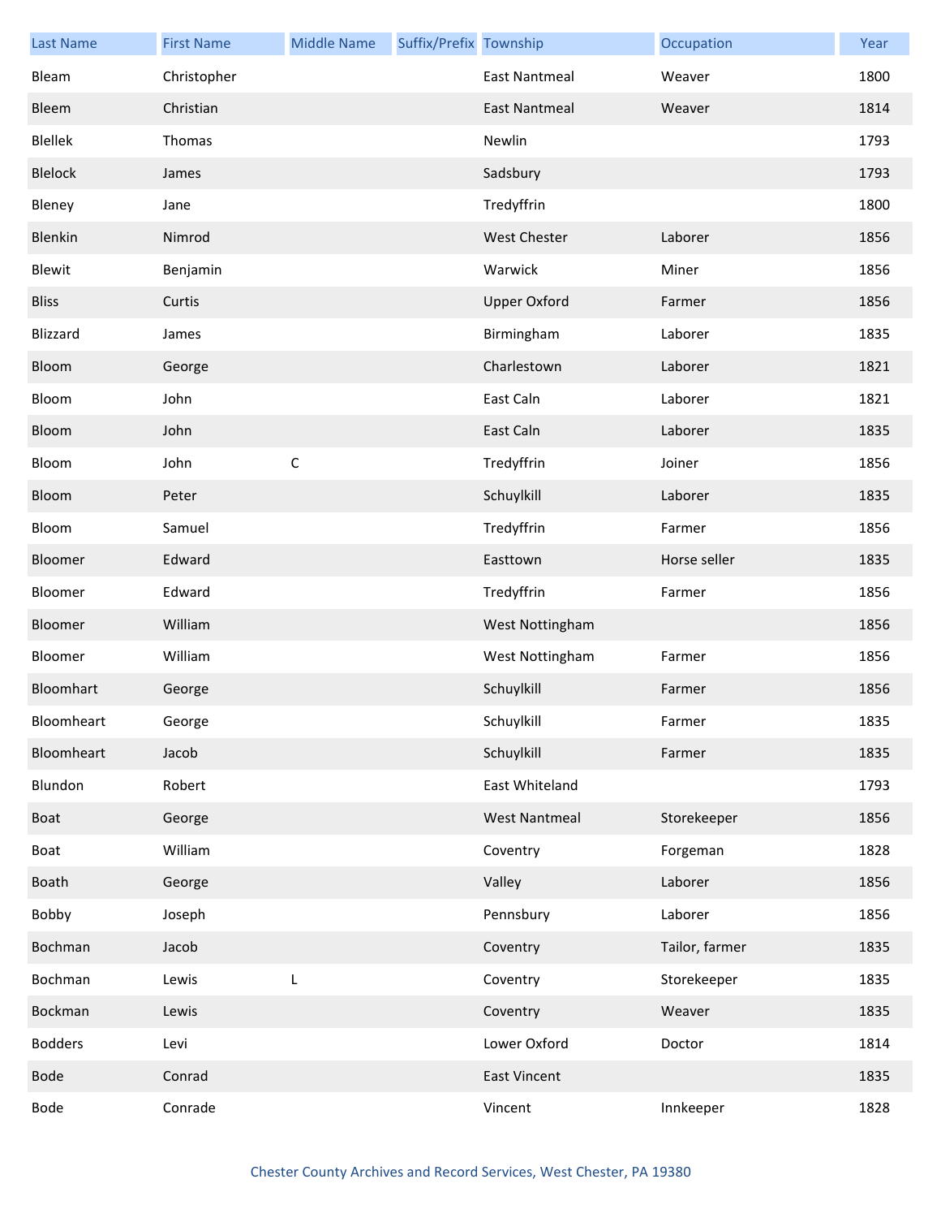| Last Name | First Name | Middle Name | Suffix/Prefix | Township | Occupation | Year |
|---|---|---|---|---|---|---|
| Bleam | Christopher | | | East Nantmeal | Weaver | 1800 |
| Bleem | Christian | | | East Nantmeal | Weaver | 1814 |
| Blellek | Thomas | | | Newlin | | 1793 |
| Blelock | James | | | Sadsbury | | 1793 |
| Bleney | Jane | | | Tredyffrin | | 1800 |
| Blenkin | Nimrod | | | West Chester | Laborer | 1856 |
| Blewit | Benjamin | | | Warwick | Miner | 1856 |
| Bliss | Curtis | | | Upper Oxford | Farmer | 1856 |
| Blizzard | James | | | Birmingham | Laborer | 1835 |
| Bloom | George | | | Charlestown | Laborer | 1821 |
| Bloom | John | | | East Caln | Laborer | 1821 |
| Bloom | John | | | East Caln | Laborer | 1835 |
| Bloom | John | C | | Tredyffrin | Joiner | 1856 |
| Bloom | Peter | | | Schuylkill | Laborer | 1835 |
| Bloom | Samuel | | | Tredyffrin | Farmer | 1856 |
| Bloomer | Edward | | | Easttown | Horse seller | 1835 |
| Bloomer | Edward | | | Tredyffrin | Farmer | 1856 |
| Bloomer | William | | | West Nottingham | | 1856 |
| Bloomer | William | | | West Nottingham | Farmer | 1856 |
| Bloomhart | George | | | Schuylkill | Farmer | 1856 |
| Bloomheart | George | | | Schuylkill | Farmer | 1835 |
| Bloomheart | Jacob | | | Schuylkill | Farmer | 1835 |
| Blundon | Robert | | | East Whiteland | | 1793 |
| Boat | George | | | West Nantmeal | Storekeeper | 1856 |
| Boat | William | | | Coventry | Forgeman | 1828 |
| Boath | George | | | Valley | Laborer | 1856 |
| Bobby | Joseph | | | Pennsbury | Laborer | 1856 |
| Bochman | Jacob | | | Coventry | Tailor, farmer | 1835 |
| Bochman | Lewis | L | | Coventry | Storekeeper | 1835 |
| Bockman | Lewis | | | Coventry | Weaver | 1835 |
| Bodders | Levi | | | Lower Oxford | Doctor | 1814 |
| Bode | Conrad | | | East Vincent | | 1835 |
| Bode | Conrade | | | Vincent | Innkeeper | 1828 |

Chester County Archives and Record Services, West Chester, PA 19380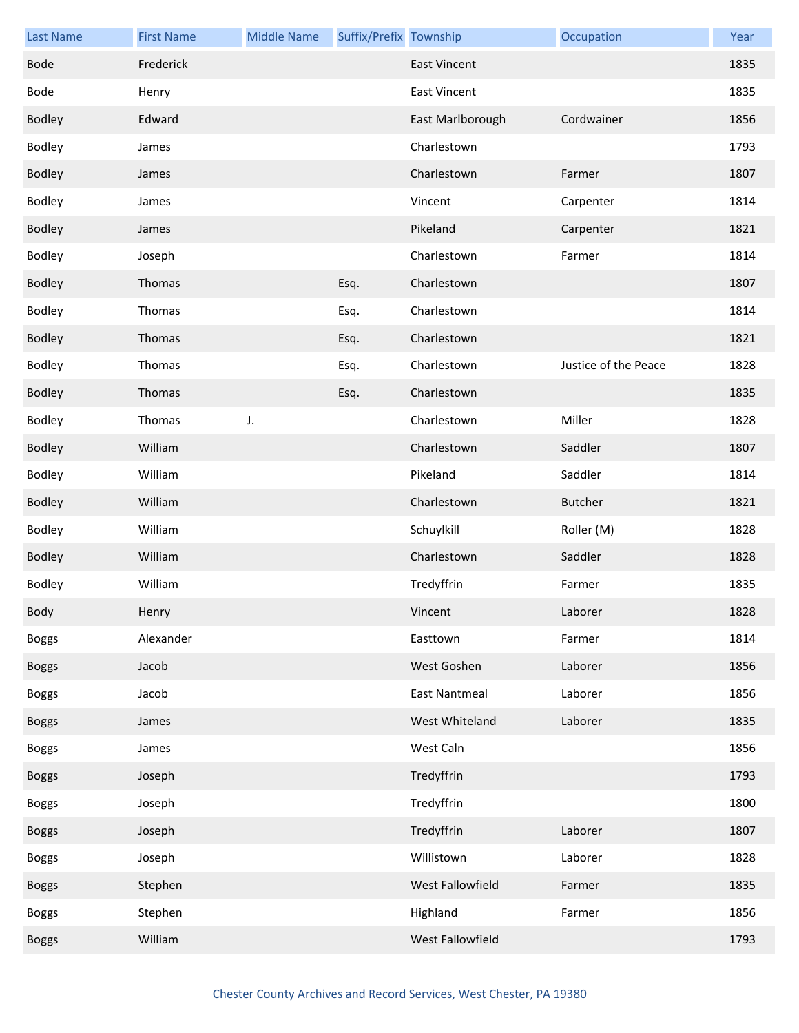| Last Name | First Name | Middle Name | Suffix/Prefix | Township | Occupation | Year |
|---|---|---|---|---|---|---|
| Bode | Frederick | | | East Vincent | | 1835 |
| Bode | Henry | | | East Vincent | | 1835 |
| Bodley | Edward | | | East Marlborough | Cordwainer | 1856 |
| Bodley | James | | | Charlestown | | 1793 |
| Bodley | James | | | Charlestown | Farmer | 1807 |
| Bodley | James | | | Vincent | Carpenter | 1814 |
| Bodley | James | | | Pikeland | Carpenter | 1821 |
| Bodley | Joseph | | | Charlestown | Farmer | 1814 |
| Bodley | Thomas | | Esq. | Charlestown | | 1807 |
| Bodley | Thomas | | Esq. | Charlestown | | 1814 |
| Bodley | Thomas | | Esq. | Charlestown | | 1821 |
| Bodley | Thomas | | Esq. | Charlestown | Justice of the Peace | 1828 |
| Bodley | Thomas | | Esq. | Charlestown | | 1835 |
| Bodley | Thomas | J. | | Charlestown | Miller | 1828 |
| Bodley | William | | | Charlestown | Saddler | 1807 |
| Bodley | William | | | Pikeland | Saddler | 1814 |
| Bodley | William | | | Charlestown | Butcher | 1821 |
| Bodley | William | | | Schuylkill | Roller (M) | 1828 |
| Bodley | William | | | Charlestown | Saddler | 1828 |
| Bodley | William | | | Tredyffrin | Farmer | 1835 |
| Body | Henry | | | Vincent | Laborer | 1828 |
| Boggs | Alexander | | | Easttown | Farmer | 1814 |
| Boggs | Jacob | | | West Goshen | Laborer | 1856 |
| Boggs | Jacob | | | East Nantmeal | Laborer | 1856 |
| Boggs | James | | | West Whiteland | Laborer | 1835 |
| Boggs | James | | | West Caln | | 1856 |
| Boggs | Joseph | | | Tredyffrin | | 1793 |
| Boggs | Joseph | | | Tredyffrin | | 1800 |
| Boggs | Joseph | | | Tredyffrin | Laborer | 1807 |
| Boggs | Joseph | | | Willistown | Laborer | 1828 |
| Boggs | Stephen | | | West Fallowfield | Farmer | 1835 |
| Boggs | Stephen | | | Highland | Farmer | 1856 |
| Boggs | William | | | West Fallowfield | | 1793 |

Chester County Archives and Record Services, West Chester, PA 19380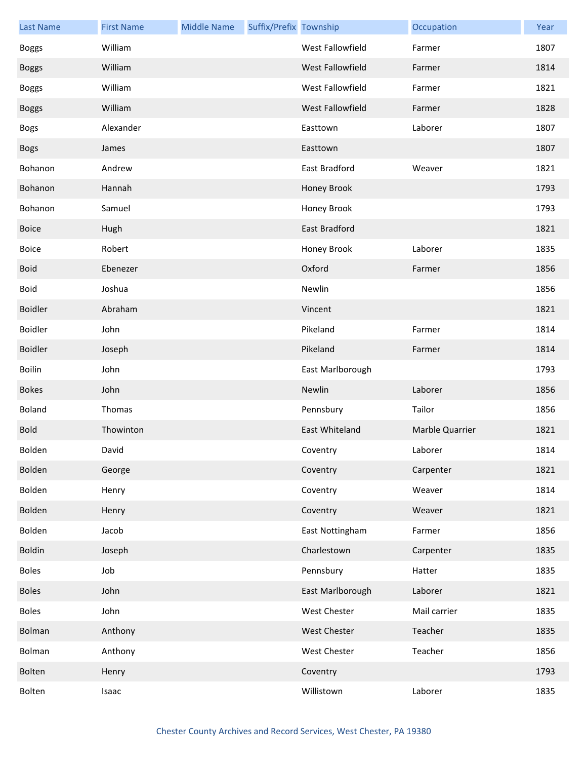| Last Name | First Name | Middle Name | Suffix/Prefix | Township | Occupation | Year |
|---|---|---|---|---|---|---|
| Boggs | William | | | West Fallowfield | Farmer | 1807 |
| Boggs | William | | | West Fallowfield | Farmer | 1814 |
| Boggs | William | | | West Fallowfield | Farmer | 1821 |
| Boggs | William | | | West Fallowfield | Farmer | 1828 |
| Bogs | Alexander | | | Easttown | Laborer | 1807 |
| Bogs | James | | | Easttown | | 1807 |
| Bohanon | Andrew | | | East Bradford | Weaver | 1821 |
| Bohanon | Hannah | | | Honey Brook | | 1793 |
| Bohanon | Samuel | | | Honey Brook | | 1793 |
| Boice | Hugh | | | East Bradford | | 1821 |
| Boice | Robert | | | Honey Brook | Laborer | 1835 |
| Boid | Ebenezer | | | Oxford | Farmer | 1856 |
| Boid | Joshua | | | Newlin | | 1856 |
| Boidler | Abraham | | | Vincent | | 1821 |
| Boidler | John | | | Pikeland | Farmer | 1814 |
| Boidler | Joseph | | | Pikeland | Farmer | 1814 |
| Boilin | John | | | East Marlborough | | 1793 |
| Bokes | John | | | Newlin | Laborer | 1856 |
| Boland | Thomas | | | Pennsbury | Tailor | 1856 |
| Bold | Thowinton | | | East Whiteland | Marble Quarrier | 1821 |
| Bolden | David | | | Coventry | Laborer | 1814 |
| Bolden | George | | | Coventry | Carpenter | 1821 |
| Bolden | Henry | | | Coventry | Weaver | 1814 |
| Bolden | Henry | | | Coventry | Weaver | 1821 |
| Bolden | Jacob | | | East Nottingham | Farmer | 1856 |
| Boldin | Joseph | | | Charlestown | Carpenter | 1835 |
| Boles | Job | | | Pennsbury | Hatter | 1835 |
| Boles | John | | | East Marlborough | Laborer | 1821 |
| Boles | John | | | West Chester | Mail carrier | 1835 |
| Bolman | Anthony | | | West Chester | Teacher | 1835 |
| Bolman | Anthony | | | West Chester | Teacher | 1856 |
| Bolten | Henry | | | Coventry | | 1793 |
| Bolten | Isaac | | | Willistown | Laborer | 1835 |

Chester County Archives and Record Services, West Chester, PA 19380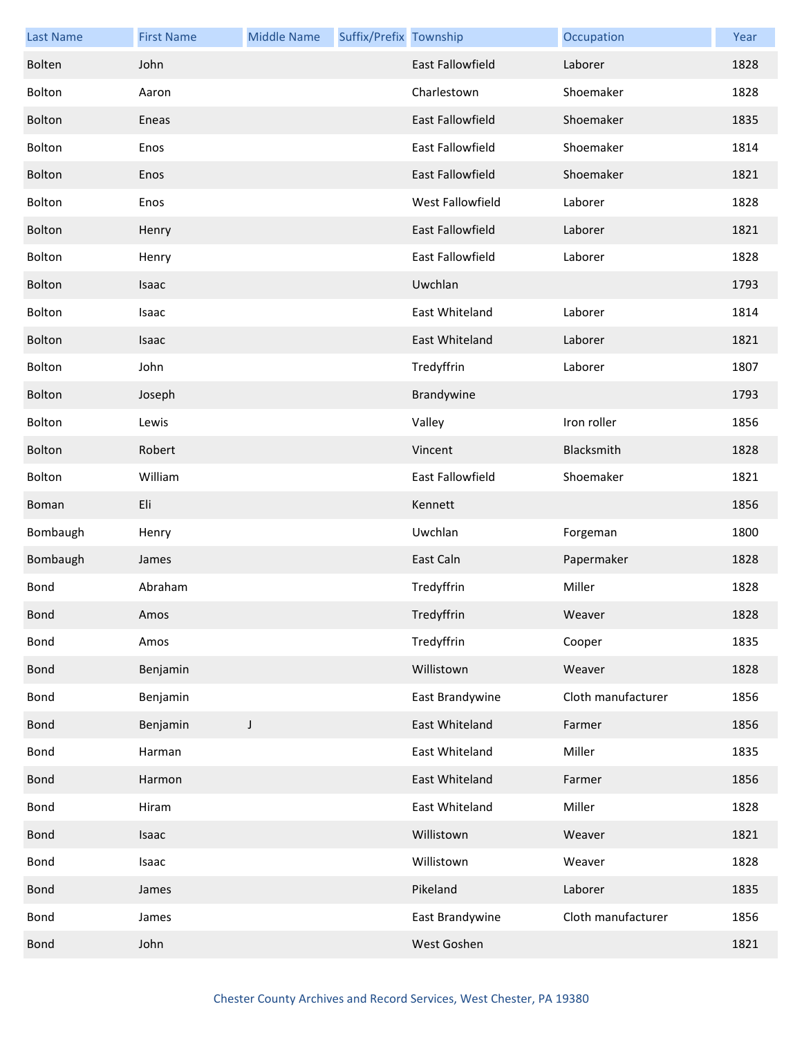| Last Name | First Name | Middle Name | Suffix/Prefix | Township | Occupation | Year |
|---|---|---|---|---|---|---|
| Bolten | John | | | East Fallowfield | Laborer | 1828 |
| Bolton | Aaron | | | Charlestown | Shoemaker | 1828 |
| Bolton | Eneas | | | East Fallowfield | Shoemaker | 1835 |
| Bolton | Enos | | | East Fallowfield | Shoemaker | 1814 |
| Bolton | Enos | | | East Fallowfield | Shoemaker | 1821 |
| Bolton | Enos | | | West Fallowfield | Laborer | 1828 |
| Bolton | Henry | | | East Fallowfield | Laborer | 1821 |
| Bolton | Henry | | | East Fallowfield | Laborer | 1828 |
| Bolton | Isaac | | | Uwchlan | | 1793 |
| Bolton | Isaac | | | East Whiteland | Laborer | 1814 |
| Bolton | Isaac | | | East Whiteland | Laborer | 1821 |
| Bolton | John | | | Tredyffrin | Laborer | 1807 |
| Bolton | Joseph | | | Brandywine | | 1793 |
| Bolton | Lewis | | | Valley | Iron roller | 1856 |
| Bolton | Robert | | | Vincent | Blacksmith | 1828 |
| Bolton | William | | | East Fallowfield | Shoemaker | 1821 |
| Boman | Eli | | | Kennett | | 1856 |
| Bombaugh | Henry | | | Uwchlan | Forgeman | 1800 |
| Bombaugh | James | | | East Caln | Papermaker | 1828 |
| Bond | Abraham | | | Tredyffrin | Miller | 1828 |
| Bond | Amos | | | Tredyffrin | Weaver | 1828 |
| Bond | Amos | | | Tredyffrin | Cooper | 1835 |
| Bond | Benjamin | | | Willistown | Weaver | 1828 |
| Bond | Benjamin | | | East Brandywine | Cloth manufacturer | 1856 |
| Bond | Benjamin | J | | East Whiteland | Farmer | 1856 |
| Bond | Harman | | | East Whiteland | Miller | 1835 |
| Bond | Harmon | | | East Whiteland | Farmer | 1856 |
| Bond | Hiram | | | East Whiteland | Miller | 1828 |
| Bond | Isaac | | | Willistown | Weaver | 1821 |
| Bond | Isaac | | | Willistown | Weaver | 1828 |
| Bond | James | | | Pikeland | Laborer | 1835 |
| Bond | James | | | East Brandywine | Cloth manufacturer | 1856 |
| Bond | John | | | West Goshen | | 1821 |

Chester County Archives and Record Services, West Chester, PA 19380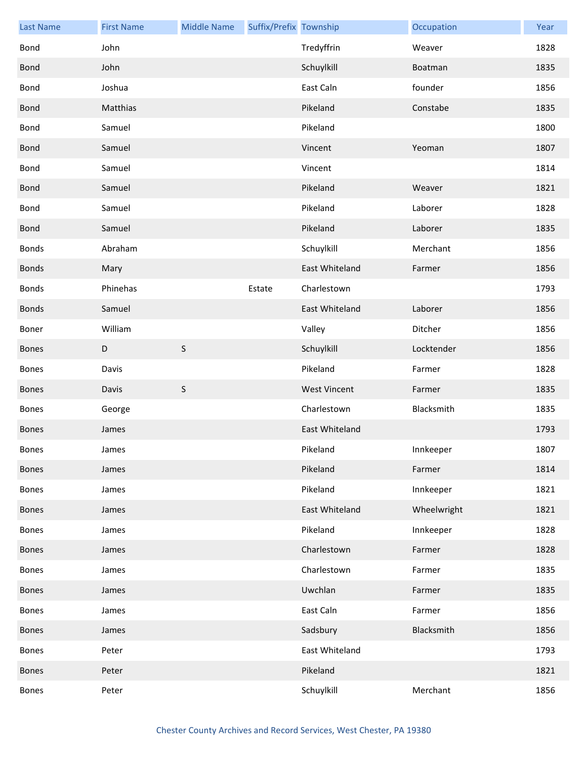| Last Name | First Name | Middle Name | Suffix/Prefix | Township | Occupation | Year |
|---|---|---|---|---|---|---|
| Bond | John | | | Tredyffrin | Weaver | 1828 |
| Bond | John | | | Schuylkill | Boatman | 1835 |
| Bond | Joshua | | | East Caln | founder | 1856 |
| Bond | Matthias | | | Pikeland | Constabe | 1835 |
| Bond | Samuel | | | Pikeland | | 1800 |
| Bond | Samuel | | | Vincent | Yeoman | 1807 |
| Bond | Samuel | | | Vincent | | 1814 |
| Bond | Samuel | | | Pikeland | Weaver | 1821 |
| Bond | Samuel | | | Pikeland | Laborer | 1828 |
| Bond | Samuel | | | Pikeland | Laborer | 1835 |
| Bonds | Abraham | | | Schuylkill | Merchant | 1856 |
| Bonds | Mary | | | East Whiteland | Farmer | 1856 |
| Bonds | Phinehas | | Estate | Charlestown | | 1793 |
| Bonds | Samuel | | | East Whiteland | Laborer | 1856 |
| Boner | William | | | Valley | Ditcher | 1856 |
| Bones | D | S | | Schuylkill | Locktender | 1856 |
| Bones | Davis | | | Pikeland | Farmer | 1828 |
| Bones | Davis | S | | West Vincent | Farmer | 1835 |
| Bones | George | | | Charlestown | Blacksmith | 1835 |
| Bones | James | | | East Whiteland | | 1793 |
| Bones | James | | | Pikeland | Innkeeper | 1807 |
| Bones | James | | | Pikeland | Farmer | 1814 |
| Bones | James | | | Pikeland | Innkeeper | 1821 |
| Bones | James | | | East Whiteland | Wheelwright | 1821 |
| Bones | James | | | Pikeland | Innkeeper | 1828 |
| Bones | James | | | Charlestown | Farmer | 1828 |
| Bones | James | | | Charlestown | Farmer | 1835 |
| Bones | James | | | Uwchlan | Farmer | 1835 |
| Bones | James | | | East Caln | Farmer | 1856 |
| Bones | James | | | Sadsbury | Blacksmith | 1856 |
| Bones | Peter | | | East Whiteland | | 1793 |
| Bones | Peter | | | Pikeland | | 1821 |
| Bones | Peter | | | Schuylkill | Merchant | 1856 |

Chester County Archives and Record Services, West Chester, PA 19380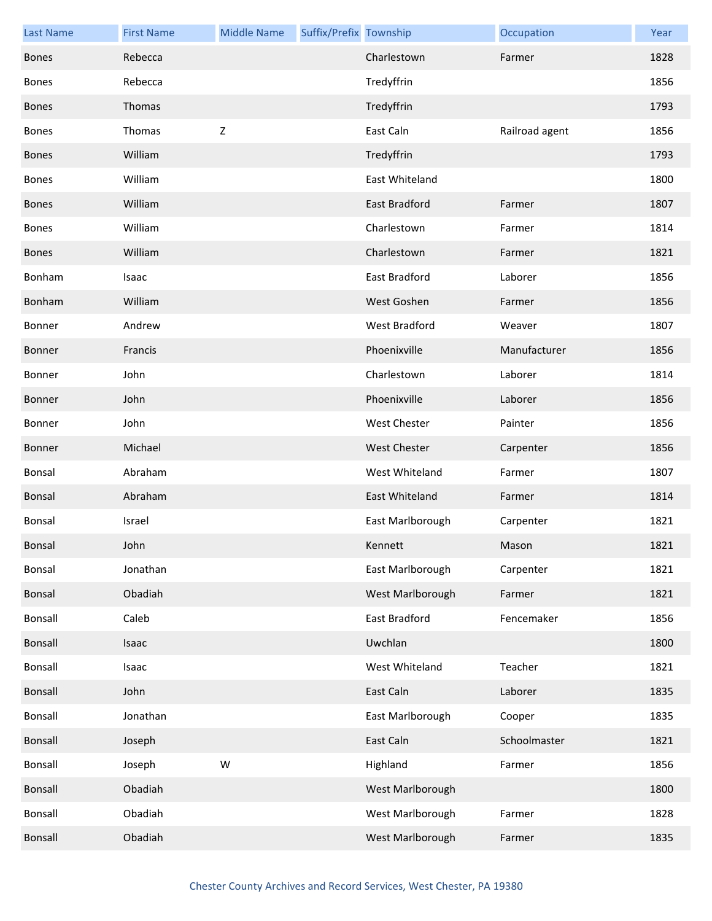| Last Name | First Name | Middle Name | Suffix/Prefix | Township | Occupation | Year |
|---|---|---|---|---|---|---|
| Bones | Rebecca | | | Charlestown | Farmer | 1828 |
| Bones | Rebecca | | | Tredyffrin | | 1856 |
| Bones | Thomas | | | Tredyffrin | | 1793 |
| Bones | Thomas | Z | | East Caln | Railroad agent | 1856 |
| Bones | William | | | Tredyffrin | | 1793 |
| Bones | William | | | East Whiteland | | 1800 |
| Bones | William | | | East Bradford | Farmer | 1807 |
| Bones | William | | | Charlestown | Farmer | 1814 |
| Bones | William | | | Charlestown | Farmer | 1821 |
| Bonham | Isaac | | | East Bradford | Laborer | 1856 |
| Bonham | William | | | West Goshen | Farmer | 1856 |
| Bonner | Andrew | | | West Bradford | Weaver | 1807 |
| Bonner | Francis | | | Phoenixville | Manufacturer | 1856 |
| Bonner | John | | | Charlestown | Laborer | 1814 |
| Bonner | John | | | Phoenixville | Laborer | 1856 |
| Bonner | John | | | West Chester | Painter | 1856 |
| Bonner | Michael | | | West Chester | Carpenter | 1856 |
| Bonsal | Abraham | | | West Whiteland | Farmer | 1807 |
| Bonsal | Abraham | | | East Whiteland | Farmer | 1814 |
| Bonsal | Israel | | | East Marlborough | Carpenter | 1821 |
| Bonsal | John | | | Kennett | Mason | 1821 |
| Bonsal | Jonathan | | | East Marlborough | Carpenter | 1821 |
| Bonsal | Obadiah | | | West Marlborough | Farmer | 1821 |
| Bonsall | Caleb | | | East Bradford | Fencemaker | 1856 |
| Bonsall | Isaac | | | Uwchlan | | 1800 |
| Bonsall | Isaac | | | West Whiteland | Teacher | 1821 |
| Bonsall | John | | | East Caln | Laborer | 1835 |
| Bonsall | Jonathan | | | East Marlborough | Cooper | 1835 |
| Bonsall | Joseph | | | East Caln | Schoolmaster | 1821 |
| Bonsall | Joseph | W | | Highland | Farmer | 1856 |
| Bonsall | Obadiah | | | West Marlborough | | 1800 |
| Bonsall | Obadiah | | | West Marlborough | Farmer | 1828 |
| Bonsall | Obadiah | | | West Marlborough | Farmer | 1835 |

Chester County Archives and Record Services, West Chester, PA 19380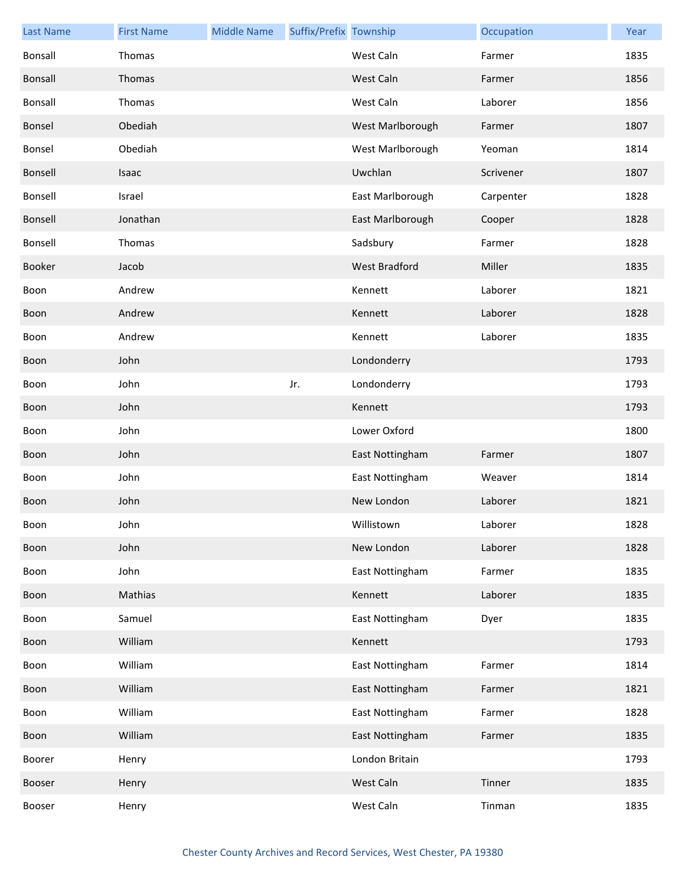| Last Name | First Name | Middle Name | Suffix/Prefix | Township | Occupation | Year |
|---|---|---|---|---|---|---|
| Bonsall | Thomas | | | West Caln | Farmer | 1835 |
| Bonsall | Thomas | | | West Caln | Farmer | 1856 |
| Bonsall | Thomas | | | West Caln | Laborer | 1856 |
| Bonsel | Obediah | | | West Marlborough | Farmer | 1807 |
| Bonsel | Obediah | | | West Marlborough | Yeoman | 1814 |
| Bonsell | Isaac | | | Uwchlan | Scrivener | 1807 |
| Bonsell | Israel | | | East Marlborough | Carpenter | 1828 |
| Bonsell | Jonathan | | | East Marlborough | Cooper | 1828 |
| Bonsell | Thomas | | | Sadsbury | Farmer | 1828 |
| Booker | Jacob | | | West Bradford | Miller | 1835 |
| Boon | Andrew | | | Kennett | Laborer | 1821 |
| Boon | Andrew | | | Kennett | Laborer | 1828 |
| Boon | Andrew | | | Kennett | Laborer | 1835 |
| Boon | John | | | Londonderry | | 1793 |
| Boon | John | | Jr. | Londonderry | | 1793 |
| Boon | John | | | Kennett | | 1793 |
| Boon | John | | | Lower Oxford | | 1800 |
| Boon | John | | | East Nottingham | Farmer | 1807 |
| Boon | John | | | East Nottingham | Weaver | 1814 |
| Boon | John | | | New London | Laborer | 1821 |
| Boon | John | | | Willistown | Laborer | 1828 |
| Boon | John | | | New London | Laborer | 1828 |
| Boon | John | | | East Nottingham | Farmer | 1835 |
| Boon | Mathias | | | Kennett | Laborer | 1835 |
| Boon | Samuel | | | East Nottingham | Dyer | 1835 |
| Boon | William | | | Kennett | | 1793 |
| Boon | William | | | East Nottingham | Farmer | 1814 |
| Boon | William | | | East Nottingham | Farmer | 1821 |
| Boon | William | | | East Nottingham | Farmer | 1828 |
| Boon | William | | | East Nottingham | Farmer | 1835 |
| Boorer | Henry | | | London Britain | | 1793 |
| Booser | Henry | | | West Caln | Tinner | 1835 |
| Booser | Henry | | | West Caln | Tinman | 1835 |

Chester County Archives and Record Services, West Chester, PA 19380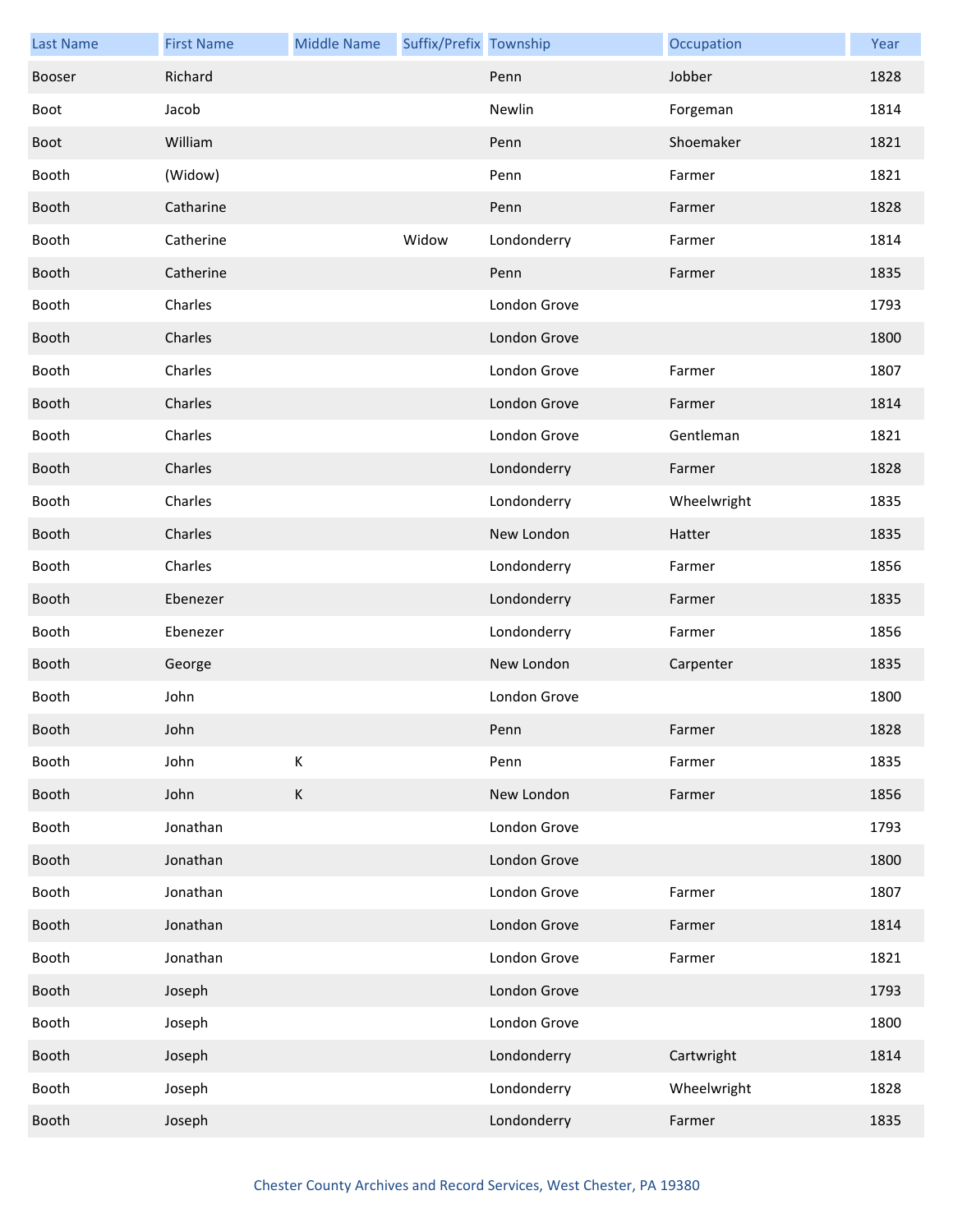| Last Name | First Name | Middle Name | Suffix/Prefix | Township | Occupation | Year |
|---|---|---|---|---|---|---|
| Booser | Richard | | | Penn | Jobber | 1828 |
| Boot | Jacob | | | Newlin | Forgeman | 1814 |
| Boot | William | | | Penn | Shoemaker | 1821 |
| Booth | (Widow) | | | Penn | Farmer | 1821 |
| Booth | Catharine | | | Penn | Farmer | 1828 |
| Booth | Catherine | | Widow | Londonderry | Farmer | 1814 |
| Booth | Catherine | | | Penn | Farmer | 1835 |
| Booth | Charles | | | London Grove | | 1793 |
| Booth | Charles | | | London Grove | | 1800 |
| Booth | Charles | | | London Grove | Farmer | 1807 |
| Booth | Charles | | | London Grove | Farmer | 1814 |
| Booth | Charles | | | London Grove | Gentleman | 1821 |
| Booth | Charles | | | Londonderry | Farmer | 1828 |
| Booth | Charles | | | Londonderry | Wheelwright | 1835 |
| Booth | Charles | | | New London | Hatter | 1835 |
| Booth | Charles | | | Londonderry | Farmer | 1856 |
| Booth | Ebenezer | | | Londonderry | Farmer | 1835 |
| Booth | Ebenezer | | | Londonderry | Farmer | 1856 |
| Booth | George | | | New London | Carpenter | 1835 |
| Booth | John | | | London Grove | | 1800 |
| Booth | John | | | Penn | Farmer | 1828 |
| Booth | John | K | | Penn | Farmer | 1835 |
| Booth | John | K | | New London | Farmer | 1856 |
| Booth | Jonathan | | | London Grove | | 1793 |
| Booth | Jonathan | | | London Grove | | 1800 |
| Booth | Jonathan | | | London Grove | Farmer | 1807 |
| Booth | Jonathan | | | London Grove | Farmer | 1814 |
| Booth | Jonathan | | | London Grove | Farmer | 1821 |
| Booth | Joseph | | | London Grove | | 1793 |
| Booth | Joseph | | | London Grove | | 1800 |
| Booth | Joseph | | | Londonderry | Cartwright | 1814 |
| Booth | Joseph | | | Londonderry | Wheelwright | 1828 |
| Booth | Joseph | | | Londonderry | Farmer | 1835 |

Chester County Archives and Record Services, West Chester, PA 19380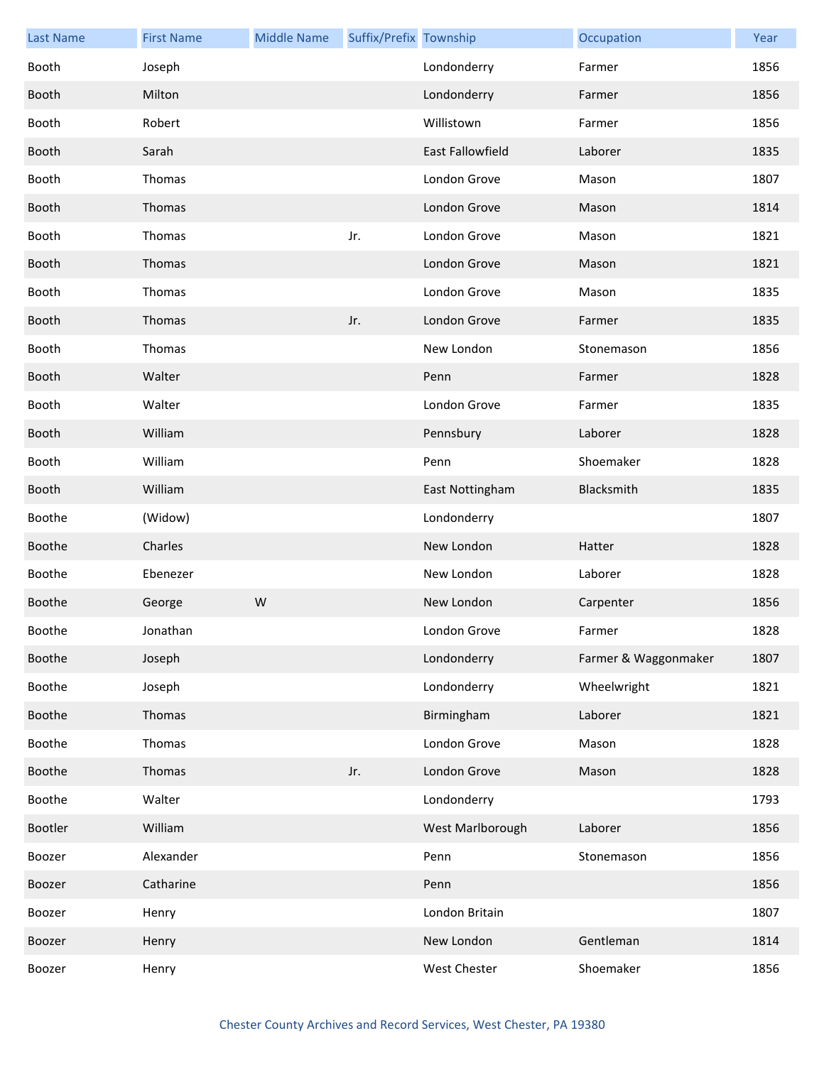| Last Name | First Name | Middle Name | Suffix/Prefix | Township | Occupation | Year |
|---|---|---|---|---|---|---|
| Booth | Joseph | | | Londonderry | Farmer | 1856 |
| Booth | Milton | | | Londonderry | Farmer | 1856 |
| Booth | Robert | | | Willistown | Farmer | 1856 |
| Booth | Sarah | | | East Fallowfield | Laborer | 1835 |
| Booth | Thomas | | | London Grove | Mason | 1807 |
| Booth | Thomas | | | London Grove | Mason | 1814 |
| Booth | Thomas | | Jr. | London Grove | Mason | 1821 |
| Booth | Thomas | | | London Grove | Mason | 1821 |
| Booth | Thomas | | | London Grove | Mason | 1835 |
| Booth | Thomas | | Jr. | London Grove | Farmer | 1835 |
| Booth | Thomas | | | New London | Stonemason | 1856 |
| Booth | Walter | | | Penn | Farmer | 1828 |
| Booth | Walter | | | London Grove | Farmer | 1835 |
| Booth | William | | | Pennsbury | Laborer | 1828 |
| Booth | William | | | Penn | Shoemaker | 1828 |
| Booth | William | | | East Nottingham | Blacksmith | 1835 |
| Boothe | (Widow) | | | Londonderry | | 1807 |
| Boothe | Charles | | | New London | Hatter | 1828 |
| Boothe | Ebenezer | | | New London | Laborer | 1828 |
| Boothe | George | W | | New London | Carpenter | 1856 |
| Boothe | Jonathan | | | London Grove | Farmer | 1828 |
| Boothe | Joseph | | | Londonderry | Farmer & Waggonmaker | 1807 |
| Boothe | Joseph | | | Londonderry | Wheelwright | 1821 |
| Boothe | Thomas | | | Birmingham | Laborer | 1821 |
| Boothe | Thomas | | | London Grove | Mason | 1828 |
| Boothe | Thomas | | Jr. | London Grove | Mason | 1828 |
| Boothe | Walter | | | Londonderry | | 1793 |
| Bootler | William | | | West Marlborough | Laborer | 1856 |
| Boozer | Alexander | | | Penn | Stonemason | 1856 |
| Boozer | Catharine | | | Penn | | 1856 |
| Boozer | Henry | | | London Britain | | 1807 |
| Boozer | Henry | | | New London | Gentleman | 1814 |
| Boozer | Henry | | | West Chester | Shoemaker | 1856 |

Chester County Archives and Record Services, West Chester, PA 19380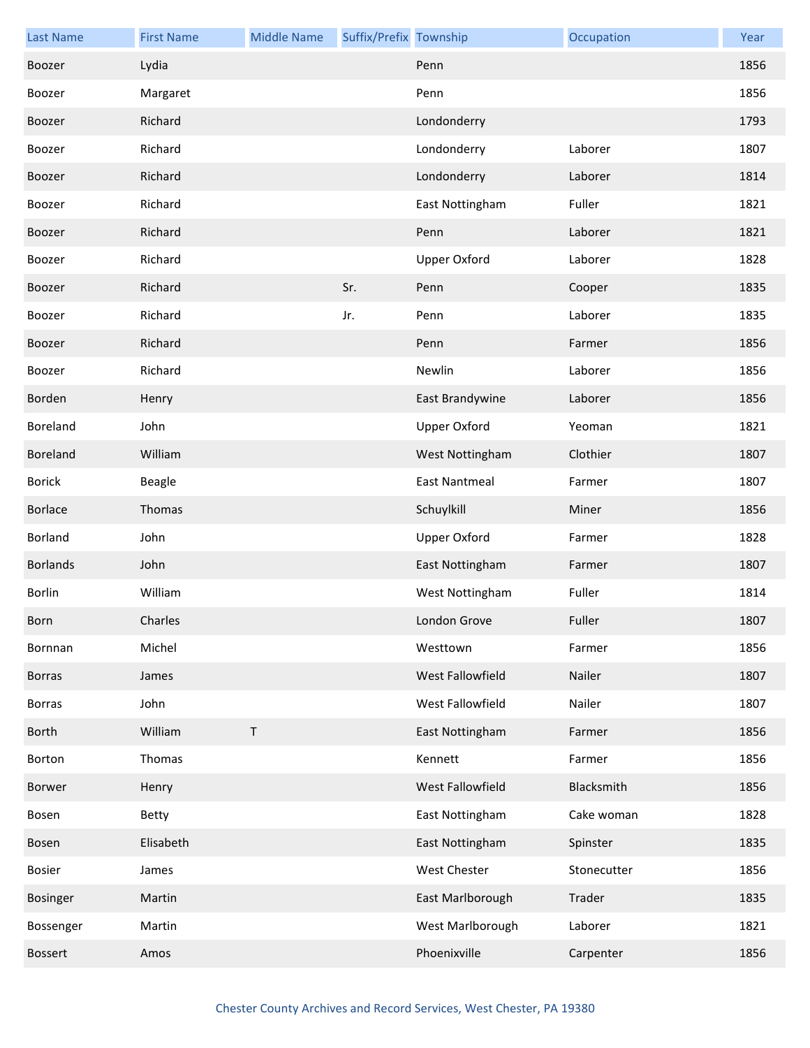| Last Name | First Name | Middle Name | Suffix/Prefix | Township | Occupation | Year |
|---|---|---|---|---|---|---|
| Boozer | Lydia | | | Penn | | 1856 |
| Boozer | Margaret | | | Penn | | 1856 |
| Boozer | Richard | | | Londonderry | | 1793 |
| Boozer | Richard | | | Londonderry | Laborer | 1807 |
| Boozer | Richard | | | Londonderry | Laborer | 1814 |
| Boozer | Richard | | | East Nottingham | Fuller | 1821 |
| Boozer | Richard | | | Penn | Laborer | 1821 |
| Boozer | Richard | | | Upper Oxford | Laborer | 1828 |
| Boozer | Richard | | Sr. | Penn | Cooper | 1835 |
| Boozer | Richard | | Jr. | Penn | Laborer | 1835 |
| Boozer | Richard | | | Penn | Farmer | 1856 |
| Boozer | Richard | | | Newlin | Laborer | 1856 |
| Borden | Henry | | | East Brandywine | Laborer | 1856 |
| Boreland | John | | | Upper Oxford | Yeoman | 1821 |
| Boreland | William | | | West Nottingham | Clothier | 1807 |
| Borick | Beagle | | | East Nantmeal | Farmer | 1807 |
| Borlace | Thomas | | | Schuylkill | Miner | 1856 |
| Borland | John | | | Upper Oxford | Farmer | 1828 |
| Borlands | John | | | East Nottingham | Farmer | 1807 |
| Borlin | William | | | West Nottingham | Fuller | 1814 |
| Born | Charles | | | London Grove | Fuller | 1807 |
| Bornnan | Michel | | | Westtown | Farmer | 1856 |
| Borras | James | | | West Fallowfield | Nailer | 1807 |
| Borras | John | | | West Fallowfield | Nailer | 1807 |
| Borth | William | T | | East Nottingham | Farmer | 1856 |
| Borton | Thomas | | | Kennett | Farmer | 1856 |
| Borwer | Henry | | | West Fallowfield | Blacksmith | 1856 |
| Bosen | Betty | | | East Nottingham | Cake woman | 1828 |
| Bosen | Elisabeth | | | East Nottingham | Spinster | 1835 |
| Bosier | James | | | West Chester | Stonecutter | 1856 |
| Bosinger | Martin | | | East Marlborough | Trader | 1835 |
| Bossenger | Martin | | | West Marlborough | Laborer | 1821 |
| Bossert | Amos | | | Phoenixville | Carpenter | 1856 |

Chester County Archives and Record Services, West Chester, PA 19380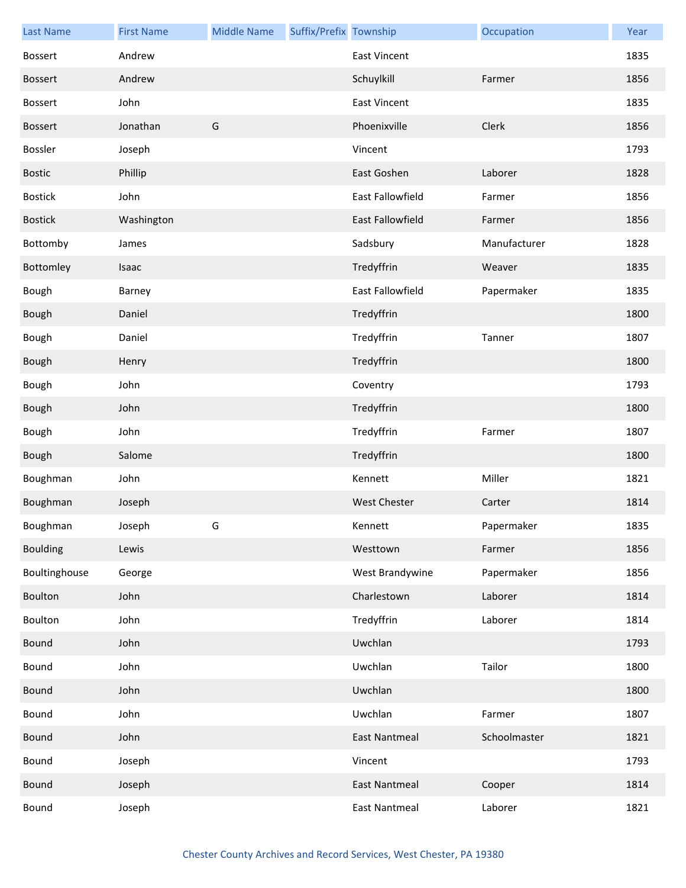| Last Name | First Name | Middle Name | Suffix/Prefix | Township | Occupation | Year |
|---|---|---|---|---|---|---|
| Bossert | Andrew | | | East Vincent | | 1835 |
| Bossert | Andrew | | | Schuylkill | Farmer | 1856 |
| Bossert | John | | | East Vincent | | 1835 |
| Bossert | Jonathan | G | | Phoenixville | Clerk | 1856 |
| Bossler | Joseph | | | Vincent | | 1793 |
| Bostic | Phillip | | | East Goshen | Laborer | 1828 |
| Bostick | John | | | East Fallowfield | Farmer | 1856 |
| Bostick | Washington | | | East Fallowfield | Farmer | 1856 |
| Bottomby | James | | | Sadsbury | Manufacturer | 1828 |
| Bottomley | Isaac | | | Tredyffrin | Weaver | 1835 |
| Bough | Barney | | | East Fallowfield | Papermaker | 1835 |
| Bough | Daniel | | | Tredyffrin | | 1800 |
| Bough | Daniel | | | Tredyffrin | Tanner | 1807 |
| Bough | Henry | | | Tredyffrin | | 1800 |
| Bough | John | | | Coventry | | 1793 |
| Bough | John | | | Tredyffrin | | 1800 |
| Bough | John | | | Tredyffrin | Farmer | 1807 |
| Bough | Salome | | | Tredyffrin | | 1800 |
| Boughman | John | | | Kennett | Miller | 1821 |
| Boughman | Joseph | | | West Chester | Carter | 1814 |
| Boughman | Joseph | G | | Kennett | Papermaker | 1835 |
| Boulding | Lewis | | | Westtown | Farmer | 1856 |
| Boultinghouse | George | | | West Brandywine | Papermaker | 1856 |
| Boulton | John | | | Charlestown | Laborer | 1814 |
| Boulton | John | | | Tredyffrin | Laborer | 1814 |
| Bound | John | | | Uwchlan | | 1793 |
| Bound | John | | | Uwchlan | Tailor | 1800 |
| Bound | John | | | Uwchlan | | 1800 |
| Bound | John | | | Uwchlan | Farmer | 1807 |
| Bound | John | | | East Nantmeal | Schoolmaster | 1821 |
| Bound | Joseph | | | Vincent | | 1793 |
| Bound | Joseph | | | East Nantmeal | Cooper | 1814 |
| Bound | Joseph | | | East Nantmeal | Laborer | 1821 |

Chester County Archives and Record Services, West Chester, PA 19380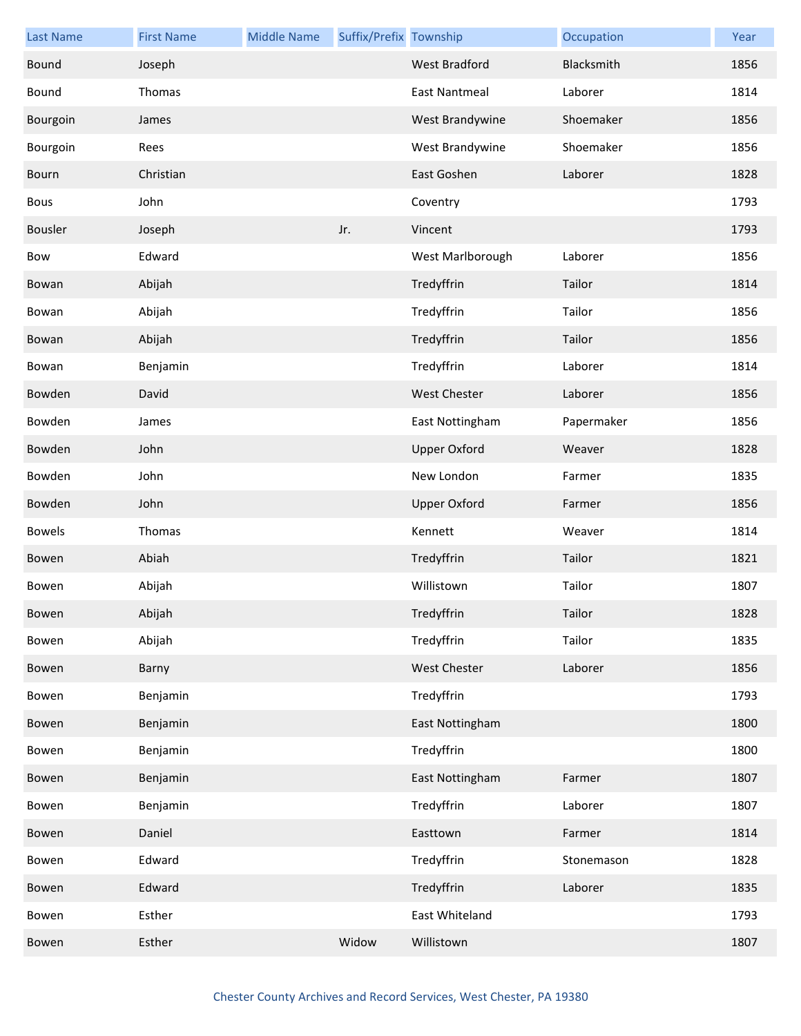| Last Name | First Name | Middle Name | Suffix/Prefix | Township | Occupation | Year |
|---|---|---|---|---|---|---|
| Bound | Joseph | | | West Bradford | Blacksmith | 1856 |
| Bound | Thomas | | | East Nantmeal | Laborer | 1814 |
| Bourgoin | James | | | West Brandywine | Shoemaker | 1856 |
| Bourgoin | Rees | | | West Brandywine | Shoemaker | 1856 |
| Bourn | Christian | | | East Goshen | Laborer | 1828 |
| Bous | John | | | Coventry | | 1793 |
| Bousler | Joseph | | Jr. | Vincent | | 1793 |
| Bow | Edward | | | West Marlborough | Laborer | 1856 |
| Bowan | Abijah | | | Tredyffrin | Tailor | 1814 |
| Bowan | Abijah | | | Tredyffrin | Tailor | 1856 |
| Bowan | Abijah | | | Tredyffrin | Tailor | 1856 |
| Bowan | Benjamin | | | Tredyffrin | Laborer | 1814 |
| Bowden | David | | | West Chester | Laborer | 1856 |
| Bowden | James | | | East Nottingham | Papermaker | 1856 |
| Bowden | John | | | Upper Oxford | Weaver | 1828 |
| Bowden | John | | | New London | Farmer | 1835 |
| Bowden | John | | | Upper Oxford | Farmer | 1856 |
| Bowels | Thomas | | | Kennett | Weaver | 1814 |
| Bowen | Abiah | | | Tredyffrin | Tailor | 1821 |
| Bowen | Abijah | | | Willistown | Tailor | 1807 |
| Bowen | Abijah | | | Tredyffrin | Tailor | 1828 |
| Bowen | Abijah | | | Tredyffrin | Tailor | 1835 |
| Bowen | Barny | | | West Chester | Laborer | 1856 |
| Bowen | Benjamin | | | Tredyffrin | | 1793 |
| Bowen | Benjamin | | | East Nottingham | | 1800 |
| Bowen | Benjamin | | | Tredyffrin | | 1800 |
| Bowen | Benjamin | | | East Nottingham | Farmer | 1807 |
| Bowen | Benjamin | | | Tredyffrin | Laborer | 1807 |
| Bowen | Daniel | | | Easttown | Farmer | 1814 |
| Bowen | Edward | | | Tredyffrin | Stonemason | 1828 |
| Bowen | Edward | | | Tredyffrin | Laborer | 1835 |
| Bowen | Esther | | | East Whiteland | | 1793 |
| Bowen | Esther | | Widow | Willistown | | 1807 |

Chester County Archives and Record Services, West Chester, PA 19380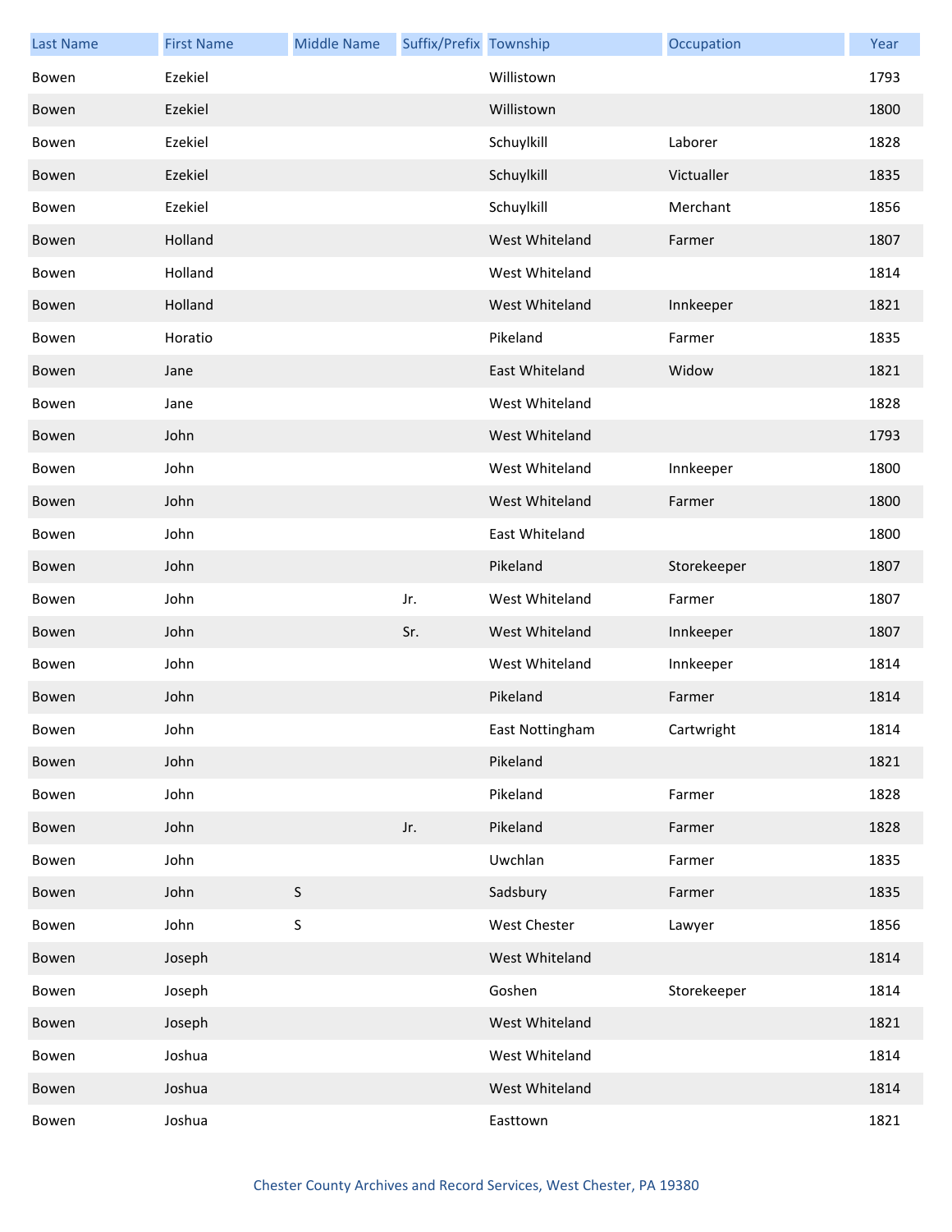| Last Name | First Name | Middle Name | Suffix/Prefix | Township | Occupation | Year |
|---|---|---|---|---|---|---|
| Bowen | Ezekiel | | | Willistown | | 1793 |
| Bowen | Ezekiel | | | Willistown | | 1800 |
| Bowen | Ezekiel | | | Schuylkill | Laborer | 1828 |
| Bowen | Ezekiel | | | Schuylkill | Victualler | 1835 |
| Bowen | Ezekiel | | | Schuylkill | Merchant | 1856 |
| Bowen | Holland | | | West Whiteland | Farmer | 1807 |
| Bowen | Holland | | | West Whiteland | | 1814 |
| Bowen | Holland | | | West Whiteland | Innkeeper | 1821 |
| Bowen | Horatio | | | Pikeland | Farmer | 1835 |
| Bowen | Jane | | | East Whiteland | Widow | 1821 |
| Bowen | Jane | | | West Whiteland | | 1828 |
| Bowen | John | | | West Whiteland | | 1793 |
| Bowen | John | | | West Whiteland | Innkeeper | 1800 |
| Bowen | John | | | West Whiteland | Farmer | 1800 |
| Bowen | John | | | East Whiteland | | 1800 |
| Bowen | John | | | Pikeland | Storekeeper | 1807 |
| Bowen | John | | Jr. | West Whiteland | Farmer | 1807 |
| Bowen | John | | Sr. | West Whiteland | Innkeeper | 1807 |
| Bowen | John | | | West Whiteland | Innkeeper | 1814 |
| Bowen | John | | | Pikeland | Farmer | 1814 |
| Bowen | John | | | East Nottingham | Cartwright | 1814 |
| Bowen | John | | | Pikeland | | 1821 |
| Bowen | John | | | Pikeland | Farmer | 1828 |
| Bowen | John | | Jr. | Pikeland | Farmer | 1828 |
| Bowen | John | | | Uwchlan | Farmer | 1835 |
| Bowen | John | S | | Sadsbury | Farmer | 1835 |
| Bowen | John | S | | West Chester | Lawyer | 1856 |
| Bowen | Joseph | | | West Whiteland | | 1814 |
| Bowen | Joseph | | | Goshen | Storekeeper | 1814 |
| Bowen | Joseph | | | West Whiteland | | 1821 |
| Bowen | Joshua | | | West Whiteland | | 1814 |
| Bowen | Joshua | | | West Whiteland | | 1814 |
| Bowen | Joshua | | | Easttown | | 1821 |

Chester County Archives and Record Services, West Chester, PA 19380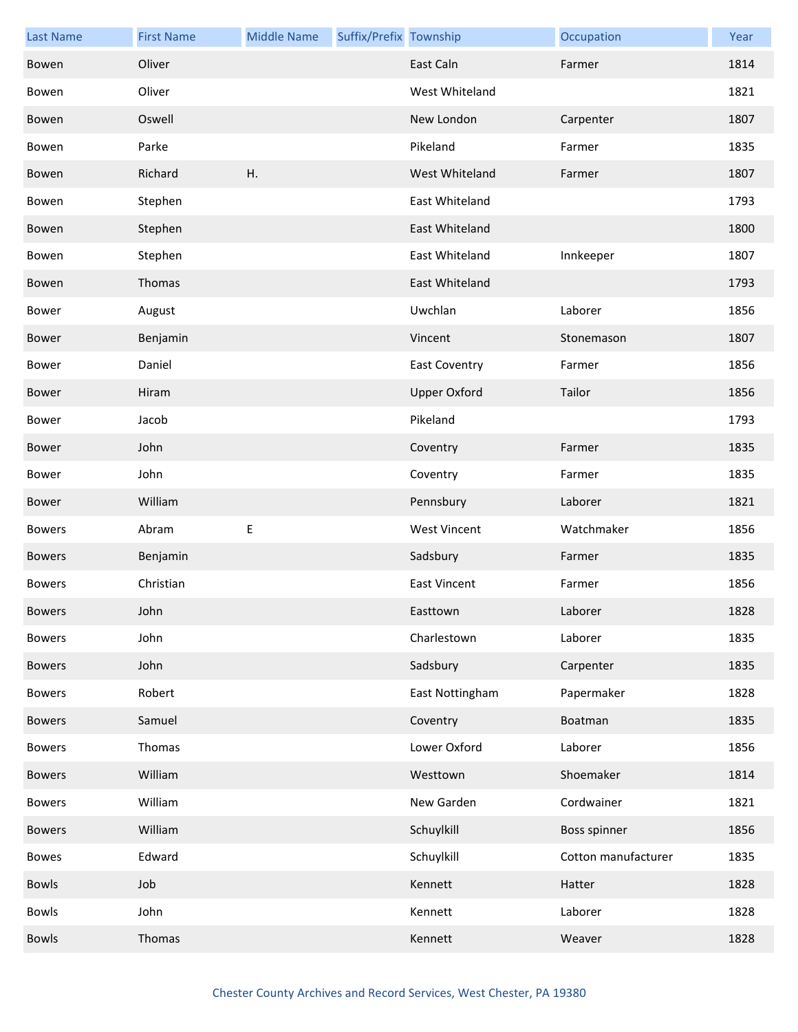| Last Name | First Name | Middle Name | Suffix/Prefix | Township | Occupation | Year |
|---|---|---|---|---|---|---|
| Bowen | Oliver | | | East Caln | Farmer | 1814 |
| Bowen | Oliver | | | West Whiteland | | 1821 |
| Bowen | Oswell | | | New London | Carpenter | 1807 |
| Bowen | Parke | | | Pikeland | Farmer | 1835 |
| Bowen | Richard | H. | | West Whiteland | Farmer | 1807 |
| Bowen | Stephen | | | East Whiteland | | 1793 |
| Bowen | Stephen | | | East Whiteland | | 1800 |
| Bowen | Stephen | | | East Whiteland | Innkeeper | 1807 |
| Bowen | Thomas | | | East Whiteland | | 1793 |
| Bower | August | | | Uwchlan | Laborer | 1856 |
| Bower | Benjamin | | | Vincent | Stonemason | 1807 |
| Bower | Daniel | | | East Coventry | Farmer | 1856 |
| Bower | Hiram | | | Upper Oxford | Tailor | 1856 |
| Bower | Jacob | | | Pikeland | | 1793 |
| Bower | John | | | Coventry | Farmer | 1835 |
| Bower | John | | | Coventry | Farmer | 1835 |
| Bower | William | | | Pennsbury | Laborer | 1821 |
| Bowers | Abram | E | | West Vincent | Watchmaker | 1856 |
| Bowers | Benjamin | | | Sadsbury | Farmer | 1835 |
| Bowers | Christian | | | East Vincent | Farmer | 1856 |
| Bowers | John | | | Easttown | Laborer | 1828 |
| Bowers | John | | | Charlestown | Laborer | 1835 |
| Bowers | John | | | Sadsbury | Carpenter | 1835 |
| Bowers | Robert | | | East Nottingham | Papermaker | 1828 |
| Bowers | Samuel | | | Coventry | Boatman | 1835 |
| Bowers | Thomas | | | Lower Oxford | Laborer | 1856 |
| Bowers | William | | | Westtown | Shoemaker | 1814 |
| Bowers | William | | | New Garden | Cordwainer | 1821 |
| Bowers | William | | | Schuylkill | Boss spinner | 1856 |
| Bowes | Edward | | | Schuylkill | Cotton manufacturer | 1835 |
| Bowls | Job | | | Kennett | Hatter | 1828 |
| Bowls | John | | | Kennett | Laborer | 1828 |
| Bowls | Thomas | | | Kennett | Weaver | 1828 |

Chester County Archives and Record Services, West Chester, PA 19380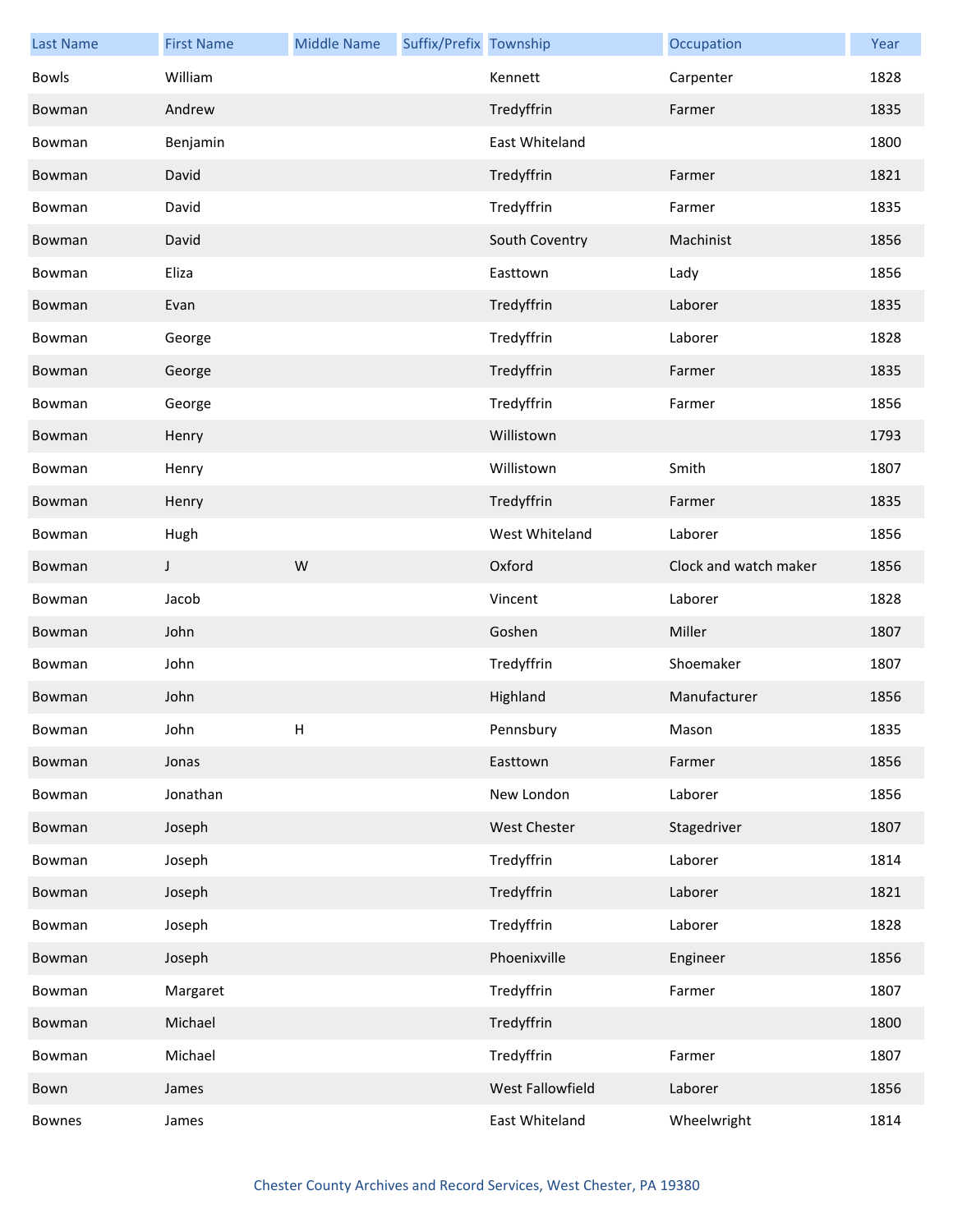| Last Name | First Name | Middle Name | Suffix/Prefix | Township | Occupation | Year |
|---|---|---|---|---|---|---|
| Bowls | William | | | Kennett | Carpenter | 1828 |
| Bowman | Andrew | | | Tredyffrin | Farmer | 1835 |
| Bowman | Benjamin | | | East Whiteland | | 1800 |
| Bowman | David | | | Tredyffrin | Farmer | 1821 |
| Bowman | David | | | Tredyffrin | Farmer | 1835 |
| Bowman | David | | | South Coventry | Machinist | 1856 |
| Bowman | Eliza | | | Easttown | Lady | 1856 |
| Bowman | Evan | | | Tredyffrin | Laborer | 1835 |
| Bowman | George | | | Tredyffrin | Laborer | 1828 |
| Bowman | George | | | Tredyffrin | Farmer | 1835 |
| Bowman | George | | | Tredyffrin | Farmer | 1856 |
| Bowman | Henry | | | Willistown | | 1793 |
| Bowman | Henry | | | Willistown | Smith | 1807 |
| Bowman | Henry | | | Tredyffrin | Farmer | 1835 |
| Bowman | Hugh | | | West Whiteland | Laborer | 1856 |
| Bowman | J | W | | Oxford | Clock and watch maker | 1856 |
| Bowman | Jacob | | | Vincent | Laborer | 1828 |
| Bowman | John | | | Goshen | Miller | 1807 |
| Bowman | John | | | Tredyffrin | Shoemaker | 1807 |
| Bowman | John | | | Highland | Manufacturer | 1856 |
| Bowman | John | H | | Pennsbury | Mason | 1835 |
| Bowman | Jonas | | | Easttown | Farmer | 1856 |
| Bowman | Jonathan | | | New London | Laborer | 1856 |
| Bowman | Joseph | | | West Chester | Stagedriver | 1807 |
| Bowman | Joseph | | | Tredyffrin | Laborer | 1814 |
| Bowman | Joseph | | | Tredyffrin | Laborer | 1821 |
| Bowman | Joseph | | | Tredyffrin | Laborer | 1828 |
| Bowman | Joseph | | | Phoenixville | Engineer | 1856 |
| Bowman | Margaret | | | Tredyffrin | Farmer | 1807 |
| Bowman | Michael | | | Tredyffrin | | 1800 |
| Bowman | Michael | | | Tredyffrin | Farmer | 1807 |
| Bown | James | | | West Fallowfield | Laborer | 1856 |
| Bownes | James | | | East Whiteland | Wheelwright | 1814 |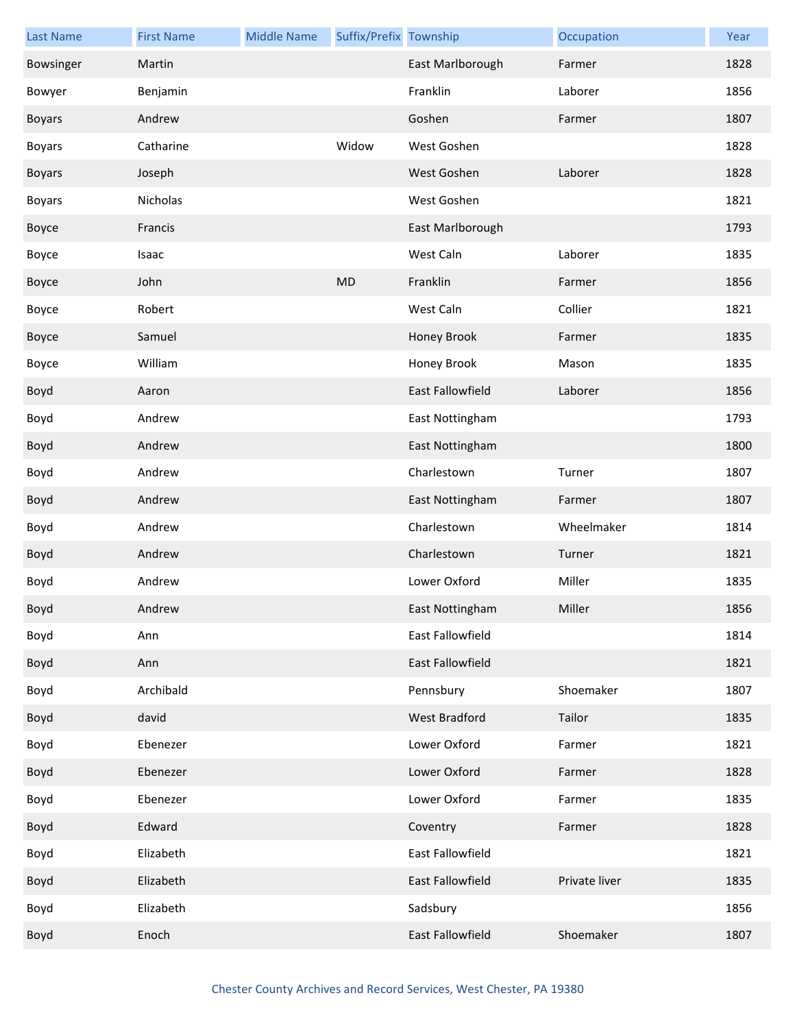| Last Name | First Name | Middle Name | Suffix/Prefix | Township | Occupation | Year |
|---|---|---|---|---|---|---|
| Bowsinger | Martin | | | East Marlborough | Farmer | 1828 |
| Bowyer | Benjamin | | | Franklin | Laborer | 1856 |
| Boyars | Andrew | | | Goshen | Farmer | 1807 |
| Boyars | Catharine | | Widow | West Goshen | | 1828 |
| Boyars | Joseph | | | West Goshen | Laborer | 1828 |
| Boyars | Nicholas | | | West Goshen | | 1821 |
| Boyce | Francis | | | East Marlborough | | 1793 |
| Boyce | Isaac | | | West Caln | Laborer | 1835 |
| Boyce | John | | MD | Franklin | Farmer | 1856 |
| Boyce | Robert | | | West Caln | Collier | 1821 |
| Boyce | Samuel | | | Honey Brook | Farmer | 1835 |
| Boyce | William | | | Honey Brook | Mason | 1835 |
| Boyd | Aaron | | | East Fallowfield | Laborer | 1856 |
| Boyd | Andrew | | | East Nottingham | | 1793 |
| Boyd | Andrew | | | East Nottingham | | 1800 |
| Boyd | Andrew | | | Charlestown | Turner | 1807 |
| Boyd | Andrew | | | East Nottingham | Farmer | 1807 |
| Boyd | Andrew | | | Charlestown | Wheelmaker | 1814 |
| Boyd | Andrew | | | Charlestown | Turner | 1821 |
| Boyd | Andrew | | | Lower Oxford | Miller | 1835 |
| Boyd | Andrew | | | East Nottingham | Miller | 1856 |
| Boyd | Ann | | | East Fallowfield | | 1814 |
| Boyd | Ann | | | East Fallowfield | | 1821 |
| Boyd | Archibald | | | Pennsbury | Shoemaker | 1807 |
| Boyd | david | | | West Bradford | Tailor | 1835 |
| Boyd | Ebenezer | | | Lower Oxford | Farmer | 1821 |
| Boyd | Ebenezer | | | Lower Oxford | Farmer | 1828 |
| Boyd | Ebenezer | | | Lower Oxford | Farmer | 1835 |
| Boyd | Edward | | | Coventry | Farmer | 1828 |
| Boyd | Elizabeth | | | East Fallowfield | | 1821 |
| Boyd | Elizabeth | | | East Fallowfield | Private liver | 1835 |
| Boyd | Elizabeth | | | Sadsbury | | 1856 |
| Boyd | Enoch | | | East Fallowfield | Shoemaker | 1807 |

Chester County Archives and Record Services, West Chester, PA 19380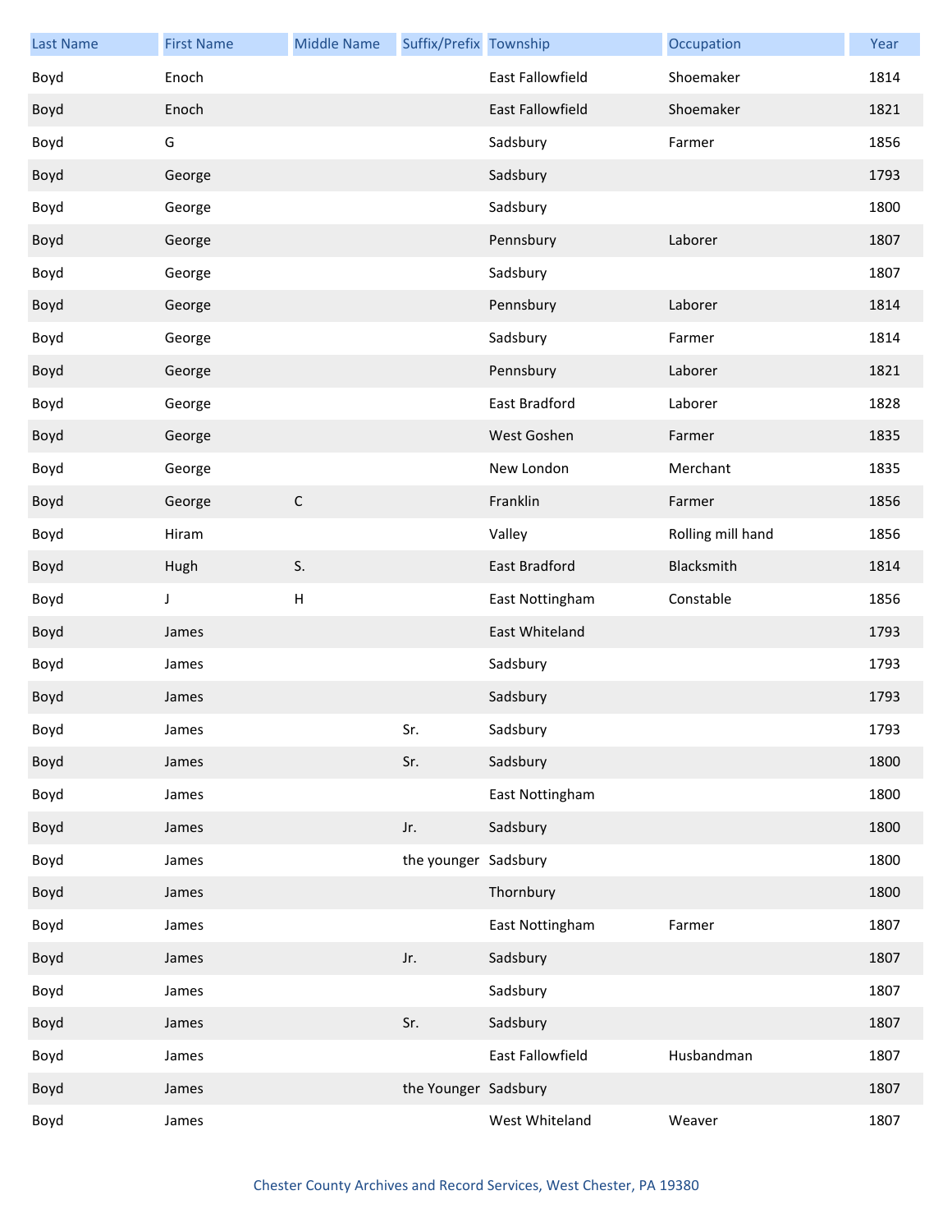| Last Name | First Name | Middle Name | Suffix/Prefix | Township | Occupation | Year |
|---|---|---|---|---|---|---|
| Boyd | Enoch | | | East Fallowfield | Shoemaker | 1814 |
| Boyd | Enoch | | | East Fallowfield | Shoemaker | 1821 |
| Boyd | G | | | Sadsbury | Farmer | 1856 |
| Boyd | George | | | Sadsbury | | 1793 |
| Boyd | George | | | Sadsbury | | 1800 |
| Boyd | George | | | Pennsbury | Laborer | 1807 |
| Boyd | George | | | Sadsbury | | 1807 |
| Boyd | George | | | Pennsbury | Laborer | 1814 |
| Boyd | George | | | Sadsbury | Farmer | 1814 |
| Boyd | George | | | Pennsbury | Laborer | 1821 |
| Boyd | George | | | East Bradford | Laborer | 1828 |
| Boyd | George | | | West Goshen | Farmer | 1835 |
| Boyd | George | | | New London | Merchant | 1835 |
| Boyd | George | C | | Franklin | Farmer | 1856 |
| Boyd | Hiram | | | Valley | Rolling mill hand | 1856 |
| Boyd | Hugh | S. | | East Bradford | Blacksmith | 1814 |
| Boyd | J | H | | East Nottingham | Constable | 1856 |
| Boyd | James | | | East Whiteland | | 1793 |
| Boyd | James | | | Sadsbury | | 1793 |
| Boyd | James | | | Sadsbury | | 1793 |
| Boyd | James | | Sr. | Sadsbury | | 1793 |
| Boyd | James | | Sr. | Sadsbury | | 1800 |
| Boyd | James | | | East Nottingham | | 1800 |
| Boyd | James | | Jr. | Sadsbury | | 1800 |
| Boyd | James | | the younger | Sadsbury | | 1800 |
| Boyd | James | | | Thornbury | | 1800 |
| Boyd | James | | | East Nottingham | Farmer | 1807 |
| Boyd | James | | Jr. | Sadsbury | | 1807 |
| Boyd | James | | | Sadsbury | | 1807 |
| Boyd | James | | Sr. | Sadsbury | | 1807 |
| Boyd | James | | | East Fallowfield | Husbandman | 1807 |
| Boyd | James | | the Younger | Sadsbury | | 1807 |
| Boyd | James | | | West Whiteland | Weaver | 1807 |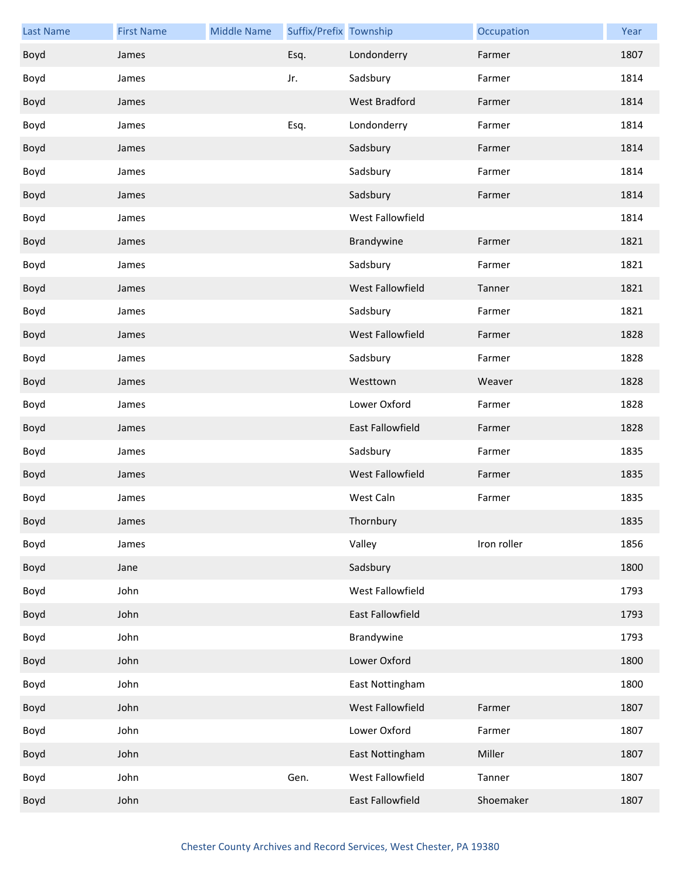| Last Name | First Name | Middle Name | Suffix/Prefix | Township | Occupation | Year |
|---|---|---|---|---|---|---|
| Boyd | James | | Esq. | Londonderry | Farmer | 1807 |
| Boyd | James | | Jr. | Sadsbury | Farmer | 1814 |
| Boyd | James | | | West Bradford | Farmer | 1814 |
| Boyd | James | | Esq. | Londonderry | Farmer | 1814 |
| Boyd | James | | | Sadsbury | Farmer | 1814 |
| Boyd | James | | | Sadsbury | Farmer | 1814 |
| Boyd | James | | | Sadsbury | Farmer | 1814 |
| Boyd | James | | | West Fallowfield | | 1814 |
| Boyd | James | | | Brandywine | Farmer | 1821 |
| Boyd | James | | | Sadsbury | Farmer | 1821 |
| Boyd | James | | | West Fallowfield | Tanner | 1821 |
| Boyd | James | | | Sadsbury | Farmer | 1821 |
| Boyd | James | | | West Fallowfield | Farmer | 1828 |
| Boyd | James | | | Sadsbury | Farmer | 1828 |
| Boyd | James | | | Westtown | Weaver | 1828 |
| Boyd | James | | | Lower Oxford | Farmer | 1828 |
| Boyd | James | | | East Fallowfield | Farmer | 1828 |
| Boyd | James | | | Sadsbury | Farmer | 1835 |
| Boyd | James | | | West Fallowfield | Farmer | 1835 |
| Boyd | James | | | West Caln | Farmer | 1835 |
| Boyd | James | | | Thornbury | | 1835 |
| Boyd | James | | | Valley | Iron roller | 1856 |
| Boyd | Jane | | | Sadsbury | | 1800 |
| Boyd | John | | | West Fallowfield | | 1793 |
| Boyd | John | | | East Fallowfield | | 1793 |
| Boyd | John | | | Brandywine | | 1793 |
| Boyd | John | | | Lower Oxford | | 1800 |
| Boyd | John | | | East Nottingham | | 1800 |
| Boyd | John | | | West Fallowfield | Farmer | 1807 |
| Boyd | John | | | Lower Oxford | Farmer | 1807 |
| Boyd | John | | | East Nottingham | Miller | 1807 |
| Boyd | John | | Gen. | West Fallowfield | Tanner | 1807 |
| Boyd | John | | | East Fallowfield | Shoemaker | 1807 |

Chester County Archives and Record Services, West Chester, PA 19380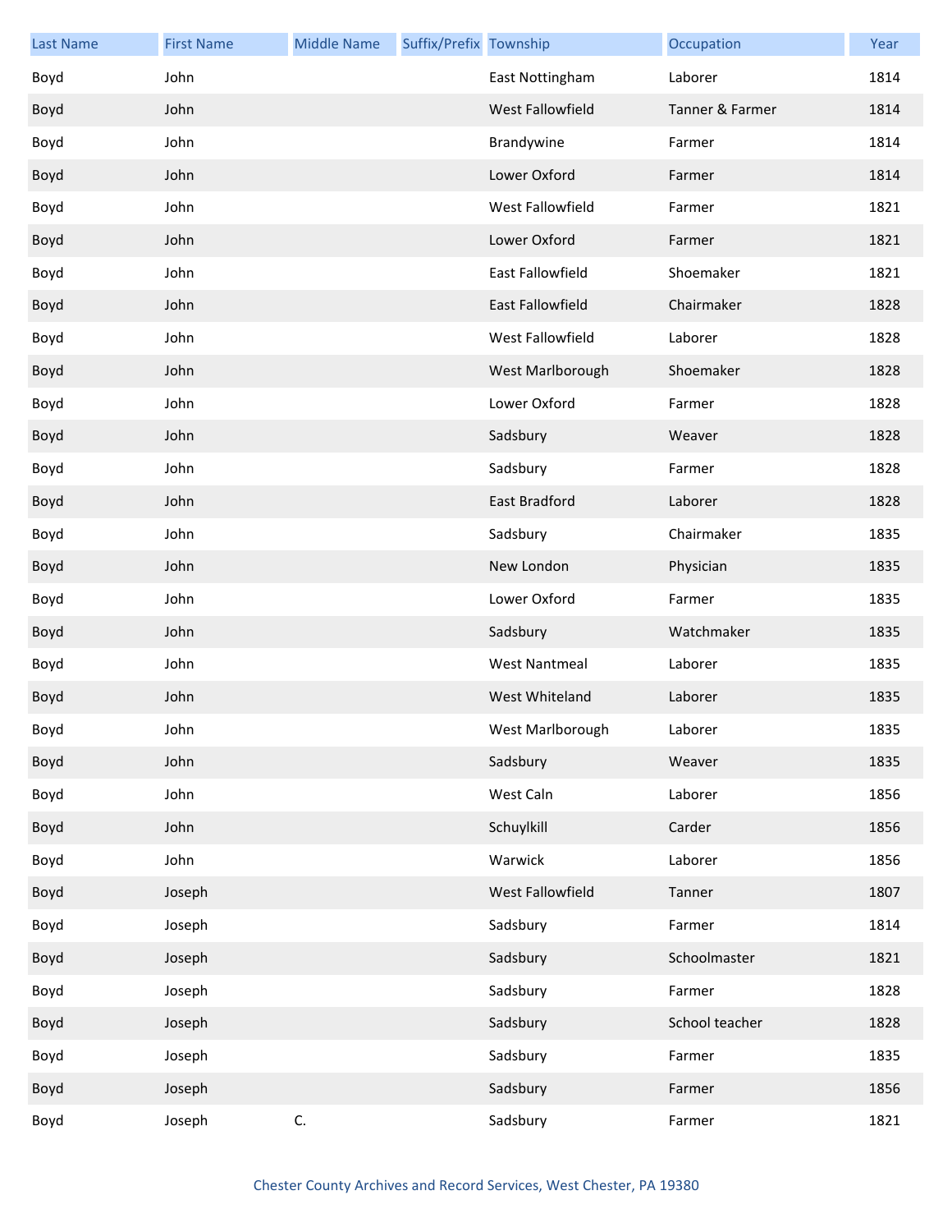| Last Name | First Name | Middle Name | Suffix/Prefix | Township | Occupation | Year |
|---|---|---|---|---|---|---|
| Boyd | John | | | East Nottingham | Laborer | 1814 |
| Boyd | John | | | West Fallowfield | Tanner & Farmer | 1814 |
| Boyd | John | | | Brandywine | Farmer | 1814 |
| Boyd | John | | | Lower Oxford | Farmer | 1814 |
| Boyd | John | | | West Fallowfield | Farmer | 1821 |
| Boyd | John | | | Lower Oxford | Farmer | 1821 |
| Boyd | John | | | East Fallowfield | Shoemaker | 1821 |
| Boyd | John | | | East Fallowfield | Chairmaker | 1828 |
| Boyd | John | | | West Fallowfield | Laborer | 1828 |
| Boyd | John | | | West Marlborough | Shoemaker | 1828 |
| Boyd | John | | | Lower Oxford | Farmer | 1828 |
| Boyd | John | | | Sadsbury | Weaver | 1828 |
| Boyd | John | | | Sadsbury | Farmer | 1828 |
| Boyd | John | | | East Bradford | Laborer | 1828 |
| Boyd | John | | | Sadsbury | Chairmaker | 1835 |
| Boyd | John | | | New London | Physician | 1835 |
| Boyd | John | | | Lower Oxford | Farmer | 1835 |
| Boyd | John | | | Sadsbury | Watchmaker | 1835 |
| Boyd | John | | | West Nantmeal | Laborer | 1835 |
| Boyd | John | | | West Whiteland | Laborer | 1835 |
| Boyd | John | | | West Marlborough | Laborer | 1835 |
| Boyd | John | | | Sadsbury | Weaver | 1835 |
| Boyd | John | | | West Caln | Laborer | 1856 |
| Boyd | John | | | Schuylkill | Carder | 1856 |
| Boyd | John | | | Warwick | Laborer | 1856 |
| Boyd | Joseph | | | West Fallowfield | Tanner | 1807 |
| Boyd | Joseph | | | Sadsbury | Farmer | 1814 |
| Boyd | Joseph | | | Sadsbury | Schoolmaster | 1821 |
| Boyd | Joseph | | | Sadsbury | Farmer | 1828 |
| Boyd | Joseph | | | Sadsbury | School teacher | 1828 |
| Boyd | Joseph | | | Sadsbury | Farmer | 1835 |
| Boyd | Joseph | | | Sadsbury | Farmer | 1856 |
| Boyd | Joseph | C. | | Sadsbury | Farmer | 1821 |

Chester County Archives and Record Services, West Chester, PA 19380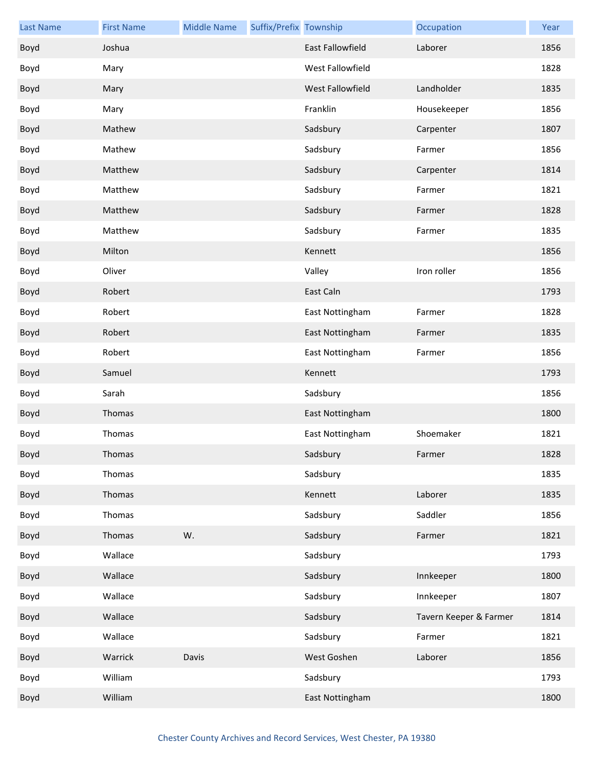| Last Name | First Name | Middle Name | Suffix/Prefix | Township | Occupation | Year |
|---|---|---|---|---|---|---|
| Boyd | Joshua | | | East Fallowfield | Laborer | 1856 |
| Boyd | Mary | | | West Fallowfield | | 1828 |
| Boyd | Mary | | | West Fallowfield | Landholder | 1835 |
| Boyd | Mary | | | Franklin | Housekeeper | 1856 |
| Boyd | Mathew | | | Sadsbury | Carpenter | 1807 |
| Boyd | Mathew | | | Sadsbury | Farmer | 1856 |
| Boyd | Matthew | | | Sadsbury | Carpenter | 1814 |
| Boyd | Matthew | | | Sadsbury | Farmer | 1821 |
| Boyd | Matthew | | | Sadsbury | Farmer | 1828 |
| Boyd | Matthew | | | Sadsbury | Farmer | 1835 |
| Boyd | Milton | | | Kennett | | 1856 |
| Boyd | Oliver | | | Valley | Iron roller | 1856 |
| Boyd | Robert | | | East Caln | | 1793 |
| Boyd | Robert | | | East Nottingham | Farmer | 1828 |
| Boyd | Robert | | | East Nottingham | Farmer | 1835 |
| Boyd | Robert | | | East Nottingham | Farmer | 1856 |
| Boyd | Samuel | | | Kennett | | 1793 |
| Boyd | Sarah | | | Sadsbury | | 1856 |
| Boyd | Thomas | | | East Nottingham | | 1800 |
| Boyd | Thomas | | | East Nottingham | Shoemaker | 1821 |
| Boyd | Thomas | | | Sadsbury | Farmer | 1828 |
| Boyd | Thomas | | | Sadsbury | | 1835 |
| Boyd | Thomas | | | Kennett | Laborer | 1835 |
| Boyd | Thomas | | | Sadsbury | Saddler | 1856 |
| Boyd | Thomas | W. | | Sadsbury | Farmer | 1821 |
| Boyd | Wallace | | | Sadsbury | | 1793 |
| Boyd | Wallace | | | Sadsbury | Innkeeper | 1800 |
| Boyd | Wallace | | | Sadsbury | Innkeeper | 1807 |
| Boyd | Wallace | | | Sadsbury | Tavern Keeper & Farmer | 1814 |
| Boyd | Wallace | | | Sadsbury | Farmer | 1821 |
| Boyd | Warrick | Davis | | West Goshen | Laborer | 1856 |
| Boyd | William | | | Sadsbury | | 1793 |
| Boyd | William | | | East Nottingham | | 1800 |

Chester County Archives and Record Services, West Chester, PA 19380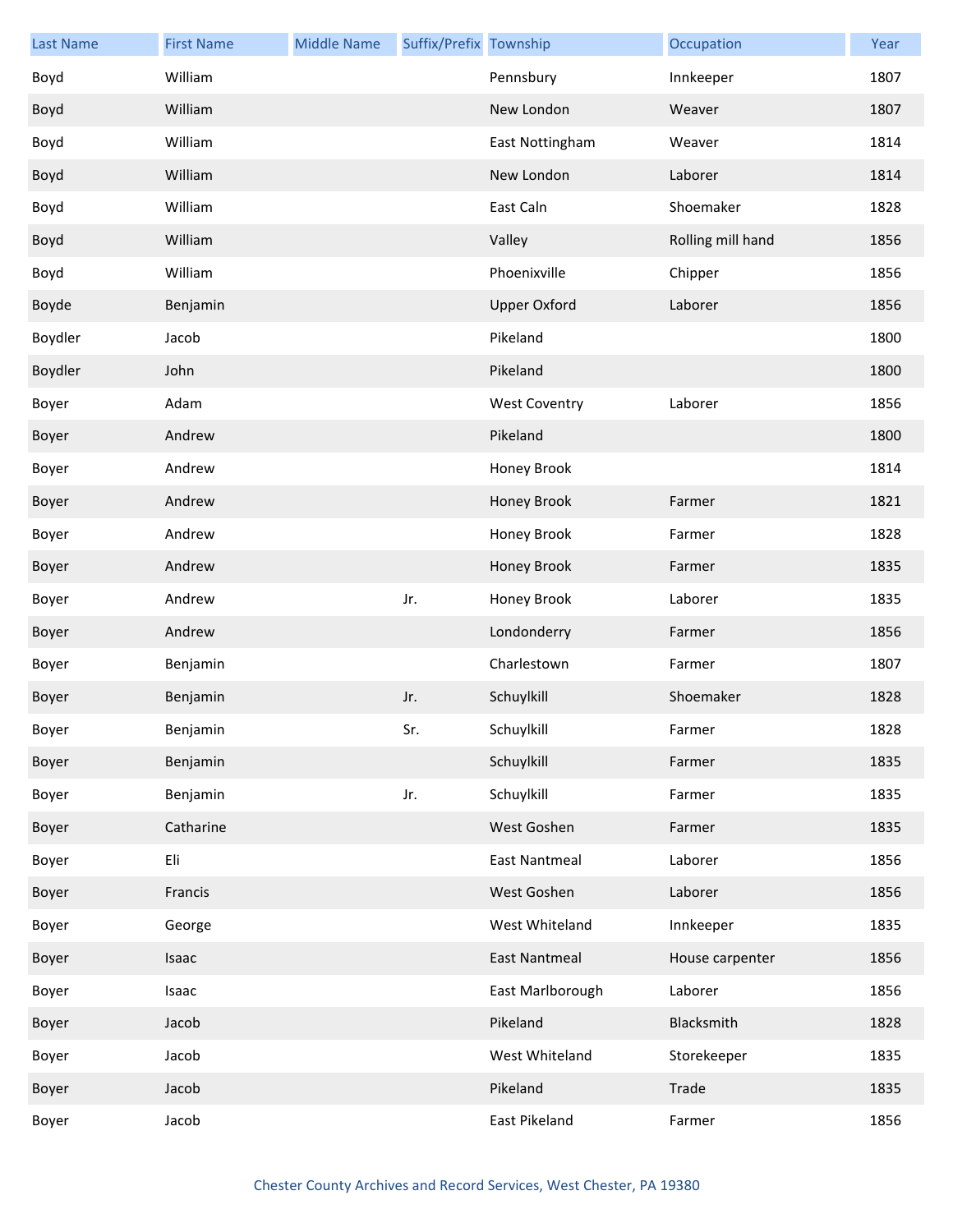| Last Name | First Name | Middle Name | Suffix/Prefix | Township | Occupation | Year |
|---|---|---|---|---|---|---|
| Boyd | William | | | Pennsbury | Innkeeper | 1807 |
| Boyd | William | | | New London | Weaver | 1807 |
| Boyd | William | | | East Nottingham | Weaver | 1814 |
| Boyd | William | | | New London | Laborer | 1814 |
| Boyd | William | | | East Caln | Shoemaker | 1828 |
| Boyd | William | | | Valley | Rolling mill hand | 1856 |
| Boyd | William | | | Phoenixville | Chipper | 1856 |
| Boyde | Benjamin | | | Upper Oxford | Laborer | 1856 |
| Boydler | Jacob | | | Pikeland | | 1800 |
| Boydler | John | | | Pikeland | | 1800 |
| Boyer | Adam | | | West Coventry | Laborer | 1856 |
| Boyer | Andrew | | | Pikeland | | 1800 |
| Boyer | Andrew | | | Honey Brook | | 1814 |
| Boyer | Andrew | | | Honey Brook | Farmer | 1821 |
| Boyer | Andrew | | | Honey Brook | Farmer | 1828 |
| Boyer | Andrew | | | Honey Brook | Farmer | 1835 |
| Boyer | Andrew | | Jr. | Honey Brook | Laborer | 1835 |
| Boyer | Andrew | | | Londonderry | Farmer | 1856 |
| Boyer | Benjamin | | | Charlestown | Farmer | 1807 |
| Boyer | Benjamin | | Jr. | Schuylkill | Shoemaker | 1828 |
| Boyer | Benjamin | | Sr. | Schuylkill | Farmer | 1828 |
| Boyer | Benjamin | | | Schuylkill | Farmer | 1835 |
| Boyer | Benjamin | | Jr. | Schuylkill | Farmer | 1835 |
| Boyer | Catharine | | | West Goshen | Farmer | 1835 |
| Boyer | Eli | | | East Nantmeal | Laborer | 1856 |
| Boyer | Francis | | | West Goshen | Laborer | 1856 |
| Boyer | George | | | West Whiteland | Innkeeper | 1835 |
| Boyer | Isaac | | | East Nantmeal | House carpenter | 1856 |
| Boyer | Isaac | | | East Marlborough | Laborer | 1856 |
| Boyer | Jacob | | | Pikeland | Blacksmith | 1828 |
| Boyer | Jacob | | | West Whiteland | Storekeeper | 1835 |
| Boyer | Jacob | | | Pikeland | Trade | 1835 |
| Boyer | Jacob | | | East Pikeland | Farmer | 1856 |

Chester County Archives and Record Services, West Chester, PA 19380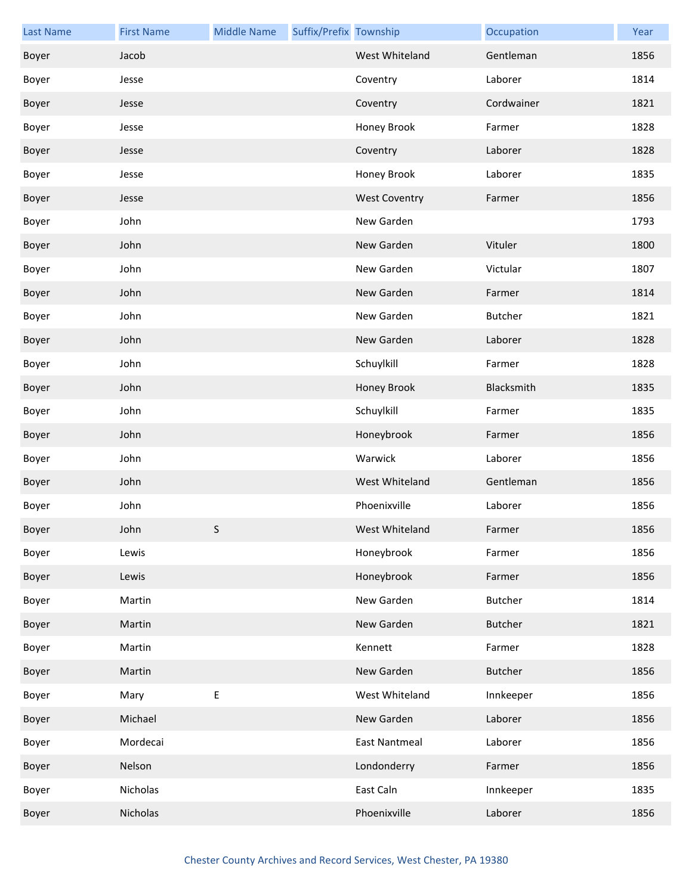| Last Name | First Name | Middle Name | Suffix/Prefix | Township | Occupation | Year |
|---|---|---|---|---|---|---|
| Boyer | Jacob | | | West Whiteland | Gentleman | 1856 |
| Boyer | Jesse | | | Coventry | Laborer | 1814 |
| Boyer | Jesse | | | Coventry | Cordwainer | 1821 |
| Boyer | Jesse | | | Honey Brook | Farmer | 1828 |
| Boyer | Jesse | | | Coventry | Laborer | 1828 |
| Boyer | Jesse | | | Honey Brook | Laborer | 1835 |
| Boyer | Jesse | | | West Coventry | Farmer | 1856 |
| Boyer | John | | | New Garden | | 1793 |
| Boyer | John | | | New Garden | Vituler | 1800 |
| Boyer | John | | | New Garden | Victular | 1807 |
| Boyer | John | | | New Garden | Farmer | 1814 |
| Boyer | John | | | New Garden | Butcher | 1821 |
| Boyer | John | | | New Garden | Laborer | 1828 |
| Boyer | John | | | Schuylkill | Farmer | 1828 |
| Boyer | John | | | Honey Brook | Blacksmith | 1835 |
| Boyer | John | | | Schuylkill | Farmer | 1835 |
| Boyer | John | | | Honeybrook | Farmer | 1856 |
| Boyer | John | | | Warwick | Laborer | 1856 |
| Boyer | John | | | West Whiteland | Gentleman | 1856 |
| Boyer | John | | | Phoenixville | Laborer | 1856 |
| Boyer | John | S | | West Whiteland | Farmer | 1856 |
| Boyer | Lewis | | | Honeybrook | Farmer | 1856 |
| Boyer | Lewis | | | Honeybrook | Farmer | 1856 |
| Boyer | Martin | | | New Garden | Butcher | 1814 |
| Boyer | Martin | | | New Garden | Butcher | 1821 |
| Boyer | Martin | | | Kennett | Farmer | 1828 |
| Boyer | Martin | | | New Garden | Butcher | 1856 |
| Boyer | Mary | E | | West Whiteland | Innkeeper | 1856 |
| Boyer | Michael | | | New Garden | Laborer | 1856 |
| Boyer | Mordecai | | | East Nantmeal | Laborer | 1856 |
| Boyer | Nelson | | | Londonderry | Farmer | 1856 |
| Boyer | Nicholas | | | East Caln | Innkeeper | 1835 |
| Boyer | Nicholas | | | Phoenixville | Laborer | 1856 |

Chester County Archives and Record Services, West Chester, PA 19380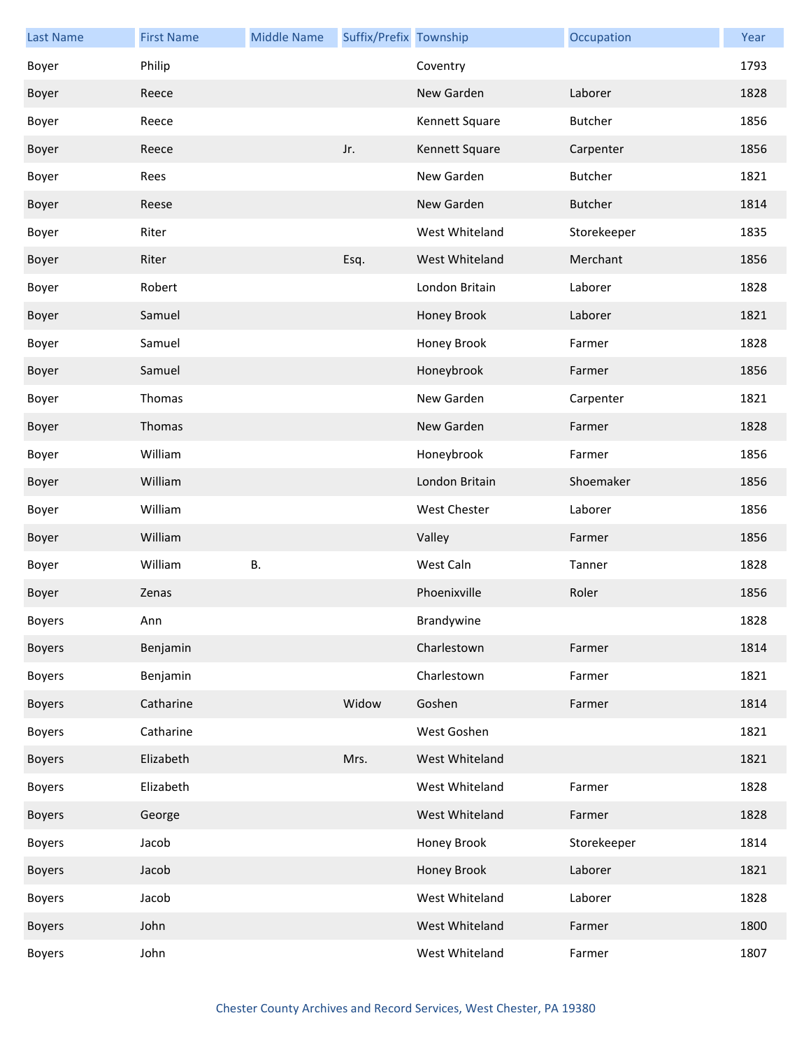| Last Name | First Name | Middle Name | Suffix/Prefix | Township | Occupation | Year |
|---|---|---|---|---|---|---|
| Boyer | Philip | | | Coventry | | 1793 |
| Boyer | Reece | | | New Garden | Laborer | 1828 |
| Boyer | Reece | | | Kennett Square | Butcher | 1856 |
| Boyer | Reece | | Jr. | Kennett Square | Carpenter | 1856 |
| Boyer | Rees | | | New Garden | Butcher | 1821 |
| Boyer | Reese | | | New Garden | Butcher | 1814 |
| Boyer | Riter | | | West Whiteland | Storekeeper | 1835 |
| Boyer | Riter | | Esq. | West Whiteland | Merchant | 1856 |
| Boyer | Robert | | | London Britain | Laborer | 1828 |
| Boyer | Samuel | | | Honey Brook | Laborer | 1821 |
| Boyer | Samuel | | | Honey Brook | Farmer | 1828 |
| Boyer | Samuel | | | Honeybrook | Farmer | 1856 |
| Boyer | Thomas | | | New Garden | Carpenter | 1821 |
| Boyer | Thomas | | | New Garden | Farmer | 1828 |
| Boyer | William | | | Honeybrook | Farmer | 1856 |
| Boyer | William | | | London Britain | Shoemaker | 1856 |
| Boyer | William | | | West Chester | Laborer | 1856 |
| Boyer | William | | | Valley | Farmer | 1856 |
| Boyer | William | B. | | West Caln | Tanner | 1828 |
| Boyer | Zenas | | | Phoenixville | Roler | 1856 |
| Boyers | Ann | | | Brandywine | | 1828 |
| Boyers | Benjamin | | | Charlestown | Farmer | 1814 |
| Boyers | Benjamin | | | Charlestown | Farmer | 1821 |
| Boyers | Catharine | | Widow | Goshen | Farmer | 1814 |
| Boyers | Catharine | | | West Goshen | | 1821 |
| Boyers | Elizabeth | | Mrs. | West Whiteland | | 1821 |
| Boyers | Elizabeth | | | West Whiteland | Farmer | 1828 |
| Boyers | George | | | West Whiteland | Farmer | 1828 |
| Boyers | Jacob | | | Honey Brook | Storekeeper | 1814 |
| Boyers | Jacob | | | Honey Brook | Laborer | 1821 |
| Boyers | Jacob | | | West Whiteland | Laborer | 1828 |
| Boyers | John | | | West Whiteland | Farmer | 1800 |
| Boyers | John | | | West Whiteland | Farmer | 1807 |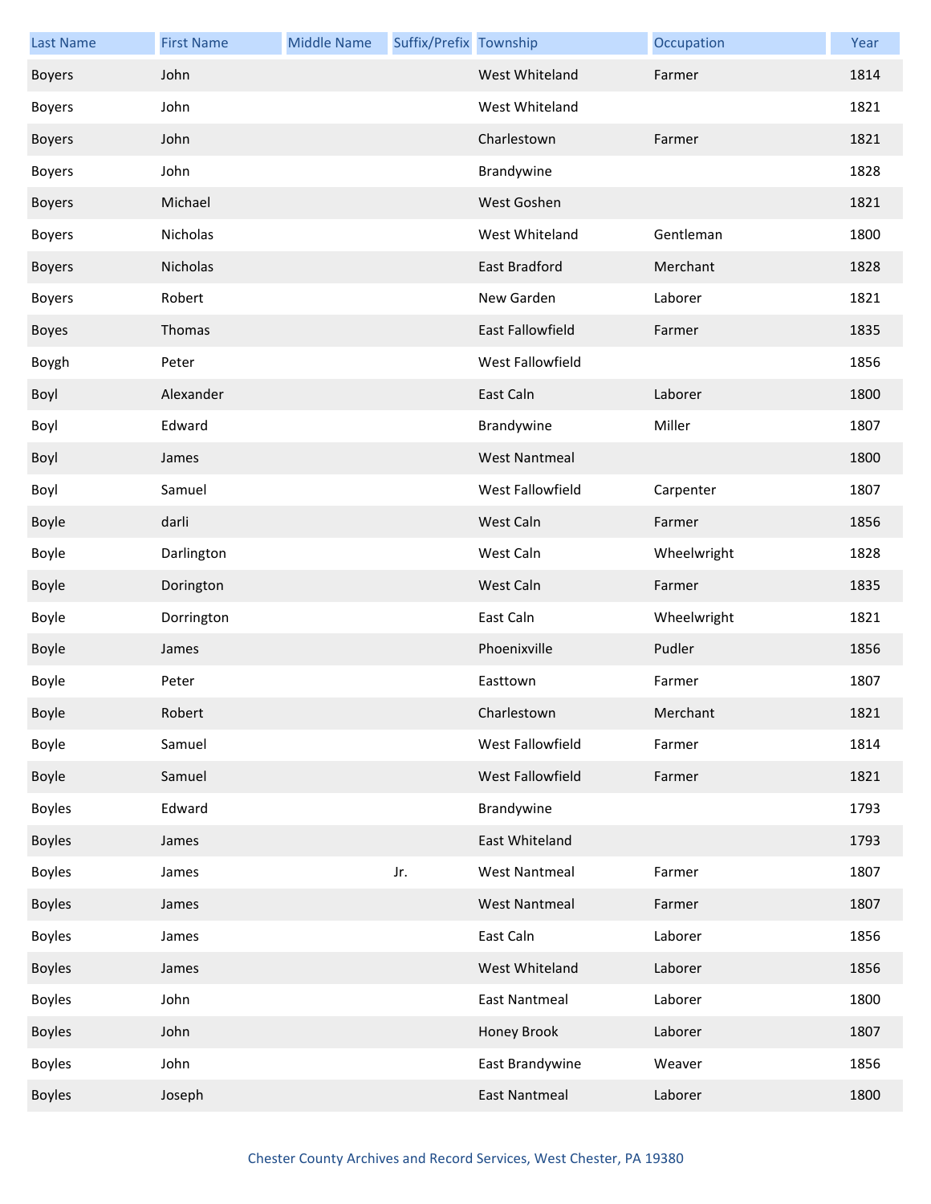| Last Name | First Name | Middle Name | Suffix/Prefix | Township | Occupation | Year |
|---|---|---|---|---|---|---|
| Boyers | John | | | West Whiteland | Farmer | 1814 |
| Boyers | John | | | West Whiteland | | 1821 |
| Boyers | John | | | Charlestown | Farmer | 1821 |
| Boyers | John | | | Brandywine | | 1828 |
| Boyers | Michael | | | West Goshen | | 1821 |
| Boyers | Nicholas | | | West Whiteland | Gentleman | 1800 |
| Boyers | Nicholas | | | East Bradford | Merchant | 1828 |
| Boyers | Robert | | | New Garden | Laborer | 1821 |
| Boyes | Thomas | | | East Fallowfield | Farmer | 1835 |
| Boygh | Peter | | | West Fallowfield | | 1856 |
| Boyl | Alexander | | | East Caln | Laborer | 1800 |
| Boyl | Edward | | | Brandywine | Miller | 1807 |
| Boyl | James | | | West Nantmeal | | 1800 |
| Boyl | Samuel | | | West Fallowfield | Carpenter | 1807 |
| Boyle | darli | | | West Caln | Farmer | 1856 |
| Boyle | Darlington | | | West Caln | Wheelwright | 1828 |
| Boyle | Dorington | | | West Caln | Farmer | 1835 |
| Boyle | Dorrington | | | East Caln | Wheelwright | 1821 |
| Boyle | James | | | Phoenixville | Pudler | 1856 |
| Boyle | Peter | | | Easttown | Farmer | 1807 |
| Boyle | Robert | | | Charlestown | Merchant | 1821 |
| Boyle | Samuel | | | West Fallowfield | Farmer | 1814 |
| Boyle | Samuel | | | West Fallowfield | Farmer | 1821 |
| Boyles | Edward | | | Brandywine | | 1793 |
| Boyles | James | | | East Whiteland | | 1793 |
| Boyles | James | | Jr. | West Nantmeal | Farmer | 1807 |
| Boyles | James | | | West Nantmeal | Farmer | 1807 |
| Boyles | James | | | East Caln | Laborer | 1856 |
| Boyles | James | | | West Whiteland | Laborer | 1856 |
| Boyles | John | | | East Nantmeal | Laborer | 1800 |
| Boyles | John | | | Honey Brook | Laborer | 1807 |
| Boyles | John | | | East Brandywine | Weaver | 1856 |
| Boyles | Joseph | | | East Nantmeal | Laborer | 1800 |

Chester County Archives and Record Services, West Chester, PA 19380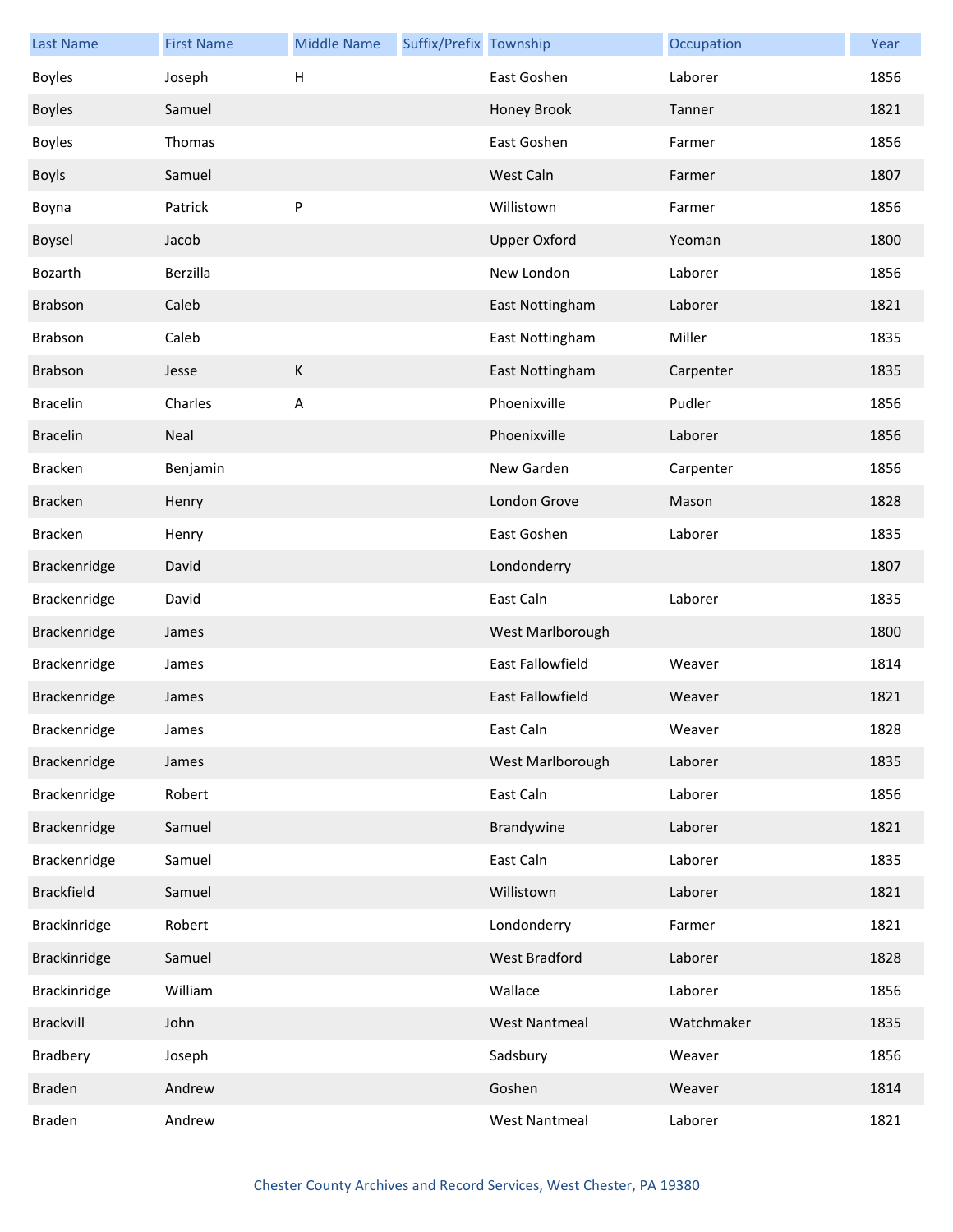| Last Name | First Name | Middle Name | Suffix/Prefix | Township | Occupation | Year |
|---|---|---|---|---|---|---|
| Boyles | Joseph | H | | East Goshen | Laborer | 1856 |
| Boyles | Samuel | | | Honey Brook | Tanner | 1821 |
| Boyles | Thomas | | | East Goshen | Farmer | 1856 |
| Boyls | Samuel | | | West Caln | Farmer | 1807 |
| Boyna | Patrick | P | | Willistown | Farmer | 1856 |
| Boysel | Jacob | | | Upper Oxford | Yeoman | 1800 |
| Bozarth | Berzilla | | | New London | Laborer | 1856 |
| Brabson | Caleb | | | East Nottingham | Laborer | 1821 |
| Brabson | Caleb | | | East Nottingham | Miller | 1835 |
| Brabson | Jesse | K | | East Nottingham | Carpenter | 1835 |
| Bracelin | Charles | A | | Phoenixville | Pudler | 1856 |
| Bracelin | Neal | | | Phoenixville | Laborer | 1856 |
| Bracken | Benjamin | | | New Garden | Carpenter | 1856 |
| Bracken | Henry | | | London Grove | Mason | 1828 |
| Bracken | Henry | | | East Goshen | Laborer | 1835 |
| Brackenridge | David | | | Londonderry | | 1807 |
| Brackenridge | David | | | East Caln | Laborer | 1835 |
| Brackenridge | James | | | West Marlborough | | 1800 |
| Brackenridge | James | | | East Fallowfield | Weaver | 1814 |
| Brackenridge | James | | | East Fallowfield | Weaver | 1821 |
| Brackenridge | James | | | East Caln | Weaver | 1828 |
| Brackenridge | James | | | West Marlborough | Laborer | 1835 |
| Brackenridge | Robert | | | East Caln | Laborer | 1856 |
| Brackenridge | Samuel | | | Brandywine | Laborer | 1821 |
| Brackenridge | Samuel | | | East Caln | Laborer | 1835 |
| Brackfield | Samuel | | | Willistown | Laborer | 1821 |
| Brackinridge | Robert | | | Londonderry | Farmer | 1821 |
| Brackinridge | Samuel | | | West Bradford | Laborer | 1828 |
| Brackinridge | William | | | Wallace | Laborer | 1856 |
| Brackvill | John | | | West Nantmeal | Watchmaker | 1835 |
| Bradbery | Joseph | | | Sadsbury | Weaver | 1856 |
| Braden | Andrew | | | Goshen | Weaver | 1814 |
| Braden | Andrew | | | West Nantmeal | Laborer | 1821 |

Chester County Archives and Record Services, West Chester, PA 19380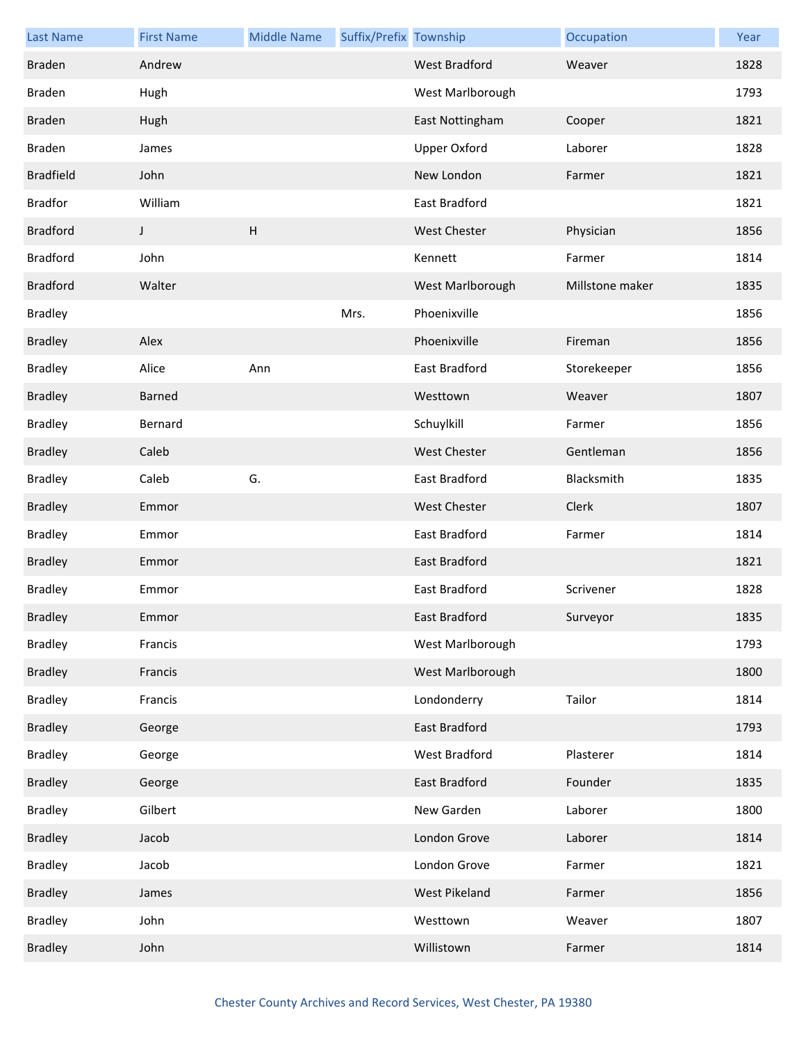| Last Name | First Name | Middle Name | Suffix/Prefix | Township | Occupation | Year |
| --- | --- | --- | --- | --- | --- | --- |
| Braden | Andrew | | | West Bradford | Weaver | 1828 |
| Braden | Hugh | | | West Marlborough | | 1793 |
| Braden | Hugh | | | East Nottingham | Cooper | 1821 |
| Braden | James | | | Upper Oxford | Laborer | 1828 |
| Bradfield | John | | | New London | Farmer | 1821 |
| Bradfor | William | | | East Bradford | | 1821 |
| Bradford | J | H | | West Chester | Physician | 1856 |
| Bradford | John | | | Kennett | Farmer | 1814 |
| Bradford | Walter | | | West Marlborough | Millstone maker | 1835 |
| Bradley | | | Mrs. | Phoenixville | | 1856 |
| Bradley | Alex | | | Phoenixville | Fireman | 1856 |
| Bradley | Alice | Ann | | East Bradford | Storekeeper | 1856 |
| Bradley | Barned | | | Westtown | Weaver | 1807 |
| Bradley | Bernard | | | Schuylkill | Farmer | 1856 |
| Bradley | Caleb | | | West Chester | Gentleman | 1856 |
| Bradley | Caleb | G. | | East Bradford | Blacksmith | 1835 |
| Bradley | Emmor | | | West Chester | Clerk | 1807 |
| Bradley | Emmor | | | East Bradford | Farmer | 1814 |
| Bradley | Emmor | | | East Bradford | | 1821 |
| Bradley | Emmor | | | East Bradford | Scrivener | 1828 |
| Bradley | Emmor | | | East Bradford | Surveyor | 1835 |
| Bradley | Francis | | | West Marlborough | | 1793 |
| Bradley | Francis | | | West Marlborough | | 1800 |
| Bradley | Francis | | | Londonderry | Tailor | 1814 |
| Bradley | George | | | East Bradford | | 1793 |
| Bradley | George | | | West Bradford | Plasterer | 1814 |
| Bradley | George | | | East Bradford | Founder | 1835 |
| Bradley | Gilbert | | | New Garden | Laborer | 1800 |
| Bradley | Jacob | | | London Grove | Laborer | 1814 |
| Bradley | Jacob | | | London Grove | Farmer | 1821 |
| Bradley | James | | | West Pikeland | Farmer | 1856 |
| Bradley | John | | | Westtown | Weaver | 1807 |
| Bradley | John | | | Willistown | Farmer | 1814 |

Chester County Archives and Record Services, West Chester, PA 19380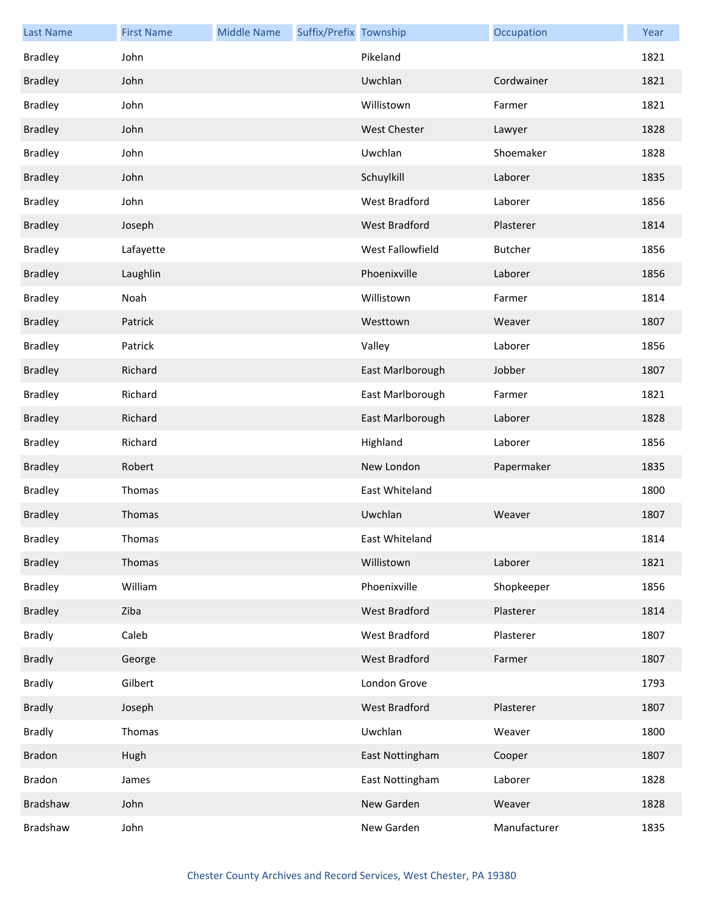| Last Name | First Name | Middle Name | Suffix/Prefix | Township | Occupation | Year |
|---|---|---|---|---|---|---|
| Bradley | John | | | Pikeland | | 1821 |
| Bradley | John | | | Uwchlan | Cordwainer | 1821 |
| Bradley | John | | | Willistown | Farmer | 1821 |
| Bradley | John | | | West Chester | Lawyer | 1828 |
| Bradley | John | | | Uwchlan | Shoemaker | 1828 |
| Bradley | John | | | Schuylkill | Laborer | 1835 |
| Bradley | John | | | West Bradford | Laborer | 1856 |
| Bradley | Joseph | | | West Bradford | Plasterer | 1814 |
| Bradley | Lafayette | | | West Fallowfield | Butcher | 1856 |
| Bradley | Laughlin | | | Phoenixville | Laborer | 1856 |
| Bradley | Noah | | | Willistown | Farmer | 1814 |
| Bradley | Patrick | | | Westtown | Weaver | 1807 |
| Bradley | Patrick | | | Valley | Laborer | 1856 |
| Bradley | Richard | | | East Marlborough | Jobber | 1807 |
| Bradley | Richard | | | East Marlborough | Farmer | 1821 |
| Bradley | Richard | | | East Marlborough | Laborer | 1828 |
| Bradley | Richard | | | Highland | Laborer | 1856 |
| Bradley | Robert | | | New London | Papermaker | 1835 |
| Bradley | Thomas | | | East Whiteland | | 1800 |
| Bradley | Thomas | | | Uwchlan | Weaver | 1807 |
| Bradley | Thomas | | | East Whiteland | | 1814 |
| Bradley | Thomas | | | Willistown | Laborer | 1821 |
| Bradley | William | | | Phoenixville | Shopkeeper | 1856 |
| Bradley | Ziba | | | West Bradford | Plasterer | 1814 |
| Bradly | Caleb | | | West Bradford | Plasterer | 1807 |
| Bradly | George | | | West Bradford | Farmer | 1807 |
| Bradly | Gilbert | | | London Grove | | 1793 |
| Bradly | Joseph | | | West Bradford | Plasterer | 1807 |
| Bradly | Thomas | | | Uwchlan | Weaver | 1800 |
| Bradon | Hugh | | | East Nottingham | Cooper | 1807 |
| Bradon | James | | | East Nottingham | Laborer | 1828 |
| Bradshaw | John | | | New Garden | Weaver | 1828 |
| Bradshaw | John | | | New Garden | Manufacturer | 1835 |

Chester County Archives and Record Services, West Chester, PA 19380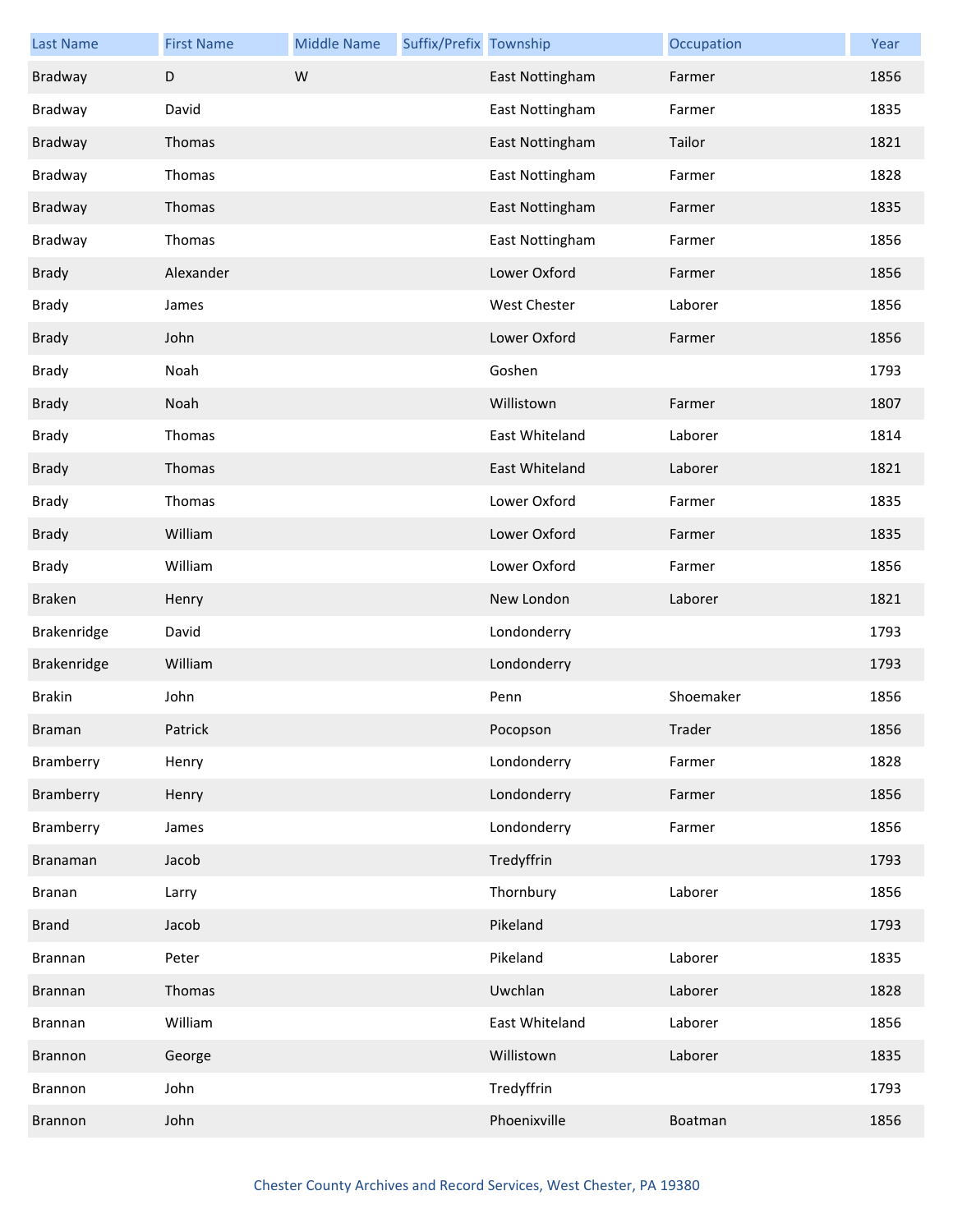| Last Name | First Name | Middle Name | Suffix/Prefix | Township | Occupation | Year |
|---|---|---|---|---|---|---|
| Bradway | D | W | | East Nottingham | Farmer | 1856 |
| Bradway | David | | | East Nottingham | Farmer | 1835 |
| Bradway | Thomas | | | East Nottingham | Tailor | 1821 |
| Bradway | Thomas | | | East Nottingham | Farmer | 1828 |
| Bradway | Thomas | | | East Nottingham | Farmer | 1835 |
| Bradway | Thomas | | | East Nottingham | Farmer | 1856 |
| Brady | Alexander | | | Lower Oxford | Farmer | 1856 |
| Brady | James | | | West Chester | Laborer | 1856 |
| Brady | John | | | Lower Oxford | Farmer | 1856 |
| Brady | Noah | | | Goshen | | 1793 |
| Brady | Noah | | | Willistown | Farmer | 1807 |
| Brady | Thomas | | | East Whiteland | Laborer | 1814 |
| Brady | Thomas | | | East Whiteland | Laborer | 1821 |
| Brady | Thomas | | | Lower Oxford | Farmer | 1835 |
| Brady | William | | | Lower Oxford | Farmer | 1835 |
| Brady | William | | | Lower Oxford | Farmer | 1856 |
| Braken | Henry | | | New London | Laborer | 1821 |
| Brakenridge | David | | | Londonderry | | 1793 |
| Brakenridge | William | | | Londonderry | | 1793 |
| Brakin | John | | | Penn | Shoemaker | 1856 |
| Braman | Patrick | | | Pocopson | Trader | 1856 |
| Bramberry | Henry | | | Londonderry | Farmer | 1828 |
| Bramberry | Henry | | | Londonderry | Farmer | 1856 |
| Bramberry | James | | | Londonderry | Farmer | 1856 |
| Branaman | Jacob | | | Tredyffrin | | 1793 |
| Branan | Larry | | | Thornbury | Laborer | 1856 |
| Brand | Jacob | | | Pikeland | | 1793 |
| Brannan | Peter | | | Pikeland | Laborer | 1835 |
| Brannan | Thomas | | | Uwchlan | Laborer | 1828 |
| Brannan | William | | | East Whiteland | Laborer | 1856 |
| Brannon | George | | | Willistown | Laborer | 1835 |
| Brannon | John | | | Tredyffrin | | 1793 |
| Brannon | John | | | Phoenixville | Boatman | 1856 |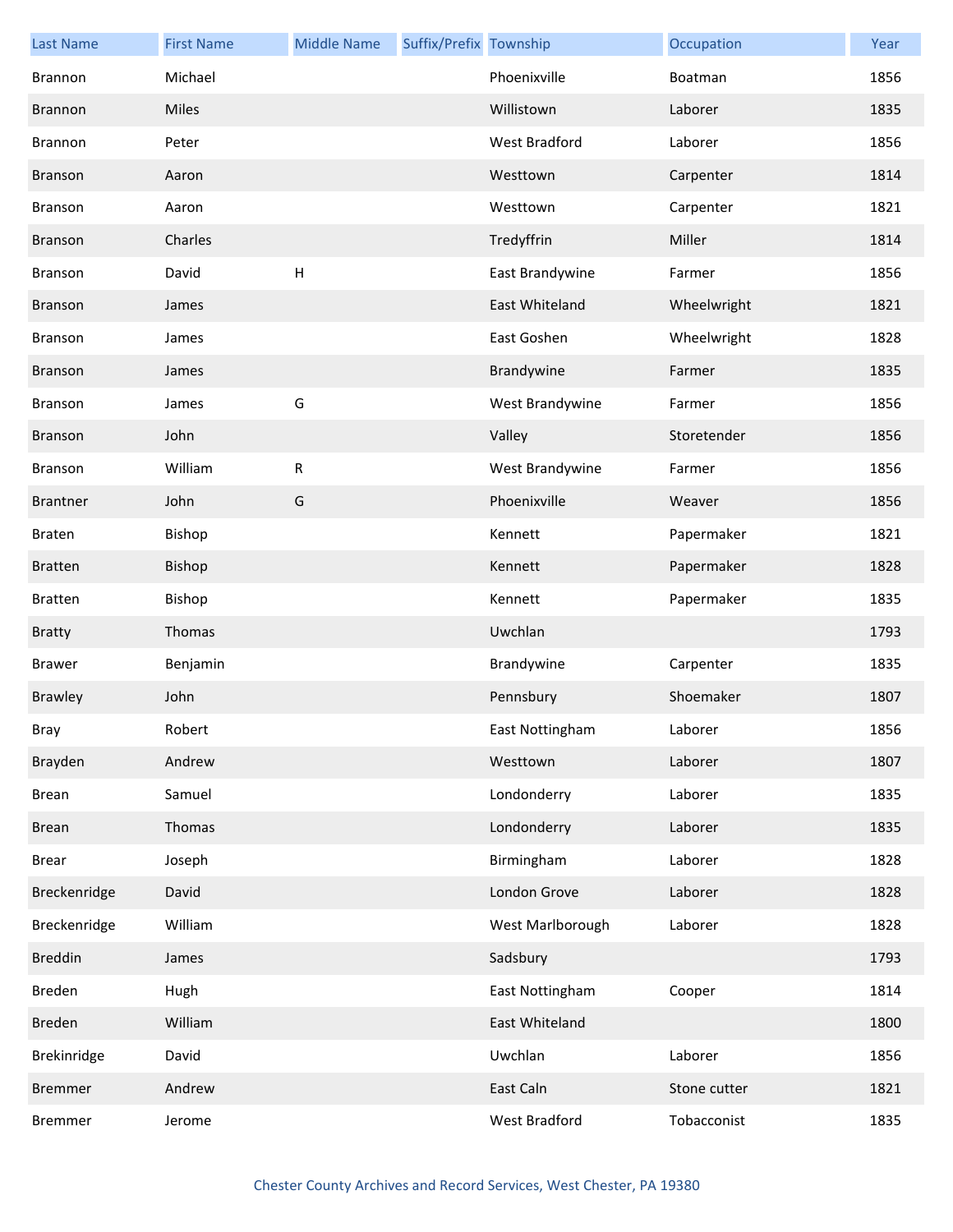| Last Name | First Name | Middle Name | Suffix/Prefix | Township | Occupation | Year |
|---|---|---|---|---|---|---|
| Brannon | Michael | | | Phoenixville | Boatman | 1856 |
| Brannon | Miles | | | Willistown | Laborer | 1835 |
| Brannon | Peter | | | West Bradford | Laborer | 1856 |
| Branson | Aaron | | | Westtown | Carpenter | 1814 |
| Branson | Aaron | | | Westtown | Carpenter | 1821 |
| Branson | Charles | | | Tredyffrin | Miller | 1814 |
| Branson | David | H | | East Brandywine | Farmer | 1856 |
| Branson | James | | | East Whiteland | Wheelwright | 1821 |
| Branson | James | | | East Goshen | Wheelwright | 1828 |
| Branson | James | | | Brandywine | Farmer | 1835 |
| Branson | James | G | | West Brandywine | Farmer | 1856 |
| Branson | John | | | Valley | Storetender | 1856 |
| Branson | William | R | | West Brandywine | Farmer | 1856 |
| Brantner | John | G | | Phoenixville | Weaver | 1856 |
| Braten | Bishop | | | Kennett | Papermaker | 1821 |
| Bratten | Bishop | | | Kennett | Papermaker | 1828 |
| Bratten | Bishop | | | Kennett | Papermaker | 1835 |
| Bratty | Thomas | | | Uwchlan | | 1793 |
| Brawer | Benjamin | | | Brandywine | Carpenter | 1835 |
| Brawley | John | | | Pennsbury | Shoemaker | 1807 |
| Bray | Robert | | | East Nottingham | Laborer | 1856 |
| Brayden | Andrew | | | Westtown | Laborer | 1807 |
| Brean | Samuel | | | Londonderry | Laborer | 1835 |
| Brean | Thomas | | | Londonderry | Laborer | 1835 |
| Brear | Joseph | | | Birmingham | Laborer | 1828 |
| Breckenridge | David | | | London Grove | Laborer | 1828 |
| Breckenridge | William | | | West Marlborough | Laborer | 1828 |
| Breddin | James | | | Sadsbury | | 1793 |
| Breden | Hugh | | | East Nottingham | Cooper | 1814 |
| Breden | William | | | East Whiteland | | 1800 |
| Brekinridge | David | | | Uwchlan | Laborer | 1856 |
| Bremmer | Andrew | | | East Caln | Stone cutter | 1821 |
| Bremmer | Jerome | | | West Bradford | Tobacconist | 1835 |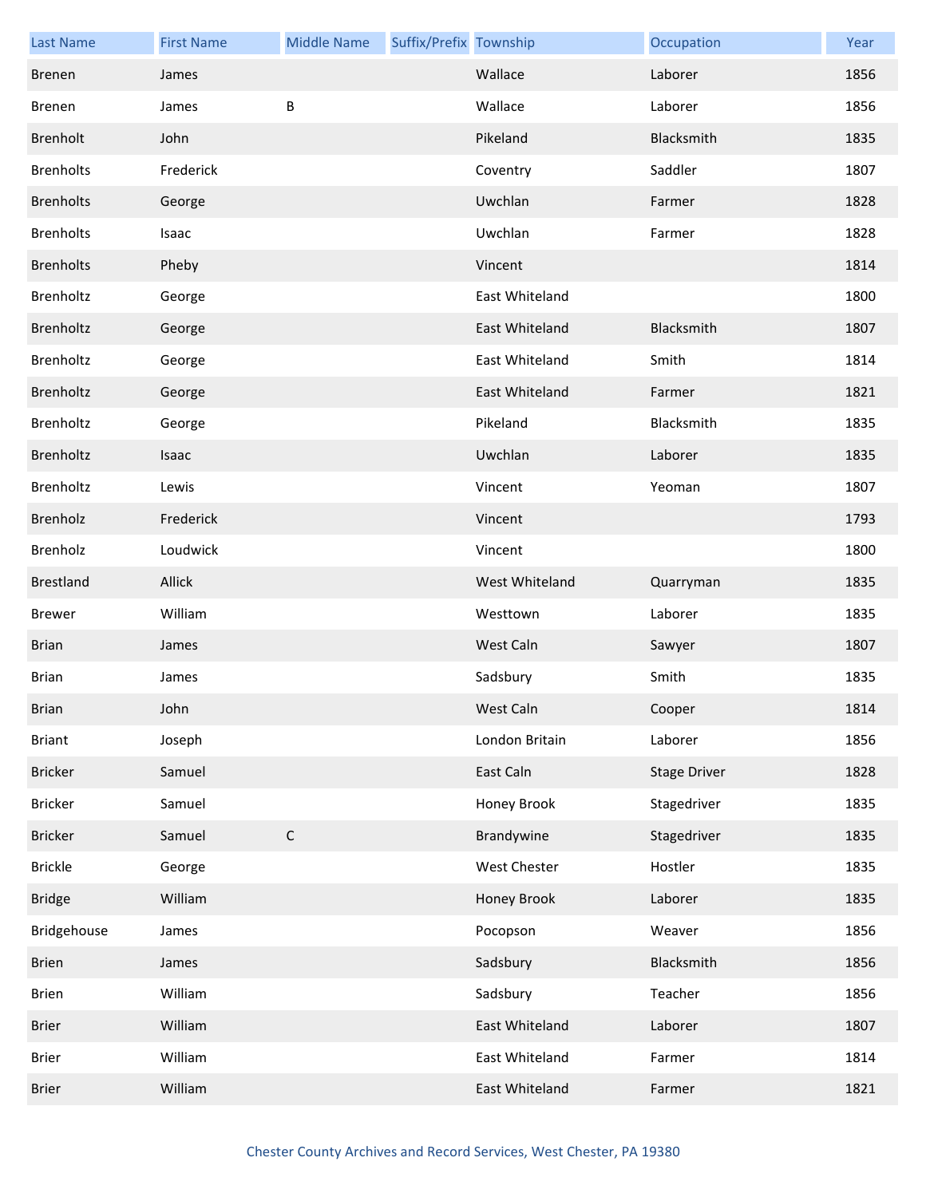| Last Name | First Name | Middle Name | Suffix/Prefix | Township | Occupation | Year |
|---|---|---|---|---|---|---|
| Brenen | James | | | Wallace | Laborer | 1856 |
| Brenen | James | B | | Wallace | Laborer | 1856 |
| Brenholt | John | | | Pikeland | Blacksmith | 1835 |
| Brenholts | Frederick | | | Coventry | Saddler | 1807 |
| Brenholts | George | | | Uwchlan | Farmer | 1828 |
| Brenholts | Isaac | | | Uwchlan | Farmer | 1828 |
| Brenholts | Pheby | | | Vincent | | 1814 |
| Brenholtz | George | | | East Whiteland | | 1800 |
| Brenholtz | George | | | East Whiteland | Blacksmith | 1807 |
| Brenholtz | George | | | East Whiteland | Smith | 1814 |
| Brenholtz | George | | | East Whiteland | Farmer | 1821 |
| Brenholtz | George | | | Pikeland | Blacksmith | 1835 |
| Brenholtz | Isaac | | | Uwchlan | Laborer | 1835 |
| Brenholtz | Lewis | | | Vincent | Yeoman | 1807 |
| Brenholz | Frederick | | | Vincent | | 1793 |
| Brenholz | Loudwick | | | Vincent | | 1800 |
| Brestland | Allick | | | West Whiteland | Quarryman | 1835 |
| Brewer | William | | | Westtown | Laborer | 1835 |
| Brian | James | | | West Caln | Sawyer | 1807 |
| Brian | James | | | Sadsbury | Smith | 1835 |
| Brian | John | | | West Caln | Cooper | 1814 |
| Briant | Joseph | | | London Britain | Laborer | 1856 |
| Bricker | Samuel | | | East Caln | Stage Driver | 1828 |
| Bricker | Samuel | | | Honey Brook | Stagedriver | 1835 |
| Bricker | Samuel | C | | Brandywine | Stagedriver | 1835 |
| Brickle | George | | | West Chester | Hostler | 1835 |
| Bridge | William | | | Honey Brook | Laborer | 1835 |
| Bridgehouse | James | | | Pocopson | Weaver | 1856 |
| Brien | James | | | Sadsbury | Blacksmith | 1856 |
| Brien | William | | | Sadsbury | Teacher | 1856 |
| Brier | William | | | East Whiteland | Laborer | 1807 |
| Brier | William | | | East Whiteland | Farmer | 1814 |
| Brier | William | | | East Whiteland | Farmer | 1821 |

Chester County Archives and Record Services, West Chester, PA 19380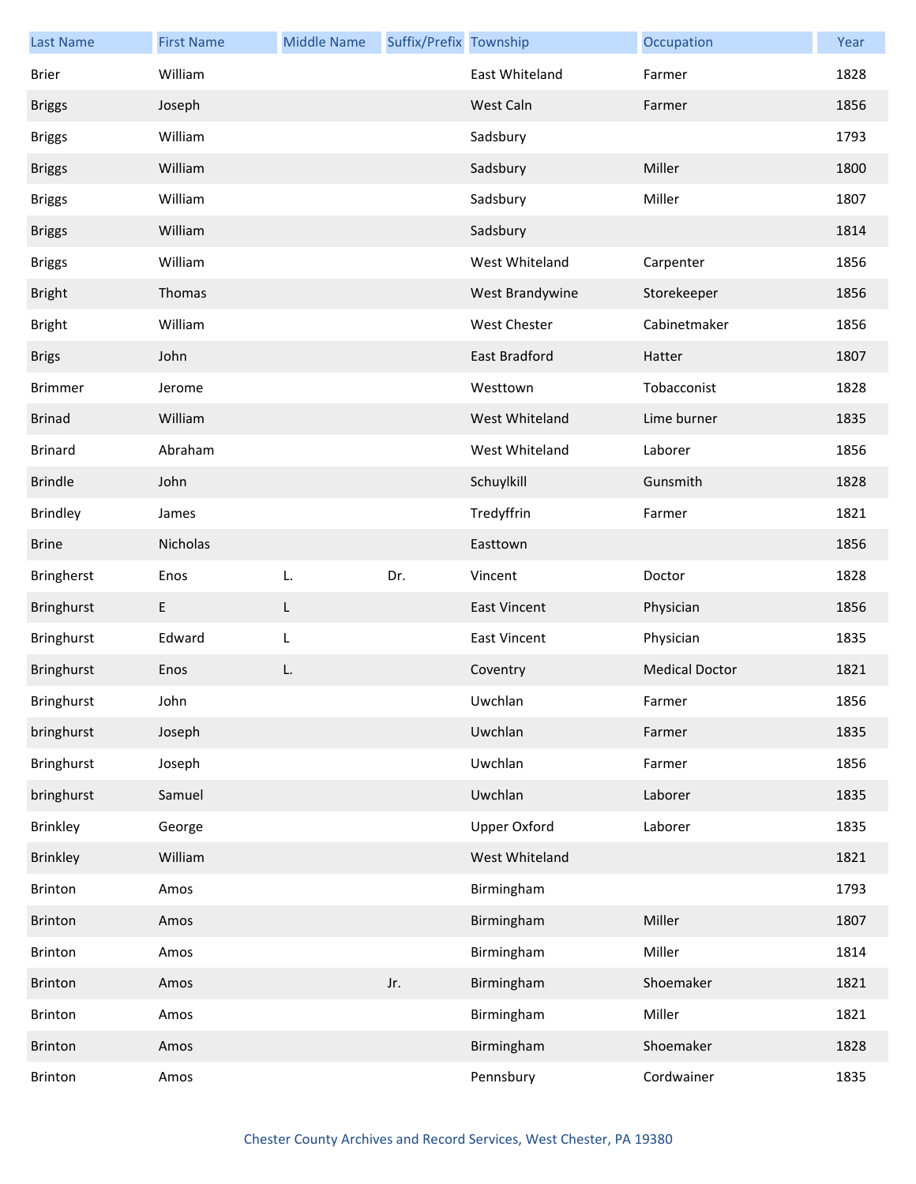| Last Name | First Name | Middle Name | Suffix/Prefix | Township | Occupation | Year |
|---|---|---|---|---|---|---|
| Brier | William | | | East Whiteland | Farmer | 1828 |
| Briggs | Joseph | | | West Caln | Farmer | 1856 |
| Briggs | William | | | Sadsbury | | 1793 |
| Briggs | William | | | Sadsbury | Miller | 1800 |
| Briggs | William | | | Sadsbury | Miller | 1807 |
| Briggs | William | | | Sadsbury | | 1814 |
| Briggs | William | | | West Whiteland | Carpenter | 1856 |
| Bright | Thomas | | | West Brandywine | Storekeeper | 1856 |
| Bright | William | | | West Chester | Cabinetmaker | 1856 |
| Brigs | John | | | East Bradford | Hatter | 1807 |
| Brimmer | Jerome | | | Westtown | Tobacconist | 1828 |
| Brinad | William | | | West Whiteland | Lime burner | 1835 |
| Brinard | Abraham | | | West Whiteland | Laborer | 1856 |
| Brindle | John | | | Schuylkill | Gunsmith | 1828 |
| Brindley | James | | | Tredyffrin | Farmer | 1821 |
| Brine | Nicholas | | | Easttown | | 1856 |
| Bringherst | Enos | L. | Dr. | Vincent | Doctor | 1828 |
| Bringhurst | E | L | | East Vincent | Physician | 1856 |
| Bringhurst | Edward | L | | East Vincent | Physician | 1835 |
| Bringhurst | Enos | L. | | Coventry | Medical Doctor | 1821 |
| Bringhurst | John | | | Uwchlan | Farmer | 1856 |
| bringhurst | Joseph | | | Uwchlan | Farmer | 1835 |
| Bringhurst | Joseph | | | Uwchlan | Farmer | 1856 |
| bringhurst | Samuel | | | Uwchlan | Laborer | 1835 |
| Brinkley | George | | | Upper Oxford | Laborer | 1835 |
| Brinkley | William | | | West Whiteland | | 1821 |
| Brinton | Amos | | | Birmingham | | 1793 |
| Brinton | Amos | | | Birmingham | Miller | 1807 |
| Brinton | Amos | | | Birmingham | Miller | 1814 |
| Brinton | Amos | | Jr. | Birmingham | Shoemaker | 1821 |
| Brinton | Amos | | | Birmingham | Miller | 1821 |
| Brinton | Amos | | | Birmingham | Shoemaker | 1828 |
| Brinton | Amos | | | Pennsbury | Cordwainer | 1835 |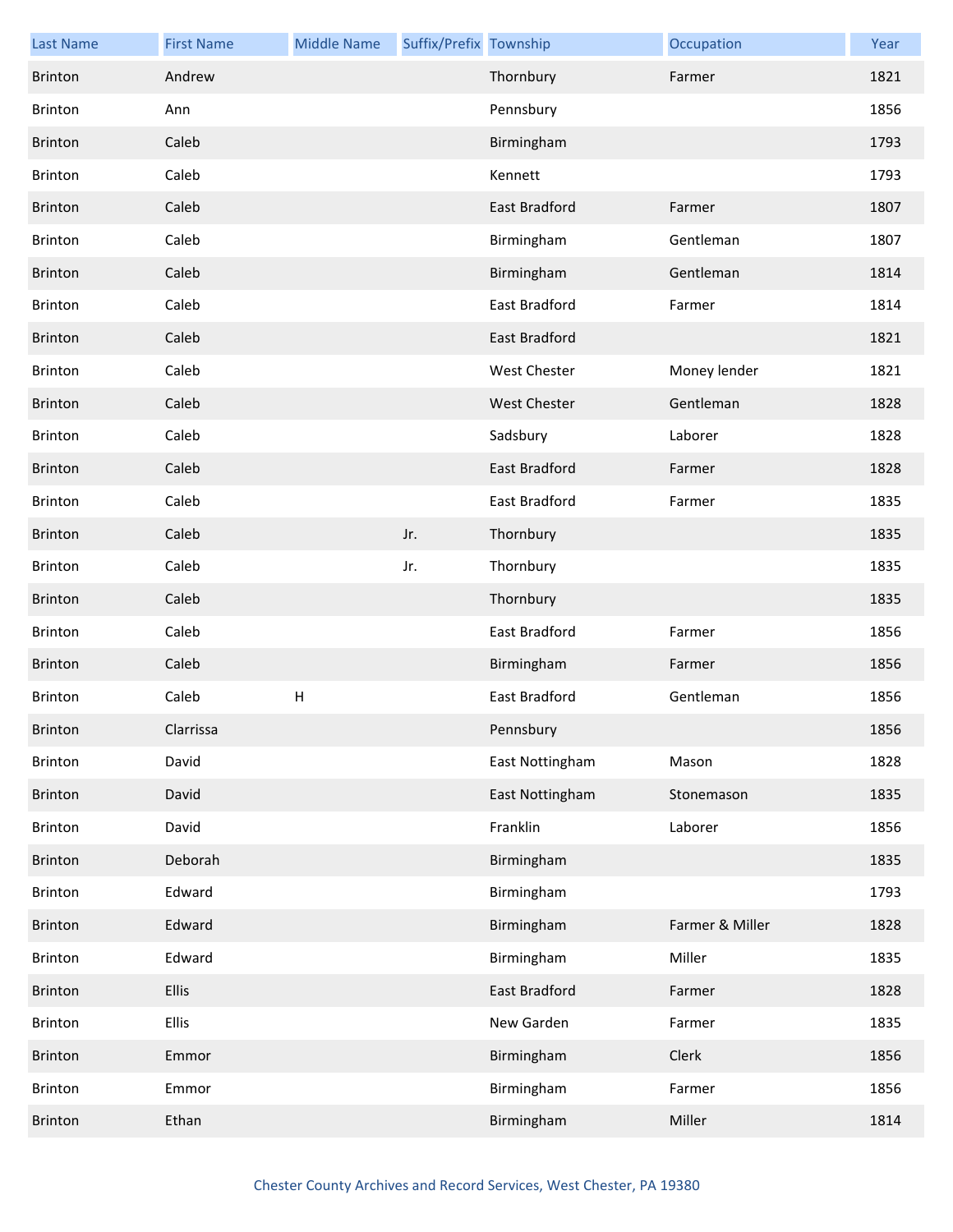| Last Name | First Name | Middle Name | Suffix/Prefix | Township | Occupation | Year |
| --- | --- | --- | --- | --- | --- | --- |
| Brinton | Andrew | | | Thornbury | Farmer | 1821 |
| Brinton | Ann | | | Pennsbury | | 1856 |
| Brinton | Caleb | | | Birmingham | | 1793 |
| Brinton | Caleb | | | Kennett | | 1793 |
| Brinton | Caleb | | | East Bradford | Farmer | 1807 |
| Brinton | Caleb | | | Birmingham | Gentleman | 1807 |
| Brinton | Caleb | | | Birmingham | Gentleman | 1814 |
| Brinton | Caleb | | | East Bradford | Farmer | 1814 |
| Brinton | Caleb | | | East Bradford | | 1821 |
| Brinton | Caleb | | | West Chester | Money lender | 1821 |
| Brinton | Caleb | | | West Chester | Gentleman | 1828 |
| Brinton | Caleb | | | Sadsbury | Laborer | 1828 |
| Brinton | Caleb | | | East Bradford | Farmer | 1828 |
| Brinton | Caleb | | | East Bradford | Farmer | 1835 |
| Brinton | Caleb | | Jr. | Thornbury | | 1835 |
| Brinton | Caleb | | Jr. | Thornbury | | 1835 |
| Brinton | Caleb | | | Thornbury | | 1835 |
| Brinton | Caleb | | | East Bradford | Farmer | 1856 |
| Brinton | Caleb | | | Birmingham | Farmer | 1856 |
| Brinton | Caleb | H | | East Bradford | Gentleman | 1856 |
| Brinton | Clarrissa | | | Pennsbury | | 1856 |
| Brinton | David | | | East Nottingham | Mason | 1828 |
| Brinton | David | | | East Nottingham | Stonemason | 1835 |
| Brinton | David | | | Franklin | Laborer | 1856 |
| Brinton | Deborah | | | Birmingham | | 1835 |
| Brinton | Edward | | | Birmingham | | 1793 |
| Brinton | Edward | | | Birmingham | Farmer & Miller | 1828 |
| Brinton | Edward | | | Birmingham | Miller | 1835 |
| Brinton | Ellis | | | East Bradford | Farmer | 1828 |
| Brinton | Ellis | | | New Garden | Farmer | 1835 |
| Brinton | Emmor | | | Birmingham | Clerk | 1856 |
| Brinton | Emmor | | | Birmingham | Farmer | 1856 |
| Brinton | Ethan | | | Birmingham | Miller | 1814 |

Chester County Archives and Record Services, West Chester, PA 19380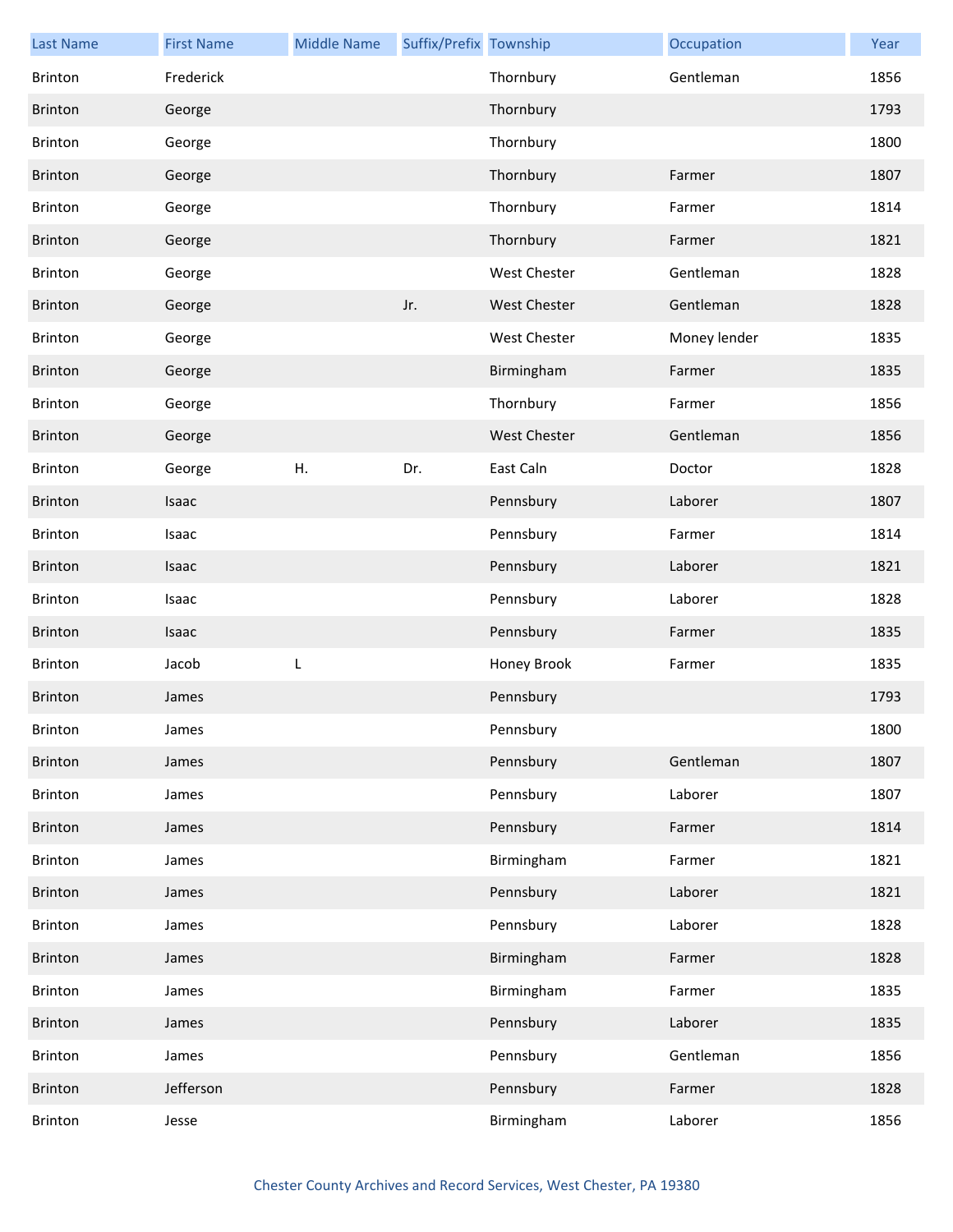| Last Name | First Name | Middle Name | Suffix/Prefix | Township | Occupation | Year |
|---|---|---|---|---|---|---|
| Brinton | Frederick | | | Thornbury | Gentleman | 1856 |
| Brinton | George | | | Thornbury | | 1793 |
| Brinton | George | | | Thornbury | | 1800 |
| Brinton | George | | | Thornbury | Farmer | 1807 |
| Brinton | George | | | Thornbury | Farmer | 1814 |
| Brinton | George | | | Thornbury | Farmer | 1821 |
| Brinton | George | | | West Chester | Gentleman | 1828 |
| Brinton | George | | Jr. | West Chester | Gentleman | 1828 |
| Brinton | George | | | West Chester | Money lender | 1835 |
| Brinton | George | | | Birmingham | Farmer | 1835 |
| Brinton | George | | | Thornbury | Farmer | 1856 |
| Brinton | George | | | West Chester | Gentleman | 1856 |
| Brinton | George | H. | Dr. | East Caln | Doctor | 1828 |
| Brinton | Isaac | | | Pennsbury | Laborer | 1807 |
| Brinton | Isaac | | | Pennsbury | Farmer | 1814 |
| Brinton | Isaac | | | Pennsbury | Laborer | 1821 |
| Brinton | Isaac | | | Pennsbury | Laborer | 1828 |
| Brinton | Isaac | | | Pennsbury | Farmer | 1835 |
| Brinton | Jacob | L | | Honey Brook | Farmer | 1835 |
| Brinton | James | | | Pennsbury | | 1793 |
| Brinton | James | | | Pennsbury | | 1800 |
| Brinton | James | | | Pennsbury | Gentleman | 1807 |
| Brinton | James | | | Pennsbury | Laborer | 1807 |
| Brinton | James | | | Pennsbury | Farmer | 1814 |
| Brinton | James | | | Birmingham | Farmer | 1821 |
| Brinton | James | | | Pennsbury | Laborer | 1821 |
| Brinton | James | | | Pennsbury | Laborer | 1828 |
| Brinton | James | | | Birmingham | Farmer | 1828 |
| Brinton | James | | | Birmingham | Farmer | 1835 |
| Brinton | James | | | Pennsbury | Laborer | 1835 |
| Brinton | James | | | Pennsbury | Gentleman | 1856 |
| Brinton | Jefferson | | | Pennsbury | Farmer | 1828 |
| Brinton | Jesse | | | Birmingham | Laborer | 1856 |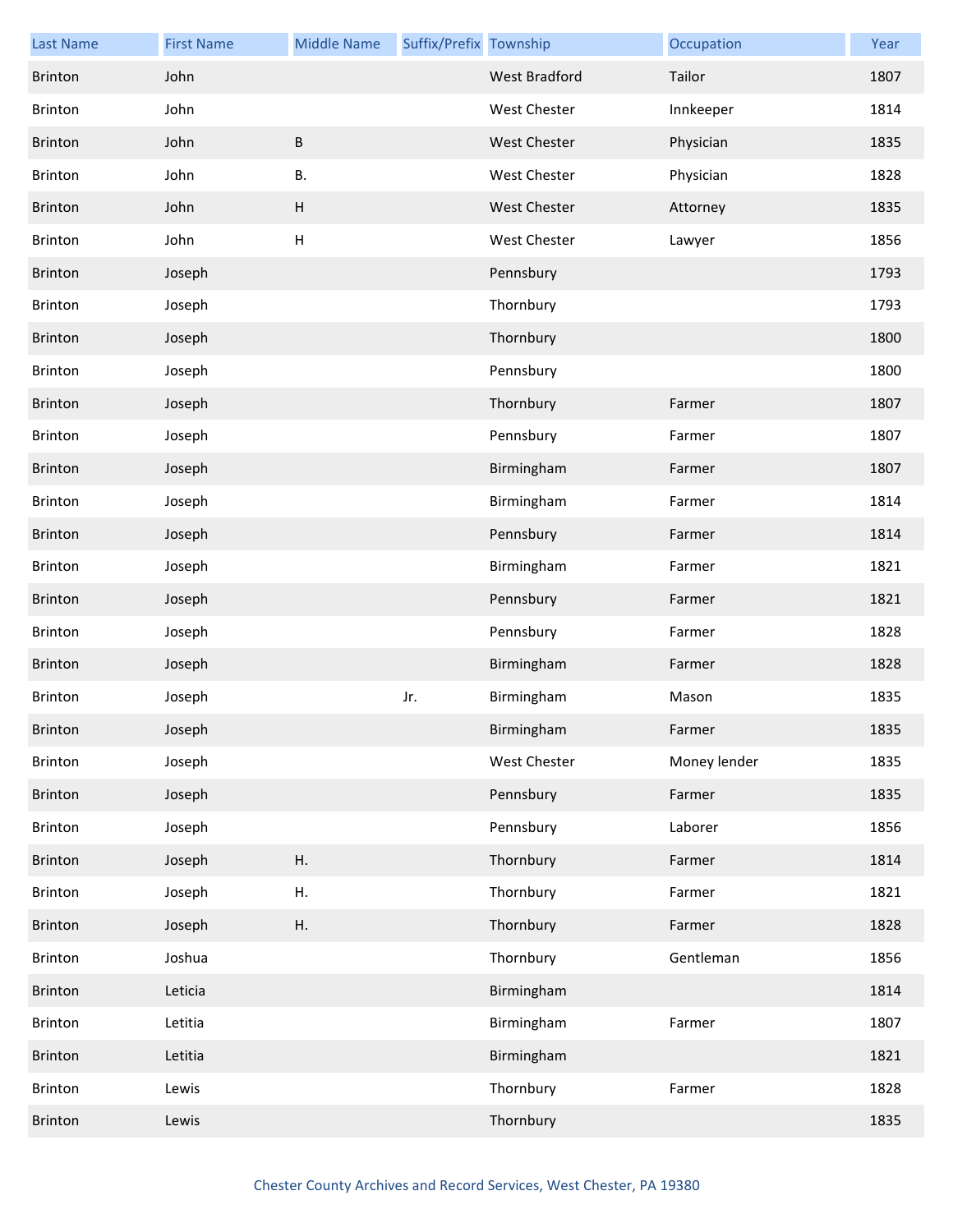| Last Name | First Name | Middle Name | Suffix/Prefix | Township | Occupation | Year |
|---|---|---|---|---|---|---|
| Brinton | John | | | West Bradford | Tailor | 1807 |
| Brinton | John | | | West Chester | Innkeeper | 1814 |
| Brinton | John | B | | West Chester | Physician | 1835 |
| Brinton | John | B. | | West Chester | Physician | 1828 |
| Brinton | John | H | | West Chester | Attorney | 1835 |
| Brinton | John | H | | West Chester | Lawyer | 1856 |
| Brinton | Joseph | | | Pennsbury | | 1793 |
| Brinton | Joseph | | | Thornbury | | 1793 |
| Brinton | Joseph | | | Thornbury | | 1800 |
| Brinton | Joseph | | | Pennsbury | | 1800 |
| Brinton | Joseph | | | Thornbury | Farmer | 1807 |
| Brinton | Joseph | | | Pennsbury | Farmer | 1807 |
| Brinton | Joseph | | | Birmingham | Farmer | 1807 |
| Brinton | Joseph | | | Birmingham | Farmer | 1814 |
| Brinton | Joseph | | | Pennsbury | Farmer | 1814 |
| Brinton | Joseph | | | Birmingham | Farmer | 1821 |
| Brinton | Joseph | | | Pennsbury | Farmer | 1821 |
| Brinton | Joseph | | | Pennsbury | Farmer | 1828 |
| Brinton | Joseph | | | Birmingham | Farmer | 1828 |
| Brinton | Joseph | | Jr. | Birmingham | Mason | 1835 |
| Brinton | Joseph | | | Birmingham | Farmer | 1835 |
| Brinton | Joseph | | | West Chester | Money lender | 1835 |
| Brinton | Joseph | | | Pennsbury | Farmer | 1835 |
| Brinton | Joseph | | | Pennsbury | Laborer | 1856 |
| Brinton | Joseph | H. | | Thornbury | Farmer | 1814 |
| Brinton | Joseph | H. | | Thornbury | Farmer | 1821 |
| Brinton | Joseph | H. | | Thornbury | Farmer | 1828 |
| Brinton | Joshua | | | Thornbury | Gentleman | 1856 |
| Brinton | Leticia | | | Birmingham | | 1814 |
| Brinton | Letitia | | | Birmingham | Farmer | 1807 |
| Brinton | Letitia | | | Birmingham | | 1821 |
| Brinton | Lewis | | | Thornbury | Farmer | 1828 |
| Brinton | Lewis | | | Thornbury | | 1835 |

Chester County Archives and Record Services, West Chester, PA 19380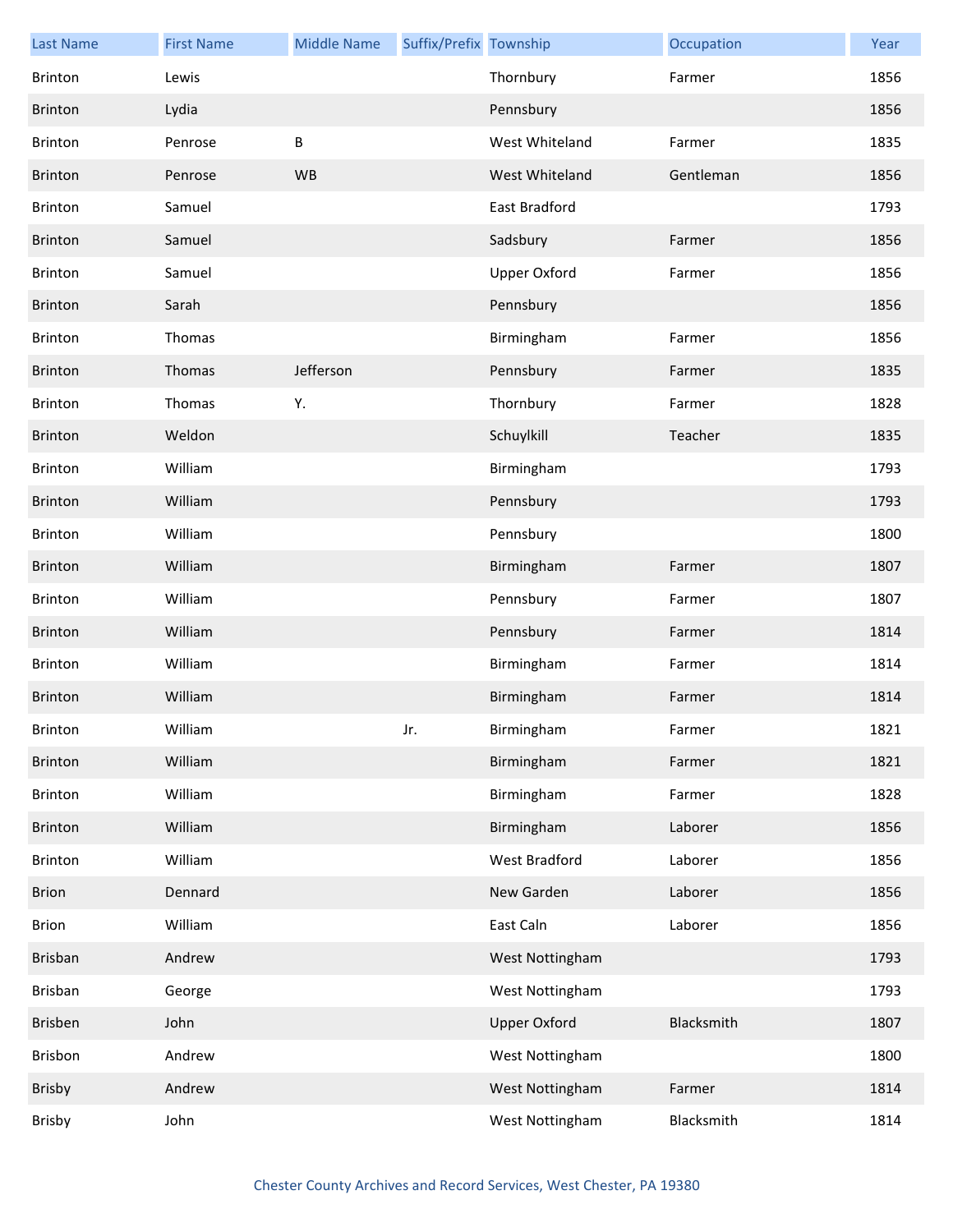| Last Name | First Name | Middle Name | Suffix/Prefix | Township | Occupation | Year |
|---|---|---|---|---|---|---|
| Brinton | Lewis | | | Thornbury | Farmer | 1856 |
| Brinton | Lydia | | | Pennsbury | | 1856 |
| Brinton | Penrose | B | | West Whiteland | Farmer | 1835 |
| Brinton | Penrose | WB | | West Whiteland | Gentleman | 1856 |
| Brinton | Samuel | | | East Bradford | | 1793 |
| Brinton | Samuel | | | Sadsbury | Farmer | 1856 |
| Brinton | Samuel | | | Upper Oxford | Farmer | 1856 |
| Brinton | Sarah | | | Pennsbury | | 1856 |
| Brinton | Thomas | | | Birmingham | Farmer | 1856 |
| Brinton | Thomas | Jefferson | | Pennsbury | Farmer | 1835 |
| Brinton | Thomas | Y. | | Thornbury | Farmer | 1828 |
| Brinton | Weldon | | | Schuylkill | Teacher | 1835 |
| Brinton | William | | | Birmingham | | 1793 |
| Brinton | William | | | Pennsbury | | 1793 |
| Brinton | William | | | Pennsbury | | 1800 |
| Brinton | William | | | Birmingham | Farmer | 1807 |
| Brinton | William | | | Pennsbury | Farmer | 1807 |
| Brinton | William | | | Pennsbury | Farmer | 1814 |
| Brinton | William | | | Birmingham | Farmer | 1814 |
| Brinton | William | | | Birmingham | Farmer | 1814 |
| Brinton | William | | Jr. | Birmingham | Farmer | 1821 |
| Brinton | William | | | Birmingham | Farmer | 1821 |
| Brinton | William | | | Birmingham | Farmer | 1828 |
| Brinton | William | | | Birmingham | Laborer | 1856 |
| Brinton | William | | | West Bradford | Laborer | 1856 |
| Brion | Dennard | | | New Garden | Laborer | 1856 |
| Brion | William | | | East Caln | Laborer | 1856 |
| Brisban | Andrew | | | West Nottingham | | 1793 |
| Brisban | George | | | West Nottingham | | 1793 |
| Brisben | John | | | Upper Oxford | Blacksmith | 1807 |
| Brisbon | Andrew | | | West Nottingham | | 1800 |
| Brisby | Andrew | | | West Nottingham | Farmer | 1814 |
| Brisby | John | | | West Nottingham | Blacksmith | 1814 |

Chester County Archives and Record Services, West Chester, PA 19380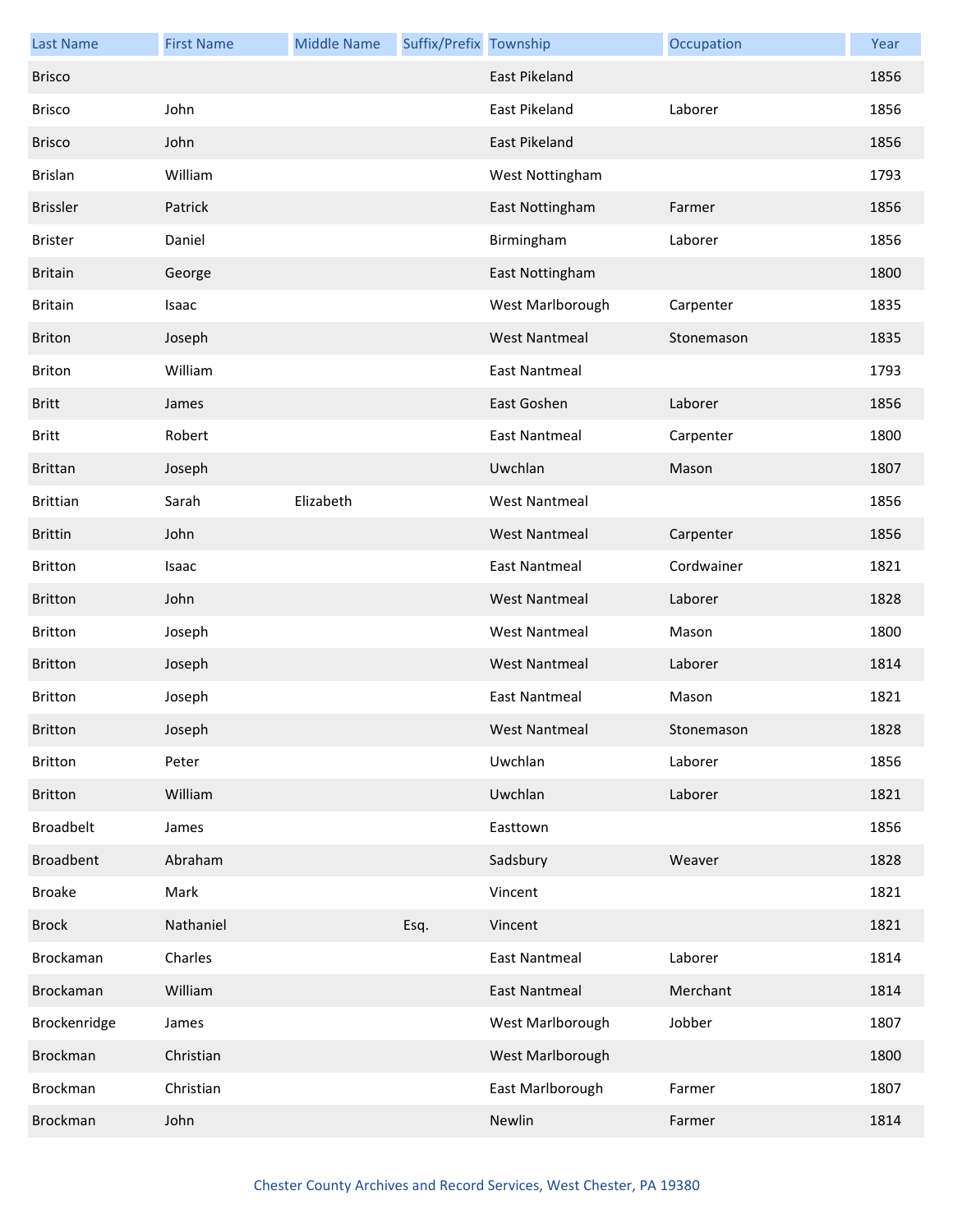| Last Name | First Name | Middle Name | Suffix/Prefix | Township | Occupation | Year |
|---|---|---|---|---|---|---|
| Brisco | | | | East Pikeland | | 1856 |
| Brisco | John | | | East Pikeland | Laborer | 1856 |
| Brisco | John | | | East Pikeland | | 1856 |
| Brislan | William | | | West Nottingham | | 1793 |
| Brissler | Patrick | | | East Nottingham | Farmer | 1856 |
| Brister | Daniel | | | Birmingham | Laborer | 1856 |
| Britain | George | | | East Nottingham | | 1800 |
| Britain | Isaac | | | West Marlborough | Carpenter | 1835 |
| Briton | Joseph | | | West Nantmeal | Stonemason | 1835 |
| Briton | William | | | East Nantmeal | | 1793 |
| Britt | James | | | East Goshen | Laborer | 1856 |
| Britt | Robert | | | East Nantmeal | Carpenter | 1800 |
| Brittan | Joseph | | | Uwchlan | Mason | 1807 |
| Brittian | Sarah | Elizabeth | | West Nantmeal | | 1856 |
| Brittin | John | | | West Nantmeal | Carpenter | 1856 |
| Britton | Isaac | | | East Nantmeal | Cordwainer | 1821 |
| Britton | John | | | West Nantmeal | Laborer | 1828 |
| Britton | Joseph | | | West Nantmeal | Mason | 1800 |
| Britton | Joseph | | | West Nantmeal | Laborer | 1814 |
| Britton | Joseph | | | East Nantmeal | Mason | 1821 |
| Britton | Joseph | | | West Nantmeal | Stonemason | 1828 |
| Britton | Peter | | | Uwchlan | Laborer | 1856 |
| Britton | William | | | Uwchlan | Laborer | 1821 |
| Broadbelt | James | | | Easttown | | 1856 |
| Broadbent | Abraham | | | Sadsbury | Weaver | 1828 |
| Broake | Mark | | | Vincent | | 1821 |
| Brock | Nathaniel | | Esq. | Vincent | | 1821 |
| Brockaman | Charles | | | East Nantmeal | Laborer | 1814 |
| Brockaman | William | | | East Nantmeal | Merchant | 1814 |
| Brockenridge | James | | | West Marlborough | Jobber | 1807 |
| Brockman | Christian | | | West Marlborough | | 1800 |
| Brockman | Christian | | | East Marlborough | Farmer | 1807 |
| Brockman | John | | | Newlin | Farmer | 1814 |

Chester County Archives and Record Services, West Chester, PA 19380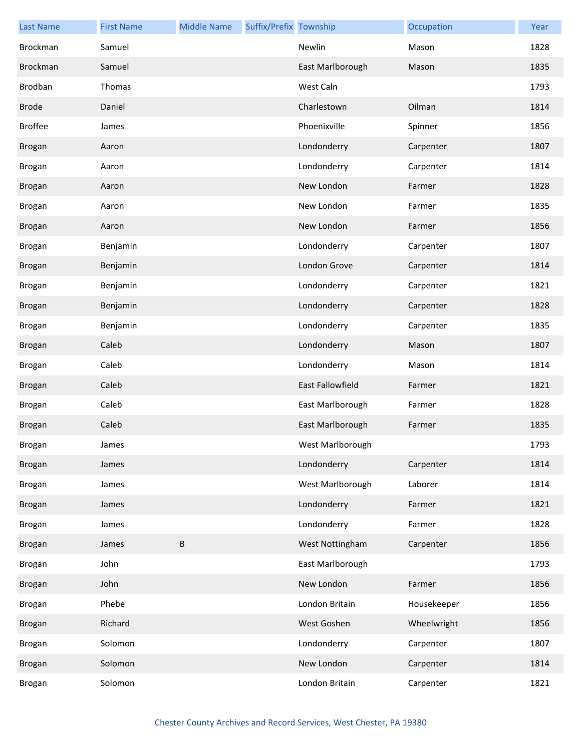| Last Name | First Name | Middle Name | Suffix/Prefix | Township | Occupation | Year |
|---|---|---|---|---|---|---|
| Brockman | Samuel | | | Newlin | Mason | 1828 |
| Brockman | Samuel | | | East Marlborough | Mason | 1835 |
| Brodban | Thomas | | | West Caln | | 1793 |
| Brode | Daniel | | | Charlestown | Oilman | 1814 |
| Broffee | James | | | Phoenixville | Spinner | 1856 |
| Brogan | Aaron | | | Londonderry | Carpenter | 1807 |
| Brogan | Aaron | | | Londonderry | Carpenter | 1814 |
| Brogan | Aaron | | | New London | Farmer | 1828 |
| Brogan | Aaron | | | New London | Farmer | 1835 |
| Brogan | Aaron | | | New London | Farmer | 1856 |
| Brogan | Benjamin | | | Londonderry | Carpenter | 1807 |
| Brogan | Benjamin | | | London Grove | Carpenter | 1814 |
| Brogan | Benjamin | | | Londonderry | Carpenter | 1821 |
| Brogan | Benjamin | | | Londonderry | Carpenter | 1828 |
| Brogan | Benjamin | | | Londonderry | Carpenter | 1835 |
| Brogan | Caleb | | | Londonderry | Mason | 1807 |
| Brogan | Caleb | | | Londonderry | Mason | 1814 |
| Brogan | Caleb | | | East Fallowfield | Farmer | 1821 |
| Brogan | Caleb | | | East Marlborough | Farmer | 1828 |
| Brogan | Caleb | | | East Marlborough | Farmer | 1835 |
| Brogan | James | | | West Marlborough | | 1793 |
| Brogan | James | | | Londonderry | Carpenter | 1814 |
| Brogan | James | | | West Marlborough | Laborer | 1814 |
| Brogan | James | | | Londonderry | Farmer | 1821 |
| Brogan | James | | | Londonderry | Farmer | 1828 |
| Brogan | James | B | | West Nottingham | Carpenter | 1856 |
| Brogan | John | | | East Marlborough | | 1793 |
| Brogan | John | | | New London | Farmer | 1856 |
| Brogan | Phebe | | | London Britain | Housekeeper | 1856 |
| Brogan | Richard | | | West Goshen | Wheelwright | 1856 |
| Brogan | Solomon | | | Londonderry | Carpenter | 1807 |
| Brogan | Solomon | | | New London | Carpenter | 1814 |
| Brogan | Solomon | | | London Britain | Carpenter | 1821 |

Chester County Archives and Record Services, West Chester, PA 19380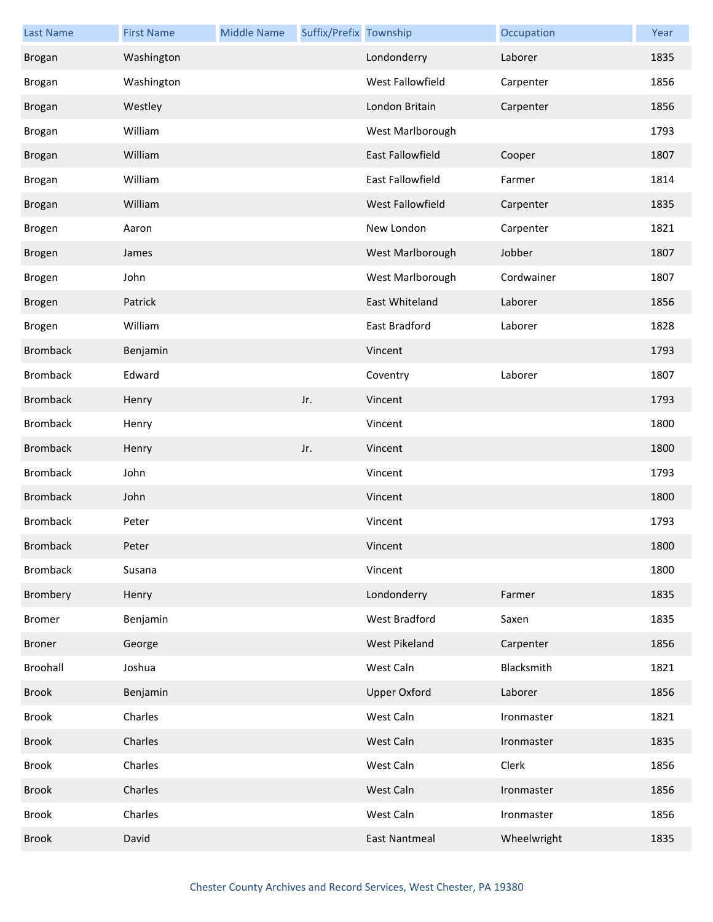| Last Name | First Name | Middle Name | Suffix/Prefix | Township | Occupation | Year |
|---|---|---|---|---|---|---|
| Brogan | Washington | | | Londonderry | Laborer | 1835 |
| Brogan | Washington | | | West Fallowfield | Carpenter | 1856 |
| Brogan | Westley | | | London Britain | Carpenter | 1856 |
| Brogan | William | | | West Marlborough | | 1793 |
| Brogan | William | | | East Fallowfield | Cooper | 1807 |
| Brogan | William | | | East Fallowfield | Farmer | 1814 |
| Brogan | William | | | West Fallowfield | Carpenter | 1835 |
| Brogen | Aaron | | | New London | Carpenter | 1821 |
| Brogen | James | | | West Marlborough | Jobber | 1807 |
| Brogen | John | | | West Marlborough | Cordwainer | 1807 |
| Brogen | Patrick | | | East Whiteland | Laborer | 1856 |
| Brogen | William | | | East Bradford | Laborer | 1828 |
| Bromback | Benjamin | | | Vincent | | 1793 |
| Bromback | Edward | | | Coventry | Laborer | 1807 |
| Bromback | Henry | | Jr. | Vincent | | 1793 |
| Bromback | Henry | | | Vincent | | 1800 |
| Bromback | Henry | | Jr. | Vincent | | 1800 |
| Bromback | John | | | Vincent | | 1793 |
| Bromback | John | | | Vincent | | 1800 |
| Bromback | Peter | | | Vincent | | 1793 |
| Bromback | Peter | | | Vincent | | 1800 |
| Bromback | Susana | | | Vincent | | 1800 |
| Brombery | Henry | | | Londonderry | Farmer | 1835 |
| Bromer | Benjamin | | | West Bradford | Saxen | 1835 |
| Broner | George | | | West Pikeland | Carpenter | 1856 |
| Broohall | Joshua | | | West Caln | Blacksmith | 1821 |
| Brook | Benjamin | | | Upper Oxford | Laborer | 1856 |
| Brook | Charles | | | West Caln | Ironmaster | 1821 |
| Brook | Charles | | | West Caln | Ironmaster | 1835 |
| Brook | Charles | | | West Caln | Clerk | 1856 |
| Brook | Charles | | | West Caln | Ironmaster | 1856 |
| Brook | Charles | | | West Caln | Ironmaster | 1856 |
| Brook | David | | | East Nantmeal | Wheelwright | 1835 |

Chester County Archives and Record Services, West Chester, PA 19380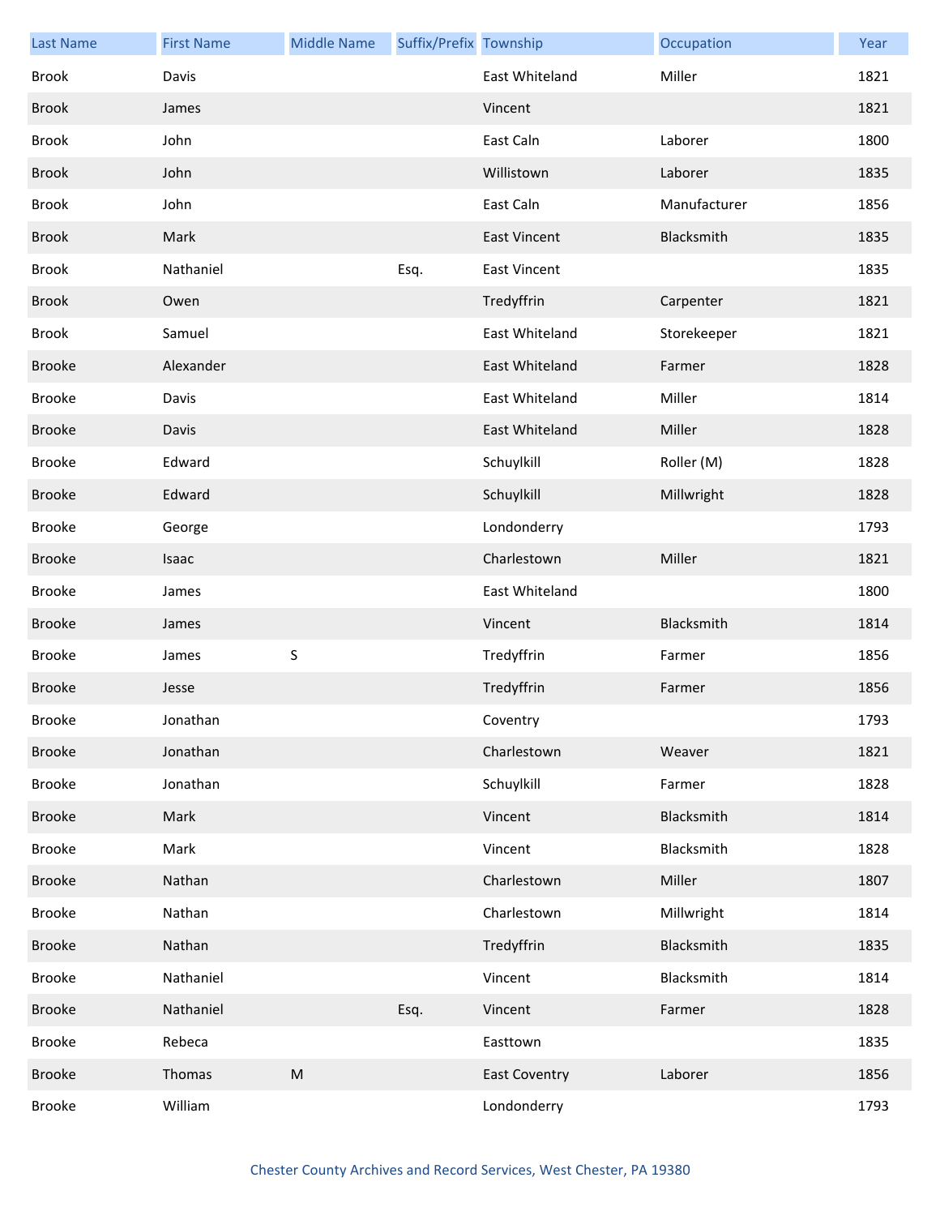| Last Name | First Name | Middle Name | Suffix/Prefix | Township | Occupation | Year |
| --- | --- | --- | --- | --- | --- | --- |
| Brook | Davis | | | East Whiteland | Miller | 1821 |
| Brook | James | | | Vincent | | 1821 |
| Brook | John | | | East Caln | Laborer | 1800 |
| Brook | John | | | Willistown | Laborer | 1835 |
| Brook | John | | | East Caln | Manufacturer | 1856 |
| Brook | Mark | | | East Vincent | Blacksmith | 1835 |
| Brook | Nathaniel | | Esq. | East Vincent | | 1835 |
| Brook | Owen | | | Tredyffrin | Carpenter | 1821 |
| Brook | Samuel | | | East Whiteland | Storekeeper | 1821 |
| Brooke | Alexander | | | East Whiteland | Farmer | 1828 |
| Brooke | Davis | | | East Whiteland | Miller | 1814 |
| Brooke | Davis | | | East Whiteland | Miller | 1828 |
| Brooke | Edward | | | Schuylkill | Roller (M) | 1828 |
| Brooke | Edward | | | Schuylkill | Millwright | 1828 |
| Brooke | George | | | Londonderry | | 1793 |
| Brooke | Isaac | | | Charlestown | Miller | 1821 |
| Brooke | James | | | East Whiteland | | 1800 |
| Brooke | James | | | Vincent | Blacksmith | 1814 |
| Brooke | James | S | | Tredyffrin | Farmer | 1856 |
| Brooke | Jesse | | | Tredyffrin | Farmer | 1856 |
| Brooke | Jonathan | | | Coventry | | 1793 |
| Brooke | Jonathan | | | Charlestown | Weaver | 1821 |
| Brooke | Jonathan | | | Schuylkill | Farmer | 1828 |
| Brooke | Mark | | | Vincent | Blacksmith | 1814 |
| Brooke | Mark | | | Vincent | Blacksmith | 1828 |
| Brooke | Nathan | | | Charlestown | Miller | 1807 |
| Brooke | Nathan | | | Charlestown | Millwright | 1814 |
| Brooke | Nathan | | | Tredyffrin | Blacksmith | 1835 |
| Brooke | Nathaniel | | | Vincent | Blacksmith | 1814 |
| Brooke | Nathaniel | | Esq. | Vincent | Farmer | 1828 |
| Brooke | Rebeca | | | Easttown | | 1835 |
| Brooke | Thomas | M | | East Coventry | Laborer | 1856 |
| Brooke | William | | | Londonderry | | 1793 |

Chester County Archives and Record Services, West Chester, PA 19380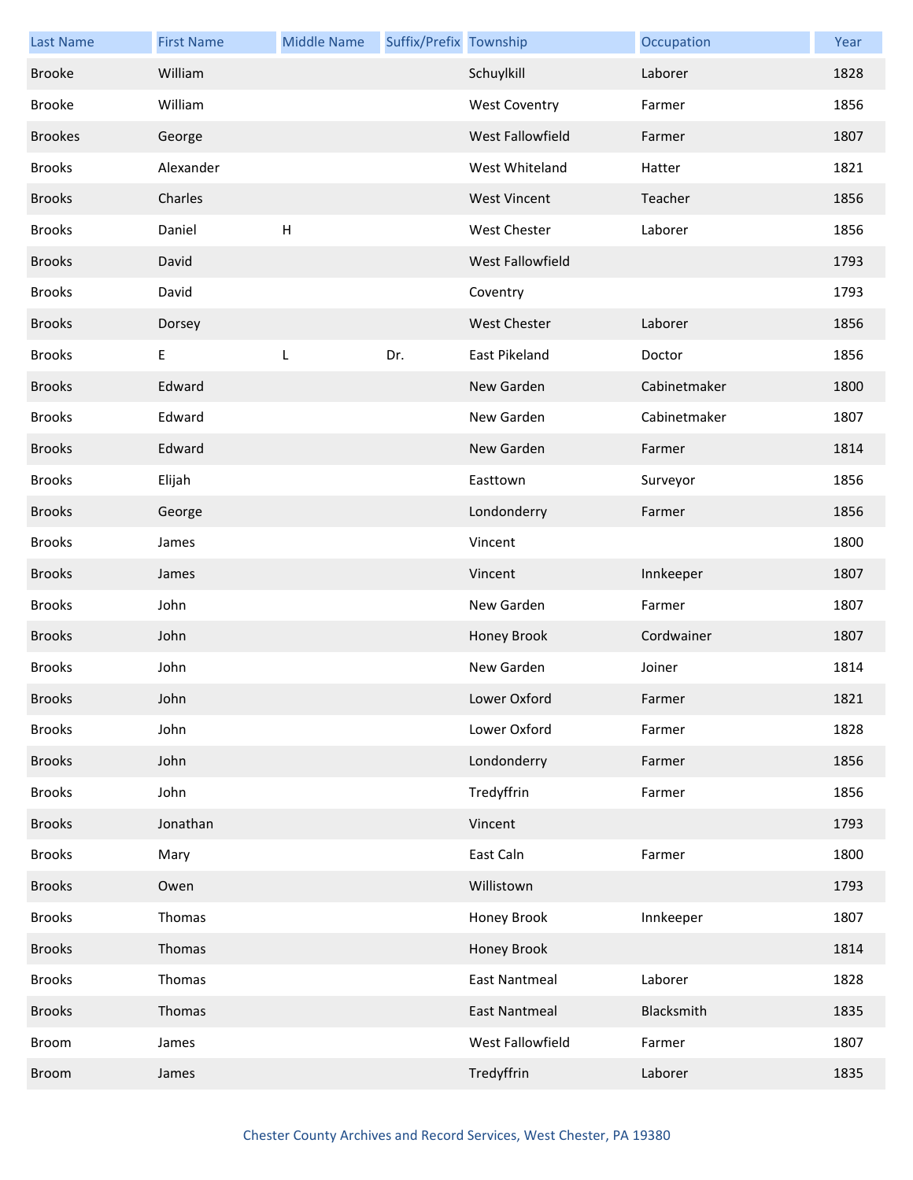| Last Name | First Name | Middle Name | Suffix/Prefix | Township | Occupation | Year |
|---|---|---|---|---|---|---|
| Brooke | William | | | Schuylkill | Laborer | 1828 |
| Brooke | William | | | West Coventry | Farmer | 1856 |
| Brookes | George | | | West Fallowfield | Farmer | 1807 |
| Brooks | Alexander | | | West Whiteland | Hatter | 1821 |
| Brooks | Charles | | | West Vincent | Teacher | 1856 |
| Brooks | Daniel | H | | West Chester | Laborer | 1856 |
| Brooks | David | | | West Fallowfield | | 1793 |
| Brooks | David | | | Coventry | | 1793 |
| Brooks | Dorsey | | | West Chester | Laborer | 1856 |
| Brooks | E | L | Dr. | East Pikeland | Doctor | 1856 |
| Brooks | Edward | | | New Garden | Cabinetmaker | 1800 |
| Brooks | Edward | | | New Garden | Cabinetmaker | 1807 |
| Brooks | Edward | | | New Garden | Farmer | 1814 |
| Brooks | Elijah | | | Easttown | Surveyor | 1856 |
| Brooks | George | | | Londonderry | Farmer | 1856 |
| Brooks | James | | | Vincent | | 1800 |
| Brooks | James | | | Vincent | Innkeeper | 1807 |
| Brooks | John | | | New Garden | Farmer | 1807 |
| Brooks | John | | | Honey Brook | Cordwainer | 1807 |
| Brooks | John | | | New Garden | Joiner | 1814 |
| Brooks | John | | | Lower Oxford | Farmer | 1821 |
| Brooks | John | | | Lower Oxford | Farmer | 1828 |
| Brooks | John | | | Londonderry | Farmer | 1856 |
| Brooks | John | | | Tredyffrin | Farmer | 1856 |
| Brooks | Jonathan | | | Vincent | | 1793 |
| Brooks | Mary | | | East Caln | Farmer | 1800 |
| Brooks | Owen | | | Willistown | | 1793 |
| Brooks | Thomas | | | Honey Brook | Innkeeper | 1807 |
| Brooks | Thomas | | | Honey Brook | | 1814 |
| Brooks | Thomas | | | East Nantmeal | Laborer | 1828 |
| Brooks | Thomas | | | East Nantmeal | Blacksmith | 1835 |
| Broom | James | | | West Fallowfield | Farmer | 1807 |
| Broom | James | | | Tredyffrin | Laborer | 1835 |

Chester County Archives and Record Services, West Chester, PA 19380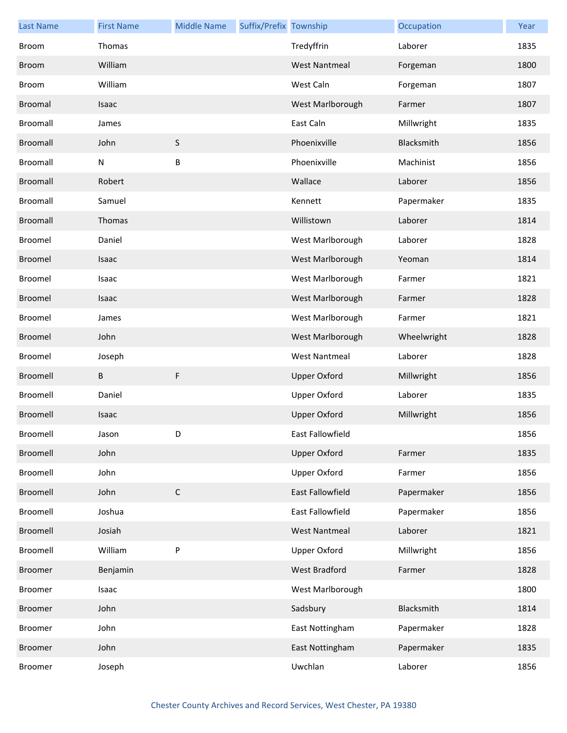| Last Name | First Name | Middle Name | Suffix/Prefix | Township | Occupation | Year |
| --- | --- | --- | --- | --- | --- | --- |
| Broom | Thomas | | | Tredyffrin | Laborer | 1835 |
| Broom | William | | | West Nantmeal | Forgeman | 1800 |
| Broom | William | | | West Caln | Forgeman | 1807 |
| Broomal | Isaac | | | West Marlborough | Farmer | 1807 |
| Broomall | James | | | East Caln | Millwright | 1835 |
| Broomall | John | S | | Phoenixville | Blacksmith | 1856 |
| Broomall | N | B | | Phoenixville | Machinist | 1856 |
| Broomall | Robert | | | Wallace | Laborer | 1856 |
| Broomall | Samuel | | | Kennett | Papermaker | 1835 |
| Broomall | Thomas | | | Willistown | Laborer | 1814 |
| Broomel | Daniel | | | West Marlborough | Laborer | 1828 |
| Broomel | Isaac | | | West Marlborough | Yeoman | 1814 |
| Broomel | Isaac | | | West Marlborough | Farmer | 1821 |
| Broomel | Isaac | | | West Marlborough | Farmer | 1828 |
| Broomel | James | | | West Marlborough | Farmer | 1821 |
| Broomel | John | | | West Marlborough | Wheelwright | 1828 |
| Broomel | Joseph | | | West Nantmeal | Laborer | 1828 |
| Broomell | B | F | | Upper Oxford | Millwright | 1856 |
| Broomell | Daniel | | | Upper Oxford | Laborer | 1835 |
| Broomell | Isaac | | | Upper Oxford | Millwright | 1856 |
| Broomell | Jason | D | | East Fallowfield | | 1856 |
| Broomell | John | | | Upper Oxford | Farmer | 1835 |
| Broomell | John | | | Upper Oxford | Farmer | 1856 |
| Broomell | John | C | | East Fallowfield | Papermaker | 1856 |
| Broomell | Joshua | | | East Fallowfield | Papermaker | 1856 |
| Broomell | Josiah | | | West Nantmeal | Laborer | 1821 |
| Broomell | William | P | | Upper Oxford | Millwright | 1856 |
| Broomer | Benjamin | | | West Bradford | Farmer | 1828 |
| Broomer | Isaac | | | West Marlborough | | 1800 |
| Broomer | John | | | Sadsbury | Blacksmith | 1814 |
| Broomer | John | | | East Nottingham | Papermaker | 1828 |
| Broomer | John | | | East Nottingham | Papermaker | 1835 |
| Broomer | Joseph | | | Uwchlan | Laborer | 1856 |

Chester County Archives and Record Services, West Chester, PA 19380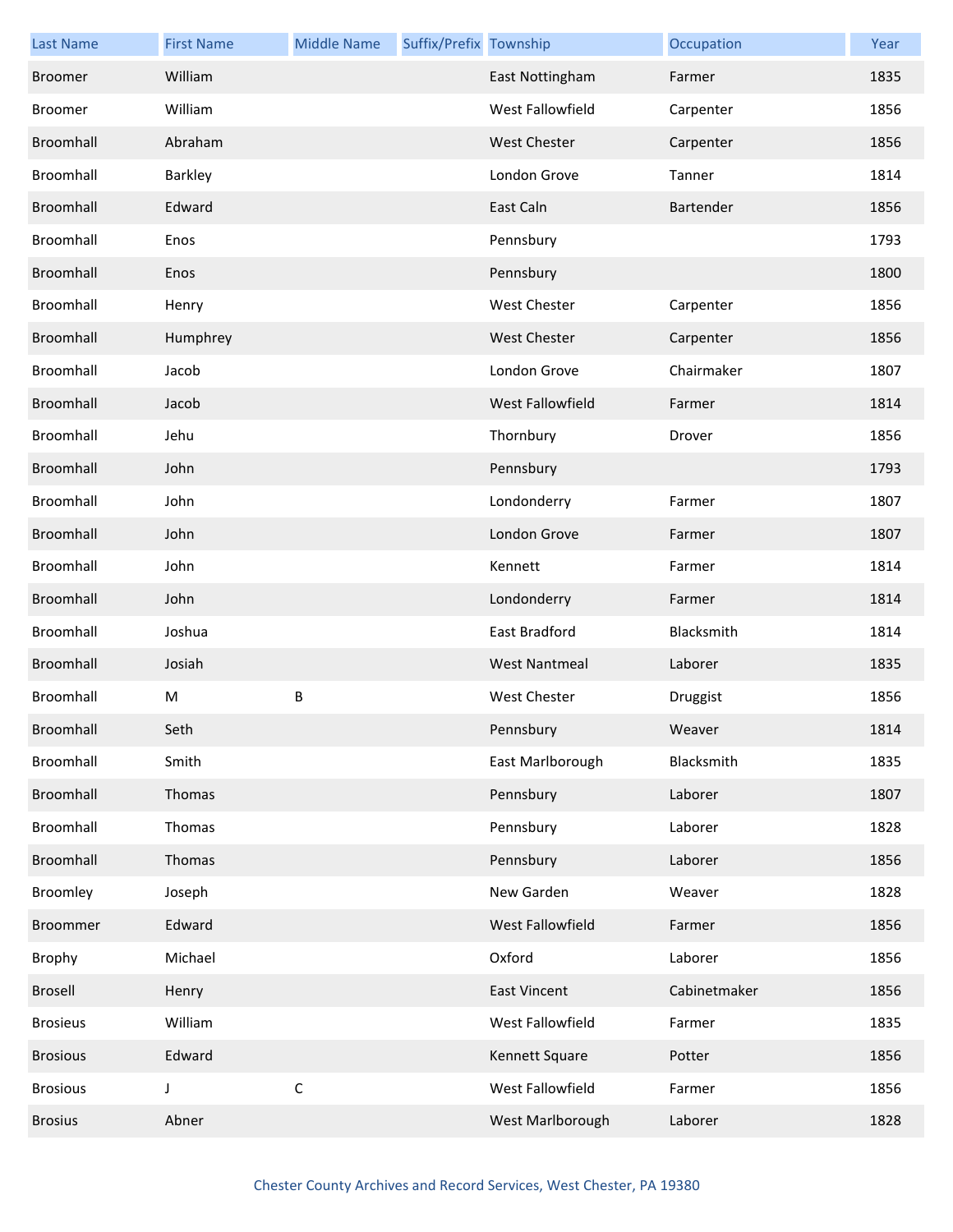| Last Name | First Name | Middle Name | Suffix/Prefix | Township | Occupation | Year |
|---|---|---|---|---|---|---|
| Broomer | William | | | East Nottingham | Farmer | 1835 |
| Broomer | William | | | West Fallowfield | Carpenter | 1856 |
| Broomhall | Abraham | | | West Chester | Carpenter | 1856 |
| Broomhall | Barkley | | | London Grove | Tanner | 1814 |
| Broomhall | Edward | | | East Caln | Bartender | 1856 |
| Broomhall | Enos | | | Pennsbury | | 1793 |
| Broomhall | Enos | | | Pennsbury | | 1800 |
| Broomhall | Henry | | | West Chester | Carpenter | 1856 |
| Broomhall | Humphrey | | | West Chester | Carpenter | 1856 |
| Broomhall | Jacob | | | London Grove | Chairmaker | 1807 |
| Broomhall | Jacob | | | West Fallowfield | Farmer | 1814 |
| Broomhall | Jehu | | | Thornbury | Drover | 1856 |
| Broomhall | John | | | Pennsbury | | 1793 |
| Broomhall | John | | | Londonderry | Farmer | 1807 |
| Broomhall | John | | | London Grove | Farmer | 1807 |
| Broomhall | John | | | Kennett | Farmer | 1814 |
| Broomhall | John | | | Londonderry | Farmer | 1814 |
| Broomhall | Joshua | | | East Bradford | Blacksmith | 1814 |
| Broomhall | Josiah | | | West Nantmeal | Laborer | 1835 |
| Broomhall | M | B | | West Chester | Druggist | 1856 |
| Broomhall | Seth | | | Pennsbury | Weaver | 1814 |
| Broomhall | Smith | | | East Marlborough | Blacksmith | 1835 |
| Broomhall | Thomas | | | Pennsbury | Laborer | 1807 |
| Broomhall | Thomas | | | Pennsbury | Laborer | 1828 |
| Broomhall | Thomas | | | Pennsbury | Laborer | 1856 |
| Broomley | Joseph | | | New Garden | Weaver | 1828 |
| Broommer | Edward | | | West Fallowfield | Farmer | 1856 |
| Brophy | Michael | | | Oxford | Laborer | 1856 |
| Brosell | Henry | | | East Vincent | Cabinetmaker | 1856 |
| Brosieus | William | | | West Fallowfield | Farmer | 1835 |
| Brosious | Edward | | | Kennett Square | Potter | 1856 |
| Brosious | J | C | | West Fallowfield | Farmer | 1856 |
| Brosius | Abner | | | West Marlborough | Laborer | 1828 |

Chester County Archives and Record Services, West Chester, PA 19380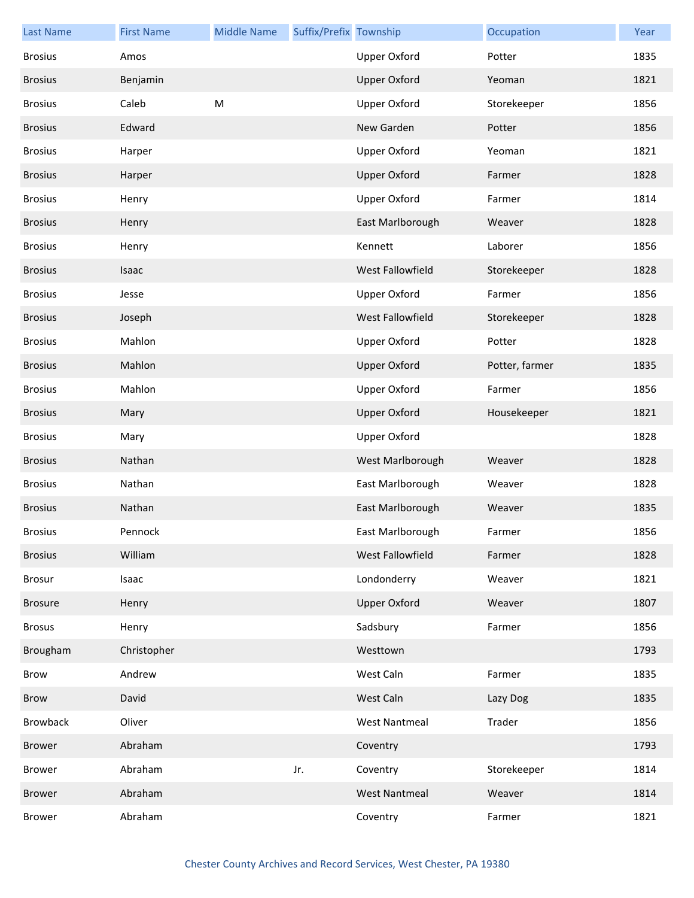| Last Name | First Name | Middle Name | Suffix/Prefix | Township | Occupation | Year |
| --- | --- | --- | --- | --- | --- | --- |
| Brosius | Amos | | | Upper Oxford | Potter | 1835 |
| Brosius | Benjamin | | | Upper Oxford | Yeoman | 1821 |
| Brosius | Caleb | M | | Upper Oxford | Storekeeper | 1856 |
| Brosius | Edward | | | New Garden | Potter | 1856 |
| Brosius | Harper | | | Upper Oxford | Yeoman | 1821 |
| Brosius | Harper | | | Upper Oxford | Farmer | 1828 |
| Brosius | Henry | | | Upper Oxford | Farmer | 1814 |
| Brosius | Henry | | | East Marlborough | Weaver | 1828 |
| Brosius | Henry | | | Kennett | Laborer | 1856 |
| Brosius | Isaac | | | West Fallowfield | Storekeeper | 1828 |
| Brosius | Jesse | | | Upper Oxford | Farmer | 1856 |
| Brosius | Joseph | | | West Fallowfield | Storekeeper | 1828 |
| Brosius | Mahlon | | | Upper Oxford | Potter | 1828 |
| Brosius | Mahlon | | | Upper Oxford | Potter, farmer | 1835 |
| Brosius | Mahlon | | | Upper Oxford | Farmer | 1856 |
| Brosius | Mary | | | Upper Oxford | Housekeeper | 1821 |
| Brosius | Mary | | | Upper Oxford | | 1828 |
| Brosius | Nathan | | | West Marlborough | Weaver | 1828 |
| Brosius | Nathan | | | East Marlborough | Weaver | 1828 |
| Brosius | Nathan | | | East Marlborough | Weaver | 1835 |
| Brosius | Pennock | | | East Marlborough | Farmer | 1856 |
| Brosius | William | | | West Fallowfield | Farmer | 1828 |
| Brosur | Isaac | | | Londonderry | Weaver | 1821 |
| Brosure | Henry | | | Upper Oxford | Weaver | 1807 |
| Brosus | Henry | | | Sadsbury | Farmer | 1856 |
| Brougham | Christopher | | | Westtown | | 1793 |
| Brow | Andrew | | | West Caln | Farmer | 1835 |
| Brow | David | | | West Caln | Lazy Dog | 1835 |
| Browback | Oliver | | | West Nantmeal | Trader | 1856 |
| Brower | Abraham | | | Coventry | | 1793 |
| Brower | Abraham | | Jr. | Coventry | Storekeeper | 1814 |
| Brower | Abraham | | | West Nantmeal | Weaver | 1814 |
| Brower | Abraham | | | Coventry | Farmer | 1821 |

Chester County Archives and Record Services, West Chester, PA 19380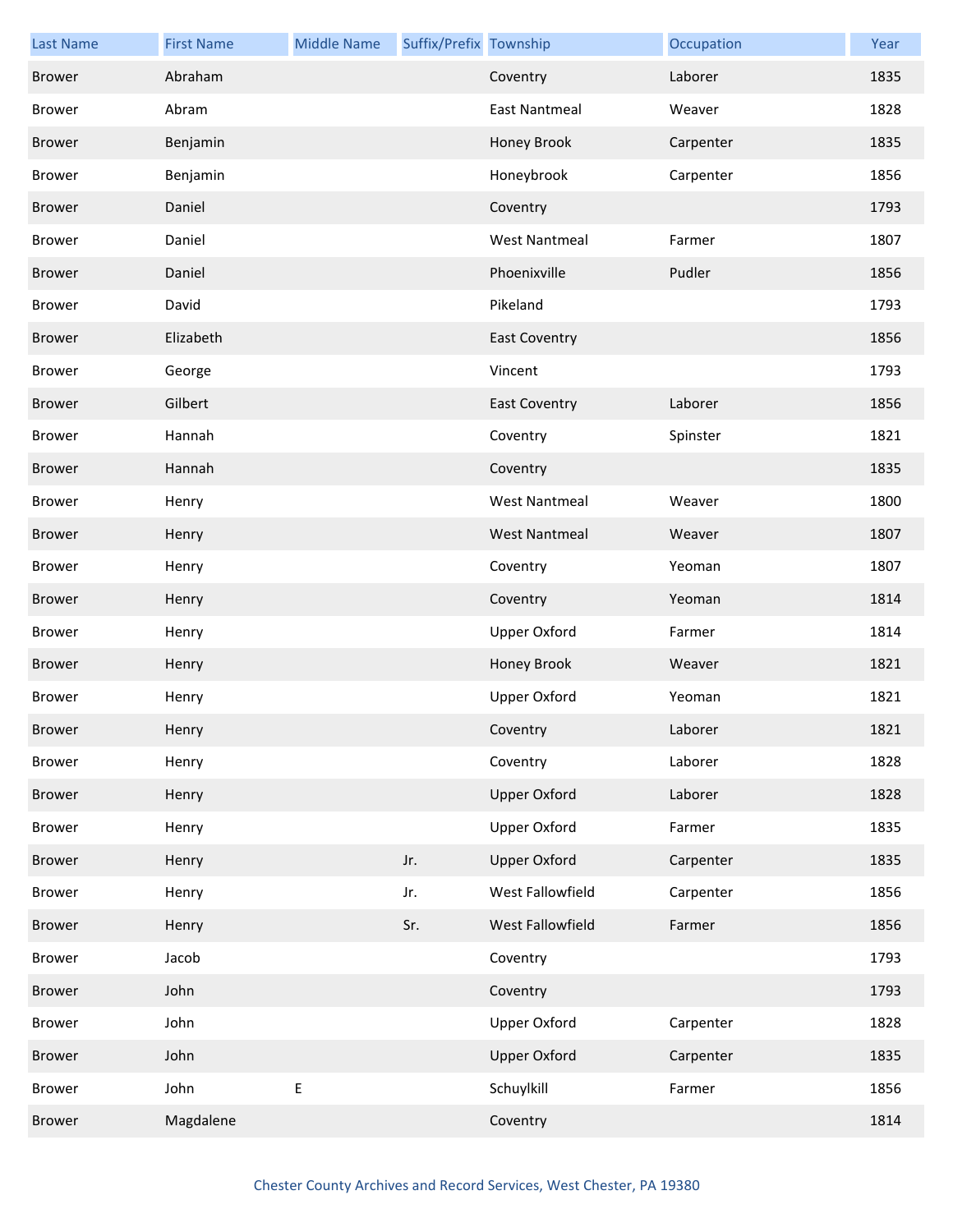| Last Name | First Name | Middle Name | Suffix/Prefix | Township | Occupation | Year |
|---|---|---|---|---|---|---|
| Brower | Abraham | | | Coventry | Laborer | 1835 |
| Brower | Abram | | | East Nantmeal | Weaver | 1828 |
| Brower | Benjamin | | | Honey Brook | Carpenter | 1835 |
| Brower | Benjamin | | | Honeybrook | Carpenter | 1856 |
| Brower | Daniel | | | Coventry | | 1793 |
| Brower | Daniel | | | West Nantmeal | Farmer | 1807 |
| Brower | Daniel | | | Phoenixville | Pudler | 1856 |
| Brower | David | | | Pikeland | | 1793 |
| Brower | Elizabeth | | | East Coventry | | 1856 |
| Brower | George | | | Vincent | | 1793 |
| Brower | Gilbert | | | East Coventry | Laborer | 1856 |
| Brower | Hannah | | | Coventry | Spinster | 1821 |
| Brower | Hannah | | | Coventry | | 1835 |
| Brower | Henry | | | West Nantmeal | Weaver | 1800 |
| Brower | Henry | | | West Nantmeal | Weaver | 1807 |
| Brower | Henry | | | Coventry | Yeoman | 1807 |
| Brower | Henry | | | Coventry | Yeoman | 1814 |
| Brower | Henry | | | Upper Oxford | Farmer | 1814 |
| Brower | Henry | | | Honey Brook | Weaver | 1821 |
| Brower | Henry | | | Upper Oxford | Yeoman | 1821 |
| Brower | Henry | | | Coventry | Laborer | 1821 |
| Brower | Henry | | | Coventry | Laborer | 1828 |
| Brower | Henry | | | Upper Oxford | Laborer | 1828 |
| Brower | Henry | | | Upper Oxford | Farmer | 1835 |
| Brower | Henry | | Jr. | Upper Oxford | Carpenter | 1835 |
| Brower | Henry | | Jr. | West Fallowfield | Carpenter | 1856 |
| Brower | Henry | | Sr. | West Fallowfield | Farmer | 1856 |
| Brower | Jacob | | | Coventry | | 1793 |
| Brower | John | | | Coventry | | 1793 |
| Brower | John | | | Upper Oxford | Carpenter | 1828 |
| Brower | John | | | Upper Oxford | Carpenter | 1835 |
| Brower | John | E | | Schuylkill | Farmer | 1856 |
| Brower | Magdalene | | | Coventry | | 1814 |

Chester County Archives and Record Services, West Chester, PA 19380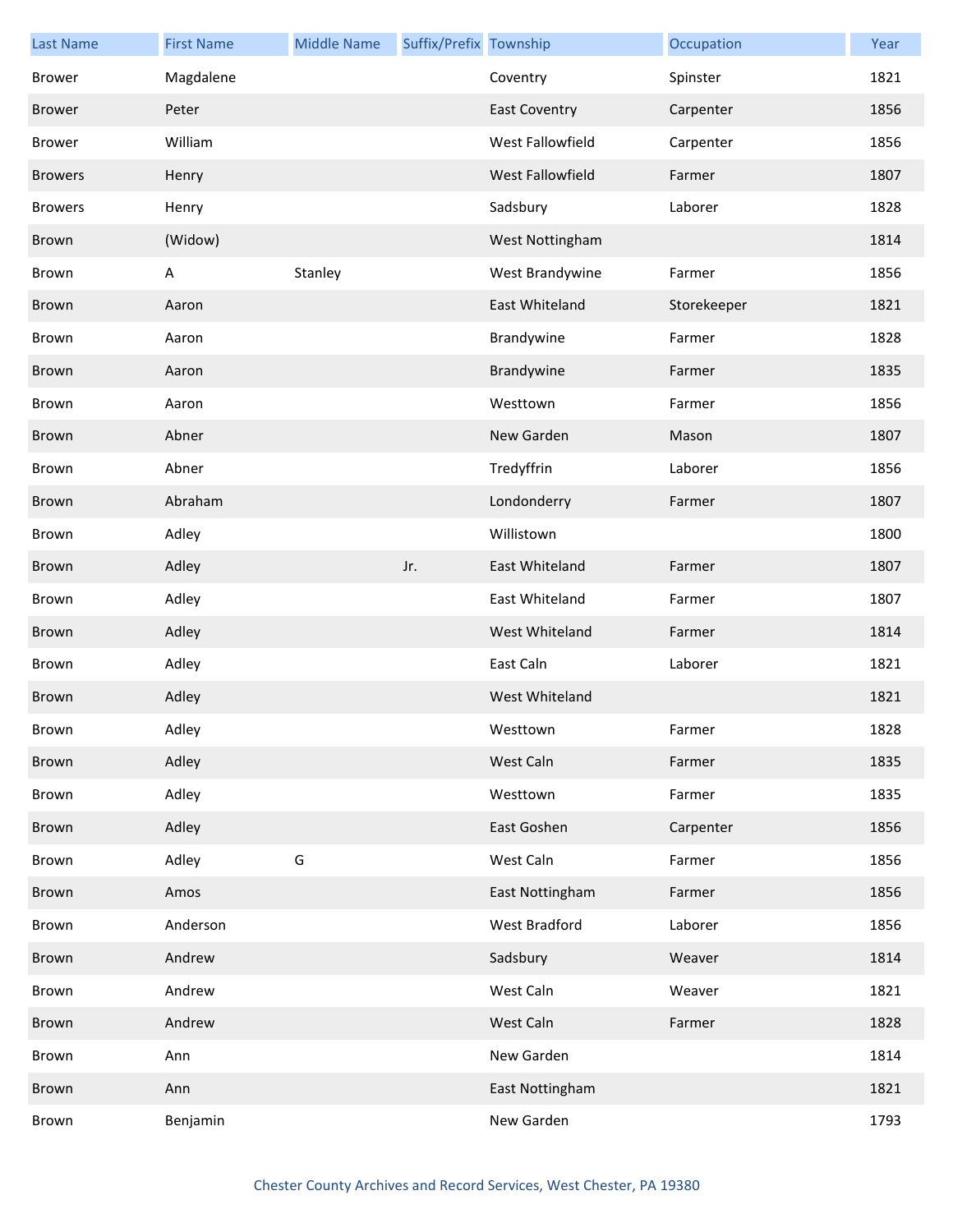| Last Name | First Name | Middle Name | Suffix/Prefix | Township | Occupation | Year |
|---|---|---|---|---|---|---|
| Brower | Magdalene | | | Coventry | Spinster | 1821 |
| Brower | Peter | | | East Coventry | Carpenter | 1856 |
| Brower | William | | | West Fallowfield | Carpenter | 1856 |
| Browers | Henry | | | West Fallowfield | Farmer | 1807 |
| Browers | Henry | | | Sadsbury | Laborer | 1828 |
| Brown | (Widow) | | | West Nottingham | | 1814 |
| Brown | A | Stanley | | West Brandywine | Farmer | 1856 |
| Brown | Aaron | | | East Whiteland | Storekeeper | 1821 |
| Brown | Aaron | | | Brandywine | Farmer | 1828 |
| Brown | Aaron | | | Brandywine | Farmer | 1835 |
| Brown | Aaron | | | Westtown | Farmer | 1856 |
| Brown | Abner | | | New Garden | Mason | 1807 |
| Brown | Abner | | | Tredyffrin | Laborer | 1856 |
| Brown | Abraham | | | Londonderry | Farmer | 1807 |
| Brown | Adley | | | Willistown | | 1800 |
| Brown | Adley | | Jr. | East Whiteland | Farmer | 1807 |
| Brown | Adley | | | East Whiteland | Farmer | 1807 |
| Brown | Adley | | | West Whiteland | Farmer | 1814 |
| Brown | Adley | | | East Caln | Laborer | 1821 |
| Brown | Adley | | | West Whiteland | | 1821 |
| Brown | Adley | | | Westtown | Farmer | 1828 |
| Brown | Adley | | | West Caln | Farmer | 1835 |
| Brown | Adley | | | Westtown | Farmer | 1835 |
| Brown | Adley | | | East Goshen | Carpenter | 1856 |
| Brown | Adley | G | | West Caln | Farmer | 1856 |
| Brown | Amos | | | East Nottingham | Farmer | 1856 |
| Brown | Anderson | | | West Bradford | Laborer | 1856 |
| Brown | Andrew | | | Sadsbury | Weaver | 1814 |
| Brown | Andrew | | | West Caln | Weaver | 1821 |
| Brown | Andrew | | | West Caln | Farmer | 1828 |
| Brown | Ann | | | New Garden | | 1814 |
| Brown | Ann | | | East Nottingham | | 1821 |
| Brown | Benjamin | | | New Garden | | 1793 |

Chester County Archives and Record Services, West Chester, PA 19380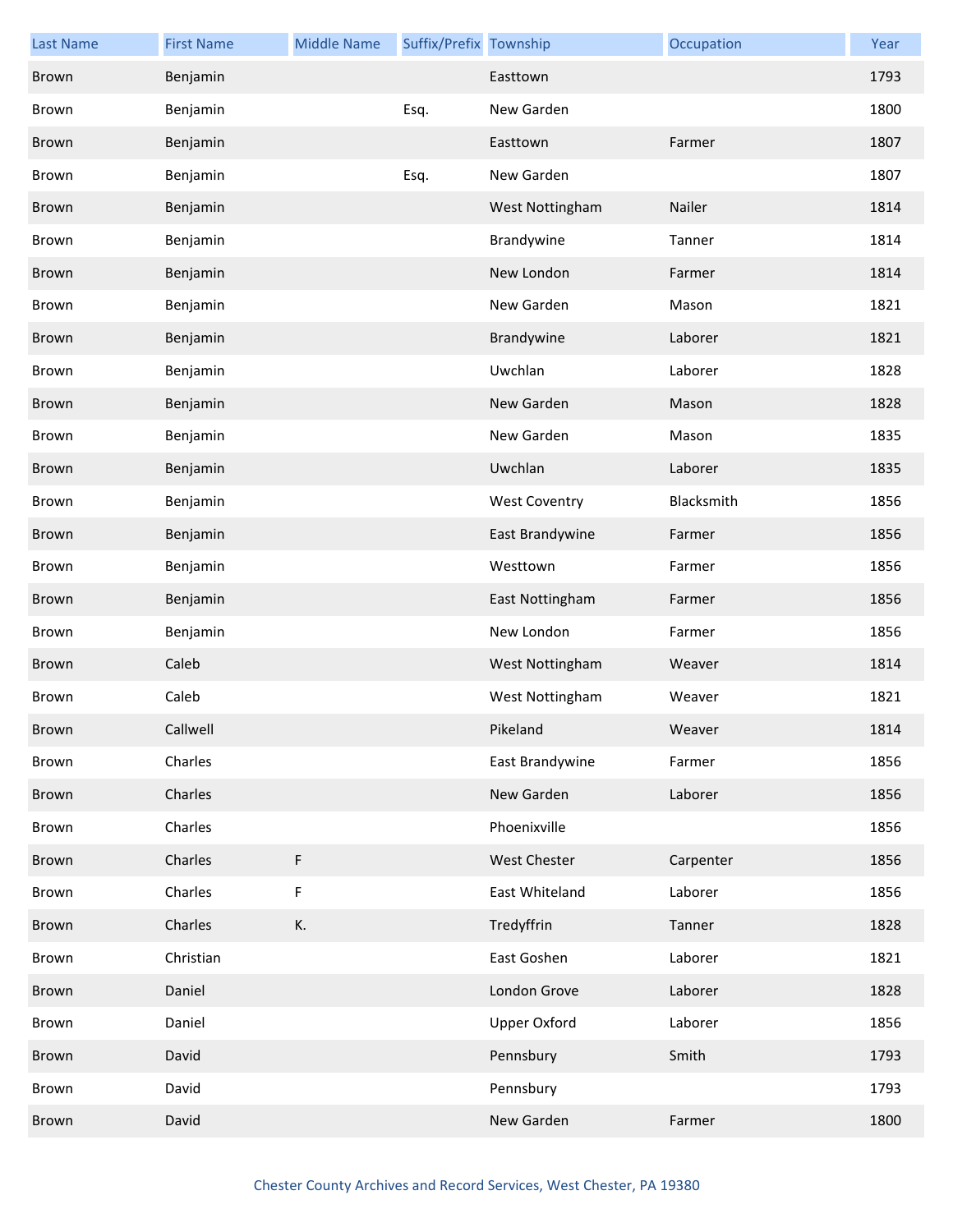| Last Name | First Name | Middle Name | Suffix/Prefix | Township | Occupation | Year |
|---|---|---|---|---|---|---|
| Brown | Benjamin | | | Easttown | | 1793 |
| Brown | Benjamin | | Esq. | New Garden | | 1800 |
| Brown | Benjamin | | | Easttown | Farmer | 1807 |
| Brown | Benjamin | | Esq. | New Garden | | 1807 |
| Brown | Benjamin | | | West Nottingham | Nailer | 1814 |
| Brown | Benjamin | | | Brandywine | Tanner | 1814 |
| Brown | Benjamin | | | New London | Farmer | 1814 |
| Brown | Benjamin | | | New Garden | Mason | 1821 |
| Brown | Benjamin | | | Brandywine | Laborer | 1821 |
| Brown | Benjamin | | | Uwchlan | Laborer | 1828 |
| Brown | Benjamin | | | New Garden | Mason | 1828 |
| Brown | Benjamin | | | New Garden | Mason | 1835 |
| Brown | Benjamin | | | Uwchlan | Laborer | 1835 |
| Brown | Benjamin | | | West Coventry | Blacksmith | 1856 |
| Brown | Benjamin | | | East Brandywine | Farmer | 1856 |
| Brown | Benjamin | | | Westtown | Farmer | 1856 |
| Brown | Benjamin | | | East Nottingham | Farmer | 1856 |
| Brown | Benjamin | | | New London | Farmer | 1856 |
| Brown | Caleb | | | West Nottingham | Weaver | 1814 |
| Brown | Caleb | | | West Nottingham | Weaver | 1821 |
| Brown | Callwell | | | Pikeland | Weaver | 1814 |
| Brown | Charles | | | East Brandywine | Farmer | 1856 |
| Brown | Charles | | | New Garden | Laborer | 1856 |
| Brown | Charles | | | Phoenixville | | 1856 |
| Brown | Charles | F | | West Chester | Carpenter | 1856 |
| Brown | Charles | F | | East Whiteland | Laborer | 1856 |
| Brown | Charles | K. | | Tredyffrin | Tanner | 1828 |
| Brown | Christian | | | East Goshen | Laborer | 1821 |
| Brown | Daniel | | | London Grove | Laborer | 1828 |
| Brown | Daniel | | | Upper Oxford | Laborer | 1856 |
| Brown | David | | | Pennsbury | Smith | 1793 |
| Brown | David | | | Pennsbury | | 1793 |
| Brown | David | | | New Garden | Farmer | 1800 |

Chester County Archives and Record Services, West Chester, PA 19380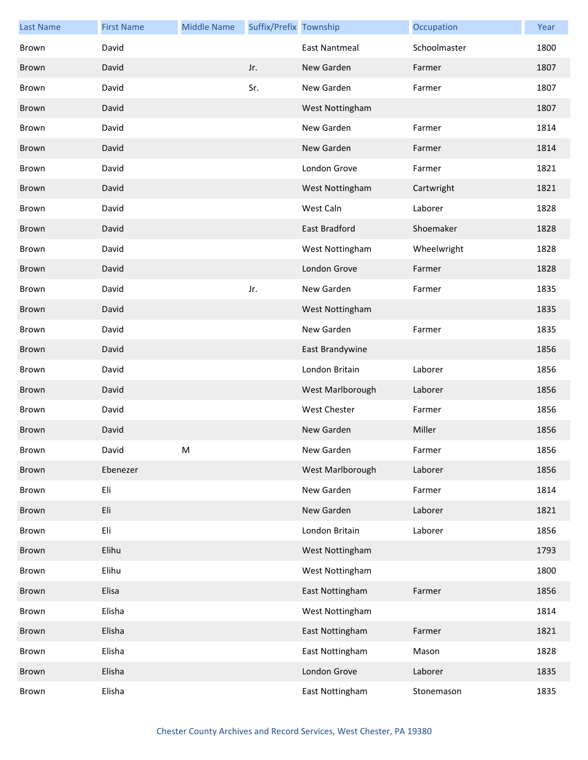| Last Name | First Name | Middle Name | Suffix/Prefix | Township | Occupation | Year |
|---|---|---|---|---|---|---|
| Brown | David | | | East Nantmeal | Schoolmaster | 1800 |
| Brown | David | | Jr. | New Garden | Farmer | 1807 |
| Brown | David | | Sr. | New Garden | Farmer | 1807 |
| Brown | David | | | West Nottingham | | 1807 |
| Brown | David | | | New Garden | Farmer | 1814 |
| Brown | David | | | New Garden | Farmer | 1814 |
| Brown | David | | | London Grove | Farmer | 1821 |
| Brown | David | | | West Nottingham | Cartwright | 1821 |
| Brown | David | | | West Caln | Laborer | 1828 |
| Brown | David | | | East Bradford | Shoemaker | 1828 |
| Brown | David | | | West Nottingham | Wheelwright | 1828 |
| Brown | David | | | London Grove | Farmer | 1828 |
| Brown | David | | Jr. | New Garden | Farmer | 1835 |
| Brown | David | | | West Nottingham | | 1835 |
| Brown | David | | | New Garden | Farmer | 1835 |
| Brown | David | | | East Brandywine | | 1856 |
| Brown | David | | | London Britain | Laborer | 1856 |
| Brown | David | | | West Marlborough | Laborer | 1856 |
| Brown | David | | | West Chester | Farmer | 1856 |
| Brown | David | | | New Garden | Miller | 1856 |
| Brown | David | M | | New Garden | Farmer | 1856 |
| Brown | Ebenezer | | | West Marlborough | Laborer | 1856 |
| Brown | Eli | | | New Garden | Farmer | 1814 |
| Brown | Eli | | | New Garden | Laborer | 1821 |
| Brown | Eli | | | London Britain | Laborer | 1856 |
| Brown | Elihu | | | West Nottingham | | 1793 |
| Brown | Elihu | | | West Nottingham | | 1800 |
| Brown | Elisa | | | East Nottingham | Farmer | 1856 |
| Brown | Elisha | | | West Nottingham | | 1814 |
| Brown | Elisha | | | East Nottingham | Farmer | 1821 |
| Brown | Elisha | | | East Nottingham | Mason | 1828 |
| Brown | Elisha | | | London Grove | Laborer | 1835 |
| Brown | Elisha | | | East Nottingham | Stonemason | 1835 |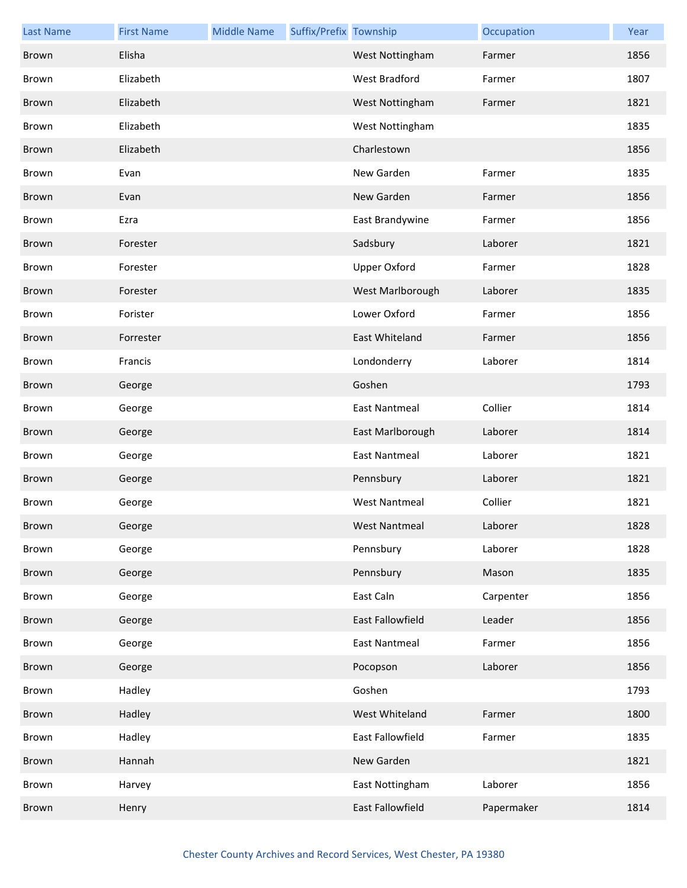| Last Name | First Name | Middle Name | Suffix/Prefix | Township | Occupation | Year |
|---|---|---|---|---|---|---|
| Brown | Elisha | | | West Nottingham | Farmer | 1856 |
| Brown | Elizabeth | | | West Bradford | Farmer | 1807 |
| Brown | Elizabeth | | | West Nottingham | Farmer | 1821 |
| Brown | Elizabeth | | | West Nottingham | | 1835 |
| Brown | Elizabeth | | | Charlestown | | 1856 |
| Brown | Evan | | | New Garden | Farmer | 1835 |
| Brown | Evan | | | New Garden | Farmer | 1856 |
| Brown | Ezra | | | East Brandywine | Farmer | 1856 |
| Brown | Forester | | | Sadsbury | Laborer | 1821 |
| Brown | Forester | | | Upper Oxford | Farmer | 1828 |
| Brown | Forester | | | West Marlborough | Laborer | 1835 |
| Brown | Forister | | | Lower Oxford | Farmer | 1856 |
| Brown | Forrester | | | East Whiteland | Farmer | 1856 |
| Brown | Francis | | | Londonderry | Laborer | 1814 |
| Brown | George | | | Goshen | | 1793 |
| Brown | George | | | East Nantmeal | Collier | 1814 |
| Brown | George | | | East Marlborough | Laborer | 1814 |
| Brown | George | | | East Nantmeal | Laborer | 1821 |
| Brown | George | | | Pennsbury | Laborer | 1821 |
| Brown | George | | | West Nantmeal | Collier | 1821 |
| Brown | George | | | West Nantmeal | Laborer | 1828 |
| Brown | George | | | Pennsbury | Laborer | 1828 |
| Brown | George | | | Pennsbury | Mason | 1835 |
| Brown | George | | | East Caln | Carpenter | 1856 |
| Brown | George | | | East Fallowfield | Leader | 1856 |
| Brown | George | | | East Nantmeal | Farmer | 1856 |
| Brown | George | | | Pocopson | Laborer | 1856 |
| Brown | Hadley | | | Goshen | | 1793 |
| Brown | Hadley | | | West Whiteland | Farmer | 1800 |
| Brown | Hadley | | | East Fallowfield | Farmer | 1835 |
| Brown | Hannah | | | New Garden | | 1821 |
| Brown | Harvey | | | East Nottingham | Laborer | 1856 |
| Brown | Henry | | | East Fallowfield | Papermaker | 1814 |

Chester County Archives and Record Services, West Chester, PA 19380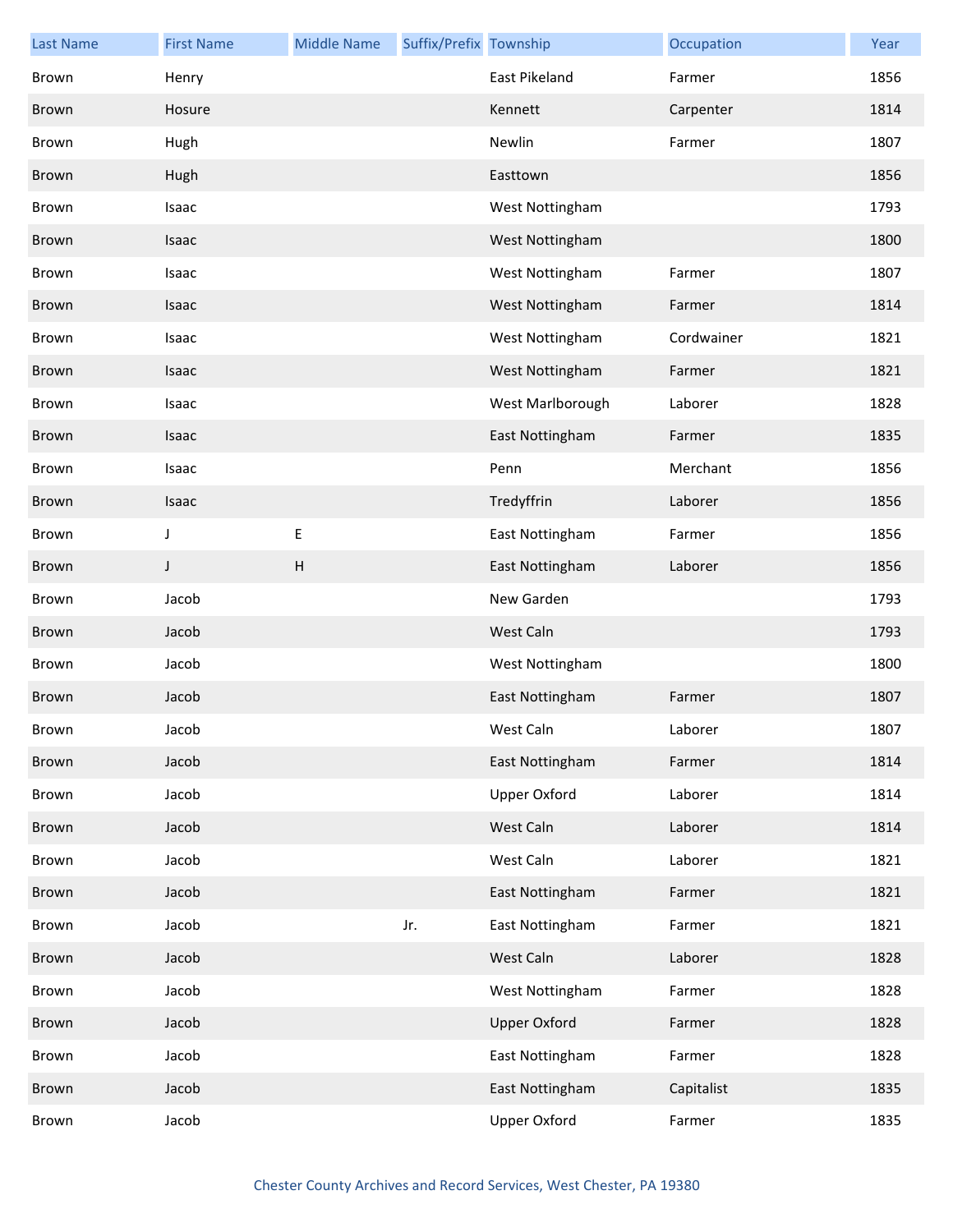| Last Name | First Name | Middle Name | Suffix/Prefix | Township | Occupation | Year |
|---|---|---|---|---|---|---|
| Brown | Henry | | | East Pikeland | Farmer | 1856 |
| Brown | Hosure | | | Kennett | Carpenter | 1814 |
| Brown | Hugh | | | Newlin | Farmer | 1807 |
| Brown | Hugh | | | Easttown | | 1856 |
| Brown | Isaac | | | West Nottingham | | 1793 |
| Brown | Isaac | | | West Nottingham | | 1800 |
| Brown | Isaac | | | West Nottingham | Farmer | 1807 |
| Brown | Isaac | | | West Nottingham | Farmer | 1814 |
| Brown | Isaac | | | West Nottingham | Cordwainer | 1821 |
| Brown | Isaac | | | West Nottingham | Farmer | 1821 |
| Brown | Isaac | | | West Marlborough | Laborer | 1828 |
| Brown | Isaac | | | East Nottingham | Farmer | 1835 |
| Brown | Isaac | | | Penn | Merchant | 1856 |
| Brown | Isaac | | | Tredyffrin | Laborer | 1856 |
| Brown | J | E | | East Nottingham | Farmer | 1856 |
| Brown | J | H | | East Nottingham | Laborer | 1856 |
| Brown | Jacob | | | New Garden | | 1793 |
| Brown | Jacob | | | West Caln | | 1793 |
| Brown | Jacob | | | West Nottingham | | 1800 |
| Brown | Jacob | | | East Nottingham | Farmer | 1807 |
| Brown | Jacob | | | West Caln | Laborer | 1807 |
| Brown | Jacob | | | East Nottingham | Farmer | 1814 |
| Brown | Jacob | | | Upper Oxford | Laborer | 1814 |
| Brown | Jacob | | | West Caln | Laborer | 1814 |
| Brown | Jacob | | | West Caln | Laborer | 1821 |
| Brown | Jacob | | | East Nottingham | Farmer | 1821 |
| Brown | Jacob | | Jr. | East Nottingham | Farmer | 1821 |
| Brown | Jacob | | | West Caln | Laborer | 1828 |
| Brown | Jacob | | | West Nottingham | Farmer | 1828 |
| Brown | Jacob | | | Upper Oxford | Farmer | 1828 |
| Brown | Jacob | | | East Nottingham | Farmer | 1828 |
| Brown | Jacob | | | East Nottingham | Capitalist | 1835 |
| Brown | Jacob | | | Upper Oxford | Farmer | 1835 |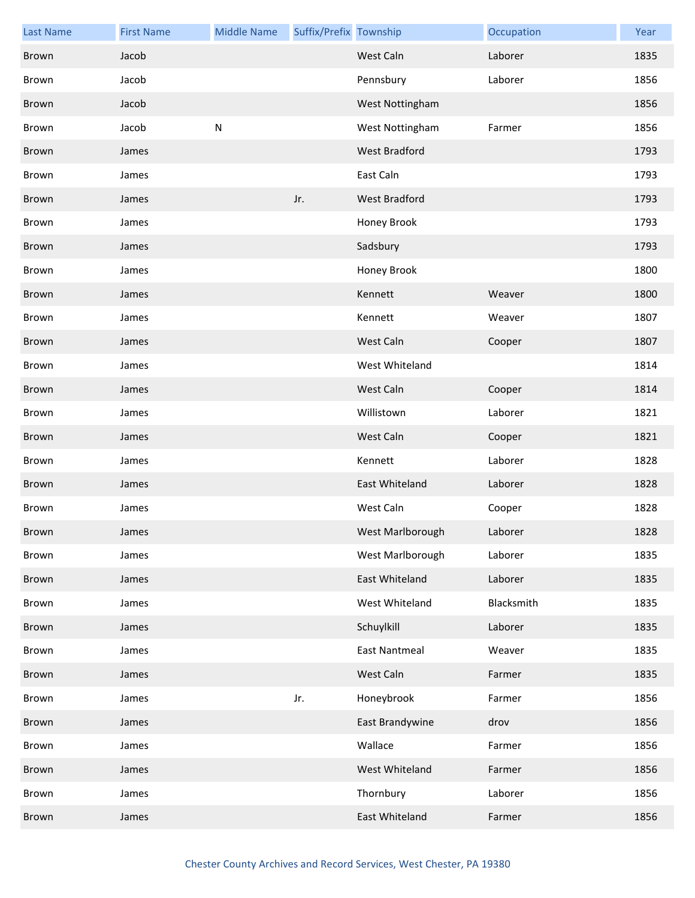| Last Name | First Name | Middle Name | Suffix/Prefix | Township | Occupation | Year |
| --- | --- | --- | --- | --- | --- | --- |
| Brown | Jacob | | | West Caln | Laborer | 1835 |
| Brown | Jacob | | | Pennsbury | Laborer | 1856 |
| Brown | Jacob | | | West Nottingham | | 1856 |
| Brown | Jacob | N | | West Nottingham | Farmer | 1856 |
| Brown | James | | | West Bradford | | 1793 |
| Brown | James | | | East Caln | | 1793 |
| Brown | James | | Jr. | West Bradford | | 1793 |
| Brown | James | | | Honey Brook | | 1793 |
| Brown | James | | | Sadsbury | | 1793 |
| Brown | James | | | Honey Brook | | 1800 |
| Brown | James | | | Kennett | Weaver | 1800 |
| Brown | James | | | Kennett | Weaver | 1807 |
| Brown | James | | | West Caln | Cooper | 1807 |
| Brown | James | | | West Whiteland | | 1814 |
| Brown | James | | | West Caln | Cooper | 1814 |
| Brown | James | | | Willistown | Laborer | 1821 |
| Brown | James | | | West Caln | Cooper | 1821 |
| Brown | James | | | Kennett | Laborer | 1828 |
| Brown | James | | | East Whiteland | Laborer | 1828 |
| Brown | James | | | West Caln | Cooper | 1828 |
| Brown | James | | | West Marlborough | Laborer | 1828 |
| Brown | James | | | West Marlborough | Laborer | 1835 |
| Brown | James | | | East Whiteland | Laborer | 1835 |
| Brown | James | | | West Whiteland | Blacksmith | 1835 |
| Brown | James | | | Schuylkill | Laborer | 1835 |
| Brown | James | | | East Nantmeal | Weaver | 1835 |
| Brown | James | | | West Caln | Farmer | 1835 |
| Brown | James | | Jr. | Honeybrook | Farmer | 1856 |
| Brown | James | | | East Brandywine | drov | 1856 |
| Brown | James | | | Wallace | Farmer | 1856 |
| Brown | James | | | West Whiteland | Farmer | 1856 |
| Brown | James | | | Thornbury | Laborer | 1856 |
| Brown | James | | | East Whiteland | Farmer | 1856 |

Chester County Archives and Record Services, West Chester, PA 19380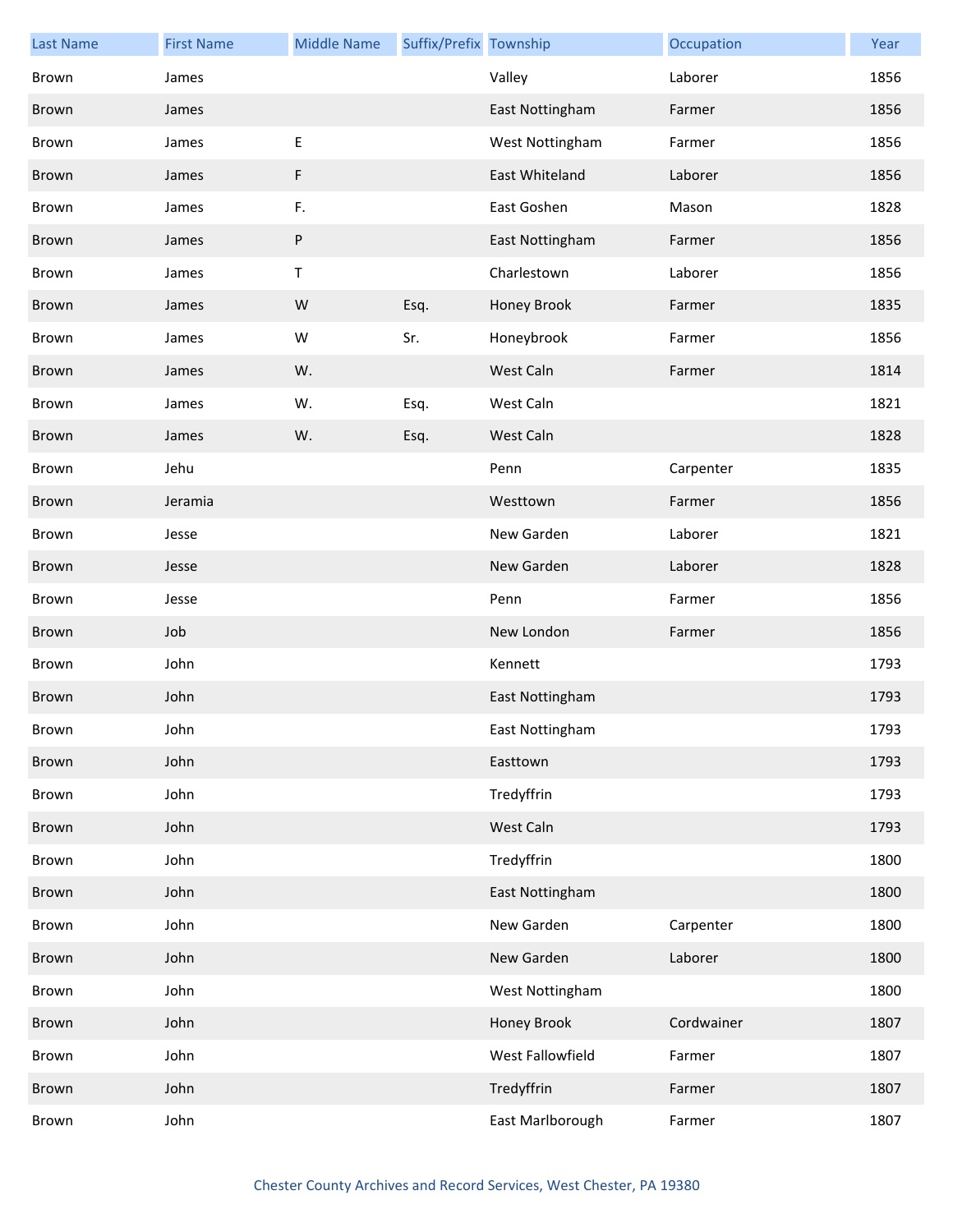| Last Name | First Name | Middle Name | Suffix/Prefix | Township | Occupation | Year |
|---|---|---|---|---|---|---|
| Brown | James | | | Valley | Laborer | 1856 |
| Brown | James | | | East Nottingham | Farmer | 1856 |
| Brown | James | E | | West Nottingham | Farmer | 1856 |
| Brown | James | F | | East Whiteland | Laborer | 1856 |
| Brown | James | F. | | East Goshen | Mason | 1828 |
| Brown | James | P | | East Nottingham | Farmer | 1856 |
| Brown | James | T | | Charlestown | Laborer | 1856 |
| Brown | James | W | Esq. | Honey Brook | Farmer | 1835 |
| Brown | James | W | Sr. | Honeybrook | Farmer | 1856 |
| Brown | James | W. | | West Caln | Farmer | 1814 |
| Brown | James | W. | Esq. | West Caln | | 1821 |
| Brown | James | W. | Esq. | West Caln | | 1828 |
| Brown | Jehu | | | Penn | Carpenter | 1835 |
| Brown | Jeramia | | | Westtown | Farmer | 1856 |
| Brown | Jesse | | | New Garden | Laborer | 1821 |
| Brown | Jesse | | | New Garden | Laborer | 1828 |
| Brown | Jesse | | | Penn | Farmer | 1856 |
| Brown | Job | | | New London | Farmer | 1856 |
| Brown | John | | | Kennett | | 1793 |
| Brown | John | | | East Nottingham | | 1793 |
| Brown | John | | | East Nottingham | | 1793 |
| Brown | John | | | Easttown | | 1793 |
| Brown | John | | | Tredyffrin | | 1793 |
| Brown | John | | | West Caln | | 1793 |
| Brown | John | | | Tredyffrin | | 1800 |
| Brown | John | | | East Nottingham | | 1800 |
| Brown | John | | | New Garden | Carpenter | 1800 |
| Brown | John | | | New Garden | Laborer | 1800 |
| Brown | John | | | West Nottingham | | 1800 |
| Brown | John | | | Honey Brook | Cordwainer | 1807 |
| Brown | John | | | West Fallowfield | Farmer | 1807 |
| Brown | John | | | Tredyffrin | Farmer | 1807 |
| Brown | John | | | East Marlborough | Farmer | 1807 |

Chester County Archives and Record Services, West Chester, PA 19380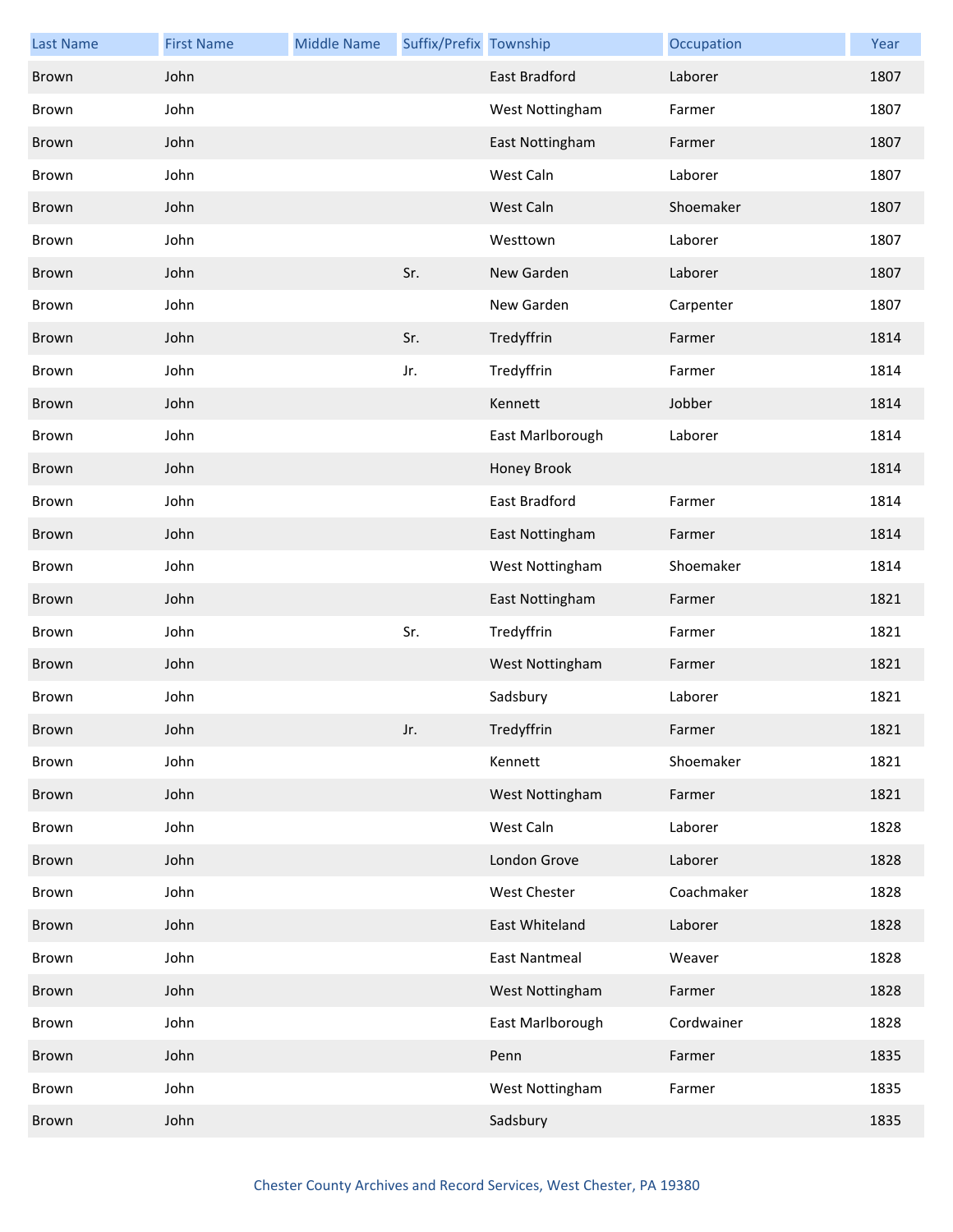| Last Name | First Name | Middle Name | Suffix/Prefix | Township | Occupation | Year |
|---|---|---|---|---|---|---|
| Brown | John | | | East Bradford | Laborer | 1807 |
| Brown | John | | | West Nottingham | Farmer | 1807 |
| Brown | John | | | East Nottingham | Farmer | 1807 |
| Brown | John | | | West Caln | Laborer | 1807 |
| Brown | John | | | West Caln | Shoemaker | 1807 |
| Brown | John | | | Westtown | Laborer | 1807 |
| Brown | John | | Sr. | New Garden | Laborer | 1807 |
| Brown | John | | | New Garden | Carpenter | 1807 |
| Brown | John | | Sr. | Tredyffrin | Farmer | 1814 |
| Brown | John | | Jr. | Tredyffrin | Farmer | 1814 |
| Brown | John | | | Kennett | Jobber | 1814 |
| Brown | John | | | East Marlborough | Laborer | 1814 |
| Brown | John | | | Honey Brook | | 1814 |
| Brown | John | | | East Bradford | Farmer | 1814 |
| Brown | John | | | East Nottingham | Farmer | 1814 |
| Brown | John | | | West Nottingham | Shoemaker | 1814 |
| Brown | John | | | East Nottingham | Farmer | 1821 |
| Brown | John | | Sr. | Tredyffrin | Farmer | 1821 |
| Brown | John | | | West Nottingham | Farmer | 1821 |
| Brown | John | | | Sadsbury | Laborer | 1821 |
| Brown | John | | Jr. | Tredyffrin | Farmer | 1821 |
| Brown | John | | | Kennett | Shoemaker | 1821 |
| Brown | John | | | West Nottingham | Farmer | 1821 |
| Brown | John | | | West Caln | Laborer | 1828 |
| Brown | John | | | London Grove | Laborer | 1828 |
| Brown | John | | | West Chester | Coachmaker | 1828 |
| Brown | John | | | East Whiteland | Laborer | 1828 |
| Brown | John | | | East Nantmeal | Weaver | 1828 |
| Brown | John | | | West Nottingham | Farmer | 1828 |
| Brown | John | | | East Marlborough | Cordwainer | 1828 |
| Brown | John | | | Penn | Farmer | 1835 |
| Brown | John | | | West Nottingham | Farmer | 1835 |
| Brown | John | | | Sadsbury | | 1835 |

Chester County Archives and Record Services, West Chester, PA 19380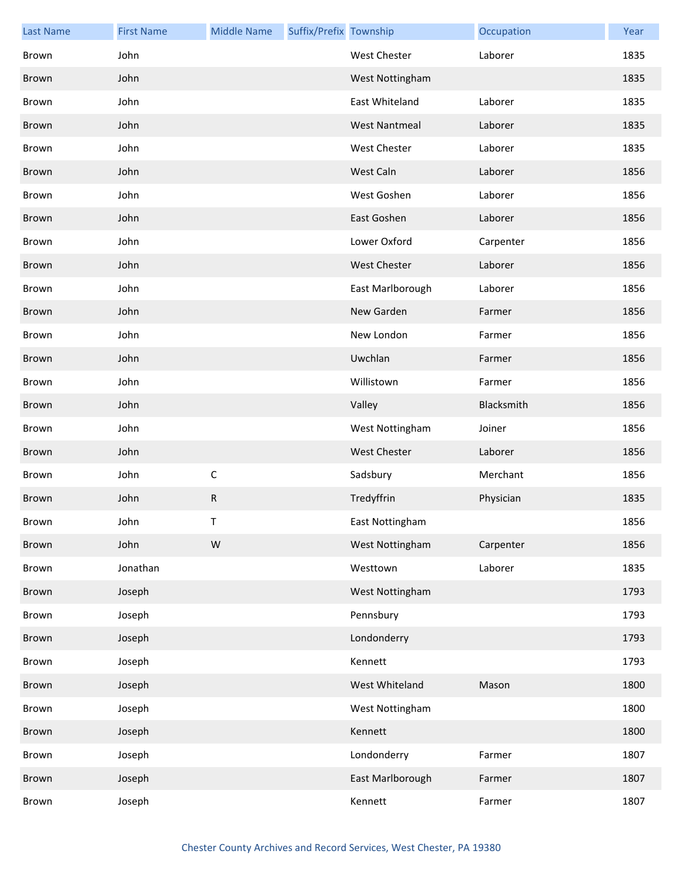| Last Name | First Name | Middle Name | Suffix/Prefix | Township | Occupation | Year |
|---|---|---|---|---|---|---|
| Brown | John | | | West Chester | Laborer | 1835 |
| Brown | John | | | West Nottingham | | 1835 |
| Brown | John | | | East Whiteland | Laborer | 1835 |
| Brown | John | | | West Nantmeal | Laborer | 1835 |
| Brown | John | | | West Chester | Laborer | 1835 |
| Brown | John | | | West Caln | Laborer | 1856 |
| Brown | John | | | West Goshen | Laborer | 1856 |
| Brown | John | | | East Goshen | Laborer | 1856 |
| Brown | John | | | Lower Oxford | Carpenter | 1856 |
| Brown | John | | | West Chester | Laborer | 1856 |
| Brown | John | | | East Marlborough | Laborer | 1856 |
| Brown | John | | | New Garden | Farmer | 1856 |
| Brown | John | | | New London | Farmer | 1856 |
| Brown | John | | | Uwchlan | Farmer | 1856 |
| Brown | John | | | Willistown | Farmer | 1856 |
| Brown | John | | | Valley | Blacksmith | 1856 |
| Brown | John | | | West Nottingham | Joiner | 1856 |
| Brown | John | | | West Chester | Laborer | 1856 |
| Brown | John | C | | Sadsbury | Merchant | 1856 |
| Brown | John | R | | Tredyffrin | Physician | 1835 |
| Brown | John | T | | East Nottingham | | 1856 |
| Brown | John | W | | West Nottingham | Carpenter | 1856 |
| Brown | Jonathan | | | Westtown | Laborer | 1835 |
| Brown | Joseph | | | West Nottingham | | 1793 |
| Brown | Joseph | | | Pennsbury | | 1793 |
| Brown | Joseph | | | Londonderry | | 1793 |
| Brown | Joseph | | | Kennett | | 1793 |
| Brown | Joseph | | | West Whiteland | Mason | 1800 |
| Brown | Joseph | | | West Nottingham | | 1800 |
| Brown | Joseph | | | Kennett | | 1800 |
| Brown | Joseph | | | Londonderry | Farmer | 1807 |
| Brown | Joseph | | | East Marlborough | Farmer | 1807 |
| Brown | Joseph | | | Kennett | Farmer | 1807 |

Chester County Archives and Record Services, West Chester, PA 19380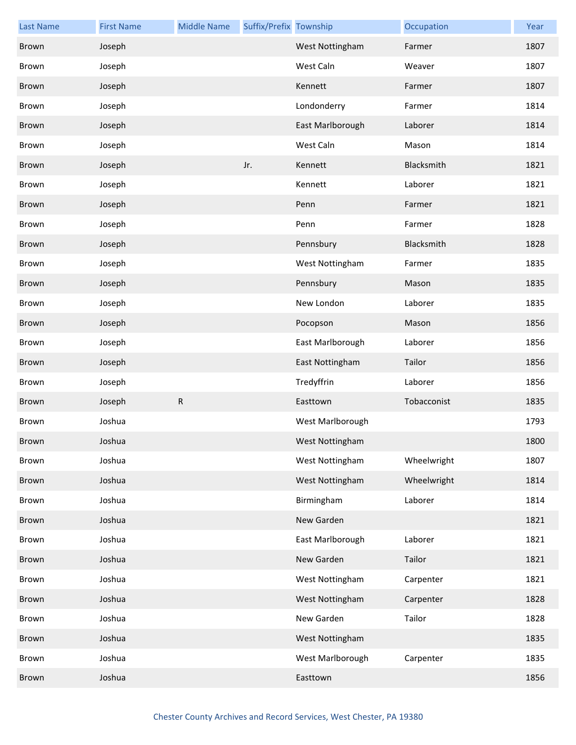| Last Name | First Name | Middle Name | Suffix/Prefix | Township | Occupation | Year |
|---|---|---|---|---|---|---|
| Brown | Joseph | | | West Nottingham | Farmer | 1807 |
| Brown | Joseph | | | West Caln | Weaver | 1807 |
| Brown | Joseph | | | Kennett | Farmer | 1807 |
| Brown | Joseph | | | Londonderry | Farmer | 1814 |
| Brown | Joseph | | | East Marlborough | Laborer | 1814 |
| Brown | Joseph | | | West Caln | Mason | 1814 |
| Brown | Joseph | | Jr. | Kennett | Blacksmith | 1821 |
| Brown | Joseph | | | Kennett | Laborer | 1821 |
| Brown | Joseph | | | Penn | Farmer | 1821 |
| Brown | Joseph | | | Penn | Farmer | 1828 |
| Brown | Joseph | | | Pennsbury | Blacksmith | 1828 |
| Brown | Joseph | | | West Nottingham | Farmer | 1835 |
| Brown | Joseph | | | Pennsbury | Mason | 1835 |
| Brown | Joseph | | | New London | Laborer | 1835 |
| Brown | Joseph | | | Pocopson | Mason | 1856 |
| Brown | Joseph | | | East Marlborough | Laborer | 1856 |
| Brown | Joseph | | | East Nottingham | Tailor | 1856 |
| Brown | Joseph | | | Tredyffrin | Laborer | 1856 |
| Brown | Joseph | R | | Easttown | Tobacconist | 1835 |
| Brown | Joshua | | | West Marlborough | | 1793 |
| Brown | Joshua | | | West Nottingham | | 1800 |
| Brown | Joshua | | | West Nottingham | Wheelwright | 1807 |
| Brown | Joshua | | | West Nottingham | Wheelwright | 1814 |
| Brown | Joshua | | | Birmingham | Laborer | 1814 |
| Brown | Joshua | | | New Garden | | 1821 |
| Brown | Joshua | | | East Marlborough | Laborer | 1821 |
| Brown | Joshua | | | New Garden | Tailor | 1821 |
| Brown | Joshua | | | West Nottingham | Carpenter | 1821 |
| Brown | Joshua | | | West Nottingham | Carpenter | 1828 |
| Brown | Joshua | | | New Garden | Tailor | 1828 |
| Brown | Joshua | | | West Nottingham | | 1835 |
| Brown | Joshua | | | West Marlborough | Carpenter | 1835 |
| Brown | Joshua | | | Easttown | | 1856 |

Chester County Archives and Record Services, West Chester, PA 19380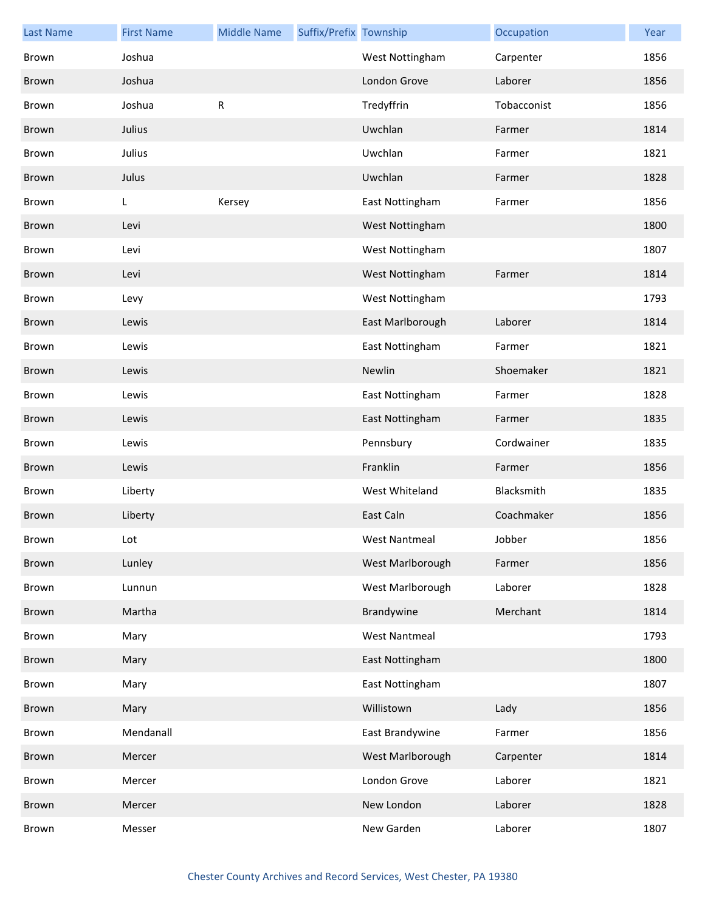| Last Name | First Name | Middle Name | Suffix/Prefix | Township | Occupation | Year |
|---|---|---|---|---|---|---|
| Brown | Joshua | | | West Nottingham | Carpenter | 1856 |
| Brown | Joshua | | | London Grove | Laborer | 1856 |
| Brown | Joshua | R | | Tredyffrin | Tobacconist | 1856 |
| Brown | Julius | | | Uwchlan | Farmer | 1814 |
| Brown | Julius | | | Uwchlan | Farmer | 1821 |
| Brown | Julus | | | Uwchlan | Farmer | 1828 |
| Brown | L | Kersey | | East Nottingham | Farmer | 1856 |
| Brown | Levi | | | West Nottingham | | 1800 |
| Brown | Levi | | | West Nottingham | | 1807 |
| Brown | Levi | | | West Nottingham | Farmer | 1814 |
| Brown | Levy | | | West Nottingham | | 1793 |
| Brown | Lewis | | | East Marlborough | Laborer | 1814 |
| Brown | Lewis | | | East Nottingham | Farmer | 1821 |
| Brown | Lewis | | | Newlin | Shoemaker | 1821 |
| Brown | Lewis | | | East Nottingham | Farmer | 1828 |
| Brown | Lewis | | | East Nottingham | Farmer | 1835 |
| Brown | Lewis | | | Pennsbury | Cordwainer | 1835 |
| Brown | Lewis | | | Franklin | Farmer | 1856 |
| Brown | Liberty | | | West Whiteland | Blacksmith | 1835 |
| Brown | Liberty | | | East Caln | Coachmaker | 1856 |
| Brown | Lot | | | West Nantmeal | Jobber | 1856 |
| Brown | Lunley | | | West Marlborough | Farmer | 1856 |
| Brown | Lunnun | | | West Marlborough | Laborer | 1828 |
| Brown | Martha | | | Brandywine | Merchant | 1814 |
| Brown | Mary | | | West Nantmeal | | 1793 |
| Brown | Mary | | | East Nottingham | | 1800 |
| Brown | Mary | | | East Nottingham | | 1807 |
| Brown | Mary | | | Willistown | Lady | 1856 |
| Brown | Mendanall | | | East Brandywine | Farmer | 1856 |
| Brown | Mercer | | | West Marlborough | Carpenter | 1814 |
| Brown | Mercer | | | London Grove | Laborer | 1821 |
| Brown | Mercer | | | New London | Laborer | 1828 |
| Brown | Messer | | | New Garden | Laborer | 1807 |

Chester County Archives and Record Services, West Chester, PA 19380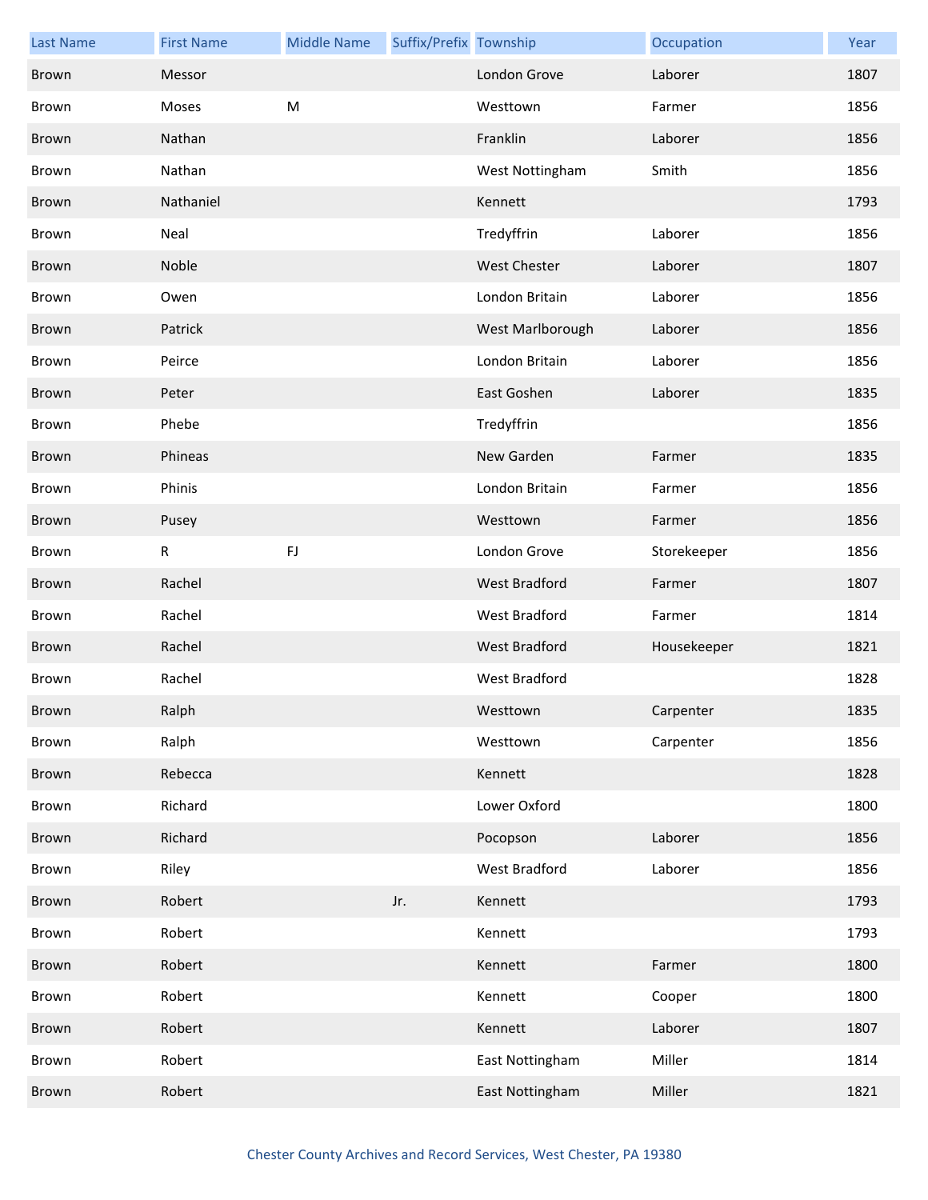| Last Name | First Name | Middle Name | Suffix/Prefix | Township | Occupation | Year |
|---|---|---|---|---|---|---|
| Brown | Messor | | | London Grove | Laborer | 1807 |
| Brown | Moses | M | | Westtown | Farmer | 1856 |
| Brown | Nathan | | | Franklin | Laborer | 1856 |
| Brown | Nathan | | | West Nottingham | Smith | 1856 |
| Brown | Nathaniel | | | Kennett | | 1793 |
| Brown | Neal | | | Tredyffrin | Laborer | 1856 |
| Brown | Noble | | | West Chester | Laborer | 1807 |
| Brown | Owen | | | London Britain | Laborer | 1856 |
| Brown | Patrick | | | West Marlborough | Laborer | 1856 |
| Brown | Peirce | | | London Britain | Laborer | 1856 |
| Brown | Peter | | | East Goshen | Laborer | 1835 |
| Brown | Phebe | | | Tredyffrin | | 1856 |
| Brown | Phineas | | | New Garden | Farmer | 1835 |
| Brown | Phinis | | | London Britain | Farmer | 1856 |
| Brown | Pusey | | | Westtown | Farmer | 1856 |
| Brown | R | FJ | | London Grove | Storekeeper | 1856 |
| Brown | Rachel | | | West Bradford | Farmer | 1807 |
| Brown | Rachel | | | West Bradford | Farmer | 1814 |
| Brown | Rachel | | | West Bradford | Housekeeper | 1821 |
| Brown | Rachel | | | West Bradford | | 1828 |
| Brown | Ralph | | | Westtown | Carpenter | 1835 |
| Brown | Ralph | | | Westtown | Carpenter | 1856 |
| Brown | Rebecca | | | Kennett | | 1828 |
| Brown | Richard | | | Lower Oxford | | 1800 |
| Brown | Richard | | | Pocopson | Laborer | 1856 |
| Brown | Riley | | | West Bradford | Laborer | 1856 |
| Brown | Robert | | Jr. | Kennett | | 1793 |
| Brown | Robert | | | Kennett | | 1793 |
| Brown | Robert | | | Kennett | Farmer | 1800 |
| Brown | Robert | | | Kennett | Cooper | 1800 |
| Brown | Robert | | | Kennett | Laborer | 1807 |
| Brown | Robert | | | East Nottingham | Miller | 1814 |
| Brown | Robert | | | East Nottingham | Miller | 1821 |

Chester County Archives and Record Services, West Chester, PA 19380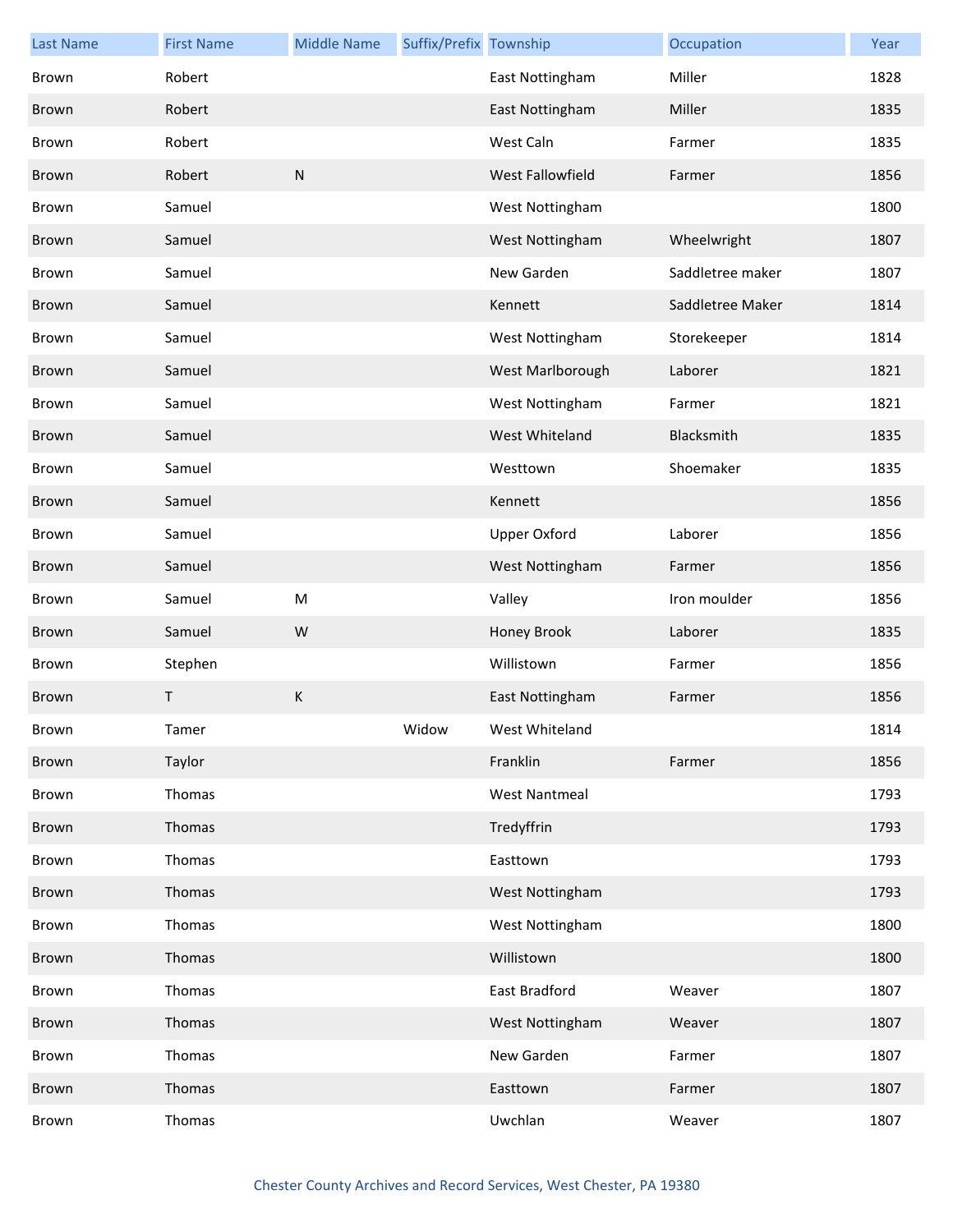| Last Name | First Name | Middle Name | Suffix/Prefix | Township | Occupation | Year |
|---|---|---|---|---|---|---|
| Brown | Robert | | | East Nottingham | Miller | 1828 |
| Brown | Robert | | | East Nottingham | Miller | 1835 |
| Brown | Robert | | | West Caln | Farmer | 1835 |
| Brown | Robert | N | | West Fallowfield | Farmer | 1856 |
| Brown | Samuel | | | West Nottingham | | 1800 |
| Brown | Samuel | | | West Nottingham | Wheelwright | 1807 |
| Brown | Samuel | | | New Garden | Saddletree maker | 1807 |
| Brown | Samuel | | | Kennett | Saddletree Maker | 1814 |
| Brown | Samuel | | | West Nottingham | Storekeeper | 1814 |
| Brown | Samuel | | | West Marlborough | Laborer | 1821 |
| Brown | Samuel | | | West Nottingham | Farmer | 1821 |
| Brown | Samuel | | | West Whiteland | Blacksmith | 1835 |
| Brown | Samuel | | | Westtown | Shoemaker | 1835 |
| Brown | Samuel | | | Kennett | | 1856 |
| Brown | Samuel | | | Upper Oxford | Laborer | 1856 |
| Brown | Samuel | | | West Nottingham | Farmer | 1856 |
| Brown | Samuel | M | | Valley | Iron moulder | 1856 |
| Brown | Samuel | W | | Honey Brook | Laborer | 1835 |
| Brown | Stephen | | | Willistown | Farmer | 1856 |
| Brown | T | K | | East Nottingham | Farmer | 1856 |
| Brown | Tamer | | Widow | West Whiteland | | 1814 |
| Brown | Taylor | | | Franklin | Farmer | 1856 |
| Brown | Thomas | | | West Nantmeal | | 1793 |
| Brown | Thomas | | | Tredyffrin | | 1793 |
| Brown | Thomas | | | Easttown | | 1793 |
| Brown | Thomas | | | West Nottingham | | 1793 |
| Brown | Thomas | | | West Nottingham | | 1800 |
| Brown | Thomas | | | Willistown | | 1800 |
| Brown | Thomas | | | East Bradford | Weaver | 1807 |
| Brown | Thomas | | | West Nottingham | Weaver | 1807 |
| Brown | Thomas | | | New Garden | Farmer | 1807 |
| Brown | Thomas | | | Easttown | Farmer | 1807 |
| Brown | Thomas | | | Uwchlan | Weaver | 1807 |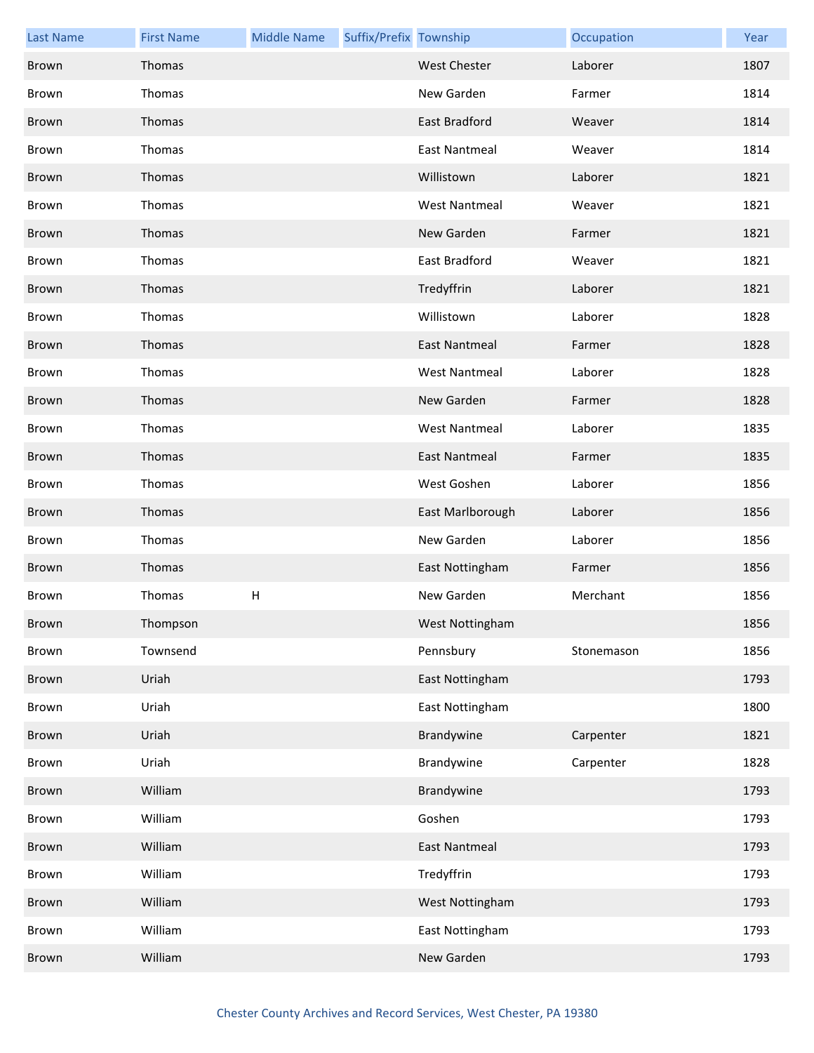| Last Name | First Name | Middle Name | Suffix/Prefix | Township | Occupation | Year |
|---|---|---|---|---|---|---|
| Brown | Thomas | | | West Chester | Laborer | 1807 |
| Brown | Thomas | | | New Garden | Farmer | 1814 |
| Brown | Thomas | | | East Bradford | Weaver | 1814 |
| Brown | Thomas | | | East Nantmeal | Weaver | 1814 |
| Brown | Thomas | | | Willistown | Laborer | 1821 |
| Brown | Thomas | | | West Nantmeal | Weaver | 1821 |
| Brown | Thomas | | | New Garden | Farmer | 1821 |
| Brown | Thomas | | | East Bradford | Weaver | 1821 |
| Brown | Thomas | | | Tredyffrin | Laborer | 1821 |
| Brown | Thomas | | | Willistown | Laborer | 1828 |
| Brown | Thomas | | | East Nantmeal | Farmer | 1828 |
| Brown | Thomas | | | West Nantmeal | Laborer | 1828 |
| Brown | Thomas | | | New Garden | Farmer | 1828 |
| Brown | Thomas | | | West Nantmeal | Laborer | 1835 |
| Brown | Thomas | | | East Nantmeal | Farmer | 1835 |
| Brown | Thomas | | | West Goshen | Laborer | 1856 |
| Brown | Thomas | | | East Marlborough | Laborer | 1856 |
| Brown | Thomas | | | New Garden | Laborer | 1856 |
| Brown | Thomas | | | East Nottingham | Farmer | 1856 |
| Brown | Thomas | H | | New Garden | Merchant | 1856 |
| Brown | Thompson | | | West Nottingham | | 1856 |
| Brown | Townsend | | | Pennsbury | Stonemason | 1856 |
| Brown | Uriah | | | East Nottingham | | 1793 |
| Brown | Uriah | | | East Nottingham | | 1800 |
| Brown | Uriah | | | Brandywine | Carpenter | 1821 |
| Brown | Uriah | | | Brandywine | Carpenter | 1828 |
| Brown | William | | | Brandywine | | 1793 |
| Brown | William | | | Goshen | | 1793 |
| Brown | William | | | East Nantmeal | | 1793 |
| Brown | William | | | Tredyffrin | | 1793 |
| Brown | William | | | West Nottingham | | 1793 |
| Brown | William | | | East Nottingham | | 1793 |
| Brown | William | | | New Garden | | 1793 |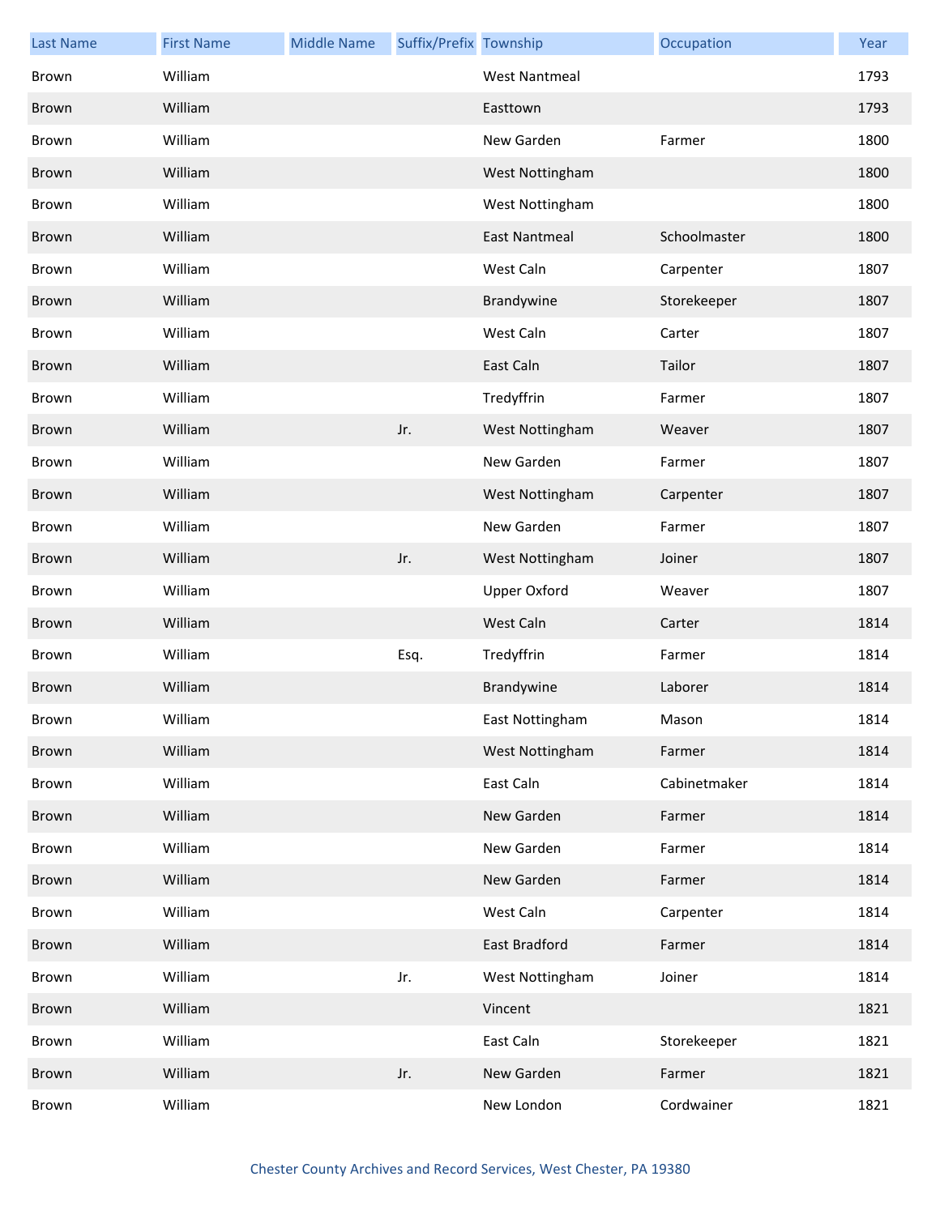| Last Name | First Name | Middle Name | Suffix/Prefix | Township | Occupation | Year |
|---|---|---|---|---|---|---|
| Brown | William | | | West Nantmeal | | 1793 |
| Brown | William | | | Easttown | | 1793 |
| Brown | William | | | New Garden | Farmer | 1800 |
| Brown | William | | | West Nottingham | | 1800 |
| Brown | William | | | West Nottingham | | 1800 |
| Brown | William | | | East Nantmeal | Schoolmaster | 1800 |
| Brown | William | | | West Caln | Carpenter | 1807 |
| Brown | William | | | Brandywine | Storekeeper | 1807 |
| Brown | William | | | West Caln | Carter | 1807 |
| Brown | William | | | East Caln | Tailor | 1807 |
| Brown | William | | | Tredyffrin | Farmer | 1807 |
| Brown | William | | Jr. | West Nottingham | Weaver | 1807 |
| Brown | William | | | New Garden | Farmer | 1807 |
| Brown | William | | | West Nottingham | Carpenter | 1807 |
| Brown | William | | | New Garden | Farmer | 1807 |
| Brown | William | | Jr. | West Nottingham | Joiner | 1807 |
| Brown | William | | | Upper Oxford | Weaver | 1807 |
| Brown | William | | | West Caln | Carter | 1814 |
| Brown | William | | Esq. | Tredyffrin | Farmer | 1814 |
| Brown | William | | | Brandywine | Laborer | 1814 |
| Brown | William | | | East Nottingham | Mason | 1814 |
| Brown | William | | | West Nottingham | Farmer | 1814 |
| Brown | William | | | East Caln | Cabinetmaker | 1814 |
| Brown | William | | | New Garden | Farmer | 1814 |
| Brown | William | | | New Garden | Farmer | 1814 |
| Brown | William | | | New Garden | Farmer | 1814 |
| Brown | William | | | West Caln | Carpenter | 1814 |
| Brown | William | | | East Bradford | Farmer | 1814 |
| Brown | William | | Jr. | West Nottingham | Joiner | 1814 |
| Brown | William | | | Vincent | | 1821 |
| Brown | William | | | East Caln | Storekeeper | 1821 |
| Brown | William | | Jr. | New Garden | Farmer | 1821 |
| Brown | William | | | New London | Cordwainer | 1821 |

Chester County Archives and Record Services, West Chester, PA 19380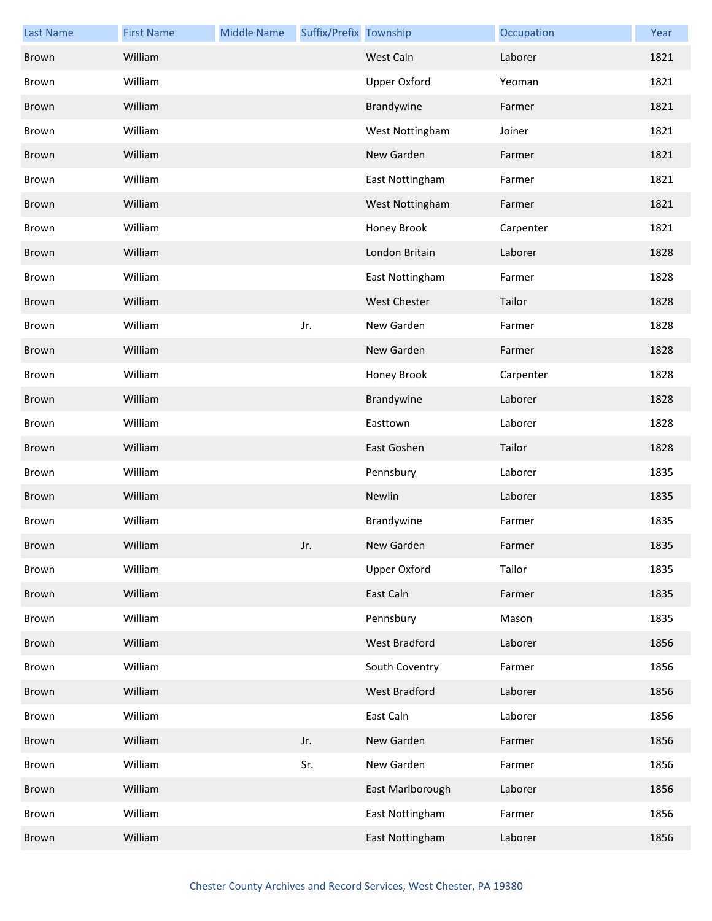| Last Name | First Name | Middle Name | Suffix/Prefix | Township | Occupation | Year |
|---|---|---|---|---|---|---|
| Brown | William | | | West Caln | Laborer | 1821 |
| Brown | William | | | Upper Oxford | Yeoman | 1821 |
| Brown | William | | | Brandywine | Farmer | 1821 |
| Brown | William | | | West Nottingham | Joiner | 1821 |
| Brown | William | | | New Garden | Farmer | 1821 |
| Brown | William | | | East Nottingham | Farmer | 1821 |
| Brown | William | | | West Nottingham | Farmer | 1821 |
| Brown | William | | | Honey Brook | Carpenter | 1821 |
| Brown | William | | | London Britain | Laborer | 1828 |
| Brown | William | | | East Nottingham | Farmer | 1828 |
| Brown | William | | | West Chester | Tailor | 1828 |
| Brown | William | | Jr. | New Garden | Farmer | 1828 |
| Brown | William | | | New Garden | Farmer | 1828 |
| Brown | William | | | Honey Brook | Carpenter | 1828 |
| Brown | William | | | Brandywine | Laborer | 1828 |
| Brown | William | | | Easttown | Laborer | 1828 |
| Brown | William | | | East Goshen | Tailor | 1828 |
| Brown | William | | | Pennsbury | Laborer | 1835 |
| Brown | William | | | Newlin | Laborer | 1835 |
| Brown | William | | | Brandywine | Farmer | 1835 |
| Brown | William | | Jr. | New Garden | Farmer | 1835 |
| Brown | William | | | Upper Oxford | Tailor | 1835 |
| Brown | William | | | East Caln | Farmer | 1835 |
| Brown | William | | | Pennsbury | Mason | 1835 |
| Brown | William | | | West Bradford | Laborer | 1856 |
| Brown | William | | | South Coventry | Farmer | 1856 |
| Brown | William | | | West Bradford | Laborer | 1856 |
| Brown | William | | | East Caln | Laborer | 1856 |
| Brown | William | | Jr. | New Garden | Farmer | 1856 |
| Brown | William | | Sr. | New Garden | Farmer | 1856 |
| Brown | William | | | East Marlborough | Laborer | 1856 |
| Brown | William | | | East Nottingham | Farmer | 1856 |
| Brown | William | | | East Nottingham | Laborer | 1856 |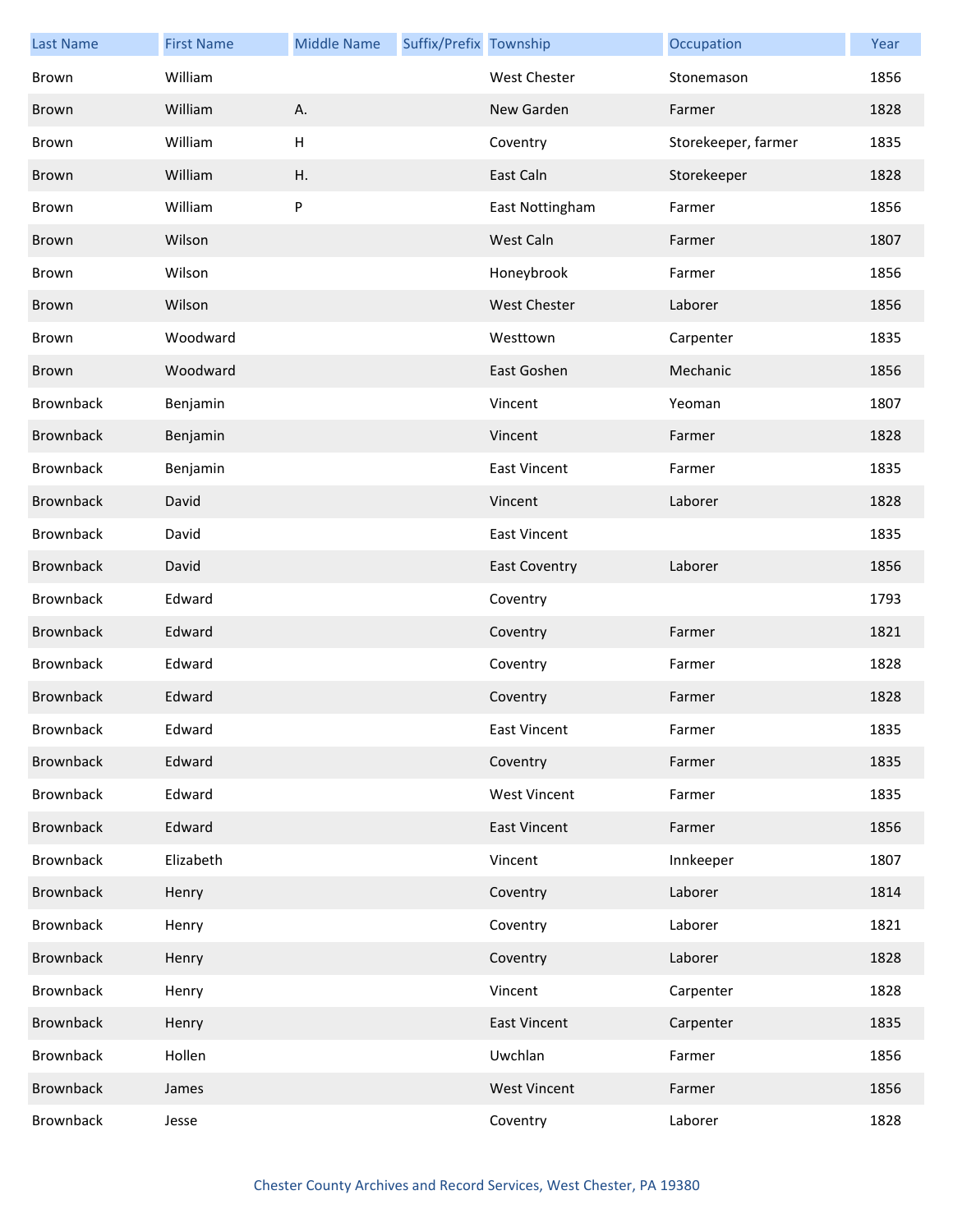| Last Name | First Name | Middle Name | Suffix/Prefix | Township | Occupation | Year |
| --- | --- | --- | --- | --- | --- | --- |
| Brown | William | | | West Chester | Stonemason | 1856 |
| Brown | William | A. | | New Garden | Farmer | 1828 |
| Brown | William | H | | Coventry | Storekeeper, farmer | 1835 |
| Brown | William | H. | | East Caln | Storekeeper | 1828 |
| Brown | William | P | | East Nottingham | Farmer | 1856 |
| Brown | Wilson | | | West Caln | Farmer | 1807 |
| Brown | Wilson | | | Honeybrook | Farmer | 1856 |
| Brown | Wilson | | | West Chester | Laborer | 1856 |
| Brown | Woodward | | | Westtown | Carpenter | 1835 |
| Brown | Woodward | | | East Goshen | Mechanic | 1856 |
| Brownback | Benjamin | | | Vincent | Yeoman | 1807 |
| Brownback | Benjamin | | | Vincent | Farmer | 1828 |
| Brownback | Benjamin | | | East Vincent | Farmer | 1835 |
| Brownback | David | | | Vincent | Laborer | 1828 |
| Brownback | David | | | East Vincent | | 1835 |
| Brownback | David | | | East Coventry | Laborer | 1856 |
| Brownback | Edward | | | Coventry | | 1793 |
| Brownback | Edward | | | Coventry | Farmer | 1821 |
| Brownback | Edward | | | Coventry | Farmer | 1828 |
| Brownback | Edward | | | Coventry | Farmer | 1828 |
| Brownback | Edward | | | East Vincent | Farmer | 1835 |
| Brownback | Edward | | | Coventry | Farmer | 1835 |
| Brownback | Edward | | | West Vincent | Farmer | 1835 |
| Brownback | Edward | | | East Vincent | Farmer | 1856 |
| Brownback | Elizabeth | | | Vincent | Innkeeper | 1807 |
| Brownback | Henry | | | Coventry | Laborer | 1814 |
| Brownback | Henry | | | Coventry | Laborer | 1821 |
| Brownback | Henry | | | Coventry | Laborer | 1828 |
| Brownback | Henry | | | Vincent | Carpenter | 1828 |
| Brownback | Henry | | | East Vincent | Carpenter | 1835 |
| Brownback | Hollen | | | Uwchlan | Farmer | 1856 |
| Brownback | James | | | West Vincent | Farmer | 1856 |
| Brownback | Jesse | | | Coventry | Laborer | 1828 |

Chester County Archives and Record Services, West Chester, PA 19380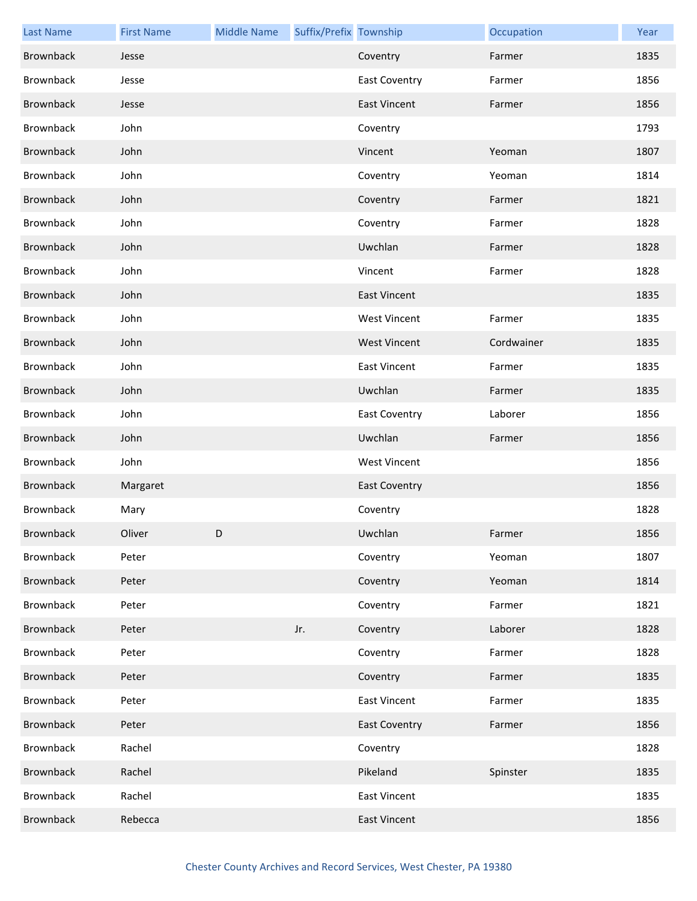| Last Name | First Name | Middle Name | Suffix/Prefix | Township | Occupation | Year |
|---|---|---|---|---|---|---|
| Brownback | Jesse | | | Coventry | Farmer | 1835 |
| Brownback | Jesse | | | East Coventry | Farmer | 1856 |
| Brownback | Jesse | | | East Vincent | Farmer | 1856 |
| Brownback | John | | | Coventry | | 1793 |
| Brownback | John | | | Vincent | Yeoman | 1807 |
| Brownback | John | | | Coventry | Yeoman | 1814 |
| Brownback | John | | | Coventry | Farmer | 1821 |
| Brownback | John | | | Coventry | Farmer | 1828 |
| Brownback | John | | | Uwchlan | Farmer | 1828 |
| Brownback | John | | | Vincent | Farmer | 1828 |
| Brownback | John | | | East Vincent | | 1835 |
| Brownback | John | | | West Vincent | Farmer | 1835 |
| Brownback | John | | | West Vincent | Cordwainer | 1835 |
| Brownback | John | | | East Vincent | Farmer | 1835 |
| Brownback | John | | | Uwchlan | Farmer | 1835 |
| Brownback | John | | | East Coventry | Laborer | 1856 |
| Brownback | John | | | Uwchlan | Farmer | 1856 |
| Brownback | John | | | West Vincent | | 1856 |
| Brownback | Margaret | | | East Coventry | | 1856 |
| Brownback | Mary | | | Coventry | | 1828 |
| Brownback | Oliver | D | | Uwchlan | Farmer | 1856 |
| Brownback | Peter | | | Coventry | Yeoman | 1807 |
| Brownback | Peter | | | Coventry | Yeoman | 1814 |
| Brownback | Peter | | | Coventry | Farmer | 1821 |
| Brownback | Peter | | Jr. | Coventry | Laborer | 1828 |
| Brownback | Peter | | | Coventry | Farmer | 1828 |
| Brownback | Peter | | | Coventry | Farmer | 1835 |
| Brownback | Peter | | | East Vincent | Farmer | 1835 |
| Brownback | Peter | | | East Coventry | Farmer | 1856 |
| Brownback | Rachel | | | Coventry | | 1828 |
| Brownback | Rachel | | | Pikeland | Spinster | 1835 |
| Brownback | Rachel | | | East Vincent | | 1835 |
| Brownback | Rebecca | | | East Vincent | | 1856 |

Chester County Archives and Record Services, West Chester, PA 19380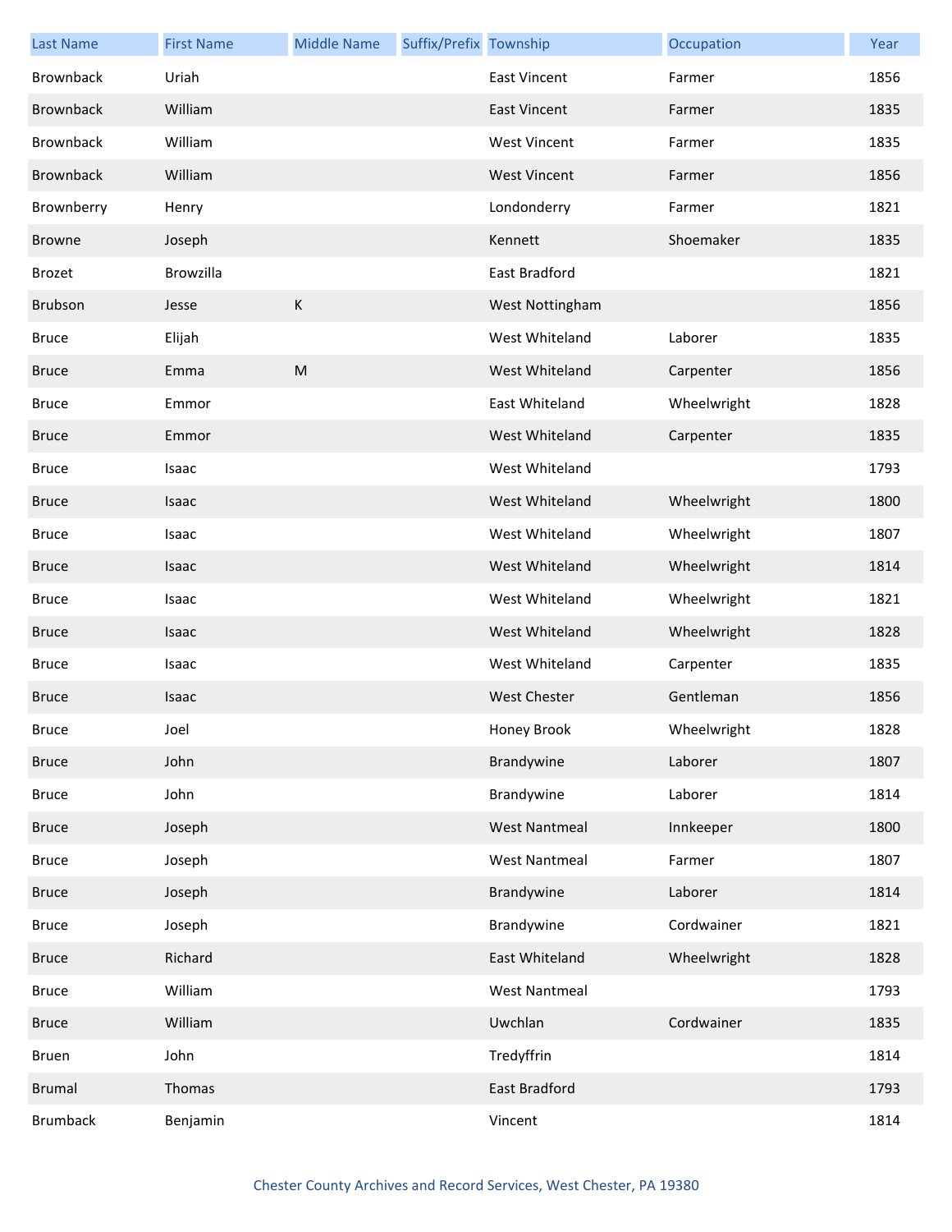| Last Name | First Name | Middle Name | Suffix/Prefix | Township | Occupation | Year |
|---|---|---|---|---|---|---|
| Brownback | Uriah | | | East Vincent | Farmer | 1856 |
| Brownback | William | | | East Vincent | Farmer | 1835 |
| Brownback | William | | | West Vincent | Farmer | 1835 |
| Brownback | William | | | West Vincent | Farmer | 1856 |
| Brownberry | Henry | | | Londonderry | Farmer | 1821 |
| Browne | Joseph | | | Kennett | Shoemaker | 1835 |
| Brozet | Browzilla | | | East Bradford | | 1821 |
| Brubson | Jesse | K | | West Nottingham | | 1856 |
| Bruce | Elijah | | | West Whiteland | Laborer | 1835 |
| Bruce | Emma | M | | West Whiteland | Carpenter | 1856 |
| Bruce | Emmor | | | East Whiteland | Wheelwright | 1828 |
| Bruce | Emmor | | | West Whiteland | Carpenter | 1835 |
| Bruce | Isaac | | | West Whiteland | | 1793 |
| Bruce | Isaac | | | West Whiteland | Wheelwright | 1800 |
| Bruce | Isaac | | | West Whiteland | Wheelwright | 1807 |
| Bruce | Isaac | | | West Whiteland | Wheelwright | 1814 |
| Bruce | Isaac | | | West Whiteland | Wheelwright | 1821 |
| Bruce | Isaac | | | West Whiteland | Wheelwright | 1828 |
| Bruce | Isaac | | | West Whiteland | Carpenter | 1835 |
| Bruce | Isaac | | | West Chester | Gentleman | 1856 |
| Bruce | Joel | | | Honey Brook | Wheelwright | 1828 |
| Bruce | John | | | Brandywine | Laborer | 1807 |
| Bruce | John | | | Brandywine | Laborer | 1814 |
| Bruce | Joseph | | | West Nantmeal | Innkeeper | 1800 |
| Bruce | Joseph | | | West Nantmeal | Farmer | 1807 |
| Bruce | Joseph | | | Brandywine | Laborer | 1814 |
| Bruce | Joseph | | | Brandywine | Cordwainer | 1821 |
| Bruce | Richard | | | East Whiteland | Wheelwright | 1828 |
| Bruce | William | | | West Nantmeal | | 1793 |
| Bruce | William | | | Uwchlan | Cordwainer | 1835 |
| Bruen | John | | | Tredyffrin | | 1814 |
| Brumal | Thomas | | | East Bradford | | 1793 |
| Brumback | Benjamin | | | Vincent | | 1814 |

Chester County Archives and Record Services, West Chester, PA 19380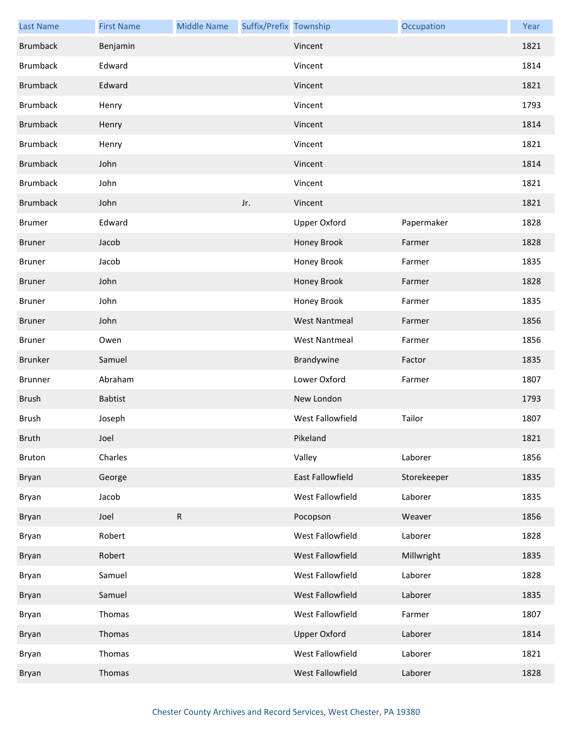| Last Name | First Name | Middle Name | Suffix/Prefix | Township | Occupation | Year |
| --- | --- | --- | --- | --- | --- | --- |
| Brumback | Benjamin | | | Vincent | | 1821 |
| Brumback | Edward | | | Vincent | | 1814 |
| Brumback | Edward | | | Vincent | | 1821 |
| Brumback | Henry | | | Vincent | | 1793 |
| Brumback | Henry | | | Vincent | | 1814 |
| Brumback | Henry | | | Vincent | | 1821 |
| Brumback | John | | | Vincent | | 1814 |
| Brumback | John | | | Vincent | | 1821 |
| Brumback | John | | Jr. | Vincent | | 1821 |
| Brumer | Edward | | | Upper Oxford | Papermaker | 1828 |
| Bruner | Jacob | | | Honey Brook | Farmer | 1828 |
| Bruner | Jacob | | | Honey Brook | Farmer | 1835 |
| Bruner | John | | | Honey Brook | Farmer | 1828 |
| Bruner | John | | | Honey Brook | Farmer | 1835 |
| Bruner | John | | | West Nantmeal | Farmer | 1856 |
| Bruner | Owen | | | West Nantmeal | Farmer | 1856 |
| Brunker | Samuel | | | Brandywine | Factor | 1835 |
| Brunner | Abraham | | | Lower Oxford | Farmer | 1807 |
| Brush | Babtist | | | New London | | 1793 |
| Brush | Joseph | | | West Fallowfield | Tailor | 1807 |
| Bruth | Joel | | | Pikeland | | 1821 |
| Bruton | Charles | | | Valley | Laborer | 1856 |
| Bryan | George | | | East Fallowfield | Storekeeper | 1835 |
| Bryan | Jacob | | | West Fallowfield | Laborer | 1835 |
| Bryan | Joel | R | | Pocopson | Weaver | 1856 |
| Bryan | Robert | | | West Fallowfield | Laborer | 1828 |
| Bryan | Robert | | | West Fallowfield | Millwright | 1835 |
| Bryan | Samuel | | | West Fallowfield | Laborer | 1828 |
| Bryan | Samuel | | | West Fallowfield | Laborer | 1835 |
| Bryan | Thomas | | | West Fallowfield | Farmer | 1807 |
| Bryan | Thomas | | | Upper Oxford | Laborer | 1814 |
| Bryan | Thomas | | | West Fallowfield | Laborer | 1821 |
| Bryan | Thomas | | | West Fallowfield | Laborer | 1828 |

Chester County Archives and Record Services, West Chester, PA 19380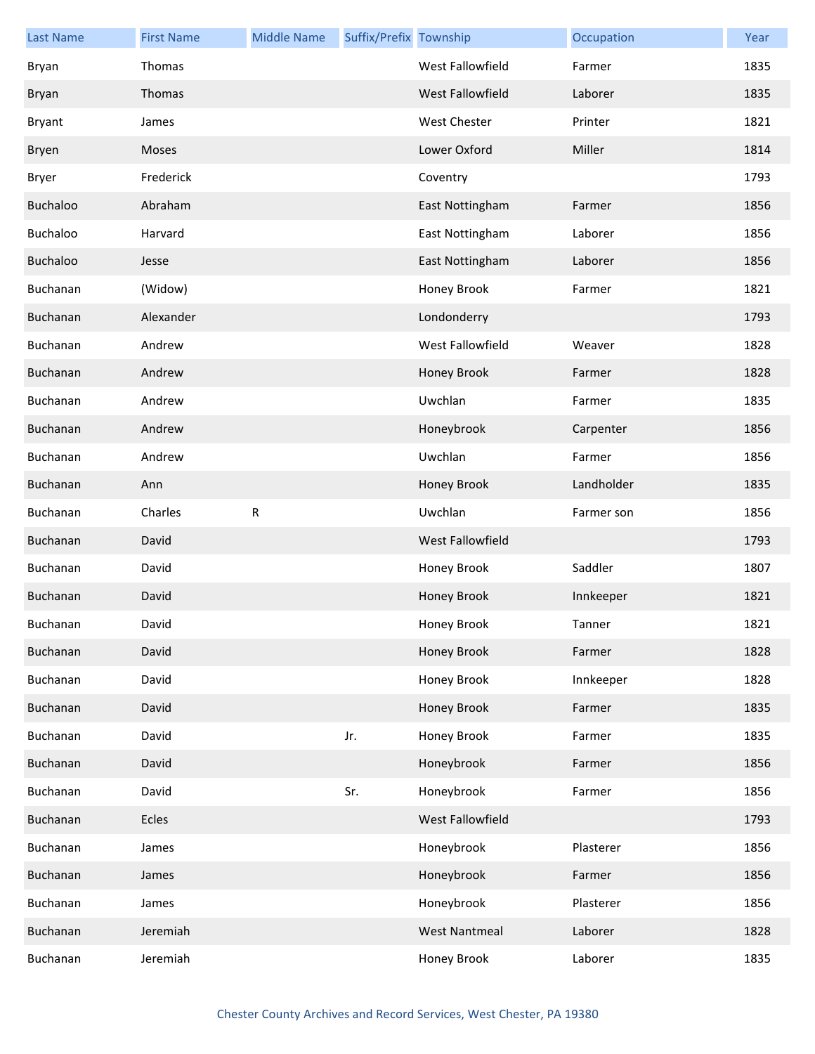| Last Name | First Name | Middle Name | Suffix/Prefix | Township | Occupation | Year |
|---|---|---|---|---|---|---|
| Bryan | Thomas | | | West Fallowfield | Farmer | 1835 |
| Bryan | Thomas | | | West Fallowfield | Laborer | 1835 |
| Bryant | James | | | West Chester | Printer | 1821 |
| Bryen | Moses | | | Lower Oxford | Miller | 1814 |
| Bryer | Frederick | | | Coventry | | 1793 |
| Buchaloo | Abraham | | | East Nottingham | Farmer | 1856 |
| Buchaloo | Harvard | | | East Nottingham | Laborer | 1856 |
| Buchaloo | Jesse | | | East Nottingham | Laborer | 1856 |
| Buchanan | (Widow) | | | Honey Brook | Farmer | 1821 |
| Buchanan | Alexander | | | Londonderry | | 1793 |
| Buchanan | Andrew | | | West Fallowfield | Weaver | 1828 |
| Buchanan | Andrew | | | Honey Brook | Farmer | 1828 |
| Buchanan | Andrew | | | Uwchlan | Farmer | 1835 |
| Buchanan | Andrew | | | Honeybrook | Carpenter | 1856 |
| Buchanan | Andrew | | | Uwchlan | Farmer | 1856 |
| Buchanan | Ann | | | Honey Brook | Landholder | 1835 |
| Buchanan | Charles | R | | Uwchlan | Farmer son | 1856 |
| Buchanan | David | | | West Fallowfield | | 1793 |
| Buchanan | David | | | Honey Brook | Saddler | 1807 |
| Buchanan | David | | | Honey Brook | Innkeeper | 1821 |
| Buchanan | David | | | Honey Brook | Tanner | 1821 |
| Buchanan | David | | | Honey Brook | Farmer | 1828 |
| Buchanan | David | | | Honey Brook | Innkeeper | 1828 |
| Buchanan | David | | | Honey Brook | Farmer | 1835 |
| Buchanan | David | | Jr. | Honey Brook | Farmer | 1835 |
| Buchanan | David | | | Honeybrook | Farmer | 1856 |
| Buchanan | David | | Sr. | Honeybrook | Farmer | 1856 |
| Buchanan | Ecles | | | West Fallowfield | | 1793 |
| Buchanan | James | | | Honeybrook | Plasterer | 1856 |
| Buchanan | James | | | Honeybrook | Farmer | 1856 |
| Buchanan | James | | | Honeybrook | Plasterer | 1856 |
| Buchanan | Jeremiah | | | West Nantmeal | Laborer | 1828 |
| Buchanan | Jeremiah | | | Honey Brook | Laborer | 1835 |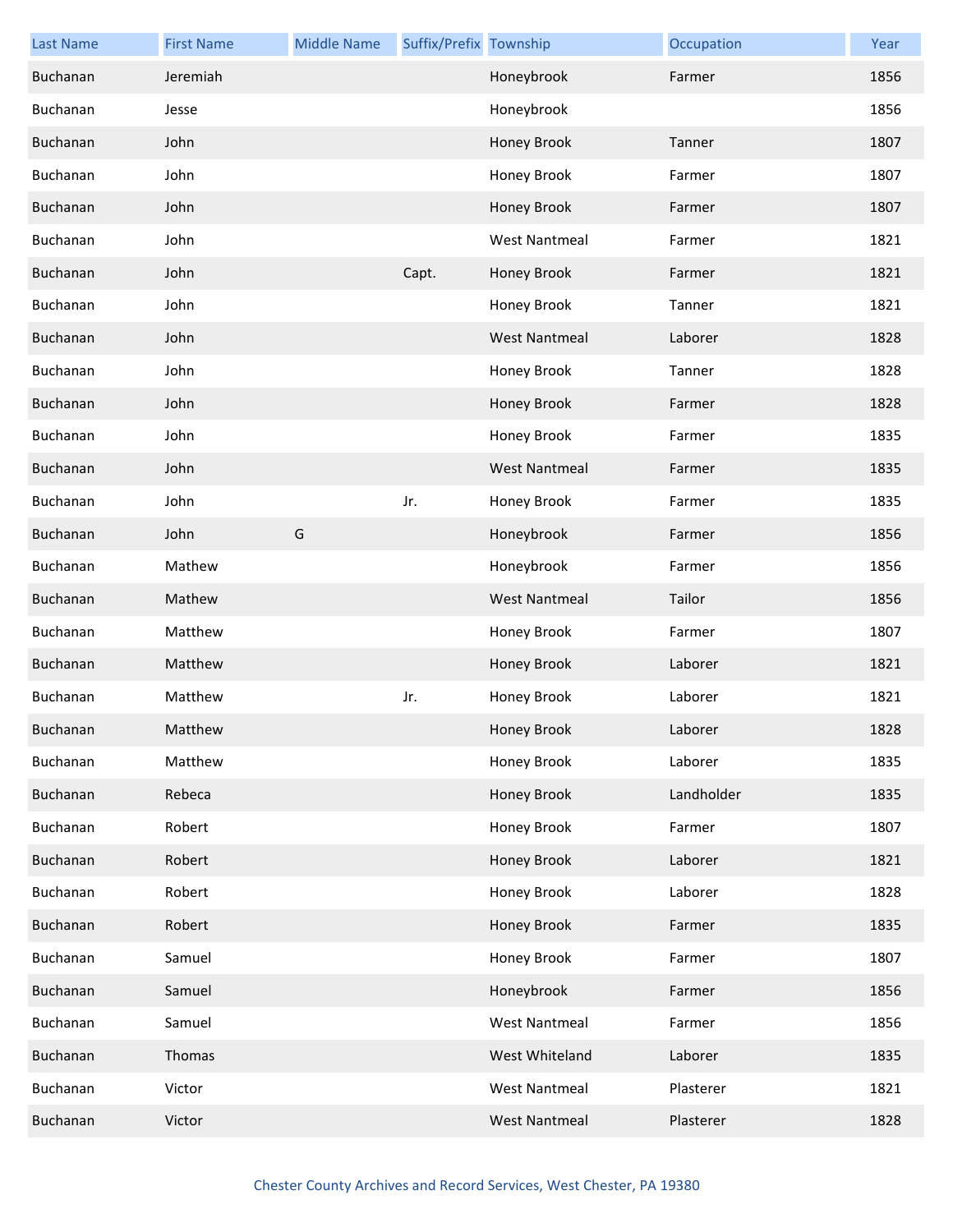| Last Name | First Name | Middle Name | Suffix/Prefix | Township | Occupation | Year |
|---|---|---|---|---|---|---|
| Buchanan | Jeremiah | | | Honeybrook | Farmer | 1856 |
| Buchanan | Jesse | | | Honeybrook | | 1856 |
| Buchanan | John | | | Honey Brook | Tanner | 1807 |
| Buchanan | John | | | Honey Brook | Farmer | 1807 |
| Buchanan | John | | | Honey Brook | Farmer | 1807 |
| Buchanan | John | | | West Nantmeal | Farmer | 1821 |
| Buchanan | John | | Capt. | Honey Brook | Farmer | 1821 |
| Buchanan | John | | | Honey Brook | Tanner | 1821 |
| Buchanan | John | | | West Nantmeal | Laborer | 1828 |
| Buchanan | John | | | Honey Brook | Tanner | 1828 |
| Buchanan | John | | | Honey Brook | Farmer | 1828 |
| Buchanan | John | | | Honey Brook | Farmer | 1835 |
| Buchanan | John | | | West Nantmeal | Farmer | 1835 |
| Buchanan | John | | Jr. | Honey Brook | Farmer | 1835 |
| Buchanan | John | G | | Honeybrook | Farmer | 1856 |
| Buchanan | Mathew | | | Honeybrook | Farmer | 1856 |
| Buchanan | Mathew | | | West Nantmeal | Tailor | 1856 |
| Buchanan | Matthew | | | Honey Brook | Farmer | 1807 |
| Buchanan | Matthew | | | Honey Brook | Laborer | 1821 |
| Buchanan | Matthew | | Jr. | Honey Brook | Laborer | 1821 |
| Buchanan | Matthew | | | Honey Brook | Laborer | 1828 |
| Buchanan | Matthew | | | Honey Brook | Laborer | 1835 |
| Buchanan | Rebeca | | | Honey Brook | Landholder | 1835 |
| Buchanan | Robert | | | Honey Brook | Farmer | 1807 |
| Buchanan | Robert | | | Honey Brook | Laborer | 1821 |
| Buchanan | Robert | | | Honey Brook | Laborer | 1828 |
| Buchanan | Robert | | | Honey Brook | Farmer | 1835 |
| Buchanan | Samuel | | | Honey Brook | Farmer | 1807 |
| Buchanan | Samuel | | | Honeybrook | Farmer | 1856 |
| Buchanan | Samuel | | | West Nantmeal | Farmer | 1856 |
| Buchanan | Thomas | | | West Whiteland | Laborer | 1835 |
| Buchanan | Victor | | | West Nantmeal | Plasterer | 1821 |
| Buchanan | Victor | | | West Nantmeal | Plasterer | 1828 |

Chester County Archives and Record Services, West Chester, PA 19380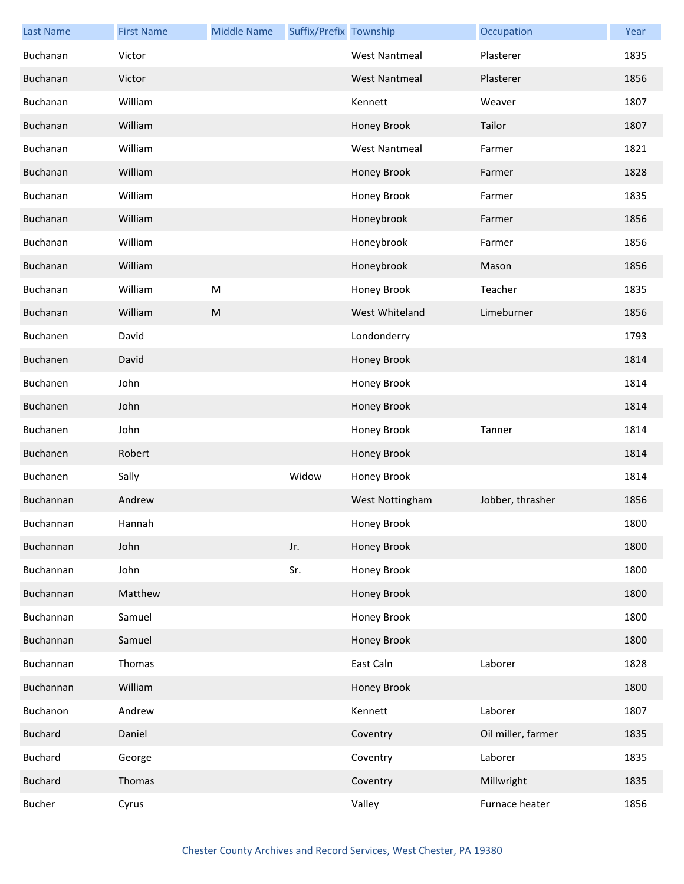| Last Name | First Name | Middle Name | Suffix/Prefix | Township | Occupation | Year |
|---|---|---|---|---|---|---|
| Buchanan | Victor | | | West Nantmeal | Plasterer | 1835 |
| Buchanan | Victor | | | West Nantmeal | Plasterer | 1856 |
| Buchanan | William | | | Kennett | Weaver | 1807 |
| Buchanan | William | | | Honey Brook | Tailor | 1807 |
| Buchanan | William | | | West Nantmeal | Farmer | 1821 |
| Buchanan | William | | | Honey Brook | Farmer | 1828 |
| Buchanan | William | | | Honey Brook | Farmer | 1835 |
| Buchanan | William | | | Honeybrook | Farmer | 1856 |
| Buchanan | William | | | Honeybrook | Farmer | 1856 |
| Buchanan | William | | | Honeybrook | Mason | 1856 |
| Buchanan | William | M | | Honey Brook | Teacher | 1835 |
| Buchanan | William | M | | West Whiteland | Limeburner | 1856 |
| Buchanen | David | | | Londonderry | | 1793 |
| Buchanen | David | | | Honey Brook | | 1814 |
| Buchanen | John | | | Honey Brook | | 1814 |
| Buchanen | John | | | Honey Brook | | 1814 |
| Buchanen | John | | | Honey Brook | Tanner | 1814 |
| Buchanen | Robert | | | Honey Brook | | 1814 |
| Buchanen | Sally | | Widow | Honey Brook | | 1814 |
| Buchannan | Andrew | | | West Nottingham | Jobber, thrasher | 1856 |
| Buchannan | Hannah | | | Honey Brook | | 1800 |
| Buchannan | John | | Jr. | Honey Brook | | 1800 |
| Buchannan | John | | Sr. | Honey Brook | | 1800 |
| Buchannan | Matthew | | | Honey Brook | | 1800 |
| Buchannan | Samuel | | | Honey Brook | | 1800 |
| Buchannan | Samuel | | | Honey Brook | | 1800 |
| Buchannan | Thomas | | | East Caln | Laborer | 1828 |
| Buchannan | William | | | Honey Brook | | 1800 |
| Buchanon | Andrew | | | Kennett | Laborer | 1807 |
| Buchard | Daniel | | | Coventry | Oil miller, farmer | 1835 |
| Buchard | George | | | Coventry | Laborer | 1835 |
| Buchard | Thomas | | | Coventry | Millwright | 1835 |
| Bucher | Cyrus | | | Valley | Furnace heater | 1856 |

Chester County Archives and Record Services, West Chester, PA 19380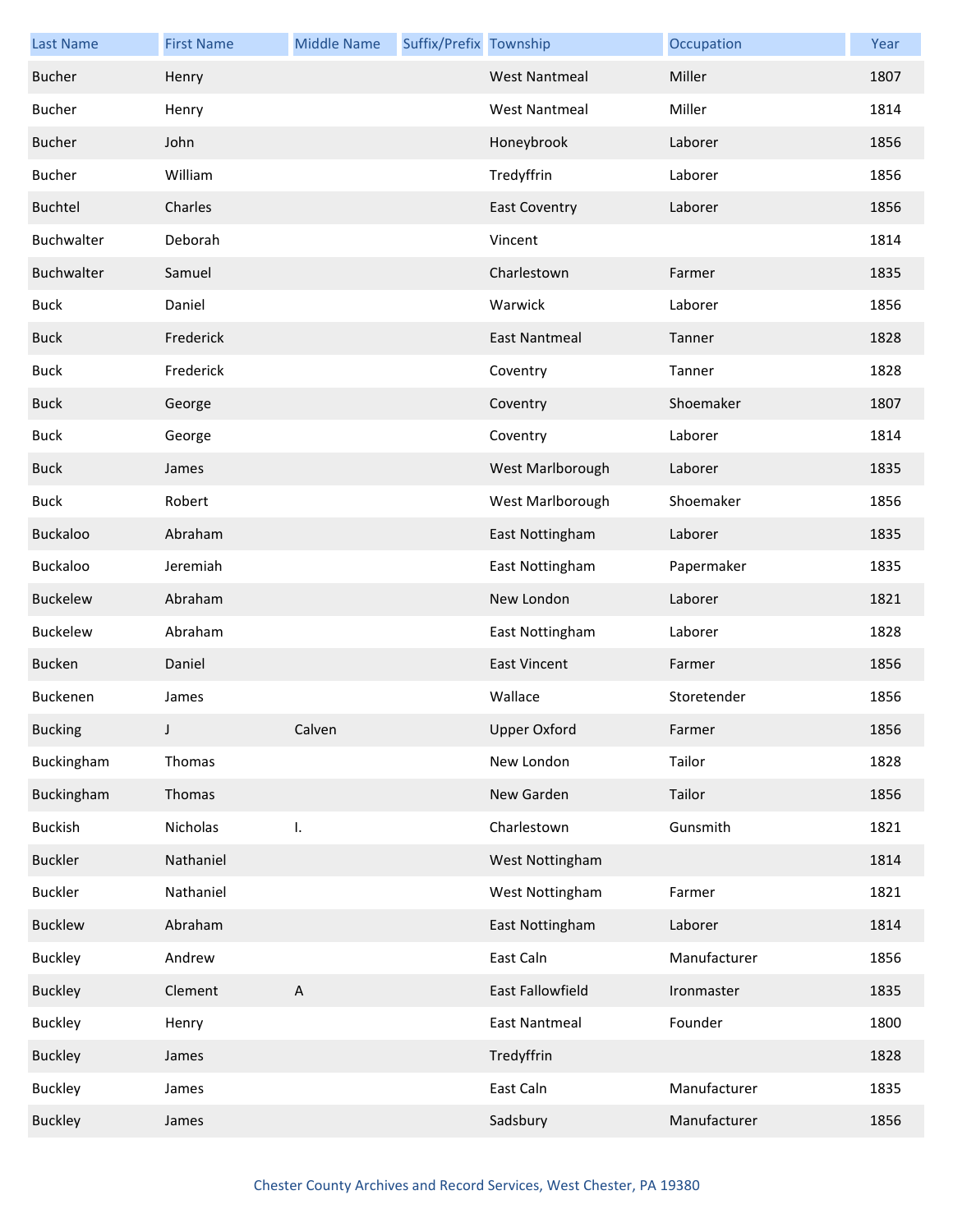| Last Name | First Name | Middle Name | Suffix/Prefix | Township | Occupation | Year |
|---|---|---|---|---|---|---|
| Bucher | Henry | | | West Nantmeal | Miller | 1807 |
| Bucher | Henry | | | West Nantmeal | Miller | 1814 |
| Bucher | John | | | Honeybrook | Laborer | 1856 |
| Bucher | William | | | Tredyffrin | Laborer | 1856 |
| Buchtel | Charles | | | East Coventry | Laborer | 1856 |
| Buchwalter | Deborah | | | Vincent | | 1814 |
| Buchwalter | Samuel | | | Charlestown | Farmer | 1835 |
| Buck | Daniel | | | Warwick | Laborer | 1856 |
| Buck | Frederick | | | East Nantmeal | Tanner | 1828 |
| Buck | Frederick | | | Coventry | Tanner | 1828 |
| Buck | George | | | Coventry | Shoemaker | 1807 |
| Buck | George | | | Coventry | Laborer | 1814 |
| Buck | James | | | West Marlborough | Laborer | 1835 |
| Buck | Robert | | | West Marlborough | Shoemaker | 1856 |
| Buckaloo | Abraham | | | East Nottingham | Laborer | 1835 |
| Buckaloo | Jeremiah | | | East Nottingham | Papermaker | 1835 |
| Buckelew | Abraham | | | New London | Laborer | 1821 |
| Buckelew | Abraham | | | East Nottingham | Laborer | 1828 |
| Bucken | Daniel | | | East Vincent | Farmer | 1856 |
| Buckenen | James | | | Wallace | Storetender | 1856 |
| Bucking | J | Calven | | Upper Oxford | Farmer | 1856 |
| Buckingham | Thomas | | | New London | Tailor | 1828 |
| Buckingham | Thomas | | | New Garden | Tailor | 1856 |
| Buckish | Nicholas | I. | | Charlestown | Gunsmith | 1821 |
| Buckler | Nathaniel | | | West Nottingham | | 1814 |
| Buckler | Nathaniel | | | West Nottingham | Farmer | 1821 |
| Bucklew | Abraham | | | East Nottingham | Laborer | 1814 |
| Buckley | Andrew | | | East Caln | Manufacturer | 1856 |
| Buckley | Clement | A | | East Fallowfield | Ironmaster | 1835 |
| Buckley | Henry | | | East Nantmeal | Founder | 1800 |
| Buckley | James | | | Tredyffrin | | 1828 |
| Buckley | James | | | East Caln | Manufacturer | 1835 |
| Buckley | James | | | Sadsbury | Manufacturer | 1856 |

Chester County Archives and Record Services, West Chester, PA 19380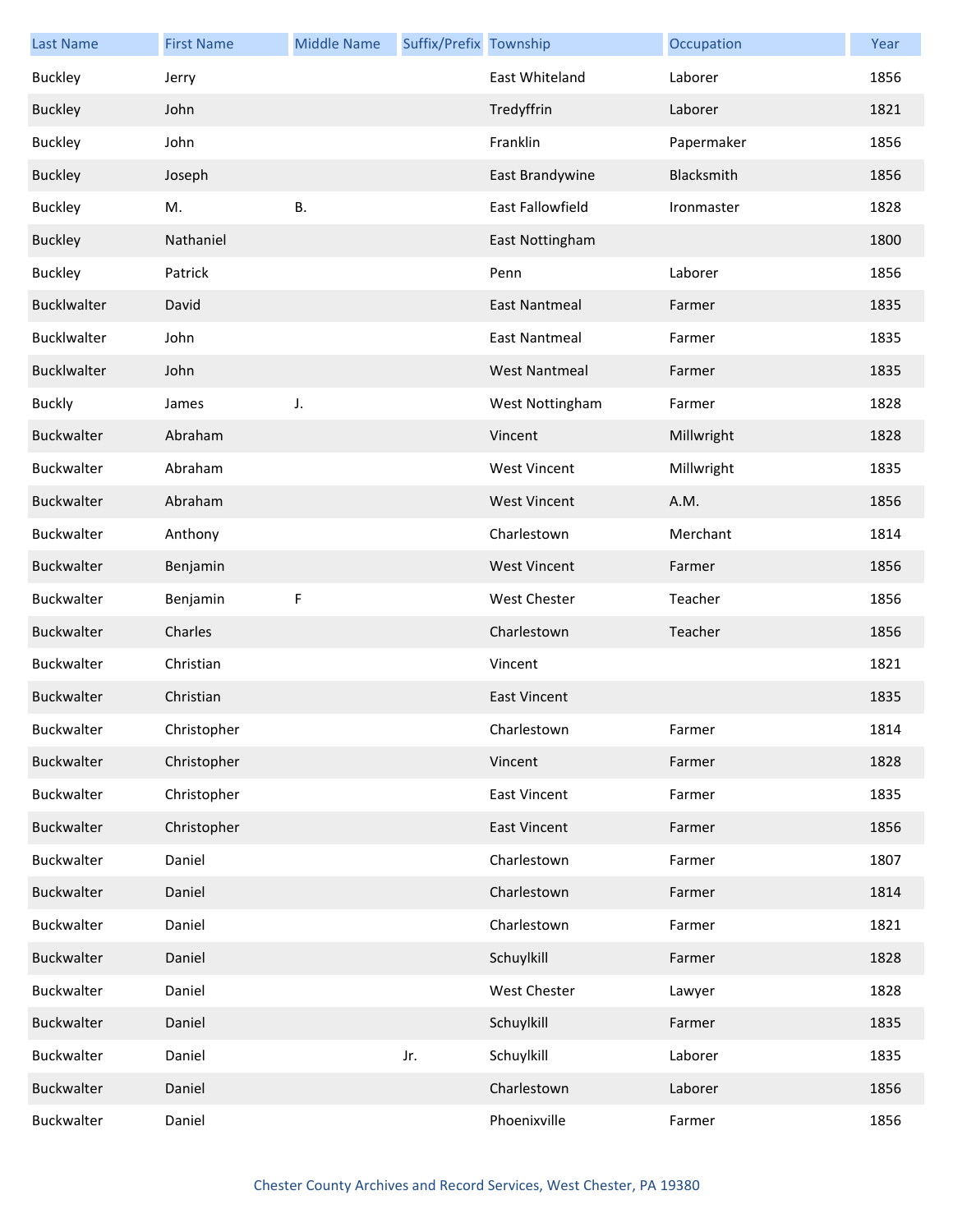| Last Name | First Name | Middle Name | Suffix/Prefix | Township | Occupation | Year |
|---|---|---|---|---|---|---|
| Buckley | Jerry | | | East Whiteland | Laborer | 1856 |
| Buckley | John | | | Tredyffrin | Laborer | 1821 |
| Buckley | John | | | Franklin | Papermaker | 1856 |
| Buckley | Joseph | | | East Brandywine | Blacksmith | 1856 |
| Buckley | M. | B. | | East Fallowfield | Ironmaster | 1828 |
| Buckley | Nathaniel | | | East Nottingham | | 1800 |
| Buckley | Patrick | | | Penn | Laborer | 1856 |
| Bucklwalter | David | | | East Nantmeal | Farmer | 1835 |
| Bucklwalter | John | | | East Nantmeal | Farmer | 1835 |
| Bucklwalter | John | | | West Nantmeal | Farmer | 1835 |
| Buckly | James | J. | | West Nottingham | Farmer | 1828 |
| Buckwalter | Abraham | | | Vincent | Millwright | 1828 |
| Buckwalter | Abraham | | | West Vincent | Millwright | 1835 |
| Buckwalter | Abraham | | | West Vincent | A.M. | 1856 |
| Buckwalter | Anthony | | | Charlestown | Merchant | 1814 |
| Buckwalter | Benjamin | | | West Vincent | Farmer | 1856 |
| Buckwalter | Benjamin | F | | West Chester | Teacher | 1856 |
| Buckwalter | Charles | | | Charlestown | Teacher | 1856 |
| Buckwalter | Christian | | | Vincent | | 1821 |
| Buckwalter | Christian | | | East Vincent | | 1835 |
| Buckwalter | Christopher | | | Charlestown | Farmer | 1814 |
| Buckwalter | Christopher | | | Vincent | Farmer | 1828 |
| Buckwalter | Christopher | | | East Vincent | Farmer | 1835 |
| Buckwalter | Christopher | | | East Vincent | Farmer | 1856 |
| Buckwalter | Daniel | | | Charlestown | Farmer | 1807 |
| Buckwalter | Daniel | | | Charlestown | Farmer | 1814 |
| Buckwalter | Daniel | | | Charlestown | Farmer | 1821 |
| Buckwalter | Daniel | | | Schuylkill | Farmer | 1828 |
| Buckwalter | Daniel | | | West Chester | Lawyer | 1828 |
| Buckwalter | Daniel | | | Schuylkill | Farmer | 1835 |
| Buckwalter | Daniel | | Jr. | Schuylkill | Laborer | 1835 |
| Buckwalter | Daniel | | | Charlestown | Laborer | 1856 |
| Buckwalter | Daniel | | | Phoenixville | Farmer | 1856 |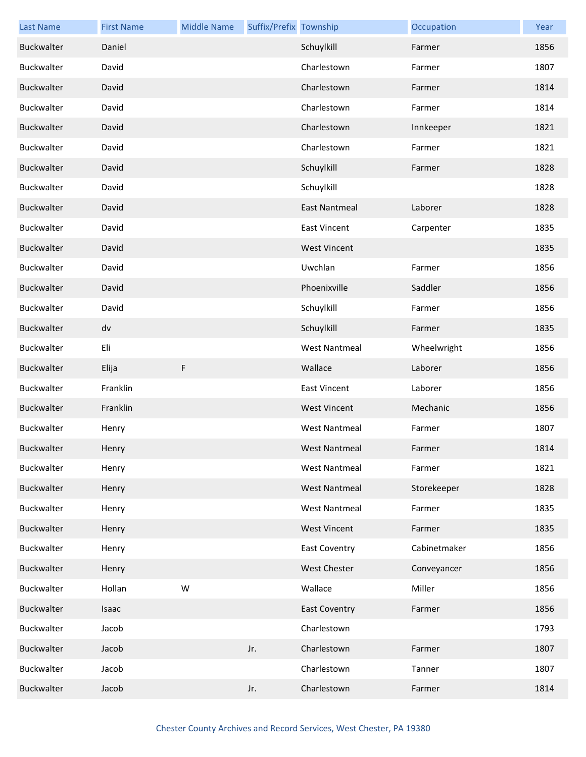| Last Name | First Name | Middle Name | Suffix/Prefix | Township | Occupation | Year |
|---|---|---|---|---|---|---|
| Buckwalter | Daniel | | | Schuylkill | Farmer | 1856 |
| Buckwalter | David | | | Charlestown | Farmer | 1807 |
| Buckwalter | David | | | Charlestown | Farmer | 1814 |
| Buckwalter | David | | | Charlestown | Farmer | 1814 |
| Buckwalter | David | | | Charlestown | Innkeeper | 1821 |
| Buckwalter | David | | | Charlestown | Farmer | 1821 |
| Buckwalter | David | | | Schuylkill | Farmer | 1828 |
| Buckwalter | David | | | Schuylkill | | 1828 |
| Buckwalter | David | | | East Nantmeal | Laborer | 1828 |
| Buckwalter | David | | | East Vincent | Carpenter | 1835 |
| Buckwalter | David | | | West Vincent | | 1835 |
| Buckwalter | David | | | Uwchlan | Farmer | 1856 |
| Buckwalter | David | | | Phoenixville | Saddler | 1856 |
| Buckwalter | David | | | Schuylkill | Farmer | 1856 |
| Buckwalter | dv | | | Schuylkill | Farmer | 1835 |
| Buckwalter | Eli | | | West Nantmeal | Wheelwright | 1856 |
| Buckwalter | Elija | F | | Wallace | Laborer | 1856 |
| Buckwalter | Franklin | | | East Vincent | Laborer | 1856 |
| Buckwalter | Franklin | | | West Vincent | Mechanic | 1856 |
| Buckwalter | Henry | | | West Nantmeal | Farmer | 1807 |
| Buckwalter | Henry | | | West Nantmeal | Farmer | 1814 |
| Buckwalter | Henry | | | West Nantmeal | Farmer | 1821 |
| Buckwalter | Henry | | | West Nantmeal | Storekeeper | 1828 |
| Buckwalter | Henry | | | West Nantmeal | Farmer | 1835 |
| Buckwalter | Henry | | | West Vincent | Farmer | 1835 |
| Buckwalter | Henry | | | East Coventry | Cabinetmaker | 1856 |
| Buckwalter | Henry | | | West Chester | Conveyancer | 1856 |
| Buckwalter | Hollan | W | | Wallace | Miller | 1856 |
| Buckwalter | Isaac | | | East Coventry | Farmer | 1856 |
| Buckwalter | Jacob | | | Charlestown | | 1793 |
| Buckwalter | Jacob | | Jr. | Charlestown | Farmer | 1807 |
| Buckwalter | Jacob | | | Charlestown | Tanner | 1807 |
| Buckwalter | Jacob | | Jr. | Charlestown | Farmer | 1814 |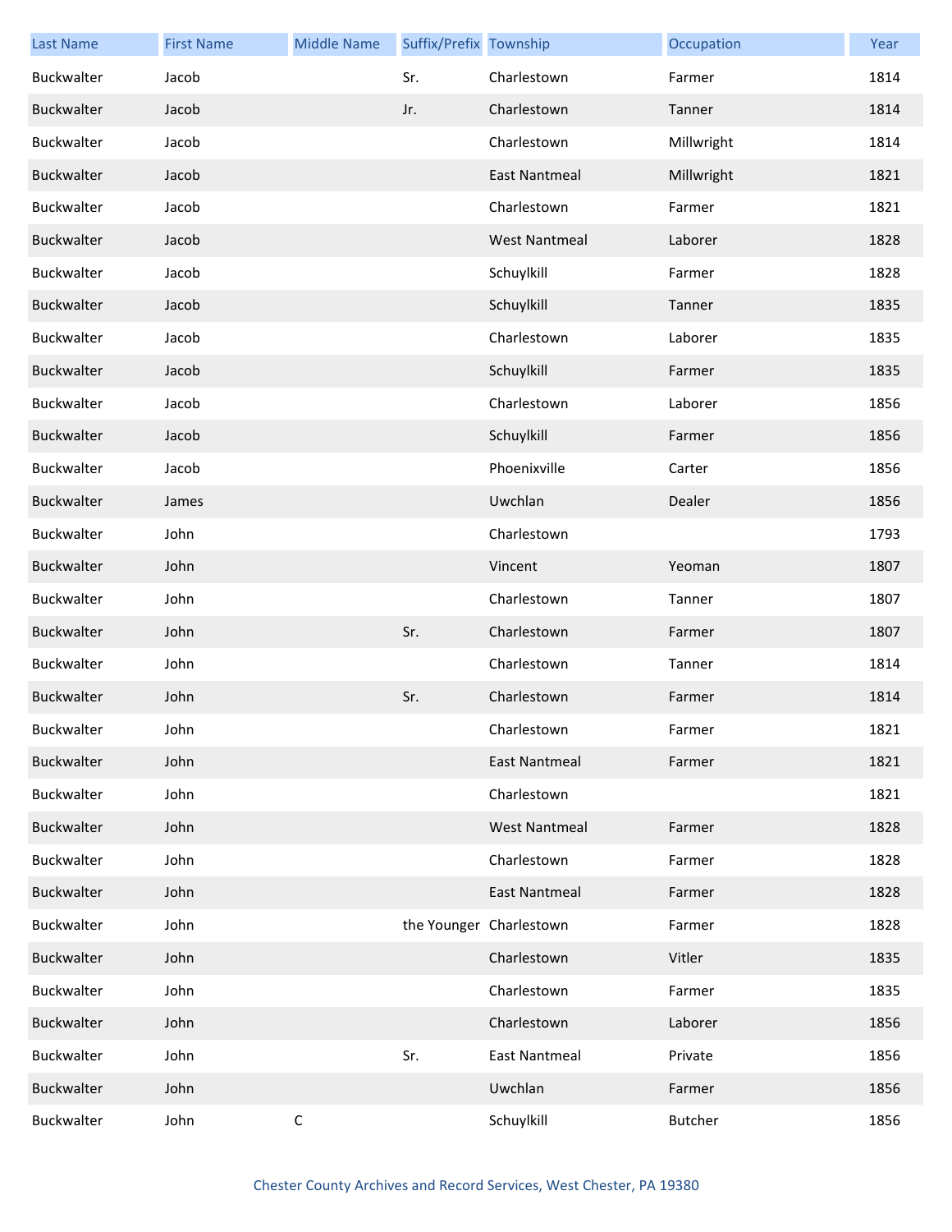| Last Name | First Name | Middle Name | Suffix/Prefix | Township | Occupation | Year |
| --- | --- | --- | --- | --- | --- | --- |
| Buckwalter | Jacob | | Sr. | Charlestown | Farmer | 1814 |
| Buckwalter | Jacob | | Jr. | Charlestown | Tanner | 1814 |
| Buckwalter | Jacob | | | Charlestown | Millwright | 1814 |
| Buckwalter | Jacob | | | East Nantmeal | Millwright | 1821 |
| Buckwalter | Jacob | | | Charlestown | Farmer | 1821 |
| Buckwalter | Jacob | | | West Nantmeal | Laborer | 1828 |
| Buckwalter | Jacob | | | Schuylkill | Farmer | 1828 |
| Buckwalter | Jacob | | | Schuylkill | Tanner | 1835 |
| Buckwalter | Jacob | | | Charlestown | Laborer | 1835 |
| Buckwalter | Jacob | | | Schuylkill | Farmer | 1835 |
| Buckwalter | Jacob | | | Charlestown | Laborer | 1856 |
| Buckwalter | Jacob | | | Schuylkill | Farmer | 1856 |
| Buckwalter | Jacob | | | Phoenixville | Carter | 1856 |
| Buckwalter | James | | | Uwchlan | Dealer | 1856 |
| Buckwalter | John | | | Charlestown | | 1793 |
| Buckwalter | John | | | Vincent | Yeoman | 1807 |
| Buckwalter | John | | | Charlestown | Tanner | 1807 |
| Buckwalter | John | | Sr. | Charlestown | Farmer | 1807 |
| Buckwalter | John | | | Charlestown | Tanner | 1814 |
| Buckwalter | John | | Sr. | Charlestown | Farmer | 1814 |
| Buckwalter | John | | | Charlestown | Farmer | 1821 |
| Buckwalter | John | | | East Nantmeal | Farmer | 1821 |
| Buckwalter | John | | | Charlestown | | 1821 |
| Buckwalter | John | | | West Nantmeal | Farmer | 1828 |
| Buckwalter | John | | | Charlestown | Farmer | 1828 |
| Buckwalter | John | | | East Nantmeal | Farmer | 1828 |
| Buckwalter | John | | the Younger | Charlestown | Farmer | 1828 |
| Buckwalter | John | | | Charlestown | Vitler | 1835 |
| Buckwalter | John | | | Charlestown | Farmer | 1835 |
| Buckwalter | John | | | Charlestown | Laborer | 1856 |
| Buckwalter | John | | Sr. | East Nantmeal | Private | 1856 |
| Buckwalter | John | | | Uwchlan | Farmer | 1856 |
| Buckwalter | John | C | | Schuylkill | Butcher | 1856 |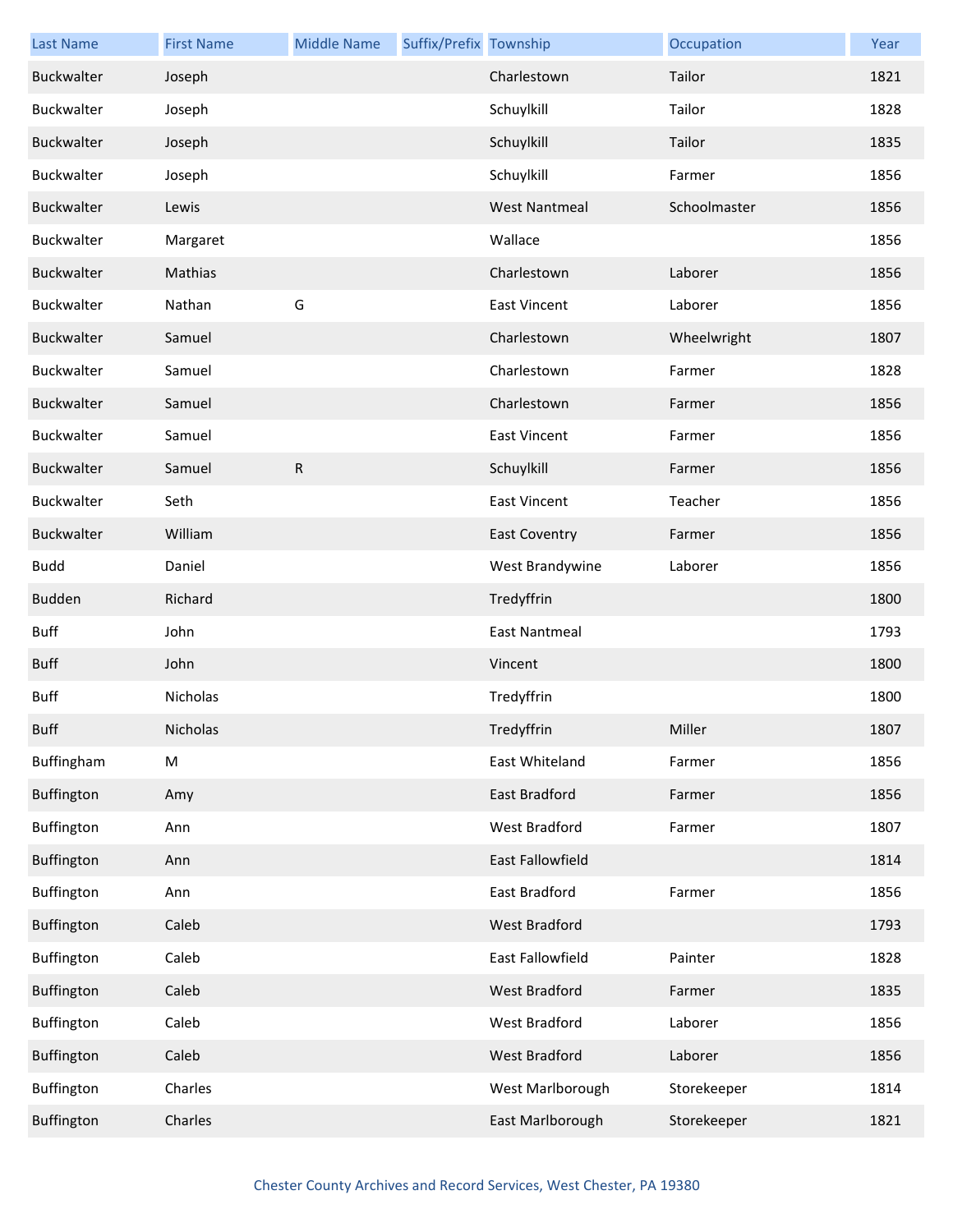| Last Name | First Name | Middle Name | Suffix/Prefix | Township | Occupation | Year |
| --- | --- | --- | --- | --- | --- | --- |
| Buckwalter | Joseph | | | Charlestown | Tailor | 1821 |
| Buckwalter | Joseph | | | Schuylkill | Tailor | 1828 |
| Buckwalter | Joseph | | | Schuylkill | Tailor | 1835 |
| Buckwalter | Joseph | | | Schuylkill | Farmer | 1856 |
| Buckwalter | Lewis | | | West Nantmeal | Schoolmaster | 1856 |
| Buckwalter | Margaret | | | Wallace | | 1856 |
| Buckwalter | Mathias | | | Charlestown | Laborer | 1856 |
| Buckwalter | Nathan | G | | East Vincent | Laborer | 1856 |
| Buckwalter | Samuel | | | Charlestown | Wheelwright | 1807 |
| Buckwalter | Samuel | | | Charlestown | Farmer | 1828 |
| Buckwalter | Samuel | | | Charlestown | Farmer | 1856 |
| Buckwalter | Samuel | | | East Vincent | Farmer | 1856 |
| Buckwalter | Samuel | R | | Schuylkill | Farmer | 1856 |
| Buckwalter | Seth | | | East Vincent | Teacher | 1856 |
| Buckwalter | William | | | East Coventry | Farmer | 1856 |
| Budd | Daniel | | | West Brandywine | Laborer | 1856 |
| Budden | Richard | | | Tredyffrin | | 1800 |
| Buff | John | | | East Nantmeal | | 1793 |
| Buff | John | | | Vincent | | 1800 |
| Buff | Nicholas | | | Tredyffrin | | 1800 |
| Buff | Nicholas | | | Tredyffrin | Miller | 1807 |
| Buffingham | M | | | East Whiteland | Farmer | 1856 |
| Buffington | Amy | | | East Bradford | Farmer | 1856 |
| Buffington | Ann | | | West Bradford | Farmer | 1807 |
| Buffington | Ann | | | East Fallowfield | | 1814 |
| Buffington | Ann | | | East Bradford | Farmer | 1856 |
| Buffington | Caleb | | | West Bradford | | 1793 |
| Buffington | Caleb | | | East Fallowfield | Painter | 1828 |
| Buffington | Caleb | | | West Bradford | Farmer | 1835 |
| Buffington | Caleb | | | West Bradford | Laborer | 1856 |
| Buffington | Caleb | | | West Bradford | Laborer | 1856 |
| Buffington | Charles | | | West Marlborough | Storekeeper | 1814 |
| Buffington | Charles | | | East Marlborough | Storekeeper | 1821 |

Chester County Archives and Record Services, West Chester, PA 19380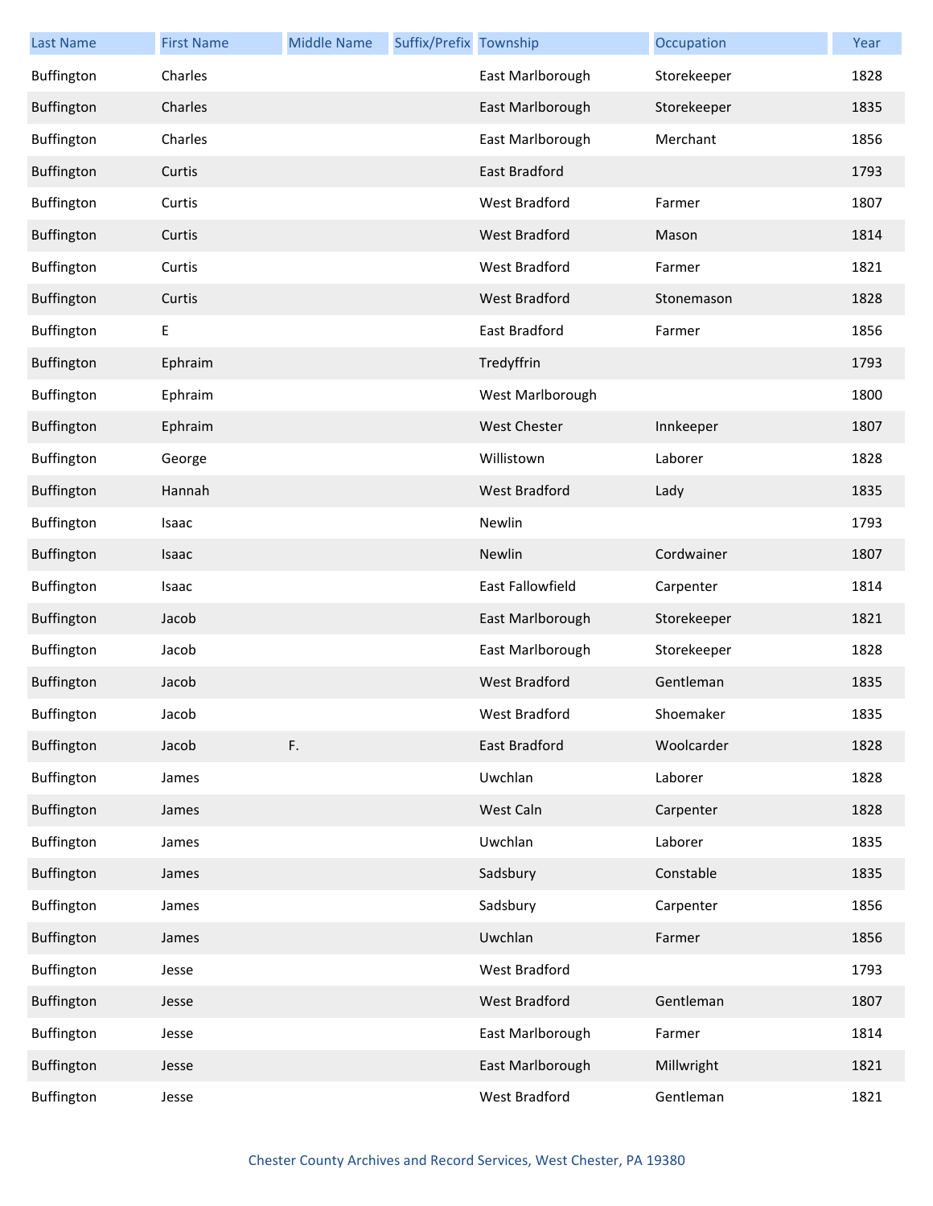| Last Name | First Name | Middle Name | Suffix/Prefix | Township | Occupation | Year |
|---|---|---|---|---|---|---|
| Buffington | Charles | | | East Marlborough | Storekeeper | 1828 |
| Buffington | Charles | | | East Marlborough | Storekeeper | 1835 |
| Buffington | Charles | | | East Marlborough | Merchant | 1856 |
| Buffington | Curtis | | | East Bradford | | 1793 |
| Buffington | Curtis | | | West Bradford | Farmer | 1807 |
| Buffington | Curtis | | | West Bradford | Mason | 1814 |
| Buffington | Curtis | | | West Bradford | Farmer | 1821 |
| Buffington | Curtis | | | West Bradford | Stonemason | 1828 |
| Buffington | E | | | East Bradford | Farmer | 1856 |
| Buffington | Ephraim | | | Tredyffrin | | 1793 |
| Buffington | Ephraim | | | West Marlborough | | 1800 |
| Buffington | Ephraim | | | West Chester | Innkeeper | 1807 |
| Buffington | George | | | Willistown | Laborer | 1828 |
| Buffington | Hannah | | | West Bradford | Lady | 1835 |
| Buffington | Isaac | | | Newlin | | 1793 |
| Buffington | Isaac | | | Newlin | Cordwainer | 1807 |
| Buffington | Isaac | | | East Fallowfield | Carpenter | 1814 |
| Buffington | Jacob | | | East Marlborough | Storekeeper | 1821 |
| Buffington | Jacob | | | East Marlborough | Storekeeper | 1828 |
| Buffington | Jacob | | | West Bradford | Gentleman | 1835 |
| Buffington | Jacob | | | West Bradford | Shoemaker | 1835 |
| Buffington | Jacob | F. | | East Bradford | Woolcarder | 1828 |
| Buffington | James | | | Uwchlan | Laborer | 1828 |
| Buffington | James | | | West Caln | Carpenter | 1828 |
| Buffington | James | | | Uwchlan | Laborer | 1835 |
| Buffington | James | | | Sadsbury | Constable | 1835 |
| Buffington | James | | | Sadsbury | Carpenter | 1856 |
| Buffington | James | | | Uwchlan | Farmer | 1856 |
| Buffington | Jesse | | | West Bradford | | 1793 |
| Buffington | Jesse | | | West Bradford | Gentleman | 1807 |
| Buffington | Jesse | | | East Marlborough | Farmer | 1814 |
| Buffington | Jesse | | | East Marlborough | Millwright | 1821 |
| Buffington | Jesse | | | West Bradford | Gentleman | 1821 |

Chester County Archives and Record Services, West Chester, PA 19380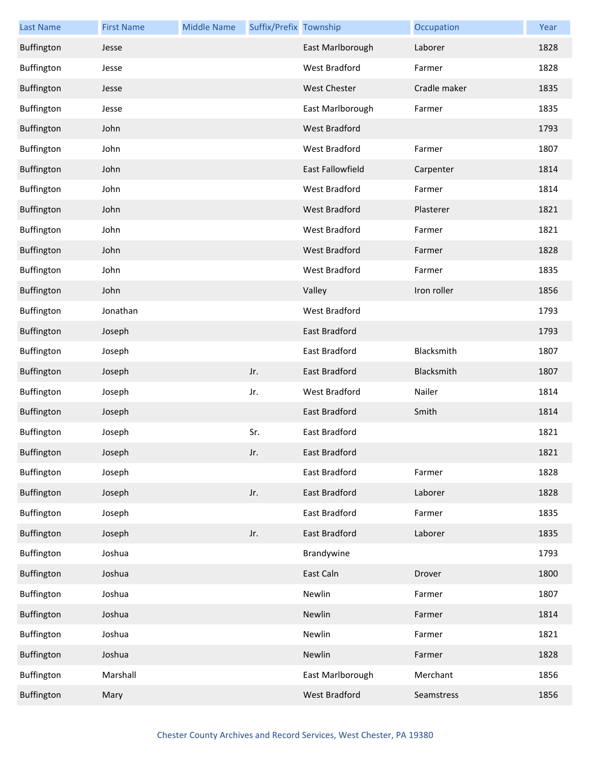| Last Name | First Name | Middle Name | Suffix/Prefix | Township | Occupation | Year |
|---|---|---|---|---|---|---|
| Buffington | Jesse | | | East Marlborough | Laborer | 1828 |
| Buffington | Jesse | | | West Bradford | Farmer | 1828 |
| Buffington | Jesse | | | West Chester | Cradle maker | 1835 |
| Buffington | Jesse | | | East Marlborough | Farmer | 1835 |
| Buffington | John | | | West Bradford | | 1793 |
| Buffington | John | | | West Bradford | Farmer | 1807 |
| Buffington | John | | | East Fallowfield | Carpenter | 1814 |
| Buffington | John | | | West Bradford | Farmer | 1814 |
| Buffington | John | | | West Bradford | Plasterer | 1821 |
| Buffington | John | | | West Bradford | Farmer | 1821 |
| Buffington | John | | | West Bradford | Farmer | 1828 |
| Buffington | John | | | West Bradford | Farmer | 1835 |
| Buffington | John | | | Valley | Iron roller | 1856 |
| Buffington | Jonathan | | | West Bradford | | 1793 |
| Buffington | Joseph | | | East Bradford | | 1793 |
| Buffington | Joseph | | | East Bradford | Blacksmith | 1807 |
| Buffington | Joseph | | Jr. | East Bradford | Blacksmith | 1807 |
| Buffington | Joseph | | Jr. | West Bradford | Nailer | 1814 |
| Buffington | Joseph | | | East Bradford | Smith | 1814 |
| Buffington | Joseph | | Sr. | East Bradford | | 1821 |
| Buffington | Joseph | | Jr. | East Bradford | | 1821 |
| Buffington | Joseph | | | East Bradford | Farmer | 1828 |
| Buffington | Joseph | | Jr. | East Bradford | Laborer | 1828 |
| Buffington | Joseph | | | East Bradford | Farmer | 1835 |
| Buffington | Joseph | | Jr. | East Bradford | Laborer | 1835 |
| Buffington | Joshua | | | Brandywine | | 1793 |
| Buffington | Joshua | | | East Caln | Drover | 1800 |
| Buffington | Joshua | | | Newlin | Farmer | 1807 |
| Buffington | Joshua | | | Newlin | Farmer | 1814 |
| Buffington | Joshua | | | Newlin | Farmer | 1821 |
| Buffington | Joshua | | | Newlin | Farmer | 1828 |
| Buffington | Marshall | | | East Marlborough | Merchant | 1856 |
| Buffington | Mary | | | West Bradford | Seamstress | 1856 |

Chester County Archives and Record Services, West Chester, PA 19380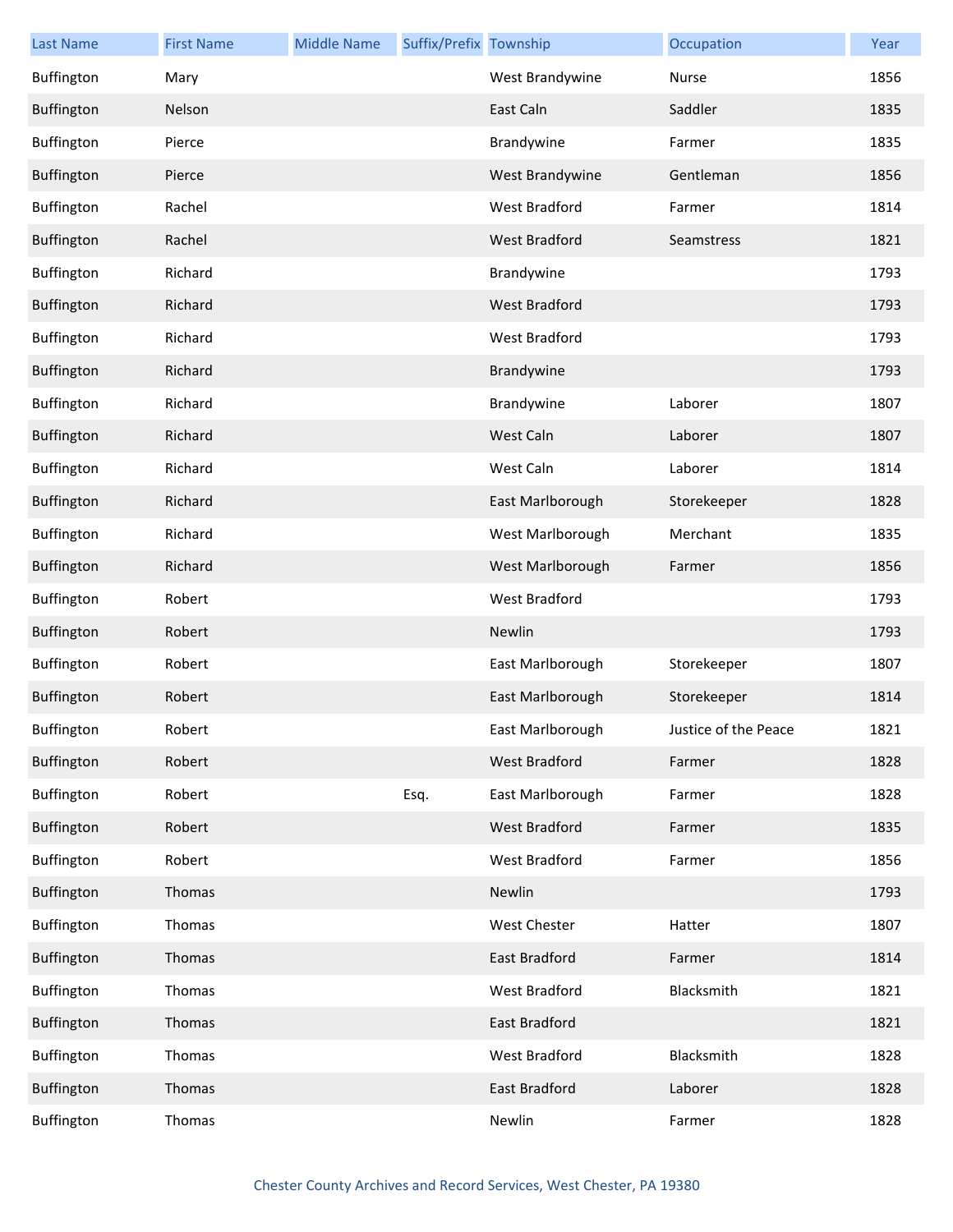| Last Name | First Name | Middle Name | Suffix/Prefix | Township | Occupation | Year |
|---|---|---|---|---|---|---|
| Buffington | Mary | | | West Brandywine | Nurse | 1856 |
| Buffington | Nelson | | | East Caln | Saddler | 1835 |
| Buffington | Pierce | | | Brandywine | Farmer | 1835 |
| Buffington | Pierce | | | West Brandywine | Gentleman | 1856 |
| Buffington | Rachel | | | West Bradford | Farmer | 1814 |
| Buffington | Rachel | | | West Bradford | Seamstress | 1821 |
| Buffington | Richard | | | Brandywine | | 1793 |
| Buffington | Richard | | | West Bradford | | 1793 |
| Buffington | Richard | | | West Bradford | | 1793 |
| Buffington | Richard | | | Brandywine | | 1793 |
| Buffington | Richard | | | Brandywine | Laborer | 1807 |
| Buffington | Richard | | | West Caln | Laborer | 1807 |
| Buffington | Richard | | | West Caln | Laborer | 1814 |
| Buffington | Richard | | | East Marlborough | Storekeeper | 1828 |
| Buffington | Richard | | | West Marlborough | Merchant | 1835 |
| Buffington | Richard | | | West Marlborough | Farmer | 1856 |
| Buffington | Robert | | | West Bradford | | 1793 |
| Buffington | Robert | | | Newlin | | 1793 |
| Buffington | Robert | | | East Marlborough | Storekeeper | 1807 |
| Buffington | Robert | | | East Marlborough | Storekeeper | 1814 |
| Buffington | Robert | | | East Marlborough | Justice of the Peace | 1821 |
| Buffington | Robert | | | West Bradford | Farmer | 1828 |
| Buffington | Robert | | Esq. | East Marlborough | Farmer | 1828 |
| Buffington | Robert | | | West Bradford | Farmer | 1835 |
| Buffington | Robert | | | West Bradford | Farmer | 1856 |
| Buffington | Thomas | | | Newlin | | 1793 |
| Buffington | Thomas | | | West Chester | Hatter | 1807 |
| Buffington | Thomas | | | East Bradford | Farmer | 1814 |
| Buffington | Thomas | | | West Bradford | Blacksmith | 1821 |
| Buffington | Thomas | | | East Bradford | | 1821 |
| Buffington | Thomas | | | West Bradford | Blacksmith | 1828 |
| Buffington | Thomas | | | East Bradford | Laborer | 1828 |
| Buffington | Thomas | | | Newlin | Farmer | 1828 |

Chester County Archives and Record Services, West Chester, PA 19380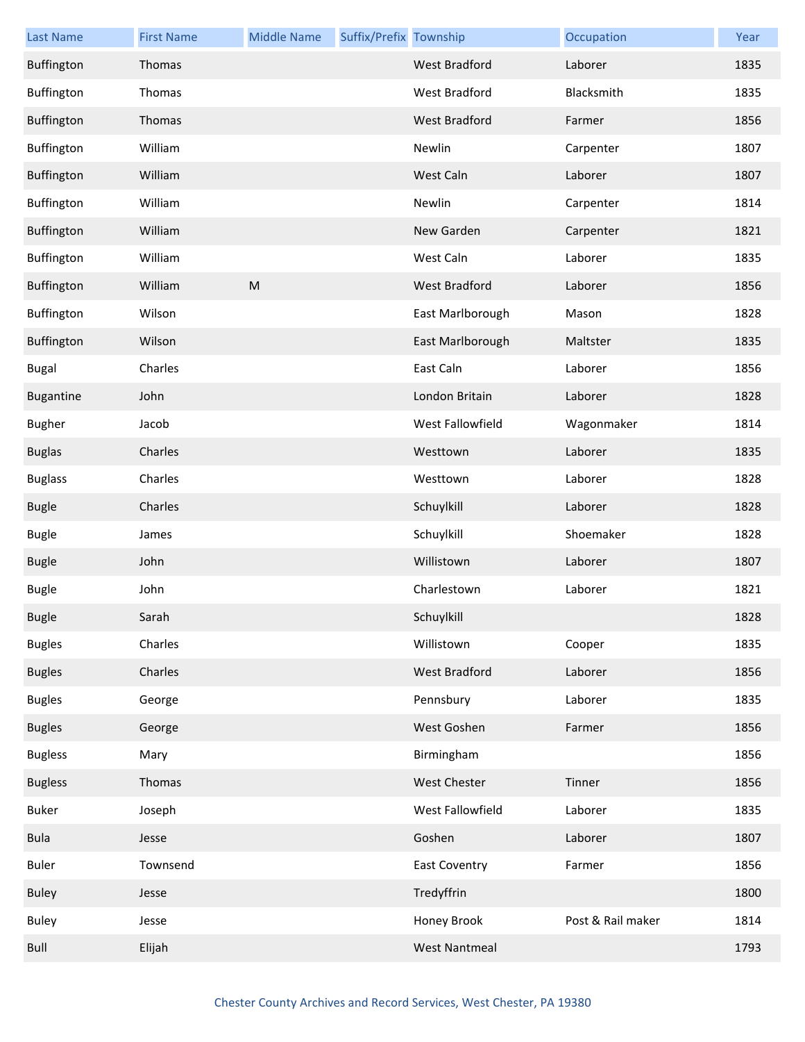| Last Name | First Name | Middle Name | Suffix/Prefix | Township | Occupation | Year |
|---|---|---|---|---|---|---|
| Buffington | Thomas | | | West Bradford | Laborer | 1835 |
| Buffington | Thomas | | | West Bradford | Blacksmith | 1835 |
| Buffington | Thomas | | | West Bradford | Farmer | 1856 |
| Buffington | William | | | Newlin | Carpenter | 1807 |
| Buffington | William | | | West Caln | Laborer | 1807 |
| Buffington | William | | | Newlin | Carpenter | 1814 |
| Buffington | William | | | New Garden | Carpenter | 1821 |
| Buffington | William | | | West Caln | Laborer | 1835 |
| Buffington | William | M | | West Bradford | Laborer | 1856 |
| Buffington | Wilson | | | East Marlborough | Mason | 1828 |
| Buffington | Wilson | | | East Marlborough | Maltster | 1835 |
| Bugal | Charles | | | East Caln | Laborer | 1856 |
| Bugantine | John | | | London Britain | Laborer | 1828 |
| Bugher | Jacob | | | West Fallowfield | Wagonmaker | 1814 |
| Buglas | Charles | | | Westtown | Laborer | 1835 |
| Buglass | Charles | | | Westtown | Laborer | 1828 |
| Bugle | Charles | | | Schuylkill | Laborer | 1828 |
| Bugle | James | | | Schuylkill | Shoemaker | 1828 |
| Bugle | John | | | Willistown | Laborer | 1807 |
| Bugle | John | | | Charlestown | Laborer | 1821 |
| Bugle | Sarah | | | Schuylkill | | 1828 |
| Bugles | Charles | | | Willistown | Cooper | 1835 |
| Bugles | Charles | | | West Bradford | Laborer | 1856 |
| Bugles | George | | | Pennsbury | Laborer | 1835 |
| Bugles | George | | | West Goshen | Farmer | 1856 |
| Bugless | Mary | | | Birmingham | | 1856 |
| Bugless | Thomas | | | West Chester | Tinner | 1856 |
| Buker | Joseph | | | West Fallowfield | Laborer | 1835 |
| Bula | Jesse | | | Goshen | Laborer | 1807 |
| Buler | Townsend | | | East Coventry | Farmer | 1856 |
| Buley | Jesse | | | Tredyffrin | | 1800 |
| Buley | Jesse | | | Honey Brook | Post & Rail maker | 1814 |
| Bull | Elijah | | | West Nantmeal | | 1793 |

Chester County Archives and Record Services, West Chester, PA 19380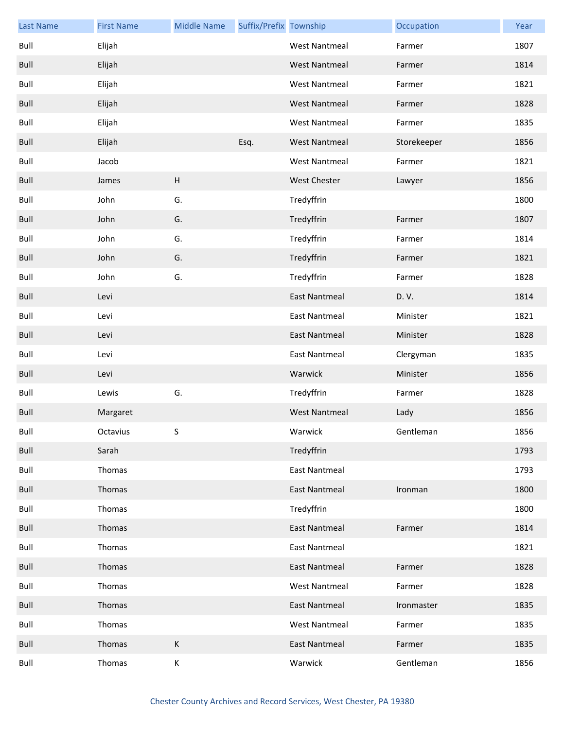| Last Name | First Name | Middle Name | Suffix/Prefix | Township | Occupation | Year |
| --- | --- | --- | --- | --- | --- | --- |
| Bull | Elijah | | | West Nantmeal | Farmer | 1807 |
| Bull | Elijah | | | West Nantmeal | Farmer | 1814 |
| Bull | Elijah | | | West Nantmeal | Farmer | 1821 |
| Bull | Elijah | | | West Nantmeal | Farmer | 1828 |
| Bull | Elijah | | | West Nantmeal | Farmer | 1835 |
| Bull | Elijah | | Esq. | West Nantmeal | Storekeeper | 1856 |
| Bull | Jacob | | | West Nantmeal | Farmer | 1821 |
| Bull | James | H | | West Chester | Lawyer | 1856 |
| Bull | John | G. | | Tredyffrin | | 1800 |
| Bull | John | G. | | Tredyffrin | Farmer | 1807 |
| Bull | John | G. | | Tredyffrin | Farmer | 1814 |
| Bull | John | G. | | Tredyffrin | Farmer | 1821 |
| Bull | John | G. | | Tredyffrin | Farmer | 1828 |
| Bull | Levi | | | East Nantmeal | D. V. | 1814 |
| Bull | Levi | | | East Nantmeal | Minister | 1821 |
| Bull | Levi | | | East Nantmeal | Minister | 1828 |
| Bull | Levi | | | East Nantmeal | Clergyman | 1835 |
| Bull | Levi | | | Warwick | Minister | 1856 |
| Bull | Lewis | G. | | Tredyffrin | Farmer | 1828 |
| Bull | Margaret | | | West Nantmeal | Lady | 1856 |
| Bull | Octavius | S | | Warwick | Gentleman | 1856 |
| Bull | Sarah | | | Tredyffrin | | 1793 |
| Bull | Thomas | | | East Nantmeal | | 1793 |
| Bull | Thomas | | | East Nantmeal | Ironman | 1800 |
| Bull | Thomas | | | Tredyffrin | | 1800 |
| Bull | Thomas | | | East Nantmeal | Farmer | 1814 |
| Bull | Thomas | | | East Nantmeal | | 1821 |
| Bull | Thomas | | | East Nantmeal | Farmer | 1828 |
| Bull | Thomas | | | West Nantmeal | Farmer | 1828 |
| Bull | Thomas | | | East Nantmeal | Ironmaster | 1835 |
| Bull | Thomas | | | West Nantmeal | Farmer | 1835 |
| Bull | Thomas | K | | East Nantmeal | Farmer | 1835 |
| Bull | Thomas | K | | Warwick | Gentleman | 1856 |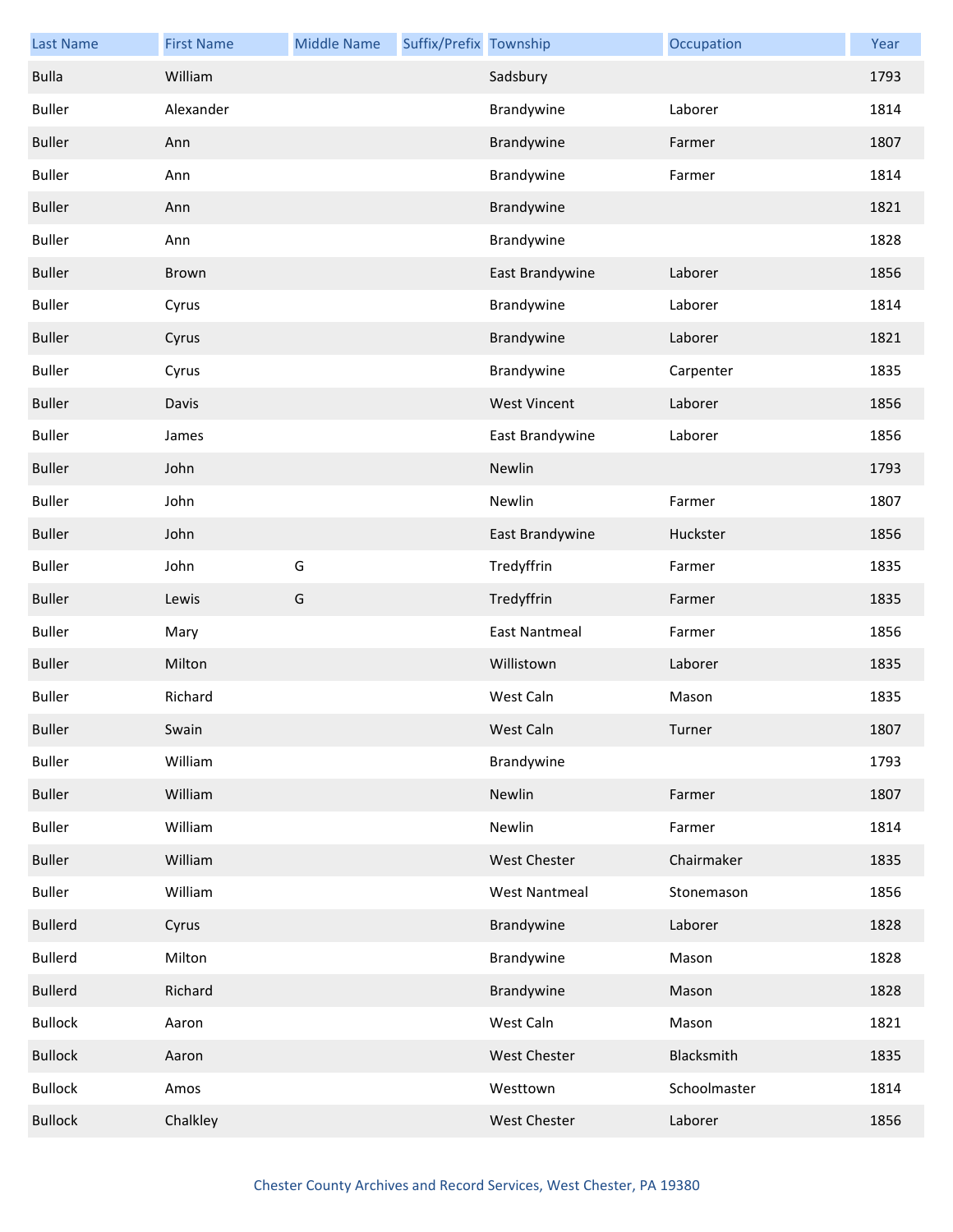| Last Name | First Name | Middle Name | Suffix/Prefix | Township | Occupation | Year |
|---|---|---|---|---|---|---|
| Bulla | William | | | Sadsbury | | 1793 |
| Buller | Alexander | | | Brandywine | Laborer | 1814 |
| Buller | Ann | | | Brandywine | Farmer | 1807 |
| Buller | Ann | | | Brandywine | Farmer | 1814 |
| Buller | Ann | | | Brandywine | | 1821 |
| Buller | Ann | | | Brandywine | | 1828 |
| Buller | Brown | | | East Brandywine | Laborer | 1856 |
| Buller | Cyrus | | | Brandywine | Laborer | 1814 |
| Buller | Cyrus | | | Brandywine | Laborer | 1821 |
| Buller | Cyrus | | | Brandywine | Carpenter | 1835 |
| Buller | Davis | | | West Vincent | Laborer | 1856 |
| Buller | James | | | East Brandywine | Laborer | 1856 |
| Buller | John | | | Newlin | | 1793 |
| Buller | John | | | Newlin | Farmer | 1807 |
| Buller | John | | | East Brandywine | Huckster | 1856 |
| Buller | John | G | | Tredyffrin | Farmer | 1835 |
| Buller | Lewis | G | | Tredyffrin | Farmer | 1835 |
| Buller | Mary | | | East Nantmeal | Farmer | 1856 |
| Buller | Milton | | | Willistown | Laborer | 1835 |
| Buller | Richard | | | West Caln | Mason | 1835 |
| Buller | Swain | | | West Caln | Turner | 1807 |
| Buller | William | | | Brandywine | | 1793 |
| Buller | William | | | Newlin | Farmer | 1807 |
| Buller | William | | | Newlin | Farmer | 1814 |
| Buller | William | | | West Chester | Chairmaker | 1835 |
| Buller | William | | | West Nantmeal | Stonemason | 1856 |
| Bullerd | Cyrus | | | Brandywine | Laborer | 1828 |
| Bullerd | Milton | | | Brandywine | Mason | 1828 |
| Bullerd | Richard | | | Brandywine | Mason | 1828 |
| Bullock | Aaron | | | West Caln | Mason | 1821 |
| Bullock | Aaron | | | West Chester | Blacksmith | 1835 |
| Bullock | Amos | | | Westtown | Schoolmaster | 1814 |
| Bullock | Chalkley | | | West Chester | Laborer | 1856 |

Chester County Archives and Record Services, West Chester, PA 19380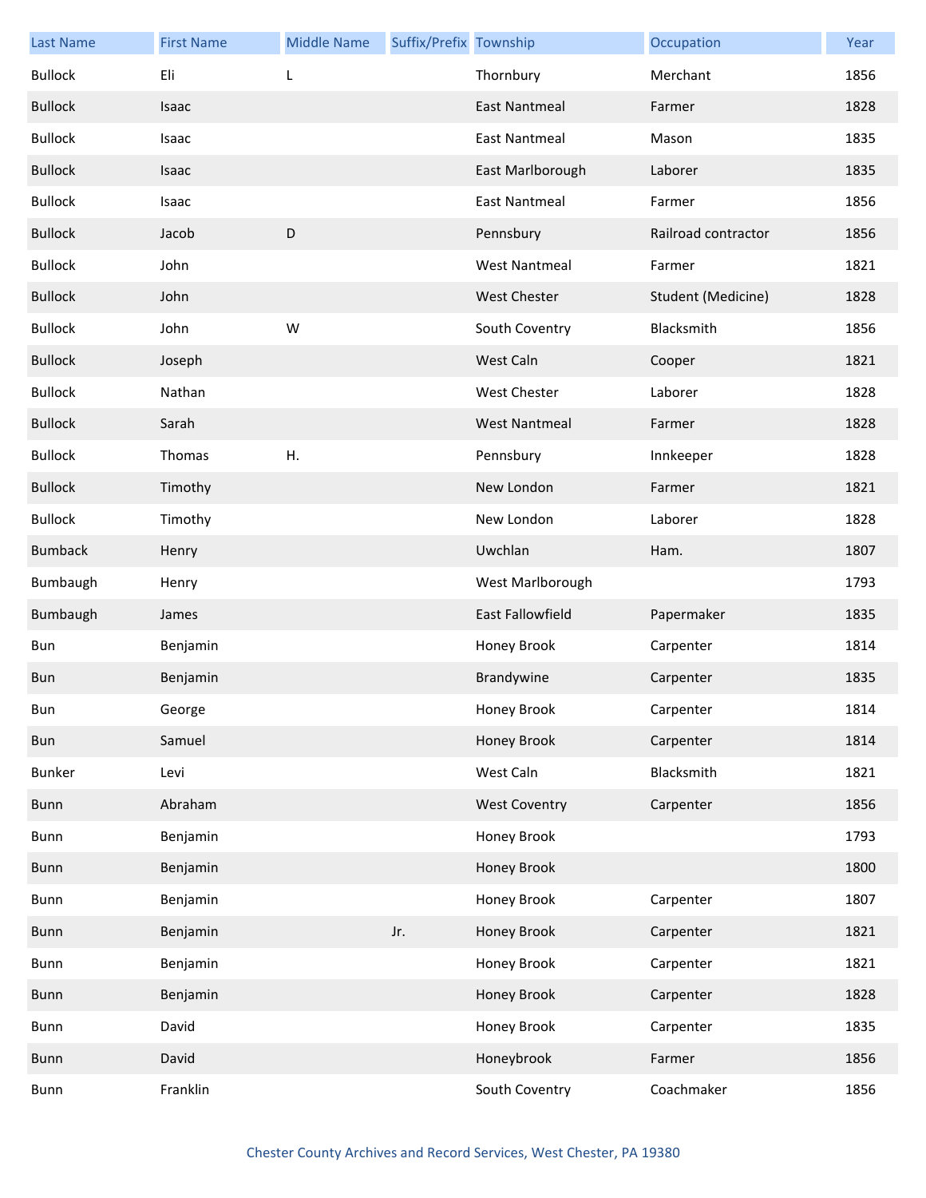| Last Name | First Name | Middle Name | Suffix/Prefix | Township | Occupation | Year |
|---|---|---|---|---|---|---|
| Bullock | Eli | L | | Thornbury | Merchant | 1856 |
| Bullock | Isaac | | | East Nantmeal | Farmer | 1828 |
| Bullock | Isaac | | | East Nantmeal | Mason | 1835 |
| Bullock | Isaac | | | East Marlborough | Laborer | 1835 |
| Bullock | Isaac | | | East Nantmeal | Farmer | 1856 |
| Bullock | Jacob | D | | Pennsbury | Railroad contractor | 1856 |
| Bullock | John | | | West Nantmeal | Farmer | 1821 |
| Bullock | John | | | West Chester | Student (Medicine) | 1828 |
| Bullock | John | W | | South Coventry | Blacksmith | 1856 |
| Bullock | Joseph | | | West Caln | Cooper | 1821 |
| Bullock | Nathan | | | West Chester | Laborer | 1828 |
| Bullock | Sarah | | | West Nantmeal | Farmer | 1828 |
| Bullock | Thomas | H. | | Pennsbury | Innkeeper | 1828 |
| Bullock | Timothy | | | New London | Farmer | 1821 |
| Bullock | Timothy | | | New London | Laborer | 1828 |
| Bumback | Henry | | | Uwchlan | Ham. | 1807 |
| Bumbaugh | Henry | | | West Marlborough | | 1793 |
| Bumbaugh | James | | | East Fallowfield | Papermaker | 1835 |
| Bun | Benjamin | | | Honey Brook | Carpenter | 1814 |
| Bun | Benjamin | | | Brandywine | Carpenter | 1835 |
| Bun | George | | | Honey Brook | Carpenter | 1814 |
| Bun | Samuel | | | Honey Brook | Carpenter | 1814 |
| Bunker | Levi | | | West Caln | Blacksmith | 1821 |
| Bunn | Abraham | | | West Coventry | Carpenter | 1856 |
| Bunn | Benjamin | | | Honey Brook | | 1793 |
| Bunn | Benjamin | | | Honey Brook | | 1800 |
| Bunn | Benjamin | | | Honey Brook | Carpenter | 1807 |
| Bunn | Benjamin | | Jr. | Honey Brook | Carpenter | 1821 |
| Bunn | Benjamin | | | Honey Brook | Carpenter | 1821 |
| Bunn | Benjamin | | | Honey Brook | Carpenter | 1828 |
| Bunn | David | | | Honey Brook | Carpenter | 1835 |
| Bunn | David | | | Honeybrook | Farmer | 1856 |
| Bunn | Franklin | | | South Coventry | Coachmaker | 1856 |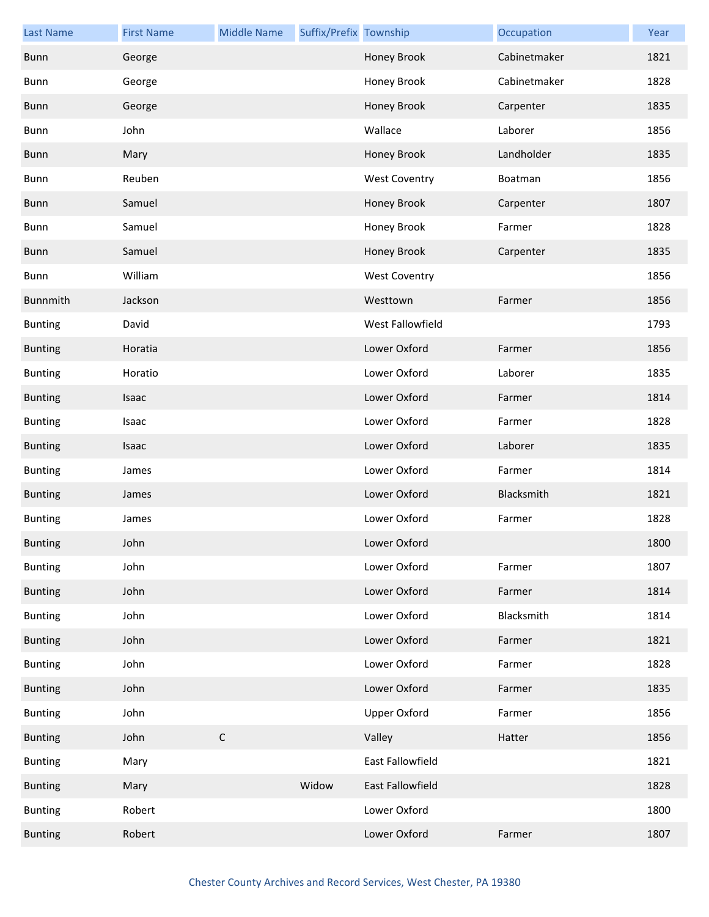| Last Name | First Name | Middle Name | Suffix/Prefix | Township | Occupation | Year |
|---|---|---|---|---|---|---|
| Bunn | George | | | Honey Brook | Cabinetmaker | 1821 |
| Bunn | George | | | Honey Brook | Cabinetmaker | 1828 |
| Bunn | George | | | Honey Brook | Carpenter | 1835 |
| Bunn | John | | | Wallace | Laborer | 1856 |
| Bunn | Mary | | | Honey Brook | Landholder | 1835 |
| Bunn | Reuben | | | West Coventry | Boatman | 1856 |
| Bunn | Samuel | | | Honey Brook | Carpenter | 1807 |
| Bunn | Samuel | | | Honey Brook | Farmer | 1828 |
| Bunn | Samuel | | | Honey Brook | Carpenter | 1835 |
| Bunn | William | | | West Coventry | | 1856 |
| Bunnmith | Jackson | | | Westtown | Farmer | 1856 |
| Bunting | David | | | West Fallowfield | | 1793 |
| Bunting | Horatia | | | Lower Oxford | Farmer | 1856 |
| Bunting | Horatio | | | Lower Oxford | Laborer | 1835 |
| Bunting | Isaac | | | Lower Oxford | Farmer | 1814 |
| Bunting | Isaac | | | Lower Oxford | Farmer | 1828 |
| Bunting | Isaac | | | Lower Oxford | Laborer | 1835 |
| Bunting | James | | | Lower Oxford | Farmer | 1814 |
| Bunting | James | | | Lower Oxford | Blacksmith | 1821 |
| Bunting | James | | | Lower Oxford | Farmer | 1828 |
| Bunting | John | | | Lower Oxford | | 1800 |
| Bunting | John | | | Lower Oxford | Farmer | 1807 |
| Bunting | John | | | Lower Oxford | Farmer | 1814 |
| Bunting | John | | | Lower Oxford | Blacksmith | 1814 |
| Bunting | John | | | Lower Oxford | Farmer | 1821 |
| Bunting | John | | | Lower Oxford | Farmer | 1828 |
| Bunting | John | | | Lower Oxford | Farmer | 1835 |
| Bunting | John | | | Upper Oxford | Farmer | 1856 |
| Bunting | John | C | | Valley | Hatter | 1856 |
| Bunting | Mary | | | East Fallowfield | | 1821 |
| Bunting | Mary | | Widow | East Fallowfield | | 1828 |
| Bunting | Robert | | | Lower Oxford | | 1800 |
| Bunting | Robert | | | Lower Oxford | Farmer | 1807 |

Chester County Archives and Record Services, West Chester, PA 19380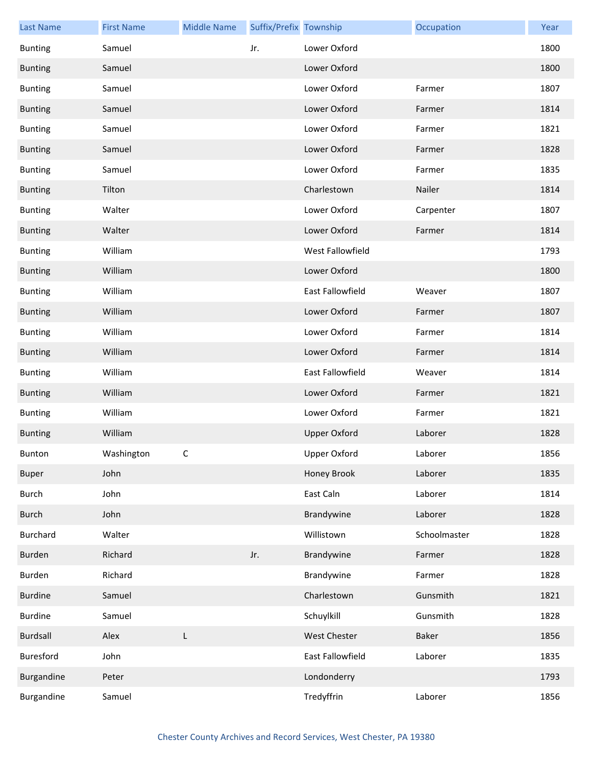| Last Name | First Name | Middle Name | Suffix/Prefix | Township | Occupation | Year |
|---|---|---|---|---|---|---|
| Bunting | Samuel | | Jr. | Lower Oxford | | 1800 |
| Bunting | Samuel | | | Lower Oxford | | 1800 |
| Bunting | Samuel | | | Lower Oxford | Farmer | 1807 |
| Bunting | Samuel | | | Lower Oxford | Farmer | 1814 |
| Bunting | Samuel | | | Lower Oxford | Farmer | 1821 |
| Bunting | Samuel | | | Lower Oxford | Farmer | 1828 |
| Bunting | Samuel | | | Lower Oxford | Farmer | 1835 |
| Bunting | Tilton | | | Charlestown | Nailer | 1814 |
| Bunting | Walter | | | Lower Oxford | Carpenter | 1807 |
| Bunting | Walter | | | Lower Oxford | Farmer | 1814 |
| Bunting | William | | | West Fallowfield | | 1793 |
| Bunting | William | | | Lower Oxford | | 1800 |
| Bunting | William | | | East Fallowfield | Weaver | 1807 |
| Bunting | William | | | Lower Oxford | Farmer | 1807 |
| Bunting | William | | | Lower Oxford | Farmer | 1814 |
| Bunting | William | | | Lower Oxford | Farmer | 1814 |
| Bunting | William | | | East Fallowfield | Weaver | 1814 |
| Bunting | William | | | Lower Oxford | Farmer | 1821 |
| Bunting | William | | | Lower Oxford | Farmer | 1821 |
| Bunting | William | | | Upper Oxford | Laborer | 1828 |
| Bunton | Washington | C | | Upper Oxford | Laborer | 1856 |
| Buper | John | | | Honey Brook | Laborer | 1835 |
| Burch | John | | | East Caln | Laborer | 1814 |
| Burch | John | | | Brandywine | Laborer | 1828 |
| Burchard | Walter | | | Willistown | Schoolmaster | 1828 |
| Burden | Richard | | Jr. | Brandywine | Farmer | 1828 |
| Burden | Richard | | | Brandywine | Farmer | 1828 |
| Burdine | Samuel | | | Charlestown | Gunsmith | 1821 |
| Burdine | Samuel | | | Schuylkill | Gunsmith | 1828 |
| Burdsall | Alex | L | | West Chester | Baker | 1856 |
| Buresford | John | | | East Fallowfield | Laborer | 1835 |
| Burgandine | Peter | | | Londonderry | | 1793 |
| Burgandine | Samuel | | | Tredyffrin | Laborer | 1856 |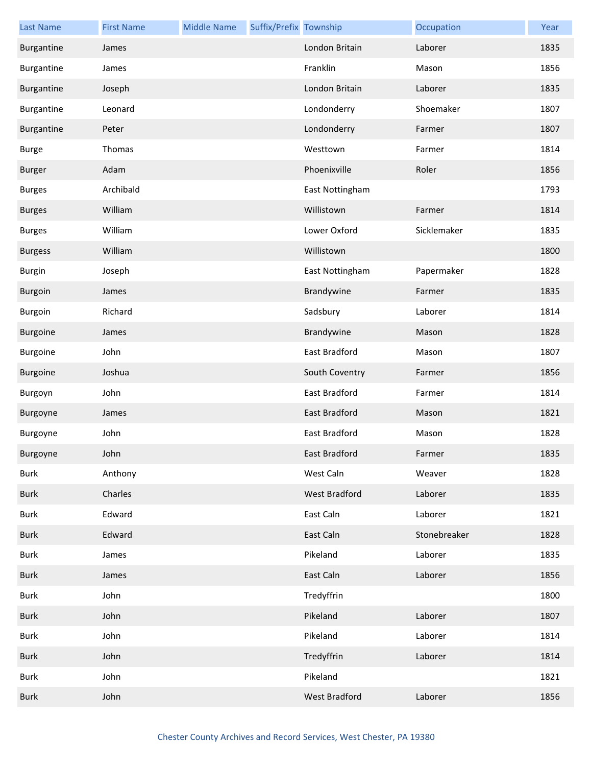| Last Name | First Name | Middle Name | Suffix/Prefix | Township | Occupation | Year |
|---|---|---|---|---|---|---|
| Burgantine | James | | | London Britain | Laborer | 1835 |
| Burgantine | James | | | Franklin | Mason | 1856 |
| Burgantine | Joseph | | | London Britain | Laborer | 1835 |
| Burgantine | Leonard | | | Londonderry | Shoemaker | 1807 |
| Burgantine | Peter | | | Londonderry | Farmer | 1807 |
| Burge | Thomas | | | Westtown | Farmer | 1814 |
| Burger | Adam | | | Phoenixville | Roler | 1856 |
| Burges | Archibald | | | East Nottingham | | 1793 |
| Burges | William | | | Willistown | Farmer | 1814 |
| Burges | William | | | Lower Oxford | Sicklemaker | 1835 |
| Burgess | William | | | Willistown | | 1800 |
| Burgin | Joseph | | | East Nottingham | Papermaker | 1828 |
| Burgoin | James | | | Brandywine | Farmer | 1835 |
| Burgoin | Richard | | | Sadsbury | Laborer | 1814 |
| Burgoine | James | | | Brandywine | Mason | 1828 |
| Burgoine | John | | | East Bradford | Mason | 1807 |
| Burgoine | Joshua | | | South Coventry | Farmer | 1856 |
| Burgoyn | John | | | East Bradford | Farmer | 1814 |
| Burgoyne | James | | | East Bradford | Mason | 1821 |
| Burgoyne | John | | | East Bradford | Mason | 1828 |
| Burgoyne | John | | | East Bradford | Farmer | 1835 |
| Burk | Anthony | | | West Caln | Weaver | 1828 |
| Burk | Charles | | | West Bradford | Laborer | 1835 |
| Burk | Edward | | | East Caln | Laborer | 1821 |
| Burk | Edward | | | East Caln | Stonebreaker | 1828 |
| Burk | James | | | Pikeland | Laborer | 1835 |
| Burk | James | | | East Caln | Laborer | 1856 |
| Burk | John | | | Tredyffrin | | 1800 |
| Burk | John | | | Pikeland | Laborer | 1807 |
| Burk | John | | | Pikeland | Laborer | 1814 |
| Burk | John | | | Tredyffrin | Laborer | 1814 |
| Burk | John | | | Pikeland | | 1821 |
| Burk | John | | | West Bradford | Laborer | 1856 |

Chester County Archives and Record Services, West Chester, PA 19380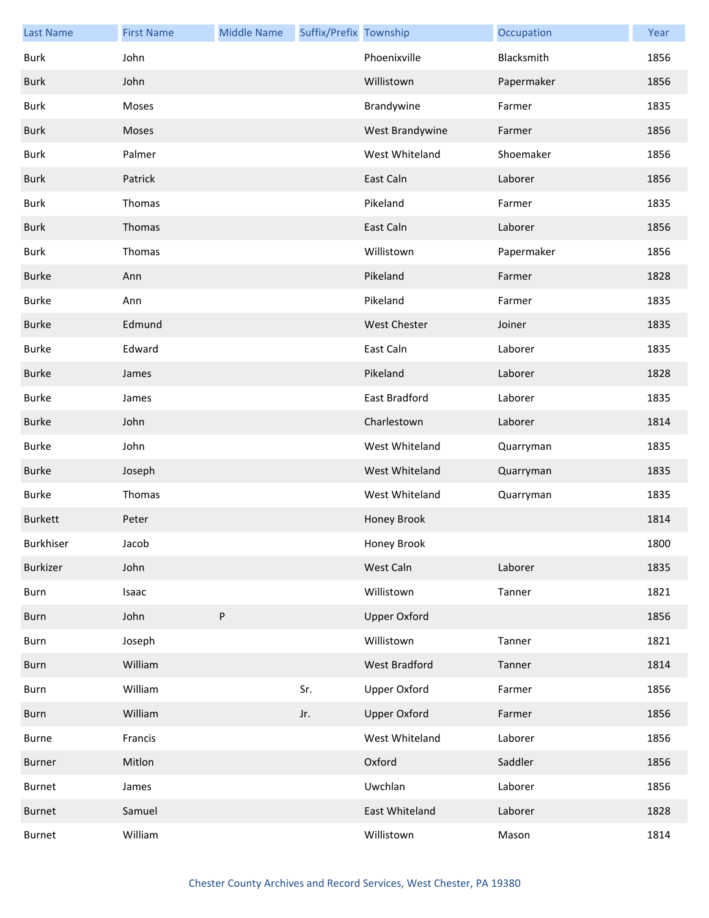| Last Name | First Name | Middle Name | Suffix/Prefix | Township | Occupation | Year |
|---|---|---|---|---|---|---|
| Burk | John | | | Phoenixville | Blacksmith | 1856 |
| Burk | John | | | Willistown | Papermaker | 1856 |
| Burk | Moses | | | Brandywine | Farmer | 1835 |
| Burk | Moses | | | West Brandywine | Farmer | 1856 |
| Burk | Palmer | | | West Whiteland | Shoemaker | 1856 |
| Burk | Patrick | | | East Caln | Laborer | 1856 |
| Burk | Thomas | | | Pikeland | Farmer | 1835 |
| Burk | Thomas | | | East Caln | Laborer | 1856 |
| Burk | Thomas | | | Willistown | Papermaker | 1856 |
| Burke | Ann | | | Pikeland | Farmer | 1828 |
| Burke | Ann | | | Pikeland | Farmer | 1835 |
| Burke | Edmund | | | West Chester | Joiner | 1835 |
| Burke | Edward | | | East Caln | Laborer | 1835 |
| Burke | James | | | Pikeland | Laborer | 1828 |
| Burke | James | | | East Bradford | Laborer | 1835 |
| Burke | John | | | Charlestown | Laborer | 1814 |
| Burke | John | | | West Whiteland | Quarryman | 1835 |
| Burke | Joseph | | | West Whiteland | Quarryman | 1835 |
| Burke | Thomas | | | West Whiteland | Quarryman | 1835 |
| Burkett | Peter | | | Honey Brook | | 1814 |
| Burkhiser | Jacob | | | Honey Brook | | 1800 |
| Burkizer | John | | | West Caln | Laborer | 1835 |
| Burn | Isaac | | | Willistown | Tanner | 1821 |
| Burn | John | P | | Upper Oxford | | 1856 |
| Burn | Joseph | | | Willistown | Tanner | 1821 |
| Burn | William | | | West Bradford | Tanner | 1814 |
| Burn | William | | Sr. | Upper Oxford | Farmer | 1856 |
| Burn | William | | Jr. | Upper Oxford | Farmer | 1856 |
| Burne | Francis | | | West Whiteland | Laborer | 1856 |
| Burner | Mitlon | | | Oxford | Saddler | 1856 |
| Burnet | James | | | Uwchlan | Laborer | 1856 |
| Burnet | Samuel | | | East Whiteland | Laborer | 1828 |
| Burnet | William | | | Willistown | Mason | 1814 |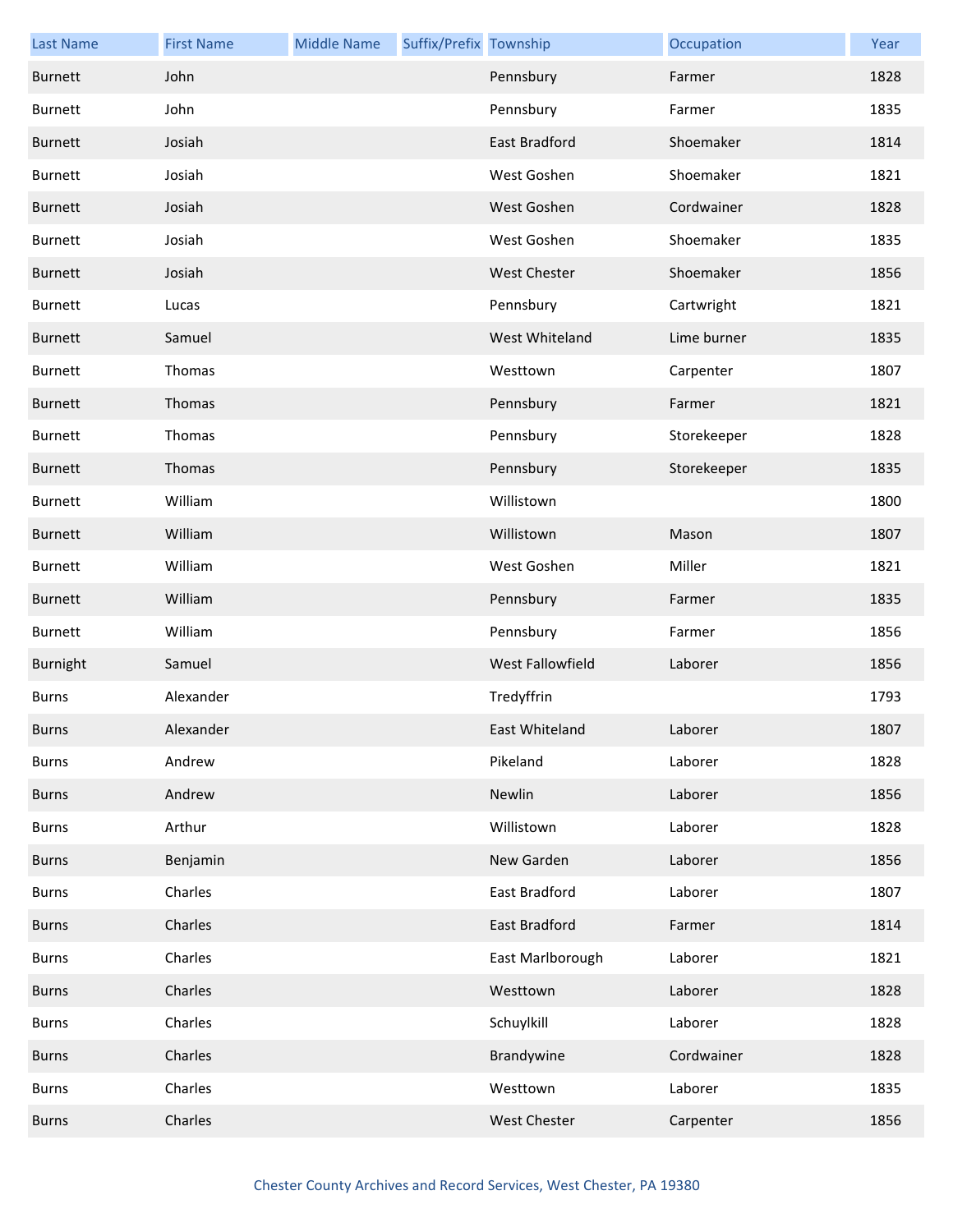| Last Name | First Name | Middle Name | Suffix/Prefix | Township | Occupation | Year |
|---|---|---|---|---|---|---|
| Burnett | John | | | Pennsbury | Farmer | 1828 |
| Burnett | John | | | Pennsbury | Farmer | 1835 |
| Burnett | Josiah | | | East Bradford | Shoemaker | 1814 |
| Burnett | Josiah | | | West Goshen | Shoemaker | 1821 |
| Burnett | Josiah | | | West Goshen | Cordwainer | 1828 |
| Burnett | Josiah | | | West Goshen | Shoemaker | 1835 |
| Burnett | Josiah | | | West Chester | Shoemaker | 1856 |
| Burnett | Lucas | | | Pennsbury | Cartwright | 1821 |
| Burnett | Samuel | | | West Whiteland | Lime burner | 1835 |
| Burnett | Thomas | | | Westtown | Carpenter | 1807 |
| Burnett | Thomas | | | Pennsbury | Farmer | 1821 |
| Burnett | Thomas | | | Pennsbury | Storekeeper | 1828 |
| Burnett | Thomas | | | Pennsbury | Storekeeper | 1835 |
| Burnett | William | | | Willistown | | 1800 |
| Burnett | William | | | Willistown | Mason | 1807 |
| Burnett | William | | | West Goshen | Miller | 1821 |
| Burnett | William | | | Pennsbury | Farmer | 1835 |
| Burnett | William | | | Pennsbury | Farmer | 1856 |
| Burnight | Samuel | | | West Fallowfield | Laborer | 1856 |
| Burns | Alexander | | | Tredyffrin | | 1793 |
| Burns | Alexander | | | East Whiteland | Laborer | 1807 |
| Burns | Andrew | | | Pikeland | Laborer | 1828 |
| Burns | Andrew | | | Newlin | Laborer | 1856 |
| Burns | Arthur | | | Willistown | Laborer | 1828 |
| Burns | Benjamin | | | New Garden | Laborer | 1856 |
| Burns | Charles | | | East Bradford | Laborer | 1807 |
| Burns | Charles | | | East Bradford | Farmer | 1814 |
| Burns | Charles | | | East Marlborough | Laborer | 1821 |
| Burns | Charles | | | Westtown | Laborer | 1828 |
| Burns | Charles | | | Schuylkill | Laborer | 1828 |
| Burns | Charles | | | Brandywine | Cordwainer | 1828 |
| Burns | Charles | | | Westtown | Laborer | 1835 |
| Burns | Charles | | | West Chester | Carpenter | 1856 |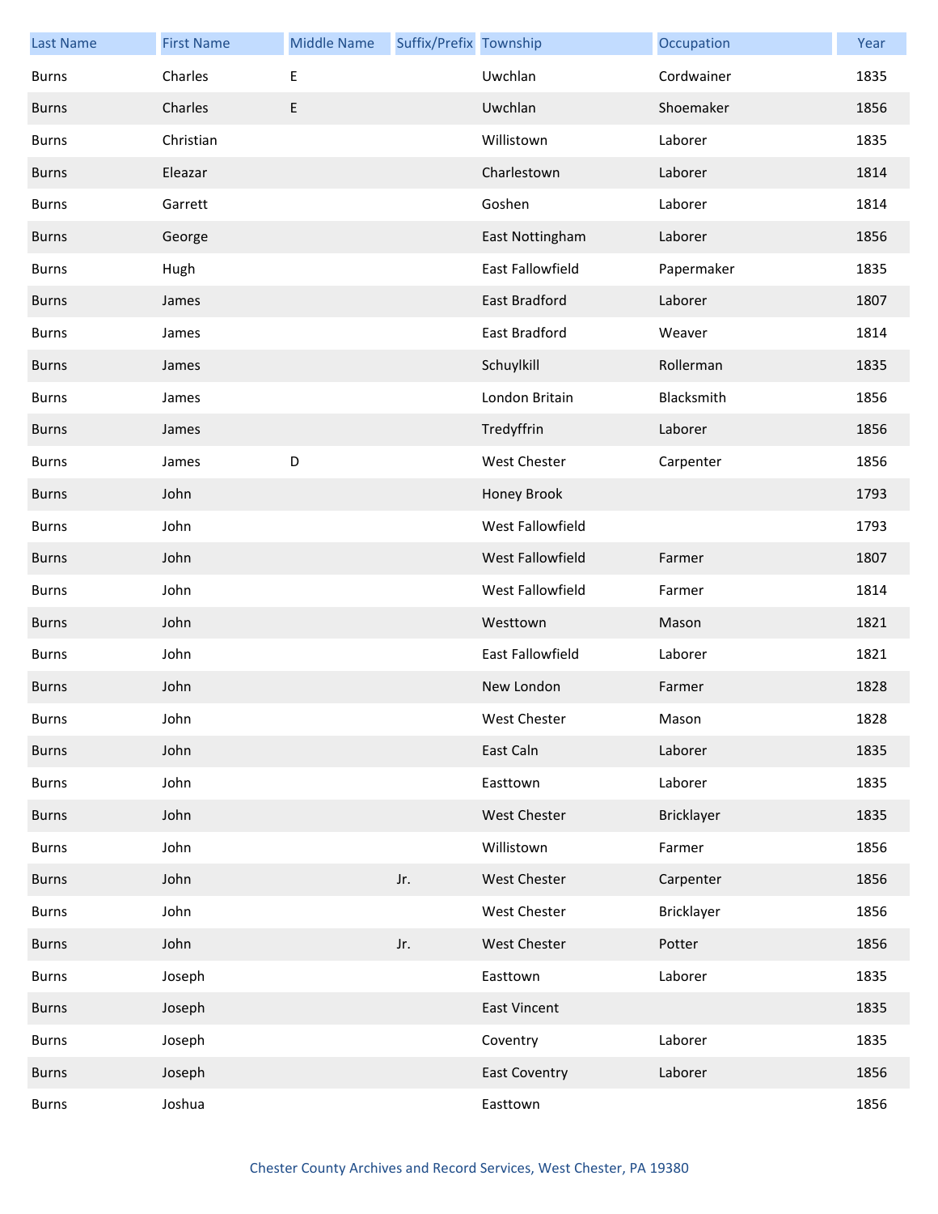| Last Name | First Name | Middle Name | Suffix/Prefix | Township | Occupation | Year |
|---|---|---|---|---|---|---|
| Burns | Charles | E | | Uwchlan | Cordwainer | 1835 |
| Burns | Charles | E | | Uwchlan | Shoemaker | 1856 |
| Burns | Christian | | | Willistown | Laborer | 1835 |
| Burns | Eleazar | | | Charlestown | Laborer | 1814 |
| Burns | Garrett | | | Goshen | Laborer | 1814 |
| Burns | George | | | East Nottingham | Laborer | 1856 |
| Burns | Hugh | | | East Fallowfield | Papermaker | 1835 |
| Burns | James | | | East Bradford | Laborer | 1807 |
| Burns | James | | | East Bradford | Weaver | 1814 |
| Burns | James | | | Schuylkill | Rollerman | 1835 |
| Burns | James | | | London Britain | Blacksmith | 1856 |
| Burns | James | | | Tredyffrin | Laborer | 1856 |
| Burns | James | D | | West Chester | Carpenter | 1856 |
| Burns | John | | | Honey Brook | | 1793 |
| Burns | John | | | West Fallowfield | | 1793 |
| Burns | John | | | West Fallowfield | Farmer | 1807 |
| Burns | John | | | West Fallowfield | Farmer | 1814 |
| Burns | John | | | Westtown | Mason | 1821 |
| Burns | John | | | East Fallowfield | Laborer | 1821 |
| Burns | John | | | New London | Farmer | 1828 |
| Burns | John | | | West Chester | Mason | 1828 |
| Burns | John | | | East Caln | Laborer | 1835 |
| Burns | John | | | Easttown | Laborer | 1835 |
| Burns | John | | | West Chester | Bricklayer | 1835 |
| Burns | John | | | Willistown | Farmer | 1856 |
| Burns | John | | Jr. | West Chester | Carpenter | 1856 |
| Burns | John | | | West Chester | Bricklayer | 1856 |
| Burns | John | | Jr. | West Chester | Potter | 1856 |
| Burns | Joseph | | | Easttown | Laborer | 1835 |
| Burns | Joseph | | | East Vincent | | 1835 |
| Burns | Joseph | | | Coventry | Laborer | 1835 |
| Burns | Joseph | | | East Coventry | Laborer | 1856 |
| Burns | Joshua | | | Easttown | | 1856 |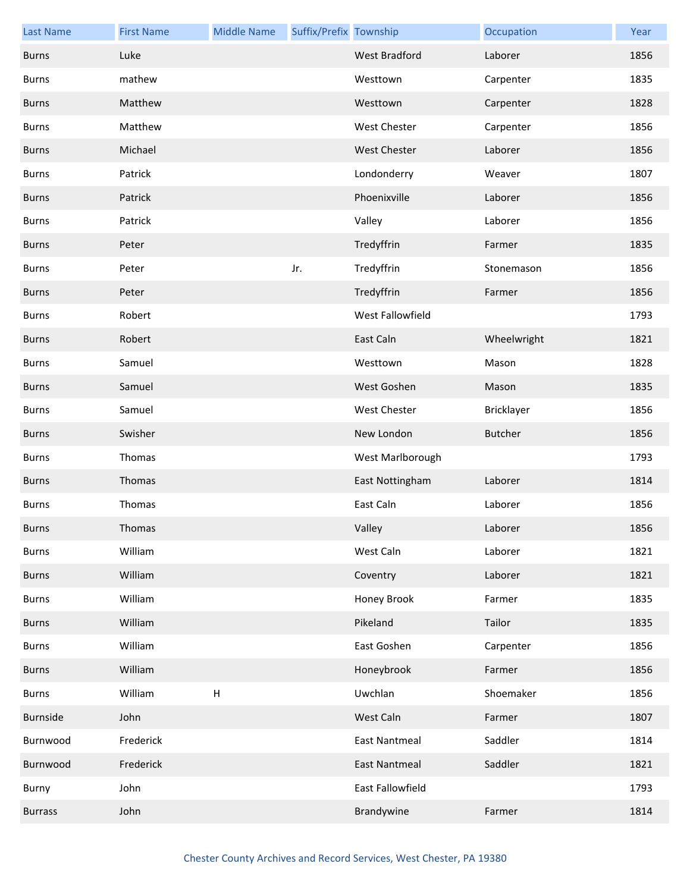| Last Name | First Name | Middle Name | Suffix/Prefix | Township | Occupation | Year |
| --- | --- | --- | --- | --- | --- | --- |
| Burns | Luke | | | West Bradford | Laborer | 1856 |
| Burns | mathew | | | Westtown | Carpenter | 1835 |
| Burns | Matthew | | | Westtown | Carpenter | 1828 |
| Burns | Matthew | | | West Chester | Carpenter | 1856 |
| Burns | Michael | | | West Chester | Laborer | 1856 |
| Burns | Patrick | | | Londonderry | Weaver | 1807 |
| Burns | Patrick | | | Phoenixville | Laborer | 1856 |
| Burns | Patrick | | | Valley | Laborer | 1856 |
| Burns | Peter | | | Tredyffrin | Farmer | 1835 |
| Burns | Peter | | Jr. | Tredyffrin | Stonemason | 1856 |
| Burns | Peter | | | Tredyffrin | Farmer | 1856 |
| Burns | Robert | | | West Fallowfield | | 1793 |
| Burns | Robert | | | East Caln | Wheelwright | 1821 |
| Burns | Samuel | | | Westtown | Mason | 1828 |
| Burns | Samuel | | | West Goshen | Mason | 1835 |
| Burns | Samuel | | | West Chester | Bricklayer | 1856 |
| Burns | Swisher | | | New London | Butcher | 1856 |
| Burns | Thomas | | | West Marlborough | | 1793 |
| Burns | Thomas | | | East Nottingham | Laborer | 1814 |
| Burns | Thomas | | | East Caln | Laborer | 1856 |
| Burns | Thomas | | | Valley | Laborer | 1856 |
| Burns | William | | | West Caln | Laborer | 1821 |
| Burns | William | | | Coventry | Laborer | 1821 |
| Burns | William | | | Honey Brook | Farmer | 1835 |
| Burns | William | | | Pikeland | Tailor | 1835 |
| Burns | William | | | East Goshen | Carpenter | 1856 |
| Burns | William | | | Honeybrook | Farmer | 1856 |
| Burns | William | H | | Uwchlan | Shoemaker | 1856 |
| Burnside | John | | | West Caln | Farmer | 1807 |
| Burnwood | Frederick | | | East Nantmeal | Saddler | 1814 |
| Burnwood | Frederick | | | East Nantmeal | Saddler | 1821 |
| Burny | John | | | East Fallowfield | | 1793 |
| Burrass | John | | | Brandywine | Farmer | 1814 |

Chester County Archives and Record Services, West Chester, PA 19380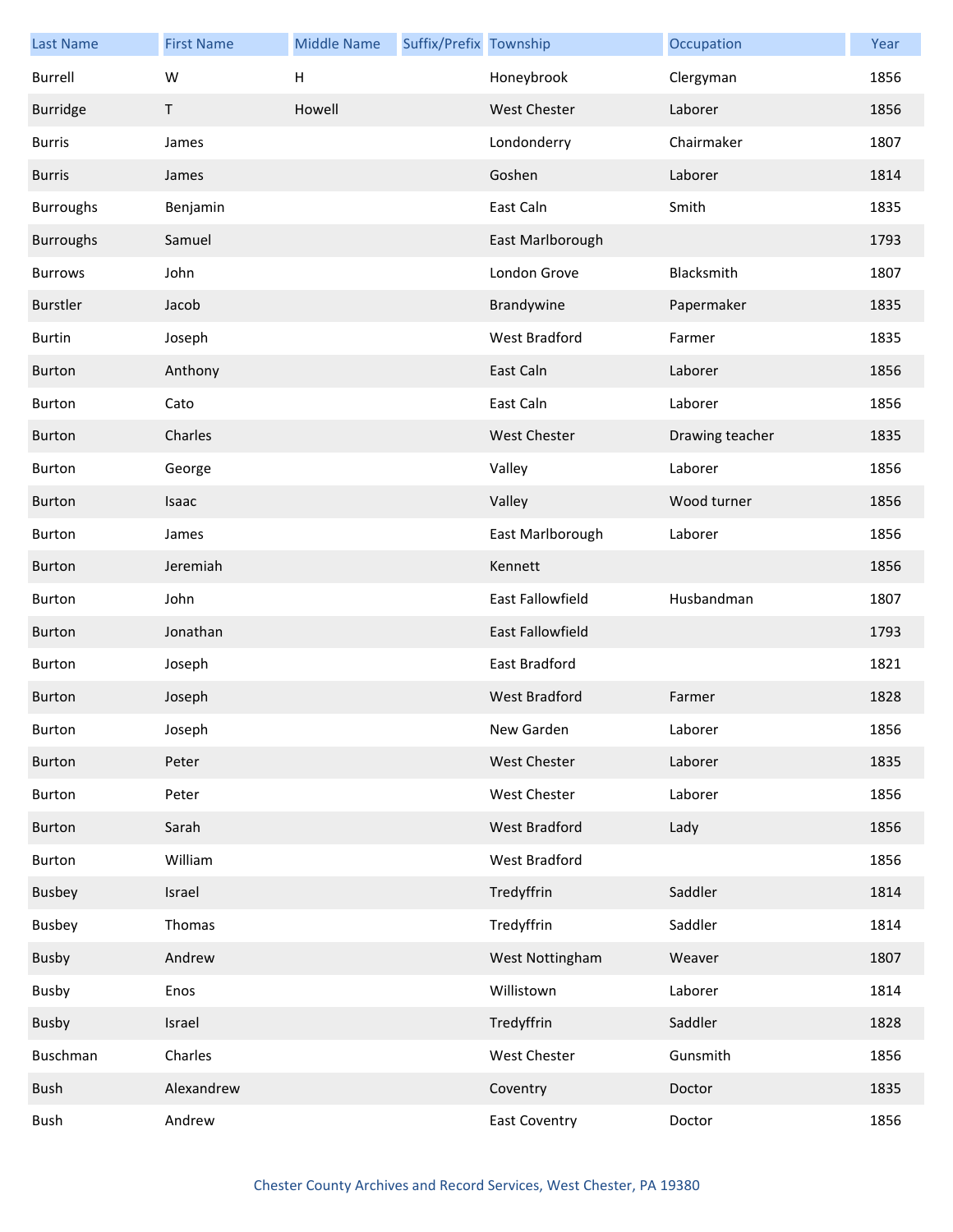| Last Name | First Name | Middle Name | Suffix/Prefix | Township | Occupation | Year |
|---|---|---|---|---|---|---|
| Burrell | W | H | | Honeybrook | Clergyman | 1856 |
| Burridge | T | Howell | | West Chester | Laborer | 1856 |
| Burris | James | | | Londonderry | Chairmaker | 1807 |
| Burris | James | | | Goshen | Laborer | 1814 |
| Burroughs | Benjamin | | | East Caln | Smith | 1835 |
| Burroughs | Samuel | | | East Marlborough | | 1793 |
| Burrows | John | | | London Grove | Blacksmith | 1807 |
| Burstler | Jacob | | | Brandywine | Papermaker | 1835 |
| Burtin | Joseph | | | West Bradford | Farmer | 1835 |
| Burton | Anthony | | | East Caln | Laborer | 1856 |
| Burton | Cato | | | East Caln | Laborer | 1856 |
| Burton | Charles | | | West Chester | Drawing teacher | 1835 |
| Burton | George | | | Valley | Laborer | 1856 |
| Burton | Isaac | | | Valley | Wood turner | 1856 |
| Burton | James | | | East Marlborough | Laborer | 1856 |
| Burton | Jeremiah | | | Kennett | | 1856 |
| Burton | John | | | East Fallowfield | Husbandman | 1807 |
| Burton | Jonathan | | | East Fallowfield | | 1793 |
| Burton | Joseph | | | East Bradford | | 1821 |
| Burton | Joseph | | | West Bradford | Farmer | 1828 |
| Burton | Joseph | | | New Garden | Laborer | 1856 |
| Burton | Peter | | | West Chester | Laborer | 1835 |
| Burton | Peter | | | West Chester | Laborer | 1856 |
| Burton | Sarah | | | West Bradford | Lady | 1856 |
| Burton | William | | | West Bradford | | 1856 |
| Busbey | Israel | | | Tredyffrin | Saddler | 1814 |
| Busbey | Thomas | | | Tredyffrin | Saddler | 1814 |
| Busby | Andrew | | | West Nottingham | Weaver | 1807 |
| Busby | Enos | | | Willistown | Laborer | 1814 |
| Busby | Israel | | | Tredyffrin | Saddler | 1828 |
| Buschman | Charles | | | West Chester | Gunsmith | 1856 |
| Bush | Alexandrew | | | Coventry | Doctor | 1835 |
| Bush | Andrew | | | East Coventry | Doctor | 1856 |

Chester County Archives and Record Services, West Chester, PA 19380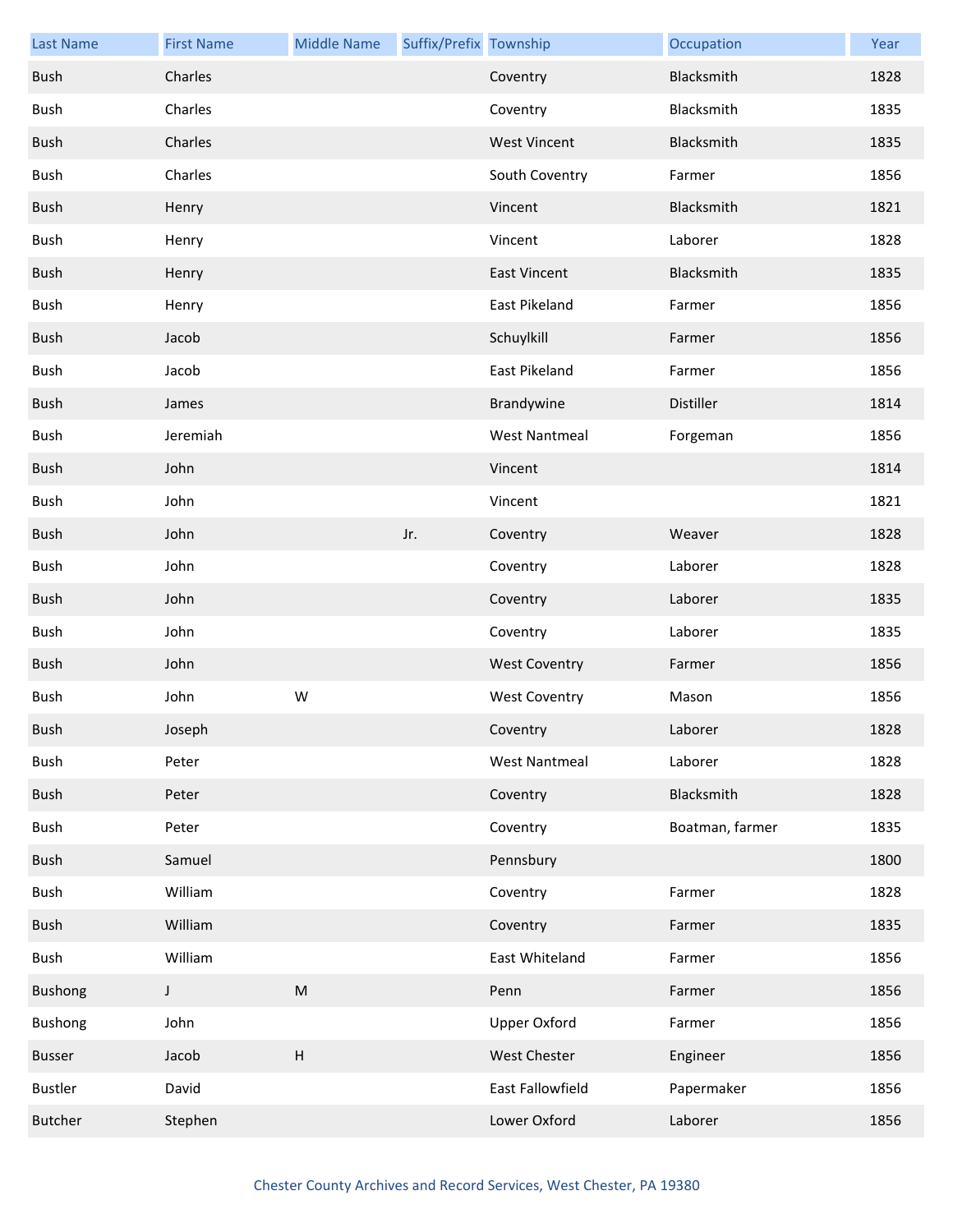| Last Name | First Name | Middle Name | Suffix/Prefix | Township | Occupation | Year |
|---|---|---|---|---|---|---|
| Bush | Charles | | | Coventry | Blacksmith | 1828 |
| Bush | Charles | | | Coventry | Blacksmith | 1835 |
| Bush | Charles | | | West Vincent | Blacksmith | 1835 |
| Bush | Charles | | | South Coventry | Farmer | 1856 |
| Bush | Henry | | | Vincent | Blacksmith | 1821 |
| Bush | Henry | | | Vincent | Laborer | 1828 |
| Bush | Henry | | | East Vincent | Blacksmith | 1835 |
| Bush | Henry | | | East Pikeland | Farmer | 1856 |
| Bush | Jacob | | | Schuylkill | Farmer | 1856 |
| Bush | Jacob | | | East Pikeland | Farmer | 1856 |
| Bush | James | | | Brandywine | Distiller | 1814 |
| Bush | Jeremiah | | | West Nantmeal | Forgeman | 1856 |
| Bush | John | | | Vincent | | 1814 |
| Bush | John | | | Vincent | | 1821 |
| Bush | John | | Jr. | Coventry | Weaver | 1828 |
| Bush | John | | | Coventry | Laborer | 1828 |
| Bush | John | | | Coventry | Laborer | 1835 |
| Bush | John | | | Coventry | Laborer | 1835 |
| Bush | John | | | West Coventry | Farmer | 1856 |
| Bush | John | W | | West Coventry | Mason | 1856 |
| Bush | Joseph | | | Coventry | Laborer | 1828 |
| Bush | Peter | | | West Nantmeal | Laborer | 1828 |
| Bush | Peter | | | Coventry | Blacksmith | 1828 |
| Bush | Peter | | | Coventry | Boatman, farmer | 1835 |
| Bush | Samuel | | | Pennsbury | | 1800 |
| Bush | William | | | Coventry | Farmer | 1828 |
| Bush | William | | | Coventry | Farmer | 1835 |
| Bush | William | | | East Whiteland | Farmer | 1856 |
| Bushong | J | M | | Penn | Farmer | 1856 |
| Bushong | John | | | Upper Oxford | Farmer | 1856 |
| Busser | Jacob | H | | West Chester | Engineer | 1856 |
| Bustler | David | | | East Fallowfield | Papermaker | 1856 |
| Butcher | Stephen | | | Lower Oxford | Laborer | 1856 |

Chester County Archives and Record Services, West Chester, PA 19380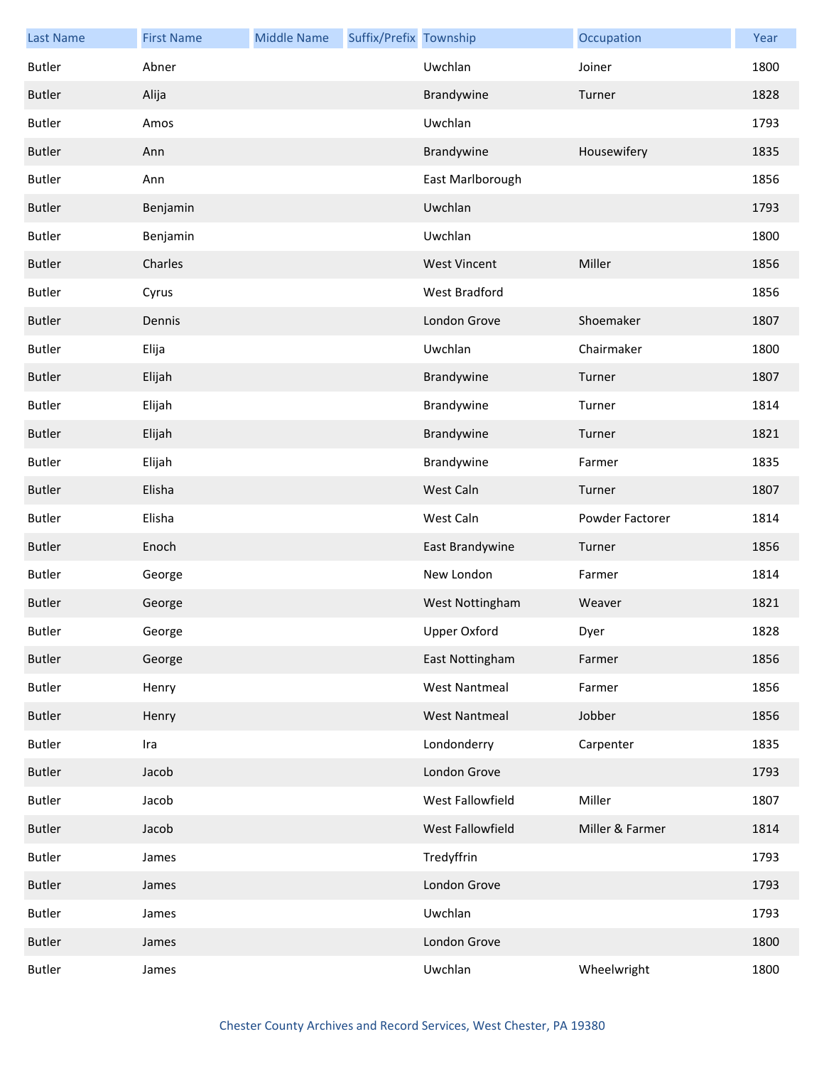| Last Name | First Name | Middle Name | Suffix/Prefix | Township | Occupation | Year |
|---|---|---|---|---|---|---|
| Butler | Abner | | | Uwchlan | Joiner | 1800 |
| Butler | Alija | | | Brandywine | Turner | 1828 |
| Butler | Amos | | | Uwchlan | | 1793 |
| Butler | Ann | | | Brandywine | Housewifery | 1835 |
| Butler | Ann | | | East Marlborough | | 1856 |
| Butler | Benjamin | | | Uwchlan | | 1793 |
| Butler | Benjamin | | | Uwchlan | | 1800 |
| Butler | Charles | | | West Vincent | Miller | 1856 |
| Butler | Cyrus | | | West Bradford | | 1856 |
| Butler | Dennis | | | London Grove | Shoemaker | 1807 |
| Butler | Elija | | | Uwchlan | Chairmaker | 1800 |
| Butler | Elijah | | | Brandywine | Turner | 1807 |
| Butler | Elijah | | | Brandywine | Turner | 1814 |
| Butler | Elijah | | | Brandywine | Turner | 1821 |
| Butler | Elijah | | | Brandywine | Farmer | 1835 |
| Butler | Elisha | | | West Caln | Turner | 1807 |
| Butler | Elisha | | | West Caln | Powder Factorer | 1814 |
| Butler | Enoch | | | East Brandywine | Turner | 1856 |
| Butler | George | | | New London | Farmer | 1814 |
| Butler | George | | | West Nottingham | Weaver | 1821 |
| Butler | George | | | Upper Oxford | Dyer | 1828 |
| Butler | George | | | East Nottingham | Farmer | 1856 |
| Butler | Henry | | | West Nantmeal | Farmer | 1856 |
| Butler | Henry | | | West Nantmeal | Jobber | 1856 |
| Butler | Ira | | | Londonderry | Carpenter | 1835 |
| Butler | Jacob | | | London Grove | | 1793 |
| Butler | Jacob | | | West Fallowfield | Miller | 1807 |
| Butler | Jacob | | | West Fallowfield | Miller & Farmer | 1814 |
| Butler | James | | | Tredyffrin | | 1793 |
| Butler | James | | | London Grove | | 1793 |
| Butler | James | | | Uwchlan | | 1793 |
| Butler | James | | | London Grove | | 1800 |
| Butler | James | | | Uwchlan | Wheelwright | 1800 |

Chester County Archives and Record Services, West Chester, PA 19380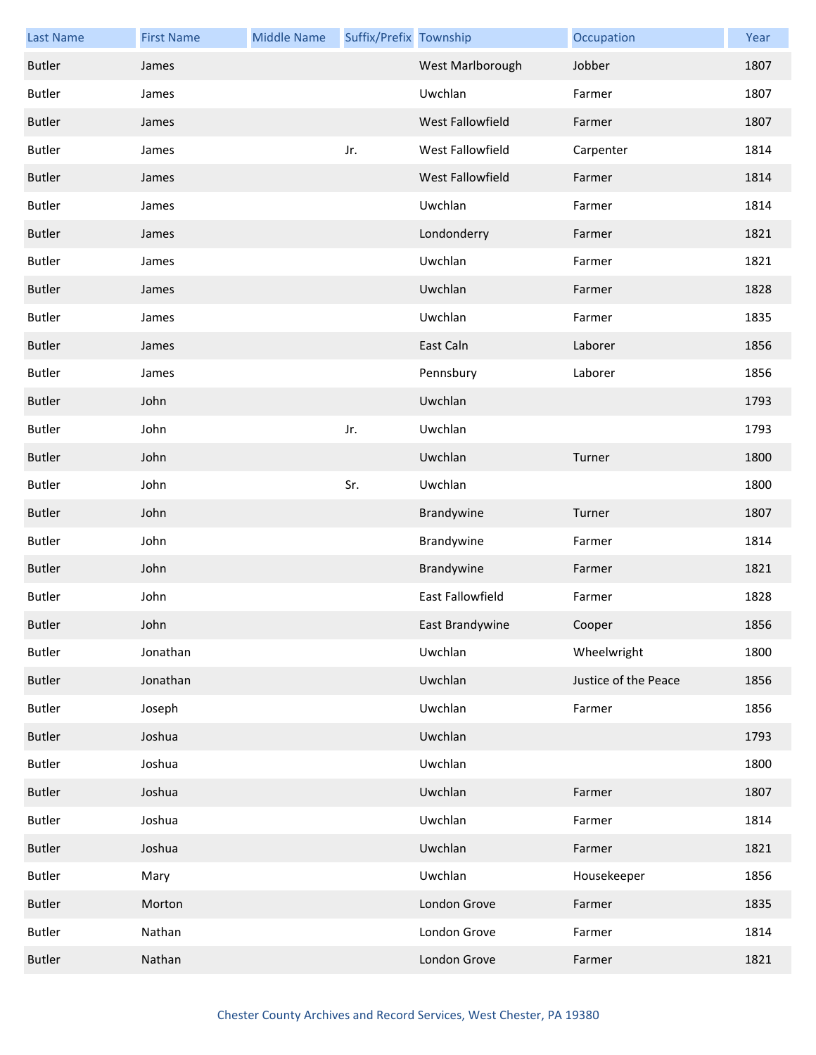| Last Name | First Name | Middle Name | Suffix/Prefix | Township | Occupation | Year |
|---|---|---|---|---|---|---|
| Butler | James | | | West Marlborough | Jobber | 1807 |
| Butler | James | | | Uwchlan | Farmer | 1807 |
| Butler | James | | | West Fallowfield | Farmer | 1807 |
| Butler | James | | Jr. | West Fallowfield | Carpenter | 1814 |
| Butler | James | | | West Fallowfield | Farmer | 1814 |
| Butler | James | | | Uwchlan | Farmer | 1814 |
| Butler | James | | | Londonderry | Farmer | 1821 |
| Butler | James | | | Uwchlan | Farmer | 1821 |
| Butler | James | | | Uwchlan | Farmer | 1828 |
| Butler | James | | | Uwchlan | Farmer | 1835 |
| Butler | James | | | East Caln | Laborer | 1856 |
| Butler | James | | | Pennsbury | Laborer | 1856 |
| Butler | John | | | Uwchlan | | 1793 |
| Butler | John | | Jr. | Uwchlan | | 1793 |
| Butler | John | | | Uwchlan | Turner | 1800 |
| Butler | John | | Sr. | Uwchlan | | 1800 |
| Butler | John | | | Brandywine | Turner | 1807 |
| Butler | John | | | Brandywine | Farmer | 1814 |
| Butler | John | | | Brandywine | Farmer | 1821 |
| Butler | John | | | East Fallowfield | Farmer | 1828 |
| Butler | John | | | East Brandywine | Cooper | 1856 |
| Butler | Jonathan | | | Uwchlan | Wheelwright | 1800 |
| Butler | Jonathan | | | Uwchlan | Justice of the Peace | 1856 |
| Butler | Joseph | | | Uwchlan | Farmer | 1856 |
| Butler | Joshua | | | Uwchlan | | 1793 |
| Butler | Joshua | | | Uwchlan | | 1800 |
| Butler | Joshua | | | Uwchlan | Farmer | 1807 |
| Butler | Joshua | | | Uwchlan | Farmer | 1814 |
| Butler | Joshua | | | Uwchlan | Farmer | 1821 |
| Butler | Mary | | | Uwchlan | Housekeeper | 1856 |
| Butler | Morton | | | London Grove | Farmer | 1835 |
| Butler | Nathan | | | London Grove | Farmer | 1814 |
| Butler | Nathan | | | London Grove | Farmer | 1821 |

Chester County Archives and Record Services, West Chester, PA 19380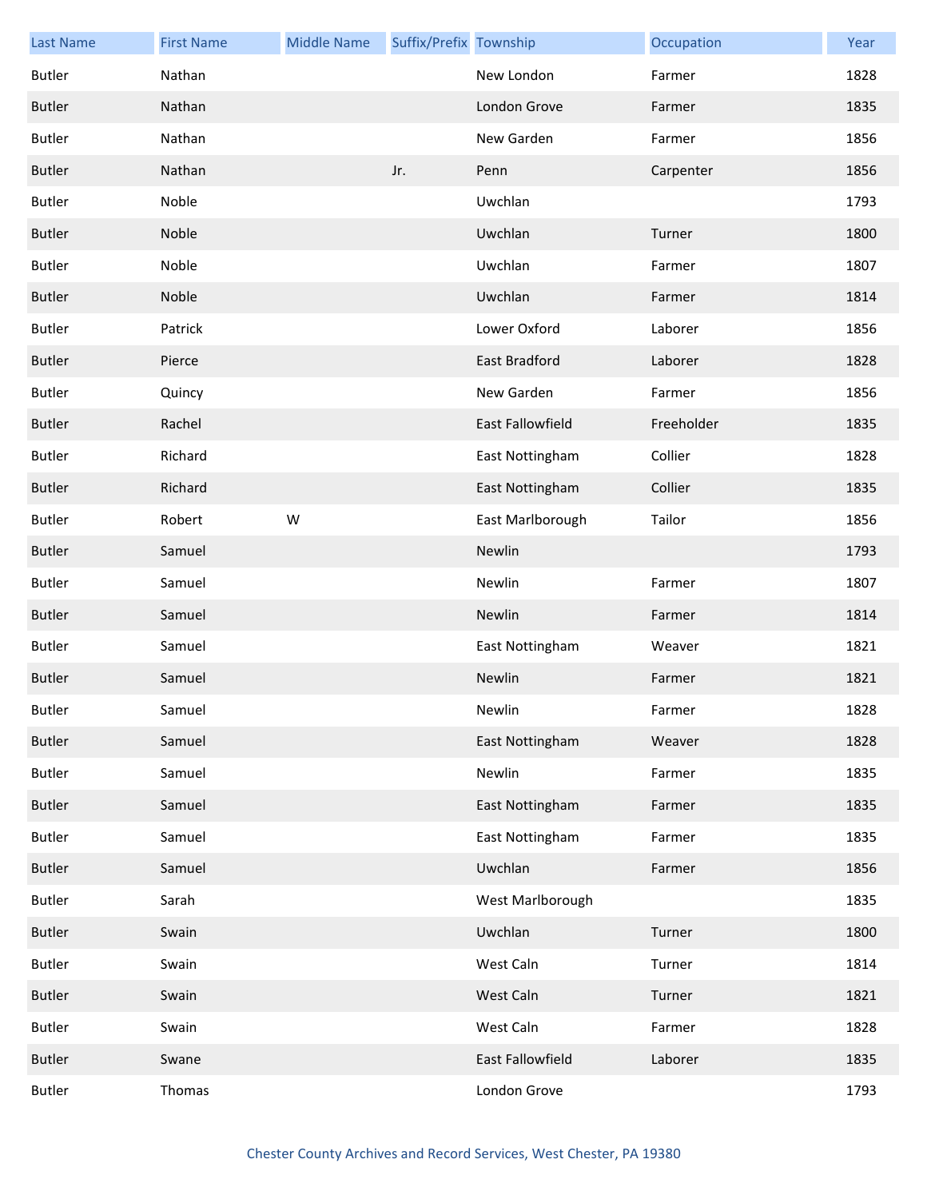| Last Name | First Name | Middle Name | Suffix/Prefix | Township | Occupation | Year |
|---|---|---|---|---|---|---|
| Butler | Nathan | | | New London | Farmer | 1828 |
| Butler | Nathan | | | London Grove | Farmer | 1835 |
| Butler | Nathan | | | New Garden | Farmer | 1856 |
| Butler | Nathan | | Jr. | Penn | Carpenter | 1856 |
| Butler | Noble | | | Uwchlan | | 1793 |
| Butler | Noble | | | Uwchlan | Turner | 1800 |
| Butler | Noble | | | Uwchlan | Farmer | 1807 |
| Butler | Noble | | | Uwchlan | Farmer | 1814 |
| Butler | Patrick | | | Lower Oxford | Laborer | 1856 |
| Butler | Pierce | | | East Bradford | Laborer | 1828 |
| Butler | Quincy | | | New Garden | Farmer | 1856 |
| Butler | Rachel | | | East Fallowfield | Freeholder | 1835 |
| Butler | Richard | | | East Nottingham | Collier | 1828 |
| Butler | Richard | | | East Nottingham | Collier | 1835 |
| Butler | Robert | W | | East Marlborough | Tailor | 1856 |
| Butler | Samuel | | | Newlin | | 1793 |
| Butler | Samuel | | | Newlin | Farmer | 1807 |
| Butler | Samuel | | | Newlin | Farmer | 1814 |
| Butler | Samuel | | | East Nottingham | Weaver | 1821 |
| Butler | Samuel | | | Newlin | Farmer | 1821 |
| Butler | Samuel | | | Newlin | Farmer | 1828 |
| Butler | Samuel | | | East Nottingham | Weaver | 1828 |
| Butler | Samuel | | | Newlin | Farmer | 1835 |
| Butler | Samuel | | | East Nottingham | Farmer | 1835 |
| Butler | Samuel | | | East Nottingham | Farmer | 1835 |
| Butler | Samuel | | | Uwchlan | Farmer | 1856 |
| Butler | Sarah | | | West Marlborough | | 1835 |
| Butler | Swain | | | Uwchlan | Turner | 1800 |
| Butler | Swain | | | West Caln | Turner | 1814 |
| Butler | Swain | | | West Caln | Turner | 1821 |
| Butler | Swain | | | West Caln | Farmer | 1828 |
| Butler | Swane | | | East Fallowfield | Laborer | 1835 |
| Butler | Thomas | | | London Grove | | 1793 |

Chester County Archives and Record Services, West Chester, PA 19380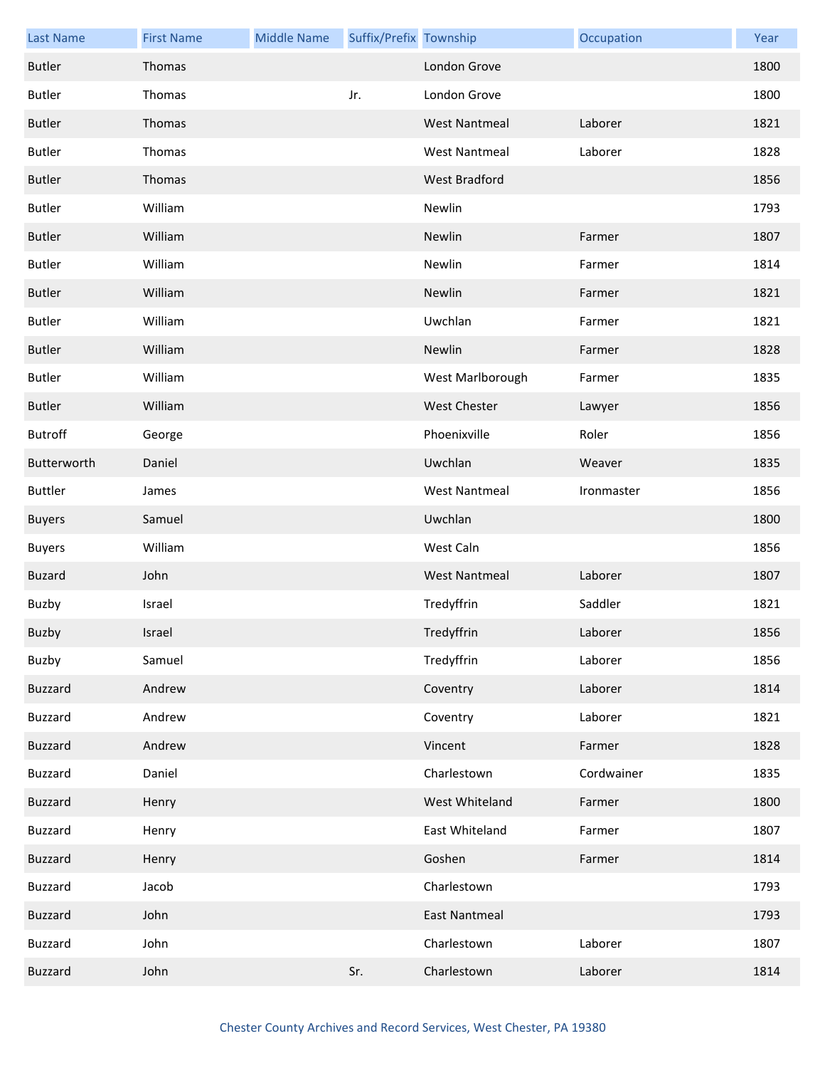| Last Name | First Name | Middle Name | Suffix/Prefix | Township | Occupation | Year |
|---|---|---|---|---|---|---|
| Butler | Thomas | | | London Grove | | 1800 |
| Butler | Thomas | | Jr. | London Grove | | 1800 |
| Butler | Thomas | | | West Nantmeal | Laborer | 1821 |
| Butler | Thomas | | | West Nantmeal | Laborer | 1828 |
| Butler | Thomas | | | West Bradford | | 1856 |
| Butler | William | | | Newlin | | 1793 |
| Butler | William | | | Newlin | Farmer | 1807 |
| Butler | William | | | Newlin | Farmer | 1814 |
| Butler | William | | | Newlin | Farmer | 1821 |
| Butler | William | | | Uwchlan | Farmer | 1821 |
| Butler | William | | | Newlin | Farmer | 1828 |
| Butler | William | | | West Marlborough | Farmer | 1835 |
| Butler | William | | | West Chester | Lawyer | 1856 |
| Butroff | George | | | Phoenixville | Roler | 1856 |
| Butterworth | Daniel | | | Uwchlan | Weaver | 1835 |
| Buttler | James | | | West Nantmeal | Ironmaster | 1856 |
| Buyers | Samuel | | | Uwchlan | | 1800 |
| Buyers | William | | | West Caln | | 1856 |
| Buzard | John | | | West Nantmeal | Laborer | 1807 |
| Buzby | Israel | | | Tredyffrin | Saddler | 1821 |
| Buzby | Israel | | | Tredyffrin | Laborer | 1856 |
| Buzby | Samuel | | | Tredyffrin | Laborer | 1856 |
| Buzzard | Andrew | | | Coventry | Laborer | 1814 |
| Buzzard | Andrew | | | Coventry | Laborer | 1821 |
| Buzzard | Andrew | | | Vincent | Farmer | 1828 |
| Buzzard | Daniel | | | Charlestown | Cordwainer | 1835 |
| Buzzard | Henry | | | West Whiteland | Farmer | 1800 |
| Buzzard | Henry | | | East Whiteland | Farmer | 1807 |
| Buzzard | Henry | | | Goshen | Farmer | 1814 |
| Buzzard | Jacob | | | Charlestown | | 1793 |
| Buzzard | John | | | East Nantmeal | | 1793 |
| Buzzard | John | | | Charlestown | Laborer | 1807 |
| Buzzard | John | | Sr. | Charlestown | Laborer | 1814 |

Chester County Archives and Record Services, West Chester, PA 19380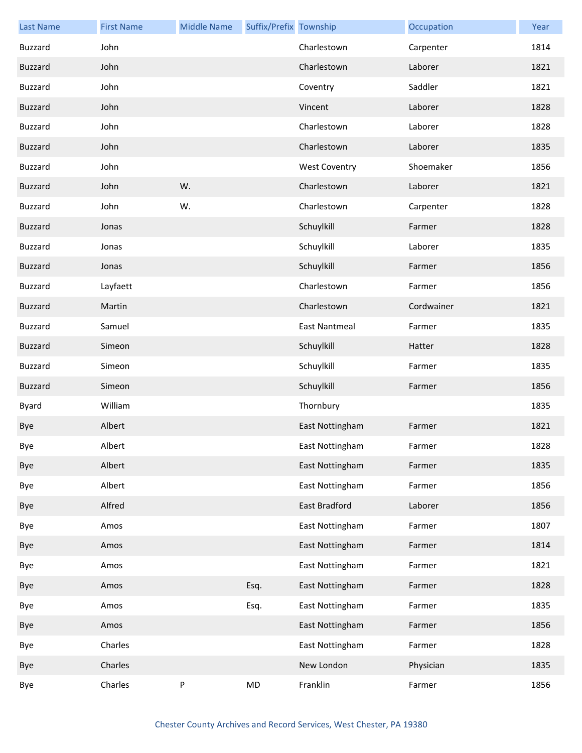| Last Name | First Name | Middle Name | Suffix/Prefix | Township | Occupation | Year |
| --- | --- | --- | --- | --- | --- | --- |
| Buzzard | John | | | Charlestown | Carpenter | 1814 |
| Buzzard | John | | | Charlestown | Laborer | 1821 |
| Buzzard | John | | | Coventry | Saddler | 1821 |
| Buzzard | John | | | Vincent | Laborer | 1828 |
| Buzzard | John | | | Charlestown | Laborer | 1828 |
| Buzzard | John | | | Charlestown | Laborer | 1835 |
| Buzzard | John | | | West Coventry | Shoemaker | 1856 |
| Buzzard | John | W. | | Charlestown | Laborer | 1821 |
| Buzzard | John | W. | | Charlestown | Carpenter | 1828 |
| Buzzard | Jonas | | | Schuylkill | Farmer | 1828 |
| Buzzard | Jonas | | | Schuylkill | Laborer | 1835 |
| Buzzard | Jonas | | | Schuylkill | Farmer | 1856 |
| Buzzard | Layfaett | | | Charlestown | Farmer | 1856 |
| Buzzard | Martin | | | Charlestown | Cordwainer | 1821 |
| Buzzard | Samuel | | | East Nantmeal | Farmer | 1835 |
| Buzzard | Simeon | | | Schuylkill | Hatter | 1828 |
| Buzzard | Simeon | | | Schuylkill | Farmer | 1835 |
| Buzzard | Simeon | | | Schuylkill | Farmer | 1856 |
| Byard | William | | | Thornbury | | 1835 |
| Bye | Albert | | | East Nottingham | Farmer | 1821 |
| Bye | Albert | | | East Nottingham | Farmer | 1828 |
| Bye | Albert | | | East Nottingham | Farmer | 1835 |
| Bye | Albert | | | East Nottingham | Farmer | 1856 |
| Bye | Alfred | | | East Bradford | Laborer | 1856 |
| Bye | Amos | | | East Nottingham | Farmer | 1807 |
| Bye | Amos | | | East Nottingham | Farmer | 1814 |
| Bye | Amos | | | East Nottingham | Farmer | 1821 |
| Bye | Amos | | Esq. | East Nottingham | Farmer | 1828 |
| Bye | Amos | | Esq. | East Nottingham | Farmer | 1835 |
| Bye | Amos | | | East Nottingham | Farmer | 1856 |
| Bye | Charles | | | East Nottingham | Farmer | 1828 |
| Bye | Charles | | | New London | Physician | 1835 |
| Bye | Charles | P | MD | Franklin | Farmer | 1856 |

Chester County Archives and Record Services, West Chester, PA 19380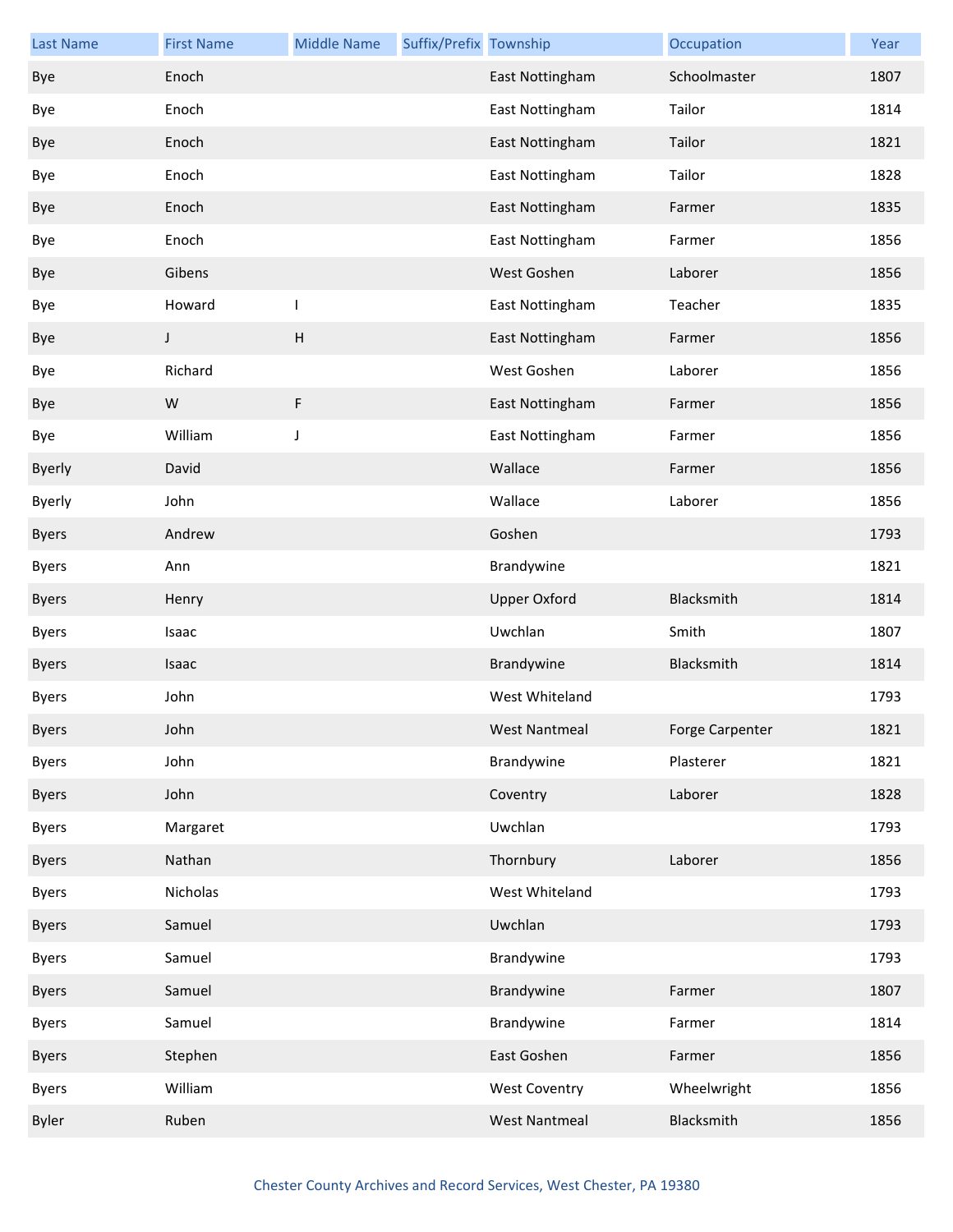| Last Name | First Name | Middle Name | Suffix/Prefix | Township | Occupation | Year |
| --- | --- | --- | --- | --- | --- | --- |
| Bye | Enoch | | | East Nottingham | Schoolmaster | 1807 |
| Bye | Enoch | | | East Nottingham | Tailor | 1814 |
| Bye | Enoch | | | East Nottingham | Tailor | 1821 |
| Bye | Enoch | | | East Nottingham | Tailor | 1828 |
| Bye | Enoch | | | East Nottingham | Farmer | 1835 |
| Bye | Enoch | | | East Nottingham | Farmer | 1856 |
| Bye | Gibens | | | West Goshen | Laborer | 1856 |
| Bye | Howard | I | | East Nottingham | Teacher | 1835 |
| Bye | J | H | | East Nottingham | Farmer | 1856 |
| Bye | Richard | | | West Goshen | Laborer | 1856 |
| Bye | W | F | | East Nottingham | Farmer | 1856 |
| Bye | William | J | | East Nottingham | Farmer | 1856 |
| Byerly | David | | | Wallace | Farmer | 1856 |
| Byerly | John | | | Wallace | Laborer | 1856 |
| Byers | Andrew | | | Goshen | | 1793 |
| Byers | Ann | | | Brandywine | | 1821 |
| Byers | Henry | | | Upper Oxford | Blacksmith | 1814 |
| Byers | Isaac | | | Uwchlan | Smith | 1807 |
| Byers | Isaac | | | Brandywine | Blacksmith | 1814 |
| Byers | John | | | West Whiteland | | 1793 |
| Byers | John | | | West Nantmeal | Forge Carpenter | 1821 |
| Byers | John | | | Brandywine | Plasterer | 1821 |
| Byers | John | | | Coventry | Laborer | 1828 |
| Byers | Margaret | | | Uwchlan | | 1793 |
| Byers | Nathan | | | Thornbury | Laborer | 1856 |
| Byers | Nicholas | | | West Whiteland | | 1793 |
| Byers | Samuel | | | Uwchlan | | 1793 |
| Byers | Samuel | | | Brandywine | | 1793 |
| Byers | Samuel | | | Brandywine | Farmer | 1807 |
| Byers | Samuel | | | Brandywine | Farmer | 1814 |
| Byers | Stephen | | | East Goshen | Farmer | 1856 |
| Byers | William | | | West Coventry | Wheelwright | 1856 |
| Byler | Ruben | | | West Nantmeal | Blacksmith | 1856 |

Chester County Archives and Record Services, West Chester, PA 19380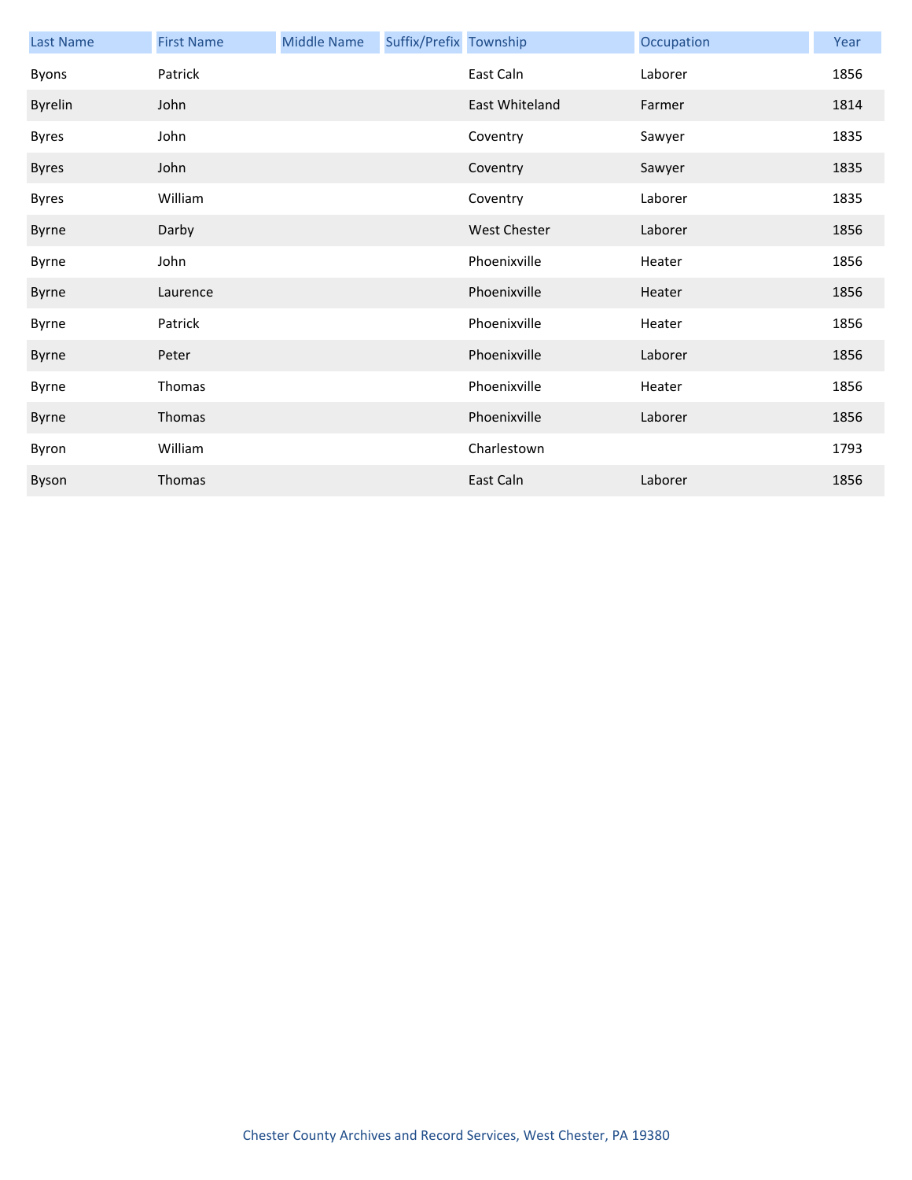| Last Name | First Name | Middle Name | Suffix/Prefix | Township | Occupation | Year |
|---|---|---|---|---|---|---|
| Byons | Patrick | | | East Caln | Laborer | 1856 |
| Byrelin | John | | | East Whiteland | Farmer | 1814 |
| Byres | John | | | Coventry | Sawyer | 1835 |
| Byres | John | | | Coventry | Sawyer | 1835 |
| Byres | William | | | Coventry | Laborer | 1835 |
| Byrne | Darby | | | West Chester | Laborer | 1856 |
| Byrne | John | | | Phoenixville | Heater | 1856 |
| Byrne | Laurence | | | Phoenixville | Heater | 1856 |
| Byrne | Patrick | | | Phoenixville | Heater | 1856 |
| Byrne | Peter | | | Phoenixville | Laborer | 1856 |
| Byrne | Thomas | | | Phoenixville | Heater | 1856 |
| Byrne | Thomas | | | Phoenixville | Laborer | 1856 |
| Byron | William | | | Charlestown | | 1793 |
| Byson | Thomas | | | East Caln | Laborer | 1856 |